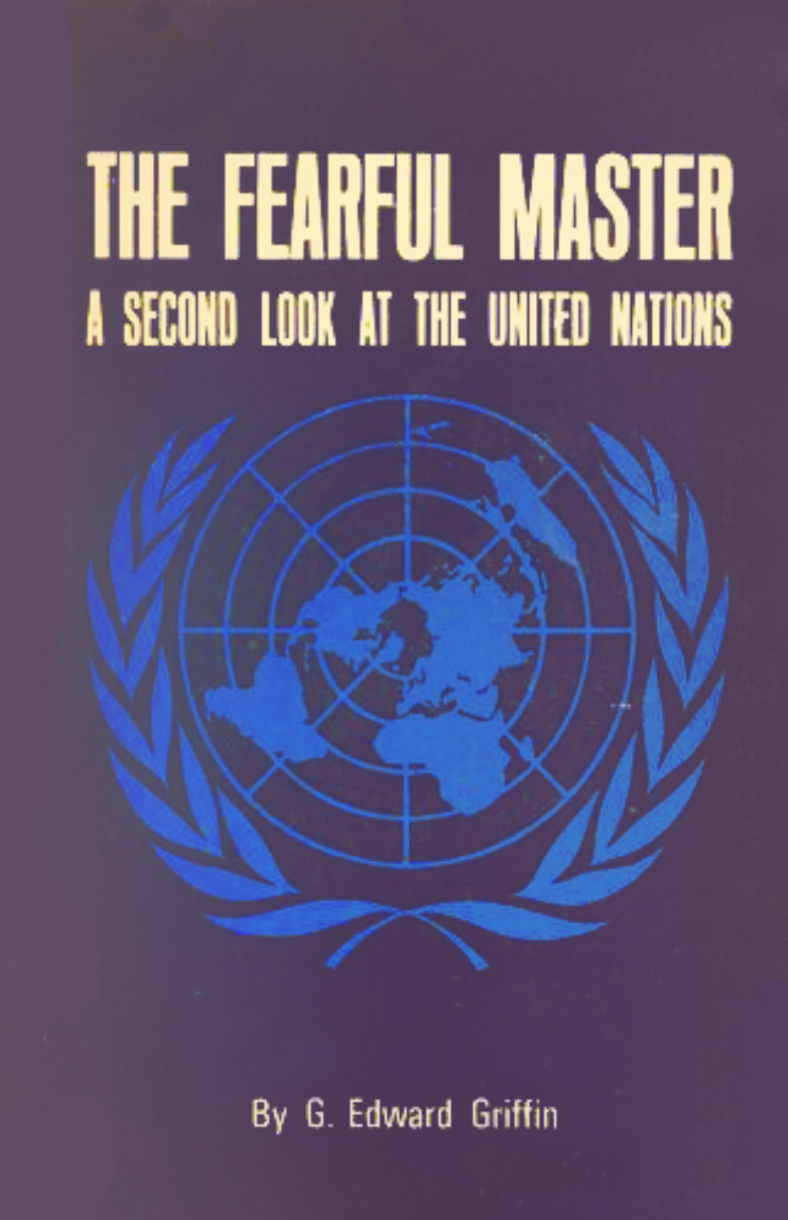# THE FEARFUL MASTER

## A SECOND LOOK AT THE UNITED NATIONS

By G. Edward Griffin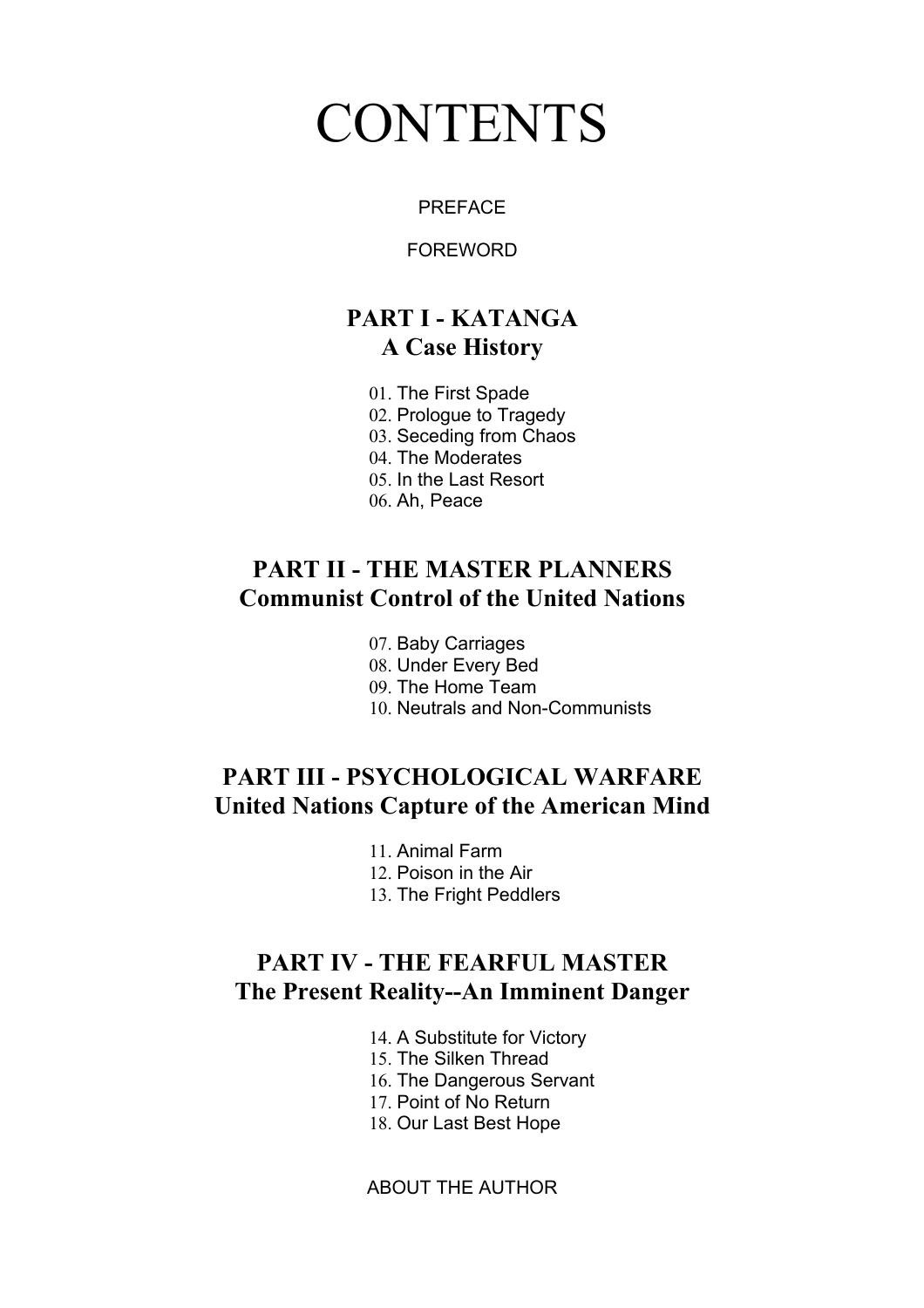# CONTENTS

PREFACE

FOREWORD

## PART I - KATANGA
## A Case History

01. The First Spade
02. Prologue to Tragedy
03. Seceding from Chaos
04. The Moderates
05. In the Last Resort
06. Ah, Peace

## PART II - THE MASTER PLANNERS
## Communist Control of the United Nations

07. Baby Carriages
08. Under Every Bed
09. The Home Team
10. Neutrals and Non-Communists

## PART III - PSYCHOLOGICAL WARFARE
## United Nations Capture of the American Mind

11. Animal Farm
12. Poison in the Air
13. The Fright Peddlers

## PART IV - THE FEARFUL MASTER
## The Present Reality--An Imminent Danger

14. A Substitute for Victory
15. The Silken Thread
16. The Dangerous Servant
17. Point of No Return
18. Our Last Best Hope

ABOUT THE AUTHOR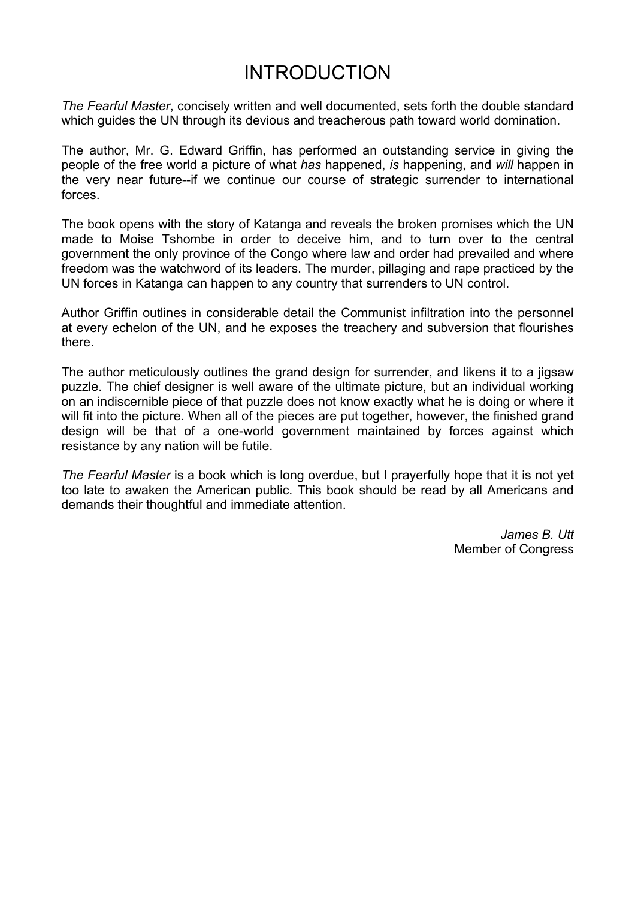# INTRODUCTION

*The Fearful Master*, concisely written and well documented, sets forth the double standard which guides the UN through its devious and treacherous path toward world domination.

The author, Mr. G. Edward Griffin, has performed an outstanding service in giving the people of the free world a picture of what *has* happened, *is* happening, and *will* happen in the very near future--if we continue our course of strategic surrender to international forces.

The book opens with the story of Katanga and reveals the broken promises which the UN made to Moise Tshombe in order to deceive him, and to turn over to the central government the only province of the Congo where law and order had prevailed and where freedom was the watchword of its leaders. The murder, pillaging and rape practiced by the UN forces in Katanga can happen to any country that surrenders to UN control.

Author Griffin outlines in considerable detail the Communist infiltration into the personnel at every echelon of the UN, and he exposes the treachery and subversion that flourishes there.

The author meticulously outlines the grand design for surrender, and likens it to a jigsaw puzzle. The chief designer is well aware of the ultimate picture, but an individual working on an indiscernible piece of that puzzle does not know exactly what he is doing or where it will fit into the picture. When all of the pieces are put together, however, the finished grand design will be that of a one-world government maintained by forces against which resistance by any nation will be futile.

*The Fearful Master* is a book which is long overdue, but I prayerfully hope that it is not yet too late to awaken the American public. This book should be read by all Americans and demands their thoughtful and immediate attention.

*James B. Utt*
Member of Congress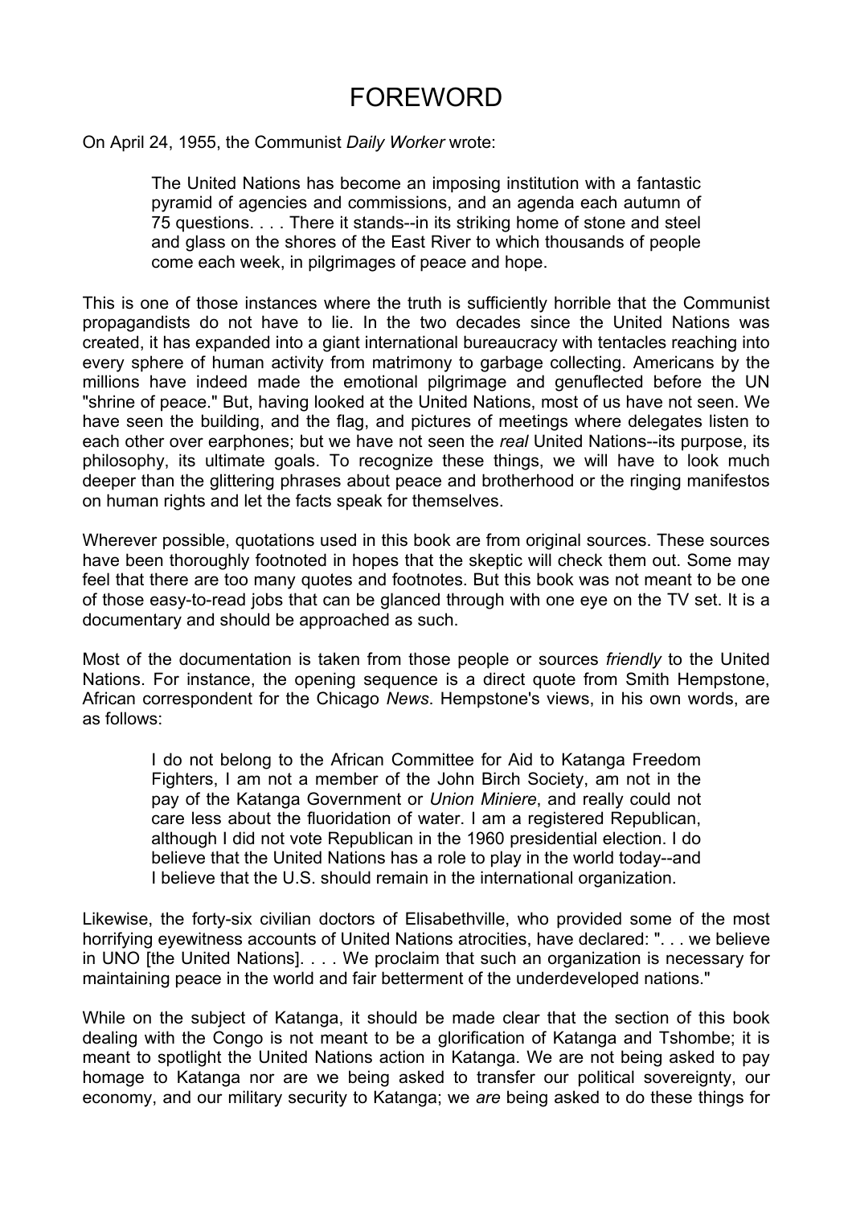# FOREWORD

On April 24, 1955, the Communist *Daily Worker* wrote:

> The United Nations has become an imposing institution with a fantastic pyramid of agencies and commissions, and an agenda each autumn of 75 questions. . . . There it stands--in its striking home of stone and steel and glass on the shores of the East River to which thousands of people come each week, in pilgrimages of peace and hope.

This is one of those instances where the truth is sufficiently horrible that the Communist propagandists do not have to lie. In the two decades since the United Nations was created, it has expanded into a giant international bureaucracy with tentacles reaching into every sphere of human activity from matrimony to garbage collecting. Americans by the millions have indeed made the emotional pilgrimage and genuflected before the UN "shrine of peace." But, having looked at the United Nations, most of us have not seen. We have seen the building, and the flag, and pictures of meetings where delegates listen to each other over earphones; but we have not seen the *real* United Nations--its purpose, its philosophy, its ultimate goals. To recognize these things, we will have to look much deeper than the glittering phrases about peace and brotherhood or the ringing manifestos on human rights and let the facts speak for themselves.

Wherever possible, quotations used in this book are from original sources. These sources have been thoroughly footnoted in hopes that the skeptic will check them out. Some may feel that there are too many quotes and footnotes. But this book was not meant to be one of those easy-to-read jobs that can be glanced through with one eye on the TV set. It is a documentary and should be approached as such.

Most of the documentation is taken from those people or sources *friendly* to the United Nations. For instance, the opening sequence is a direct quote from Smith Hempstone, African correspondent for the Chicago *News*. Hempstone's views, in his own words, are as follows:

> I do not belong to the African Committee for Aid to Katanga Freedom Fighters, I am not a member of the John Birch Society, am not in the pay of the Katanga Government or *Union Miniere*, and really could not care less about the fluoridation of water. I am a registered Republican, although I did not vote Republican in the 1960 presidential election. I do believe that the United Nations has a role to play in the world today--and I believe that the U.S. should remain in the international organization.

Likewise, the forty-six civilian doctors of Elisabethville, who provided some of the most horrifying eyewitness accounts of United Nations atrocities, have declared: ". . . we believe in UNO [the United Nations]. . . . We proclaim that such an organization is necessary for maintaining peace in the world and fair betterment of the underdeveloped nations."

While on the subject of Katanga, it should be made clear that the section of this book dealing with the Congo is not meant to be a glorification of Katanga and Tshombe; it is meant to spotlight the United Nations action in Katanga. We are not being asked to pay homage to Katanga nor are we being asked to transfer our political sovereignty, our economy, and our military security to Katanga; we *are* being asked to do these things for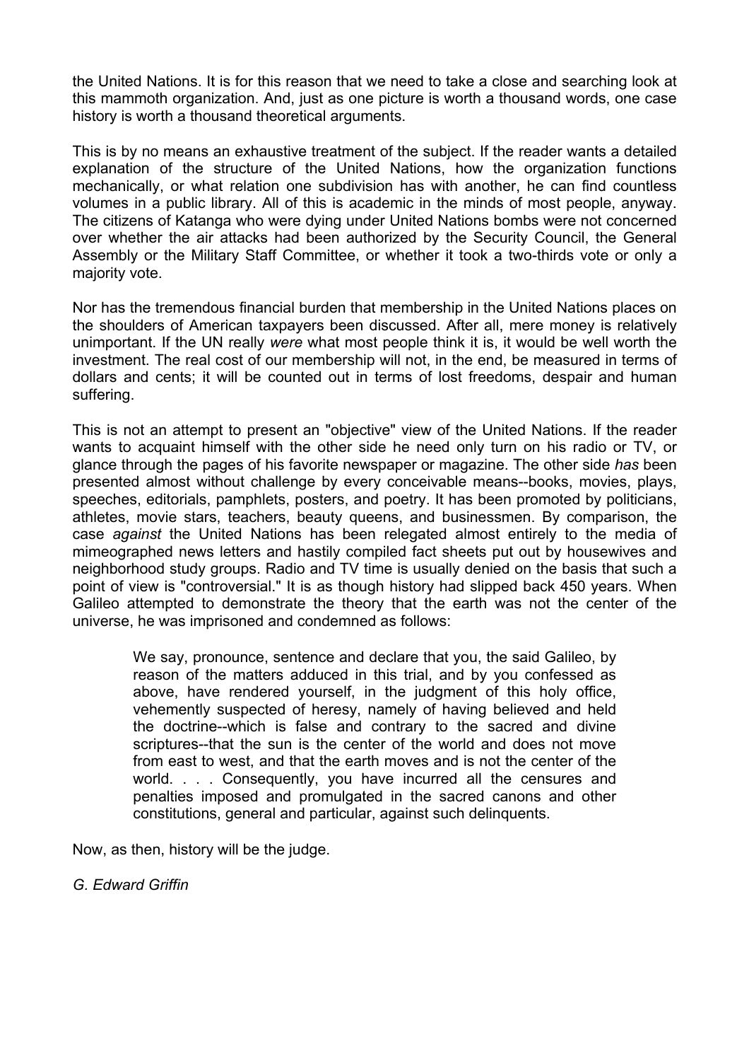the United Nations. It is for this reason that we need to take a close and searching look at this mammoth organization. And, just as one picture is worth a thousand words, one case history is worth a thousand theoretical arguments.

This is by no means an exhaustive treatment of the subject. If the reader wants a detailed explanation of the structure of the United Nations, how the organization functions mechanically, or what relation one subdivision has with another, he can find countless volumes in a public library. All of this is academic in the minds of most people, anyway. The citizens of Katanga who were dying under United Nations bombs were not concerned over whether the air attacks had been authorized by the Security Council, the General Assembly or the Military Staff Committee, or whether it took a two-thirds vote or only a majority vote.

Nor has the tremendous financial burden that membership in the United Nations places on the shoulders of American taxpayers been discussed. After all, mere money is relatively unimportant. If the UN really *were* what most people think it is, it would be well worth the investment. The real cost of our membership will not, in the end, be measured in terms of dollars and cents; it will be counted out in terms of lost freedoms, despair and human suffering.

This is not an attempt to present an "objective" view of the United Nations. If the reader wants to acquaint himself with the other side he need only turn on his radio or TV, or glance through the pages of his favorite newspaper or magazine. The other side *has* been presented almost without challenge by every conceivable means--books, movies, plays, speeches, editorials, pamphlets, posters, and poetry. It has been promoted by politicians, athletes, movie stars, teachers, beauty queens, and businessmen. By comparison, the case *against* the United Nations has been relegated almost entirely to the media of mimeographed news letters and hastily compiled fact sheets put out by housewives and neighborhood study groups. Radio and TV time is usually denied on the basis that such a point of view is "controversial." It is as though history had slipped back 450 years. When Galileo attempted to demonstrate the theory that the earth was not the center of the universe, he was imprisoned and condemned as follows:

> We say, pronounce, sentence and declare that you, the said Galileo, by reason of the matters adduced in this trial, and by you confessed as above, have rendered yourself, in the judgment of this holy office, vehemently suspected of heresy, namely of having believed and held the doctrine--which is false and contrary to the sacred and divine scriptures--that the sun is the center of the world and does not move from east to west, and that the earth moves and is not the center of the world. . . . Consequently, you have incurred all the censures and penalties imposed and promulgated in the sacred canons and other constitutions, general and particular, against such delinquents.

Now, as then, history will be the judge.

*G. Edward Griffin*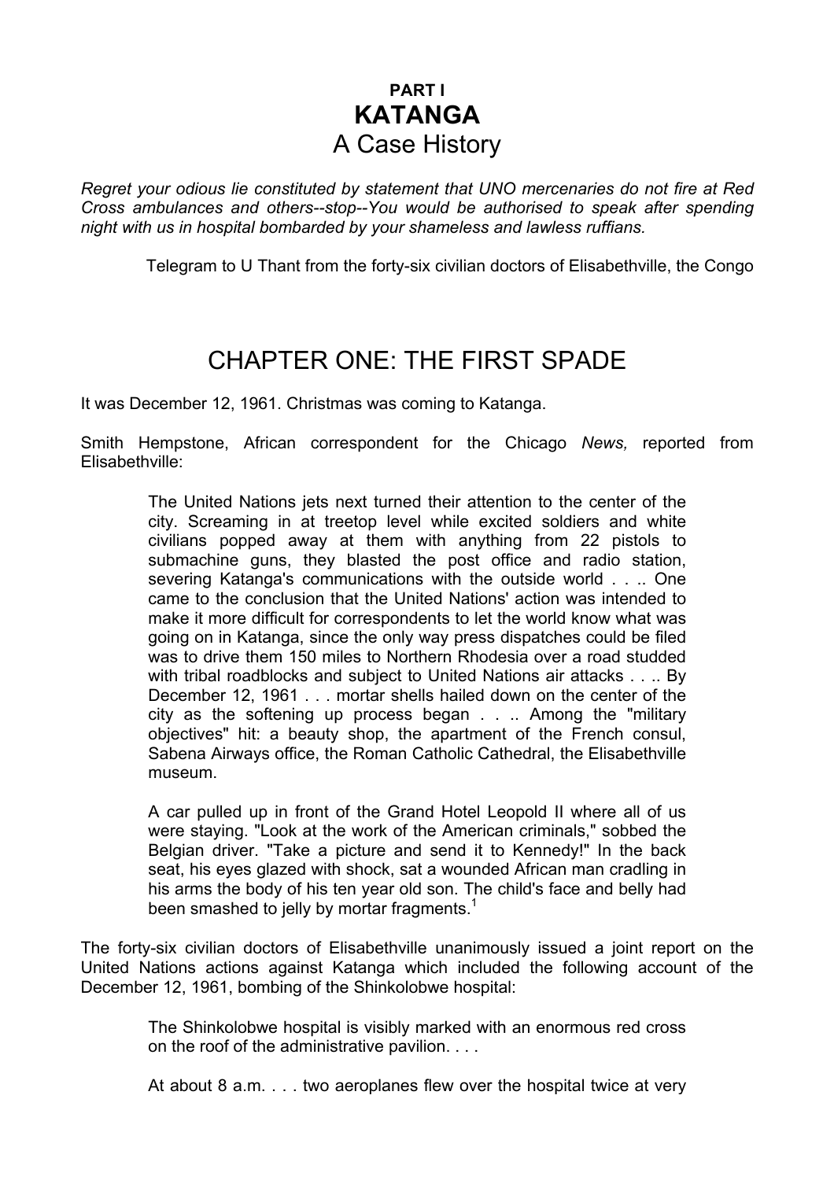# PART I
# KATANGA
## A Case History

*Regret your odious lie constituted by statement that UNO mercenaries do not fire at Red Cross ambulances and others--stop--You would be authorised to speak after spending night with us in hospital bombarded by your shameless and lawless ruffians.*

Telegram to U Thant from the forty-six civilian doctors of Elisabethville, the Congo

## CHAPTER ONE: THE FIRST SPADE

It was December 12, 1961. Christmas was coming to Katanga.

Smith Hempstone, African correspondent for the Chicago *News,* reported from Elisabethville:

> The United Nations jets next turned their attention to the center of the city. Screaming in at treetop level while excited soldiers and white civilians popped away at them with anything from 22 pistols to submachine guns, they blasted the post office and radio station, severing Katanga's communications with the outside world . . .. One came to the conclusion that the United Nations' action was intended to make it more difficult for correspondents to let the world know what was going on in Katanga, since the only way press dispatches could be filed was to drive them 150 miles to Northern Rhodesia over a road studded with tribal roadblocks and subject to United Nations air attacks . . .. By December 12, 1961 . . . mortar shells hailed down on the center of the city as the softening up process began . . .. Among the "military objectives" hit: a beauty shop, the apartment of the French consul, Sabena Airways office, the Roman Catholic Cathedral, the Elisabethville museum.
>
> A car pulled up in front of the Grand Hotel Leopold II where all of us were staying. "Look at the work of the American criminals," sobbed the Belgian driver. "Take a picture and send it to Kennedy!" In the back seat, his eyes glazed with shock, sat a wounded African man cradling in his arms the body of his ten year old son. The child's face and belly had been smashed to jelly by mortar fragments.[1]

The forty-six civilian doctors of Elisabethville unanimously issued a joint report on the United Nations actions against Katanga which included the following account of the December 12, 1961, bombing of the Shinkolobwe hospital:

> The Shinkolobwe hospital is visibly marked with an enormous red cross on the roof of the administrative pavilion. . . .
>
> At about 8 a.m. . . . two aeroplanes flew over the hospital twice at very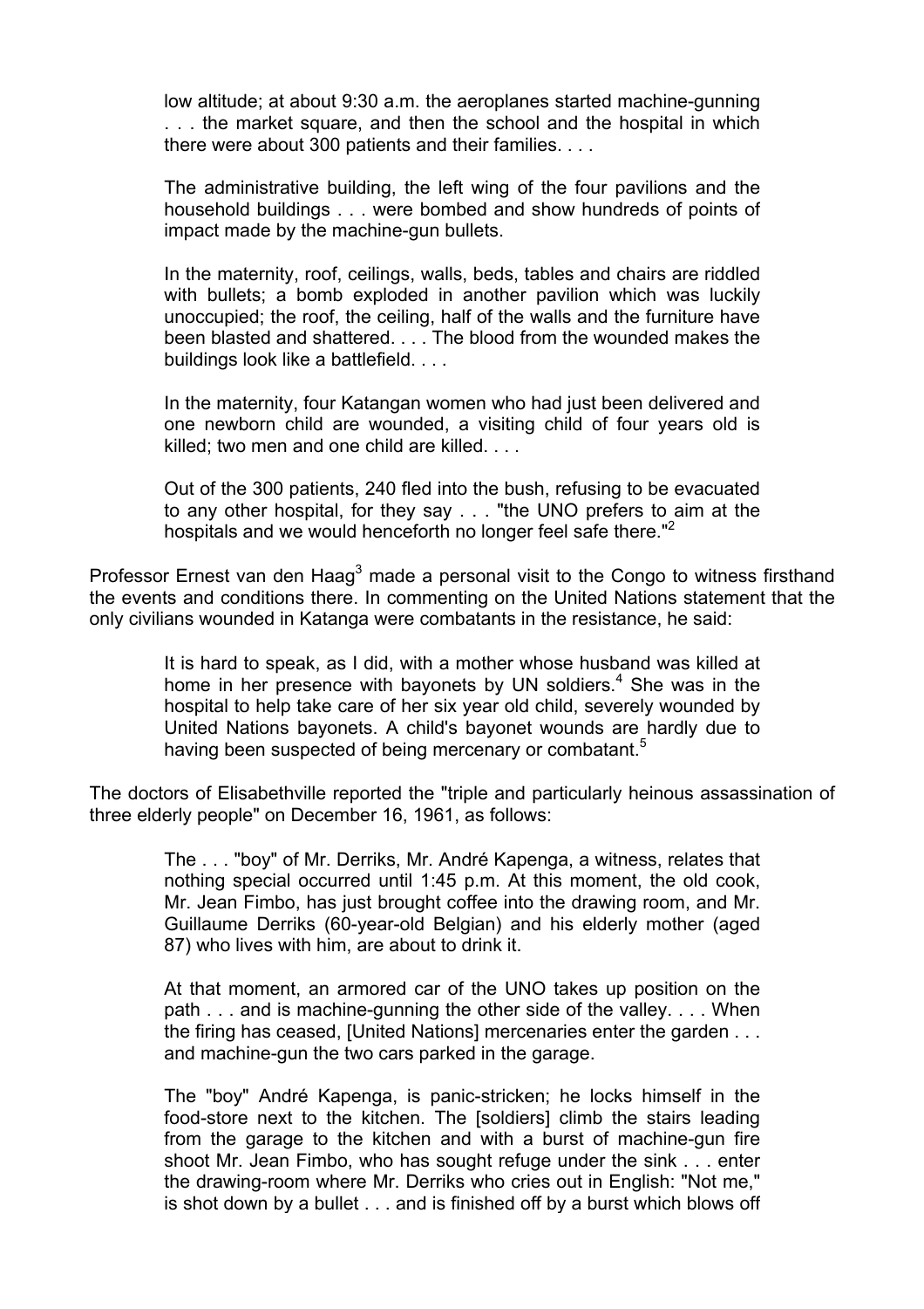low altitude; at about 9:30 a.m. the aeroplanes started machine-gunning . . . the market square, and then the school and the hospital in which there were about 300 patients and their families. . . .

> The administrative building, the left wing of the four pavilions and the household buildings . . . were bombed and show hundreds of points of impact made by the machine-gun bullets.
>
> In the maternity, roof, ceilings, walls, beds, tables and chairs are riddled with bullets; a bomb exploded in another pavilion which was luckily unoccupied; the roof, the ceiling, half of the walls and the furniture have been blasted and shattered. . . . The blood from the wounded makes the buildings look like a battlefield. . . .
>
> In the maternity, four Katangan women who had just been delivered and one newborn child are wounded, a visiting child of four years old is killed; two men and one child are killed. . . .
>
> Out of the 300 patients, 240 fled into the bush, refusing to be evacuated to any other hospital, for they say . . . "the UNO prefers to aim at the hospitals and we would henceforth no longer feel safe there."[2]

Professor Ernest van den Haag[3] made a personal visit to the Congo to witness firsthand the events and conditions there. In commenting on the United Nations statement that the only civilians wounded in Katanga were combatants in the resistance, he said:

> It is hard to speak, as I did, with a mother whose husband was killed at home in her presence with bayonets by UN soldiers.[4] She was in the hospital to help take care of her six year old child, severely wounded by United Nations bayonets. A child's bayonet wounds are hardly due to having been suspected of being mercenary or combatant.[5]

The doctors of Elisabethville reported the "triple and particularly heinous assassination of three elderly people" on December 16, 1961, as follows:

> The . . . "boy" of Mr. Derriks, Mr. André Kapenga, a witness, relates that nothing special occurred until 1:45 p.m. At this moment, the old cook, Mr. Jean Fimbo, has just brought coffee into the drawing room, and Mr. Guillaume Derriks (60-year-old Belgian) and his elderly mother (aged 87) who lives with him, are about to drink it.
>
> At that moment, an armored car of the UNO takes up position on the path . . . and is machine-gunning the other side of the valley. . . . When the firing has ceased, [United Nations] mercenaries enter the garden . . . and machine-gun the two cars parked in the garage.
>
> The "boy" André Kapenga, is panic-stricken; he locks himself in the food-store next to the kitchen. The [soldiers] climb the stairs leading from the garage to the kitchen and with a burst of machine-gun fire shoot Mr. Jean Fimbo, who has sought refuge under the sink . . . enter the drawing-room where Mr. Derriks who cries out in English: "Not me," is shot down by a bullet . . . and is finished off by a burst which blows off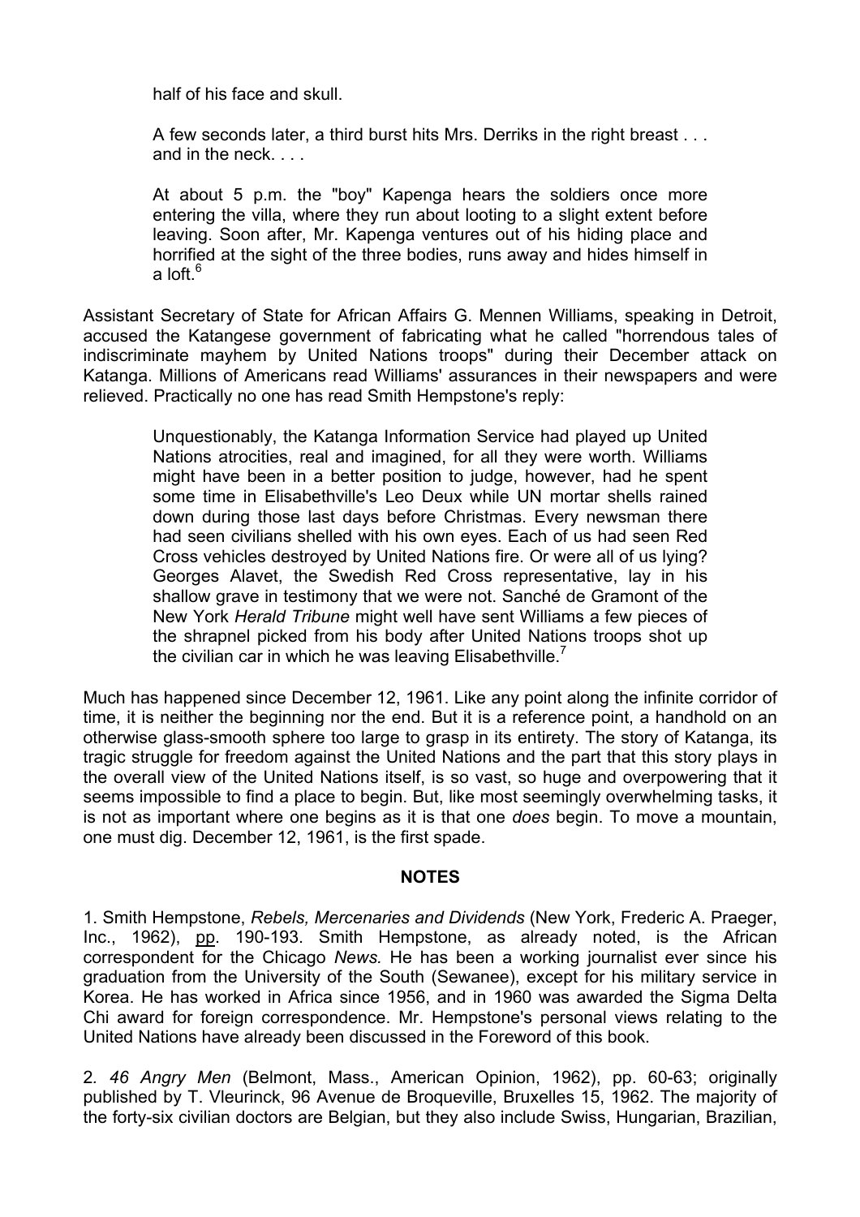> half of his face and skull.
>
> A few seconds later, a third burst hits Mrs. Derriks in the right breast . . . and in the neck. . . .
>
> At about 5 p.m. the "boy" Kapenga hears the soldiers once more entering the villa, where they run about looting to a slight extent before leaving. Soon after, Mr. Kapenga ventures out of his hiding place and horrified at the sight of the three bodies, runs away and hides himself in a loft.[6]

Assistant Secretary of State for African Affairs G. Mennen Williams, speaking in Detroit, accused the Katangese government of fabricating what he called "horrendous tales of indiscriminate mayhem by United Nations troops" during their December attack on Katanga. Millions of Americans read Williams' assurances in their newspapers and were relieved. Practically no one has read Smith Hempstone's reply:

> Unquestionably, the Katanga Information Service had played up United Nations atrocities, real and imagined, for all they were worth. Williams might have been in a better position to judge, however, had he spent some time in Elisabethville's Leo Deux while UN mortar shells rained down during those last days before Christmas. Every newsman there had seen civilians shelled with his own eyes. Each of us had seen Red Cross vehicles destroyed by United Nations fire. Or were all of us lying? Georges Alavet, the Swedish Red Cross representative, lay in his shallow grave in testimony that we were not. Sanché de Gramont of the New York *Herald Tribune* might well have sent Williams a few pieces of the shrapnel picked from his body after United Nations troops shot up the civilian car in which he was leaving Elisabethville.[7]

Much has happened since December 12, 1961. Like any point along the infinite corridor of time, it is neither the beginning nor the end. But it is a reference point, a handhold on an otherwise glass-smooth sphere too large to grasp in its entirety. The story of Katanga, its tragic struggle for freedom against the United Nations and the part that this story plays in the overall view of the United Nations itself, is so vast, so huge and overpowering that it seems impossible to find a place to begin. But, like most seemingly overwhelming tasks, it is not as important where one begins as it is that one *does* begin. To move a mountain, one must dig. December 12, 1961, is the first spade.

**NOTES**

1. Smith Hempstone, *Rebels, Mercenaries and Dividends* (New York, Frederic A. Praeger, Inc., 1962), pp. 190-193. Smith Hempstone, as already noted, is the African correspondent for the Chicago *News.* He has been a working journalist ever since his graduation from the University of the South (Sewanee), except for his military service in Korea. He has worked in Africa since 1956, and in 1960 was awarded the Sigma Delta Chi award for foreign correspondence. Mr. Hempstone's personal views relating to the United Nations have already been discussed in the Foreword of this book.

2. *46 Angry Men* (Belmont, Mass., American Opinion, 1962), pp. 60-63; originally published by T. Vleurinck, 96 Avenue de Broqueville, Bruxelles 15, 1962. The majority of the forty-six civilian doctors are Belgian, but they also include Swiss, Hungarian, Brazilian,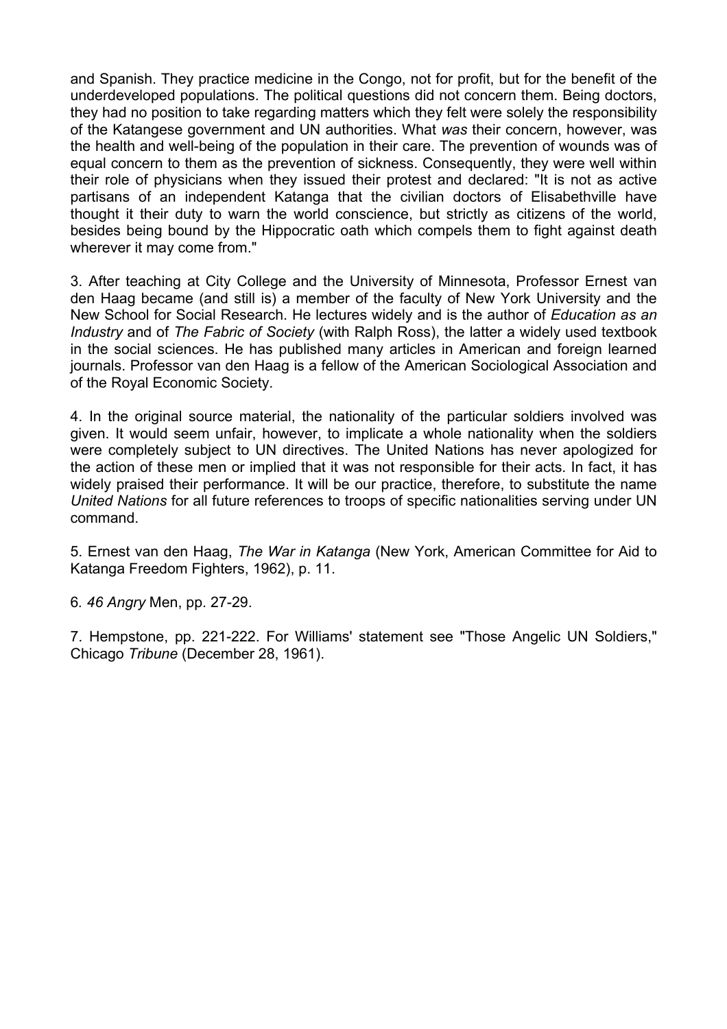and Spanish. They practice medicine in the Congo, not for profit, but for the benefit of the underdeveloped populations. The political questions did not concern them. Being doctors, they had no position to take regarding matters which they felt were solely the responsibility of the Katangese government and UN authorities. What *was* their concern, however, was the health and well-being of the population in their care. The prevention of wounds was of equal concern to them as the prevention of sickness. Consequently, they were well within their role of physicians when they issued their protest and declared: "It is not as active partisans of an independent Katanga that the civilian doctors of Elisabethville have thought it their duty to warn the world conscience, but strictly as citizens of the world, besides being bound by the Hippocratic oath which compels them to fight against death wherever it may come from."

3. After teaching at City College and the University of Minnesota, Professor Ernest van den Haag became (and still is) a member of the faculty of New York University and the New School for Social Research. He lectures widely and is the author of *Education as an Industry* and of *The Fabric of Society* (with Ralph Ross), the latter a widely used textbook in the social sciences. He has published many articles in American and foreign learned journals. Professor van den Haag is a fellow of the American Sociological Association and of the Royal Economic Society.

4. In the original source material, the nationality of the particular soldiers involved was given. It would seem unfair, however, to implicate a whole nationality when the soldiers were completely subject to UN directives. The United Nations has never apologized for the action of these men or implied that it was not responsible for their acts. In fact, it has widely praised their performance. It will be our practice, therefore, to substitute the name *United Nations* for all future references to troops of specific nationalities serving under UN command.

5. Ernest van den Haag, *The War in Katanga* (New York, American Committee for Aid to Katanga Freedom Fighters, 1962), p. 11.

6. *46 Angry* Men, pp. 27-29.

7. Hempstone, pp. 221-222. For Williams' statement see "Those Angelic UN Soldiers," Chicago *Tribune* (December 28, 1961).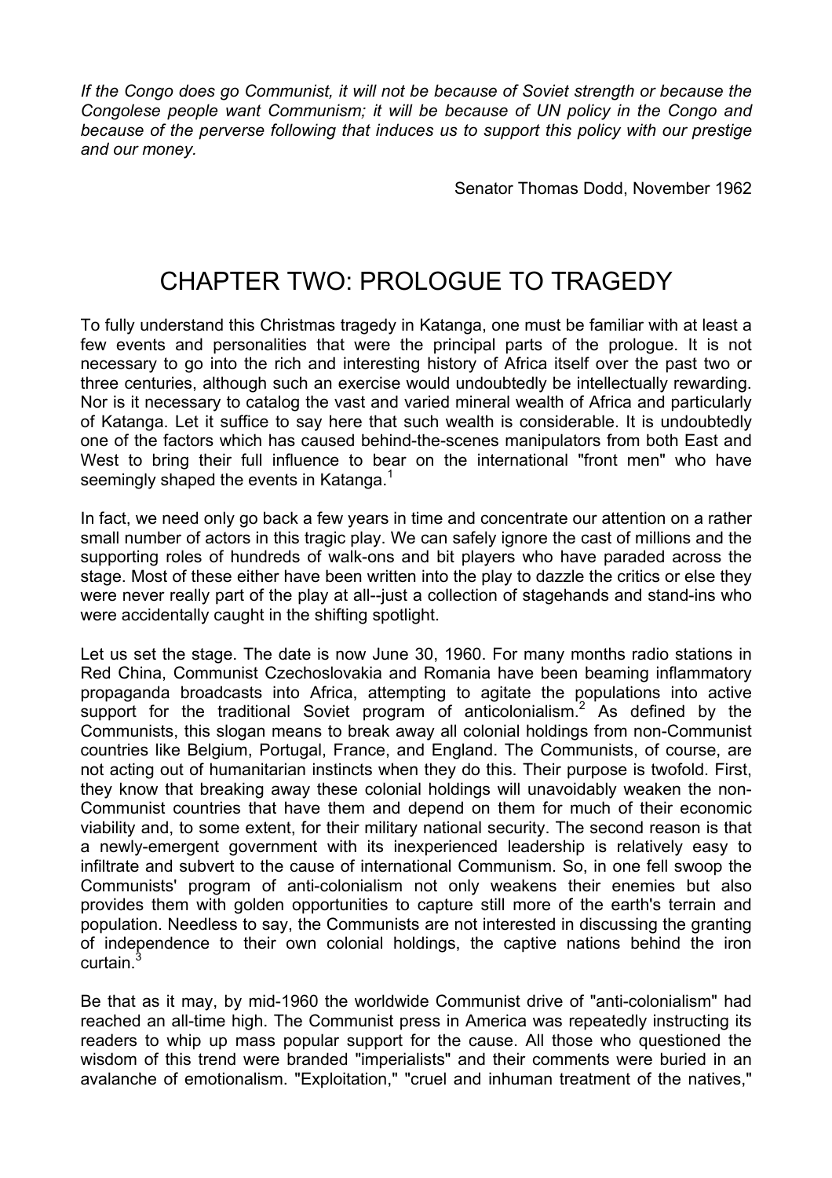*If the Congo does go Communist, it will not be because of Soviet strength or because the Congolese people want Communism; it will be because of UN policy in the Congo and because of the perverse following that induces us to support this policy with our prestige and our money.*

Senator Thomas Dodd, November 1962

# CHAPTER TWO: PROLOGUE TO TRAGEDY

To fully understand this Christmas tragedy in Katanga, one must be familiar with at least a few events and personalities that were the principal parts of the prologue. It is not necessary to go into the rich and interesting history of Africa itself over the past two or three centuries, although such an exercise would undoubtedly be intellectually rewarding. Nor is it necessary to catalog the vast and varied mineral wealth of Africa and particularly of Katanga. Let it suffice to say here that such wealth is considerable. It is undoubtedly one of the factors which has caused behind-the-scenes manipulators from both East and West to bring their full influence to bear on the international "front men" who have seemingly shaped the events in Katanga.[1]

In fact, we need only go back a few years in time and concentrate our attention on a rather small number of actors in this tragic play. We can safely ignore the cast of millions and the supporting roles of hundreds of walk-ons and bit players who have paraded across the stage. Most of these either have been written into the play to dazzle the critics or else they were never really part of the play at all--just a collection of stagehands and stand-ins who were accidentally caught in the shifting spotlight.

Let us set the stage. The date is now June 30, 1960. For many months radio stations in Red China, Communist Czechoslovakia and Romania have been beaming inflammatory propaganda broadcasts into Africa, attempting to agitate the populations into active support for the traditional Soviet program of anticolonialism.[2] As defined by the Communists, this slogan means to break away all colonial holdings from non-Communist countries like Belgium, Portugal, France, and England. The Communists, of course, are not acting out of humanitarian instincts when they do this. Their purpose is twofold. First, they know that breaking away these colonial holdings will unavoidably weaken the non-Communist countries that have them and depend on them for much of their economic viability and, to some extent, for their military national security. The second reason is that a newly-emergent government with its inexperienced leadership is relatively easy to infiltrate and subvert to the cause of international Communism. So, in one fell swoop the Communists' program of anti-colonialism not only weakens their enemies but also provides them with golden opportunities to capture still more of the earth's terrain and population. Needless to say, the Communists are not interested in discussing the granting of independence to their own colonial holdings, the captive nations behind the iron curtain.[3]

Be that as it may, by mid-1960 the worldwide Communist drive of "anti-colonialism" had reached an all-time high. The Communist press in America was repeatedly instructing its readers to whip up mass popular support for the cause. All those who questioned the wisdom of this trend were branded "imperialists" and their comments were buried in an avalanche of emotionalism. "Exploitation," "cruel and inhuman treatment of the natives,"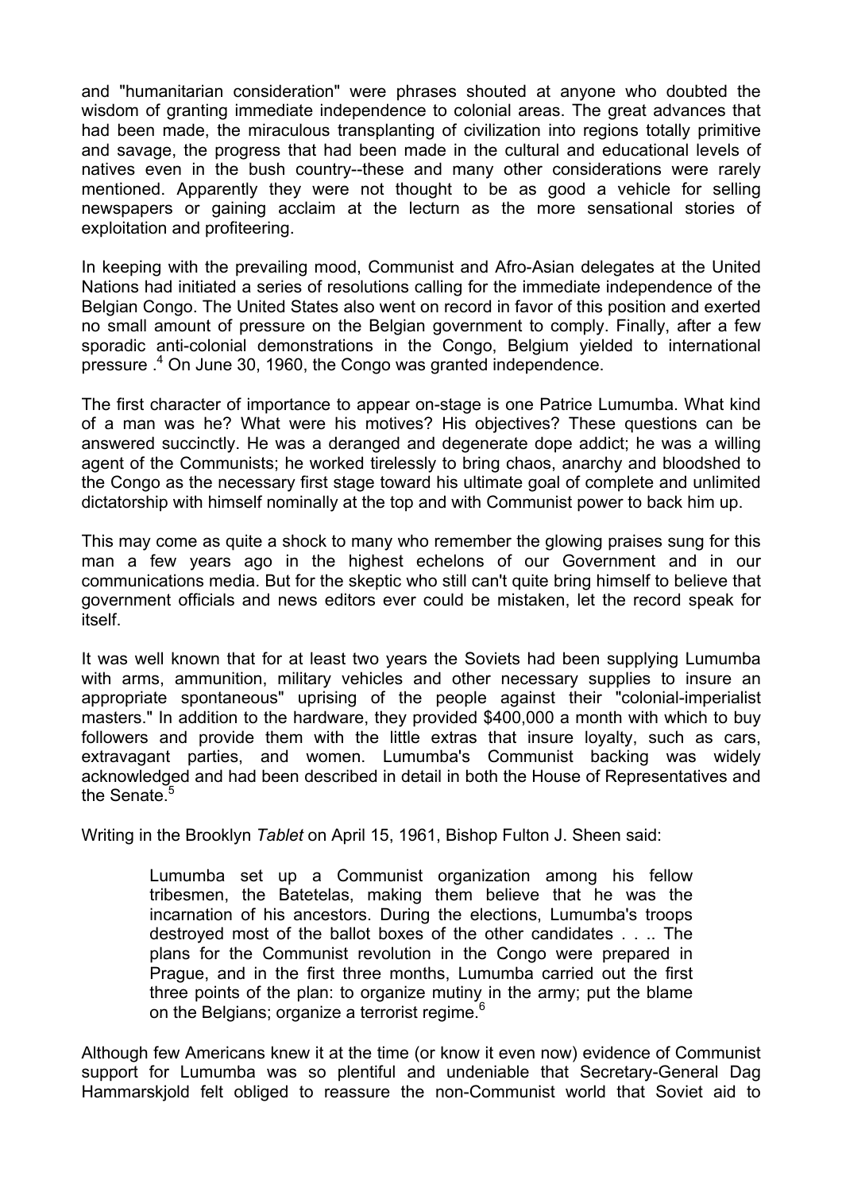and "humanitarian consideration" were phrases shouted at anyone who doubted the wisdom of granting immediate independence to colonial areas. The great advances that had been made, the miraculous transplanting of civilization into regions totally primitive and savage, the progress that had been made in the cultural and educational levels of natives even in the bush country--these and many other considerations were rarely mentioned. Apparently they were not thought to be as good a vehicle for selling newspapers or gaining acclaim at the lecturn as the more sensational stories of exploitation and profiteering.

In keeping with the prevailing mood, Communist and Afro-Asian delegates at the United Nations had initiated a series of resolutions calling for the immediate independence of the Belgian Congo. The United States also went on record in favor of this position and exerted no small amount of pressure on the Belgian government to comply. Finally, after a few sporadic anti-colonial demonstrations in the Congo, Belgium yielded to international pressure .[4] On June 30, 1960, the Congo was granted independence.

The first character of importance to appear on-stage is one Patrice Lumumba. What kind of a man was he? What were his motives? His objectives? These questions can be answered succinctly. He was a deranged and degenerate dope addict; he was a willing agent of the Communists; he worked tirelessly to bring chaos, anarchy and bloodshed to the Congo as the necessary first stage toward his ultimate goal of complete and unlimited dictatorship with himself nominally at the top and with Communist power to back him up.

This may come as quite a shock to many who remember the glowing praises sung for this man a few years ago in the highest echelons of our Government and in our communications media. But for the skeptic who still can't quite bring himself to believe that government officials and news editors ever could be mistaken, let the record speak for itself.

It was well known that for at least two years the Soviets had been supplying Lumumba with arms, ammunition, military vehicles and other necessary supplies to insure an appropriate spontaneous" uprising of the people against their "colonial-imperialist masters." In addition to the hardware, they provided $400,000 a month with which to buy followers and provide them with the little extras that insure loyalty, such as cars, extravagant parties, and women. Lumumba's Communist backing was widely acknowledged and had been described in detail in both the House of Representatives and the Senate.[5]

Writing in the Brooklyn *Tablet* on April 15, 1961, Bishop Fulton J. Sheen said:

> Lumumba set up a Communist organization among his fellow tribesmen, the Batetelas, making them believe that he was the incarnation of his ancestors. During the elections, Lumumba's troops destroyed most of the ballot boxes of the other candidates . . .. The plans for the Communist revolution in the Congo were prepared in Prague, and in the first three months, Lumumba carried out the first three points of the plan: to organize mutiny in the army; put the blame on the Belgians; organize a terrorist regime.[6]

Although few Americans knew it at the time (or know it even now) evidence of Communist support for Lumumba was so plentiful and undeniable that Secretary-General Dag Hammarskjold felt obliged to reassure the non-Communist world that Soviet aid to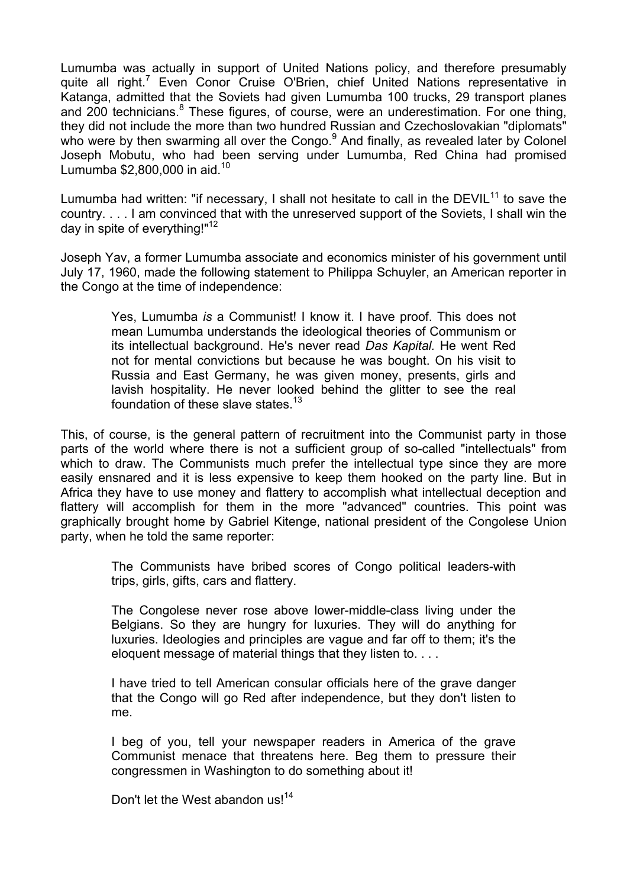Lumumba was actually in support of United Nations policy, and therefore presumably quite all right.[7] Even Conor Cruise O'Brien, chief United Nations representative in Katanga, admitted that the Soviets had given Lumumba 100 trucks, 29 transport planes and 200 technicians.[8] These figures, of course, were an underestimation. For one thing, they did not include the more than two hundred Russian and Czechoslovakian "diplomats" who were by then swarming all over the Congo.[9] And finally, as revealed later by Colonel Joseph Mobutu, who had been serving under Lumumba, Red China had promised Lumumba $2,800,000 in aid.[10]

Lumumba had written: "if necessary, I shall not hesitate to call in the DEVIL[11] to save the country. . . . I am convinced that with the unreserved support of the Soviets, I shall win the day in spite of everything!"[12]

Joseph Yav, a former Lumumba associate and economics minister of his government until July 17, 1960, made the following statement to Philippa Schuyler, an American reporter in the Congo at the time of independence:

> Yes, Lumumba *is* a Communist! I know it. I have proof. This does not mean Lumumba understands the ideological theories of Communism or its intellectual background. He's never read *Das Kapital.* He went Red not for mental convictions but because he was bought. On his visit to Russia and East Germany, he was given money, presents, girls and lavish hospitality. He never looked behind the glitter to see the real foundation of these slave states.[13]

This, of course, is the general pattern of recruitment into the Communist party in those parts of the world where there is not a sufficient group of so-called "intellectuals" from which to draw. The Communists much prefer the intellectual type since they are more easily ensnared and it is less expensive to keep them hooked on the party line. But in Africa they have to use money and flattery to accomplish what intellectual deception and flattery will accomplish for them in the more "advanced" countries. This point was graphically brought home by Gabriel Kitenge, national president of the Congolese Union party, when he told the same reporter:

> The Communists have bribed scores of Congo political leaders-with trips, girls, gifts, cars and flattery.
>
> The Congolese never rose above lower-middle-class living under the Belgians. So they are hungry for luxuries. They will do anything for luxuries. Ideologies and principles are vague and far off to them; it's the eloquent message of material things that they listen to. . . .
>
> I have tried to tell American consular officials here of the grave danger that the Congo will go Red after independence, but they don't listen to me.
>
> I beg of you, tell your newspaper readers in America of the grave Communist menace that threatens here. Beg them to pressure their congressmen in Washington to do something about it!
>
> Don't let the West abandon us![14]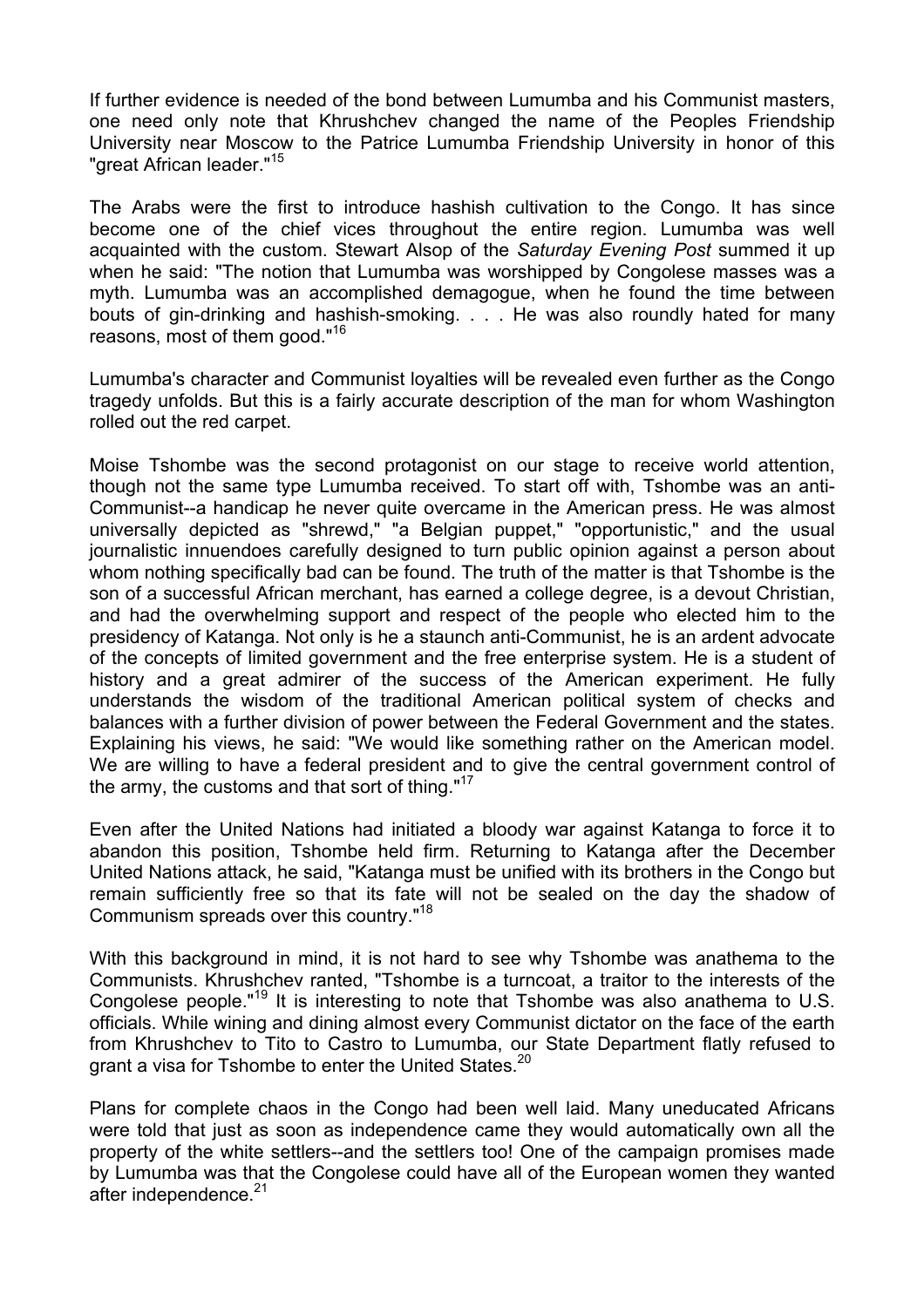If further evidence is needed of the bond between Lumumba and his Communist masters, one need only note that Khrushchev changed the name of the Peoples Friendship University near Moscow to the Patrice Lumumba Friendship University in honor of this "great African leader."[15]

The Arabs were the first to introduce hashish cultivation to the Congo. It has since become one of the chief vices throughout the entire region. Lumumba was well acquainted with the custom. Stewart Alsop of the *Saturday Evening Post* summed it up when he said: "The notion that Lumumba was worshipped by Congolese masses was a myth. Lumumba was an accomplished demagogue, when he found the time between bouts of gin-drinking and hashish-smoking. . . . He was also roundly hated for many reasons, most of them good."[16]

Lumumba's character and Communist loyalties will be revealed even further as the Congo tragedy unfolds. But this is a fairly accurate description of the man for whom Washington rolled out the red carpet.

Moise Tshombe was the second protagonist on our stage to receive world attention, though not the same type Lumumba received. To start off with, Tshombe was an anti-Communist--a handicap he never quite overcame in the American press. He was almost universally depicted as "shrewd," "a Belgian puppet," "opportunistic," and the usual journalistic innuendoes carefully designed to turn public opinion against a person about whom nothing specifically bad can be found. The truth of the matter is that Tshombe is the son of a successful African merchant, has earned a college degree, is a devout Christian, and had the overwhelming support and respect of the people who elected him to the presidency of Katanga. Not only is he a staunch anti-Communist, he is an ardent advocate of the concepts of limited government and the free enterprise system. He is a student of history and a great admirer of the success of the American experiment. He fully understands the wisdom of the traditional American political system of checks and balances with a further division of power between the Federal Government and the states. Explaining his views, he said: "We would like something rather on the American model. We are willing to have a federal president and to give the central government control of the army, the customs and that sort of thing."[17]

Even after the United Nations had initiated a bloody war against Katanga to force it to abandon this position, Tshombe held firm. Returning to Katanga after the December United Nations attack, he said, "Katanga must be unified with its brothers in the Congo but remain sufficiently free so that its fate will not be sealed on the day the shadow of Communism spreads over this country."[18]

With this background in mind, it is not hard to see why Tshombe was anathema to the Communists. Khrushchev ranted, "Tshombe is a turncoat, a traitor to the interests of the Congolese people."[19] It is interesting to note that Tshombe was also anathema to U.S. officials. While wining and dining almost every Communist dictator on the face of the earth from Khrushchev to Tito to Castro to Lumumba, our State Department flatly refused to grant a visa for Tshombe to enter the United States.[20]

Plans for complete chaos in the Congo had been well laid. Many uneducated Africans were told that just as soon as independence came they would automatically own all the property of the white settlers--and the settlers too! One of the campaign promises made by Lumumba was that the Congolese could have all of the European women they wanted after independence.[21]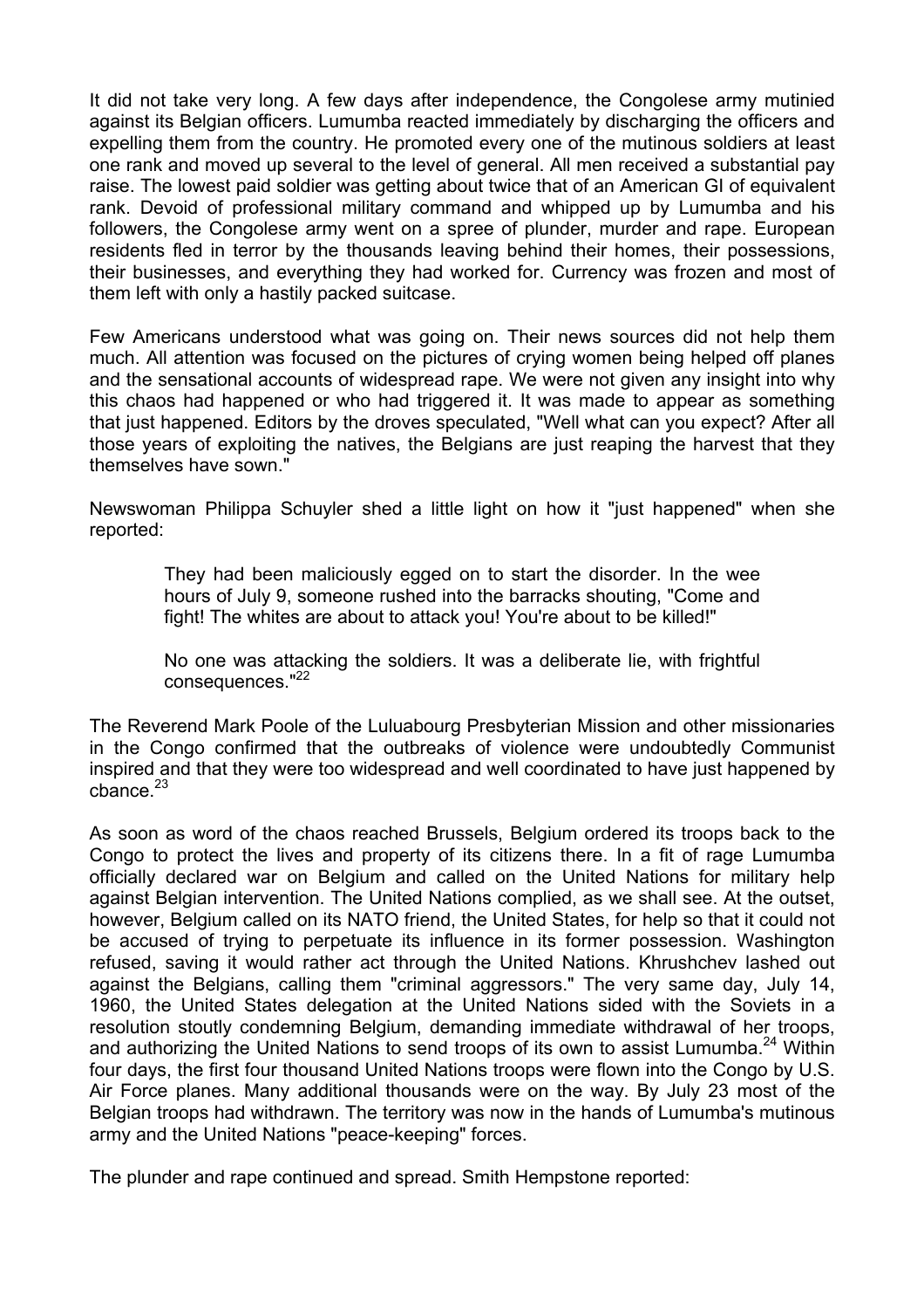It did not take very long. A few days after independence, the Congolese army mutinied against its Belgian officers. Lumumba reacted immediately by discharging the officers and expelling them from the country. He promoted every one of the mutinous soldiers at least one rank and moved up several to the level of general. All men received a substantial pay raise. The lowest paid soldier was getting about twice that of an American GI of equivalent rank. Devoid of professional military command and whipped up by Lumumba and his followers, the Congolese army went on a spree of plunder, murder and rape. European residents fled in terror by the thousands leaving behind their homes, their possessions, their businesses, and everything they had worked for. Currency was frozen and most of them left with only a hastily packed suitcase.

Few Americans understood what was going on. Their news sources did not help them much. All attention was focused on the pictures of crying women being helped off planes and the sensational accounts of widespread rape. We were not given any insight into why this chaos had happened or who had triggered it. It was made to appear as something that just happened. Editors by the droves speculated, "Well what can you expect? After all those years of exploiting the natives, the Belgians are just reaping the harvest that they themselves have sown."

Newswoman Philippa Schuyler shed a little light on how it "just happened" when she reported:

> They had been maliciously egged on to start the disorder. In the wee hours of July 9, someone rushed into the barracks shouting, "Come and fight! The whites are about to attack you! You're about to be killed!"
>
> No one was attacking the soldiers. It was a deliberate lie, with frightful consequences."[22]

The Reverend Mark Poole of the Luluabourg Presbyterian Mission and other missionaries in the Congo confirmed that the outbreaks of violence were undoubtedly Communist inspired and that they were too widespread and well coordinated to have just happened by cbance.[23]

As soon as word of the chaos reached Brussels, Belgium ordered its troops back to the Congo to protect the lives and property of its citizens there. In a fit of rage Lumumba officially declared war on Belgium and called on the United Nations for military help against Belgian intervention. The United Nations complied, as we shall see. At the outset, however, Belgium called on its NATO friend, the United States, for help so that it could not be accused of trying to perpetuate its influence in its former possession. Washington refused, saving it would rather act through the United Nations. Khrushchev lashed out against the Belgians, calling them "criminal aggressors." The very same day, July 14, 1960, the United States delegation at the United Nations sided with the Soviets in a resolution stoutly condemning Belgium, demanding immediate withdrawal of her troops, and authorizing the United Nations to send troops of its own to assist Lumumba.[24] Within four days, the first four thousand United Nations troops were flown into the Congo by U.S. Air Force planes. Many additional thousands were on the way. By July 23 most of the Belgian troops had withdrawn. The territory was now in the hands of Lumumba's mutinous army and the United Nations "peace-keeping" forces.

The plunder and rape continued and spread. Smith Hempstone reported: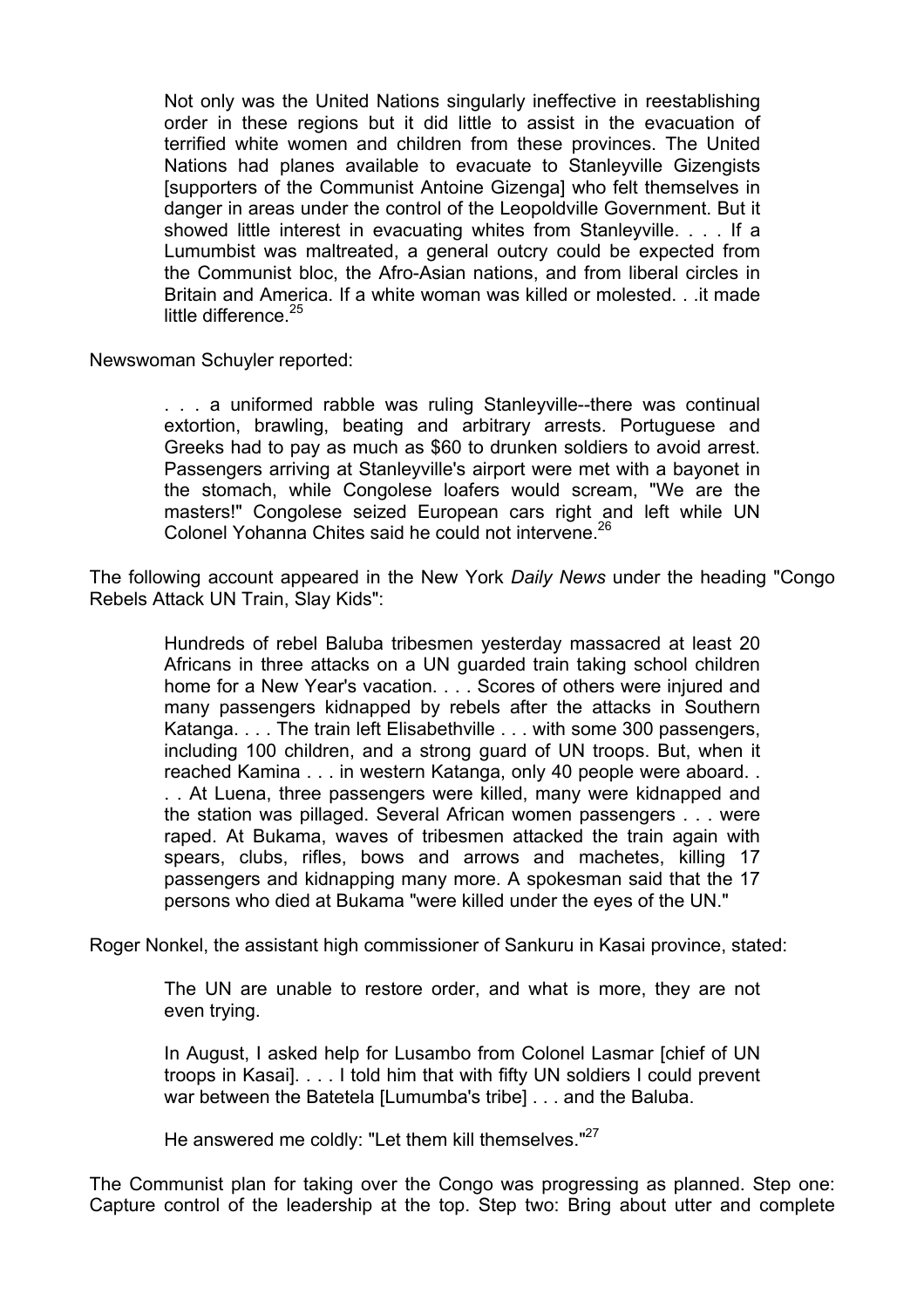> Not only was the United Nations singularly ineffective in reestablishing order in these regions but it did little to assist in the evacuation of terrified white women and children from these provinces. The United Nations had planes available to evacuate to Stanleyville Gizengists [supporters of the Communist Antoine Gizenga] who felt themselves in danger in areas under the control of the Leopoldville Government. But it showed little interest in evacuating whites from Stanleyville. . . . If a Lumumbist was maltreated, a general outcry could be expected from the Communist bloc, the Afro-Asian nations, and from liberal circles in Britain and America. If a white woman was killed or molested. . .it made little difference.[25]

Newswoman Schuyler reported:

> . . . a uniformed rabble was ruling Stanleyville--there was continual extortion, brawling, beating and arbitrary arrests. Portuguese and Greeks had to pay as much as $60 to drunken soldiers to avoid arrest. Passengers arriving at Stanleyville's airport were met with a bayonet in the stomach, while Congolese loafers would scream, "We are the masters!" Congolese seized European cars right and left while UN Colonel Yohanna Chites said he could not intervene.[26]

The following account appeared in the New York *Daily News* under the heading "Congo Rebels Attack UN Train, Slay Kids":

> Hundreds of rebel Baluba tribesmen yesterday massacred at least 20 Africans in three attacks on a UN guarded train taking school children home for a New Year's vacation. . . . Scores of others were injured and many passengers kidnapped by rebels after the attacks in Southern Katanga. . . . The train left Elisabethville . . . with some 300 passengers, including 100 children, and a strong guard of UN troops. But, when it reached Kamina . . . in western Katanga, only 40 people were aboard. . . . At Luena, three passengers were killed, many were kidnapped and the station was pillaged. Several African women passengers . . . were raped. At Bukama, waves of tribesmen attacked the train again with spears, clubs, rifles, bows and arrows and machetes, killing 17 passengers and kidnapping many more. A spokesman said that the 17 persons who died at Bukama "were killed under the eyes of the UN."

Roger Nonkel, the assistant high commissioner of Sankuru in Kasai province, stated:

> The UN are unable to restore order, and what is more, they are not even trying.
>
> In August, I asked help for Lusambo from Colonel Lasmar [chief of UN troops in Kasai]. . . . I told him that with fifty UN soldiers I could prevent war between the Batetela [Lumumba's tribe] . . . and the Baluba.
>
> He answered me coldly: "Let them kill themselves."[27]

The Communist plan for taking over the Congo was progressing as planned. Step one: Capture control of the leadership at the top. Step two: Bring about utter and complete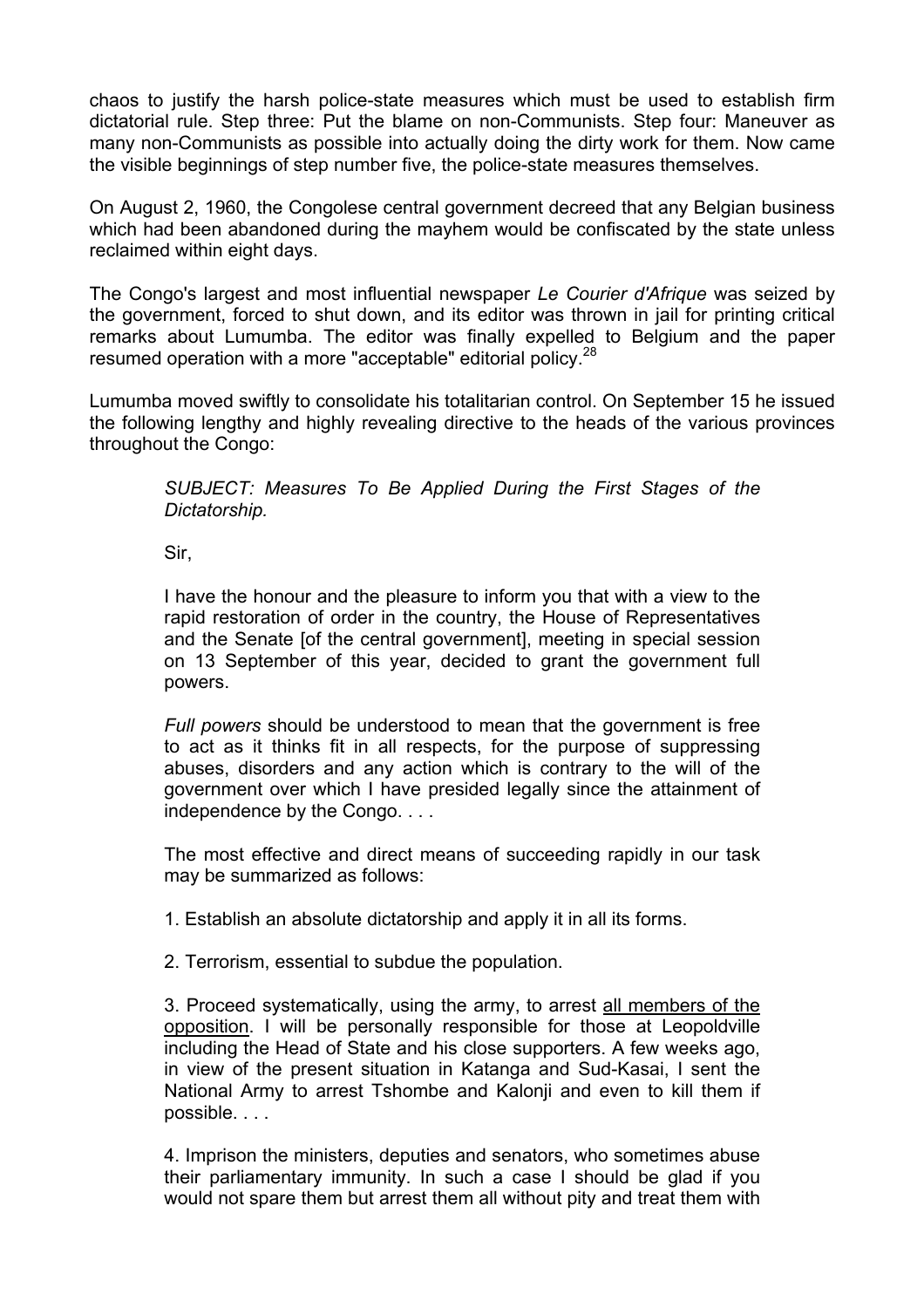chaos to justify the harsh police-state measures which must be used to establish firm dictatorial rule. Step three: Put the blame on non-Communists. Step four: Maneuver as many non-Communists as possible into actually doing the dirty work for them. Now came the visible beginnings of step number five, the police-state measures themselves.

On August 2, 1960, the Congolese central government decreed that any Belgian business which had been abandoned during the mayhem would be confiscated by the state unless reclaimed within eight days.

The Congo's largest and most influential newspaper *Le Courier d'Afrique* was seized by the government, forced to shut down, and its editor was thrown in jail for printing critical remarks about Lumumba. The editor was finally expelled to Belgium and the paper resumed operation with a more "acceptable" editorial policy.[28]

Lumumba moved swiftly to consolidate his totalitarian control. On September 15 he issued the following lengthy and highly revealing directive to the heads of the various provinces throughout the Congo:

> *SUBJECT: Measures To Be Applied During the First Stages of the Dictatorship.*
>
> Sir,
>
> I have the honour and the pleasure to inform you that with a view to the rapid restoration of order in the country, the House of Representatives and the Senate [of the central government], meeting in special session on 13 September of this year, decided to grant the government full powers.
>
> *Full powers* should be understood to mean that the government is free to act as it thinks fit in all respects, for the purpose of suppressing abuses, disorders and any action which is contrary to the will of the government over which I have presided legally since the attainment of independence by the Congo. . . .
>
> The most effective and direct means of succeeding rapidly in our task may be summarized as follows:
>
> 1. Establish an absolute dictatorship and apply it in all its forms.
>
> 2. Terrorism, essential to subdue the population.
>
> 3. Proceed systematically, using the army, to arrest <u>all members of the opposition</u>. I will be personally responsible for those at Leopoldville including the Head of State and his close supporters. A few weeks ago, in view of the present situation in Katanga and Sud-Kasai, I sent the National Army to arrest Tshombe and Kalonji and even to kill them if possible. . . .
>
> 4. Imprison the ministers, deputies and senators, who sometimes abuse their parliamentary immunity. In such a case I should be glad if you would not spare them but arrest them all without pity and treat them with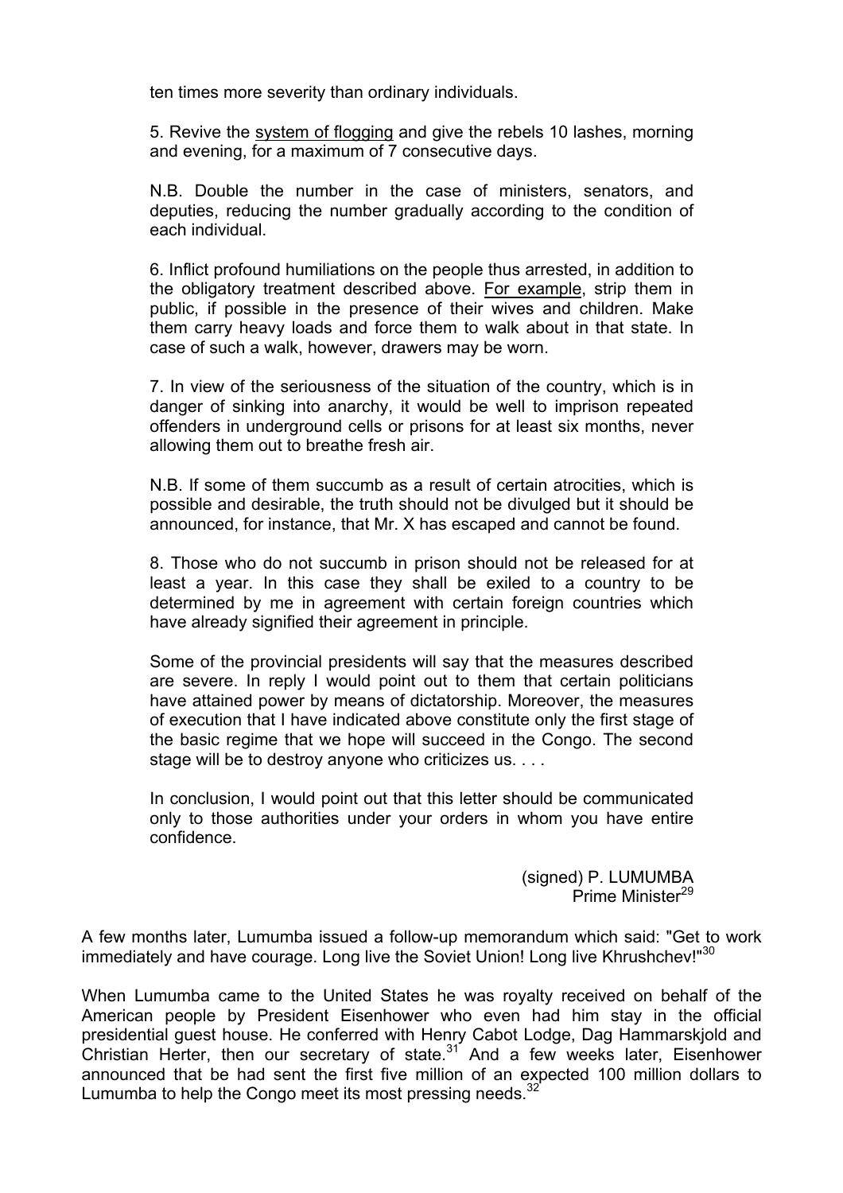ten times more severity than ordinary individuals.

5. Revive the <u>system of flogging</u> and give the rebels 10 lashes, morning and evening, for a maximum of 7 consecutive days.

N.B. Double the number in the case of ministers, senators, and deputies, reducing the number gradually according to the condition of each individual.

6. Inflict profound humiliations on the people thus arrested, in addition to the obligatory treatment described above. <u>For example</u>, strip them in public, if possible in the presence of their wives and children. Make them carry heavy loads and force them to walk about in that state. In case of such a walk, however, drawers may be worn.

7. In view of the seriousness of the situation of the country, which is in danger of sinking into anarchy, it would be well to imprison repeated offenders in underground cells or prisons for at least six months, never allowing them out to breathe fresh air.

N.B. If some of them succumb as a result of certain atrocities, which is possible and desirable, the truth should not be divulged but it should be announced, for instance, that Mr. X has escaped and cannot be found.

8. Those who do not succumb in prison should not be released for at least a year. In this case they shall be exiled to a country to be determined by me in agreement with certain foreign countries which have already signified their agreement in principle.

Some of the provincial presidents will say that the measures described are severe. In reply I would point out to them that certain politicians have attained power by means of dictatorship. Moreover, the measures of execution that I have indicated above constitute only the first stage of the basic regime that we hope will succeed in the Congo. The second stage will be to destroy anyone who criticizes us. . . .

In conclusion, I would point out that this letter should be communicated only to those authorities under your orders in whom you have entire confidence.

(signed) P. LUMUMBA
Prime Minister[29]

A few months later, Lumumba issued a follow-up memorandum which said: "Get to work immediately and have courage. Long live the Soviet Union! Long live Khrushchev!"[30]

When Lumumba came to the United States he was royalty received on behalf of the American people by President Eisenhower who even had him stay in the official presidential guest house. He conferred with Henry Cabot Lodge, Dag Hammarskjold and Christian Herter, then our secretary of state.[31] And a few weeks later, Eisenhower announced that be had sent the first five million of an expected 100 million dollars to Lumumba to help the Congo meet its most pressing needs.[32]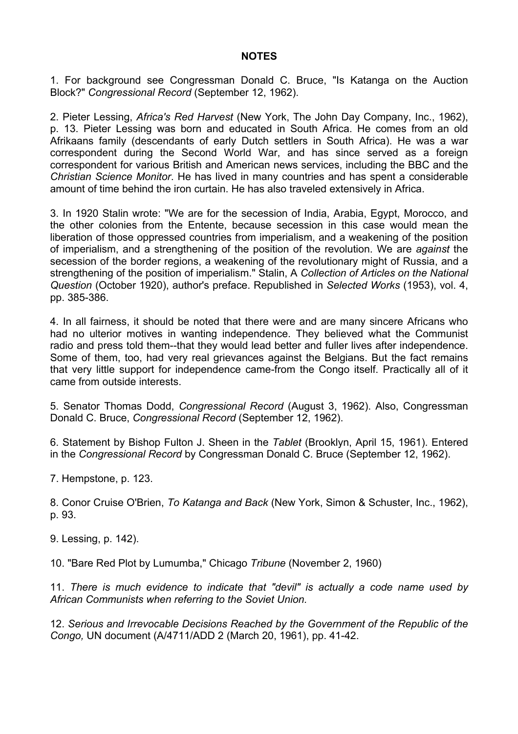**NOTES**

1. For background see Congressman Donald C. Bruce, "Is Katanga on the Auction Block?" *Congressional Record* (September 12, 1962).

2. Pieter Lessing, *Africa's Red Harvest* (New York, The John Day Company, Inc., 1962), p. 13. Pieter Lessing was born and educated in South Africa. He comes from an old Afrikaans family (descendants of early Dutch settlers in South Africa). He was a war correspondent during the Second World War, and has since served as a foreign correspondent for various British and American news services, including the BBC and the *Christian Science Monitor*. He has lived in many countries and has spent a considerable amount of time behind the iron curtain. He has also traveled extensively in Africa.

3. In 1920 Stalin wrote: "We are for the secession of India, Arabia, Egypt, Morocco, and the other colonies from the Entente, because secession in this case would mean the liberation of those oppressed countries from imperialism, and a weakening of the position of imperialism, and a strengthening of the position of the revolution. We are *against* the secession of the border regions, a weakening of the revolutionary might of Russia, and a strengthening of the position of imperialism." Stalin, A *Collection of Articles on the National Question* (October 1920), author's preface. Republished in *Selected Works* (1953), vol. 4, pp. 385-386.

4. In all fairness, it should be noted that there were and are many sincere Africans who had no ulterior motives in wanting independence. They believed what the Communist radio and press told them--that they would lead better and fuller lives after independence. Some of them, too, had very real grievances against the Belgians. But the fact remains that very little support for independence came-from the Congo itself. Practically all of it came from outside interests.

5. Senator Thomas Dodd, *Congressional Record* (August 3, 1962). Also, Congressman Donald C. Bruce, *Congressional Record* (September 12, 1962).

6. Statement by Bishop Fulton J. Sheen in the *Tablet* (Brooklyn, April 15, 1961). Entered in the *Congressional Record* by Congressman Donald C. Bruce (September 12, 1962).

7. Hempstone, p. 123.

8. Conor Cruise O'Brien, *To Katanga and Back* (New York, Simon & Schuster, Inc., 1962), p. 93.

9. Lessing, p. 142).

10. "Bare Red Plot by Lumumba," Chicago *Tribune* (November 2, 1960)

11. *There is much evidence to indicate that "devil" is actually a code name used by African Communists when referring to the Soviet Union.*

12. *Serious and Irrevocable Decisions Reached by the Government of the Republic of the Congo,* UN document (A/4711/ADD 2 (March 20, 1961), pp. 41-42.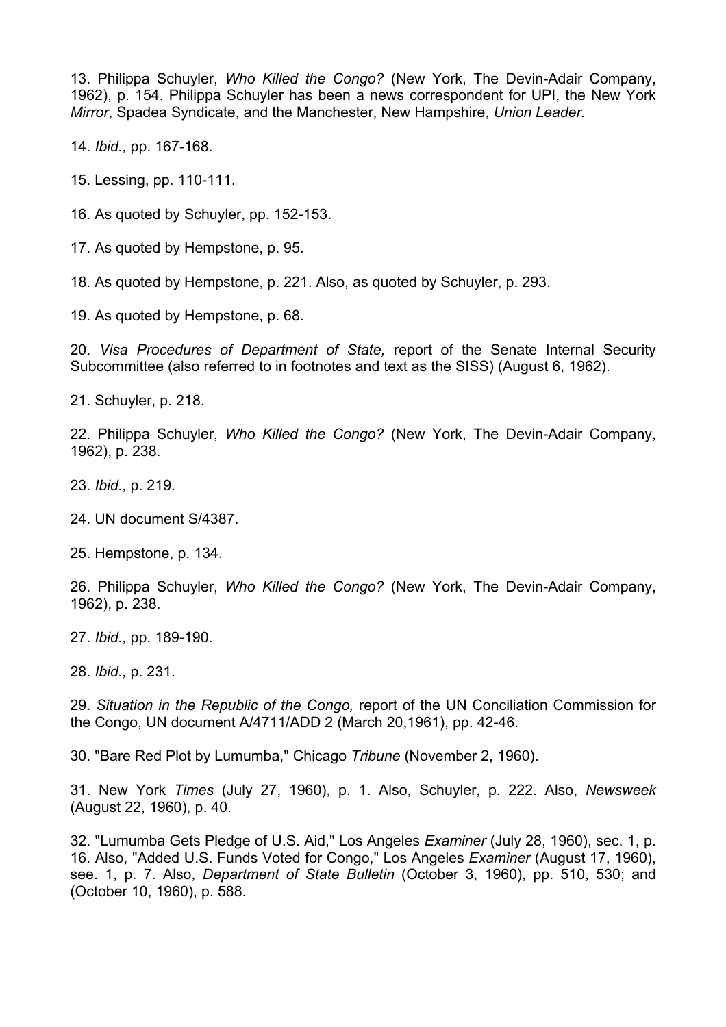13. Philippa Schuyler, *Who Killed the Congo?* (New York, The Devin-Adair Company, 1962), p. 154. Philippa Schuyler has been a news correspondent for UPI, the New York *Mirror*, Spadea Syndicate, and the Manchester, New Hampshire, *Union Leader.*

14. *Ibid.,* pp. 167-168.

15. Lessing, pp. 110-111.

16. As quoted by Schuyler, pp. 152-153.

17. As quoted by Hempstone, p. 95.

18. As quoted by Hempstone, p. 221. Also, as quoted by Schuyler, p. 293.

19. As quoted by Hempstone, p. 68.

20. *Visa Procedures of Department of State,* report of the Senate Internal Security Subcommittee (also referred to in footnotes and text as the SISS) (August 6, 1962).

21. Schuyler, p. 218.

22. Philippa Schuyler, *Who Killed the Congo?* (New York, The Devin-Adair Company, 1962), p. 238.

23. *Ibid.,* p. 219.

24. UN document S/4387.

25. Hempstone, p. 134.

26. Philippa Schuyler, *Who Killed the Congo?* (New York, The Devin-Adair Company, 1962), p. 238.

27. *Ibid.,* pp. 189-190.

28. *Ibid.,* p. 231.

29. *Situation in the Republic of the Congo,* report of the UN Conciliation Commission for the Congo, UN document A/4711/ADD 2 (March 20,1961), pp. 42-46.

30. "Bare Red Plot by Lumumba," Chicago *Tribune* (November 2, 1960).

31. New York *Times* (July 27, 1960), p. 1. Also, Schuyler, p. 222. Also, *Newsweek* (August 22, 1960), p. 40.

32. "Lumumba Gets Pledge of U.S. Aid," Los Angeles *Examiner* (July 28, 1960), sec. 1, p. 16. Also, "Added U.S. Funds Voted for Congo," Los Angeles *Examiner* (August 17, 1960), see. 1, p. 7. Also, *Department of State Bulletin* (October 3, 1960), pp. 510, 530; and (October 10, 1960), p. 588.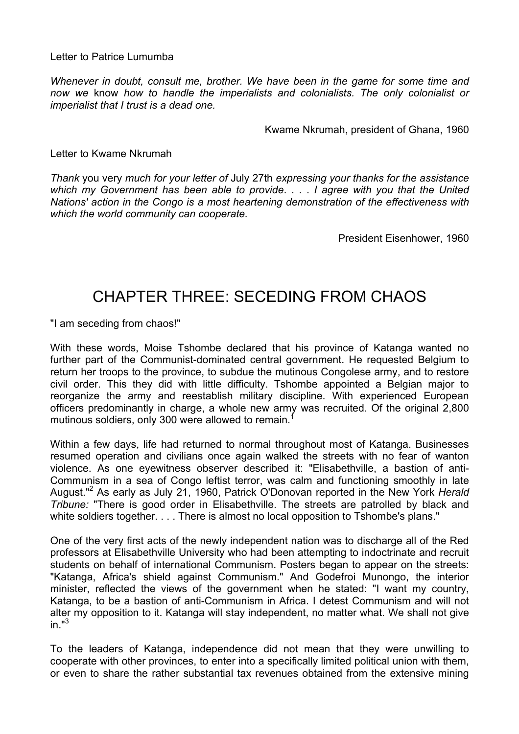Letter to Patrice Lumumba

*Whenever in doubt, consult me, brother. We have been in the game for some time and now we* know *how to handle the imperialists and colonialists. The only colonialist or imperialist that I trust is a dead one.*

Kwame Nkrumah, president of Ghana, 1960

Letter to Kwame Nkrumah

*Thank* you very *much for your letter of* July 27th *expressing your thanks for the assistance which my Government has been able to provide. . . . I agree with you that the United Nations' action in the Congo is a most heartening demonstration of the effectiveness with which the world community can cooperate.*

President Eisenhower, 1960

# CHAPTER THREE: SECEDING FROM CHAOS

"I am seceding from chaos!"

With these words, Moise Tshombe declared that his province of Katanga wanted no further part of the Communist-dominated central government. He requested Belgium to return her troops to the province, to subdue the mutinous Congolese army, and to restore civil order. This they did with little difficulty. Tshombe appointed a Belgian major to reorganize the army and reestablish military discipline. With experienced European officers predominantly in charge, a whole new army was recruited. Of the original 2,800 mutinous soldiers, only 300 were allowed to remain.[1]

Within a few days, life had returned to normal throughout most of Katanga. Businesses resumed operation and civilians once again walked the streets with no fear of wanton violence. As one eyewitness observer described it: "Elisabethville, a bastion of anti-Communism in a sea of Congo leftist terror, was calm and functioning smoothly in late August."[2] As early as July 21, 1960, Patrick O'Donovan reported in the New York *Herald Tribune:* "There is good order in Elisabethville. The streets are patrolled by black and white soldiers together. . . . There is almost no local opposition to Tshombe's plans."

One of the very first acts of the newly independent nation was to discharge all of the Red professors at Elisabethville University who had been attempting to indoctrinate and recruit students on behalf of international Communism. Posters began to appear on the streets: "Katanga, Africa's shield against Communism." And Godefroi Munongo, the interior minister, reflected the views of the government when he stated: "I want my country, Katanga, to be a bastion of anti-Communism in Africa. I detest Communism and will not alter my opposition to it. Katanga will stay independent, no matter what. We shall not give in."[3]

To the leaders of Katanga, independence did not mean that they were unwilling to cooperate with other provinces, to enter into a specifically limited political union with them, or even to share the rather substantial tax revenues obtained from the extensive mining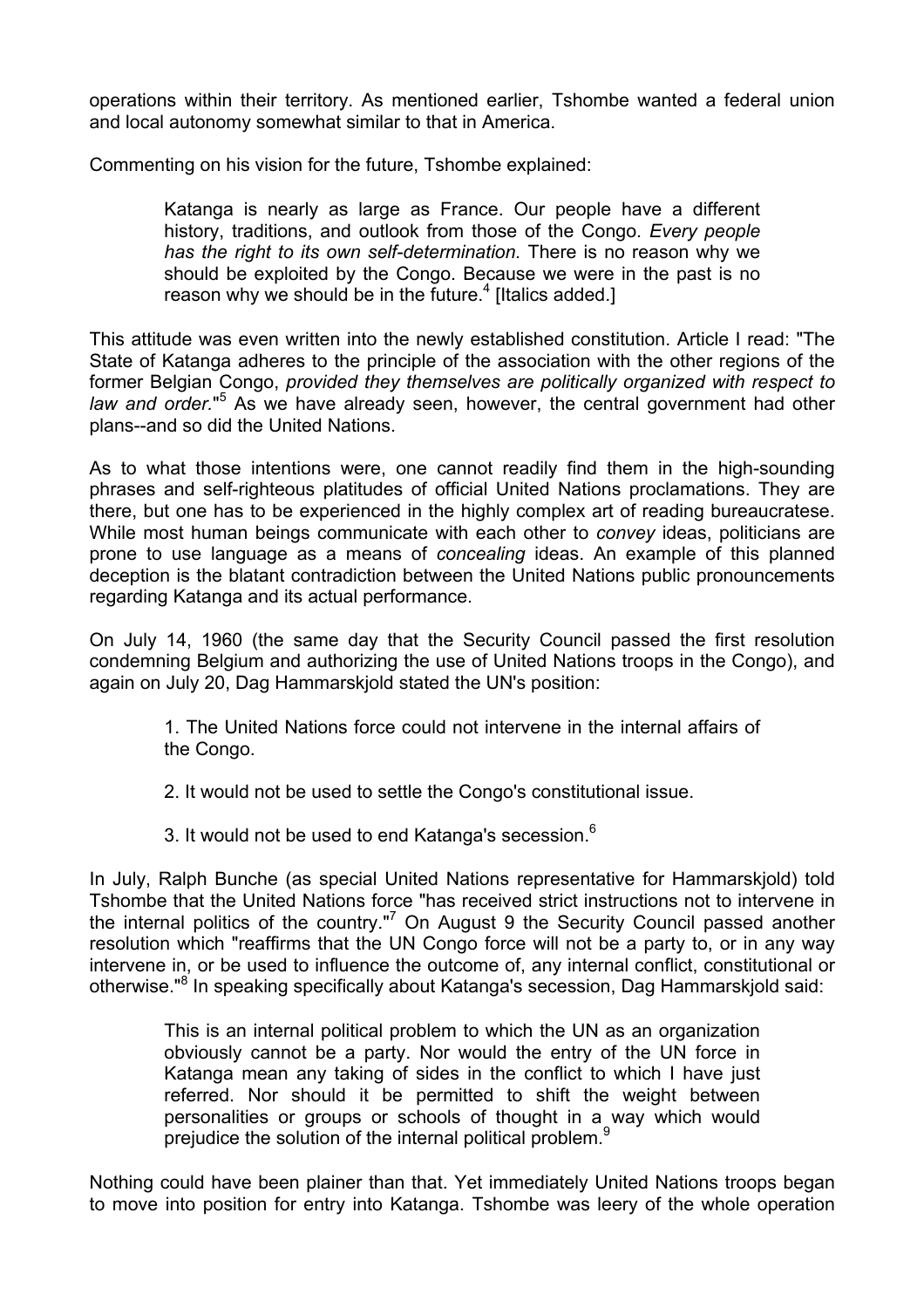operations within their territory. As mentioned earlier, Tshombe wanted a federal union and local autonomy somewhat similar to that in America.

Commenting on his vision for the future, Tshombe explained:

> Katanga is nearly as large as France. Our people have a different history, traditions, and outlook from those of the Congo. *Every people has the right to its own self-determination.* There is no reason why we should be exploited by the Congo. Because we were in the past is no reason why we should be in the future.[4] [Italics added.]

This attitude was even written into the newly established constitution. Article I read: "The State of Katanga adheres to the principle of the association with the other regions of the former Belgian Congo, *provided they themselves are politically organized with respect to law and order.*"[5] As we have already seen, however, the central government had other plans--and so did the United Nations.

As to what those intentions were, one cannot readily find them in the high-sounding phrases and self-righteous platitudes of official United Nations proclamations. They are there, but one has to be experienced in the highly complex art of reading bureaucratese. While most human beings communicate with each other to *convey* ideas, politicians are prone to use language as a means of *concealing* ideas. An example of this planned deception is the blatant contradiction between the United Nations public pronouncements regarding Katanga and its actual performance.

On July 14, 1960 (the same day that the Security Council passed the first resolution condemning Belgium and authorizing the use of United Nations troops in the Congo), and again on July 20, Dag Hammarskjold stated the UN's position:

> 1. The United Nations force could not intervene in the internal affairs of the Congo.
>
> 2. It would not be used to settle the Congo's constitutional issue.
>
> 3. It would not be used to end Katanga's secession.[6]

In July, Ralph Bunche (as special United Nations representative for Hammarskjold) told Tshombe that the United Nations force "has received strict instructions not to intervene in the internal politics of the country."[7] On August 9 the Security Council passed another resolution which "reaffirms that the UN Congo force will not be a party to, or in any way intervene in, or be used to influence the outcome of, any internal conflict, constitutional or otherwise."[8] In speaking specifically about Katanga's secession, Dag Hammarskjold said:

> This is an internal political problem to which the UN as an organization obviously cannot be a party. Nor would the entry of the UN force in Katanga mean any taking of sides in the conflict to which I have just referred. Nor should it be permitted to shift the weight between personalities or groups or schools of thought in a way which would prejudice the solution of the internal political problem.[9]

Nothing could have been plainer than that. Yet immediately United Nations troops began to move into position for entry into Katanga. Tshombe was leery of the whole operation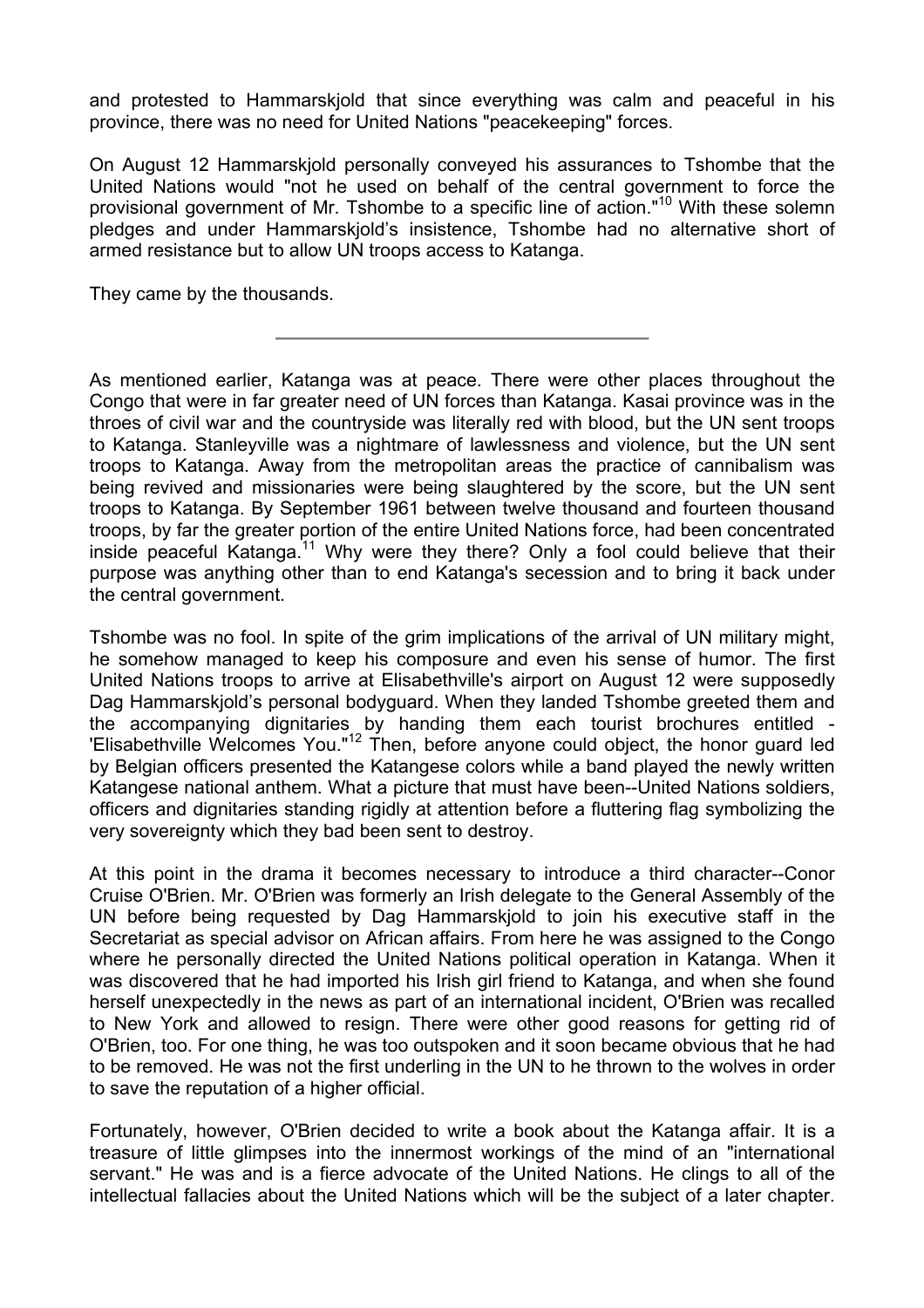and protested to Hammarskjold that since everything was calm and peaceful in his province, there was no need for United Nations "peacekeeping" forces.

On August 12 Hammarskjold personally conveyed his assurances to Tshombe that the United Nations would "not he used on behalf of the central government to force the provisional government of Mr. Tshombe to a specific line of action."[10] With these solemn pledges and under Hammarskjold's insistence, Tshombe had no alternative short of armed resistance but to allow UN troops access to Katanga.

They came by the thousands.

---

As mentioned earlier, Katanga was at peace. There were other places throughout the Congo that were in far greater need of UN forces than Katanga. Kasai province was in the throes of civil war and the countryside was literally red with blood, but the UN sent troops to Katanga. Stanleyville was a nightmare of lawlessness and violence, but the UN sent troops to Katanga. Away from the metropolitan areas the practice of cannibalism was being revived and missionaries were being slaughtered by the score, but the UN sent troops to Katanga. By September 1961 between twelve thousand and fourteen thousand troops, by far the greater portion of the entire United Nations force, had been concentrated inside peaceful Katanga.[11] Why were they there? Only a fool could believe that their purpose was anything other than to end Katanga's secession and to bring it back under the central government.

Tshombe was no fool. In spite of the grim implications of the arrival of UN military might, he somehow managed to keep his composure and even his sense of humor. The first United Nations troops to arrive at Elisabethville's airport on August 12 were supposedly Dag Hammarskjold's personal bodyguard. When they landed Tshombe greeted them and the accompanying dignitaries by handing them each tourist brochures entitled - 'Elisabethville Welcomes You."[12] Then, before anyone could object, the honor guard led by Belgian officers presented the Katangese colors while a band played the newly written Katangese national anthem. What a picture that must have been--United Nations soldiers, officers and dignitaries standing rigidly at attention before a fluttering flag symbolizing the very sovereignty which they bad been sent to destroy.

At this point in the drama it becomes necessary to introduce a third character--Conor Cruise O'Brien. Mr. O'Brien was formerly an Irish delegate to the General Assembly of the UN before being requested by Dag Hammarskjold to join his executive staff in the Secretariat as special advisor on African affairs. From here he was assigned to the Congo where he personally directed the United Nations political operation in Katanga. When it was discovered that he had imported his Irish girl friend to Katanga, and when she found herself unexpectedly in the news as part of an international incident, O'Brien was recalled to New York and allowed to resign. There were other good reasons for getting rid of O'Brien, too. For one thing, he was too outspoken and it soon became obvious that he had to be removed. He was not the first underling in the UN to he thrown to the wolves in order to save the reputation of a higher official.

Fortunately, however, O'Brien decided to write a book about the Katanga affair. It is a treasure of little glimpses into the innermost workings of the mind of an "international servant." He was and is a fierce advocate of the United Nations. He clings to all of the intellectual fallacies about the United Nations which will be the subject of a later chapter.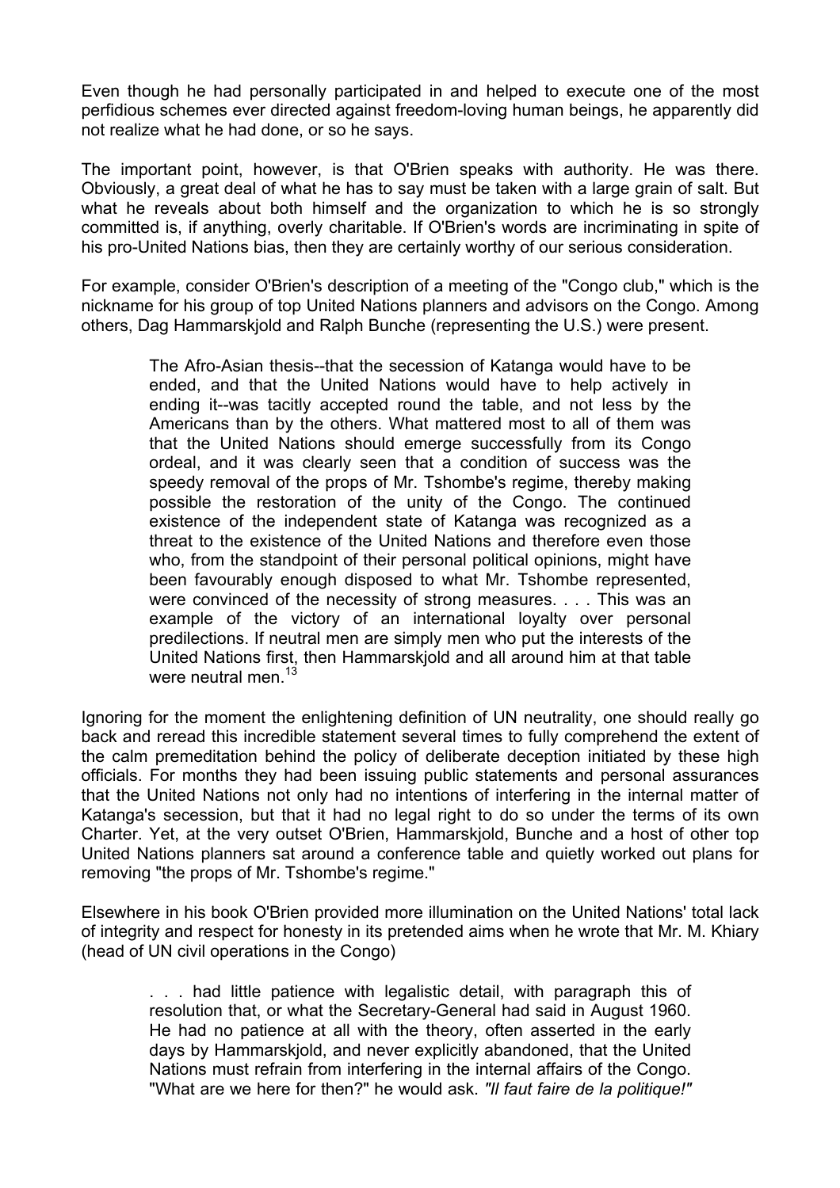Even though he had personally participated in and helped to execute one of the most perfidious schemes ever directed against freedom-loving human beings, he apparently did not realize what he had done, or so he says.

The important point, however, is that O'Brien speaks with authority. He was there. Obviously, a great deal of what he has to say must be taken with a large grain of salt. But what he reveals about both himself and the organization to which he is so strongly committed is, if anything, overly charitable. If O'Brien's words are incriminating in spite of his pro-United Nations bias, then they are certainly worthy of our serious consideration.

For example, consider O'Brien's description of a meeting of the "Congo club," which is the nickname for his group of top United Nations planners and advisors on the Congo. Among others, Dag Hammarskjold and Ralph Bunche (representing the U.S.) were present.

> The Afro-Asian thesis--that the secession of Katanga would have to be ended, and that the United Nations would have to help actively in ending it--was tacitly accepted round the table, and not less by the Americans than by the others. What mattered most to all of them was that the United Nations should emerge successfully from its Congo ordeal, and it was clearly seen that a condition of success was the speedy removal of the props of Mr. Tshombe's regime, thereby making possible the restoration of the unity of the Congo. The continued existence of the independent state of Katanga was recognized as a threat to the existence of the United Nations and therefore even those who, from the standpoint of their personal political opinions, might have been favourably enough disposed to what Mr. Tshombe represented, were convinced of the necessity of strong measures. . . . This was an example of the victory of an international loyalty over personal predilections. If neutral men are simply men who put the interests of the United Nations first, then Hammarskjold and all around him at that table were neutral men.[13]

Ignoring for the moment the enlightening definition of UN neutrality, one should really go back and reread this incredible statement several times to fully comprehend the extent of the calm premeditation behind the policy of deliberate deception initiated by these high officials. For months they had been issuing public statements and personal assurances that the United Nations not only had no intentions of interfering in the internal matter of Katanga's secession, but that it had no legal right to do so under the terms of its own Charter. Yet, at the very outset O'Brien, Hammarskjold, Bunche and a host of other top United Nations planners sat around a conference table and quietly worked out plans for removing "the props of Mr. Tshombe's regime."

Elsewhere in his book O'Brien provided more illumination on the United Nations' total lack of integrity and respect for honesty in its pretended aims when he wrote that Mr. M. Khiary (head of UN civil operations in the Congo)

> . . . had little patience with legalistic detail, with paragraph this of resolution that, or what the Secretary-General had said in August 1960. He had no patience at all with the theory, often asserted in the early days by Hammarskjold, and never explicitly abandoned, that the United Nations must refrain from interfering in the internal affairs of the Congo. "What are we here for then?" he would ask. *"Il faut faire de la politique!"*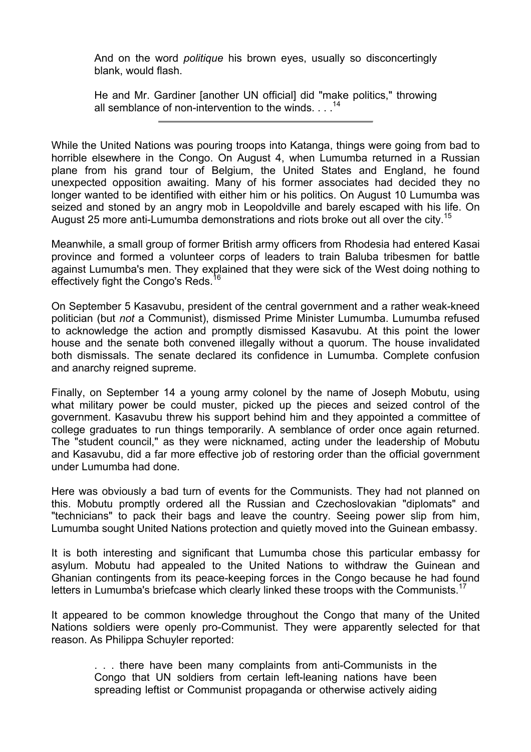> And on the word *politique* his brown eyes, usually so disconcertingly blank, would flash.
>
> He and Mr. Gardiner [another UN official] did "make politics," throwing all semblance of non-intervention to the winds. . . .[14]

---

While the United Nations was pouring troops into Katanga, things were going from bad to horrible elsewhere in the Congo. On August 4, when Lumumba returned in a Russian plane from his grand tour of Belgium, the United States and England, he found unexpected opposition awaiting. Many of his former associates had decided they no longer wanted to be identified with either him or his politics. On August 10 Lumumba was seized and stoned by an angry mob in Leopoldville and barely escaped with his life. On August 25 more anti-Lumumba demonstrations and riots broke out all over the city.[15]

Meanwhile, a small group of former British army officers from Rhodesia had entered Kasai province and formed a volunteer corps of leaders to train Baluba tribesmen for battle against Lumumba's men. They explained that they were sick of the West doing nothing to effectively fight the Congo's Reds.[16]

On September 5 Kasavubu, president of the central government and a rather weak-kneed politician (but *not* a Communist), dismissed Prime Minister Lumumba. Lumumba refused to acknowledge the action and promptly dismissed Kasavubu. At this point the lower house and the senate both convened illegally without a quorum. The house invalidated both dismissals. The senate declared its confidence in Lumumba. Complete confusion and anarchy reigned supreme.

Finally, on September 14 a young army colonel by the name of Joseph Mobutu, using what military power be could muster, picked up the pieces and seized control of the government. Kasavubu threw his support behind him and they appointed a committee of college graduates to run things temporarily. A semblance of order once again returned. The "student council," as they were nicknamed, acting under the leadership of Mobutu and Kasavubu, did a far more effective job of restoring order than the official government under Lumumba had done.

Here was obviously a bad turn of events for the Communists. They had not planned on this. Mobutu promptly ordered all the Russian and Czechoslovakian "diplomats" and "technicians" to pack their bags and leave the country. Seeing power slip from him, Lumumba sought United Nations protection and quietly moved into the Guinean embassy.

It is both interesting and significant that Lumumba chose this particular embassy for asylum. Mobutu had appealed to the United Nations to withdraw the Guinean and Ghanian contingents from its peace-keeping forces in the Congo because he had found letters in Lumumba's briefcase which clearly linked these troops with the Communists.[17]

It appeared to be common knowledge throughout the Congo that many of the United Nations soldiers were openly pro-Communist. They were apparently selected for that reason. As Philippa Schuyler reported:

> . . . there have been many complaints from anti-Communists in the Congo that UN soldiers from certain left-leaning nations have been spreading leftist or Communist propaganda or otherwise actively aiding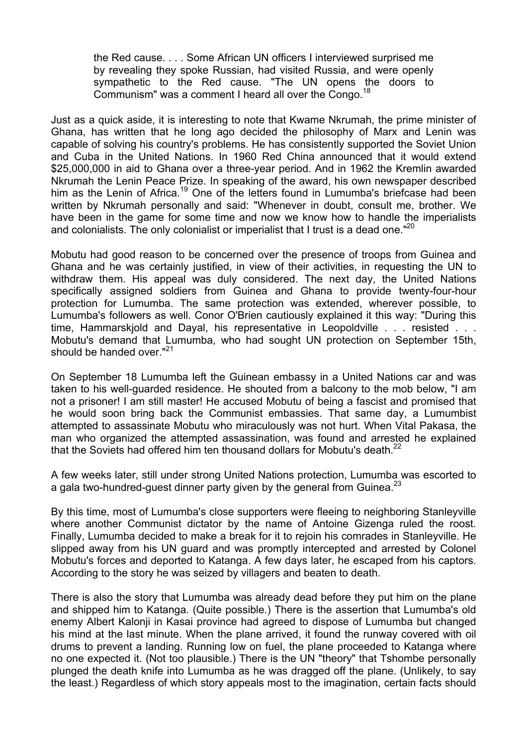> the Red cause. . . . Some African UN officers I interviewed surprised me by revealing they spoke Russian, had visited Russia, and were openly sympathetic to the Red cause. "The UN opens the doors to Communism" was a comment I heard all over the Congo.[18]

Just as a quick aside, it is interesting to note that Kwame Nkrumah, the prime minister of Ghana, has written that he long ago decided the philosophy of Marx and Lenin was capable of solving his country's problems. He has consistently supported the Soviet Union and Cuba in the United Nations. In 1960 Red China announced that it would extend $25,000,000 in aid to Ghana over a three-year period. And in 1962 the Kremlin awarded Nkrumah the Lenin Peace Prize. In speaking of the award, his own newspaper described him as the Lenin of Africa.[19] One of the letters found in Lumumba's briefcase had been written by Nkrumah personally and said: "Whenever in doubt, consult me, brother. We have been in the game for some time and now we know how to handle the imperialists and colonialists. The only colonialist or imperialist that I trust is a dead one."[20]

Mobutu had good reason to be concerned over the presence of troops from Guinea and Ghana and he was certainly justified, in view of their activities, in requesting the UN to withdraw them. His appeal was duly considered. The next day, the United Nations specifically assigned soldiers from Guinea and Ghana to provide twenty-four-hour protection for Lumumba. The same protection was extended, wherever possible, to Lumumba's followers as well. Conor O'Brien cautiously explained it this way: "During this time, Hammarskjold and Dayal, his representative in Leopoldville . . . resisted . . . Mobutu's demand that Lumumba, who had sought UN protection on September 15th, should be handed over."[21]

On September 18 Lumumba left the Guinean embassy in a United Nations car and was taken to his well-guarded residence. He shouted from a balcony to the mob below, "I am not a prisoner! I am still master! He accused Mobutu of being a fascist and promised that he would soon bring back the Communist embassies. That same day, a Lumumbist attempted to assassinate Mobutu who miraculously was not hurt. When Vital Pakasa, the man who organized the attempted assassination, was found and arrested he explained that the Soviets had offered him ten thousand dollars for Mobutu's death.[22]

A few weeks later, still under strong United Nations protection, Lumumba was escorted to a gala two-hundred-guest dinner party given by the general from Guinea.[23]

By this time, most of Lumumba's close supporters were fleeing to neighboring Stanleyville where another Communist dictator by the name of Antoine Gizenga ruled the roost. Finally, Lumumba decided to make a break for it to rejoin his comrades in Stanleyville. He slipped away from his UN guard and was promptly intercepted and arrested by Colonel Mobutu's forces and deported to Katanga. A few days later, he escaped from his captors. According to the story he was seized by villagers and beaten to death.

There is also the story that Lumumba was already dead before they put him on the plane and shipped him to Katanga. (Quite possible.) There is the assertion that Lumumba's old enemy Albert Kalonji in Kasai province had agreed to dispose of Lumumba but changed his mind at the last minute. When the plane arrived, it found the runway covered with oil drums to prevent a landing. Running low on fuel, the plane proceeded to Katanga where no one expected it. (Not too plausible.) There is the UN "theory" that Tshombe personally plunged the death knife into Lumumba as he was dragged off the plane. (Unlikely, to say the least.) Regardless of which story appeals most to the imagination, certain facts should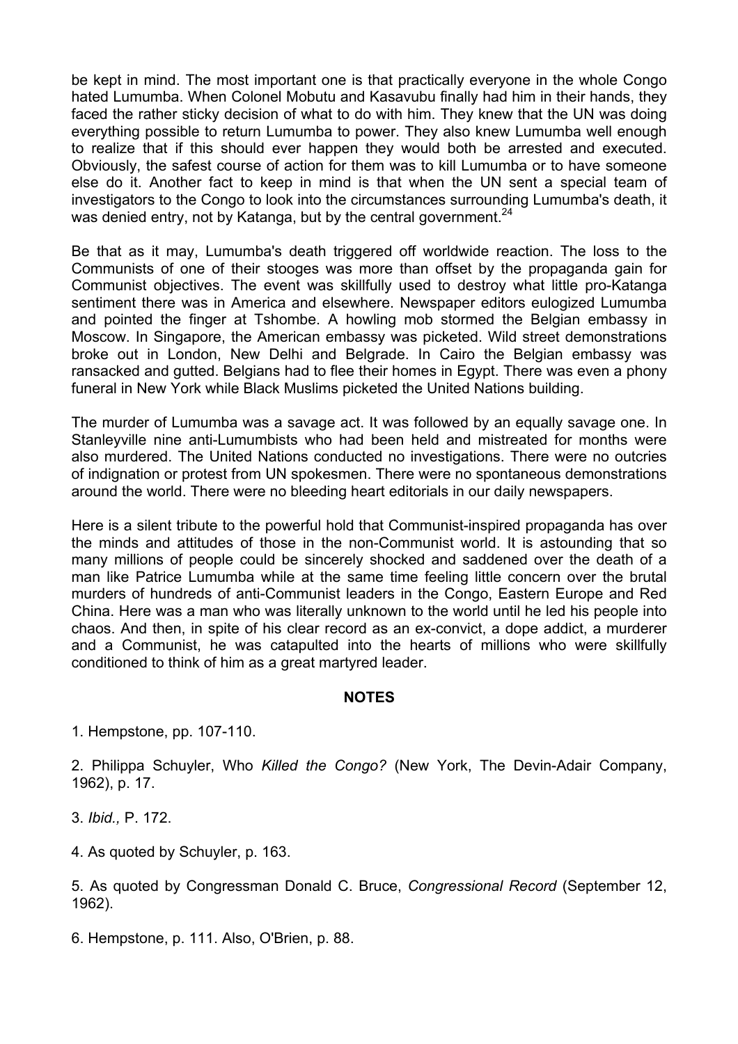be kept in mind. The most important one is that practically everyone in the whole Congo hated Lumumba. When Colonel Mobutu and Kasavubu finally had him in their hands, they faced the rather sticky decision of what to do with him. They knew that the UN was doing everything possible to return Lumumba to power. They also knew Lumumba well enough to realize that if this should ever happen they would both be arrested and executed. Obviously, the safest course of action for them was to kill Lumumba or to have someone else do it. Another fact to keep in mind is that when the UN sent a special team of investigators to the Congo to look into the circumstances surrounding Lumumba's death, it was denied entry, not by Katanga, but by the central government.[24]

Be that as it may, Lumumba's death triggered off worldwide reaction. The loss to the Communists of one of their stooges was more than offset by the propaganda gain for Communist objectives. The event was skillfully used to destroy what little pro-Katanga sentiment there was in America and elsewhere. Newspaper editors eulogized Lumumba and pointed the finger at Tshombe. A howling mob stormed the Belgian embassy in Moscow. In Singapore, the American embassy was picketed. Wild street demonstrations broke out in London, New Delhi and Belgrade. In Cairo the Belgian embassy was ransacked and gutted. Belgians had to flee their homes in Egypt. There was even a phony funeral in New York while Black Muslims picketed the United Nations building.

The murder of Lumumba was a savage act. It was followed by an equally savage one. In Stanleyville nine anti-Lumumbists who had been held and mistreated for months were also murdered. The United Nations conducted no investigations. There were no outcries of indignation or protest from UN spokesmen. There were no spontaneous demonstrations around the world. There were no bleeding heart editorials in our daily newspapers.

Here is a silent tribute to the powerful hold that Communist-inspired propaganda has over the minds and attitudes of those in the non-Communist world. It is astounding that so many millions of people could be sincerely shocked and saddened over the death of a man like Patrice Lumumba while at the same time feeling little concern over the brutal murders of hundreds of anti-Communist leaders in the Congo, Eastern Europe and Red China. Here was a man who was literally unknown to the world until he led his people into chaos. And then, in spite of his clear record as an ex-convict, a dope addict, a murderer and a Communist, he was catapulted into the hearts of millions who were skillfully conditioned to think of him as a great martyred leader.

**NOTES**

1. Hempstone, pp. 107-110.

2. Philippa Schuyler, Who *Killed the Congo?* (New York, The Devin-Adair Company, 1962), p. 17.

3. *Ibid.,* P. 172.

4. As quoted by Schuyler, p. 163.

5. As quoted by Congressman Donald C. Bruce, *Congressional Record* (September 12, 1962).

6. Hempstone, p. 111. Also, O'Brien, p. 88.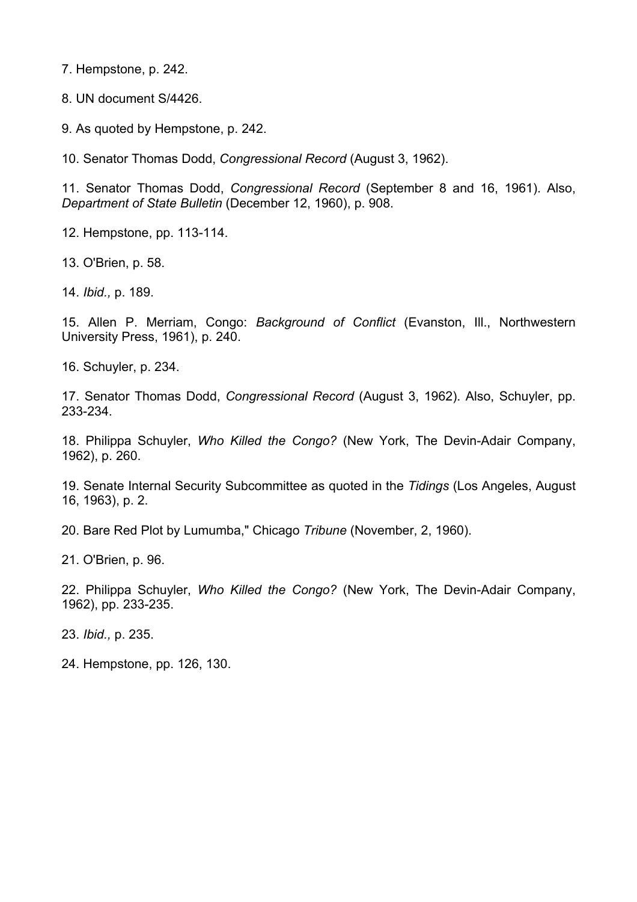7. Hempstone, p. 242.

8. UN document S/4426.

9. As quoted by Hempstone, p. 242.

10. Senator Thomas Dodd, *Congressional Record* (August 3, 1962).

11. Senator Thomas Dodd, *Congressional Record* (September 8 and 16, 1961). Also, *Department of State Bulletin* (December 12, 1960), p. 908.

12. Hempstone, pp. 113-114.

13. O'Brien, p. 58.

14. *Ibid.,* p. 189.

15. Allen P. Merriam, Congo: *Background of Conflict* (Evanston, Ill., Northwestern University Press, 1961), p. 240.

16. Schuyler, p. 234.

17. Senator Thomas Dodd, *Congressional Record* (August 3, 1962). Also, Schuyler, pp. 233-234.

18. Philippa Schuyler, *Who Killed the Congo?* (New York, The Devin-Adair Company, 1962), p. 260.

19. Senate Internal Security Subcommittee as quoted in the *Tidings* (Los Angeles, August 16, 1963), p. 2.

20. Bare Red Plot by Lumumba," Chicago *Tribune* (November, 2, 1960).

21. O'Brien, p. 96.

22. Philippa Schuyler, *Who Killed the Congo?* (New York, The Devin-Adair Company, 1962), pp. 233-235.

23. *Ibid.,* p. 235.

24. Hempstone, pp. 126, 130.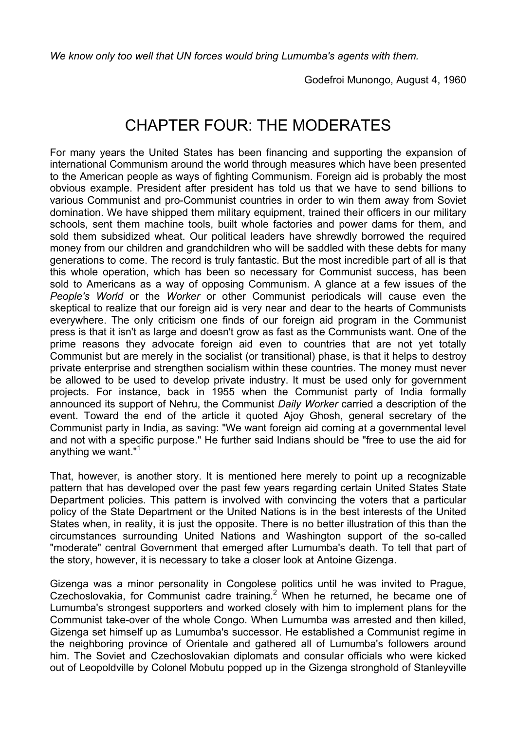*We know only too well that UN forces would bring Lumumba's agents with them.*

Godefroi Munongo, August 4, 1960

# CHAPTER FOUR: THE MODERATES

For many years the United States has been financing and supporting the expansion of international Communism around the world through measures which have been presented to the American people as ways of fighting Communism. Foreign aid is probably the most obvious example. President after president has told us that we have to send billions to various Communist and pro-Communist countries in order to win them away from Soviet domination. We have shipped them military equipment, trained their officers in our military schools, sent them machine tools, built whole factories and power dams for them, and sold them subsidized wheat. Our political leaders have shrewdly borrowed the required money from our children and grandchildren who will be saddled with these debts for many generations to come. The record is truly fantastic. But the most incredible part of all is that this whole operation, which has been so necessary for Communist success, has been sold to Americans as a way of opposing Communism. A glance at a few issues of the *People's World* or the *Worker* or other Communist periodicals will cause even the skeptical to realize that our foreign aid is very near and dear to the hearts of Communists everywhere. The only criticism one finds of our foreign aid program in the Communist press is that it isn't as large and doesn't grow as fast as the Communists want. One of the prime reasons they advocate foreign aid even to countries that are not yet totally Communist but are merely in the socialist (or transitional) phase, is that it helps to destroy private enterprise and strengthen socialism within these countries. The money must never be allowed to be used to develop private industry. It must be used only for government projects. For instance, back in 1955 when the Communist party of India formally announced its support of Nehru, the Communist *Daily Worker* carried a description of the event. Toward the end of the article it quoted Ajoy Ghosh, general secretary of the Communist party in India, as saving: "We want foreign aid coming at a governmental level and not with a specific purpose." He further said Indians should be "free to use the aid for anything we want."[1]

That, however, is another story. It is mentioned here merely to point up a recognizable pattern that has developed over the past few years regarding certain United States State Department policies. This pattern is involved with convincing the voters that a particular policy of the State Department or the United Nations is in the best interests of the United States when, in reality, it is just the opposite. There is no better illustration of this than the circumstances surrounding United Nations and Washington support of the so-called "moderate" central Government that emerged after Lumumba's death. To tell that part of the story, however, it is necessary to take a closer look at Antoine Gizenga.

Gizenga was a minor personality in Congolese politics until he was invited to Prague, Czechoslovakia, for Communist cadre training.[2] When he returned, he became one of Lumumba's strongest supporters and worked closely with him to implement plans for the Communist take-over of the whole Congo. When Lumumba was arrested and then killed, Gizenga set himself up as Lumumba's successor. He established a Communist regime in the neighboring province of Orientale and gathered all of Lumumba's followers around him. The Soviet and Czechoslovakian diplomats and consular officials who were kicked out of Leopoldville by Colonel Mobutu popped up in the Gizenga stronghold of Stanleyville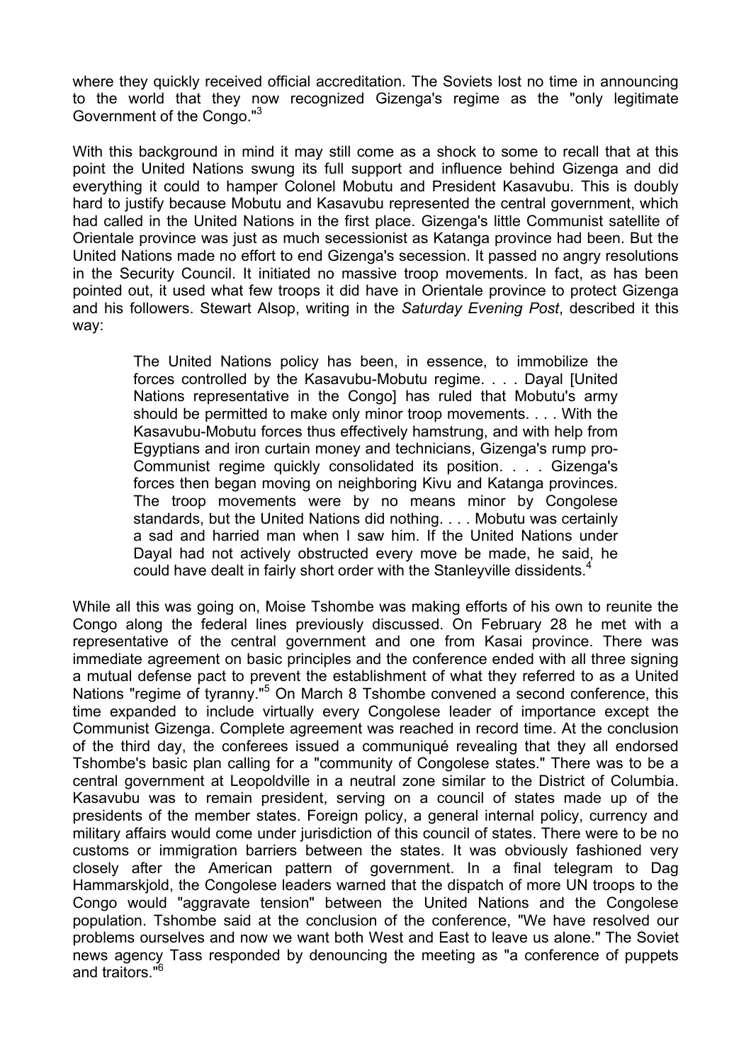where they quickly received official accreditation. The Soviets lost no time in announcing to the world that they now recognized Gizenga's regime as the "only legitimate Government of the Congo."[3]

With this background in mind it may still come as a shock to some to recall that at this point the United Nations swung its full support and influence behind Gizenga and did everything it could to hamper Colonel Mobutu and President Kasavubu. This is doubly hard to justify because Mobutu and Kasavubu represented the central government, which had called in the United Nations in the first place. Gizenga's little Communist satellite of Orientale province was just as much secessionist as Katanga province had been. But the United Nations made no effort to end Gizenga's secession. It passed no angry resolutions in the Security Council. It initiated no massive troop movements. In fact, as has been pointed out, it used what few troops it did have in Orientale province to protect Gizenga and his followers. Stewart Alsop, writing in the *Saturday Evening Post*, described it this way:

> The United Nations policy has been, in essence, to immobilize the forces controlled by the Kasavubu-Mobutu regime. . . . Dayal [United Nations representative in the Congo] has ruled that Mobutu's army should be permitted to make only minor troop movements. . . . With the Kasavubu-Mobutu forces thus effectively hamstrung, and with help from Egyptians and iron curtain money and technicians, Gizenga's rump pro-Communist regime quickly consolidated its position. . . . Gizenga's forces then began moving on neighboring Kivu and Katanga provinces. The troop movements were by no means minor by Congolese standards, but the United Nations did nothing. . . . Mobutu was certainly a sad and harried man when I saw him. If the United Nations under Dayal had not actively obstructed every move be made, he said, he could have dealt in fairly short order with the Stanleyville dissidents.[4]

While all this was going on, Moise Tshombe was making efforts of his own to reunite the Congo along the federal lines previously discussed. On February 28 he met with a representative of the central government and one from Kasai province. There was immediate agreement on basic principles and the conference ended with all three signing a mutual defense pact to prevent the establishment of what they referred to as a United Nations "regime of tyranny."[5] On March 8 Tshombe convened a second conference, this time expanded to include virtually every Congolese leader of importance except the Communist Gizenga. Complete agreement was reached in record time. At the conclusion of the third day, the conferees issued a communiqué revealing that they all endorsed Tshombe's basic plan calling for a "community of Congolese states." There was to be a central government at Leopoldville in a neutral zone similar to the District of Columbia. Kasavubu was to remain president, serving on a council of states made up of the presidents of the member states. Foreign policy, a general internal policy, currency and military affairs would come under jurisdiction of this council of states. There were to be no customs or immigration barriers between the states. It was obviously fashioned very closely after the American pattern of government. In a final telegram to Dag Hammarskjold, the Congolese leaders warned that the dispatch of more UN troops to the Congo would "aggravate tension" between the United Nations and the Congolese population. Tshombe said at the conclusion of the conference, "We have resolved our problems ourselves and now we want both West and East to leave us alone." The Soviet news agency Tass responded by denouncing the meeting as "a conference of puppets and traitors."[6]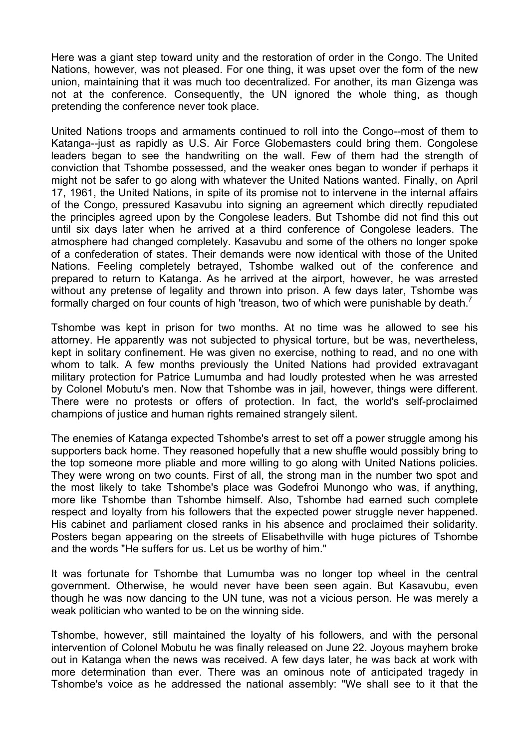Here was a giant step toward unity and the restoration of order in the Congo. The United Nations, however, was not pleased. For one thing, it was upset over the form of the new union, maintaining that it was much too decentralized. For another, its man Gizenga was not at the conference. Consequently, the UN ignored the whole thing, as though pretending the conference never took place.

United Nations troops and armaments continued to roll into the Congo--most of them to Katanga--just as rapidly as U.S. Air Force Globemasters could bring them. Congolese leaders began to see the handwriting on the wall. Few of them had the strength of conviction that Tshombe possessed, and the weaker ones began to wonder if perhaps it might not be safer to go along with whatever the United Nations wanted. Finally, on April 17, 1961, the United Nations, in spite of its promise not to intervene in the internal affairs of the Congo, pressured Kasavubu into signing an agreement which directly repudiated the principles agreed upon by the Congolese leaders. But Tshombe did not find this out until six days later when he arrived at a third conference of Congolese leaders. The atmosphere had changed completely. Kasavubu and some of the others no longer spoke of a confederation of states. Their demands were now identical with those of the United Nations. Feeling completely betrayed, Tshombe walked out of the conference and prepared to return to Katanga. As he arrived at the airport, however, he was arrested without any pretense of legality and thrown into prison. A few days later, Tshombe was formally charged on four counts of high 'treason, two of which were punishable by death.[7]

Tshombe was kept in prison for two months. At no time was he allowed to see his attorney. He apparently was not subjected to physical torture, but be was, nevertheless, kept in solitary confinement. He was given no exercise, nothing to read, and no one with whom to talk. A few months previously the United Nations had provided extravagant military protection for Patrice Lumumba and had loudly protested when he was arrested by Colonel Mobutu's men. Now that Tshombe was in jail, however, things were different. There were no protests or offers of protection. In fact, the world's self-proclaimed champions of justice and human rights remained strangely silent.

The enemies of Katanga expected Tshombe's arrest to set off a power struggle among his supporters back home. They reasoned hopefully that a new shuffle would possibly bring to the top someone more pliable and more willing to go along with United Nations policies. They were wrong on two counts. First of all, the strong man in the number two spot and the most likely to take Tshombe's place was Godefroi Munongo who was, if anything, more like Tshombe than Tshombe himself. Also, Tshombe had earned such complete respect and loyalty from his followers that the expected power struggle never happened. His cabinet and parliament closed ranks in his absence and proclaimed their solidarity. Posters began appearing on the streets of Elisabethville with huge pictures of Tshombe and the words "He suffers for us. Let us be worthy of him."

It was fortunate for Tshombe that Lumumba was no longer top wheel in the central government. Otherwise, he would never have been seen again. But Kasavubu, even though he was now dancing to the UN tune, was not a vicious person. He was merely a weak politician who wanted to be on the winning side.

Tshombe, however, still maintained the loyalty of his followers, and with the personal intervention of Colonel Mobutu he was finally released on June 22. Joyous mayhem broke out in Katanga when the news was received. A few days later, he was back at work with more determination than ever. There was an ominous note of anticipated tragedy in Tshombe's voice as he addressed the national assembly: "We shall see to it that the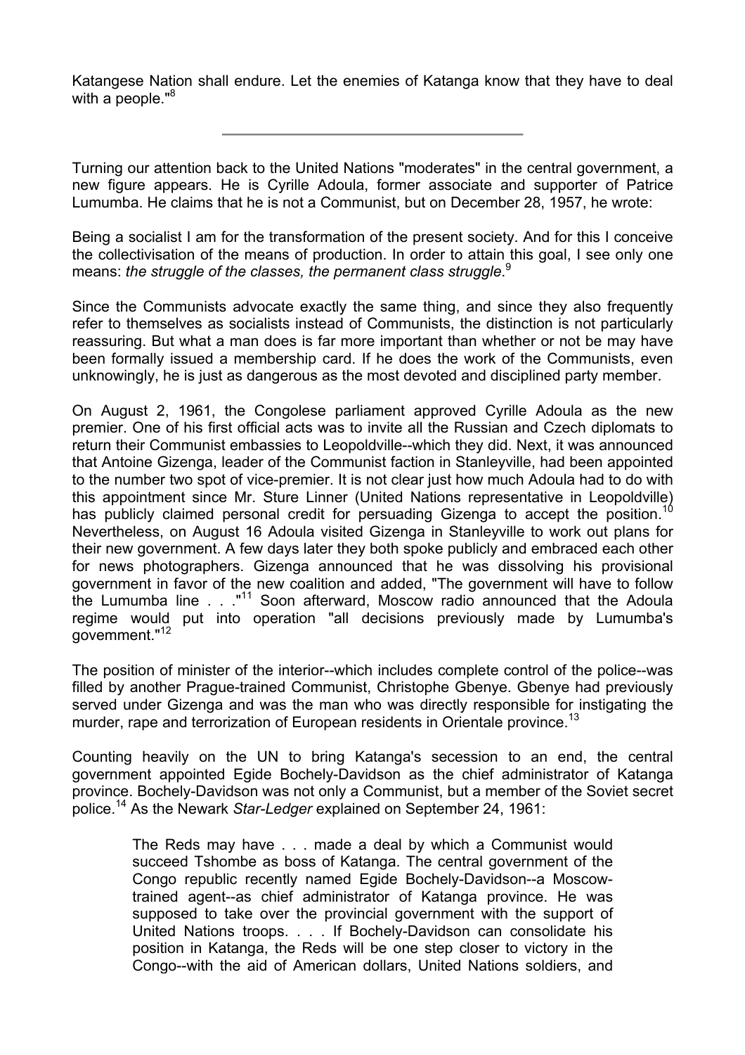Katangese Nation shall endure. Let the enemies of Katanga know that they have to deal with a people."[8]

---

Turning our attention back to the United Nations "moderates" in the central government, a new figure appears. He is Cyrille Adoula, former associate and supporter of Patrice Lumumba. He claims that he is not a Communist, but on December 28, 1957, he wrote:

Being a socialist I am for the transformation of the present society. And for this I conceive the collectivisation of the means of production. In order to attain this goal, I see only one means: *the struggle of the classes, the permanent class struggle*.[9]

Since the Communists advocate exactly the same thing, and since they also frequently refer to themselves as socialists instead of Communists, the distinction is not particularly reassuring. But what a man does is far more important than whether or not be may have been formally issued a membership card. If he does the work of the Communists, even unknowingly, he is just as dangerous as the most devoted and disciplined party member.

On August 2, 1961, the Congolese parliament approved Cyrille Adoula as the new premier. One of his first official acts was to invite all the Russian and Czech diplomats to return their Communist embassies to Leopoldville--which they did. Next, it was announced that Antoine Gizenga, leader of the Communist faction in Stanleyville, had been appointed to the number two spot of vice-premier. It is not clear just how much Adoula had to do with this appointment since Mr. Sture Linner (United Nations representative in Leopoldville) has publicly claimed personal credit for persuading Gizenga to accept the position.[10] Nevertheless, on August 16 Adoula visited Gizenga in Stanleyville to work out plans for their new government. A few days later they both spoke publicly and embraced each other for news photographers. Gizenga announced that he was dissolving his provisional government in favor of the new coalition and added, "The government will have to follow the Lumumba line . . ."[11] Soon afterward, Moscow radio announced that the Adoula regime would put into operation "all decisions previously made by Lumumba's government."[12]

The position of minister of the interior--which includes complete control of the police--was filled by another Prague-trained Communist, Christophe Gbenye. Gbenye had previously served under Gizenga and was the man who was directly responsible for instigating the murder, rape and terrorization of European residents in Orientale province.[13]

Counting heavily on the UN to bring Katanga's secession to an end, the central government appointed Egide Bochely-Davidson as the chief administrator of Katanga province. Bochely-Davidson was not only a Communist, but a member of the Soviet secret police.[14] As the Newark *Star-Ledger* explained on September 24, 1961:

> The Reds may have . . . made a deal by which a Communist would succeed Tshombe as boss of Katanga. The central government of the Congo republic recently named Egide Bochely-Davidson--a Moscow-trained agent--as chief administrator of Katanga province. He was supposed to take over the provincial government with the support of United Nations troops. . . . If Bochely-Davidson can consolidate his position in Katanga, the Reds will be one step closer to victory in the Congo--with the aid of American dollars, United Nations soldiers, and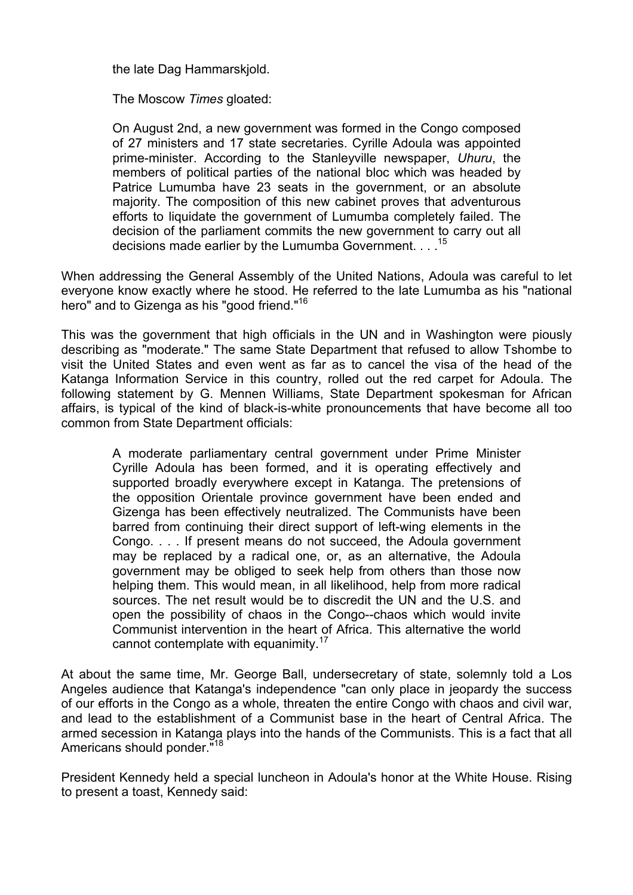the late Dag Hammarskjold.

The Moscow *Times* gloated:

> On August 2nd, a new government was formed in the Congo composed of 27 ministers and 17 state secretaries. Cyrille Adoula was appointed prime-minister. According to the Stanleyville newspaper, *Uhuru*, the members of political parties of the national bloc which was headed by Patrice Lumumba have 23 seats in the government, or an absolute majority. The composition of this new cabinet proves that adventurous efforts to liquidate the government of Lumumba completely failed. The decision of the parliament commits the new government to carry out all decisions made earlier by the Lumumba Government. . . .[15]

When addressing the General Assembly of the United Nations, Adoula was careful to let everyone know exactly where he stood. He referred to the late Lumumba as his "national hero" and to Gizenga as his "good friend."[16]

This was the government that high officials in the UN and in Washington were piously describing as "moderate." The same State Department that refused to allow Tshombe to visit the United States and even went as far as to cancel the visa of the head of the Katanga Information Service in this country, rolled out the red carpet for Adoula. The following statement by G. Mennen Williams, State Department spokesman for African affairs, is typical of the kind of black-is-white pronouncements that have become all too common from State Department officials:

> A moderate parliamentary central government under Prime Minister Cyrille Adoula has been formed, and it is operating effectively and supported broadly everywhere except in Katanga. The pretensions of the opposition Orientale province government have been ended and Gizenga has been effectively neutralized. The Communists have been barred from continuing their direct support of left-wing elements in the Congo. . . . If present means do not succeed, the Adoula government may be replaced by a radical one, or, as an alternative, the Adoula government may be obliged to seek help from others than those now helping them. This would mean, in all likelihood, help from more radical sources. The net result would be to discredit the UN and the U.S. and open the possibility of chaos in the Congo--chaos which would invite Communist intervention in the heart of Africa. This alternative the world cannot contemplate with equanimity.[17]

At about the same time, Mr. George Ball, undersecretary of state, solemnly told a Los Angeles audience that Katanga's independence "can only place in jeopardy the success of our efforts in the Congo as a whole, threaten the entire Congo with chaos and civil war, and lead to the establishment of a Communist base in the heart of Central Africa. The armed secession in Katanga plays into the hands of the Communists. This is a fact that all Americans should ponder."[18]

President Kennedy held a special luncheon in Adoula's honor at the White House. Rising to present a toast, Kennedy said: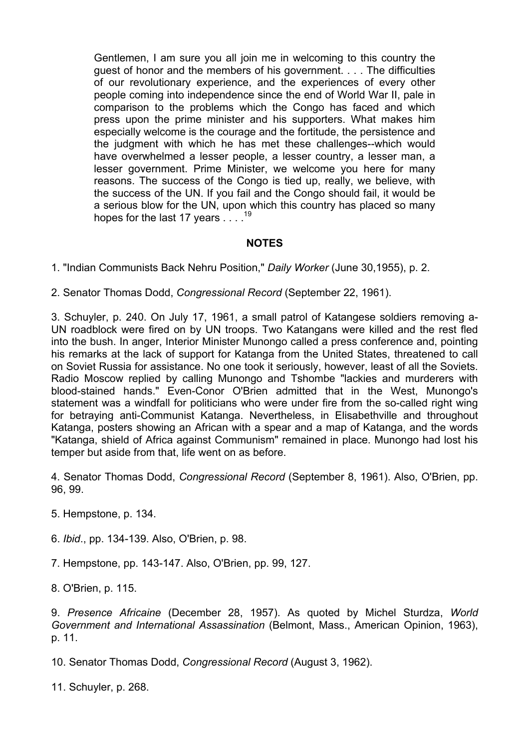> Gentlemen, I am sure you all join me in welcoming to this country the guest of honor and the members of his government. . . . The difficulties of our revolutionary experience, and the experiences of every other people coming into independence since the end of World War II, pale in comparison to the problems which the Congo has faced and which press upon the prime minister and his supporters. What makes him especially welcome is the courage and the fortitude, the persistence and the judgment with which he has met these challenges--which would have overwhelmed a lesser people, a lesser country, a lesser man, a lesser government. Prime Minister, we welcome you here for many reasons. The success of the Congo is tied up, really, we believe, with the success of the UN. If you fail and the Congo should fail, it would be a serious blow for the UN, upon which this country has placed so many hopes for the last 17 years . . . .[19]

## NOTES

1. "Indian Communists Back Nehru Position," *Daily Worker* (June 30,1955), p. 2.

2. Senator Thomas Dodd, *Congressional Record* (September 22, 1961).

3. Schuyler, p. 240. On July 17, 1961, a small patrol of Katangese soldiers removing a-UN roadblock were fired on by UN troops. Two Katangans were killed and the rest fled into the bush. In anger, Interior Minister Munongo called a press conference and, pointing his remarks at the lack of support for Katanga from the United States, threatened to call on Soviet Russia for assistance. No one took it seriously, however, least of all the Soviets. Radio Moscow replied by calling Munongo and Tshombe "lackies and murderers with blood-stained hands." Even-Conor O'Brien admitted that in the West, Munongo's statement was a windfall for politicians who were under fire from the so-called right wing for betraying anti-Communist Katanga. Nevertheless, in Elisabethville and throughout Katanga, posters showing an African with a spear and a map of Katanga, and the words "Katanga, shield of Africa against Communism" remained in place. Munongo had lost his temper but aside from that, life went on as before.

4. Senator Thomas Dodd, *Congressional Record* (September 8, 1961). Also, O'Brien, pp. 96, 99.

5. Hempstone, p. 134.

6. *Ibid*., pp. 134-139. Also, O'Brien, p. 98.

7. Hempstone, pp. 143-147. Also, O'Brien, pp. 99, 127.

8. O'Brien, p. 115.

9. *Presence Africaine* (December 28, 1957). As quoted by Michel Sturdza, *World Government and International Assassination* (Belmont, Mass., American Opinion, 1963), p. 11.

10. Senator Thomas Dodd, *Congressional Record* (August 3, 1962).

11. Schuyler, p. 268.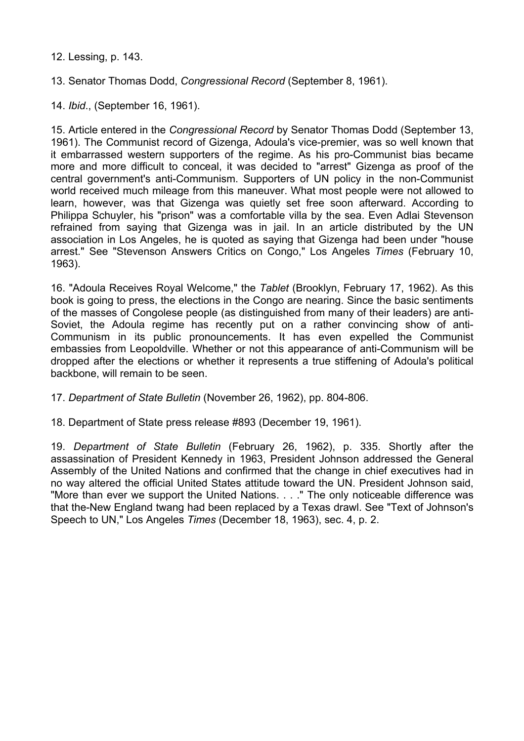12. Lessing, p. 143.

13. Senator Thomas Dodd, *Congressional Record* (September 8, 1961).

14. *Ibid*., (September 16, 1961).

15. Article entered in the *Congressional Record* by Senator Thomas Dodd (September 13, 1961). The Communist record of Gizenga, Adoula's vice-premier, was so well known that it embarrassed western supporters of the regime. As his pro-Communist bias became more and more difficult to conceal, it was decided to "arrest" Gizenga as proof of the central government's anti-Communism. Supporters of UN policy in the non-Communist world received much mileage from this maneuver. What most people were not allowed to learn, however, was that Gizenga was quietly set free soon afterward. According to Philippa Schuyler, his "prison" was a comfortable villa by the sea. Even Adlai Stevenson refrained from saying that Gizenga was in jail. In an article distributed by the UN association in Los Angeles, he is quoted as saying that Gizenga had been under "house arrest." See "Stevenson Answers Critics on Congo," Los Angeles *Times* (February 10, 1963).

16. "Adoula Receives Royal Welcome," the *Tablet* (Brooklyn, February 17, 1962). As this book is going to press, the elections in the Congo are nearing. Since the basic sentiments of the masses of Congolese people (as distinguished from many of their leaders) are anti-Soviet, the Adoula regime has recently put on a rather convincing show of anti-Communism in its public pronouncements. It has even expelled the Communist embassies from Leopoldville. Whether or not this appearance of anti-Communism will be dropped after the elections or whether it represents a true stiffening of Adoula's political backbone, will remain to be seen.

17. *Department of State Bulletin* (November 26, 1962), pp. 804-806.

18. Department of State press release #893 (December 19, 1961).

19. *Department of State Bulletin* (February 26, 1962), p. 335. Shortly after the assassination of President Kennedy in 1963, President Johnson addressed the General Assembly of the United Nations and confirmed that the change in chief executives had in no way altered the official United States attitude toward the UN. President Johnson said, "More than ever we support the United Nations. . . ." The only noticeable difference was that the-New England twang had been replaced by a Texas drawl. See "Text of Johnson's Speech to UN," Los Angeles *Times* (December 18, 1963), sec. 4, p. 2.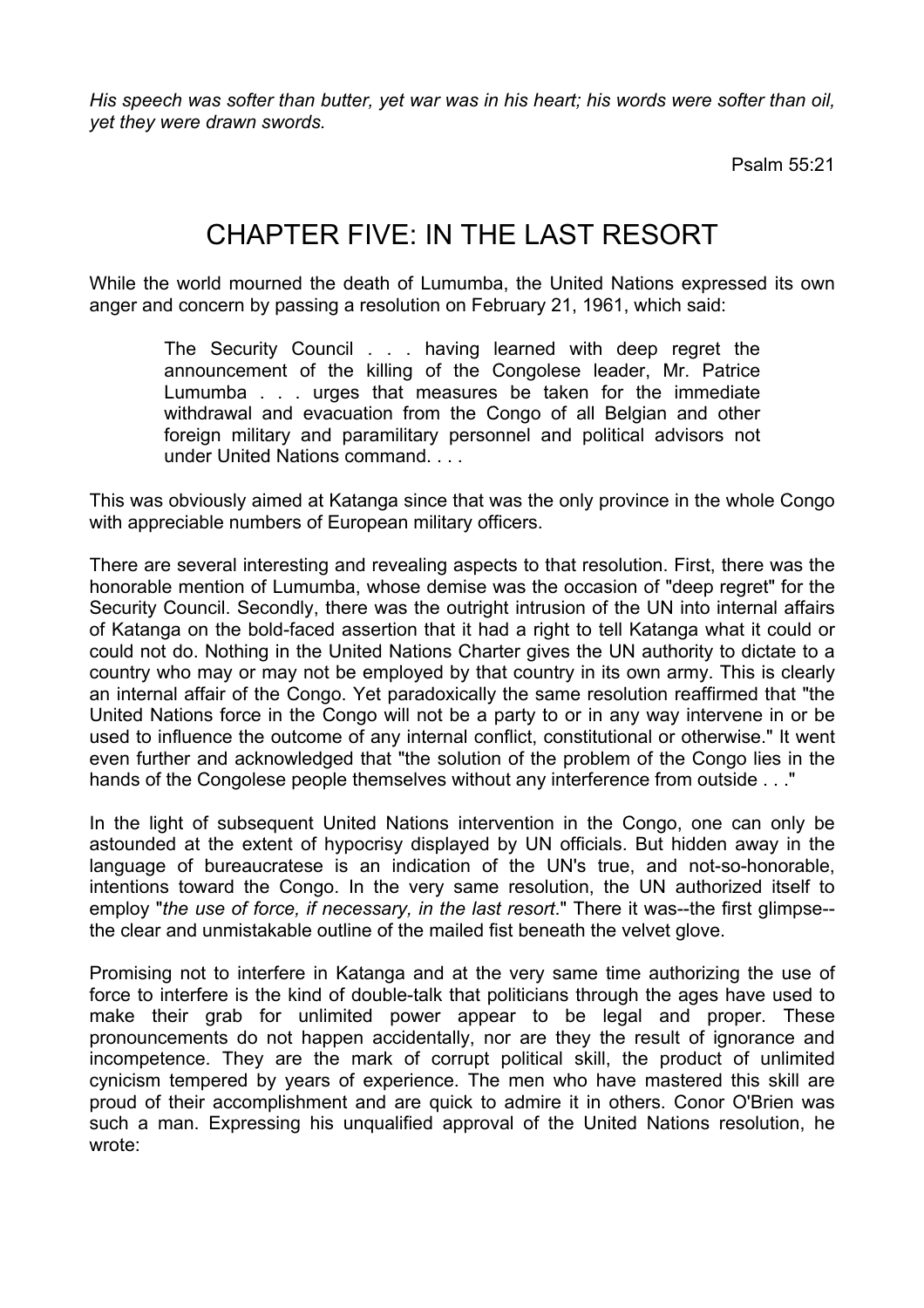*His speech was softer than butter, yet war was in his heart; his words were softer than oil, yet they were drawn swords.*

Psalm 55:21

# CHAPTER FIVE: IN THE LAST RESORT

While the world mourned the death of Lumumba, the United Nations expressed its own anger and concern by passing a resolution on February 21, 1961, which said:

> The Security Council . . . having learned with deep regret the announcement of the killing of the Congolese leader, Mr. Patrice Lumumba . . . urges that measures be taken for the immediate withdrawal and evacuation from the Congo of all Belgian and other foreign military and paramilitary personnel and political advisors not under United Nations command. . . .

This was obviously aimed at Katanga since that was the only province in the whole Congo with appreciable numbers of European military officers.

There are several interesting and revealing aspects to that resolution. First, there was the honorable mention of Lumumba, whose demise was the occasion of "deep regret" for the Security Council. Secondly, there was the outright intrusion of the UN into internal affairs of Katanga on the bold-faced assertion that it had a right to tell Katanga what it could or could not do. Nothing in the United Nations Charter gives the UN authority to dictate to a country who may or may not be employed by that country in its own army. This is clearly an internal affair of the Congo. Yet paradoxically the same resolution reaffirmed that "the United Nations force in the Congo will not be a party to or in any way intervene in or be used to influence the outcome of any internal conflict, constitutional or otherwise." It went even further and acknowledged that "the solution of the problem of the Congo lies in the hands of the Congolese people themselves without any interference from outside . . ."

In the light of subsequent United Nations intervention in the Congo, one can only be astounded at the extent of hypocrisy displayed by UN officials. But hidden away in the language of bureaucratese is an indication of the UN's true, and not-so-honorable, intentions toward the Congo. In the very same resolution, the UN authorized itself to employ "*the use of force, if necessary, in the last resort*." There it was--the first glimpse--the clear and unmistakable outline of the mailed fist beneath the velvet glove.

Promising not to interfere in Katanga and at the very same time authorizing the use of force to interfere is the kind of double-talk that politicians through the ages have used to make their grab for unlimited power appear to be legal and proper. These pronouncements do not happen accidentally, nor are they the result of ignorance and incompetence. They are the mark of corrupt political skill, the product of unlimited cynicism tempered by years of experience. The men who have mastered this skill are proud of their accomplishment and are quick to admire it in others. Conor O'Brien was such a man. Expressing his unqualified approval of the United Nations resolution, he wrote: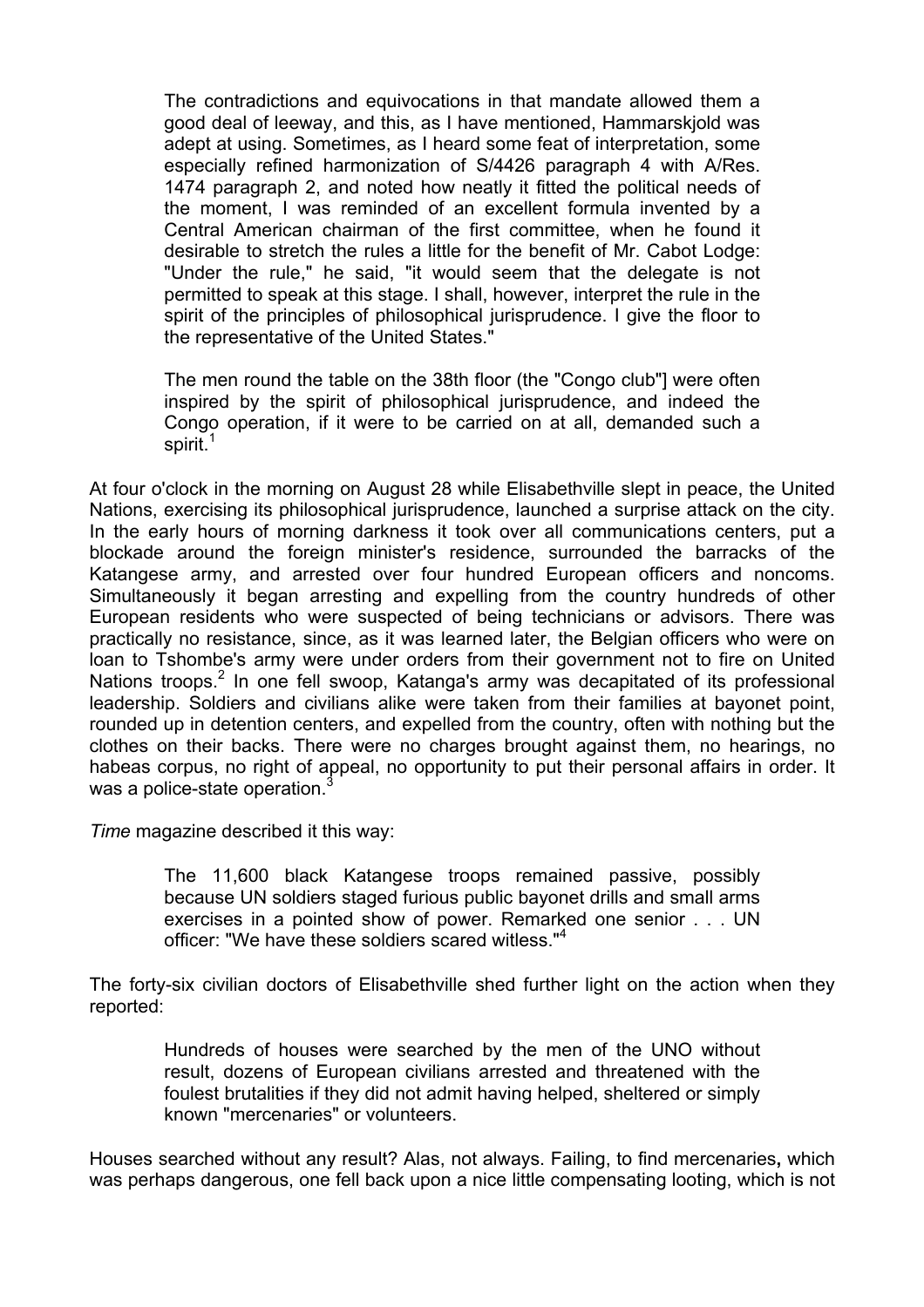> The contradictions and equivocations in that mandate allowed them a good deal of leeway, and this, as I have mentioned, Hammarskjold was adept at using. Sometimes, as I heard some feat of interpretation, some especially refined harmonization of S/4426 paragraph 4 with A/Res. 1474 paragraph 2, and noted how neatly it fitted the political needs of the moment, I was reminded of an excellent formula invented by a Central American chairman of the first committee, when he found it desirable to stretch the rules a little for the benefit of Mr. Cabot Lodge: "Under the rule," he said, "it would seem that the delegate is not permitted to speak at this stage. I shall, however, interpret the rule in the spirit of the principles of philosophical jurisprudence. I give the floor to the representative of the United States."
>
> The men round the table on the 38th floor (the "Congo club"] were often inspired by the spirit of philosophical jurisprudence, and indeed the Congo operation, if it were to be carried on at all, demanded such a spirit.[1]

At four o'clock in the morning on August 28 while Elisabethville slept in peace, the United Nations, exercising its philosophical jurisprudence, launched a surprise attack on the city. In the early hours of morning darkness it took over all communications centers, put a blockade around the foreign minister's residence, surrounded the barracks of the Katangese army, and arrested over four hundred European officers and noncoms. Simultaneously it began arresting and expelling from the country hundreds of other European residents who were suspected of being technicians or advisors. There was practically no resistance, since, as it was learned later, the Belgian officers who were on loan to Tshombe's army were under orders from their government not to fire on United Nations troops.[2] In one fell swoop, Katanga's army was decapitated of its professional leadership. Soldiers and civilians alike were taken from their families at bayonet point, rounded up in detention centers, and expelled from the country, often with nothing but the clothes on their backs. There were no charges brought against them, no hearings, no habeas corpus, no right of appeal, no opportunity to put their personal affairs in order. It was a police-state operation.[3]

*Time* magazine described it this way:

> The 11,600 black Katangese troops remained passive, possibly because UN soldiers staged furious public bayonet drills and small arms exercises in a pointed show of power. Remarked one senior . . . UN officer: "We have these soldiers scared witless."[4]

The forty-six civilian doctors of Elisabethville shed further light on the action when they reported:

> Hundreds of houses were searched by the men of the UNO without result, dozens of European civilians arrested and threatened with the foulest brutalities if they did not admit having helped, sheltered or simply known "mercenaries" or volunteers.

Houses searched without any result? Alas, not always. Failing, to find mercenaries**,** which was perhaps dangerous, one fell back upon a nice little compensating looting, which is not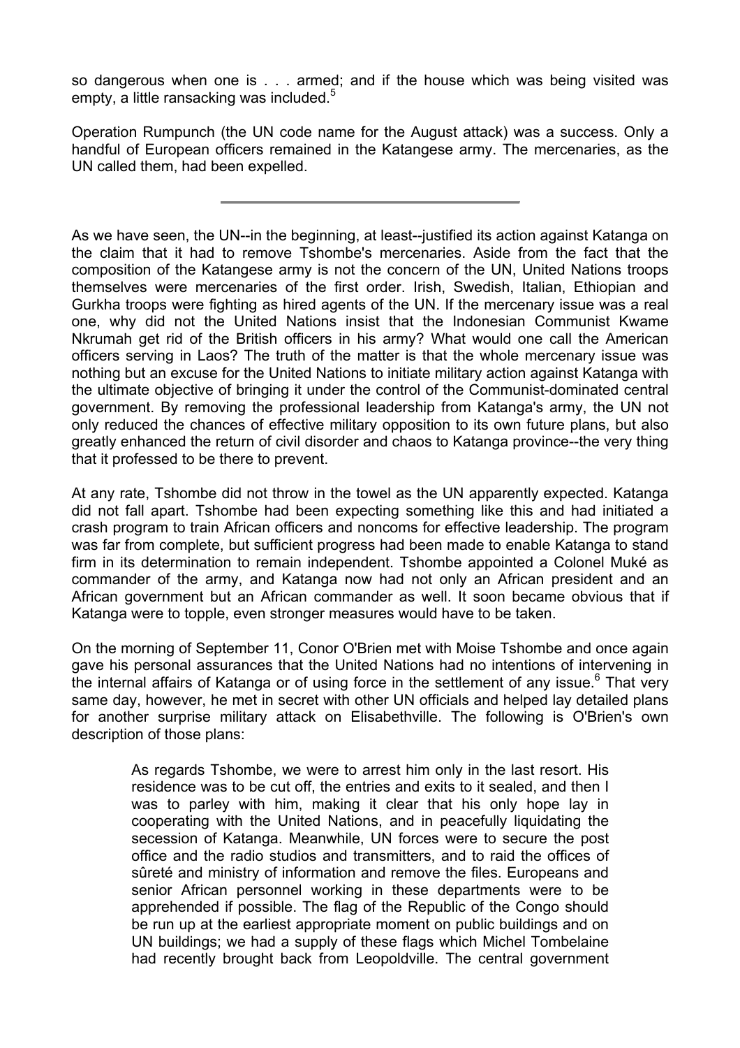so dangerous when one is . . . armed; and if the house which was being visited was empty, a little ransacking was included.[5]

Operation Rumpunch (the UN code name for the August attack) was a success. Only a handful of European officers remained in the Katangese army. The mercenaries, as the UN called them, had been expelled.

---

As we have seen, the UN--in the beginning, at least--justified its action against Katanga on the claim that it had to remove Tshombe's mercenaries. Aside from the fact that the composition of the Katangese army is not the concern of the UN, United Nations troops themselves were mercenaries of the first order. Irish, Swedish, Italian, Ethiopian and Gurkha troops were fighting as hired agents of the UN. If the mercenary issue was a real one, why did not the United Nations insist that the Indonesian Communist Kwame Nkrumah get rid of the British officers in his army? What would one call the American officers serving in Laos? The truth of the matter is that the whole mercenary issue was nothing but an excuse for the United Nations to initiate military action against Katanga with the ultimate objective of bringing it under the control of the Communist-dominated central government. By removing the professional leadership from Katanga's army, the UN not only reduced the chances of effective military opposition to its own future plans, but also greatly enhanced the return of civil disorder and chaos to Katanga province--the very thing that it professed to be there to prevent.

At any rate, Tshombe did not throw in the towel as the UN apparently expected. Katanga did not fall apart. Tshombe had been expecting something like this and had initiated a crash program to train African officers and noncoms for effective leadership. The program was far from complete, but sufficient progress had been made to enable Katanga to stand firm in its determination to remain independent. Tshombe appointed a Colonel Muké as commander of the army, and Katanga now had not only an African president and an African government but an African commander as well. It soon became obvious that if Katanga were to topple, even stronger measures would have to be taken.

On the morning of September 11, Conor O'Brien met with Moise Tshombe and once again gave his personal assurances that the United Nations had no intentions of intervening in the internal affairs of Katanga or of using force in the settlement of any issue.[6] That very same day, however, he met in secret with other UN officials and helped lay detailed plans for another surprise military attack on Elisabethville. The following is O'Brien's own description of those plans:

> As regards Tshombe, we were to arrest him only in the last resort. His residence was to be cut off, the entries and exits to it sealed, and then I was to parley with him, making it clear that his only hope lay in cooperating with the United Nations, and in peacefully liquidating the secession of Katanga. Meanwhile, UN forces were to secure the post office and the radio studios and transmitters, and to raid the offices of sûreté and ministry of information and remove the files. Europeans and senior African personnel working in these departments were to be apprehended if possible. The flag of the Republic of the Congo should be run up at the earliest appropriate moment on public buildings and on UN buildings; we had a supply of these flags which Michel Tombelaine had recently brought back from Leopoldville. The central government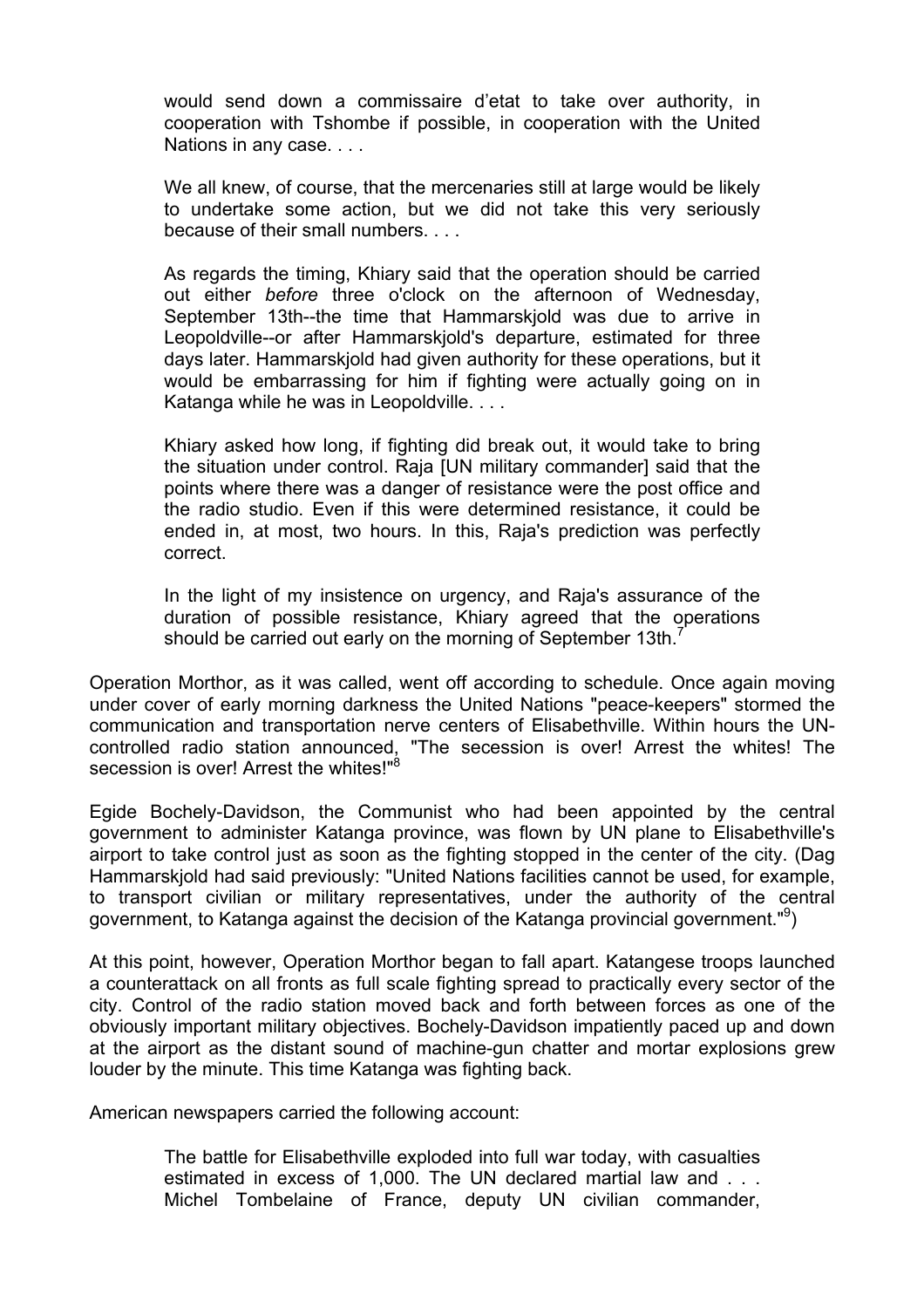> would send down a commissaire d'etat to take over authority, in cooperation with Tshombe if possible, in cooperation with the United Nations in any case. . . .
>
> We all knew, of course, that the mercenaries still at large would be likely to undertake some action, but we did not take this very seriously because of their small numbers. . . .
>
> As regards the timing, Khiary said that the operation should be carried out either *before* three o'clock on the afternoon of Wednesday, September 13th--the time that Hammarskjold was due to arrive in Leopoldville--or after Hammarskjold's departure, estimated for three days later. Hammarskjold had given authority for these operations, but it would be embarrassing for him if fighting were actually going on in Katanga while he was in Leopoldville. . . .
>
> Khiary asked how long, if fighting did break out, it would take to bring the situation under control. Raja [UN military commander] said that the points where there was a danger of resistance were the post office and the radio studio. Even if this were determined resistance, it could be ended in, at most, two hours. In this, Raja's prediction was perfectly correct.
>
> In the light of my insistence on urgency, and Raja's assurance of the duration of possible resistance, Khiary agreed that the operations should be carried out early on the morning of September 13th.[7]

Operation Morthor, as it was called, went off according to schedule. Once again moving under cover of early morning darkness the United Nations "peace-keepers" stormed the communication and transportation nerve centers of Elisabethville. Within hours the UN-controlled radio station announced, "The secession is over! Arrest the whites! The secession is over! Arrest the whites!"[8]

Egide Bochely-Davidson, the Communist who had been appointed by the central government to administer Katanga province, was flown by UN plane to Elisabethville's airport to take control just as soon as the fighting stopped in the center of the city. (Dag Hammarskjold had said previously: "United Nations facilities cannot be used, for example, to transport civilian or military representatives, under the authority of the central government, to Katanga against the decision of the Katanga provincial government."[9])

At this point, however, Operation Morthor began to fall apart. Katangese troops launched a counterattack on all fronts as full scale fighting spread to practically every sector of the city. Control of the radio station moved back and forth between forces as one of the obviously important military objectives. Bochely-Davidson impatiently paced up and down at the airport as the distant sound of machine-gun chatter and mortar explosions grew louder by the minute. This time Katanga was fighting back.

American newspapers carried the following account:

> The battle for Elisabethville exploded into full war today, with casualties estimated in excess of 1,000. The UN declared martial law and . . . Michel Tombelaine of France, deputy UN civilian commander,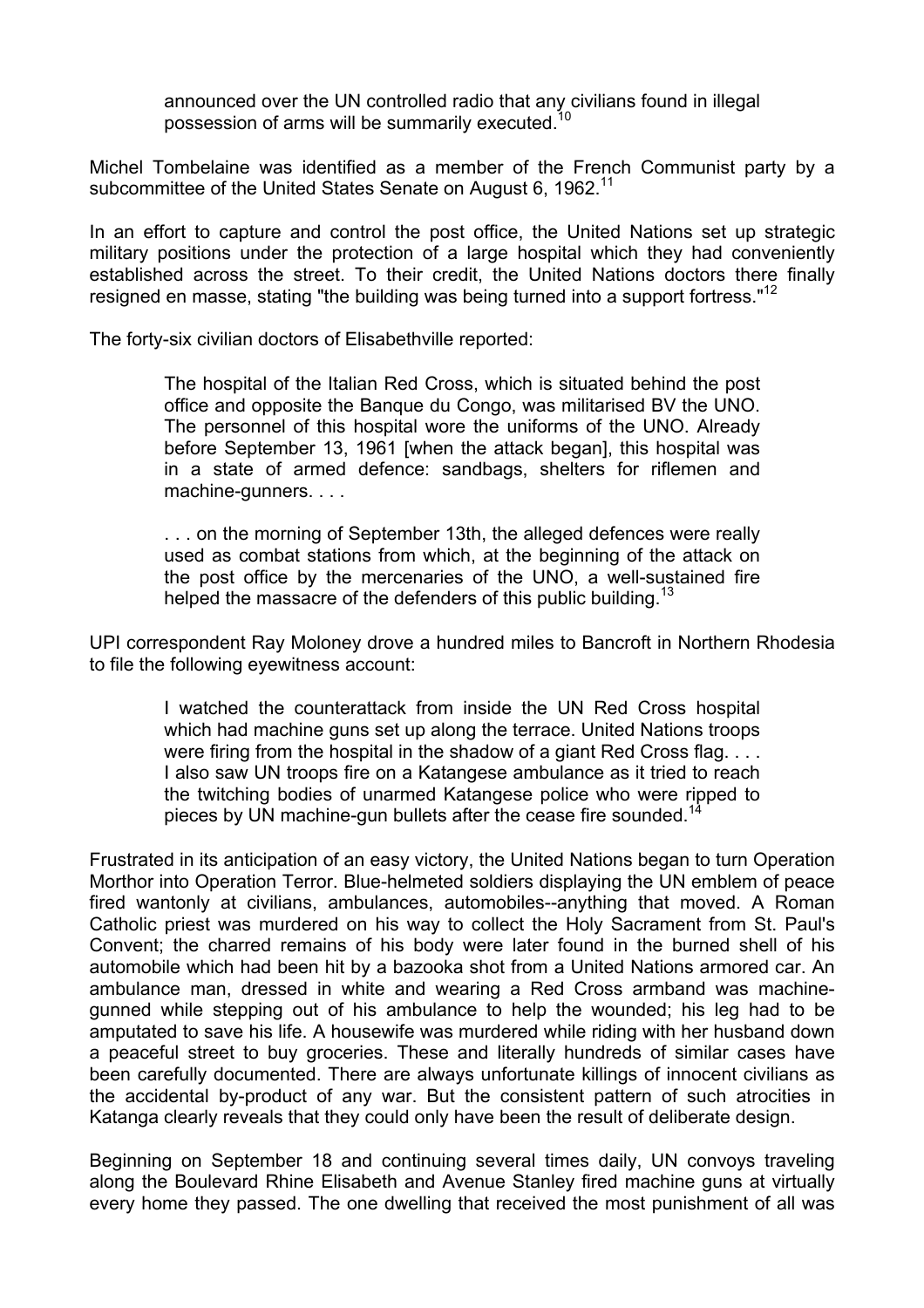> announced over the UN controlled radio that any civilians found in illegal possession of arms will be summarily executed.[10]

Michel Tombelaine was identified as a member of the French Communist party by a subcommittee of the United States Senate on August 6, 1962.[11]

In an effort to capture and control the post office, the United Nations set up strategic military positions under the protection of a large hospital which they had conveniently established across the street. To their credit, the United Nations doctors there finally resigned en masse, stating "the building was being turned into a support fortress."[12]

The forty-six civilian doctors of Elisabethville reported:

> The hospital of the Italian Red Cross, which is situated behind the post office and opposite the Banque du Congo, was militarised BV the UNO. The personnel of this hospital wore the uniforms of the UNO. Already before September 13, 1961 [when the attack began], this hospital was in a state of armed defence: sandbags, shelters for riflemen and machine-gunners. . . .
>
> . . . on the morning of September 13th, the alleged defences were really used as combat stations from which, at the beginning of the attack on the post office by the mercenaries of the UNO, a well-sustained fire helped the massacre of the defenders of this public building.[13]

UPI correspondent Ray Moloney drove a hundred miles to Bancroft in Northern Rhodesia to file the following eyewitness account:

> I watched the counterattack from inside the UN Red Cross hospital which had machine guns set up along the terrace. United Nations troops were firing from the hospital in the shadow of a giant Red Cross flag. . . . I also saw UN troops fire on a Katangese ambulance as it tried to reach the twitching bodies of unarmed Katangese police who were ripped to pieces by UN machine-gun bullets after the cease fire sounded.[14]

Frustrated in its anticipation of an easy victory, the United Nations began to turn Operation Morthor into Operation Terror. Blue-helmeted soldiers displaying the UN emblem of peace fired wantonly at civilians, ambulances, automobiles--anything that moved. A Roman Catholic priest was murdered on his way to collect the Holy Sacrament from St. Paul's Convent; the charred remains of his body were later found in the burned shell of his automobile which had been hit by a bazooka shot from a United Nations armored car. An ambulance man, dressed in white and wearing a Red Cross armband was machine-gunned while stepping out of his ambulance to help the wounded; his leg had to be amputated to save his life. A housewife was murdered while riding with her husband down a peaceful street to buy groceries. These and literally hundreds of similar cases have been carefully documented. There are always unfortunate killings of innocent civilians as the accidental by-product of any war. But the consistent pattern of such atrocities in Katanga clearly reveals that they could only have been the result of deliberate design.

Beginning on September 18 and continuing several times daily, UN convoys traveling along the Boulevard Rhine Elisabeth and Avenue Stanley fired machine guns at virtually every home they passed. The one dwelling that received the most punishment of all was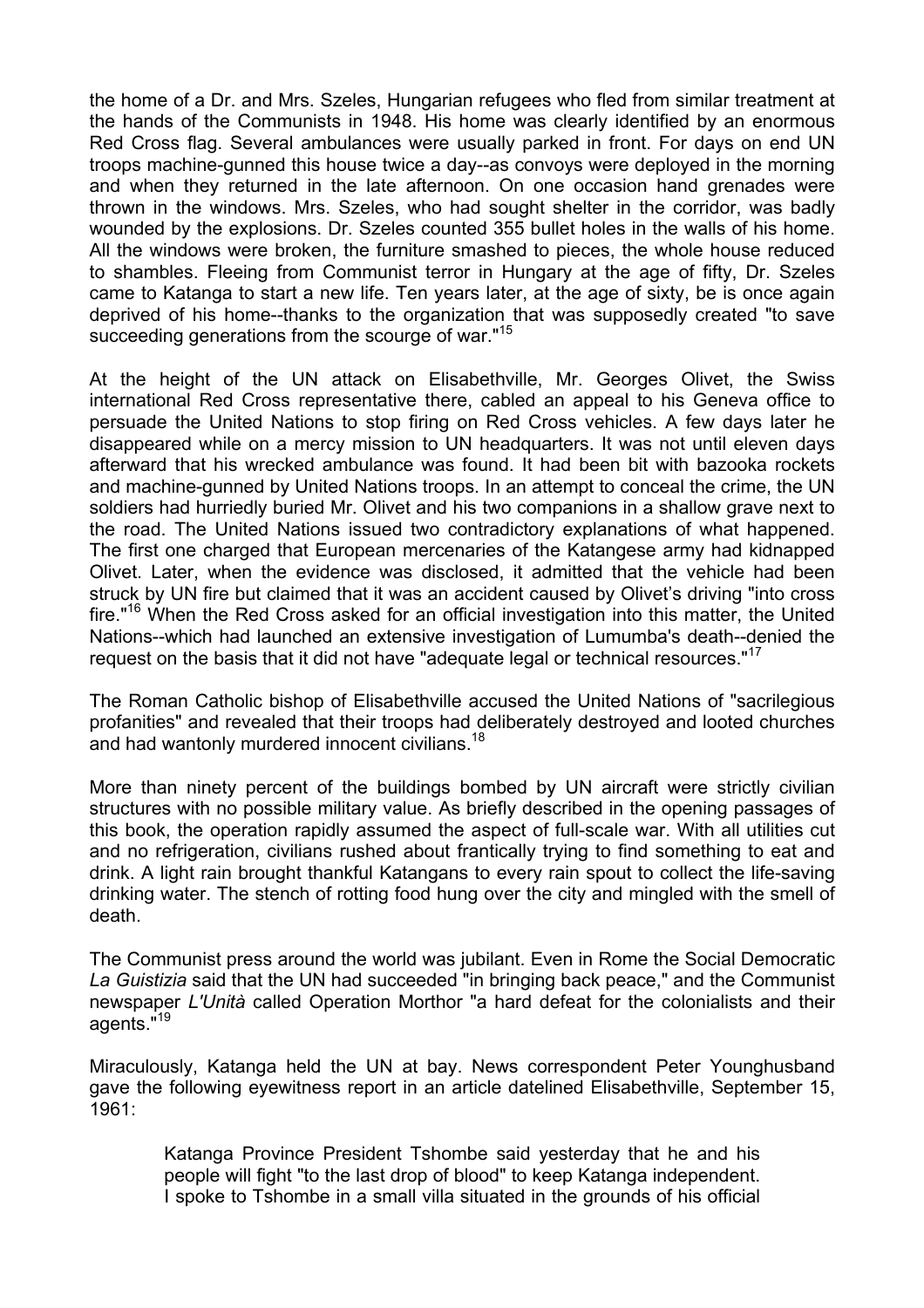the home of a Dr. and Mrs. Szeles, Hungarian refugees who fled from similar treatment at the hands of the Communists in 1948. His home was clearly identified by an enormous Red Cross flag. Several ambulances were usually parked in front. For days on end UN troops machine-gunned this house twice a day--as convoys were deployed in the morning and when they returned in the late afternoon. On one occasion hand grenades were thrown in the windows. Mrs. Szeles, who had sought shelter in the corridor, was badly wounded by the explosions. Dr. Szeles counted 355 bullet holes in the walls of his home. All the windows were broken, the furniture smashed to pieces, the whole house reduced to shambles. Fleeing from Communist terror in Hungary at the age of fifty, Dr. Szeles came to Katanga to start a new life. Ten years later, at the age of sixty, be is once again deprived of his home--thanks to the organization that was supposedly created "to save succeeding generations from the scourge of war."[15]

At the height of the UN attack on Elisabethville, Mr. Georges Olivet, the Swiss international Red Cross representative there, cabled an appeal to his Geneva office to persuade the United Nations to stop firing on Red Cross vehicles. A few days later he disappeared while on a mercy mission to UN headquarters. It was not until eleven days afterward that his wrecked ambulance was found. It had been bit with bazooka rockets and machine-gunned by United Nations troops. In an attempt to conceal the crime, the UN soldiers had hurriedly buried Mr. Olivet and his two companions in a shallow grave next to the road. The United Nations issued two contradictory explanations of what happened. The first one charged that European mercenaries of the Katangese army had kidnapped Olivet. Later, when the evidence was disclosed, it admitted that the vehicle had been struck by UN fire but claimed that it was an accident caused by Olivet's driving "into cross fire."[16] When the Red Cross asked for an official investigation into this matter, the United Nations--which had launched an extensive investigation of Lumumba's death--denied the request on the basis that it did not have "adequate legal or technical resources."[17]

The Roman Catholic bishop of Elisabethville accused the United Nations of "sacrilegious profanities" and revealed that their troops had deliberately destroyed and looted churches and had wantonly murdered innocent civilians.[18]

More than ninety percent of the buildings bombed by UN aircraft were strictly civilian structures with no possible military value. As briefly described in the opening passages of this book, the operation rapidly assumed the aspect of full-scale war. With all utilities cut and no refrigeration, civilians rushed about frantically trying to find something to eat and drink. A light rain brought thankful Katangans to every rain spout to collect the life-saving drinking water. The stench of rotting food hung over the city and mingled with the smell of death.

The Communist press around the world was jubilant. Even in Rome the Social Democratic *La Guistizia* said that the UN had succeeded "in bringing back peace," and the Communist newspaper *L'Unità* called Operation Morthor "a hard defeat for the colonialists and their agents."[19]

Miraculously, Katanga held the UN at bay. News correspondent Peter Younghusband gave the following eyewitness report in an article datelined Elisabethville, September 15, 1961:

> Katanga Province President Tshombe said yesterday that he and his people will fight "to the last drop of blood" to keep Katanga independent. I spoke to Tshombe in a small villa situated in the grounds of his official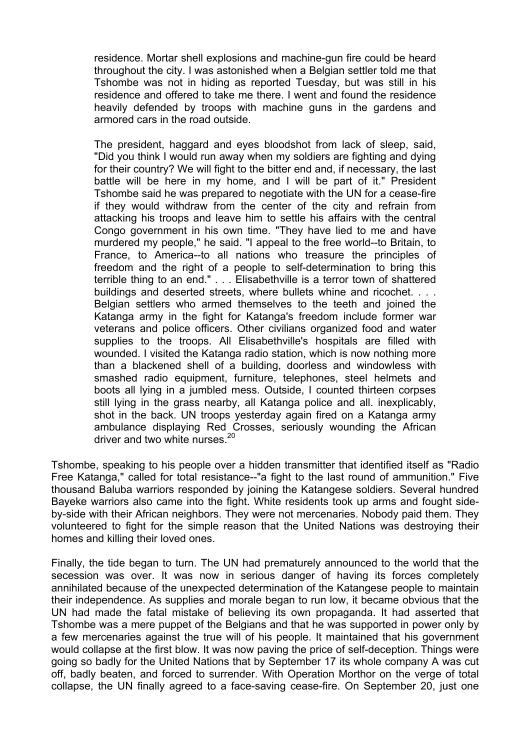> residence. Mortar shell explosions and machine-gun fire could be heard throughout the city. I was astonished when a Belgian settler told me that Tshombe was not in hiding as reported Tuesday, but was still in his residence and offered to take me there. I went and found the residence heavily defended by troops with machine guns in the gardens and armored cars in the road outside.
>
> The president, haggard and eyes bloodshot from lack of sleep, said, "Did you think I would run away when my soldiers are fighting and dying for their country? We will fight to the bitter end and, if necessary, the last battle will be here in my home, and I will be part of it." President Tshombe said he was prepared to negotiate with the UN for a cease-fire if they would withdraw from the center of the city and refrain from attacking his troops and leave him to settle his affairs with the central Congo government in his own time. "They have lied to me and have murdered my people," he said. "I appeal to the free world--to Britain, to France, to America--to all nations who treasure the principles of freedom and the right of a people to self-determination to bring this terrible thing to an end." . . . Elisabethville is a terror town of shattered buildings and deserted streets, where bullets whine and ricochet. . . . Belgian settlers who armed themselves to the teeth and joined the Katanga army in the fight for Katanga's freedom include former war veterans and police officers. Other civilians organized food and water supplies to the troops. All Elisabethville's hospitals are filled with wounded. I visited the Katanga radio station, which is now nothing more than a blackened shell of a building, doorless and windowless with smashed radio equipment, furniture, telephones, steel helmets and boots all lying in a jumbled mess. Outside, I counted thirteen corpses still lying in the grass nearby, all Katanga police and all. inexplicably, shot in the back. UN troops yesterday again fired on a Katanga army ambulance displaying Red Crosses, seriously wounding the African driver and two white nurses.[20]

Tshombe, speaking to his people over a hidden transmitter that identified itself as "Radio Free Katanga," called for total resistance--"a fight to the last round of ammunition." Five thousand Baluba warriors responded by joining the Katangese soldiers. Several hundred Bayeke warriors also came into the fight. White residents took up arms and fought side-by-side with their African neighbors. They were not mercenaries. Nobody paid them. They volunteered to fight for the simple reason that the United Nations was destroying their homes and killing their loved ones.

Finally, the tide began to turn. The UN had prematurely announced to the world that the secession was over. It was now in serious danger of having its forces completely annihilated because of the unexpected determination of the Katangese people to maintain their independence. As supplies and morale began to run low, it became obvious that the UN had made the fatal mistake of believing its own propaganda. It had asserted that Tshombe was a mere puppet of the Belgians and that he was supported in power only by a few mercenaries against the true will of his people. It maintained that his government would collapse at the first blow. It was now paying the price of self-deception. Things were going so badly for the United Nations that by September 17 its whole company A was cut off, badly beaten, and forced to surrender. With Operation Morthor on the verge of total collapse, the UN finally agreed to a face-saving cease-fire. On September 20, just one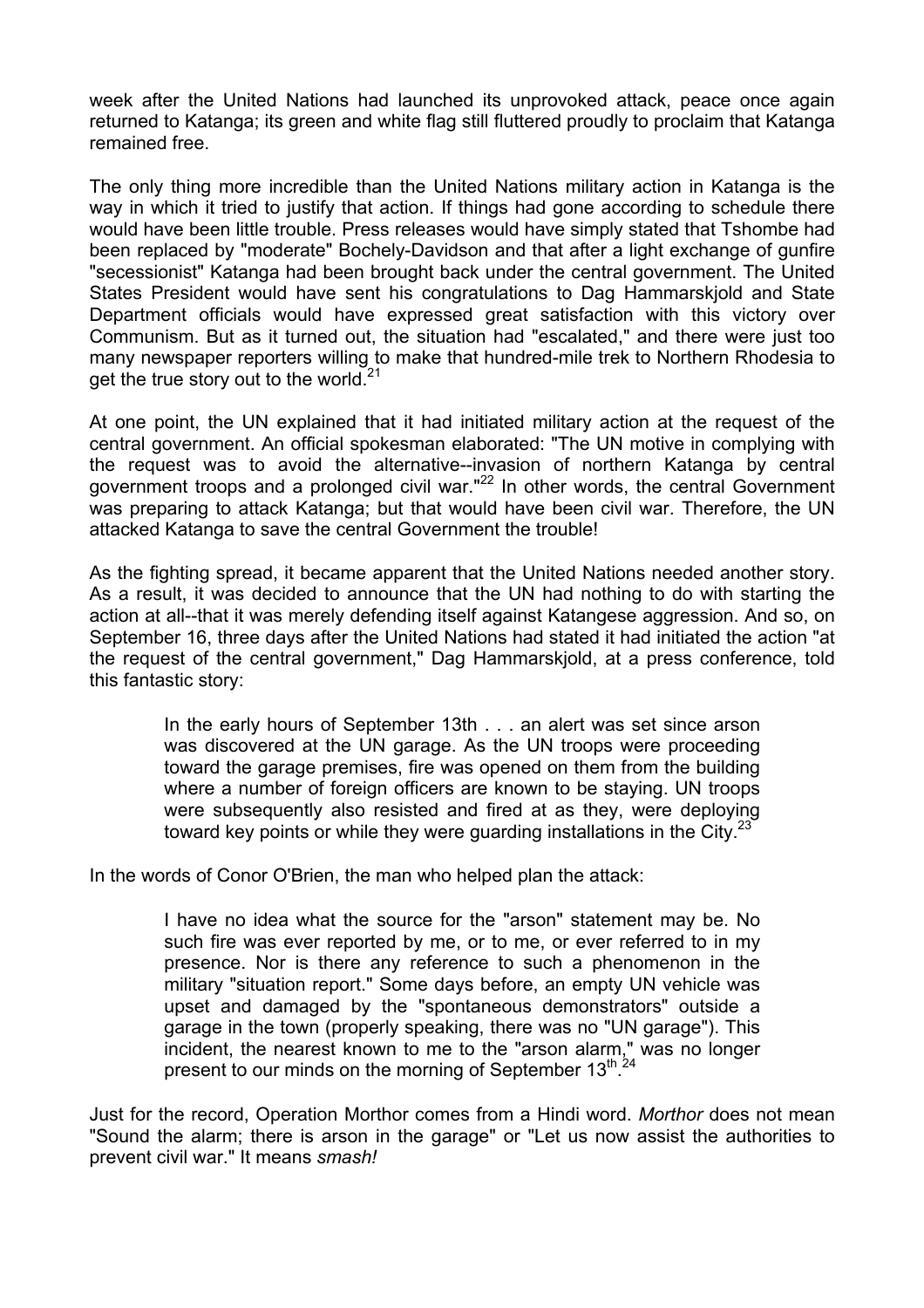week after the United Nations had launched its unprovoked attack, peace once again returned to Katanga; its green and white flag still fluttered proudly to proclaim that Katanga remained free.

The only thing more incredible than the United Nations military action in Katanga is the way in which it tried to justify that action. If things had gone according to schedule there would have been little trouble. Press releases would have simply stated that Tshombe had been replaced by "moderate" Bochely-Davidson and that after a light exchange of gunfire "secessionist" Katanga had been brought back under the central government. The United States President would have sent his congratulations to Dag Hammarskjold and State Department officials would have expressed great satisfaction with this victory over Communism. But as it turned out, the situation had "escalated," and there were just too many newspaper reporters willing to make that hundred-mile trek to Northern Rhodesia to get the true story out to the world.[21]

At one point, the UN explained that it had initiated military action at the request of the central government. An official spokesman elaborated: "The UN motive in complying with the request was to avoid the alternative--invasion of northern Katanga by central government troops and a prolonged civil war."[22] In other words, the central Government was preparing to attack Katanga; but that would have been civil war. Therefore, the UN attacked Katanga to save the central Government the trouble!

As the fighting spread, it became apparent that the United Nations needed another story. As a result, it was decided to announce that the UN had nothing to do with starting the action at all--that it was merely defending itself against Katangese aggression. And so, on September 16, three days after the United Nations had stated it had initiated the action "at the request of the central government," Dag Hammarskjold, at a press conference, told this fantastic story:

> In the early hours of September 13th . . . an alert was set since arson was discovered at the UN garage. As the UN troops were proceeding toward the garage premises, fire was opened on them from the building where a number of foreign officers are known to be staying. UN troops were subsequently also resisted and fired at as they, were deploying toward key points or while they were guarding installations in the City.[23]

In the words of Conor O'Brien, the man who helped plan the attack:

> I have no idea what the source for the "arson" statement may be. No such fire was ever reported by me, or to me, or ever referred to in my presence. Nor is there any reference to such a phenomenon in the military "situation report." Some days before, an empty UN vehicle was upset and damaged by the "spontaneous demonstrators" outside a garage in the town (properly speaking, there was no "UN garage"). This incident, the nearest known to me to the "arson alarm," was no longer present to our minds on the morning of September 13th.[24]

Just for the record, Operation Morthor comes from a Hindi word. *Morthor* does not mean "Sound the alarm; there is arson in the garage" or "Let us now assist the authorities to prevent civil war." It means *smash!*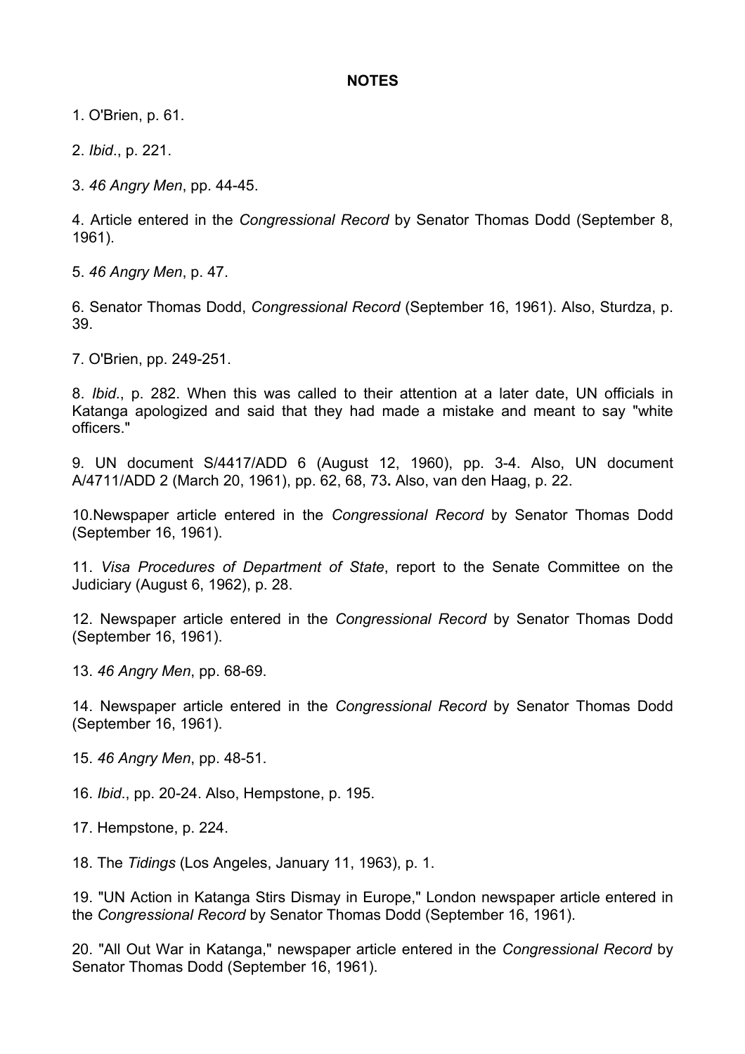**NOTES**

1. O'Brien, p. 61.

2. *Ibid*., p. 221.

3. *46 Angry Men*, pp. 44-45.

4. Article entered in the *Congressional Record* by Senator Thomas Dodd (September 8, 1961).

5. *46 Angry Men*, p. 47.

6. Senator Thomas Dodd, *Congressional Record* (September 16, 1961). Also, Sturdza, p. 39.

7. O'Brien, pp. 249-251.

8. *Ibid*., p. 282. When this was called to their attention at a later date, UN officials in Katanga apologized and said that they had made a mistake and meant to say "white officers."

9. UN document S/4417/ADD 6 (August 12, 1960), pp. 3-4. Also, UN document A/4711/ADD 2 (March 20, 1961), pp. 62, 68, 73**.** Also, van den Haag, p. 22.

10. Newspaper article entered in the *Congressional Record* by Senator Thomas Dodd (September 16, 1961).

11. *Visa Procedures of Department of State*, report to the Senate Committee on the Judiciary (August 6, 1962), p. 28.

12. Newspaper article entered in the *Congressional Record* by Senator Thomas Dodd (September 16, 1961).

13. *46 Angry Men*, pp. 68-69.

14. Newspaper article entered in the *Congressional Record* by Senator Thomas Dodd (September 16, 1961).

15. *46 Angry Men*, pp. 48-51.

16. *Ibid*., pp. 20-24. Also, Hempstone, p. 195.

17. Hempstone, p. 224.

18. The *Tidings* (Los Angeles, January 11, 1963), p. 1.

19. "UN Action in Katanga Stirs Dismay in Europe," London newspaper article entered in the *Congressional Record* by Senator Thomas Dodd (September 16, 1961).

20. "All Out War in Katanga," newspaper article entered in the *Congressional Record* by Senator Thomas Dodd (September 16, 1961).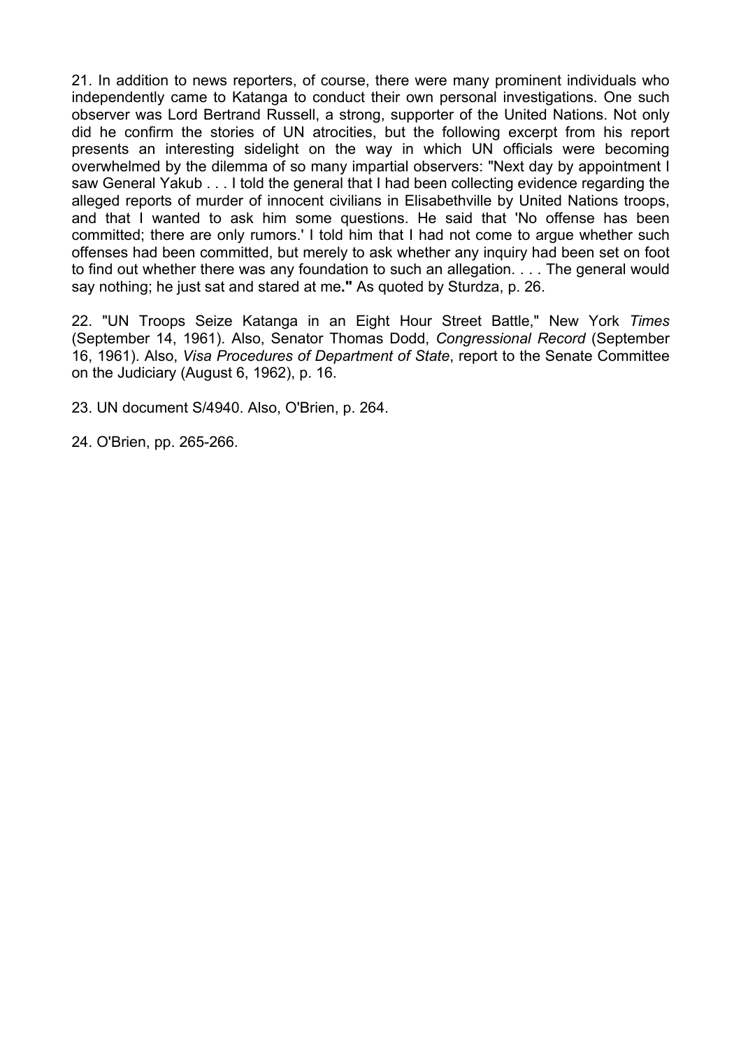21. In addition to news reporters, of course, there were many prominent individuals who independently came to Katanga to conduct their own personal investigations. One such observer was Lord Bertrand Russell, a strong, supporter of the United Nations. Not only did he confirm the stories of UN atrocities, but the following excerpt from his report presents an interesting sidelight on the way in which UN officials were becoming overwhelmed by the dilemma of so many impartial observers: "Next day by appointment I saw General Yakub . . . I told the general that I had been collecting evidence regarding the alleged reports of murder of innocent civilians in Elisabethville by United Nations troops, and that I wanted to ask him some questions. He said that 'No offense has been committed; there are only rumors.' I told him that I had not come to argue whether such offenses had been committed, but merely to ask whether any inquiry had been set on foot to find out whether there was any foundation to such an allegation. . . . The general would say nothing; he just sat and stared at me**."** As quoted by Sturdza, p. 26.

22. "UN Troops Seize Katanga in an Eight Hour Street Battle," New York *Times* (September 14, 1961). Also, Senator Thomas Dodd, *Congressional Record* (September 16, 1961). Also, *Visa Procedures of Department of State*, report to the Senate Committee on the Judiciary (August 6, 1962), p. 16.

23. UN document S/4940. Also, O'Brien, p. 264.

24. O'Brien, pp. 265-266.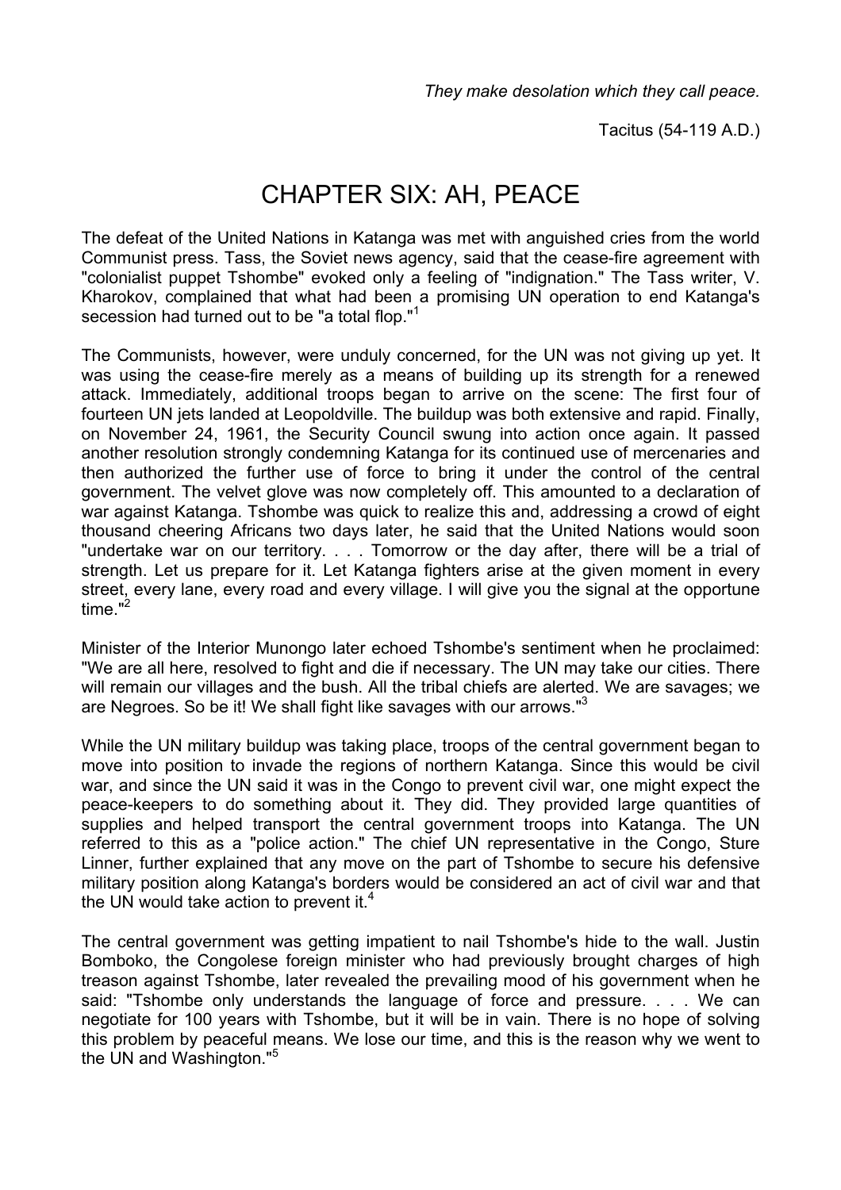*They make desolation which they call peace.*

Tacitus (54-119 A.D.)

# CHAPTER SIX: AH, PEACE

The defeat of the United Nations in Katanga was met with anguished cries from the world Communist press. Tass, the Soviet news agency, said that the cease-fire agreement with "colonialist puppet Tshombe" evoked only a feeling of "indignation." The Tass writer, V. Kharokov, complained that what had been a promising UN operation to end Katanga's secession had turned out to be "a total flop."[1]

The Communists, however, were unduly concerned, for the UN was not giving up yet. It was using the cease-fire merely as a means of building up its strength for a renewed attack. Immediately, additional troops began to arrive on the scene: The first four of fourteen UN jets landed at Leopoldville. The buildup was both extensive and rapid. Finally, on November 24, 1961, the Security Council swung into action once again. It passed another resolution strongly condemning Katanga for its continued use of mercenaries and then authorized the further use of force to bring it under the control of the central government. The velvet glove was now completely off. This amounted to a declaration of war against Katanga. Tshombe was quick to realize this and, addressing a crowd of eight thousand cheering Africans two days later, he said that the United Nations would soon "undertake war on our territory. . . . Tomorrow or the day after, there will be a trial of strength. Let us prepare for it. Let Katanga fighters arise at the given moment in every street, every lane, every road and every village. I will give you the signal at the opportune time."[2]

Minister of the Interior Munongo later echoed Tshombe's sentiment when he proclaimed: "We are all here, resolved to fight and die if necessary. The UN may take our cities. There will remain our villages and the bush. All the tribal chiefs are alerted. We are savages; we are Negroes. So be it! We shall fight like savages with our arrows."[3]

While the UN military buildup was taking place, troops of the central government began to move into position to invade the regions of northern Katanga. Since this would be civil war, and since the UN said it was in the Congo to prevent civil war, one might expect the peace-keepers to do something about it. They did. They provided large quantities of supplies and helped transport the central government troops into Katanga. The UN referred to this as a "police action." The chief UN representative in the Congo, Sture Linner, further explained that any move on the part of Tshombe to secure his defensive military position along Katanga's borders would be considered an act of civil war and that the UN would take action to prevent it.[4]

The central government was getting impatient to nail Tshombe's hide to the wall. Justin Bomboko, the Congolese foreign minister who had previously brought charges of high treason against Tshombe, later revealed the prevailing mood of his government when he said: "Tshombe only understands the language of force and pressure. . . . We can negotiate for 100 years with Tshombe, but it will be in vain. There is no hope of solving this problem by peaceful means. We lose our time, and this is the reason why we went to the UN and Washington."[5]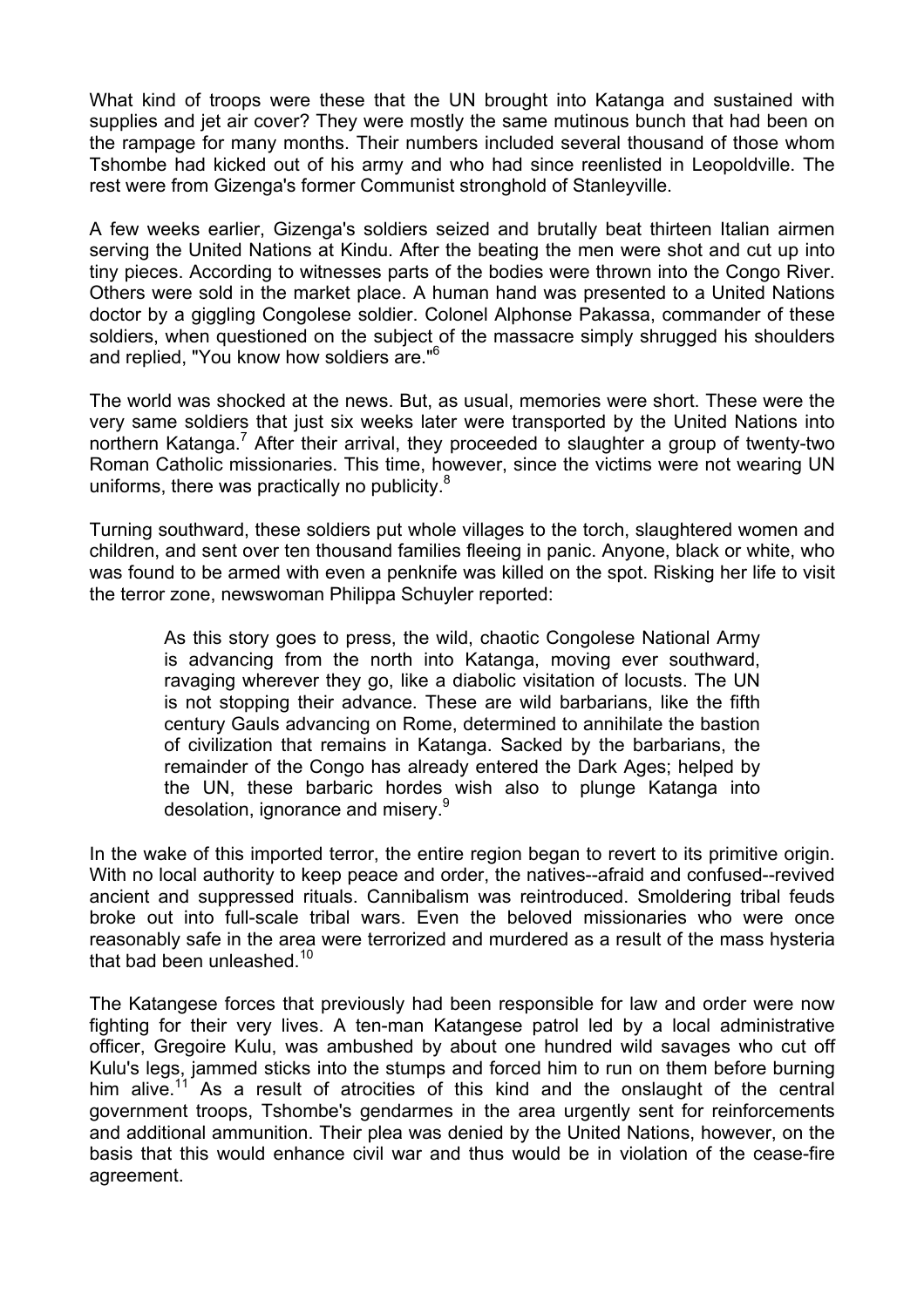What kind of troops were these that the UN brought into Katanga and sustained with supplies and jet air cover? They were mostly the same mutinous bunch that had been on the rampage for many months. Their numbers included several thousand of those whom Tshombe had kicked out of his army and who had since reenlisted in Leopoldville. The rest were from Gizenga's former Communist stronghold of Stanleyville.

A few weeks earlier, Gizenga's soldiers seized and brutally beat thirteen Italian airmen serving the United Nations at Kindu. After the beating the men were shot and cut up into tiny pieces. According to witnesses parts of the bodies were thrown into the Congo River. Others were sold in the market place. A human hand was presented to a United Nations doctor by a giggling Congolese soldier. Colonel Alphonse Pakassa, commander of these soldiers, when questioned on the subject of the massacre simply shrugged his shoulders and replied, "You know how soldiers are."[6]

The world was shocked at the news. But, as usual, memories were short. These were the very same soldiers that just six weeks later were transported by the United Nations into northern Katanga.[7] After their arrival, they proceeded to slaughter a group of twenty-two Roman Catholic missionaries. This time, however, since the victims were not wearing UN uniforms, there was practically no publicity.[8]

Turning southward, these soldiers put whole villages to the torch, slaughtered women and children, and sent over ten thousand families fleeing in panic. Anyone, black or white, who was found to be armed with even a penknife was killed on the spot. Risking her life to visit the terror zone, newswoman Philippa Schuyler reported:

> As this story goes to press, the wild, chaotic Congolese National Army is advancing from the north into Katanga, moving ever southward, ravaging wherever they go, like a diabolic visitation of locusts. The UN is not stopping their advance. These are wild barbarians, like the fifth century Gauls advancing on Rome, determined to annihilate the bastion of civilization that remains in Katanga. Sacked by the barbarians, the remainder of the Congo has already entered the Dark Ages; helped by the UN, these barbaric hordes wish also to plunge Katanga into desolation, ignorance and misery.[9]

In the wake of this imported terror, the entire region began to revert to its primitive origin. With no local authority to keep peace and order, the natives--afraid and confused--revived ancient and suppressed rituals. Cannibalism was reintroduced. Smoldering tribal feuds broke out into full-scale tribal wars. Even the beloved missionaries who were once reasonably safe in the area were terrorized and murdered as a result of the mass hysteria that bad been unleashed.[10]

The Katangese forces that previously had been responsible for law and order were now fighting for their very lives. A ten-man Katangese patrol led by a local administrative officer, Gregoire Kulu, was ambushed by about one hundred wild savages who cut off Kulu's legs, jammed sticks into the stumps and forced him to run on them before burning him alive.[11] As a result of atrocities of this kind and the onslaught of the central government troops, Tshombe's gendarmes in the area urgently sent for reinforcements and additional ammunition. Their plea was denied by the United Nations, however, on the basis that this would enhance civil war and thus would be in violation of the cease-fire agreement.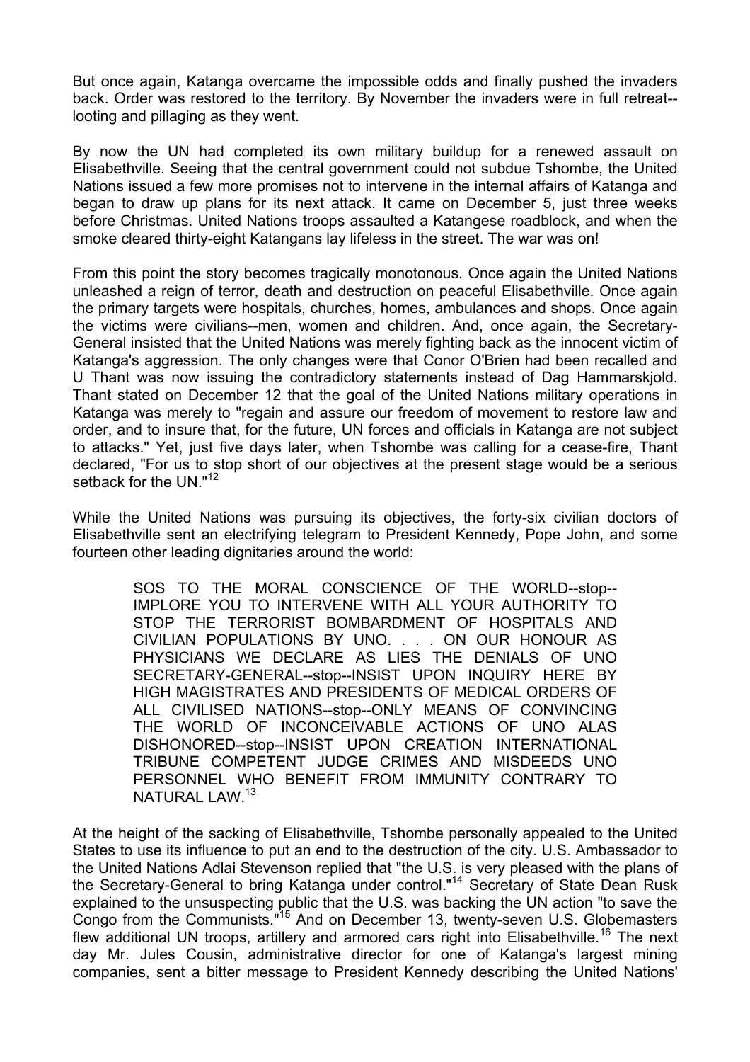But once again, Katanga overcame the impossible odds and finally pushed the invaders back. Order was restored to the territory. By November the invaders were in full retreat--looting and pillaging as they went.

By now the UN had completed its own military buildup for a renewed assault on Elisabethville. Seeing that the central government could not subdue Tshombe, the United Nations issued a few more promises not to intervene in the internal affairs of Katanga and began to draw up plans for its next attack. It came on December 5, just three weeks before Christmas. United Nations troops assaulted a Katangese roadblock, and when the smoke cleared thirty-eight Katangans lay lifeless in the street. The war was on!

From this point the story becomes tragically monotonous. Once again the United Nations unleashed a reign of terror, death and destruction on peaceful Elisabethville. Once again the primary targets were hospitals, churches, homes, ambulances and shops. Once again the victims were civilians--men, women and children. And, once again, the Secretary-General insisted that the United Nations was merely fighting back as the innocent victim of Katanga's aggression. The only changes were that Conor O'Brien had been recalled and U Thant was now issuing the contradictory statements instead of Dag Hammarskjold. Thant stated on December 12 that the goal of the United Nations military operations in Katanga was merely to "regain and assure our freedom of movement to restore law and order, and to insure that, for the future, UN forces and officials in Katanga are not subject to attacks." Yet, just five days later, when Tshombe was calling for a cease-fire, Thant declared, "For us to stop short of our objectives at the present stage would be a serious setback for the UN."[12]

While the United Nations was pursuing its objectives, the forty-six civilian doctors of Elisabethville sent an electrifying telegram to President Kennedy, Pope John, and some fourteen other leading dignitaries around the world:

> SOS TO THE MORAL CONSCIENCE OF THE WORLD--stop--IMPLORE YOU TO INTERVENE WITH ALL YOUR AUTHORITY TO STOP THE TERRORIST BOMBARDMENT OF HOSPITALS AND CIVILIAN POPULATIONS BY UNO. . . . ON OUR HONOUR AS PHYSICIANS WE DECLARE AS LIES THE DENIALS OF UNO SECRETARY-GENERAL--stop--INSIST UPON INQUIRY HERE BY HIGH MAGISTRATES AND PRESIDENTS OF MEDICAL ORDERS OF ALL CIVILISED NATIONS--stop--ONLY MEANS OF CONVINCING THE WORLD OF INCONCEIVABLE ACTIONS OF UNO ALAS DISHONORED--stop--INSIST UPON CREATION INTERNATIONAL TRIBUNE COMPETENT JUDGE CRIMES AND MISDEEDS UNO PERSONNEL WHO BENEFIT FROM IMMUNITY CONTRARY TO NATURAL LAW.[13]

At the height of the sacking of Elisabethville, Tshombe personally appealed to the United States to use its influence to put an end to the destruction of the city. U.S. Ambassador to the United Nations Adlai Stevenson replied that "the U.S. is very pleased with the plans of the Secretary-General to bring Katanga under control."[14] Secretary of State Dean Rusk explained to the unsuspecting public that the U.S. was backing the UN action "to save the Congo from the Communists."[15] And on December 13, twenty-seven U.S. Globemasters flew additional UN troops, artillery and armored cars right into Elisabethville.[16] The next day Mr. Jules Cousin, administrative director for one of Katanga's largest mining companies, sent a bitter message to President Kennedy describing the United Nations'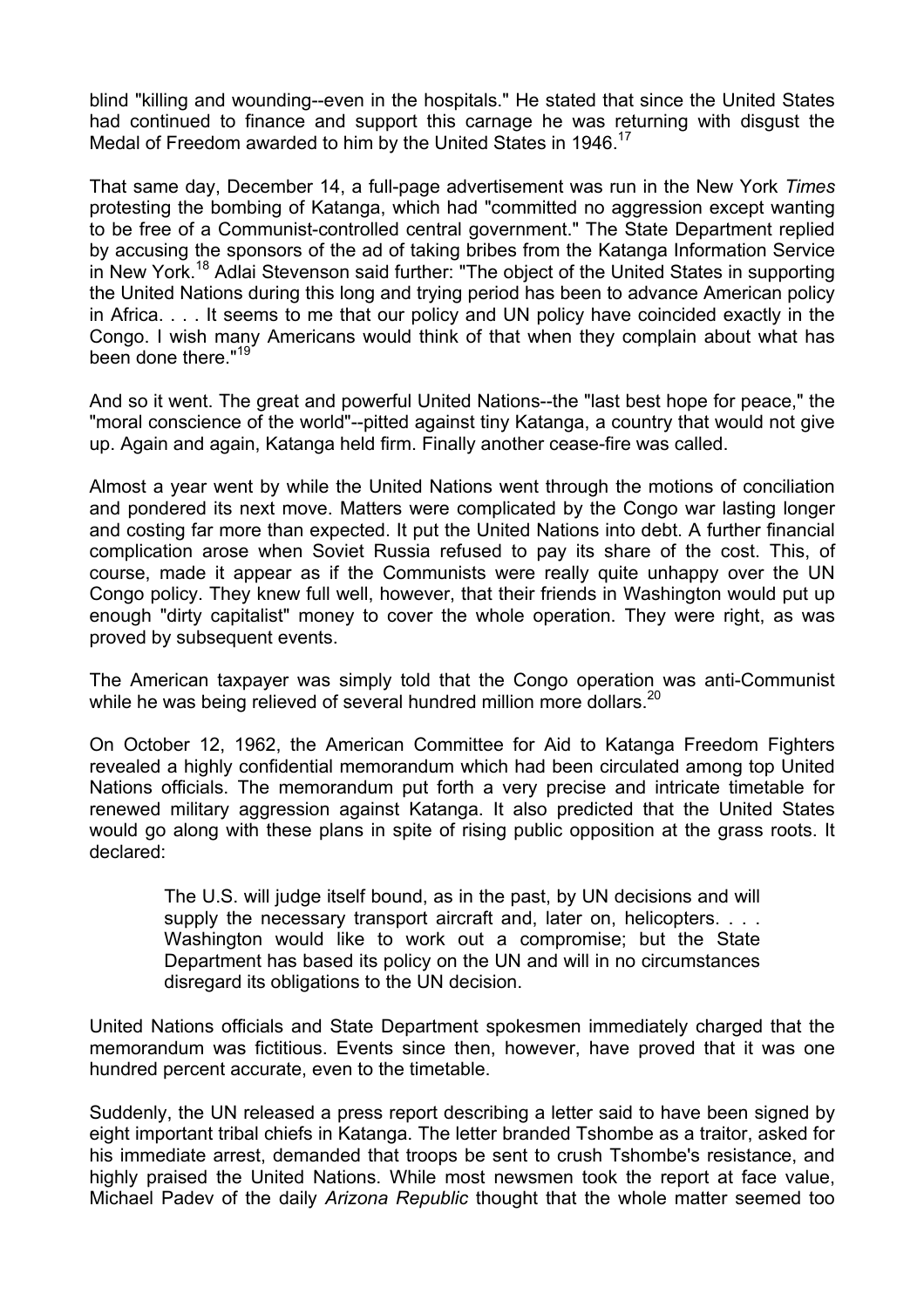blind "killing and wounding--even in the hospitals." He stated that since the United States had continued to finance and support this carnage he was returning with disgust the Medal of Freedom awarded to him by the United States in 1946.[17]

That same day, December 14, a full-page advertisement was run in the New York *Times* protesting the bombing of Katanga, which had "committed no aggression except wanting to be free of a Communist-controlled central government." The State Department replied by accusing the sponsors of the ad of taking bribes from the Katanga Information Service in New York.[18] Adlai Stevenson said further: "The object of the United States in supporting the United Nations during this long and trying period has been to advance American policy in Africa. . . . It seems to me that our policy and UN policy have coincided exactly in the Congo. I wish many Americans would think of that when they complain about what has been done there."[19]

And so it went. The great and powerful United Nations--the "last best hope for peace," the "moral conscience of the world"--pitted against tiny Katanga, a country that would not give up. Again and again, Katanga held firm. Finally another cease-fire was called.

Almost a year went by while the United Nations went through the motions of conciliation and pondered its next move. Matters were complicated by the Congo war lasting longer and costing far more than expected. It put the United Nations into debt. A further financial complication arose when Soviet Russia refused to pay its share of the cost. This, of course, made it appear as if the Communists were really quite unhappy over the UN Congo policy. They knew full well, however, that their friends in Washington would put up enough "dirty capitalist" money to cover the whole operation. They were right, as was proved by subsequent events.

The American taxpayer was simply told that the Congo operation was anti-Communist while he was being relieved of several hundred million more dollars.[20]

On October 12, 1962, the American Committee for Aid to Katanga Freedom Fighters revealed a highly confidential memorandum which had been circulated among top United Nations officials. The memorandum put forth a very precise and intricate timetable for renewed military aggression against Katanga. It also predicted that the United States would go along with these plans in spite of rising public opposition at the grass roots. It declared:

> The U.S. will judge itself bound, as in the past, by UN decisions and will supply the necessary transport aircraft and, later on, helicopters. . . . Washington would like to work out a compromise; but the State Department has based its policy on the UN and will in no circumstances disregard its obligations to the UN decision.

United Nations officials and State Department spokesmen immediately charged that the memorandum was fictitious. Events since then, however, have proved that it was one hundred percent accurate, even to the timetable.

Suddenly, the UN released a press report describing a letter said to have been signed by eight important tribal chiefs in Katanga. The letter branded Tshombe as a traitor, asked for his immediate arrest, demanded that troops be sent to crush Tshombe's resistance, and highly praised the United Nations. While most newsmen took the report at face value, Michael Padev of the daily *Arizona Republic* thought that the whole matter seemed too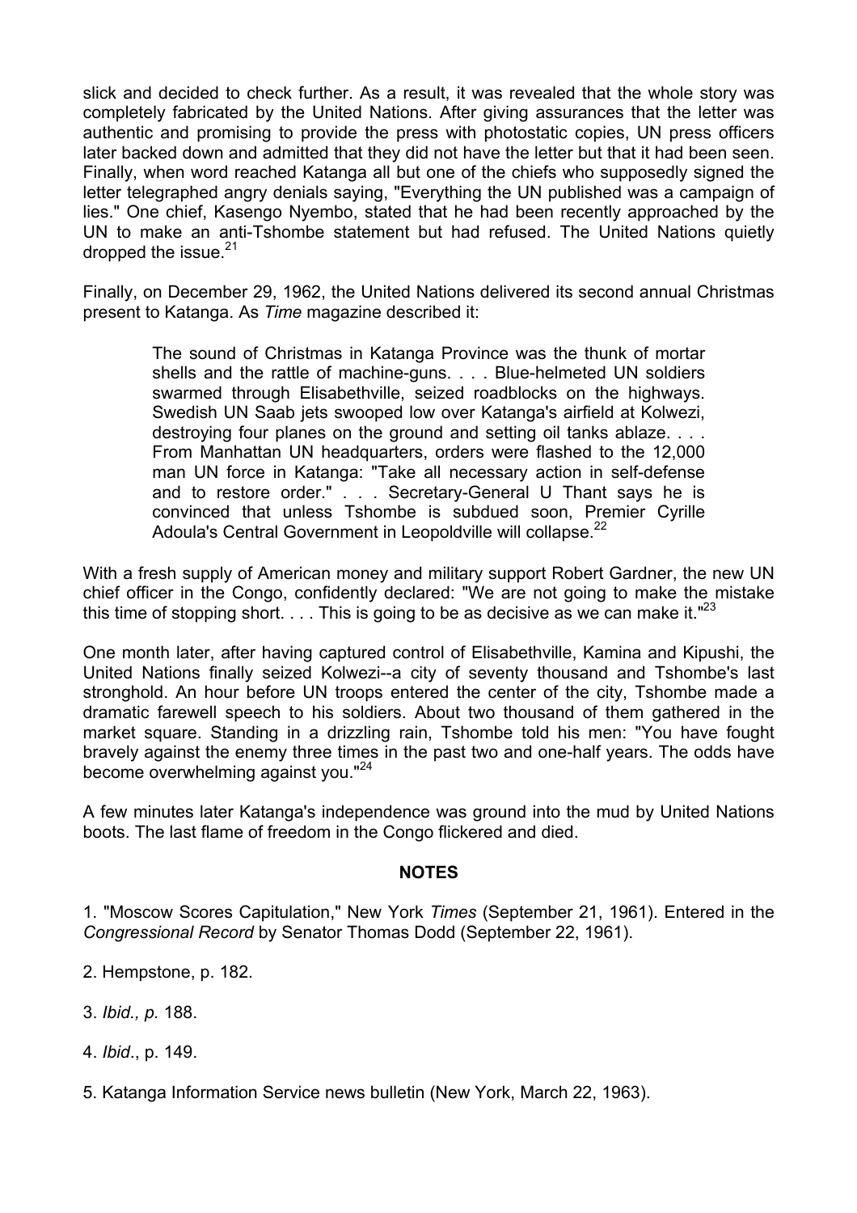slick and decided to check further. As a result, it was revealed that the whole story was completely fabricated by the United Nations. After giving assurances that the letter was authentic and promising to provide the press with photostatic copies, UN press officers later backed down and admitted that they did not have the letter but that it had been seen. Finally, when word reached Katanga all but one of the chiefs who supposedly signed the letter telegraphed angry denials saying, "Everything the UN published was a campaign of lies." One chief, Kasengo Nyembo, stated that he had been recently approached by the UN to make an anti-Tshombe statement but had refused. The United Nations quietly dropped the issue.[21]

Finally, on December 29, 1962, the United Nations delivered its second annual Christmas present to Katanga. As *Time* magazine described it:

> The sound of Christmas in Katanga Province was the thunk of mortar shells and the rattle of machine-guns. . . . Blue-helmeted UN soldiers swarmed through Elisabethville, seized roadblocks on the highways. Swedish UN Saab jets swooped low over Katanga's airfield at Kolwezi, destroying four planes on the ground and setting oil tanks ablaze. . . . From Manhattan UN headquarters, orders were flashed to the 12,000 man UN force in Katanga: "Take all necessary action in self-defense and to restore order." . . . Secretary-General U Thant says he is convinced that unless Tshombe is subdued soon, Premier Cyrille Adoula's Central Government in Leopoldville will collapse.[22]

With a fresh supply of American money and military support Robert Gardner, the new UN chief officer in the Congo, confidently declared: "We are not going to make the mistake this time of stopping short. . . . This is going to be as decisive as we can make it."[23]

One month later, after having captured control of Elisabethville, Kamina and Kipushi, the United Nations finally seized Kolwezi--a city of seventy thousand and Tshombe's last stronghold. An hour before UN troops entered the center of the city, Tshombe made a dramatic farewell speech to his soldiers. About two thousand of them gathered in the market square. Standing in a drizzling rain, Tshombe told his men: "You have fought bravely against the enemy three times in the past two and one-half years. The odds have become overwhelming against you."[24]

A few minutes later Katanga's independence was ground into the mud by United Nations boots. The last flame of freedom in the Congo flickered and died.

## NOTES

1. "Moscow Scores Capitulation," New York *Times* (September 21, 1961). Entered in the *Congressional Record* by Senator Thomas Dodd (September 22, 1961).

2. Hempstone, p. 182.

3. *Ibid., p.* 188.

4. *Ibid*., p. 149.

5. Katanga Information Service news bulletin (New York, March 22, 1963).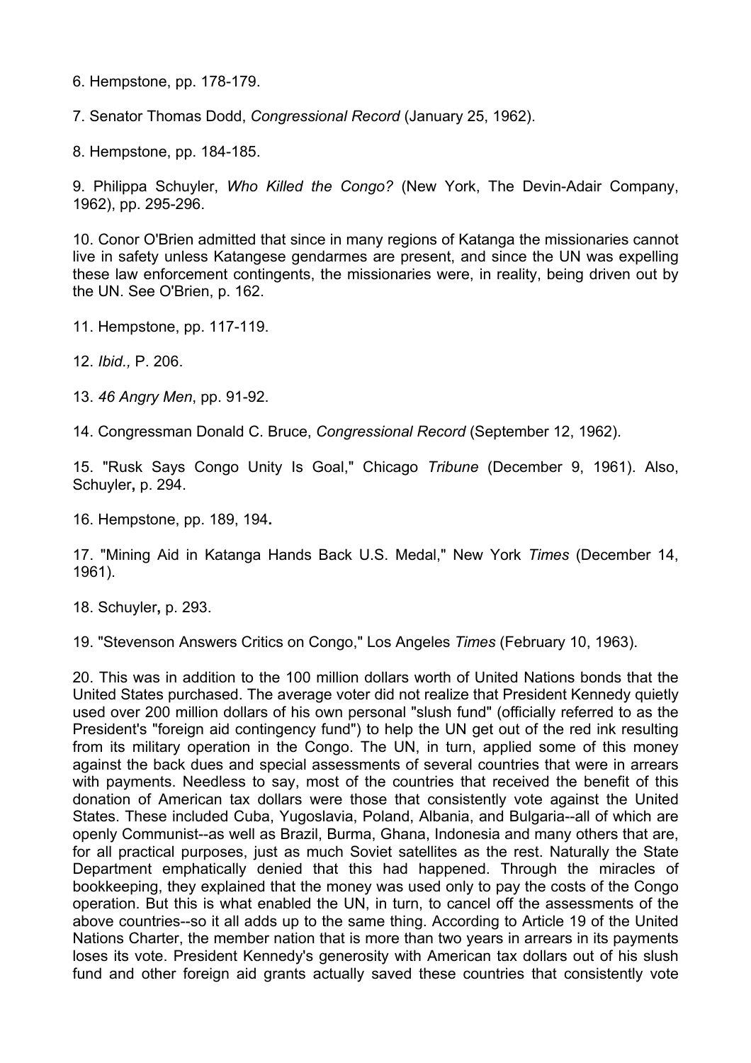6. Hempstone, pp. 178-179.

7. Senator Thomas Dodd, *Congressional Record* (January 25, 1962).

8. Hempstone, pp. 184-185.

9. Philippa Schuyler, *Who Killed the Congo?* (New York, The Devin-Adair Company, 1962), pp. 295-296.

10. Conor O'Brien admitted that since in many regions of Katanga the missionaries cannot live in safety unless Katangese gendarmes are present, and since the UN was expelling these law enforcement contingents, the missionaries were, in reality, being driven out by the UN. See O'Brien, p. 162.

11. Hempstone, pp. 117-119.

12. *Ibid.,* P. 206.

13. *46 Angry Men*, pp. 91-92.

14. Congressman Donald C. Bruce, *Congressional Record* (September 12, 1962).

15. "Rusk Says Congo Unity Is Goal," Chicago *Tribune* (December 9, 1961). Also, Schuyler**,** p. 294.

16. Hempstone, pp. 189, 194**.**

17. "Mining Aid in Katanga Hands Back U.S. Medal," New York *Times* (December 14, 1961).

18. Schuyler**,** p. 293.

19. "Stevenson Answers Critics on Congo," Los Angeles *Times* (February 10, 1963).

20. This was in addition to the 100 million dollars worth of United Nations bonds that the United States purchased. The average voter did not realize that President Kennedy quietly used over 200 million dollars of his own personal "slush fund" (officially referred to as the President's "foreign aid contingency fund") to help the UN get out of the red ink resulting from its military operation in the Congo. The UN, in turn, applied some of this money against the back dues and special assessments of several countries that were in arrears with payments. Needless to say, most of the countries that received the benefit of this donation of American tax dollars were those that consistently vote against the United States. These included Cuba, Yugoslavia, Poland, Albania, and Bulgaria--all of which are openly Communist--as well as Brazil, Burma, Ghana, Indonesia and many others that are, for all practical purposes, just as much Soviet satellites as the rest. Naturally the State Department emphatically denied that this had happened. Through the miracles of bookkeeping, they explained that the money was used only to pay the costs of the Congo operation. But this is what enabled the UN, in turn, to cancel off the assessments of the above countries--so it all adds up to the same thing. According to Article 19 of the United Nations Charter, the member nation that is more than two years in arrears in its payments loses its vote. President Kennedy's generosity with American tax dollars out of his slush fund and other foreign aid grants actually saved these countries that consistently vote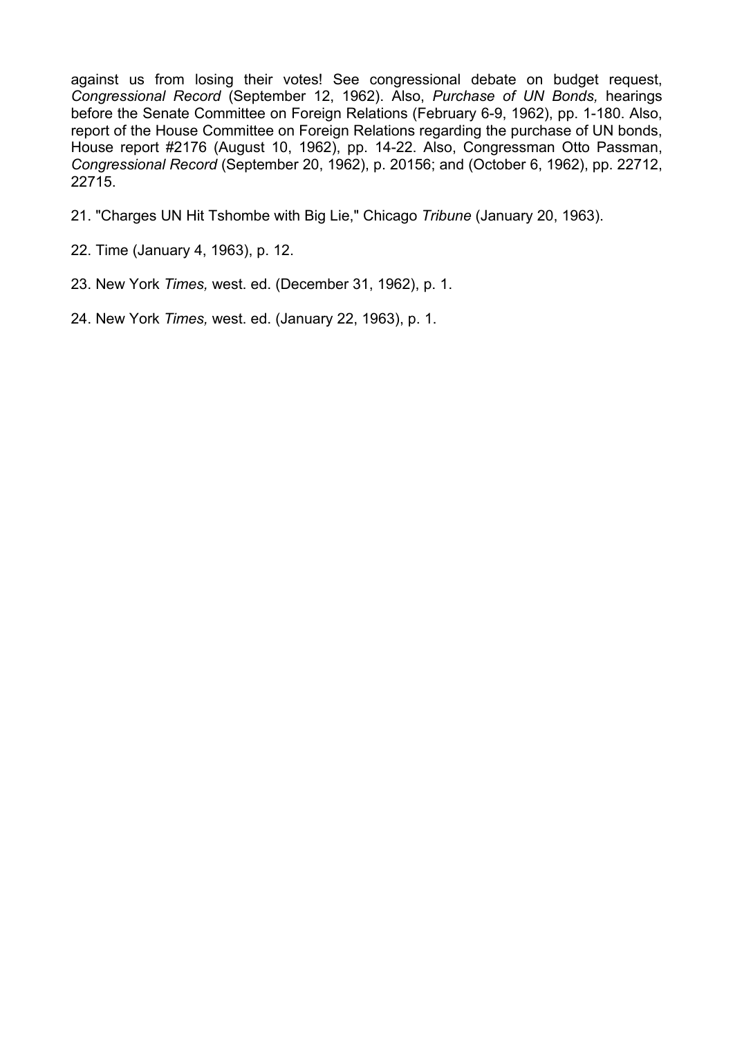against us from losing their votes! See congressional debate on budget request, *Congressional Record* (September 12, 1962). Also, *Purchase of UN Bonds,* hearings before the Senate Committee on Foreign Relations (February 6-9, 1962), pp. 1-180. Also, report of the House Committee on Foreign Relations regarding the purchase of UN bonds, House report #2176 (August 10, 1962), pp. 14-22. Also, Congressman Otto Passman, *Congressional Record* (September 20, 1962), p. 20156; and (October 6, 1962), pp. 22712, 22715.

21. "Charges UN Hit Tshombe with Big Lie," Chicago *Tribune* (January 20, 1963).

22. Time (January 4, 1963), p. 12.

23. New York *Times,* west. ed. (December 31, 1962), p. 1.

24. New York *Times,* west. ed. (January 22, 1963), p. 1.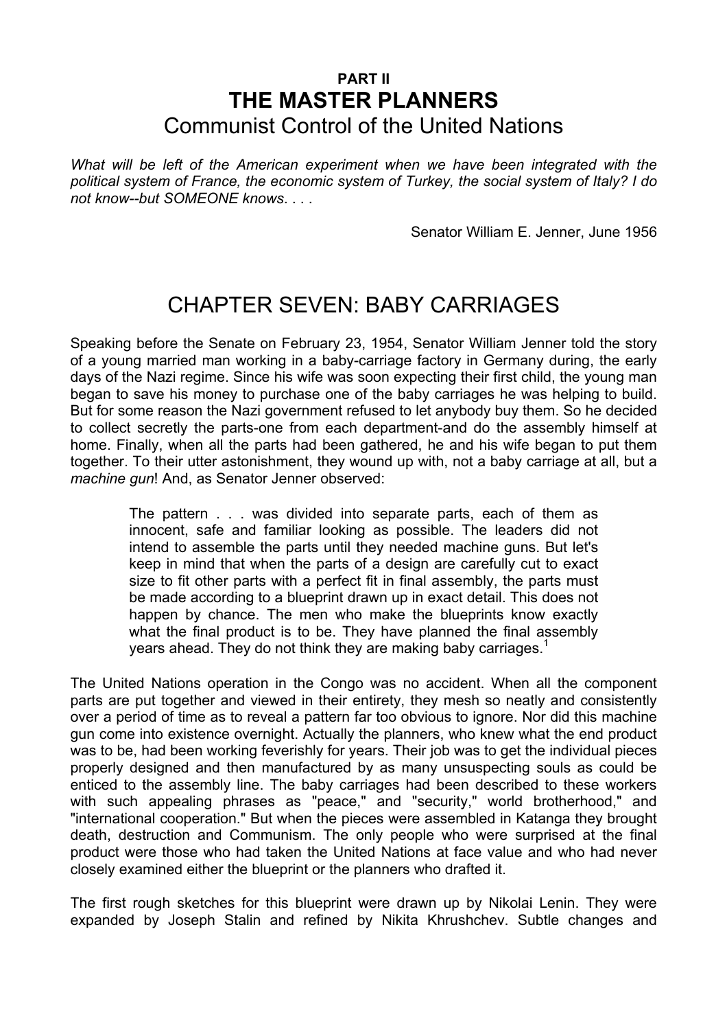# PART II
# THE MASTER PLANNERS
## Communist Control of the United Nations

*What will be left of the American experiment when we have been integrated with the political system of France, the economic system of Turkey, the social system of Italy? I do not know--but SOMEONE knows. . . .*

Senator William E. Jenner, June 1956

## CHAPTER SEVEN: BABY CARRIAGES

Speaking before the Senate on February 23, 1954, Senator William Jenner told the story of a young married man working in a baby-carriage factory in Germany during, the early days of the Nazi regime. Since his wife was soon expecting their first child, the young man began to save his money to purchase one of the baby carriages he was helping to build. But for some reason the Nazi government refused to let anybody buy them. So he decided to collect secretly the parts-one from each department-and do the assembly himself at home. Finally, when all the parts had been gathered, he and his wife began to put them together. To their utter astonishment, they wound up with, not a baby carriage at all, but a *machine gun*! And, as Senator Jenner observed:

> The pattern . . . was divided into separate parts, each of them as innocent, safe and familiar looking as possible. The leaders did not intend to assemble the parts until they needed machine guns. But let's keep in mind that when the parts of a design are carefully cut to exact size to fit other parts with a perfect fit in final assembly, the parts must be made according to a blueprint drawn up in exact detail. This does not happen by chance. The men who make the blueprints know exactly what the final product is to be. They have planned the final assembly years ahead. They do not think they are making baby carriages.[1]

The United Nations operation in the Congo was no accident. When all the component parts are put together and viewed in their entirety, they mesh so neatly and consistently over a period of time as to reveal a pattern far too obvious to ignore. Nor did this machine gun come into existence overnight. Actually the planners, who knew what the end product was to be, had been working feverishly for years. Their job was to get the individual pieces properly designed and then manufactured by as many unsuspecting souls as could be enticed to the assembly line. The baby carriages had been described to these workers with such appealing phrases as "peace," and "security," world brotherhood," and "international cooperation." But when the pieces were assembled in Katanga they brought death, destruction and Communism. The only people who were surprised at the final product were those who had taken the United Nations at face value and who had never closely examined either the blueprint or the planners who drafted it.

The first rough sketches for this blueprint were drawn up by Nikolai Lenin. They were expanded by Joseph Stalin and refined by Nikita Khrushchev. Subtle changes and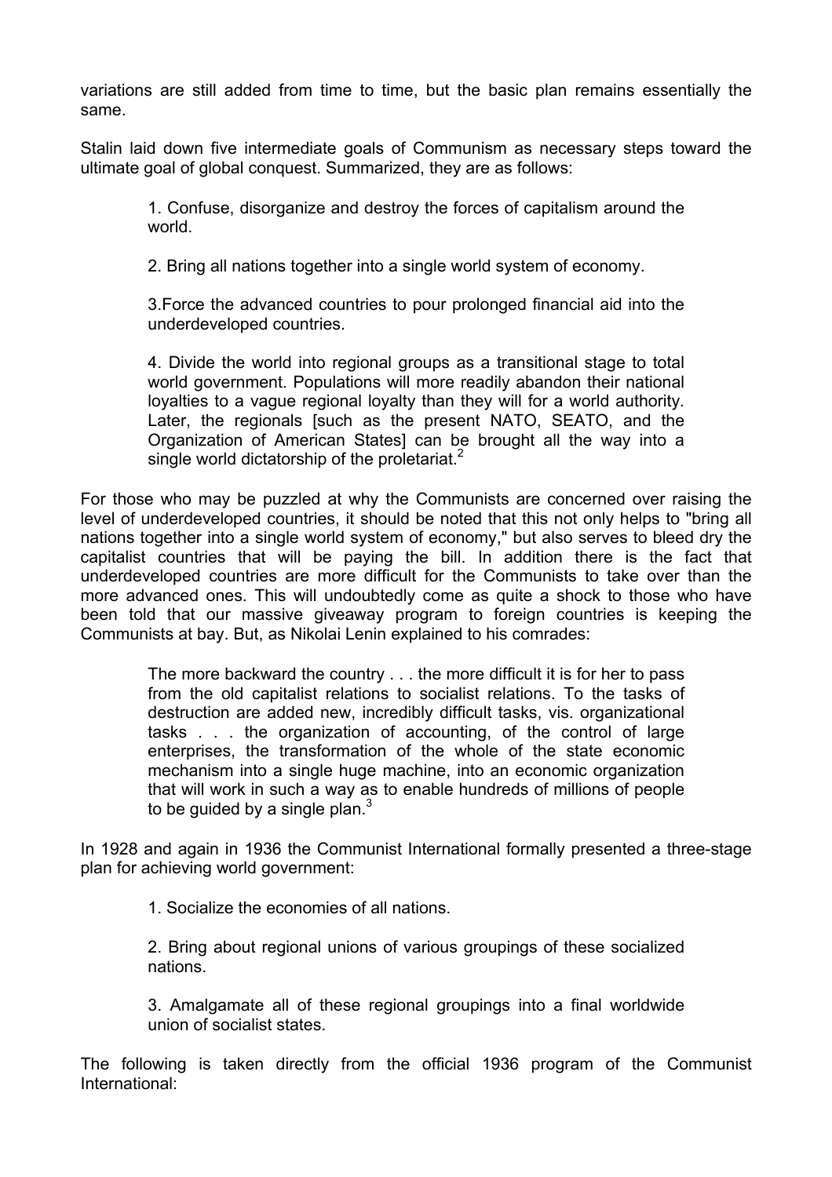variations are still added from time to time, but the basic plan remains essentially the same.

Stalin laid down five intermediate goals of Communism as necessary steps toward the ultimate goal of global conquest. Summarized, they are as follows:

> 1. Confuse, disorganize and destroy the forces of capitalism around the world.
>
> 2. Bring all nations together into a single world system of economy.
>
> 3.Force the advanced countries to pour prolonged financial aid into the underdeveloped countries.
>
> 4. Divide the world into regional groups as a transitional stage to total world government. Populations will more readily abandon their national loyalties to a vague regional loyalty than they will for a world authority. Later, the regionals [such as the present NATO, SEATO, and the Organization of American States] can be brought all the way into a single world dictatorship of the proletariat.[2]

For those who may be puzzled at why the Communists are concerned over raising the level of underdeveloped countries, it should be noted that this not only helps to "bring all nations together into a single world system of economy," but also serves to bleed dry the capitalist countries that will be paying the bill. In addition there is the fact that underdeveloped countries are more difficult for the Communists to take over than the more advanced ones. This will undoubtedly come as quite a shock to those who have been told that our massive giveaway program to foreign countries is keeping the Communists at bay. But, as Nikolai Lenin explained to his comrades:

> The more backward the country . . . the more difficult it is for her to pass from the old capitalist relations to socialist relations. To the tasks of destruction are added new, incredibly difficult tasks, vis. organizational tasks . . . the organization of accounting, of the control of large enterprises, the transformation of the whole of the state economic mechanism into a single huge machine, into an economic organization that will work in such a way as to enable hundreds of millions of people to be guided by a single plan.[3]

In 1928 and again in 1936 the Communist International formally presented a three-stage plan for achieving world government:

> 1. Socialize the economies of all nations.
>
> 2. Bring about regional unions of various groupings of these socialized nations.
>
> 3. Amalgamate all of these regional groupings into a final worldwide union of socialist states.

The following is taken directly from the official 1936 program of the Communist International: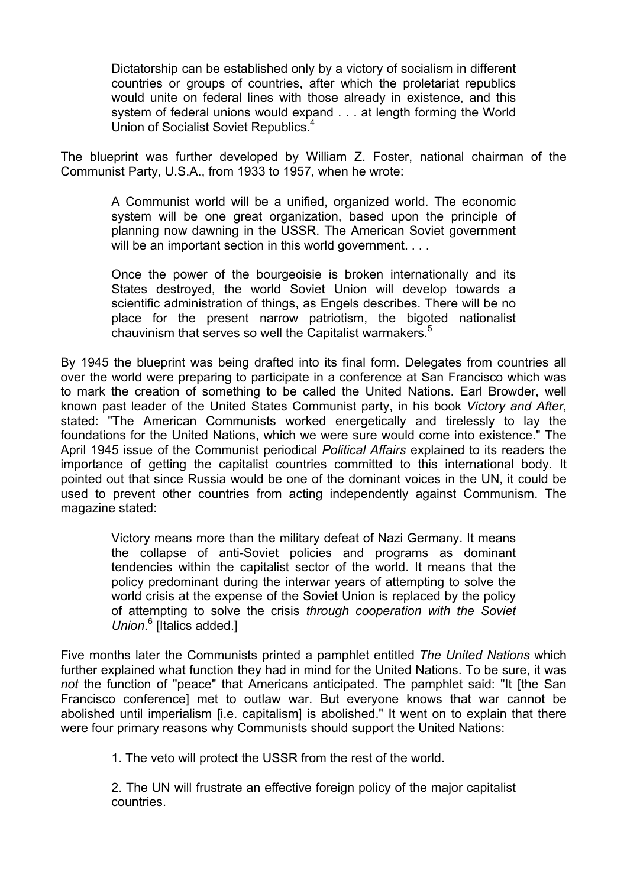> Dictatorship can be established only by a victory of socialism in different countries or groups of countries, after which the proletariat republics would unite on federal lines with those already in existence, and this system of federal unions would expand . . . at length forming the World Union of Socialist Soviet Republics.[4]

The blueprint was further developed by William Z. Foster, national chairman of the Communist Party, U.S.A., from 1933 to 1957, when he wrote:

> A Communist world will be a unified, organized world. The economic system will be one great organization, based upon the principle of planning now dawning in the USSR. The American Soviet government will be an important section in this world government. . . .
>
> Once the power of the bourgeoisie is broken internationally and its States destroyed, the world Soviet Union will develop towards a scientific administration of things, as Engels describes. There will be no place for the present narrow patriotism, the bigoted nationalist chauvinism that serves so well the Capitalist warmakers.[5]

By 1945 the blueprint was being drafted into its final form. Delegates from countries all over the world were preparing to participate in a conference at San Francisco which was to mark the creation of something to be called the United Nations. Earl Browder, well known past leader of the United States Communist party, in his book *Victory and After*, stated: "The American Communists worked energetically and tirelessly to lay the foundations for the United Nations, which we were sure would come into existence." The April 1945 issue of the Communist periodical *Political Affairs* explained to its readers the importance of getting the capitalist countries committed to this international body. It pointed out that since Russia would be one of the dominant voices in the UN, it could be used to prevent other countries from acting independently against Communism. The magazine stated:

> Victory means more than the military defeat of Nazi Germany. It means the collapse of anti-Soviet policies and programs as dominant tendencies within the capitalist sector of the world. It means that the policy predominant during the interwar years of attempting to solve the world crisis at the expense of the Soviet Union is replaced by the policy of attempting to solve the crisis *through cooperation with the Soviet Union*.[6] [Italics added.]

Five months later the Communists printed a pamphlet entitled *The United Nations* which further explained what function they had in mind for the United Nations. To be sure, it was *not* the function of "peace" that Americans anticipated. The pamphlet said: "It [the San Francisco conference] met to outlaw war. But everyone knows that war cannot be abolished until imperialism [i.e. capitalism] is abolished." It went on to explain that there were four primary reasons why Communists should support the United Nations:

> 1. The veto will protect the USSR from the rest of the world.
>
> 2. The UN will frustrate an effective foreign policy of the major capitalist countries.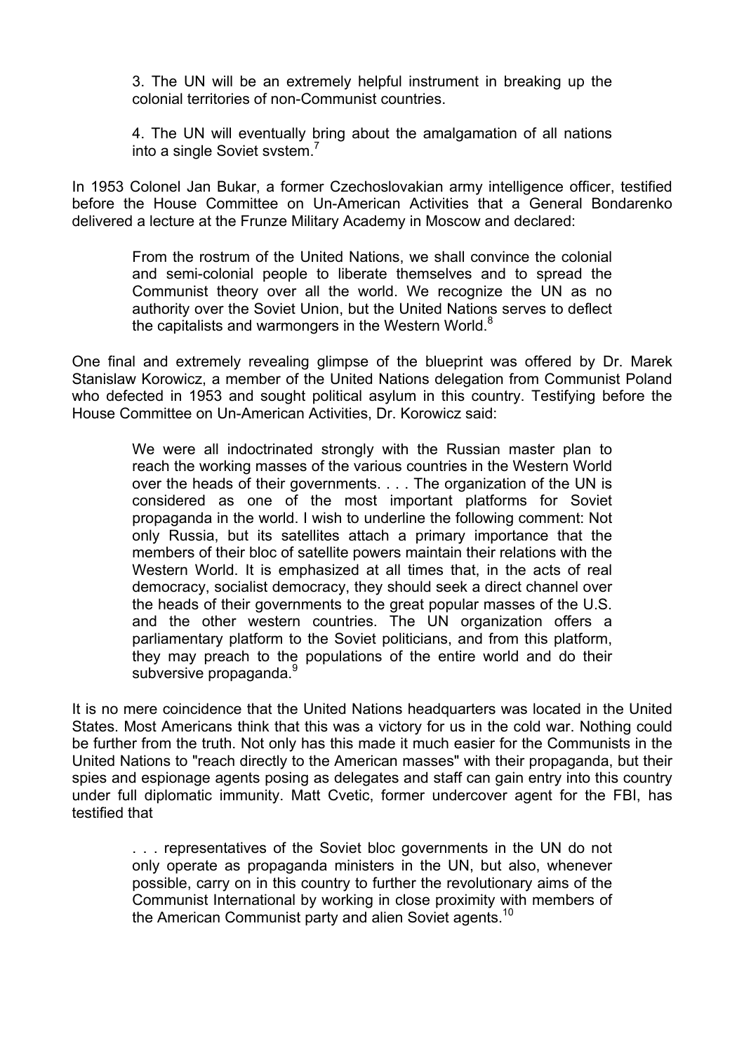> 3. The UN will be an extremely helpful instrument in breaking up the colonial territories of non-Communist countries.
>
> 4. The UN will eventually bring about the amalgamation of all nations into a single Soviet svstem.[7]

In 1953 Colonel Jan Bukar, a former Czechoslovakian army intelligence officer, testified before the House Committee on Un-American Activities that a General Bondarenko delivered a lecture at the Frunze Military Academy in Moscow and declared:

> From the rostrum of the United Nations, we shall convince the colonial and semi-colonial people to liberate themselves and to spread the Communist theory over all the world. We recognize the UN as no authority over the Soviet Union, but the United Nations serves to deflect the capitalists and warmongers in the Western World.[8]

One final and extremely revealing glimpse of the blueprint was offered by Dr. Marek Stanislaw Korowicz, a member of the United Nations delegation from Communist Poland who defected in 1953 and sought political asylum in this country. Testifying before the House Committee on Un-American Activities, Dr. Korowicz said:

> We were all indoctrinated strongly with the Russian master plan to reach the working masses of the various countries in the Western World over the heads of their governments. . . . The organization of the UN is considered as one of the most important platforms for Soviet propaganda in the world. I wish to underline the following comment: Not only Russia, but its satellites attach a primary importance that the members of their bloc of satellite powers maintain their relations with the Western World. It is emphasized at all times that, in the acts of real democracy, socialist democracy, they should seek a direct channel over the heads of their governments to the great popular masses of the U.S. and the other western countries. The UN organization offers a parliamentary platform to the Soviet politicians, and from this platform, they may preach to the populations of the entire world and do their subversive propaganda.[9]

It is no mere coincidence that the United Nations headquarters was located in the United States. Most Americans think that this was a victory for us in the cold war. Nothing could be further from the truth. Not only has this made it much easier for the Communists in the United Nations to "reach directly to the American masses" with their propaganda, but their spies and espionage agents posing as delegates and staff can gain entry into this country under full diplomatic immunity. Matt Cvetic, former undercover agent for the FBI, has testified that

> . . . representatives of the Soviet bloc governments in the UN do not only operate as propaganda ministers in the UN, but also, whenever possible, carry on in this country to further the revolutionary aims of the Communist International by working in close proximity with members of the American Communist party and alien Soviet agents.[10]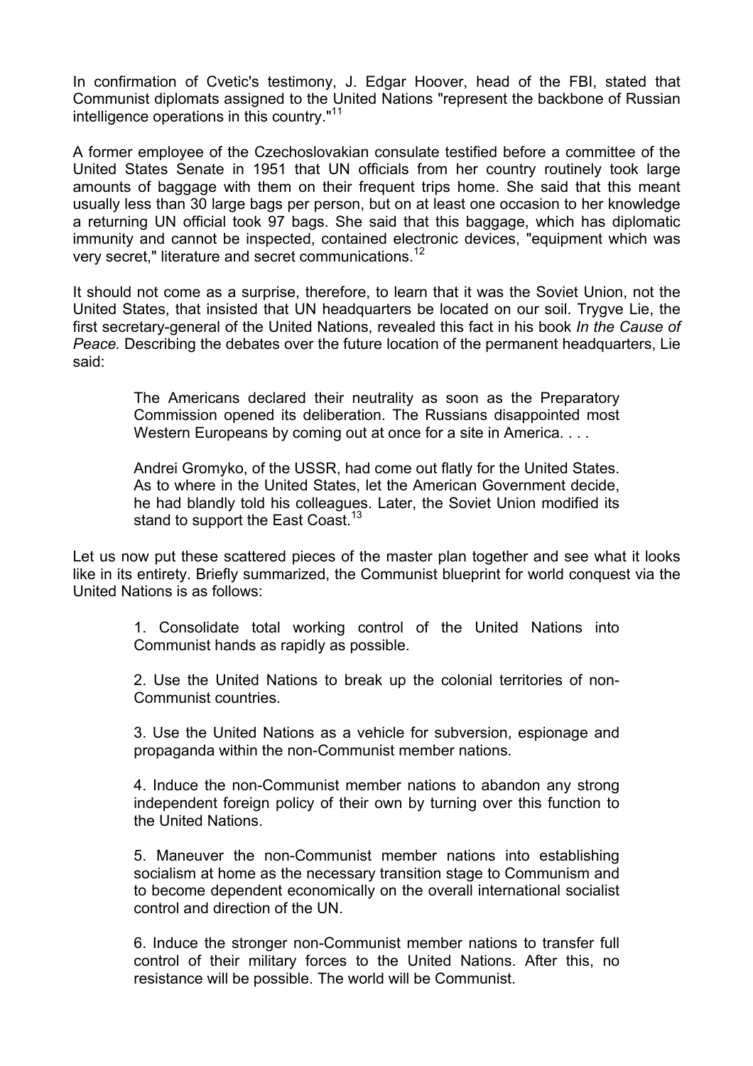In confirmation of Cvetic's testimony, J. Edgar Hoover, head of the FBI, stated that Communist diplomats assigned to the United Nations "represent the backbone of Russian intelligence operations in this country."[11]

A former employee of the Czechoslovakian consulate testified before a committee of the United States Senate in 1951 that UN officials from her country routinely took large amounts of baggage with them on their frequent trips home. She said that this meant usually less than 30 large bags per person, but on at least one occasion to her knowledge a returning UN official took 97 bags. She said that this baggage, which has diplomatic immunity and cannot be inspected, contained electronic devices, "equipment which was very secret," literature and secret communications.[12]

It should not come as a surprise, therefore, to learn that it was the Soviet Union, not the United States, that insisted that UN headquarters be located on our soil. Trygve Lie, the first secretary-general of the United Nations, revealed this fact in his book *In the Cause of Peace.* Describing the debates over the future location of the permanent headquarters, Lie said:

> The Americans declared their neutrality as soon as the Preparatory Commission opened its deliberation. The Russians disappointed most Western Europeans by coming out at once for a site in America. . . .
>
> Andrei Gromyko, of the USSR, had come out flatly for the United States. As to where in the United States, let the American Government decide, he had blandly told his colleagues. Later, the Soviet Union modified its stand to support the East Coast.[13]

Let us now put these scattered pieces of the master plan together and see what it looks like in its entirety. Briefly summarized, the Communist blueprint for world conquest via the United Nations is as follows:

> 1. Consolidate total working control of the United Nations into Communist hands as rapidly as possible.
>
> 2. Use the United Nations to break up the colonial territories of non-Communist countries.
>
> 3. Use the United Nations as a vehicle for subversion, espionage and propaganda within the non-Communist member nations.
>
> 4. Induce the non-Communist member nations to abandon any strong independent foreign policy of their own by turning over this function to the United Nations.
>
> 5. Maneuver the non-Communist member nations into establishing socialism at home as the necessary transition stage to Communism and to become dependent economically on the overall international socialist control and direction of the UN.
>
> 6. Induce the stronger non-Communist member nations to transfer full control of their military forces to the United Nations. After this, no resistance will be possible. The world will be Communist.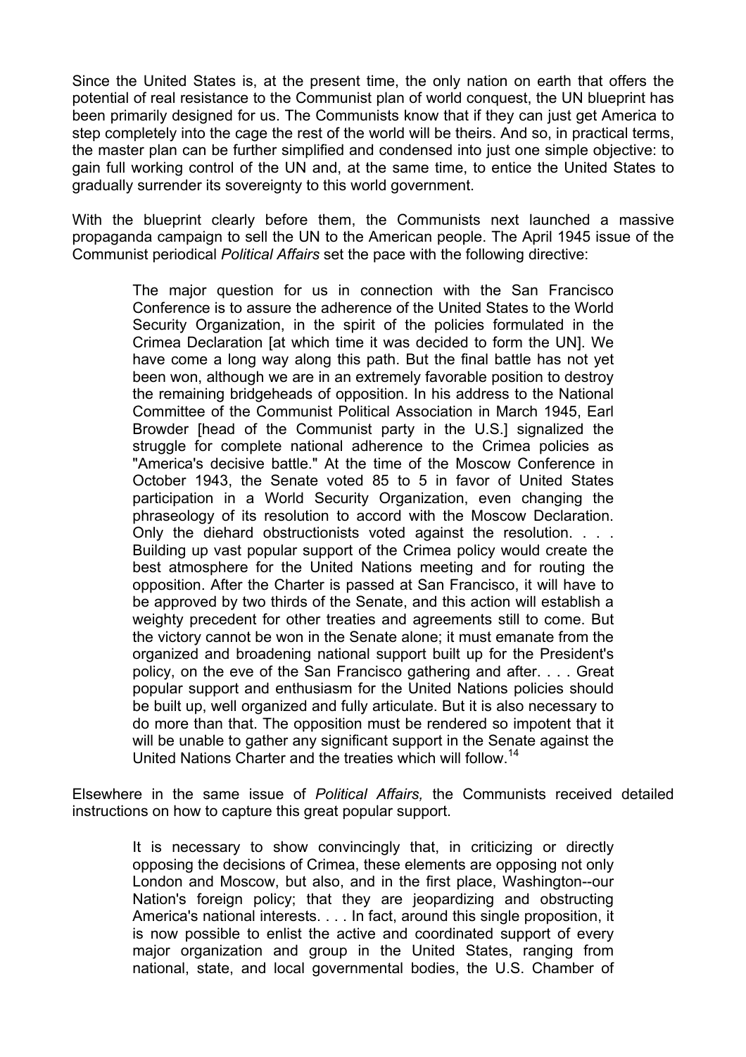Since the United States is, at the present time, the only nation on earth that offers the potential of real resistance to the Communist plan of world conquest, the UN blueprint has been primarily designed for us. The Communists know that if they can just get America to step completely into the cage the rest of the world will be theirs. And so, in practical terms, the master plan can be further simplified and condensed into just one simple objective: to gain full working control of the UN and, at the same time, to entice the United States to gradually surrender its sovereignty to this world government.

With the blueprint clearly before them, the Communists next launched a massive propaganda campaign to sell the UN to the American people. The April 1945 issue of the Communist periodical *Political Affairs* set the pace with the following directive:

> The major question for us in connection with the San Francisco Conference is to assure the adherence of the United States to the World Security Organization, in the spirit of the policies formulated in the Crimea Declaration [at which time it was decided to form the UN]. We have come a long way along this path. But the final battle has not yet been won, although we are in an extremely favorable position to destroy the remaining bridgeheads of opposition. In his address to the National Committee of the Communist Political Association in March 1945, Earl Browder [head of the Communist party in the U.S.] signalized the struggle for complete national adherence to the Crimea policies as "America's decisive battle." At the time of the Moscow Conference in October 1943, the Senate voted 85 to 5 in favor of United States participation in a World Security Organization, even changing the phraseology of its resolution to accord with the Moscow Declaration. Only the diehard obstructionists voted against the resolution. . . . Building up vast popular support of the Crimea policy would create the best atmosphere for the United Nations meeting and for routing the opposition. After the Charter is passed at San Francisco, it will have to be approved by two thirds of the Senate, and this action will establish a weighty precedent for other treaties and agreements still to come. But the victory cannot be won in the Senate alone; it must emanate from the organized and broadening national support built up for the President's policy, on the eve of the San Francisco gathering and after. . . . Great popular support and enthusiasm for the United Nations policies should be built up, well organized and fully articulate. But it is also necessary to do more than that. The opposition must be rendered so impotent that it will be unable to gather any significant support in the Senate against the United Nations Charter and the treaties which will follow.[14]

Elsewhere in the same issue of *Political Affairs,* the Communists received detailed instructions on how to capture this great popular support.

> It is necessary to show convincingly that, in criticizing or directly opposing the decisions of Crimea, these elements are opposing not only London and Moscow, but also, and in the first place, Washington--our Nation's foreign policy; that they are jeopardizing and obstructing America's national interests. . . . In fact, around this single proposition, it is now possible to enlist the active and coordinated support of every major organization and group in the United States, ranging from national, state, and local governmental bodies, the U.S. Chamber of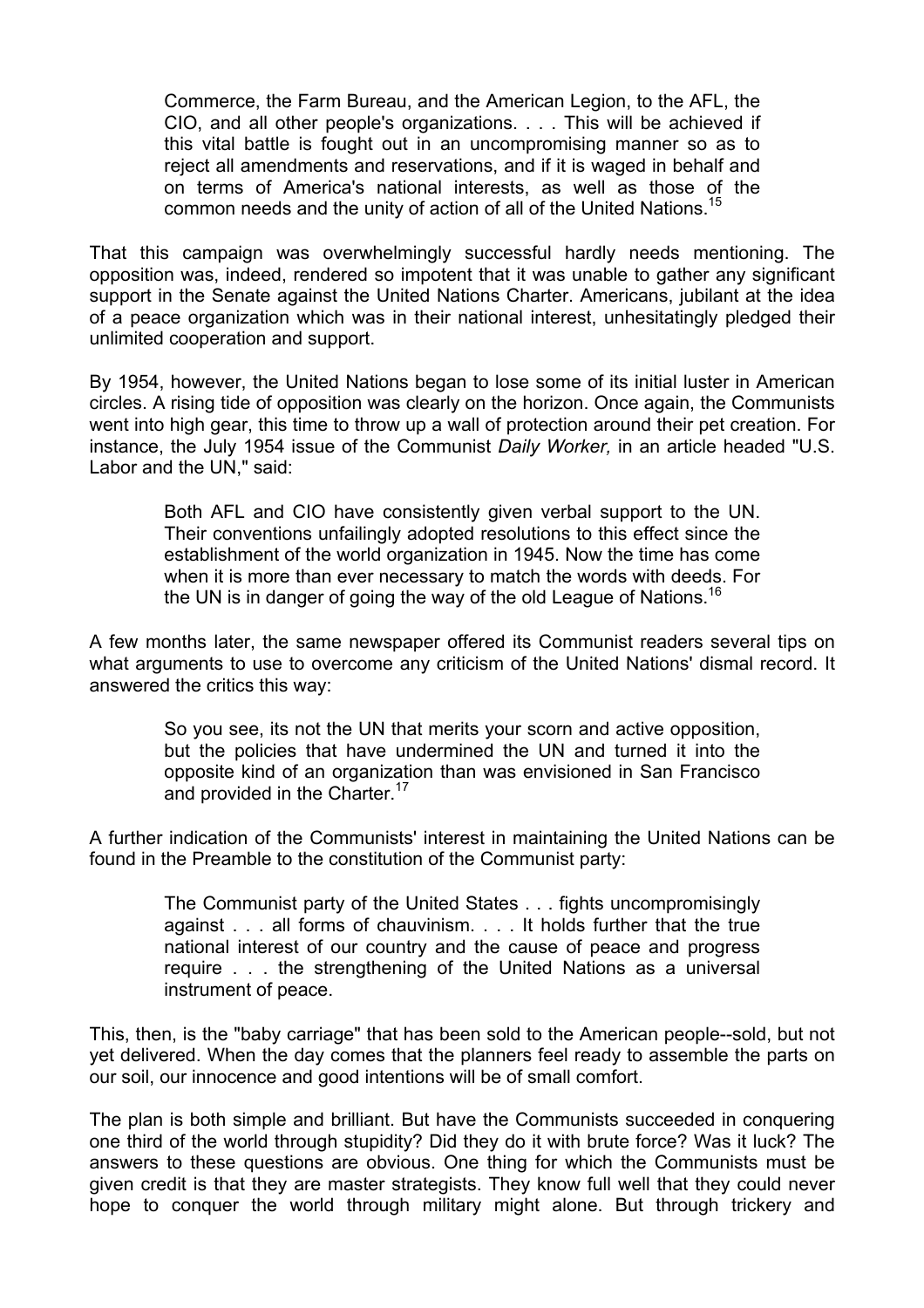> Commerce, the Farm Bureau, and the American Legion, to the AFL, the CIO, and all other people's organizations. . . . This will be achieved if this vital battle is fought out in an uncompromising manner so as to reject all amendments and reservations, and if it is waged in behalf and on terms of America's national interests, as well as those of the common needs and the unity of action of all of the United Nations.[15]

That this campaign was overwhelmingly successful hardly needs mentioning. The opposition was, indeed, rendered so impotent that it was unable to gather any significant support in the Senate against the United Nations Charter. Americans, jubilant at the idea of a peace organization which was in their national interest, unhesitatingly pledged their unlimited cooperation and support.

By 1954, however, the United Nations began to lose some of its initial luster in American circles. A rising tide of opposition was clearly on the horizon. Once again, the Communists went into high gear, this time to throw up a wall of protection around their pet creation. For instance, the July 1954 issue of the Communist *Daily Worker,* in an article headed "U.S. Labor and the UN," said:

> Both AFL and CIO have consistently given verbal support to the UN. Their conventions unfailingly adopted resolutions to this effect since the establishment of the world organization in 1945. Now the time has come when it is more than ever necessary to match the words with deeds. For the UN is in danger of going the way of the old League of Nations.[16]

A few months later, the same newspaper offered its Communist readers several tips on what arguments to use to overcome any criticism of the United Nations' dismal record. It answered the critics this way:

> So you see, its not the UN that merits your scorn and active opposition, but the policies that have undermined the UN and turned it into the opposite kind of an organization than was envisioned in San Francisco and provided in the Charter.[17]

A further indication of the Communists' interest in maintaining the United Nations can be found in the Preamble to the constitution of the Communist party:

> The Communist party of the United States . . . fights uncompromisingly against . . . all forms of chauvinism. . . . It holds further that the true national interest of our country and the cause of peace and progress require . . . the strengthening of the United Nations as a universal instrument of peace.

This, then, is the "baby carriage" that has been sold to the American people--sold, but not yet delivered. When the day comes that the planners feel ready to assemble the parts on our soil, our innocence and good intentions will be of small comfort.

The plan is both simple and brilliant. But have the Communists succeeded in conquering one third of the world through stupidity? Did they do it with brute force? Was it luck? The answers to these questions are obvious. One thing for which the Communists must be given credit is that they are master strategists. They know full well that they could never hope to conquer the world through military might alone. But through trickery and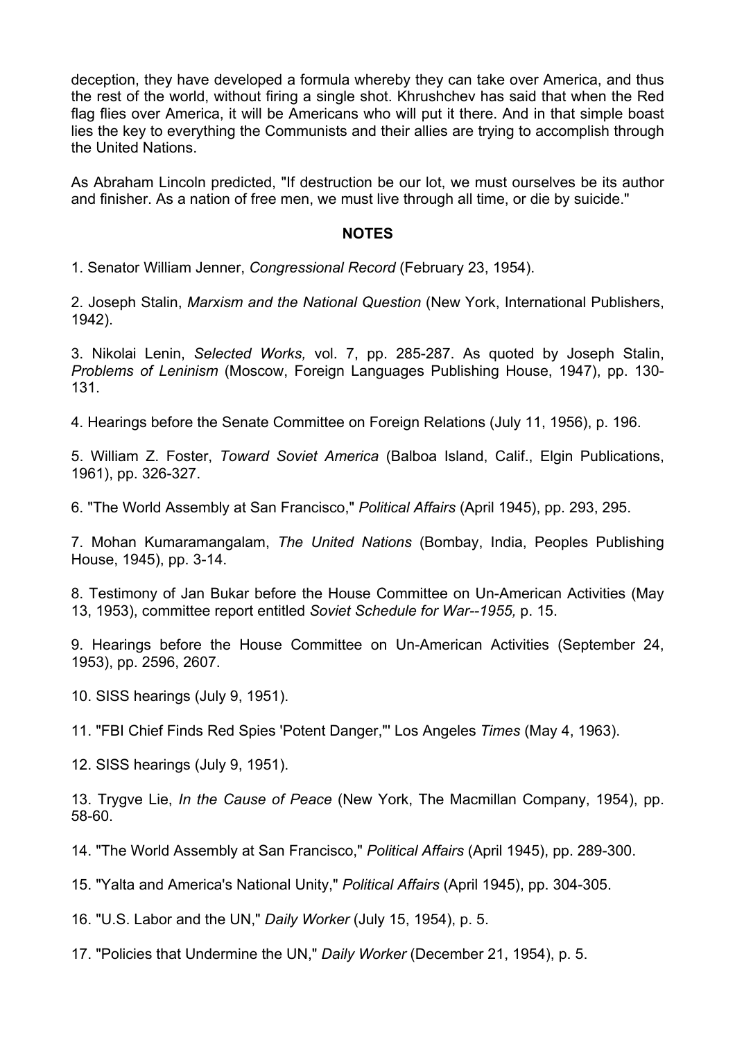deception, they have developed a formula whereby they can take over America, and thus the rest of the world, without firing a single shot. Khrushchev has said that when the Red flag flies over America, it will be Americans who will put it there. And in that simple boast lies the key to everything the Communists and their allies are trying to accomplish through the United Nations.

As Abraham Lincoln predicted, "If destruction be our lot, we must ourselves be its author and finisher. As a nation of free men, we must live through all time, or die by suicide."

**NOTES**

1. Senator William Jenner, *Congressional Record* (February 23, 1954).

2. Joseph Stalin, *Marxism and the National Question* (New York, International Publishers, 1942).

3. Nikolai Lenin, *Selected Works,* vol. 7, pp. 285-287. As quoted by Joseph Stalin, *Problems of Leninism* (Moscow, Foreign Languages Publishing House, 1947), pp. 130-131.

4. Hearings before the Senate Committee on Foreign Relations (July 11, 1956), p. 196.

5. William Z. Foster, *Toward Soviet America* (Balboa Island, Calif., Elgin Publications, 1961), pp. 326-327.

6. "The World Assembly at San Francisco," *Political Affairs* (April 1945), pp. 293, 295.

7. Mohan Kumaramangalam, *The United Nations* (Bombay, India, Peoples Publishing House, 1945), pp. 3-14.

8. Testimony of Jan Bukar before the House Committee on Un-American Activities (May 13, 1953), committee report entitled *Soviet Schedule for War--1955,* p. 15.

9. Hearings before the House Committee on Un-American Activities (September 24, 1953), pp. 2596, 2607.

10. SISS hearings (July 9, 1951).

11. "FBI Chief Finds Red Spies 'Potent Danger,'" Los Angeles *Times* (May 4, 1963).

12. SISS hearings (July 9, 1951).

13. Trygve Lie, *In the Cause of Peace* (New York, The Macmillan Company, 1954), pp. 58-60.

14. "The World Assembly at San Francisco," *Political Affairs* (April 1945), pp. 289-300.

15. "Yalta and America's National Unity," *Political Affairs* (April 1945), pp. 304-305.

16. "U.S. Labor and the UN," *Daily Worker* (July 15, 1954), p. 5.

17. "Policies that Undermine the UN," *Daily Worker* (December 21, 1954), p. 5.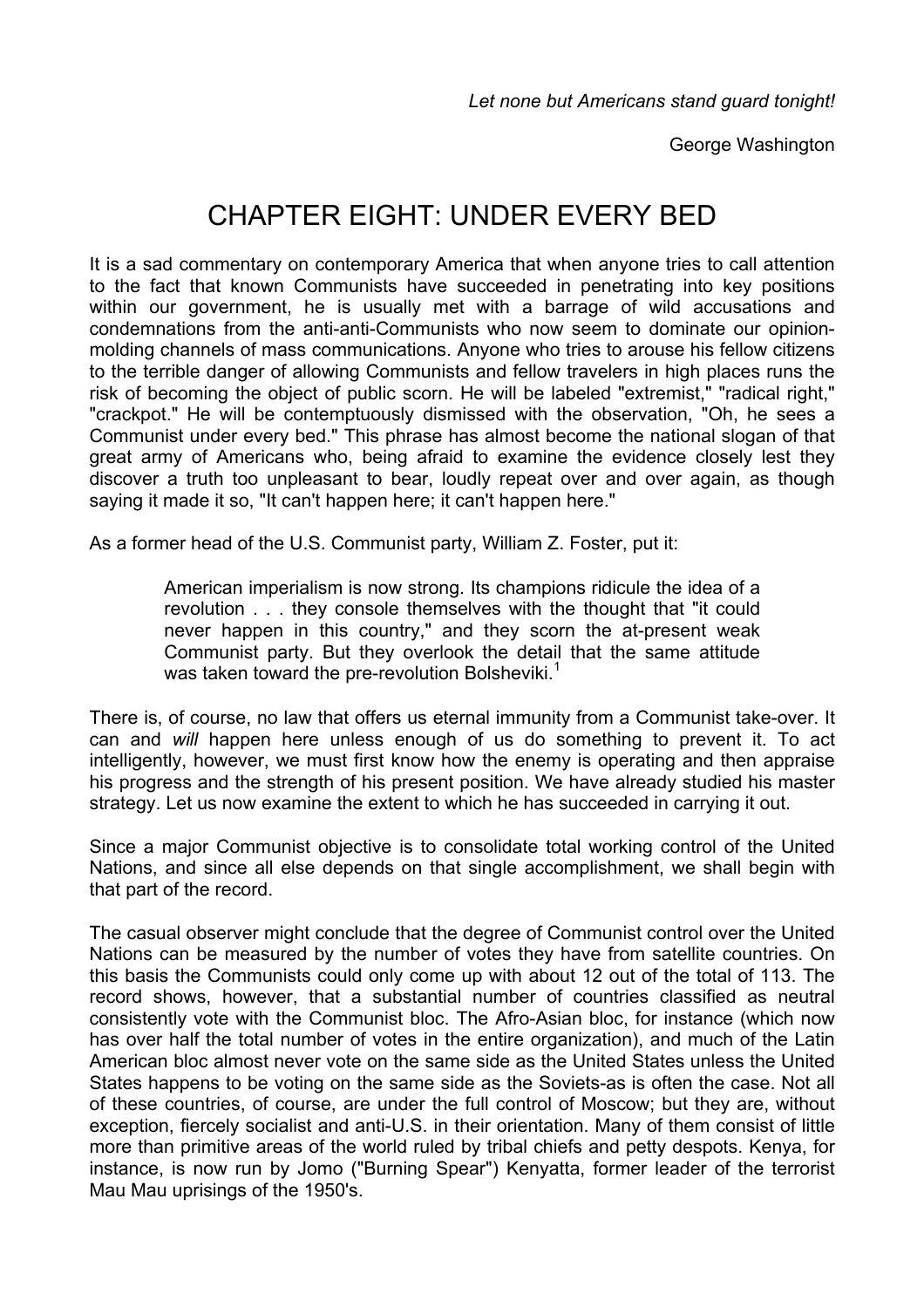*Let none but Americans stand guard tonight!*

George Washington

# CHAPTER EIGHT: UNDER EVERY BED

It is a sad commentary on contemporary America that when anyone tries to call attention to the fact that known Communists have succeeded in penetrating into key positions within our government, he is usually met with a barrage of wild accusations and condemnations from the anti-anti-Communists who now seem to dominate our opinion-molding channels of mass communications. Anyone who tries to arouse his fellow citizens to the terrible danger of allowing Communists and fellow travelers in high places runs the risk of becoming the object of public scorn. He will be labeled "extremist," "radical right," "crackpot." He will be contemptuously dismissed with the observation, "Oh, he sees a Communist under every bed." This phrase has almost become the national slogan of that great army of Americans who, being afraid to examine the evidence closely lest they discover a truth too unpleasant to bear, loudly repeat over and over again, as though saying it made it so, "It can't happen here; it can't happen here."

As a former head of the U.S. Communist party, William Z. Foster, put it:

> American imperialism is now strong. Its champions ridicule the idea of a revolution . . . they console themselves with the thought that "it could never happen in this country," and they scorn the at-present weak Communist party. But they overlook the detail that the same attitude was taken toward the pre-revolution Bolsheviki.[1]

There is, of course, no law that offers us eternal immunity from a Communist take-over. It can and *will* happen here unless enough of us do something to prevent it. To act intelligently, however, we must first know how the enemy is operating and then appraise his progress and the strength of his present position. We have already studied his master strategy. Let us now examine the extent to which he has succeeded in carrying it out.

Since a major Communist objective is to consolidate total working control of the United Nations, and since all else depends on that single accomplishment, we shall begin with that part of the record.

The casual observer might conclude that the degree of Communist control over the United Nations can be measured by the number of votes they have from satellite countries. On this basis the Communists could only come up with about 12 out of the total of 113. The record shows, however, that a substantial number of countries classified as neutral consistently vote with the Communist bloc. The Afro-Asian bloc, for instance (which now has over half the total number of votes in the entire organization), and much of the Latin American bloc almost never vote on the same side as the United States unless the United States happens to be voting on the same side as the Soviets-as is often the case. Not all of these countries, of course, are under the full control of Moscow; but they are, without exception, fiercely socialist and anti-U.S. in their orientation. Many of them consist of little more than primitive areas of the world ruled by tribal chiefs and petty despots. Kenya, for instance, is now run by Jomo ("Burning Spear") Kenyatta, former leader of the terrorist Mau Mau uprisings of the 1950's.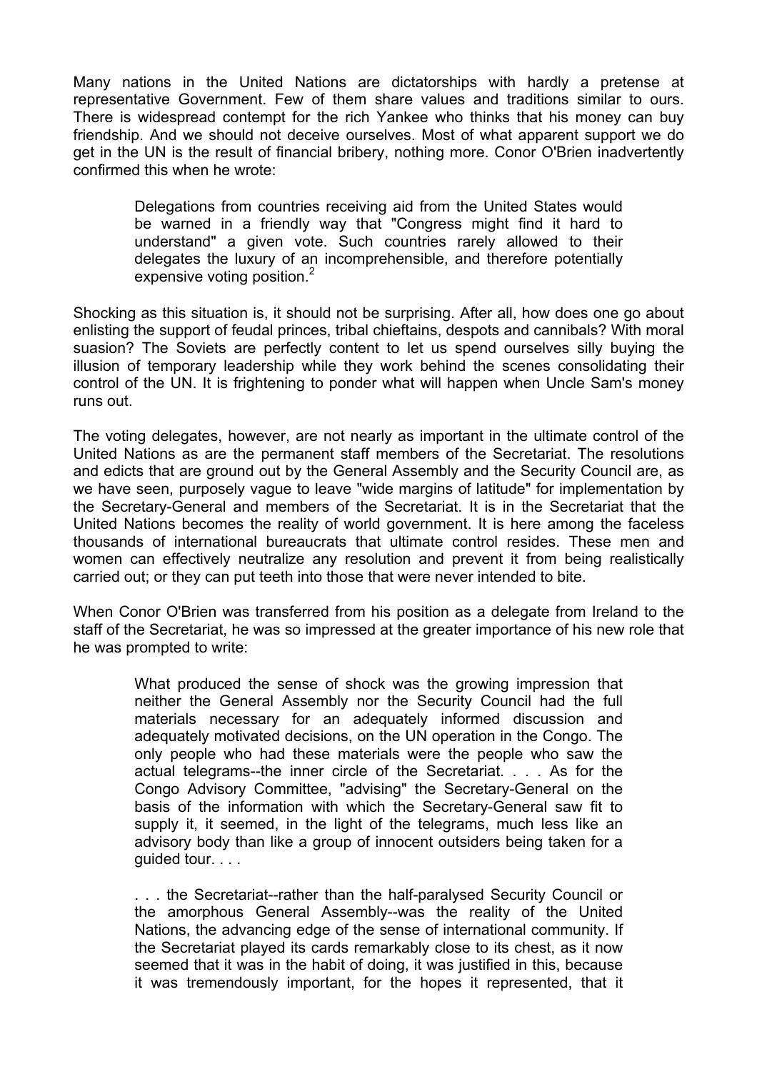Many nations in the United Nations are dictatorships with hardly a pretense at representative Government. Few of them share values and traditions similar to ours. There is widespread contempt for the rich Yankee who thinks that his money can buy friendship. And we should not deceive ourselves. Most of what apparent support we do get in the UN is the result of financial bribery, nothing more. Conor O'Brien inadvertently confirmed this when he wrote:

> Delegations from countries receiving aid from the United States would be warned in a friendly way that "Congress might find it hard to understand" a given vote. Such countries rarely allowed to their delegates the luxury of an incomprehensible, and therefore potentially expensive voting position.[2]

Shocking as this situation is, it should not be surprising. After all, how does one go about enlisting the support of feudal princes, tribal chieftains, despots and cannibals? With moral suasion? The Soviets are perfectly content to let us spend ourselves silly buying the illusion of temporary leadership while they work behind the scenes consolidating their control of the UN. It is frightening to ponder what will happen when Uncle Sam's money runs out.

The voting delegates, however, are not nearly as important in the ultimate control of the United Nations as are the permanent staff members of the Secretariat. The resolutions and edicts that are ground out by the General Assembly and the Security Council are, as we have seen, purposely vague to leave "wide margins of latitude" for implementation by the Secretary-General and members of the Secretariat. It is in the Secretariat that the United Nations becomes the reality of world government. It is here among the faceless thousands of international bureaucrats that ultimate control resides. These men and women can effectively neutralize any resolution and prevent it from being realistically carried out; or they can put teeth into those that were never intended to bite.

When Conor O'Brien was transferred from his position as a delegate from Ireland to the staff of the Secretariat, he was so impressed at the greater importance of his new role that he was prompted to write:

> What produced the sense of shock was the growing impression that neither the General Assembly nor the Security Council had the full materials necessary for an adequately informed discussion and adequately motivated decisions, on the UN operation in the Congo. The only people who had these materials were the people who saw the actual telegrams--the inner circle of the Secretariat. . . . As for the Congo Advisory Committee, "advising" the Secretary-General on the basis of the information with which the Secretary-General saw fit to supply it, it seemed, in the light of the telegrams, much less like an advisory body than like a group of innocent outsiders being taken for a guided tour. . . .
>
> . . . the Secretariat--rather than the half-paralysed Security Council or the amorphous General Assembly--was the reality of the United Nations, the advancing edge of the sense of international community. If the Secretariat played its cards remarkably close to its chest, as it now seemed that it was in the habit of doing, it was justified in this, because it was tremendously important, for the hopes it represented, that it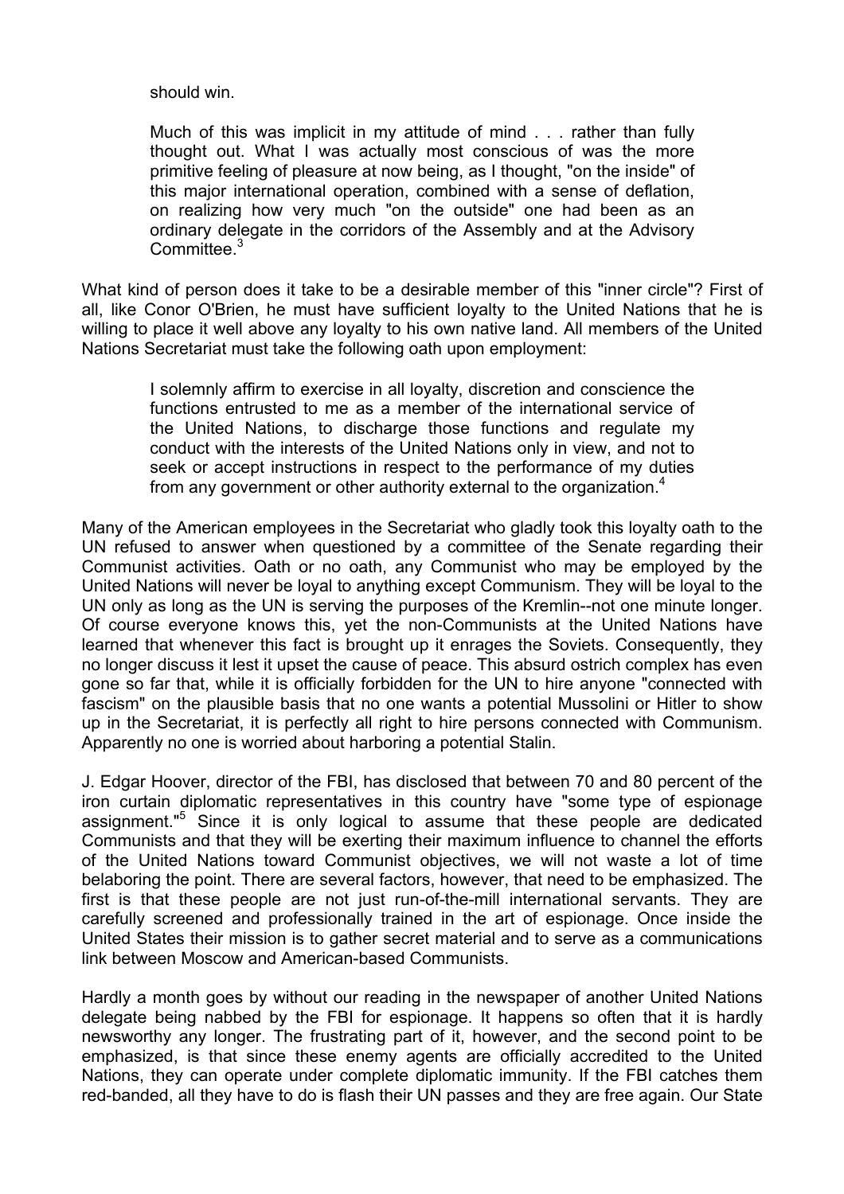should win.

> Much of this was implicit in my attitude of mind . . . rather than fully thought out. What I was actually most conscious of was the more primitive feeling of pleasure at now being, as I thought, "on the inside" of this major international operation, combined with a sense of deflation, on realizing how very much "on the outside" one had been as an ordinary delegate in the corridors of the Assembly and at the Advisory Committee.[3]

What kind of person does it take to be a desirable member of this "inner circle"? First of all, like Conor O'Brien, he must have sufficient loyalty to the United Nations that he is willing to place it well above any loyalty to his own native land. All members of the United Nations Secretariat must take the following oath upon employment:

> I solemnly affirm to exercise in all loyalty, discretion and conscience the functions entrusted to me as a member of the international service of the United Nations, to discharge those functions and regulate my conduct with the interests of the United Nations only in view, and not to seek or accept instructions in respect to the performance of my duties from any government or other authority external to the organization.[4]

Many of the American employees in the Secretariat who gladly took this loyalty oath to the UN refused to answer when questioned by a committee of the Senate regarding their Communist activities. Oath or no oath, any Communist who may be employed by the United Nations will never be loyal to anything except Communism. They will be loyal to the UN only as long as the UN is serving the purposes of the Kremlin--not one minute longer. Of course everyone knows this, yet the non-Communists at the United Nations have learned that whenever this fact is brought up it enrages the Soviets. Consequently, they no longer discuss it lest it upset the cause of peace. This absurd ostrich complex has even gone so far that, while it is officially forbidden for the UN to hire anyone "connected with fascism" on the plausible basis that no one wants a potential Mussolini or Hitler to show up in the Secretariat, it is perfectly all right to hire persons connected with Communism. Apparently no one is worried about harboring a potential Stalin.

J. Edgar Hoover, director of the FBI, has disclosed that between 70 and 80 percent of the iron curtain diplomatic representatives in this country have "some type of espionage assignment."[5] Since it is only logical to assume that these people are dedicated Communists and that they will be exerting their maximum influence to channel the efforts of the United Nations toward Communist objectives, we will not waste a lot of time belaboring the point. There are several factors, however, that need to be emphasized. The first is that these people are not just run-of-the-mill international servants. They are carefully screened and professionally trained in the art of espionage. Once inside the United States their mission is to gather secret material and to serve as a communications link between Moscow and American-based Communists.

Hardly a month goes by without our reading in the newspaper of another United Nations delegate being nabbed by the FBI for espionage. It happens so often that it is hardly newsworthy any longer. The frustrating part of it, however, and the second point to be emphasized, is that since these enemy agents are officially accredited to the United Nations, they can operate under complete diplomatic immunity. If the FBI catches them red-banded, all they have to do is flash their UN passes and they are free again. Our State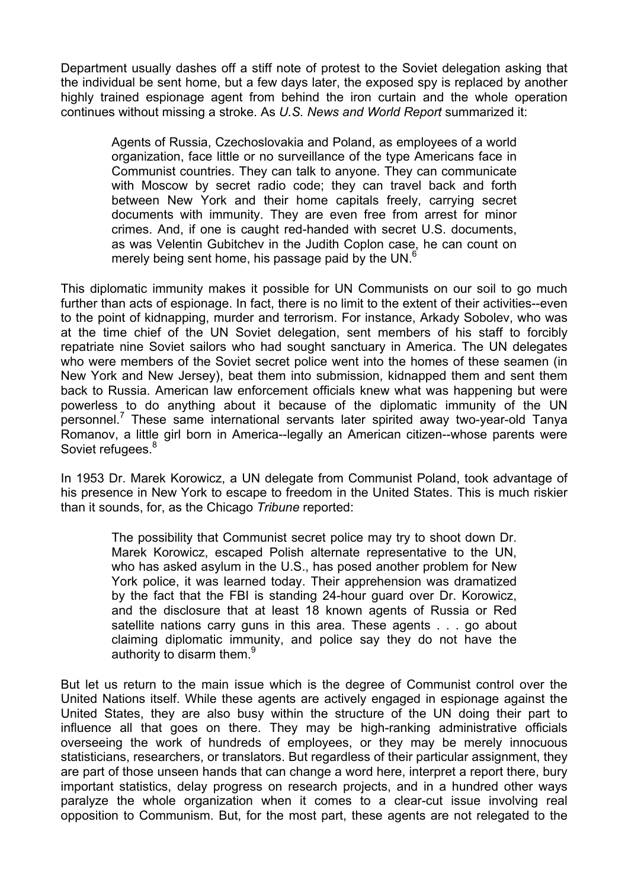Department usually dashes off a stiff note of protest to the Soviet delegation asking that the individual be sent home, but a few days later, the exposed spy is replaced by another highly trained espionage agent from behind the iron curtain and the whole operation continues without missing a stroke. As *U.S. News and World Report* summarized it:

> Agents of Russia, Czechoslovakia and Poland, as employees of a world organization, face little or no surveillance of the type Americans face in Communist countries. They can talk to anyone. They can communicate with Moscow by secret radio code; they can travel back and forth between New York and their home capitals freely, carrying secret documents with immunity. They are even free from arrest for minor crimes. And, if one is caught red-handed with secret U.S. documents, as was Velentin Gubitchev in the Judith Coplon case, he can count on merely being sent home, his passage paid by the UN.[6]

This diplomatic immunity makes it possible for UN Communists on our soil to go much further than acts of espionage. In fact, there is no limit to the extent of their activities--even to the point of kidnapping, murder and terrorism. For instance, Arkady Sobolev, who was at the time chief of the UN Soviet delegation, sent members of his staff to forcibly repatriate nine Soviet sailors who had sought sanctuary in America. The UN delegates who were members of the Soviet secret police went into the homes of these seamen (in New York and New Jersey), beat them into submission, kidnapped them and sent them back to Russia. American law enforcement officials knew what was happening but were powerless to do anything about it because of the diplomatic immunity of the UN personnel.[7] These same international servants later spirited away two-year-old Tanya Romanov, a little girl born in America--legally an American citizen--whose parents were Soviet refugees.[8]

In 1953 Dr. Marek Korowicz, a UN delegate from Communist Poland, took advantage of his presence in New York to escape to freedom in the United States. This is much riskier than it sounds, for, as the Chicago *Tribune* reported:

> The possibility that Communist secret police may try to shoot down Dr. Marek Korowicz, escaped Polish alternate representative to the UN, who has asked asylum in the U.S., has posed another problem for New York police, it was learned today. Their apprehension was dramatized by the fact that the FBI is standing 24-hour guard over Dr. Korowicz, and the disclosure that at least 18 known agents of Russia or Red satellite nations carry guns in this area. These agents . . . go about claiming diplomatic immunity, and police say they do not have the authority to disarm them.[9]

But let us return to the main issue which is the degree of Communist control over the United Nations itself. While these agents are actively engaged in espionage against the United States, they are also busy within the structure of the UN doing their part to influence all that goes on there. They may be high-ranking administrative officials overseeing the work of hundreds of employees, or they may be merely innocuous statisticians, researchers, or translators. But regardless of their particular assignment, they are part of those unseen hands that can change a word here, interpret a report there, bury important statistics, delay progress on research projects, and in a hundred other ways paralyze the whole organization when it comes to a clear-cut issue involving real opposition to Communism. But, for the most part, these agents are not relegated to the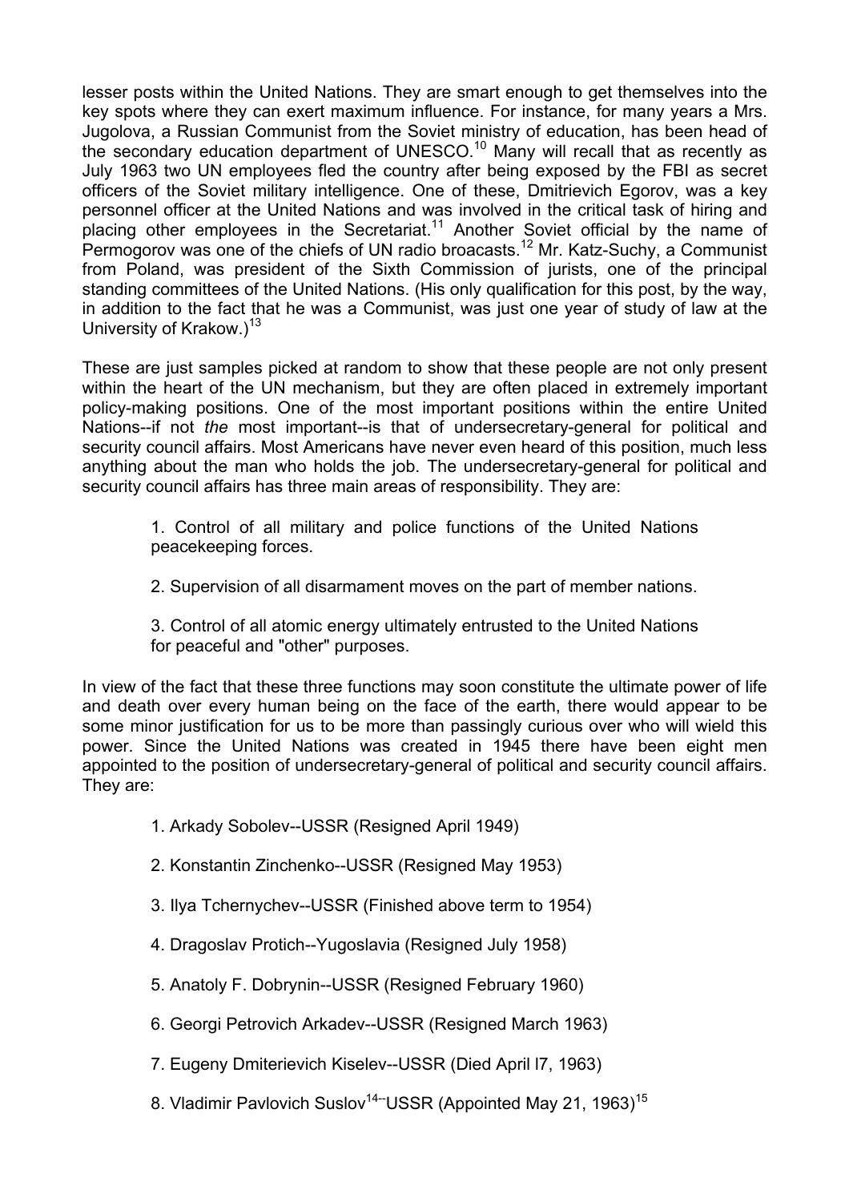lesser posts within the United Nations. They are smart enough to get themselves into the key spots where they can exert maximum influence. For instance, for many years a Mrs. Jugolova, a Russian Communist from the Soviet ministry of education, has been head of the secondary education department of UNESCO.[10] Many will recall that as recently as July 1963 two UN employees fled the country after being exposed by the FBI as secret officers of the Soviet military intelligence. One of these, Dmitrievich Egorov, was a key personnel officer at the United Nations and was involved in the critical task of hiring and placing other employees in the Secretariat.[11] Another Soviet official by the name of Permogorov was one of the chiefs of UN radio broacasts.[12] Mr. Katz-Suchy, a Communist from Poland, was president of the Sixth Commission of jurists, one of the principal standing committees of the United Nations. (His only qualification for this post, by the way, in addition to the fact that he was a Communist, was just one year of study of law at the University of Krakow.)[13]

These are just samples picked at random to show that these people are not only present within the heart of the UN mechanism, but they are often placed in extremely important policy-making positions. One of the most important positions within the entire United Nations--if not *the* most important--is that of undersecretary-general for political and security council affairs. Most Americans have never even heard of this position, much less anything about the man who holds the job. The undersecretary-general for political and security council affairs has three main areas of responsibility. They are:

> 1. Control of all military and police functions of the United Nations peacekeeping forces.
>
> 2. Supervision of all disarmament moves on the part of member nations.
>
> 3. Control of all atomic energy ultimately entrusted to the United Nations for peaceful and "other" purposes.

In view of the fact that these three functions may soon constitute the ultimate power of life and death over every human being on the face of the earth, there would appear to be some minor justification for us to be more than passingly curious over who will wield this power. Since the United Nations was created in 1945 there have been eight men appointed to the position of undersecretary-general of political and security council affairs. They are:

1. Arkady Sobolev--USSR (Resigned April 1949)
2. Konstantin Zinchenko--USSR (Resigned May 1953)
3. Ilya Tchernychev--USSR (Finished above term to 1954)
4. Dragoslav Protich--Yugoslavia (Resigned July 1958)
5. Anatoly F. Dobrynin--USSR (Resigned February 1960)
6. Georgi Petrovich Arkadev--USSR (Resigned March 1963)
7. Eugeny Dmiterievich Kiselev--USSR (Died April l7, 1963)
8. Vladimir Pavlovich Suslov[14]--USSR (Appointed May 21, 1963)[15]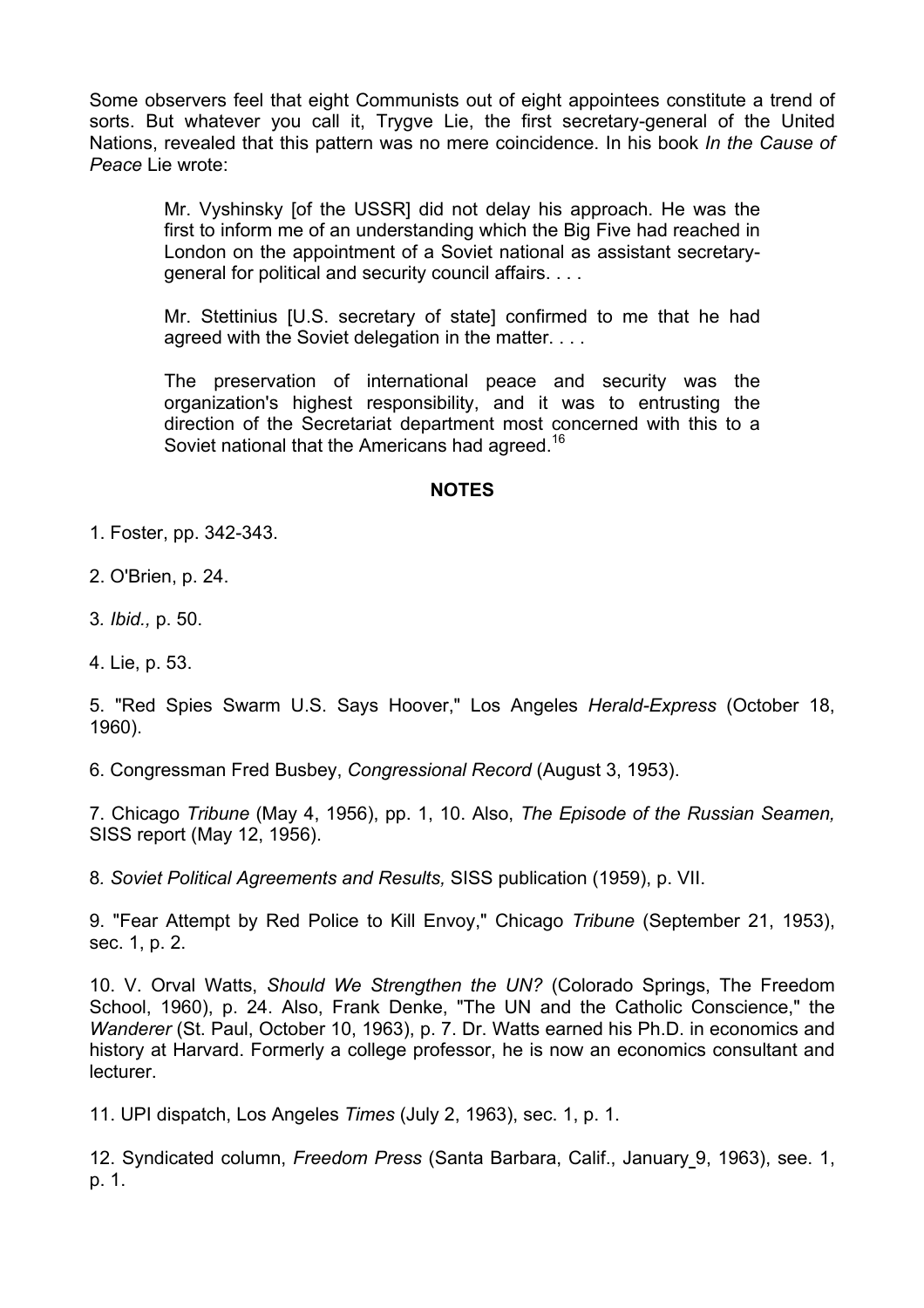Some observers feel that eight Communists out of eight appointees constitute a trend of sorts. But whatever you call it, Trygve Lie, the first secretary-general of the United Nations, revealed that this pattern was no mere coincidence. In his book *In the Cause of Peace* Lie wrote:

> Mr. Vyshinsky [of the USSR] did not delay his approach. He was the first to inform me of an understanding which the Big Five had reached in London on the appointment of a Soviet national as assistant secretary-general for political and security council affairs. . . .
>
> Mr. Stettinius [U.S. secretary of state] confirmed to me that he had agreed with the Soviet delegation in the matter. . . .
>
> The preservation of international peace and security was the organization's highest responsibility, and it was to entrusting the direction of the Secretariat department most concerned with this to a Soviet national that the Americans had agreed.[16]

## NOTES

1. Foster, pp. 342-343.

2. O'Brien, p. 24.

3. *Ibid.,* p. 50.

4. Lie, p. 53.

5. "Red Spies Swarm U.S. Says Hoover," Los Angeles *Herald-Express* (October 18, 1960).

6. Congressman Fred Busbey, *Congressional Record* (August 3, 1953).

7. Chicago *Tribune* (May 4, 1956), pp. 1, 10. Also, *The Episode of the Russian Seamen,* SISS report (May 12, 1956).

8. *Soviet Political Agreements and Results,* SISS publication (1959), p. VII.

9. "Fear Attempt by Red Police to Kill Envoy," Chicago *Tribune* (September 21, 1953), sec. 1, p. 2.

10. V. Orval Watts, *Should We Strengthen the UN?* (Colorado Springs, The Freedom School, 1960), p. 24. Also, Frank Denke, "The UN and the Catholic Conscience," the *Wanderer* (St. Paul, October 10, 1963), p. 7. Dr. Watts earned his Ph.D. in economics and history at Harvard. Formerly a college professor, he is now an economics consultant and lecturer.

11. UPI dispatch, Los Angeles *Times* (July 2, 1963), sec. 1, p. 1.

12. Syndicated column, *Freedom Press* (Santa Barbara, Calif., January 9, 1963), see. 1, p. 1.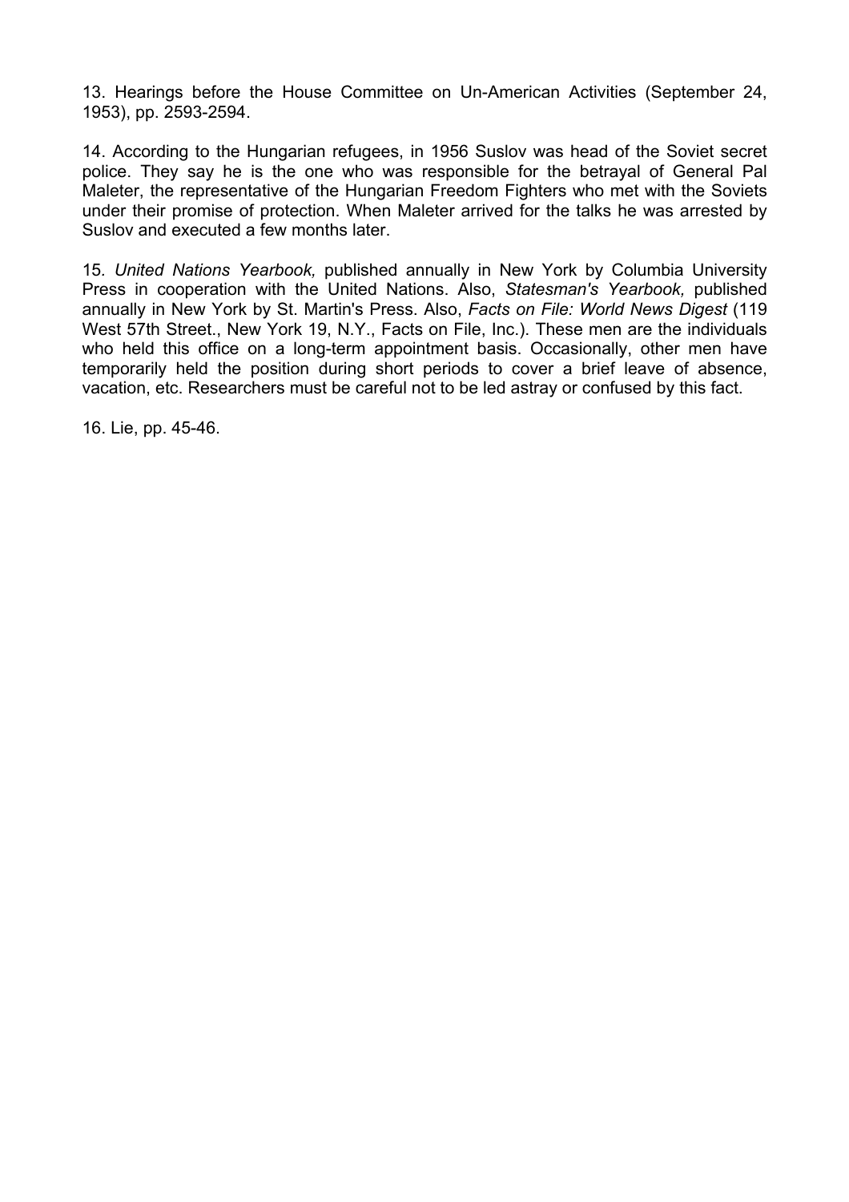13. Hearings before the House Committee on Un-American Activities (September 24, 1953), pp. 2593-2594.

14. According to the Hungarian refugees, in 1956 Suslov was head of the Soviet secret police. They say he is the one who was responsible for the betrayal of General Pal Maleter, the representative of the Hungarian Freedom Fighters who met with the Soviets under their promise of protection. When Maleter arrived for the talks he was arrested by Suslov and executed a few months later.

15. *United Nations Yearbook,* published annually in New York by Columbia University Press in cooperation with the United Nations. Also, *Statesman's Yearbook,* published annually in New York by St. Martin's Press. Also, *Facts on File: World News Digest* (119 West 57th Street., New York 19, N.Y., Facts on File, Inc.). These men are the individuals who held this office on a long-term appointment basis. Occasionally, other men have temporarily held the position during short periods to cover a brief leave of absence, vacation, etc. Researchers must be careful not to be led astray or confused by this fact.

16. Lie, pp. 45-46.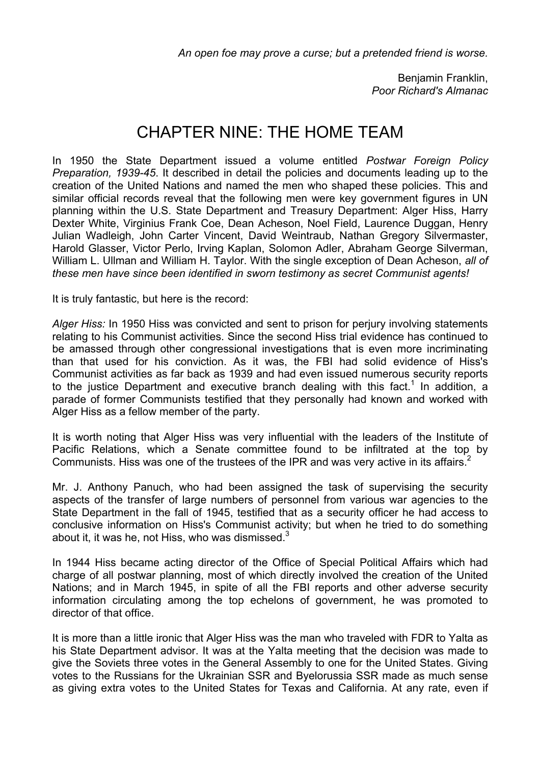*An open foe may prove a curse; but a pretended friend is worse.*

Benjamin Franklin,
*Poor Richard's Almanac*

# CHAPTER NINE: THE HOME TEAM

In 1950 the State Department issued a volume entitled *Postwar Foreign Policy Preparation, 1939-45*. It described in detail the policies and documents leading up to the creation of the United Nations and named the men who shaped these policies. This and similar official records reveal that the following men were key government figures in UN planning within the U.S. State Department and Treasury Department: Alger Hiss, Harry Dexter White, Virginius Frank Coe, Dean Acheson, Noel Field, Laurence Duggan, Henry Julian Wadleigh, John Carter Vincent, David Weintraub, Nathan Gregory Silvermaster, Harold Glasser, Victor Perlo, Irving Kaplan, Solomon Adler, Abraham George Silverman, William L. Ullman and William H. Taylor. With the single exception of Dean Acheson, *all of these men have since been identified in sworn testimony as secret Communist agents!*

It is truly fantastic, but here is the record:

*Alger Hiss:* In 1950 Hiss was convicted and sent to prison for perjury involving statements relating to his Communist activities. Since the second Hiss trial evidence has continued to be amassed through other congressional investigations that is even more incriminating than that used for his conviction. As it was, the FBI had solid evidence of Hiss's Communist activities as far back as 1939 and had even issued numerous security reports to the justice Department and executive branch dealing with this fact.[1] In addition, a parade of former Communists testified that they personally had known and worked with Alger Hiss as a fellow member of the party.

It is worth noting that Alger Hiss was very influential with the leaders of the Institute of Pacific Relations, which a Senate committee found to be infiltrated at the top by Communists. Hiss was one of the trustees of the IPR and was very active in its affairs.[2]

Mr. J. Anthony Panuch, who had been assigned the task of supervising the security aspects of the transfer of large numbers of personnel from various war agencies to the State Department in the fall of 1945, testified that as a security officer he had access to conclusive information on Hiss's Communist activity; but when he tried to do something about it, it was he, not Hiss, who was dismissed.[3]

In 1944 Hiss became acting director of the Office of Special Political Affairs which had charge of all postwar planning, most of which directly involved the creation of the United Nations; and in March 1945, in spite of all the FBI reports and other adverse security information circulating among the top echelons of government, he was promoted to director of that office.

It is more than a little ironic that Alger Hiss was the man who traveled with FDR to Yalta as his State Department advisor. It was at the Yalta meeting that the decision was made to give the Soviets three votes in the General Assembly to one for the United States. Giving votes to the Russians for the Ukrainian SSR and Byelorussia SSR made as much sense as giving extra votes to the United States for Texas and California. At any rate, even if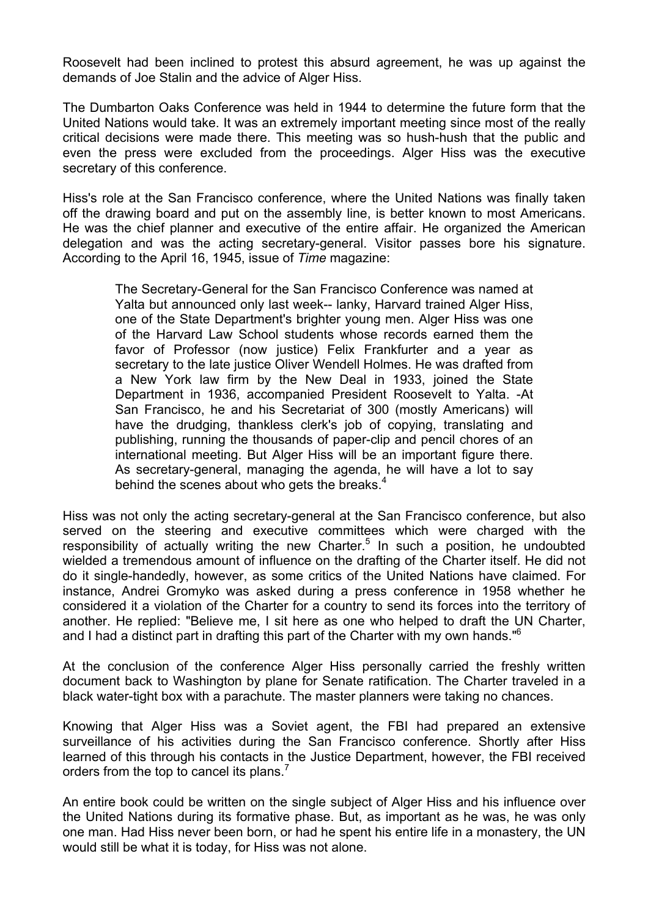Roosevelt had been inclined to protest this absurd agreement, he was up against the demands of Joe Stalin and the advice of Alger Hiss.

The Dumbarton Oaks Conference was held in 1944 to determine the future form that the United Nations would take. It was an extremely important meeting since most of the really critical decisions were made there. This meeting was so hush-hush that the public and even the press were excluded from the proceedings. Alger Hiss was the executive secretary of this conference.

Hiss's role at the San Francisco conference, where the United Nations was finally taken off the drawing board and put on the assembly line, is better known to most Americans. He was the chief planner and executive of the entire affair. He organized the American delegation and was the acting secretary-general. Visitor passes bore his signature. According to the April 16, 1945, issue of *Time* magazine:

> The Secretary-General for the San Francisco Conference was named at Yalta but announced only last week-- lanky, Harvard trained Alger Hiss, one of the State Department's brighter young men. Alger Hiss was one of the Harvard Law School students whose records earned them the favor of Professor (now justice) Felix Frankfurter and a year as secretary to the late justice Oliver Wendell Holmes. He was drafted from a New York law firm by the New Deal in 1933, joined the State Department in 1936, accompanied President Roosevelt to Yalta. -At San Francisco, he and his Secretariat of 300 (mostly Americans) will have the drudging, thankless clerk's job of copying, translating and publishing, running the thousands of paper-clip and pencil chores of an international meeting. But Alger Hiss will be an important figure there. As secretary-general, managing the agenda, he will have a lot to say behind the scenes about who gets the breaks.[4]

Hiss was not only the acting secretary-general at the San Francisco conference, but also served on the steering and executive committees which were charged with the responsibility of actually writing the new Charter.[5] In such a position, he undoubted wielded a tremendous amount of influence on the drafting of the Charter itself. He did not do it single-handedly, however, as some critics of the United Nations have claimed. For instance, Andrei Gromyko was asked during a press conference in 1958 whether he considered it a violation of the Charter for a country to send its forces into the territory of another. He replied: "Believe me, I sit here as one who helped to draft the UN Charter, and I had a distinct part in drafting this part of the Charter with my own hands."[6]

At the conclusion of the conference Alger Hiss personally carried the freshly written document back to Washington by plane for Senate ratification. The Charter traveled in a black water-tight box with a parachute. The master planners were taking no chances.

Knowing that Alger Hiss was a Soviet agent, the FBI had prepared an extensive surveillance of his activities during the San Francisco conference. Shortly after Hiss learned of this through his contacts in the Justice Department, however, the FBI received orders from the top to cancel its plans.[7]

An entire book could be written on the single subject of Alger Hiss and his influence over the United Nations during its formative phase. But, as important as he was, he was only one man. Had Hiss never been born, or had he spent his entire life in a monastery, the UN would still be what it is today, for Hiss was not alone.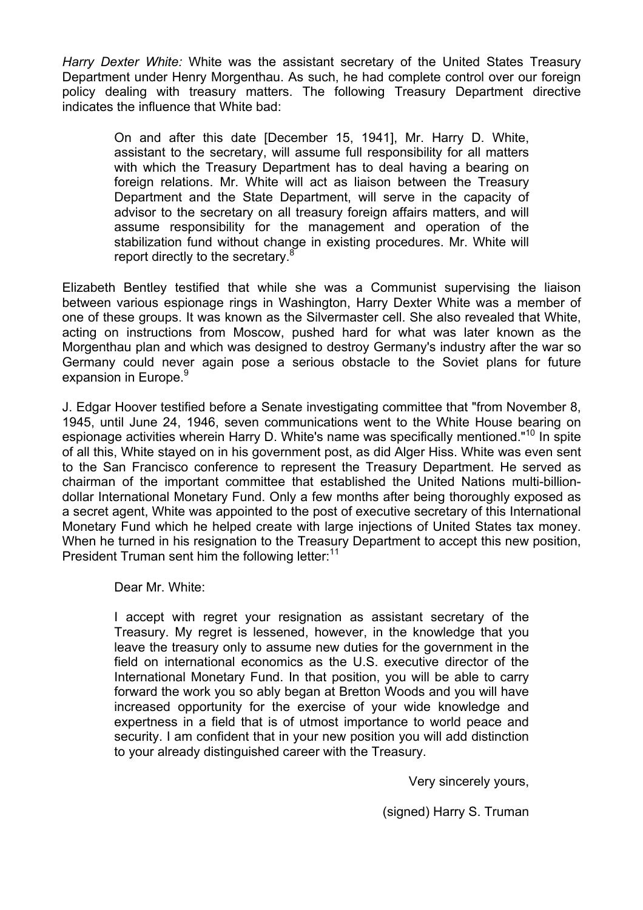*Harry Dexter White:* White was the assistant secretary of the United States Treasury Department under Henry Morgenthau. As such, he had complete control over our foreign policy dealing with treasury matters. The following Treasury Department directive indicates the influence that White bad:

> On and after this date [December 15, 1941], Mr. Harry D. White, assistant to the secretary, will assume full responsibility for all matters with which the Treasury Department has to deal having a bearing on foreign relations. Mr. White will act as liaison between the Treasury Department and the State Department, will serve in the capacity of advisor to the secretary on all treasury foreign affairs matters, and will assume responsibility for the management and operation of the stabilization fund without change in existing procedures. Mr. White will report directly to the secretary.[8]

Elizabeth Bentley testified that while she was a Communist supervising the liaison between various espionage rings in Washington, Harry Dexter White was a member of one of these groups. It was known as the Silvermaster cell. She also revealed that White, acting on instructions from Moscow, pushed hard for what was later known as the Morgenthau plan and which was designed to destroy Germany's industry after the war so Germany could never again pose a serious obstacle to the Soviet plans for future expansion in Europe.[9]

J. Edgar Hoover testified before a Senate investigating committee that "from November 8, 1945, until June 24, 1946, seven communications went to the White House bearing on espionage activities wherein Harry D. White's name was specifically mentioned."[10] In spite of all this, White stayed on in his government post, as did Alger Hiss. White was even sent to the San Francisco conference to represent the Treasury Department. He served as chairman of the important committee that established the United Nations multi-billion-dollar International Monetary Fund. Only a few months after being thoroughly exposed as a secret agent, White was appointed to the post of executive secretary of this International Monetary Fund which he helped create with large injections of United States tax money. When he turned in his resignation to the Treasury Department to accept this new position, President Truman sent him the following letter:[11]

> Dear Mr. White:
>
> I accept with regret your resignation as assistant secretary of the Treasury. My regret is lessened, however, in the knowledge that you leave the treasury only to assume new duties for the government in the field on international economics as the U.S. executive director of the International Monetary Fund. In that position, you will be able to carry forward the work you so ably began at Bretton Woods and you will have increased opportunity for the exercise of your wide knowledge and expertness in a field that is of utmost importance to world peace and security. I am confident that in your new position you will add distinction to your already distinguished career with the Treasury.
>
> Very sincerely yours,
>
> (signed) Harry S. Truman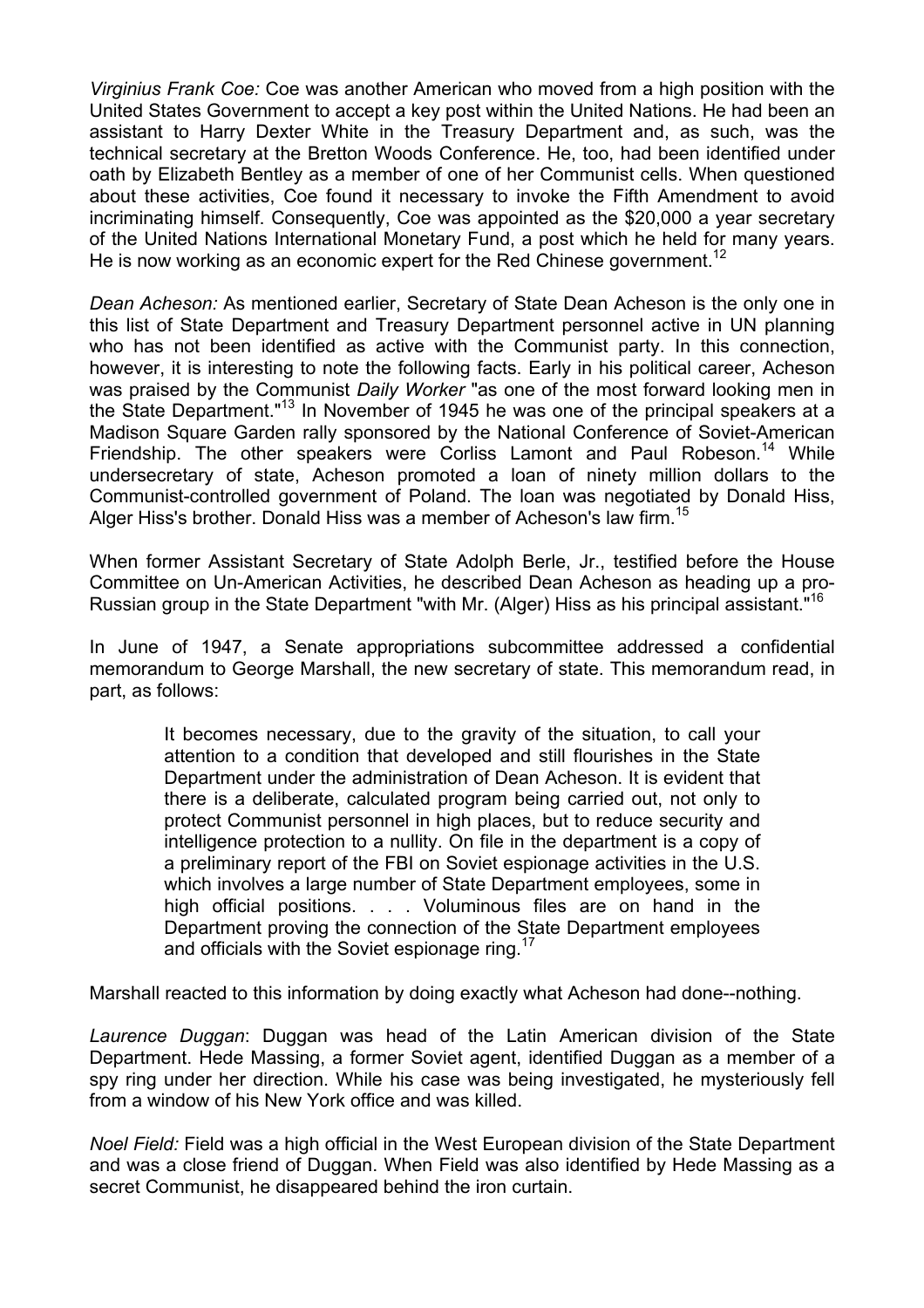*Virginius Frank Coe:* Coe was another American who moved from a high position with the United States Government to accept a key post within the United Nations. He had been an assistant to Harry Dexter White in the Treasury Department and, as such, was the technical secretary at the Bretton Woods Conference. He, too, had been identified under oath by Elizabeth Bentley as a member of one of her Communist cells. When questioned about these activities, Coe found it necessary to invoke the Fifth Amendment to avoid incriminating himself. Consequently, Coe was appointed as the $20,000 a year secretary of the United Nations International Monetary Fund, a post which he held for many years. He is now working as an economic expert for the Red Chinese government.[12]

*Dean Acheson:* As mentioned earlier, Secretary of State Dean Acheson is the only one in this list of State Department and Treasury Department personnel active in UN planning who has not been identified as active with the Communist party. In this connection, however, it is interesting to note the following facts. Early in his political career, Acheson was praised by the Communist *Daily Worker* "as one of the most forward looking men in the State Department."[13] In November of 1945 he was one of the principal speakers at a Madison Square Garden rally sponsored by the National Conference of Soviet-American Friendship. The other speakers were Corliss Lamont and Paul Robeson.[14] While undersecretary of state, Acheson promoted a loan of ninety million dollars to the Communist-controlled government of Poland. The loan was negotiated by Donald Hiss, Alger Hiss's brother. Donald Hiss was a member of Acheson's law firm.[15]

When former Assistant Secretary of State Adolph Berle, Jr., testified before the House Committee on Un-American Activities, he described Dean Acheson as heading up a pro-Russian group in the State Department "with Mr. (Alger) Hiss as his principal assistant."[16]

In June of 1947, a Senate appropriations subcommittee addressed a confidential memorandum to George Marshall, the new secretary of state. This memorandum read, in part, as follows:

> It becomes necessary, due to the gravity of the situation, to call your attention to a condition that developed and still flourishes in the State Department under the administration of Dean Acheson. It is evident that there is a deliberate, calculated program being carried out, not only to protect Communist personnel in high places, but to reduce security and intelligence protection to a nullity. On file in the department is a copy of a preliminary report of the FBI on Soviet espionage activities in the U.S. which involves a large number of State Department employees, some in high official positions. . . . Voluminous files are on hand in the Department proving the connection of the State Department employees and officials with the Soviet espionage ring.[17]

Marshall reacted to this information by doing exactly what Acheson had done--nothing.

*Laurence Duggan*: Duggan was head of the Latin American division of the State Department. Hede Massing, a former Soviet agent, identified Duggan as a member of a spy ring under her direction. While his case was being investigated, he mysteriously fell from a window of his New York office and was killed.

*Noel Field:* Field was a high official in the West European division of the State Department and was a close friend of Duggan. When Field was also identified by Hede Massing as a secret Communist, he disappeared behind the iron curtain.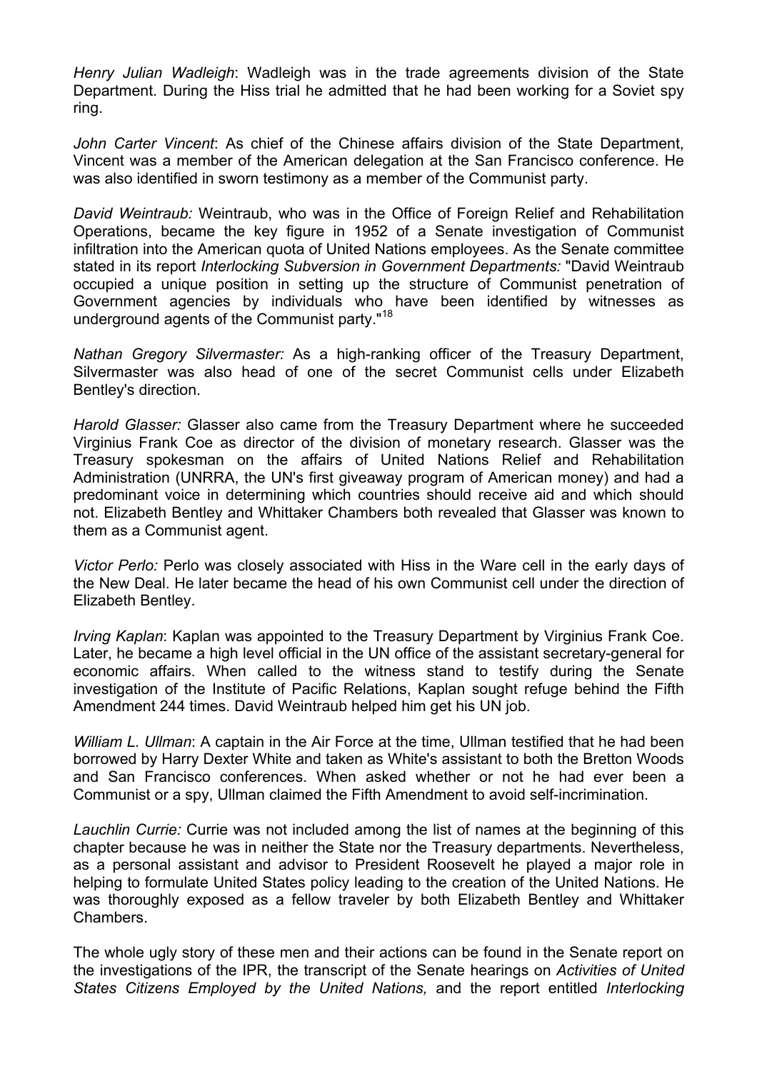*Henry Julian Wadleigh*: Wadleigh was in the trade agreements division of the State Department. During the Hiss trial he admitted that he had been working for a Soviet spy ring.

*John Carter Vincent*: As chief of the Chinese affairs division of the State Department, Vincent was a member of the American delegation at the San Francisco conference. He was also identified in sworn testimony as a member of the Communist party.

*David Weintraub:* Weintraub, who was in the Office of Foreign Relief and Rehabilitation Operations, became the key figure in 1952 of a Senate investigation of Communist infiltration into the American quota of United Nations employees. As the Senate committee stated in its report *Interlocking Subversion in Government Departments:* "David Weintraub occupied a unique position in setting up the structure of Communist penetration of Government agencies by individuals who have been identified by witnesses as underground agents of the Communist party."[18]

*Nathan Gregory Silvermaster:* As a high-ranking officer of the Treasury Department, Silvermaster was also head of one of the secret Communist cells under Elizabeth Bentley's direction.

*Harold Glasser:* Glasser also came from the Treasury Department where he succeeded Virginius Frank Coe as director of the division of monetary research. Glasser was the Treasury spokesman on the affairs of United Nations Relief and Rehabilitation Administration (UNRRA, the UN's first giveaway program of American money) and had a predominant voice in determining which countries should receive aid and which should not. Elizabeth Bentley and Whittaker Chambers both revealed that Glasser was known to them as a Communist agent.

*Victor Perlo:* Perlo was closely associated with Hiss in the Ware cell in the early days of the New Deal. He later became the head of his own Communist cell under the direction of Elizabeth Bentley.

*Irving Kaplan*: Kaplan was appointed to the Treasury Department by Virginius Frank Coe. Later, he became a high level official in the UN office of the assistant secretary-general for economic affairs. When called to the witness stand to testify during the Senate investigation of the Institute of Pacific Relations, Kaplan sought refuge behind the Fifth Amendment 244 times. David Weintraub helped him get his UN job.

*William L. Ullman*: A captain in the Air Force at the time, Ullman testified that he had been borrowed by Harry Dexter White and taken as White's assistant to both the Bretton Woods and San Francisco conferences. When asked whether or not he had ever been a Communist or a spy, Ullman claimed the Fifth Amendment to avoid self-incrimination.

*Lauchlin Currie:* Currie was not included among the list of names at the beginning of this chapter because he was in neither the State nor the Treasury departments. Nevertheless, as a personal assistant and advisor to President Roosevelt he played a major role in helping to formulate United States policy leading to the creation of the United Nations. He was thoroughly exposed as a fellow traveler by both Elizabeth Bentley and Whittaker Chambers.

The whole ugly story of these men and their actions can be found in the Senate report on the investigations of the IPR, the transcript of the Senate hearings on *Activities of United States Citizens Employed by the United Nations,* and the report entitled *Interlocking*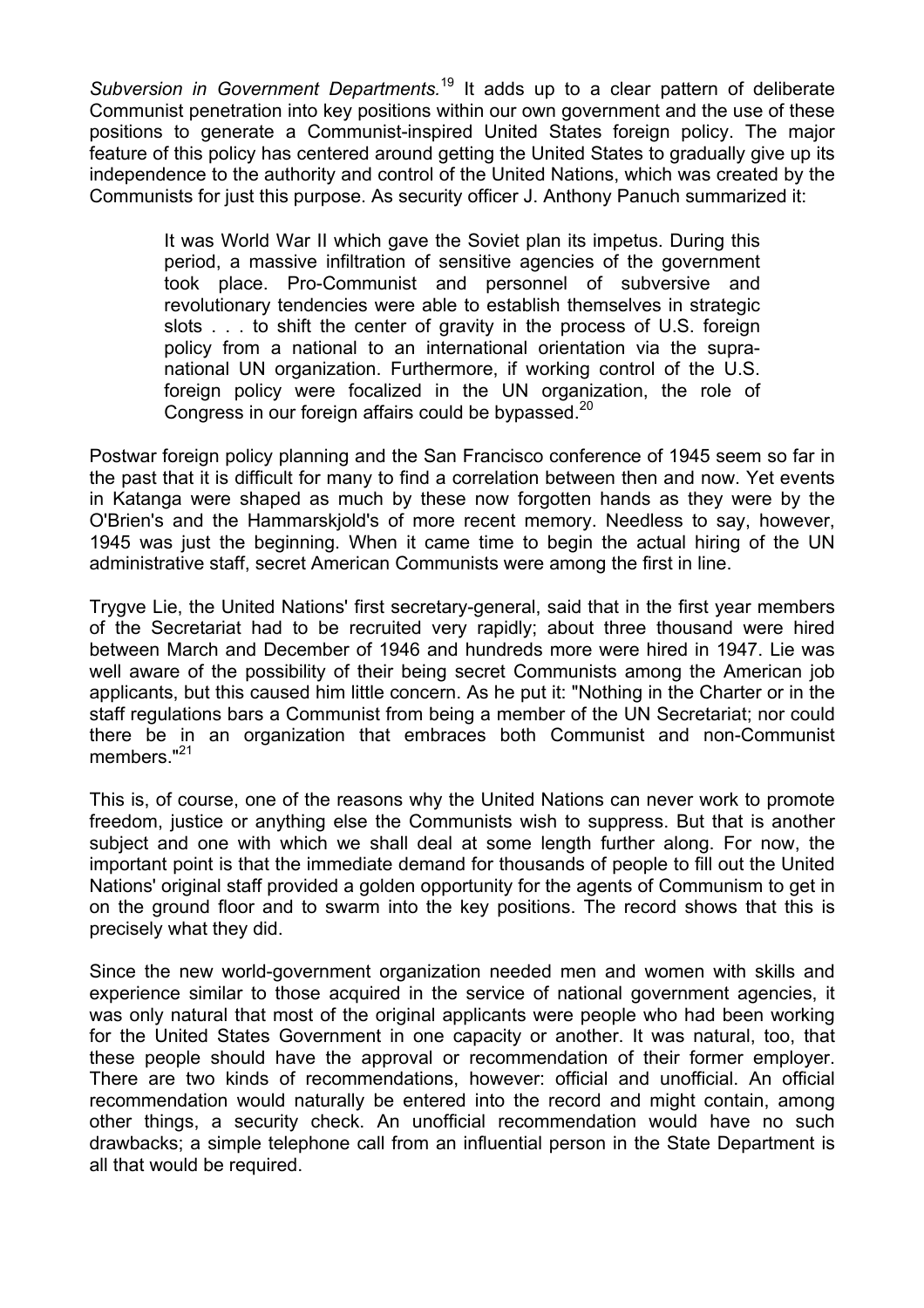*Subversion in Government Departments.*[19] It adds up to a clear pattern of deliberate Communist penetration into key positions within our own government and the use of these positions to generate a Communist-inspired United States foreign policy. The major feature of this policy has centered around getting the United States to gradually give up its independence to the authority and control of the United Nations, which was created by the Communists for just this purpose. As security officer J. Anthony Panuch summarized it:

> It was World War II which gave the Soviet plan its impetus. During this period, a massive infiltration of sensitive agencies of the government took place. Pro-Communist and personnel of subversive and revolutionary tendencies were able to establish themselves in strategic slots . . . to shift the center of gravity in the process of U.S. foreign policy from a national to an international orientation via the supra-national UN organization. Furthermore, if working control of the U.S. foreign policy were focalized in the UN organization, the role of Congress in our foreign affairs could be bypassed.[20]

Postwar foreign policy planning and the San Francisco conference of 1945 seem so far in the past that it is difficult for many to find a correlation between then and now. Yet events in Katanga were shaped as much by these now forgotten hands as they were by the O'Brien's and the Hammarskjold's of more recent memory. Needless to say, however, 1945 was just the beginning. When it came time to begin the actual hiring of the UN administrative staff, secret American Communists were among the first in line.

Trygve Lie, the United Nations' first secretary-general, said that in the first year members of the Secretariat had to be recruited very rapidly; about three thousand were hired between March and December of 1946 and hundreds more were hired in 1947. Lie was well aware of the possibility of their being secret Communists among the American job applicants, but this caused him little concern. As he put it: "Nothing in the Charter or in the staff regulations bars a Communist from being a member of the UN Secretariat; nor could there be in an organization that embraces both Communist and non-Communist members."[21]

This is, of course, one of the reasons why the United Nations can never work to promote freedom, justice or anything else the Communists wish to suppress. But that is another subject and one with which we shall deal at some length further along. For now, the important point is that the immediate demand for thousands of people to fill out the United Nations' original staff provided a golden opportunity for the agents of Communism to get in on the ground floor and to swarm into the key positions. The record shows that this is precisely what they did.

Since the new world-government organization needed men and women with skills and experience similar to those acquired in the service of national government agencies, it was only natural that most of the original applicants were people who had been working for the United States Government in one capacity or another. It was natural, too, that these people should have the approval or recommendation of their former employer. There are two kinds of recommendations, however: official and unofficial. An official recommendation would naturally be entered into the record and might contain, among other things, a security check. An unofficial recommendation would have no such drawbacks; a simple telephone call from an influential person in the State Department is all that would be required.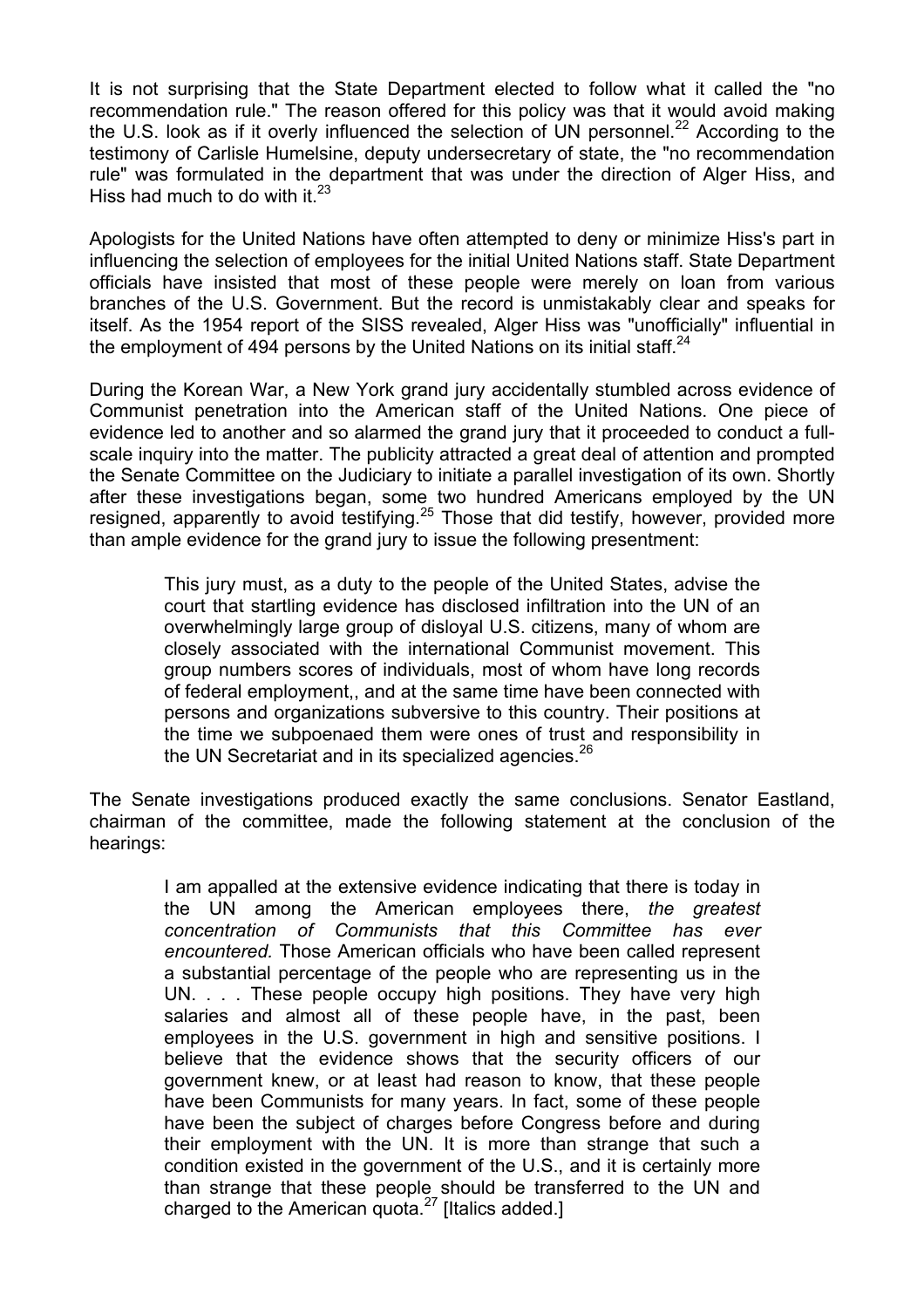It is not surprising that the State Department elected to follow what it called the "no recommendation rule." The reason offered for this policy was that it would avoid making the U.S. look as if it overly influenced the selection of UN personnel.[22] According to the testimony of Carlisle Humelsine, deputy undersecretary of state, the "no recommendation rule" was formulated in the department that was under the direction of Alger Hiss, and Hiss had much to do with it.[23]

Apologists for the United Nations have often attempted to deny or minimize Hiss's part in influencing the selection of employees for the initial United Nations staff. State Department officials have insisted that most of these people were merely on loan from various branches of the U.S. Government. But the record is unmistakably clear and speaks for itself. As the 1954 report of the SISS revealed, Alger Hiss was "unofficially" influential in the employment of 494 persons by the United Nations on its initial staff.[24]

During the Korean War, a New York grand jury accidentally stumbled across evidence of Communist penetration into the American staff of the United Nations. One piece of evidence led to another and so alarmed the grand jury that it proceeded to conduct a full-scale inquiry into the matter. The publicity attracted a great deal of attention and prompted the Senate Committee on the Judiciary to initiate a parallel investigation of its own. Shortly after these investigations began, some two hundred Americans employed by the UN resigned, apparently to avoid testifying.[25] Those that did testify, however, provided more than ample evidence for the grand jury to issue the following presentment:

> This jury must, as a duty to the people of the United States, advise the court that startling evidence has disclosed infiltration into the UN of an overwhelmingly large group of disloyal U.S. citizens, many of whom are closely associated with the international Communist movement. This group numbers scores of individuals, most of whom have long records of federal employment,, and at the same time have been connected with persons and organizations subversive to this country. Their positions at the time we subpoenaed them were ones of trust and responsibility in the UN Secretariat and in its specialized agencies.[26]

The Senate investigations produced exactly the same conclusions. Senator Eastland, chairman of the committee, made the following statement at the conclusion of the hearings:

> I am appalled at the extensive evidence indicating that there is today in the UN among the American employees there, *the greatest concentration of Communists that this Committee has ever encountered.* Those American officials who have been called represent a substantial percentage of the people who are representing us in the UN. . . . These people occupy high positions. They have very high salaries and almost all of these people have, in the past, been employees in the U.S. government in high and sensitive positions. I believe that the evidence shows that the security officers of our government knew, or at least had reason to know, that these people have been Communists for many years. In fact, some of these people have been the subject of charges before Congress before and during their employment with the UN. It is more than strange that such a condition existed in the government of the U.S., and it is certainly more than strange that these people should be transferred to the UN and charged to the American quota.[27] [Italics added.]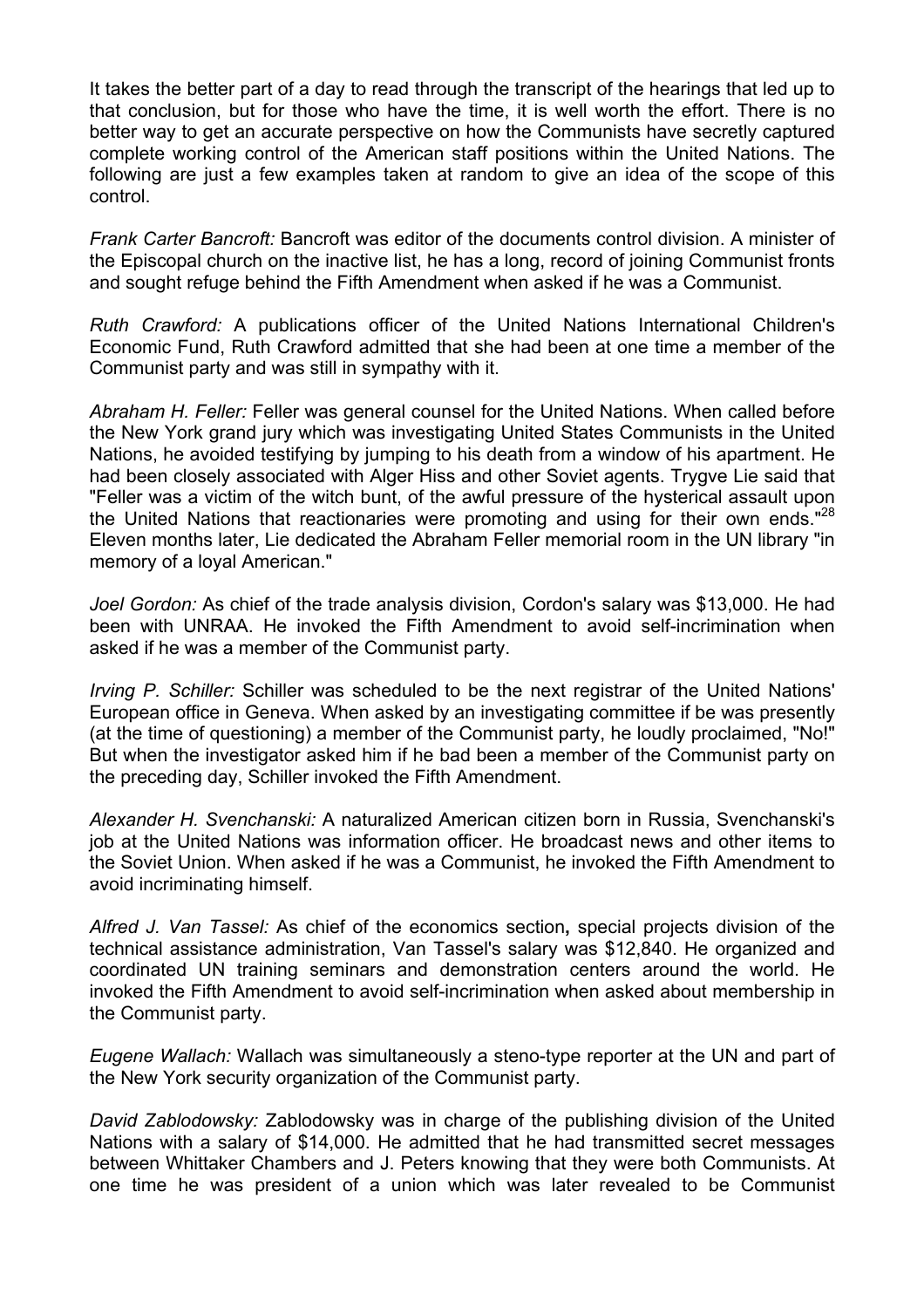It takes the better part of a day to read through the transcript of the hearings that led up to that conclusion, but for those who have the time, it is well worth the effort. There is no better way to get an accurate perspective on how the Communists have secretly captured complete working control of the American staff positions within the United Nations. The following are just a few examples taken at random to give an idea of the scope of this control.

*Frank Carter Bancroft:* Bancroft was editor of the documents control division. A minister of the Episcopal church on the inactive list, he has a long, record of joining Communist fronts and sought refuge behind the Fifth Amendment when asked if he was a Communist.

*Ruth Crawford:* A publications officer of the United Nations International Children's Economic Fund, Ruth Crawford admitted that she had been at one time a member of the Communist party and was still in sympathy with it.

*Abraham H. Feller:* Feller was general counsel for the United Nations. When called before the New York grand jury which was investigating United States Communists in the United Nations, he avoided testifying by jumping to his death from a window of his apartment. He had been closely associated with Alger Hiss and other Soviet agents. Trygve Lie said that "Feller was a victim of the witch bunt, of the awful pressure of the hysterical assault upon the United Nations that reactionaries were promoting and using for their own ends."[28] Eleven months later, Lie dedicated the Abraham Feller memorial room in the UN library "in memory of a loyal American."

*Joel Gordon:* As chief of the trade analysis division, Cordon's salary was $13,000. He had been with UNRAA. He invoked the Fifth Amendment to avoid self-incrimination when asked if he was a member of the Communist party.

*Irving P. Schiller:* Schiller was scheduled to be the next registrar of the United Nations' European office in Geneva. When asked by an investigating committee if be was presently (at the time of questioning) a member of the Communist party, he loudly proclaimed, "No!" But when the investigator asked him if he bad been a member of the Communist party on the preceding day, Schiller invoked the Fifth Amendment.

*Alexander H. Svenchanski:* A naturalized American citizen born in Russia, Svenchanski's job at the United Nations was information officer. He broadcast news and other items to the Soviet Union. When asked if he was a Communist, he invoked the Fifth Amendment to avoid incriminating himself.

*Alfred J. Van Tassel:* As chief of the economics section**,** special projects division of the technical assistance administration, Van Tassel's salary was $12,840. He organized and coordinated UN training seminars and demonstration centers around the world. He invoked the Fifth Amendment to avoid self-incrimination when asked about membership in the Communist party.

*Eugene Wallach:* Wallach was simultaneously a steno-type reporter at the UN and part of the New York security organization of the Communist party.

*David Zablodowsky:* Zablodowsky was in charge of the publishing division of the United Nations with a salary of $14,000. He admitted that he had transmitted secret messages between Whittaker Chambers and J. Peters knowing that they were both Communists. At one time he was president of a union which was later revealed to be Communist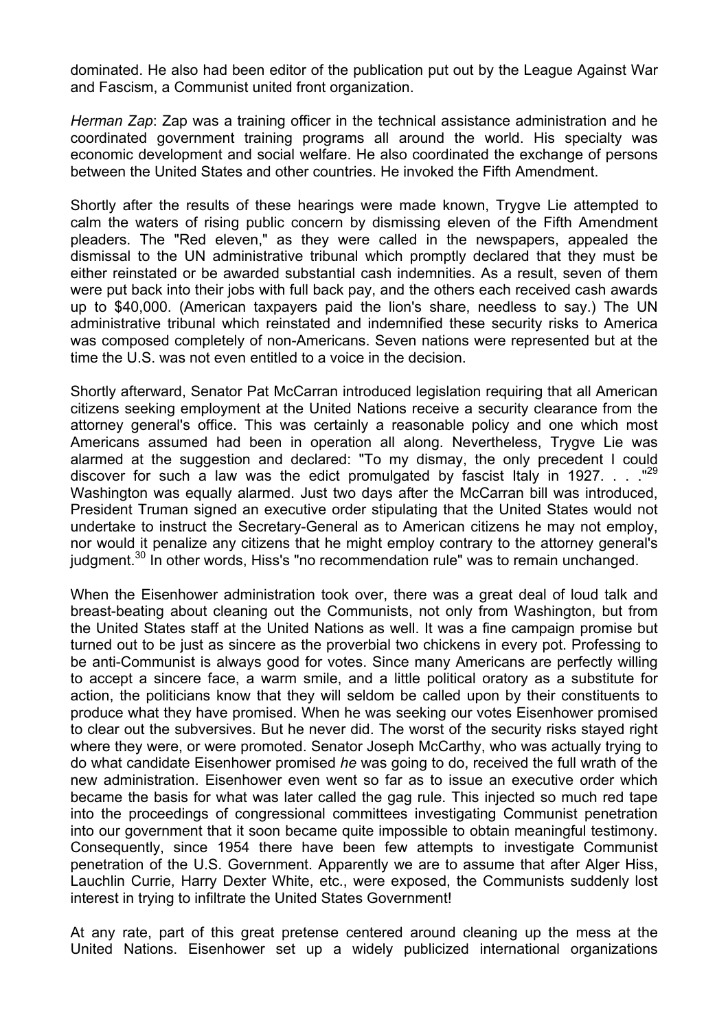dominated. He also had been editor of the publication put out by the League Against War and Fascism, a Communist united front organization.

*Herman Zap*: Zap was a training officer in the technical assistance administration and he coordinated government training programs all around the world. His specialty was economic development and social welfare. He also coordinated the exchange of persons between the United States and other countries. He invoked the Fifth Amendment.

Shortly after the results of these hearings were made known, Trygve Lie attempted to calm the waters of rising public concern by dismissing eleven of the Fifth Amendment pleaders. The "Red eleven," as they were called in the newspapers, appealed the dismissal to the UN administrative tribunal which promptly declared that they must be either reinstated or be awarded substantial cash indemnities. As a result, seven of them were put back into their jobs with full back pay, and the others each received cash awards up to $40,000. (American taxpayers paid the lion's share, needless to say.) The UN administrative tribunal which reinstated and indemnified these security risks to America was composed completely of non-Americans. Seven nations were represented but at the time the U.S. was not even entitled to a voice in the decision.

Shortly afterward, Senator Pat McCarran introduced legislation requiring that all American citizens seeking employment at the United Nations receive a security clearance from the attorney general's office. This was certainly a reasonable policy and one which most Americans assumed had been in operation all along. Nevertheless, Trygve Lie was alarmed at the suggestion and declared: "To my dismay, the only precedent I could discover for such a law was the edict promulgated by fascist Italy in 1927. . . ."[29] Washington was equally alarmed. Just two days after the McCarran bill was introduced, President Truman signed an executive order stipulating that the United States would not undertake to instruct the Secretary-General as to American citizens he may not employ, nor would it penalize any citizens that he might employ contrary to the attorney general's judgment.[30] In other words, Hiss's "no recommendation rule" was to remain unchanged.

When the Eisenhower administration took over, there was a great deal of loud talk and breast-beating about cleaning out the Communists, not only from Washington, but from the United States staff at the United Nations as well. It was a fine campaign promise but turned out to be just as sincere as the proverbial two chickens in every pot. Professing to be anti-Communist is always good for votes. Since many Americans are perfectly willing to accept a sincere face, a warm smile, and a little political oratory as a substitute for action, the politicians know that they will seldom be called upon by their constituents to produce what they have promised. When he was seeking our votes Eisenhower promised to clear out the subversives. But he never did. The worst of the security risks stayed right where they were, or were promoted. Senator Joseph McCarthy, who was actually trying to do what candidate Eisenhower promised *he* was going to do, received the full wrath of the new administration. Eisenhower even went so far as to issue an executive order which became the basis for what was later called the gag rule. This injected so much red tape into the proceedings of congressional committees investigating Communist penetration into our government that it soon became quite impossible to obtain meaningful testimony. Consequently, since 1954 there have been few attempts to investigate Communist penetration of the U.S. Government. Apparently we are to assume that after Alger Hiss, Lauchlin Currie, Harry Dexter White, etc., were exposed, the Communists suddenly lost interest in trying to infiltrate the United States Government!

At any rate, part of this great pretense centered around cleaning up the mess at the United Nations. Eisenhower set up a widely publicized international organizations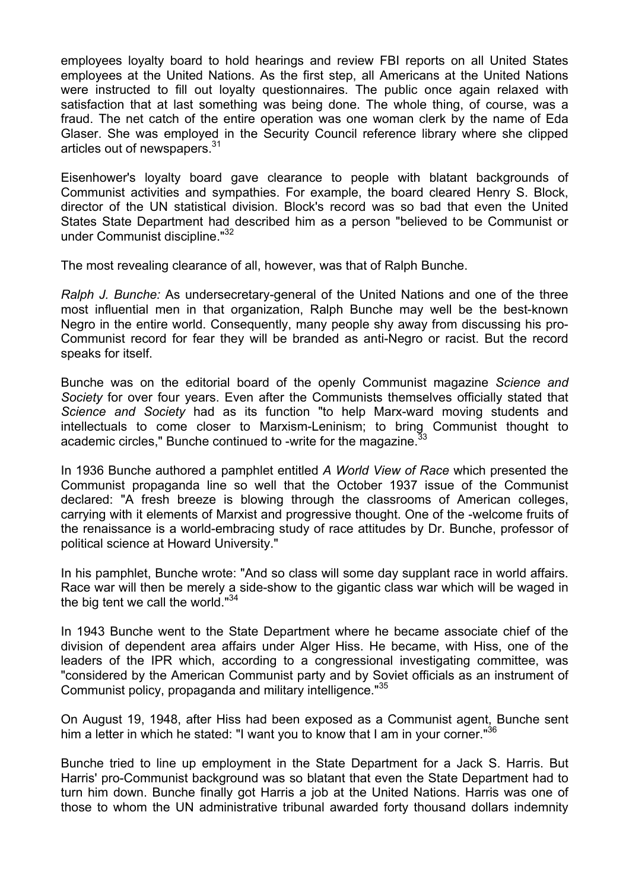employees loyalty board to hold hearings and review FBI reports on all United States employees at the United Nations. As the first step, all Americans at the United Nations were instructed to fill out loyalty questionnaires. The public once again relaxed with satisfaction that at last something was being done. The whole thing, of course, was a fraud. The net catch of the entire operation was one woman clerk by the name of Eda Glaser. She was employed in the Security Council reference library where she clipped articles out of newspapers.[31]

Eisenhower's loyalty board gave clearance to people with blatant backgrounds of Communist activities and sympathies. For example, the board cleared Henry S. Block, director of the UN statistical division. Block's record was so bad that even the United States State Department had described him as a person "believed to be Communist or under Communist discipline."[32]

The most revealing clearance of all, however, was that of Ralph Bunche.

*Ralph J. Bunche:* As undersecretary-general of the United Nations and one of the three most influential men in that organization, Ralph Bunche may well be the best-known Negro in the entire world. Consequently, many people shy away from discussing his pro-Communist record for fear they will be branded as anti-Negro or racist. But the record speaks for itself.

Bunche was on the editorial board of the openly Communist magazine *Science and Society* for over four years. Even after the Communists themselves officially stated that *Science and Society* had as its function "to help Marx-ward moving students and intellectuals to come closer to Marxism-Leninism; to bring Communist thought to academic circles," Bunche continued to -write for the magazine.[33]

In 1936 Bunche authored a pamphlet entitled *A World View of Race* which presented the Communist propaganda line so well that the October 1937 issue of the Communist declared: "A fresh breeze is blowing through the classrooms of American colleges, carrying with it elements of Marxist and progressive thought. One of the -welcome fruits of the renaissance is a world-embracing study of race attitudes by Dr. Bunche, professor of political science at Howard University."

In his pamphlet, Bunche wrote: "And so class will some day supplant race in world affairs. Race war will then be merely a side-show to the gigantic class war which will be waged in the big tent we call the world."[34]

In 1943 Bunche went to the State Department where he became associate chief of the division of dependent area affairs under Alger Hiss. He became, with Hiss, one of the leaders of the IPR which, according to a congressional investigating committee, was "considered by the American Communist party and by Soviet officials as an instrument of Communist policy, propaganda and military intelligence."[35]

On August 19, 1948, after Hiss had been exposed as a Communist agent, Bunche sent him a letter in which he stated: "I want you to know that I am in your corner."[36]

Bunche tried to line up employment in the State Department for a Jack S. Harris. But Harris' pro-Communist background was so blatant that even the State Department had to turn him down. Bunche finally got Harris a job at the United Nations. Harris was one of those to whom the UN administrative tribunal awarded forty thousand dollars indemnity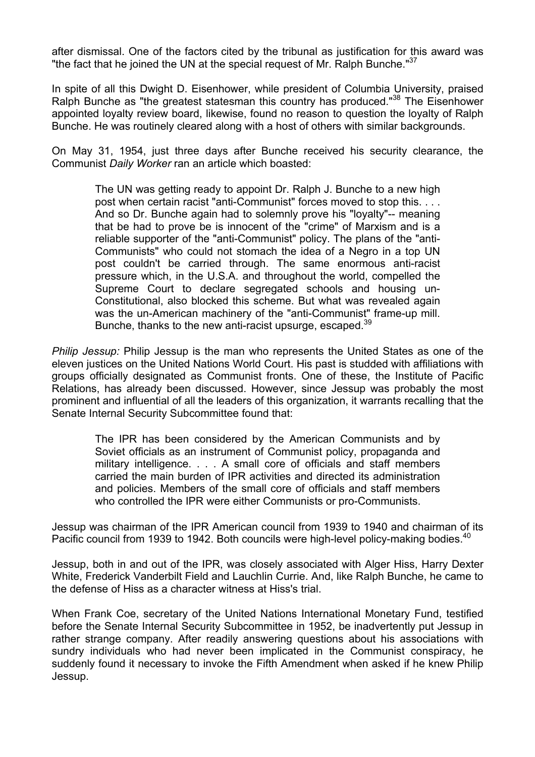after dismissal. One of the factors cited by the tribunal as justification for this award was "the fact that he joined the UN at the special request of Mr. Ralph Bunche."[37]

In spite of all this Dwight D. Eisenhower, while president of Columbia University, praised Ralph Bunche as "the greatest statesman this country has produced."[38] The Eisenhower appointed loyalty review board, likewise, found no reason to question the loyalty of Ralph Bunche. He was routinely cleared along with a host of others with similar backgrounds.

On May 31, 1954, just three days after Bunche received his security clearance, the Communist *Daily Worker* ran an article which boasted:

> The UN was getting ready to appoint Dr. Ralph J. Bunche to a new high post when certain racist "anti-Communist" forces moved to stop this. . . . And so Dr. Bunche again had to solemnly prove his "loyalty"-- meaning that be had to prove be is innocent of the "crime" of Marxism and is a reliable supporter of the "anti-Communist" policy. The plans of the "anti-Communists" who could not stomach the idea of a Negro in a top UN post couldn't be carried through. The same enormous anti-racist pressure which, in the U.S.A. and throughout the world, compelled the Supreme Court to declare segregated schools and housing un-Constitutional, also blocked this scheme. But what was revealed again was the un-American machinery of the "anti-Communist" frame-up mill. Bunche, thanks to the new anti-racist upsurge, escaped.[39]

*Philip Jessup:* Philip Jessup is the man who represents the United States as one of the eleven justices on the United Nations World Court. His past is studded with affiliations with groups officially designated as Communist fronts. One of these, the Institute of Pacific Relations, has already been discussed. However, since Jessup was probably the most prominent and influential of all the leaders of this organization, it warrants recalling that the Senate Internal Security Subcommittee found that:

> The IPR has been considered by the American Communists and by Soviet officials as an instrument of Communist policy, propaganda and military intelligence. . . . A small core of officials and staff members carried the main burden of IPR activities and directed its administration and policies. Members of the small core of officials and staff members who controlled the IPR were either Communists or pro-Communists.

Jessup was chairman of the IPR American council from 1939 to 1940 and chairman of its Pacific council from 1939 to 1942. Both councils were high-level policy-making bodies.[40]

Jessup, both in and out of the IPR, was closely associated with Alger Hiss, Harry Dexter White, Frederick Vanderbilt Field and Lauchlin Currie. And, like Ralph Bunche, he came to the defense of Hiss as a character witness at Hiss's trial.

When Frank Coe, secretary of the United Nations International Monetary Fund, testified before the Senate Internal Security Subcommittee in 1952, be inadvertently put Jessup in rather strange company. After readily answering questions about his associations with sundry individuals who had never been implicated in the Communist conspiracy, he suddenly found it necessary to invoke the Fifth Amendment when asked if he knew Philip Jessup.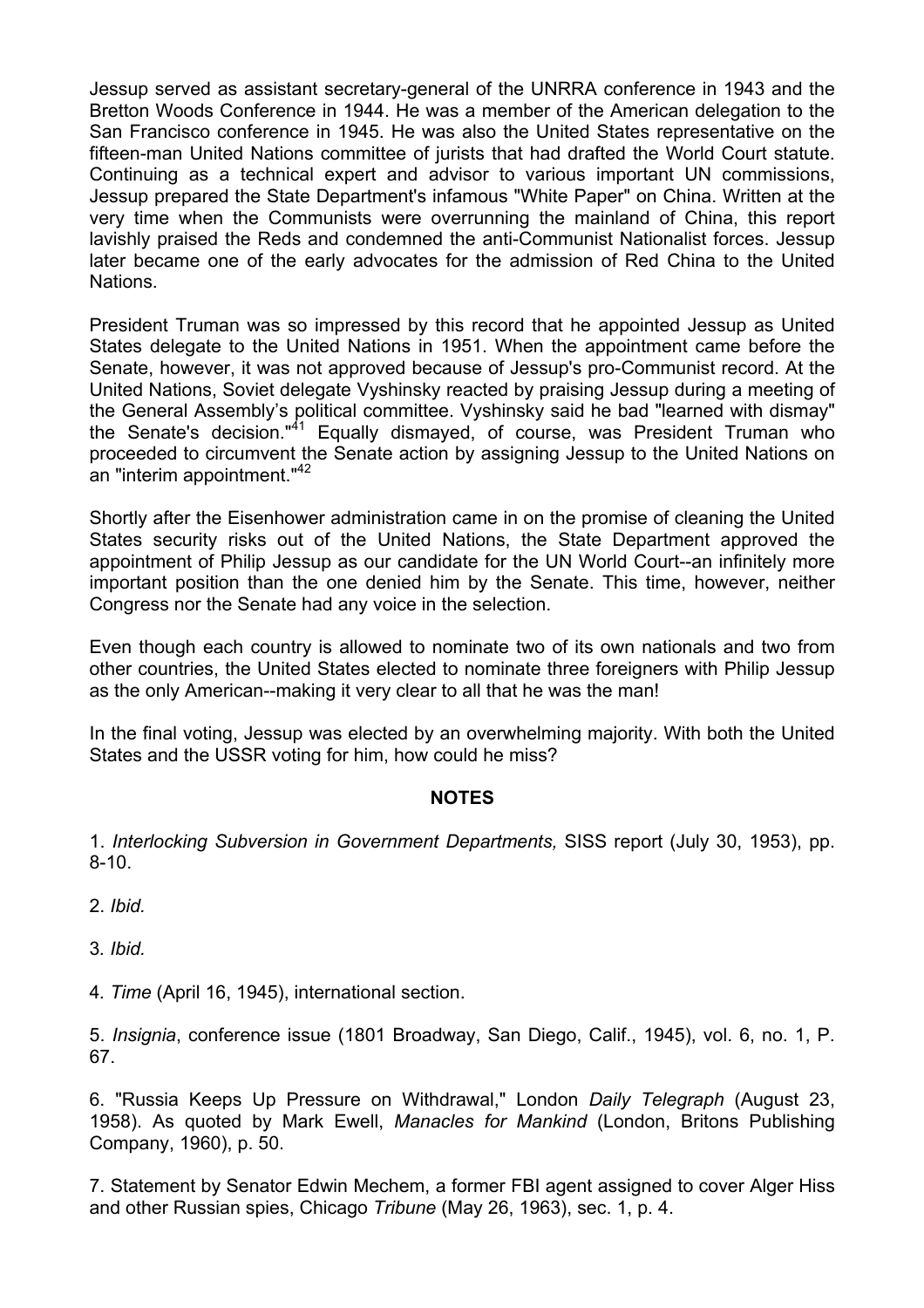Jessup served as assistant secretary-general of the UNRRA conference in 1943 and the Bretton Woods Conference in 1944. He was a member of the American delegation to the San Francisco conference in 1945. He was also the United States representative on the fifteen-man United Nations committee of jurists that had drafted the World Court statute. Continuing as a technical expert and advisor to various important UN commissions, Jessup prepared the State Department's infamous "White Paper" on China. Written at the very time when the Communists were overrunning the mainland of China, this report lavishly praised the Reds and condemned the anti-Communist Nationalist forces. Jessup later became one of the early advocates for the admission of Red China to the United Nations.

President Truman was so impressed by this record that he appointed Jessup as United States delegate to the United Nations in 1951. When the appointment came before the Senate, however, it was not approved because of Jessup's pro-Communist record. At the United Nations, Soviet delegate Vyshinsky reacted by praising Jessup during a meeting of the General Assembly's political committee. Vyshinsky said he bad "learned with dismay" the Senate's decision."[41] Equally dismayed, of course, was President Truman who proceeded to circumvent the Senate action by assigning Jessup to the United Nations on an "interim appointment."[42]

Shortly after the Eisenhower administration came in on the promise of cleaning the United States security risks out of the United Nations, the State Department approved the appointment of Philip Jessup as our candidate for the UN World Court--an infinitely more important position than the one denied him by the Senate. This time, however, neither Congress nor the Senate had any voice in the selection.

Even though each country is allowed to nominate two of its own nationals and two from other countries, the United States elected to nominate three foreigners with Philip Jessup as the only American--making it very clear to all that he was the man!

In the final voting, Jessup was elected by an overwhelming majority. With both the United States and the USSR voting for him, how could he miss?

**NOTES**

1. *Interlocking Subversion in Government Departments,* SISS report (July 30, 1953), pp. 8-10.

2. *Ibid.*

3. *Ibid.*

4. *Time* (April 16, 1945), international section.

5. *Insignia*, conference issue (1801 Broadway, San Diego, Calif., 1945), vol. 6, no. 1, P. 67.

6. "Russia Keeps Up Pressure on Withdrawal," London *Daily Telegraph* (August 23, 1958). As quoted by Mark Ewell, *Manacles for Mankind* (London, Britons Publishing Company, 1960), p. 50.

7. Statement by Senator Edwin Mechem, a former FBI agent assigned to cover Alger Hiss and other Russian spies, Chicago *Tribune* (May 26, 1963), sec. 1, p. 4.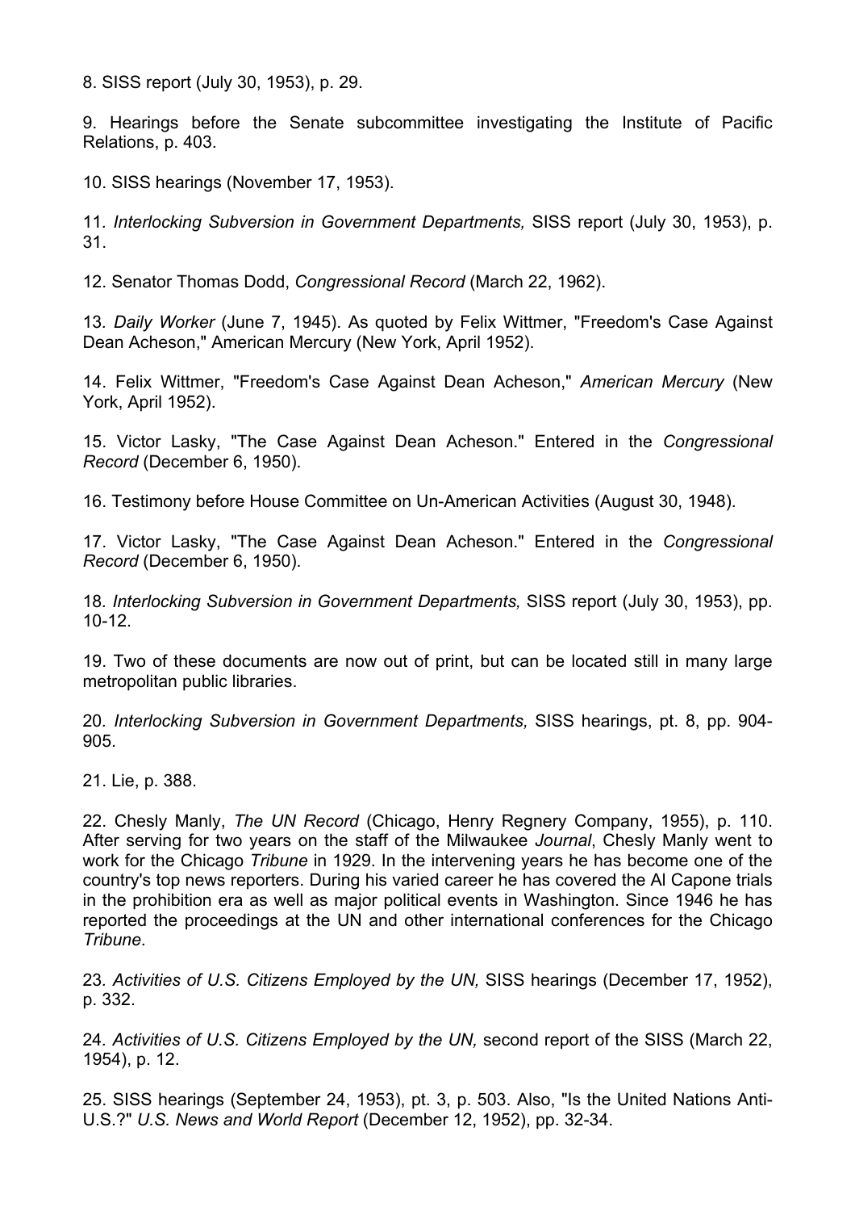8. SISS report (July 30, 1953), p. 29.

9. Hearings before the Senate subcommittee investigating the Institute of Pacific Relations, p. 403.

10. SISS hearings (November 17, 1953).

11. *Interlocking Subversion in Government Departments,* SISS report (July 30, 1953), p. 31.

12. Senator Thomas Dodd, *Congressional Record* (March 22, 1962).

13. *Daily Worker* (June 7, 1945). As quoted by Felix Wittmer, "Freedom's Case Against Dean Acheson," American Mercury (New York, April 1952).

14. Felix Wittmer, "Freedom's Case Against Dean Acheson," *American Mercury* (New York, April 1952).

15. Victor Lasky, "The Case Against Dean Acheson." Entered in the *Congressional Record* (December 6, 1950).

16. Testimony before House Committee on Un-American Activities (August 30, 1948).

17. Victor Lasky, "The Case Against Dean Acheson." Entered in the *Congressional Record* (December 6, 1950).

18. *Interlocking Subversion in Government Departments,* SISS report (July 30, 1953), pp. 10-12.

19. Two of these documents are now out of print, but can be located still in many large metropolitan public libraries.

20. *Interlocking Subversion in Government Departments,* SISS hearings, pt. 8, pp. 904-905.

21. Lie, p. 388.

22. Chesly Manly, *The UN Record* (Chicago, Henry Regnery Company, 1955), p. 110. After serving for two years on the staff of the Milwaukee *Journal*, Chesly Manly went to work for the Chicago *Tribune* in 1929. In the intervening years he has become one of the country's top news reporters. During his varied career he has covered the Al Capone trials in the prohibition era as well as major political events in Washington. Since 1946 he has reported the proceedings at the UN and other international conferences for the Chicago *Tribune*.

23. *Activities of U.S. Citizens Employed by the UN,* SISS hearings (December 17, 1952), p. 332.

24. *Activities of U.S. Citizens Employed by the UN,* second report of the SISS (March 22, 1954), p. 12.

25. SISS hearings (September 24, 1953), pt. 3, p. 503. Also, "Is the United Nations Anti-U.S.?" *U.S. News and World Report* (December 12, 1952), pp. 32-34.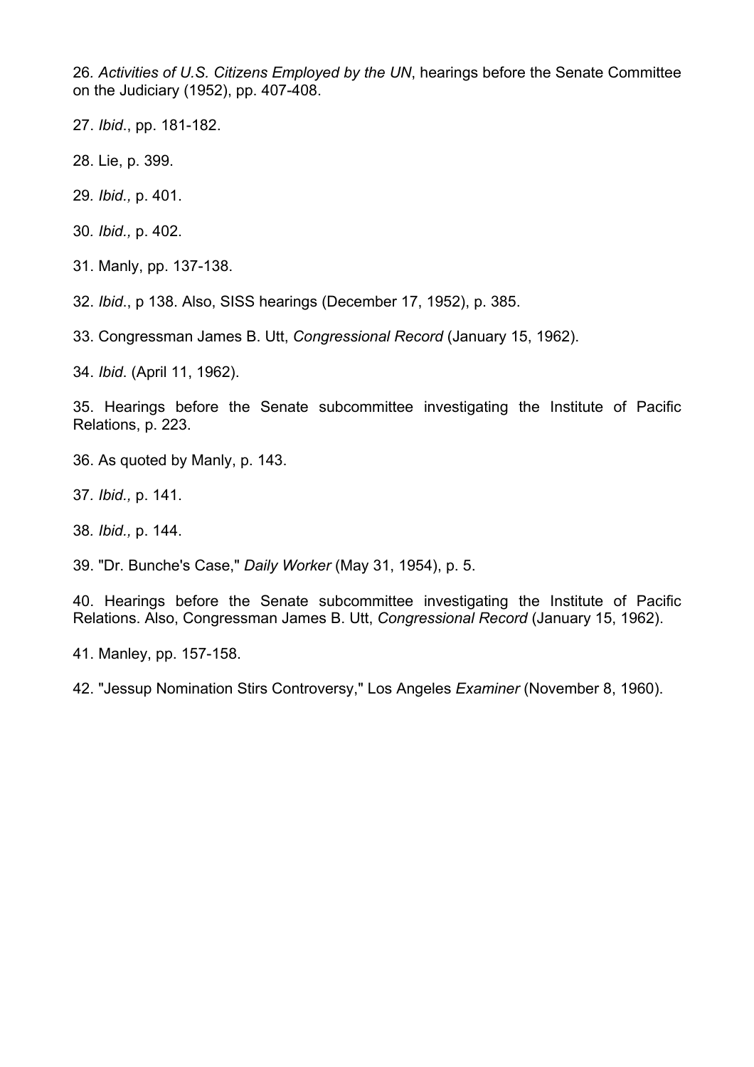26. *Activities of U.S. Citizens Employed by the UN*, hearings before the Senate Committee on the Judiciary (1952), pp. 407-408.

27. *Ibid*., pp. 181-182.

28. Lie, p. 399.

29. *Ibid.,* p. 401.

30. *Ibid.,* p. 402.

31. Manly, pp. 137-138.

32. *Ibid*., p 138. Also, SISS hearings (December 17, 1952), p. 385.

33. Congressman James B. Utt, *Congressional Record* (January 15, 1962).

34. *Ibid*. (April 11, 1962).

35. Hearings before the Senate subcommittee investigating the Institute of Pacific Relations, p. 223.

36. As quoted by Manly, p. 143.

37. *Ibid.,* p. 141.

38. *Ibid.,* p. 144.

39. "Dr. Bunche's Case," *Daily Worker* (May 31, 1954), p. 5.

40. Hearings before the Senate subcommittee investigating the Institute of Pacific Relations. Also, Congressman James B. Utt, *Congressional Record* (January 15, 1962).

41. Manley, pp. 157-158.

42. "Jessup Nomination Stirs Controversy," Los Angeles *Examiner* (November 8, 1960).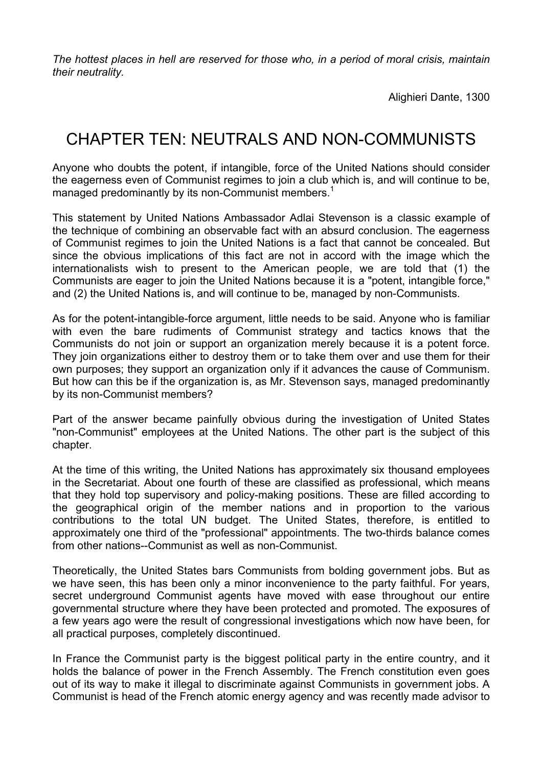*The hottest places in hell are reserved for those who, in a period of moral crisis, maintain their neutrality.*

Alighieri Dante, 1300

# CHAPTER TEN: NEUTRALS AND NON-COMMUNISTS

Anyone who doubts the potent, if intangible, force of the United Nations should consider the eagerness even of Communist regimes to join a club which is, and will continue to be, managed predominantly by its non-Communist members.[1]

This statement by United Nations Ambassador Adlai Stevenson is a classic example of the technique of combining an observable fact with an absurd conclusion. The eagerness of Communist regimes to join the United Nations is a fact that cannot be concealed. But since the obvious implications of this fact are not in accord with the image which the internationalists wish to present to the American people, we are told that (1) the Communists are eager to join the United Nations because it is a "potent, intangible force," and (2) the United Nations is, and will continue to be, managed by non-Communists.

As for the potent-intangible-force argument, little needs to be said. Anyone who is familiar with even the bare rudiments of Communist strategy and tactics knows that the Communists do not join or support an organization merely because it is a potent force. They join organizations either to destroy them or to take them over and use them for their own purposes; they support an organization only if it advances the cause of Communism. But how can this be if the organization is, as Mr. Stevenson says, managed predominantly by its non-Communist members?

Part of the answer became painfully obvious during the investigation of United States "non-Communist" employees at the United Nations. The other part is the subject of this chapter.

At the time of this writing, the United Nations has approximately six thousand employees in the Secretariat. About one fourth of these are classified as professional, which means that they hold top supervisory and policy-making positions. These are filled according to the geographical origin of the member nations and in proportion to the various contributions to the total UN budget. The United States, therefore, is entitled to approximately one third of the "professional" appointments. The two-thirds balance comes from other nations--Communist as well as non-Communist.

Theoretically, the United States bars Communists from bolding government jobs. But as we have seen, this has been only a minor inconvenience to the party faithful. For years, secret underground Communist agents have moved with ease throughout our entire governmental structure where they have been protected and promoted. The exposures of a few years ago were the result of congressional investigations which now have been, for all practical purposes, completely discontinued.

In France the Communist party is the biggest political party in the entire country, and it holds the balance of power in the French Assembly. The French constitution even goes out of its way to make it illegal to discriminate against Communists in government jobs. A Communist is head of the French atomic energy agency and was recently made advisor to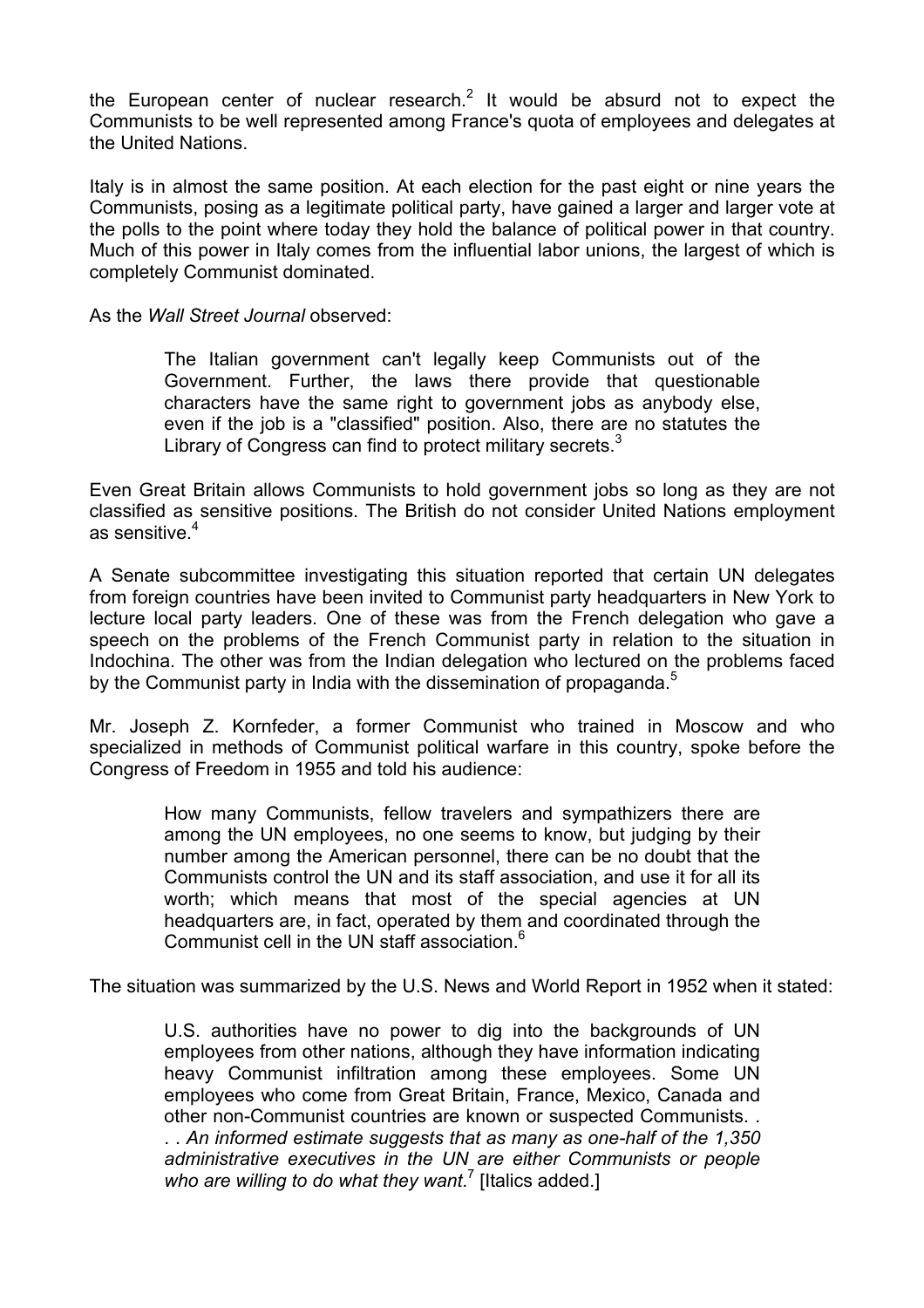the European center of nuclear research.[2] It would be absurd not to expect the Communists to be well represented among France's quota of employees and delegates at the United Nations.

Italy is in almost the same position. At each election for the past eight or nine years the Communists, posing as a legitimate political party, have gained a larger and larger vote at the polls to the point where today they hold the balance of political power in that country. Much of this power in Italy comes from the influential labor unions, the largest of which is completely Communist dominated.

As the *Wall Street Journal* observed:

> The Italian government can't legally keep Communists out of the Government. Further, the laws there provide that questionable characters have the same right to government jobs as anybody else, even if the job is a "classified" position. Also, there are no statutes the Library of Congress can find to protect military secrets.[3]

Even Great Britain allows Communists to hold government jobs so long as they are not classified as sensitive positions. The British do not consider United Nations employment as sensitive.[4]

A Senate subcommittee investigating this situation reported that certain UN delegates from foreign countries have been invited to Communist party headquarters in New York to lecture local party leaders. One of these was from the French delegation who gave a speech on the problems of the French Communist party in relation to the situation in Indochina. The other was from the Indian delegation who lectured on the problems faced by the Communist party in India with the dissemination of propaganda.[5]

Mr. Joseph Z. Kornfeder, a former Communist who trained in Moscow and who specialized in methods of Communist political warfare in this country, spoke before the Congress of Freedom in 1955 and told his audience:

> How many Communists, fellow travelers and sympathizers there are among the UN employees, no one seems to know, but judging by their number among the American personnel, there can be no doubt that the Communists control the UN and its staff association, and use it for all its worth; which means that most of the special agencies at UN headquarters are, in fact, operated by them and coordinated through the Communist cell in the UN staff association.[6]

The situation was summarized by the U.S. News and World Report in 1952 when it stated:

> U.S. authorities have no power to dig into the backgrounds of UN employees from other nations, although they have information indicating heavy Communist infiltration among these employees. Some UN employees who come from Great Britain, France, Mexico, Canada and other non-Communist countries are known or suspected Communists. . . . *An informed estimate suggests that as many as one-half of the 1,350 administrative executives in the UN are either Communists or people who are willing to do what they want*.[7] [Italics added.]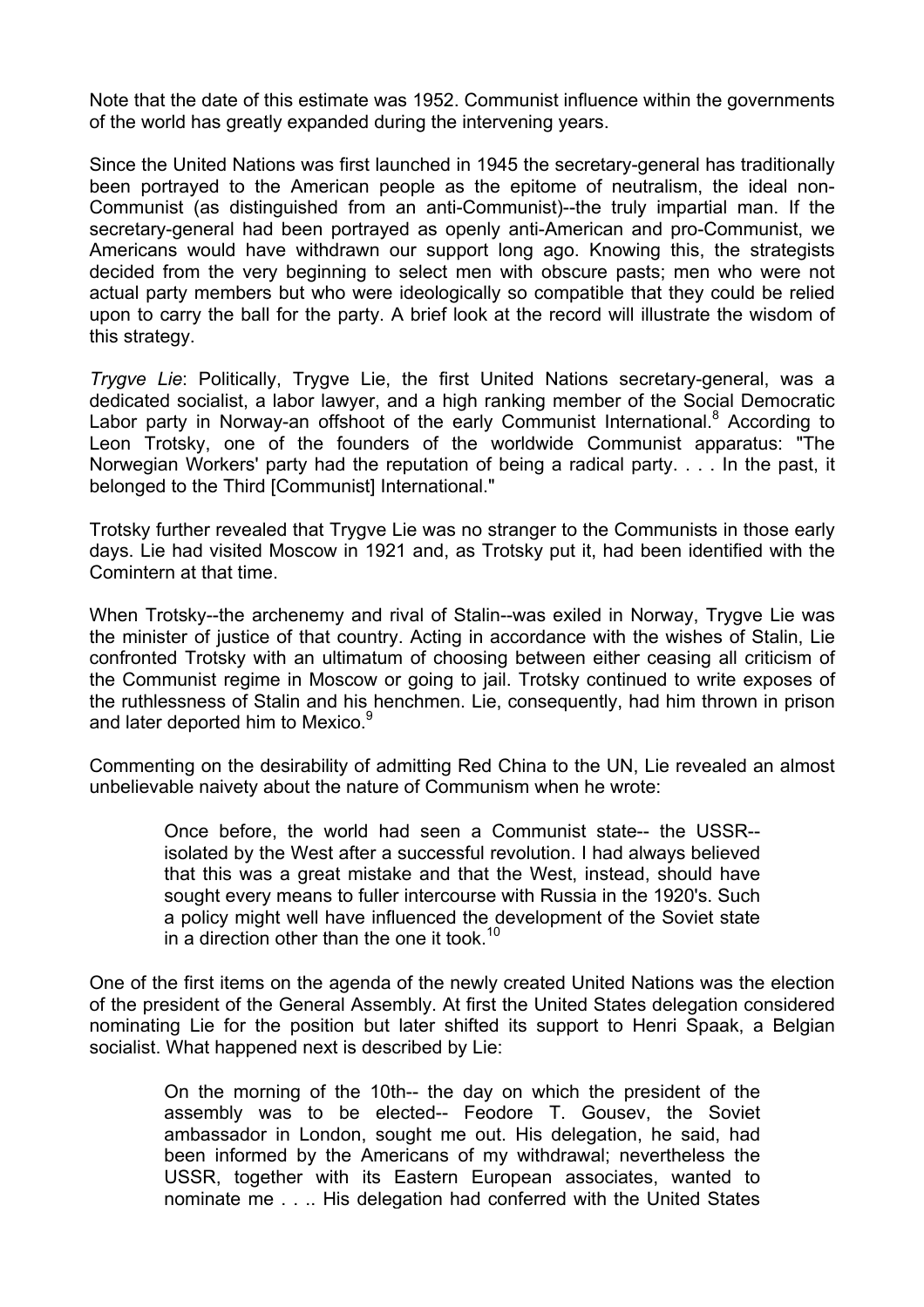Note that the date of this estimate was 1952. Communist influence within the governments of the world has greatly expanded during the intervening years.

Since the United Nations was first launched in 1945 the secretary-general has traditionally been portrayed to the American people as the epitome of neutralism, the ideal non-Communist (as distinguished from an anti-Communist)--the truly impartial man. If the secretary-general had been portrayed as openly anti-American and pro-Communist, we Americans would have withdrawn our support long ago. Knowing this, the strategists decided from the very beginning to select men with obscure pasts; men who were not actual party members but who were ideologically so compatible that they could be relied upon to carry the ball for the party. A brief look at the record will illustrate the wisdom of this strategy.

*Trygve Lie*: Politically, Trygve Lie, the first United Nations secretary-general, was a dedicated socialist, a labor lawyer, and a high ranking member of the Social Democratic Labor party in Norway-an offshoot of the early Communist International.[8] According to Leon Trotsky, one of the founders of the worldwide Communist apparatus: "The Norwegian Workers' party had the reputation of being a radical party. . . . In the past, it belonged to the Third [Communist] International."

Trotsky further revealed that Trygve Lie was no stranger to the Communists in those early days. Lie had visited Moscow in 1921 and, as Trotsky put it, had been identified with the Comintern at that time.

When Trotsky--the archenemy and rival of Stalin--was exiled in Norway, Trygve Lie was the minister of justice of that country. Acting in accordance with the wishes of Stalin, Lie confronted Trotsky with an ultimatum of choosing between either ceasing all criticism of the Communist regime in Moscow or going to jail. Trotsky continued to write exposes of the ruthlessness of Stalin and his henchmen. Lie, consequently, had him thrown in prison and later deported him to Mexico.[9]

Commenting on the desirability of admitting Red China to the UN, Lie revealed an almost unbelievable naivety about the nature of Communism when he wrote:

> Once before, the world had seen a Communist state-- the USSR--isolated by the West after a successful revolution. I had always believed that this was a great mistake and that the West, instead, should have sought every means to fuller intercourse with Russia in the 1920's. Such a policy might well have influenced the development of the Soviet state in a direction other than the one it took.[10]

One of the first items on the agenda of the newly created United Nations was the election of the president of the General Assembly. At first the United States delegation considered nominating Lie for the position but later shifted its support to Henri Spaak, a Belgian socialist. What happened next is described by Lie:

> On the morning of the 10th-- the day on which the president of the assembly was to be elected-- Feodore T. Gousev, the Soviet ambassador in London, sought me out. His delegation, he said, had been informed by the Americans of my withdrawal; nevertheless the USSR, together with its Eastern European associates, wanted to nominate me . . .. His delegation had conferred with the United States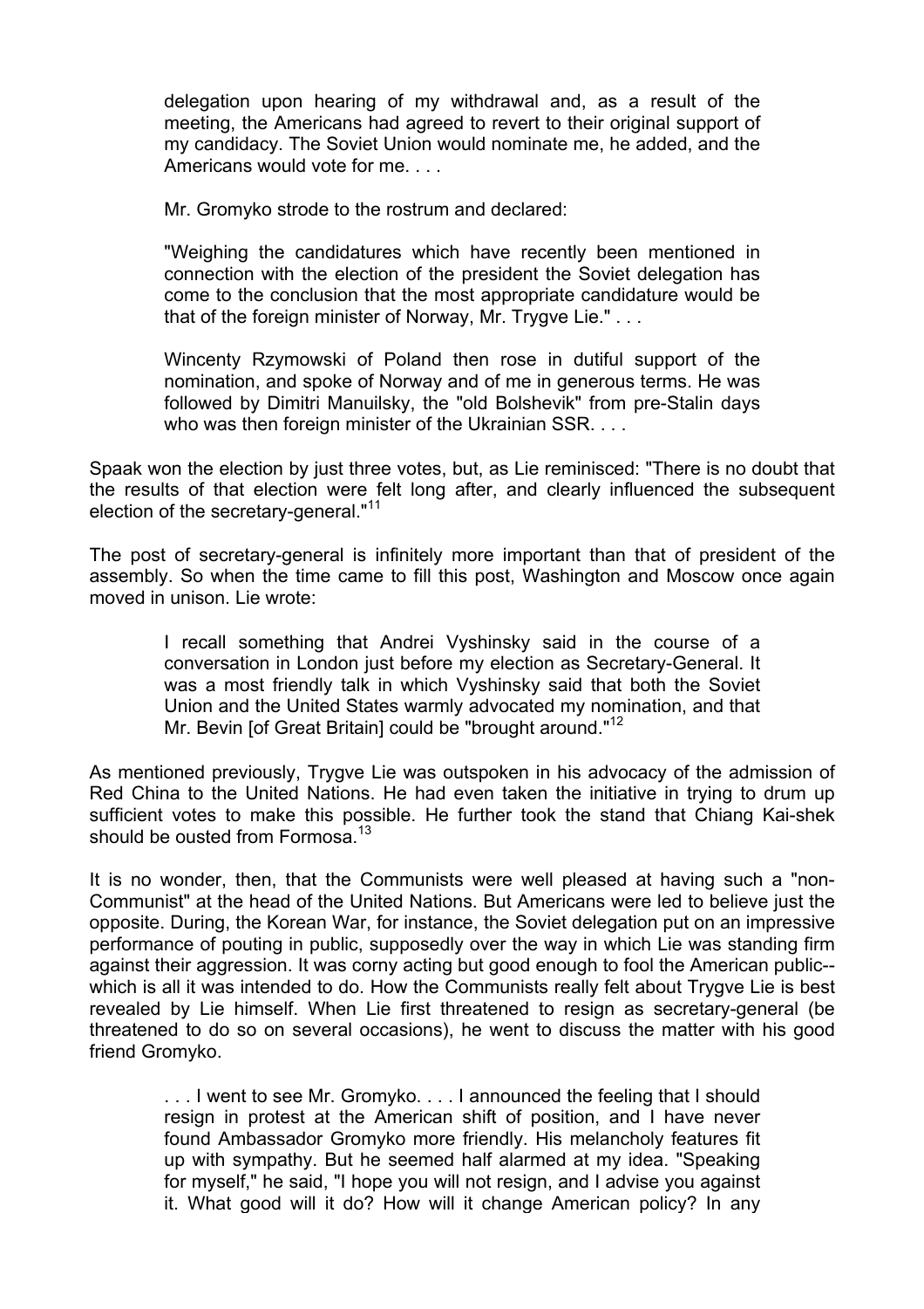> delegation upon hearing of my withdrawal and, as a result of the meeting, the Americans had agreed to revert to their original support of my candidacy. The Soviet Union would nominate me, he added, and the Americans would vote for me. . . .
>
> Mr. Gromyko strode to the rostrum and declared:
>
> "Weighing the candidatures which have recently been mentioned in connection with the election of the president the Soviet delegation has come to the conclusion that the most appropriate candidature would be that of the foreign minister of Norway, Mr. Trygve Lie." . . .
>
> Wincenty Rzymowski of Poland then rose in dutiful support of the nomination, and spoke of Norway and of me in generous terms. He was followed by Dimitri Manuilsky, the "old Bolshevik" from pre-Stalin days who was then foreign minister of the Ukrainian SSR. . . .

Spaak won the election by just three votes, but, as Lie reminisced: "There is no doubt that the results of that election were felt long after, and clearly influenced the subsequent election of the secretary-general."[11]

The post of secretary-general is infinitely more important than that of president of the assembly. So when the time came to fill this post, Washington and Moscow once again moved in unison. Lie wrote:

> I recall something that Andrei Vyshinsky said in the course of a conversation in London just before my election as Secretary-General. It was a most friendly talk in which Vyshinsky said that both the Soviet Union and the United States warmly advocated my nomination, and that Mr. Bevin [of Great Britain] could be "brought around."[12]

As mentioned previously, Trygve Lie was outspoken in his advocacy of the admission of Red China to the United Nations. He had even taken the initiative in trying to drum up sufficient votes to make this possible. He further took the stand that Chiang Kai-shek should be ousted from Formosa.[13]

It is no wonder, then, that the Communists were well pleased at having such a "non-Communist" at the head of the United Nations. But Americans were led to believe just the opposite. During, the Korean War, for instance, the Soviet delegation put on an impressive performance of pouting in public, supposedly over the way in which Lie was standing firm against their aggression. It was corny acting but good enough to fool the American public--which is all it was intended to do. How the Communists really felt about Trygve Lie is best revealed by Lie himself. When Lie first threatened to resign as secretary-general (be threatened to do so on several occasions), he went to discuss the matter with his good friend Gromyko.

> . . . I went to see Mr. Gromyko. . . . I announced the feeling that I should resign in protest at the American shift of position, and I have never found Ambassador Gromyko more friendly. His melancholy features fit up with sympathy. But he seemed half alarmed at my idea. "Speaking for myself," he said, "I hope you will not resign, and I advise you against it. What good will it do? How will it change American policy? In any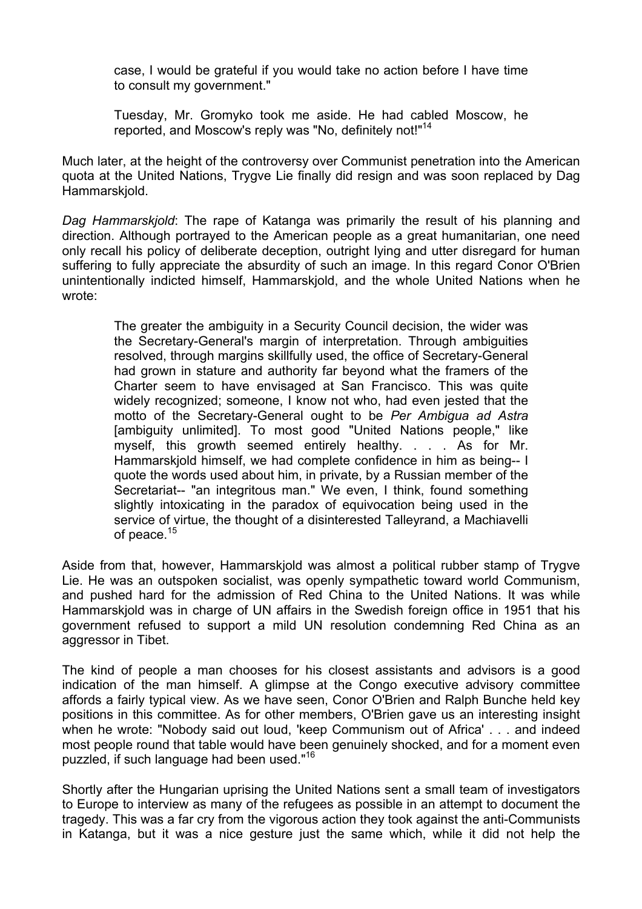> case, I would be grateful if you would take no action before I have time to consult my government."
>
> Tuesday, Mr. Gromyko took me aside. He had cabled Moscow, he reported, and Moscow's reply was "No, definitely not!"[14]

Much later, at the height of the controversy over Communist penetration into the American quota at the United Nations, Trygve Lie finally did resign and was soon replaced by Dag Hammarskjold.

*Dag Hammarskjold*: The rape of Katanga was primarily the result of his planning and direction. Although portrayed to the American people as a great humanitarian, one need only recall his policy of deliberate deception, outright lying and utter disregard for human suffering to fully appreciate the absurdity of such an image. In this regard Conor O'Brien unintentionally indicted himself, Hammarskjold, and the whole United Nations when he wrote:

> The greater the ambiguity in a Security Council decision, the wider was the Secretary-General's margin of interpretation. Through ambiguities resolved, through margins skillfully used, the office of Secretary-General had grown in stature and authority far beyond what the framers of the Charter seem to have envisaged at San Francisco. This was quite widely recognized; someone, I know not who, had even jested that the motto of the Secretary-General ought to be *Per Ambigua ad Astra* [ambiguity unlimited]. To most good "United Nations people," like myself, this growth seemed entirely healthy. . . . As for Mr. Hammarskjold himself, we had complete confidence in him as being-- I quote the words used about him, in private, by a Russian member of the Secretariat-- "an integritous man." We even, I think, found something slightly intoxicating in the paradox of equivocation being used in the service of virtue, the thought of a disinterested Talleyrand, a Machiavelli of peace.[15]

Aside from that, however, Hammarskjold was almost a political rubber stamp of Trygve Lie. He was an outspoken socialist, was openly sympathetic toward world Communism, and pushed hard for the admission of Red China to the United Nations. It was while Hammarskjold was in charge of UN affairs in the Swedish foreign office in 1951 that his government refused to support a mild UN resolution condemning Red China as an aggressor in Tibet.

The kind of people a man chooses for his closest assistants and advisors is a good indication of the man himself. A glimpse at the Congo executive advisory committee affords a fairly typical view. As we have seen, Conor O'Brien and Ralph Bunche held key positions in this committee. As for other members, O'Brien gave us an interesting insight when he wrote: "Nobody said out loud, 'keep Communism out of Africa' . . . and indeed most people round that table would have been genuinely shocked, and for a moment even puzzled, if such language had been used."[16]

Shortly after the Hungarian uprising the United Nations sent a small team of investigators to Europe to interview as many of the refugees as possible in an attempt to document the tragedy. This was a far cry from the vigorous action they took against the anti-Communists in Katanga, but it was a nice gesture just the same which, while it did not help the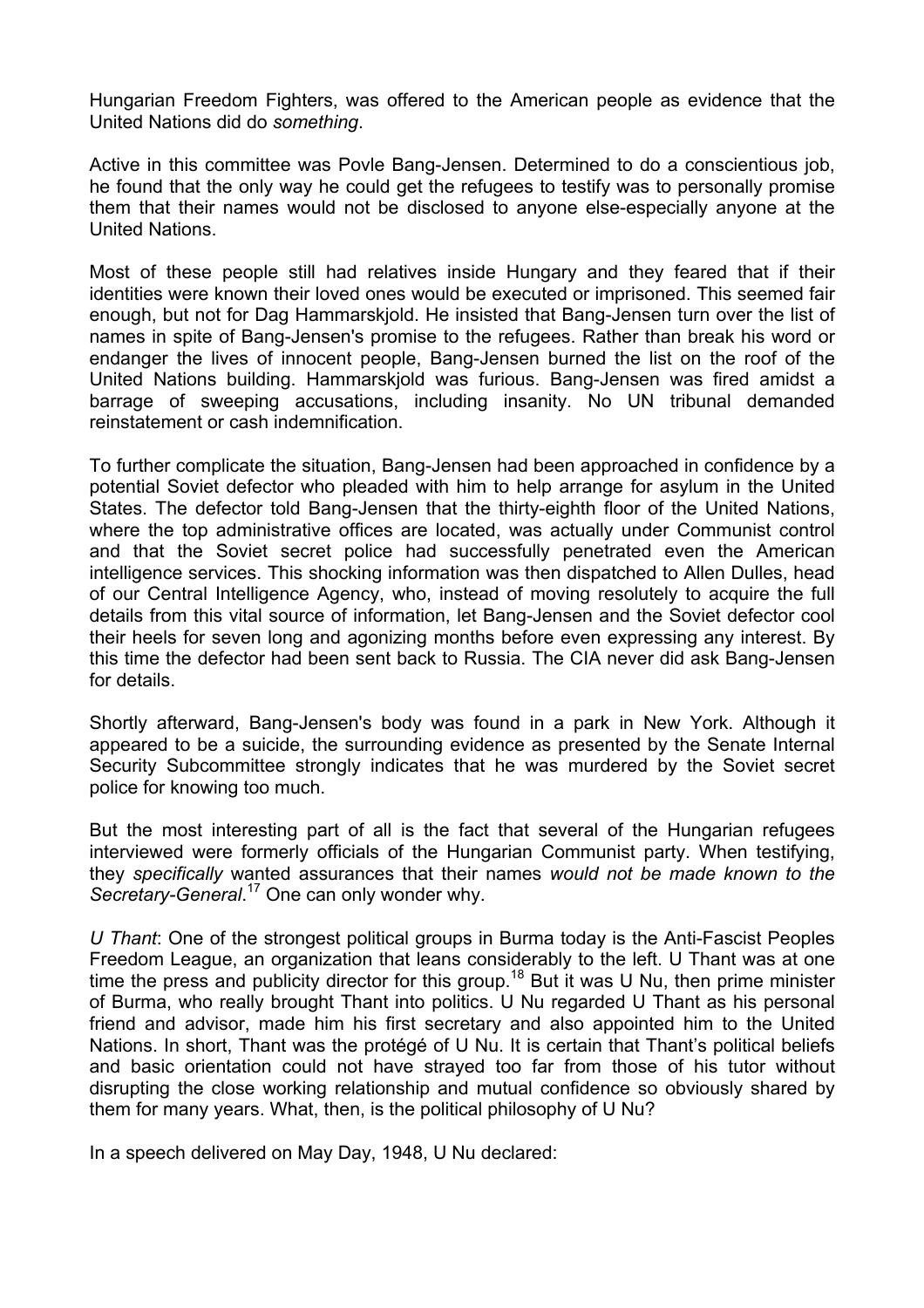Hungarian Freedom Fighters, was offered to the American people as evidence that the United Nations did do *something*.

Active in this committee was Povle Bang-Jensen. Determined to do a conscientious job, he found that the only way he could get the refugees to testify was to personally promise them that their names would not be disclosed to anyone else-especially anyone at the United Nations.

Most of these people still had relatives inside Hungary and they feared that if their identities were known their loved ones would be executed or imprisoned. This seemed fair enough, but not for Dag Hammarskjold. He insisted that Bang-Jensen turn over the list of names in spite of Bang-Jensen's promise to the refugees. Rather than break his word or endanger the lives of innocent people, Bang-Jensen burned the list on the roof of the United Nations building. Hammarskjold was furious. Bang-Jensen was fired amidst a barrage of sweeping accusations, including insanity. No UN tribunal demanded reinstatement or cash indemnification.

To further complicate the situation, Bang-Jensen had been approached in confidence by a potential Soviet defector who pleaded with him to help arrange for asylum in the United States. The defector told Bang-Jensen that the thirty-eighth floor of the United Nations, where the top administrative offices are located, was actually under Communist control and that the Soviet secret police had successfully penetrated even the American intelligence services. This shocking information was then dispatched to Allen Dulles, head of our Central Intelligence Agency, who, instead of moving resolutely to acquire the full details from this vital source of information, let Bang-Jensen and the Soviet defector cool their heels for seven long and agonizing months before even expressing any interest. By this time the defector had been sent back to Russia. The CIA never did ask Bang-Jensen for details.

Shortly afterward, Bang-Jensen's body was found in a park in New York. Although it appeared to be a suicide, the surrounding evidence as presented by the Senate Internal Security Subcommittee strongly indicates that he was murdered by the Soviet secret police for knowing too much.

But the most interesting part of all is the fact that several of the Hungarian refugees interviewed were formerly officials of the Hungarian Communist party. When testifying, they *specifically* wanted assurances that their names *would not be made known to the Secretary-General*.[17] One can only wonder why.

*U Thant*: One of the strongest political groups in Burma today is the Anti-Fascist Peoples Freedom League, an organization that leans considerably to the left. U Thant was at one time the press and publicity director for this group.[18] But it was U Nu, then prime minister of Burma, who really brought Thant into politics. U Nu regarded U Thant as his personal friend and advisor, made him his first secretary and also appointed him to the United Nations. In short, Thant was the protégé of U Nu. It is certain that Thant's political beliefs and basic orientation could not have strayed too far from those of his tutor without disrupting the close working relationship and mutual confidence so obviously shared by them for many years. What, then, is the political philosophy of U Nu?

In a speech delivered on May Day, 1948, U Nu declared: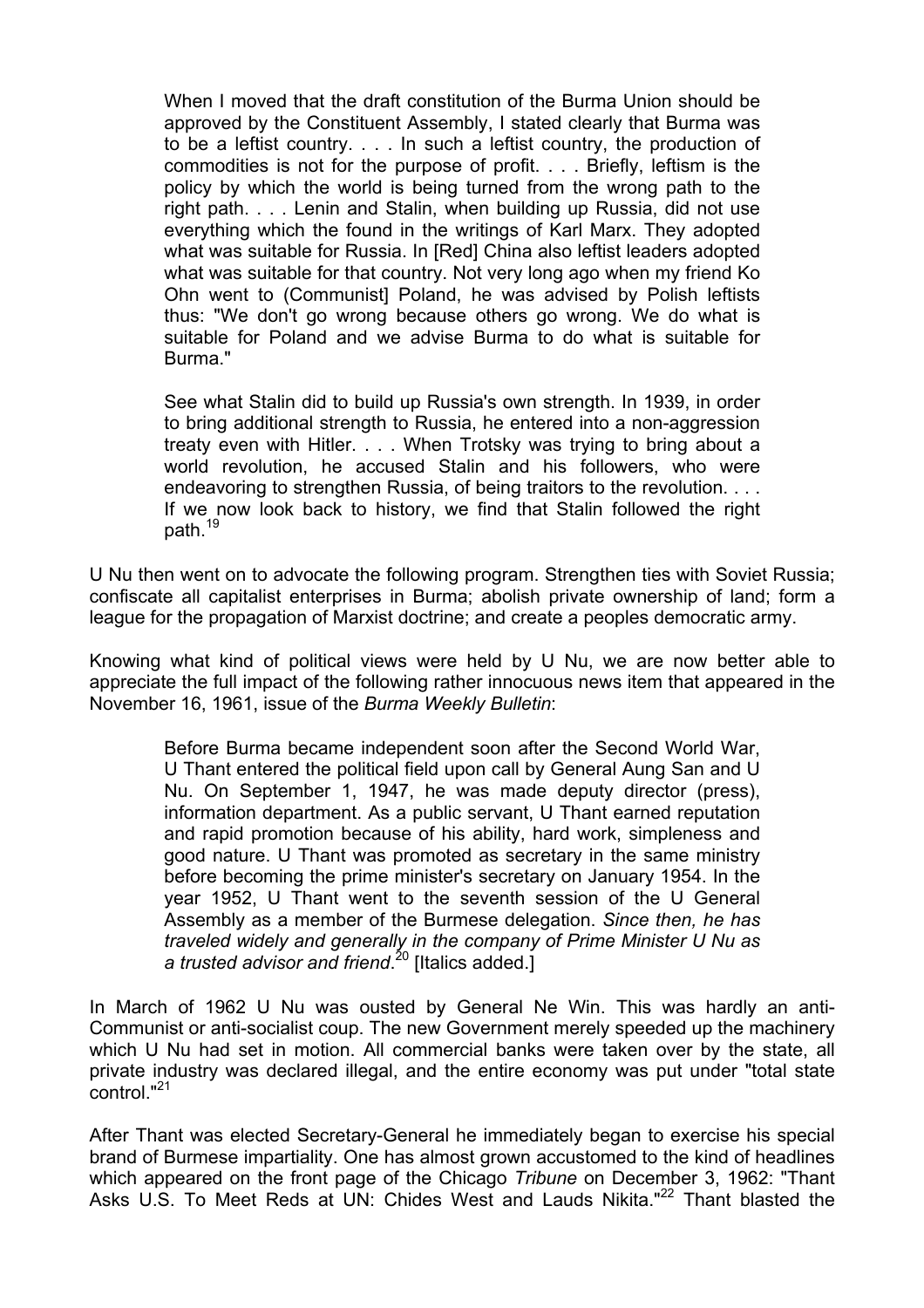> When I moved that the draft constitution of the Burma Union should be approved by the Constituent Assembly, I stated clearly that Burma was to be a leftist country. . . . In such a leftist country, the production of commodities is not for the purpose of profit. . . . Briefly, leftism is the policy by which the world is being turned from the wrong path to the right path. . . . Lenin and Stalin, when building up Russia, did not use everything which the found in the writings of Karl Marx. They adopted what was suitable for Russia. In [Red] China also leftist leaders adopted what was suitable for that country. Not very long ago when my friend Ko Ohn went to (Communist] Poland, he was advised by Polish leftists thus: "We don't go wrong because others go wrong. We do what is suitable for Poland and we advise Burma to do what is suitable for Burma."
>
> See what Stalin did to build up Russia's own strength. In 1939, in order to bring additional strength to Russia, he entered into a non-aggression treaty even with Hitler. . . . When Trotsky was trying to bring about a world revolution, he accused Stalin and his followers, who were endeavoring to strengthen Russia, of being traitors to the revolution. . . . If we now look back to history, we find that Stalin followed the right path.[19]

U Nu then went on to advocate the following program. Strengthen ties with Soviet Russia; confiscate all capitalist enterprises in Burma; abolish private ownership of land; form a league for the propagation of Marxist doctrine; and create a peoples democratic army.

Knowing what kind of political views were held by U Nu, we are now better able to appreciate the full impact of the following rather innocuous news item that appeared in the November 16, 1961, issue of the *Burma Weekly Bulletin*:

> Before Burma became independent soon after the Second World War, U Thant entered the political field upon call by General Aung San and U Nu. On September 1, 1947, he was made deputy director (press), information department. As a public servant, U Thant earned reputation and rapid promotion because of his ability, hard work, simpleness and good nature. U Thant was promoted as secretary in the same ministry before becoming the prime minister's secretary on January 1954. In the year 1952, U Thant went to the seventh session of the U General Assembly as a member of the Burmese delegation. *Since then, he has traveled widely and generally in the company of Prime Minister U Nu as a trusted advisor and friend*.[20] [Italics added.]

In March of 1962 U Nu was ousted by General Ne Win. This was hardly an anti-Communist or anti-socialist coup. The new Government merely speeded up the machinery which U Nu had set in motion. All commercial banks were taken over by the state, all private industry was declared illegal, and the entire economy was put under "total state control."[21]

After Thant was elected Secretary-General he immediately began to exercise his special brand of Burmese impartiality. One has almost grown accustomed to the kind of headlines which appeared on the front page of the Chicago *Tribune* on December 3, 1962: "Thant Asks U.S. To Meet Reds at UN: Chides West and Lauds Nikita."[22] Thant blasted the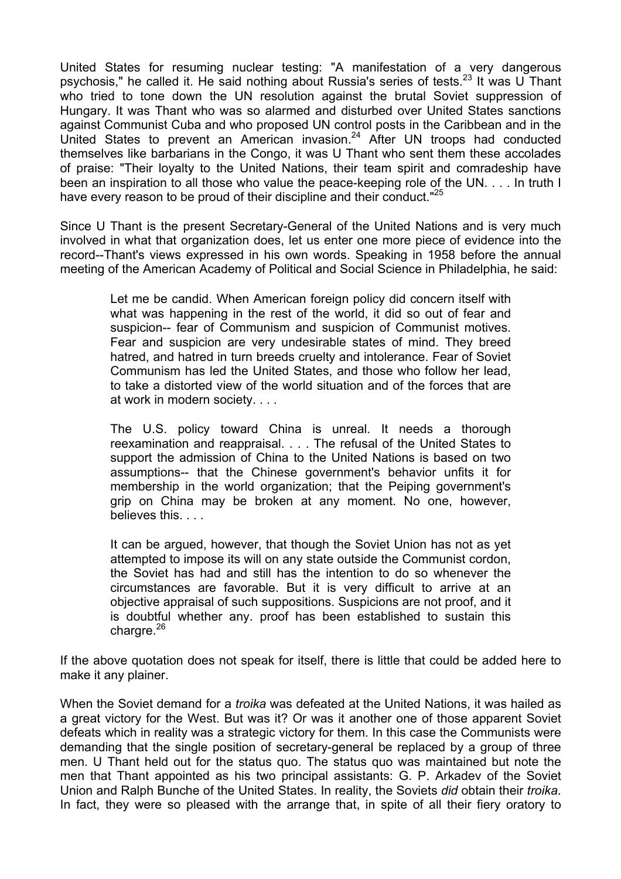United States for resuming nuclear testing: "A manifestation of a very dangerous psychosis," he called it. He said nothing about Russia's series of tests.[23] It was U Thant who tried to tone down the UN resolution against the brutal Soviet suppression of Hungary. It was Thant who was so alarmed and disturbed over United States sanctions against Communist Cuba and who proposed UN control posts in the Caribbean and in the United States to prevent an American invasion.[24] After UN troops had conducted themselves like barbarians in the Congo, it was U Thant who sent them these accolades of praise: "Their loyalty to the United Nations, their team spirit and comradeship have been an inspiration to all those who value the peace-keeping role of the UN. . . . In truth I have every reason to be proud of their discipline and their conduct."[25]

Since U Thant is the present Secretary-General of the United Nations and is very much involved in what that organization does, let us enter one more piece of evidence into the record--Thant's views expressed in his own words. Speaking in 1958 before the annual meeting of the American Academy of Political and Social Science in Philadelphia, he said:

> Let me be candid. When American foreign policy did concern itself with what was happening in the rest of the world, it did so out of fear and suspicion-- fear of Communism and suspicion of Communist motives. Fear and suspicion are very undesirable states of mind. They breed hatred, and hatred in turn breeds cruelty and intolerance. Fear of Soviet Communism has led the United States, and those who follow her lead, to take a distorted view of the world situation and of the forces that are at work in modern society. . . .
>
> The U.S. policy toward China is unreal. It needs a thorough reexamination and reappraisal. . . . The refusal of the United States to support the admission of China to the United Nations is based on two assumptions-- that the Chinese government's behavior unfits it for membership in the world organization; that the Peiping government's grip on China may be broken at any moment. No one, however, believes this. . . .
>
> It can be argued, however, that though the Soviet Union has not as yet attempted to impose its will on any state outside the Communist cordon, the Soviet has had and still has the intention to do so whenever the circumstances are favorable. But it is very difficult to arrive at an objective appraisal of such suppositions. Suspicions are not proof, and it is doubtful whether any. proof has been established to sustain this chargre.[26]

If the above quotation does not speak for itself, there is little that could be added here to make it any plainer.

When the Soviet demand for a *troika* was defeated at the United Nations, it was hailed as a great victory for the West. But was it? Or was it another one of those apparent Soviet defeats which in reality was a strategic victory for them. In this case the Communists were demanding that the single position of secretary-general be replaced by a group of three men. U Thant held out for the status quo. The status quo was maintained but note the men that Thant appointed as his two principal assistants: G. P. Arkadev of the Soviet Union and Ralph Bunche of the United States. In reality, the Soviets *did* obtain their *troika*. In fact, they were so pleased with the arrange that, in spite of all their fiery oratory to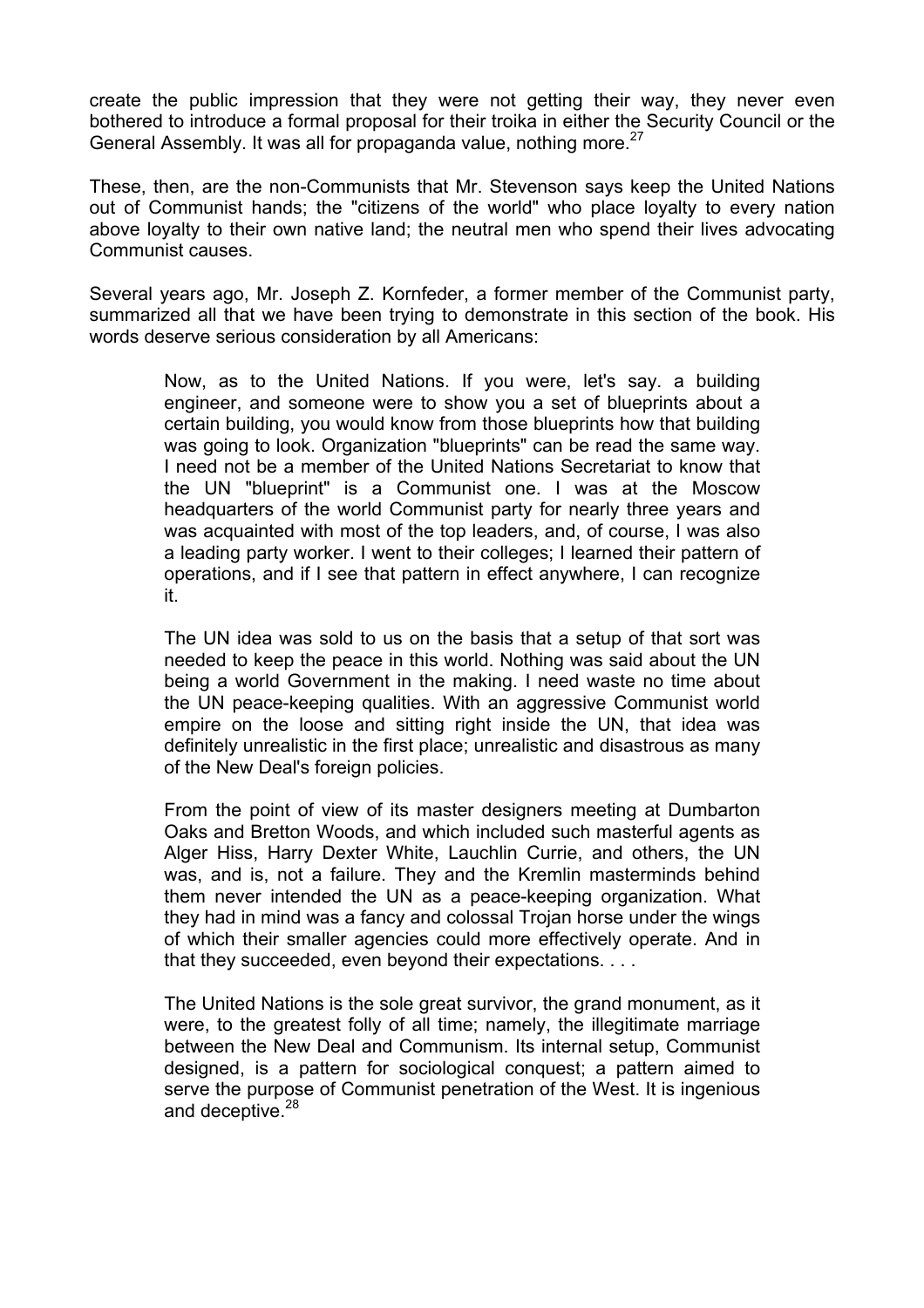create the public impression that they were not getting their way, they never even bothered to introduce a formal proposal for their troika in either the Security Council or the General Assembly. It was all for propaganda value, nothing more.[27]

These, then, are the non-Communists that Mr. Stevenson says keep the United Nations out of Communist hands; the "citizens of the world" who place loyalty to every nation above loyalty to their own native land; the neutral men who spend their lives advocating Communist causes.

Several years ago, Mr. Joseph Z. Kornfeder, a former member of the Communist party, summarized all that we have been trying to demonstrate in this section of the book. His words deserve serious consideration by all Americans:

> Now, as to the United Nations. If you were, let's say. a building engineer, and someone were to show you a set of blueprints about a certain building, you would know from those blueprints how that building was going to look. Organization "blueprints" can be read the same way. I need not be a member of the United Nations Secretariat to know that the UN "blueprint" is a Communist one. I was at the Moscow headquarters of the world Communist party for nearly three years and was acquainted with most of the top leaders, and, of course, I was also a leading party worker. I went to their colleges; I learned their pattern of operations, and if I see that pattern in effect anywhere, I can recognize it.
>
> The UN idea was sold to us on the basis that a setup of that sort was needed to keep the peace in this world. Nothing was said about the UN being a world Government in the making. I need waste no time about the UN peace-keeping qualities. With an aggressive Communist world empire on the loose and sitting right inside the UN, that idea was definitely unrealistic in the first place; unrealistic and disastrous as many of the New Deal's foreign policies.
>
> From the point of view of its master designers meeting at Dumbarton Oaks and Bretton Woods, and which included such masterful agents as Alger Hiss, Harry Dexter White, Lauchlin Currie, and others, the UN was, and is, not a failure. They and the Kremlin masterminds behind them never intended the UN as a peace-keeping organization. What they had in mind was a fancy and colossal Trojan horse under the wings of which their smaller agencies could more effectively operate. And in that they succeeded, even beyond their expectations. . . .
>
> The United Nations is the sole great survivor, the grand monument, as it were, to the greatest folly of all time; namely, the illegitimate marriage between the New Deal and Communism. Its internal setup, Communist designed, is a pattern for sociological conquest; a pattern aimed to serve the purpose of Communist penetration of the West. It is ingenious and deceptive.[28]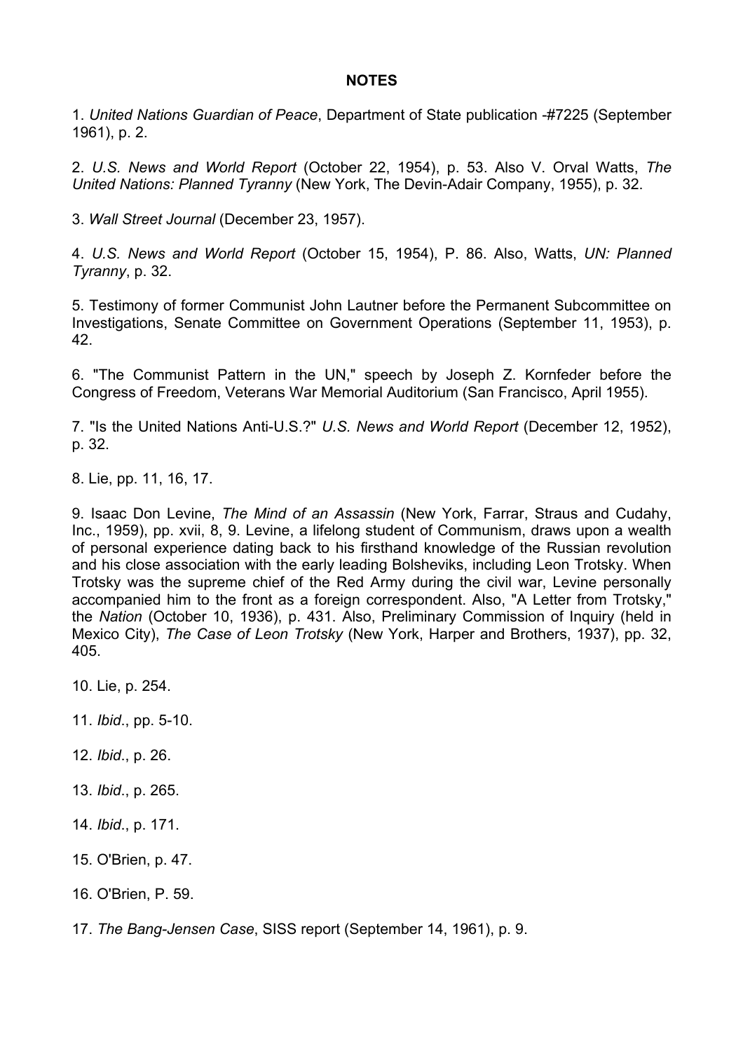**NOTES**

1. *United Nations Guardian of Peace*, Department of State publication -#7225 (September 1961), p. 2.

2. *U.S. News and World Report* (October 22, 1954), p. 53. Also V. Orval Watts, *The United Nations: Planned Tyranny* (New York, The Devin-Adair Company, 1955), p. 32.

3. *Wall Street Journal* (December 23, 1957).

4. *U.S. News and World Report* (October 15, 1954), P. 86. Also, Watts, *UN: Planned Tyranny*, p. 32.

5. Testimony of former Communist John Lautner before the Permanent Subcommittee on Investigations, Senate Committee on Government Operations (September 11, 1953), p. 42.

6. "The Communist Pattern in the UN," speech by Joseph Z. Kornfeder before the Congress of Freedom, Veterans War Memorial Auditorium (San Francisco, April 1955).

7. "Is the United Nations Anti-U.S.?" *U.S. News and World Report* (December 12, 1952), p. 32.

8. Lie, pp. 11, 16, 17.

9. Isaac Don Levine, *The Mind of an Assassin* (New York, Farrar, Straus and Cudahy, Inc., 1959), pp. xvii, 8, 9. Levine, a lifelong student of Communism, draws upon a wealth of personal experience dating back to his firsthand knowledge of the Russian revolution and his close association with the early leading Bolsheviks, including Leon Trotsky. When Trotsky was the supreme chief of the Red Army during the civil war, Levine personally accompanied him to the front as a foreign correspondent. Also, "A Letter from Trotsky," the *Nation* (October 10, 1936), p. 431. Also, Preliminary Commission of Inquiry (held in Mexico City), *The Case of Leon Trotsky* (New York, Harper and Brothers, 1937), pp. 32, 405.

10. Lie, p. 254.

11. *Ibid*., pp. 5-10.

12. *Ibid*., p. 26.

13. *Ibid*., p. 265.

14. *Ibid*., p. 171.

15. O'Brien, p. 47.

16. O'Brien, P. 59.

17. *The Bang-Jensen Case*, SISS report (September 14, 1961), p. 9.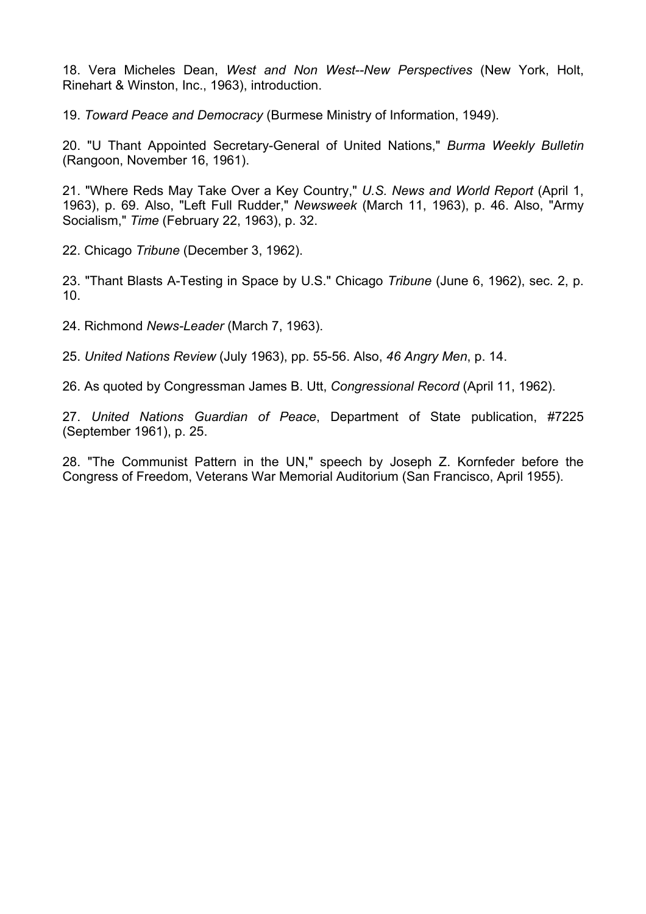18. Vera Micheles Dean, *West and Non West--New Perspectives* (New York, Holt, Rinehart & Winston, Inc., 1963), introduction.

19. *Toward Peace and Democracy* (Burmese Ministry of Information, 1949).

20. "U Thant Appointed Secretary-General of United Nations," *Burma Weekly Bulletin* (Rangoon, November 16, 1961).

21. "Where Reds May Take Over a Key Country," *U.S. News and World Report* (April 1, 1963), p. 69. Also, "Left Full Rudder," *Newsweek* (March 11, 1963), p. 46. Also, "Army Socialism," *Time* (February 22, 1963), p. 32.

22. Chicago *Tribune* (December 3, 1962).

23. "Thant Blasts A-Testing in Space by U.S." Chicago *Tribune* (June 6, 1962), sec. 2, p. 10.

24. Richmond *News-Leader* (March 7, 1963).

25. *United Nations Review* (July 1963), pp. 55-56. Also, *46 Angry Men*, p. 14.

26. As quoted by Congressman James B. Utt, *Congressional Record* (April 11, 1962).

27. *United Nations Guardian of Peace*, Department of State publication, #7225 (September 1961), p. 25.

28. "The Communist Pattern in the UN," speech by Joseph Z. Kornfeder before the Congress of Freedom, Veterans War Memorial Auditorium (San Francisco, April 1955).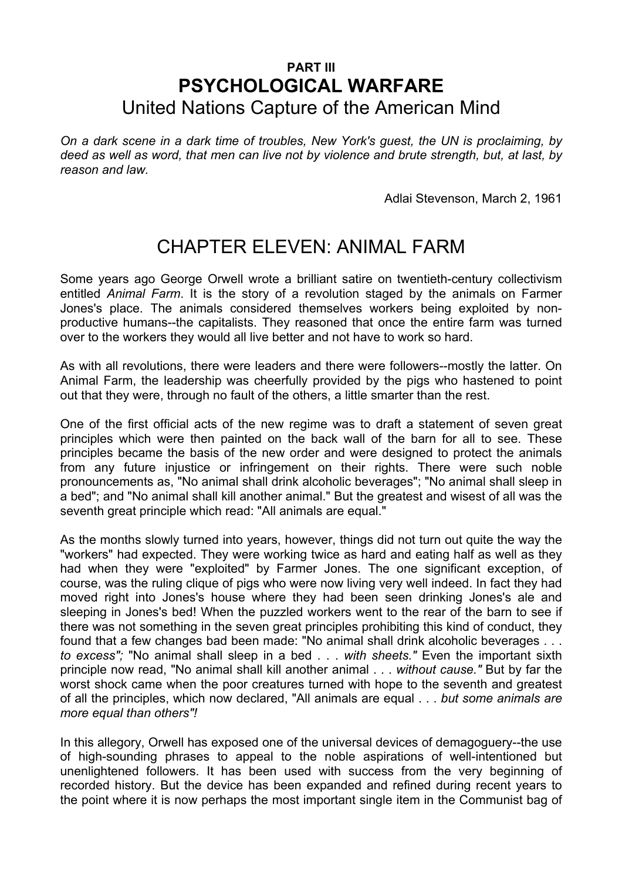**PART III**

# PSYCHOLOGICAL WARFARE

United Nations Capture of the American Mind

*On a dark scene in a dark time of troubles, New York's guest, the UN is proclaiming, by deed as well as word, that men can live not by violence and brute strength, but, at last, by reason and law.*

Adlai Stevenson, March 2, 1961

## CHAPTER ELEVEN: ANIMAL FARM

Some years ago George Orwell wrote a brilliant satire on twentieth-century collectivism entitled *Animal Farm*. It is the story of a revolution staged by the animals on Farmer Jones's place. The animals considered themselves workers being exploited by non-productive humans--the capitalists. They reasoned that once the entire farm was turned over to the workers they would all live better and not have to work so hard.

As with all revolutions, there were leaders and there were followers--mostly the latter. On Animal Farm, the leadership was cheerfully provided by the pigs who hastened to point out that they were, through no fault of the others, a little smarter than the rest.

One of the first official acts of the new regime was to draft a statement of seven great principles which were then painted on the back wall of the barn for all to see. These principles became the basis of the new order and were designed to protect the animals from any future injustice or infringement on their rights. There were such noble pronouncements as, "No animal shall drink alcoholic beverages"; "No animal shall sleep in a bed"; and "No animal shall kill another animal." But the greatest and wisest of all was the seventh great principle which read: "All animals are equal."

As the months slowly turned into years, however, things did not turn out quite the way the "workers" had expected. They were working twice as hard and eating half as well as they had when they were "exploited" by Farmer Jones. The one significant exception, of course, was the ruling clique of pigs who were now living very well indeed. In fact they had moved right into Jones's house where they had been seen drinking Jones's ale and sleeping in Jones's bed! When the puzzled workers went to the rear of the barn to see if there was not something in the seven great principles prohibiting this kind of conduct, they found that a few changes bad been made: "No animal shall drink alcoholic beverages . . . *to excess";* "No animal shall sleep in a bed . . . *with sheets."* Even the important sixth principle now read, "No animal shall kill another animal . . . *without cause."* But by far the worst shock came when the poor creatures turned with hope to the seventh and greatest of all the principles, which now declared, "All animals are equal . . . *but some animals are more equal than others"!*

In this allegory, Orwell has exposed one of the universal devices of demagoguery--the use of high-sounding phrases to appeal to the noble aspirations of well-intentioned but unenlightened followers. It has been used with success from the very beginning of recorded history. But the device has been expanded and refined during recent years to the point where it is now perhaps the most important single item in the Communist bag of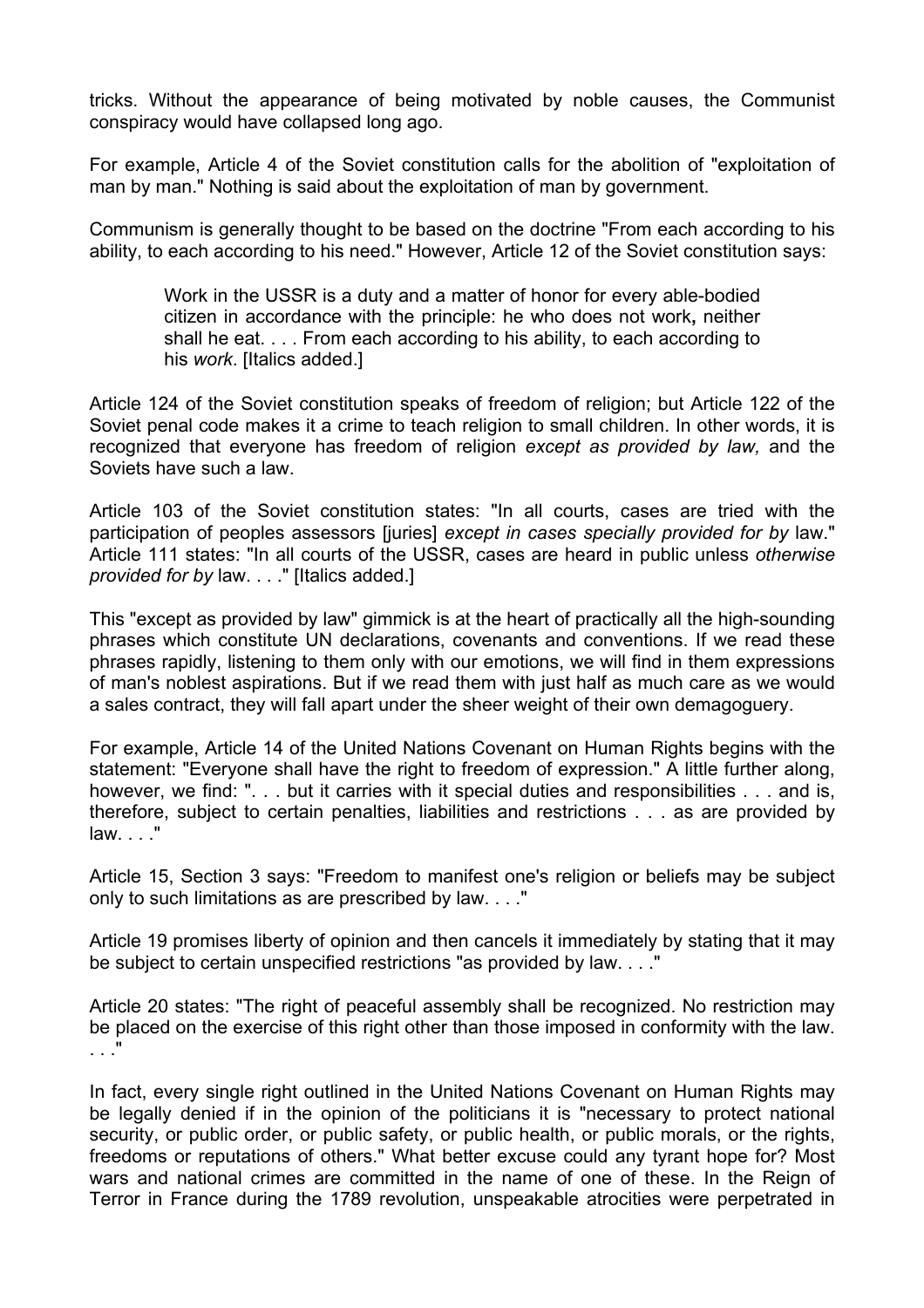tricks. Without the appearance of being motivated by noble causes, the Communist conspiracy would have collapsed long ago.

For example, Article 4 of the Soviet constitution calls for the abolition of "exploitation of man by man." Nothing is said about the exploitation of man by government.

Communism is generally thought to be based on the doctrine "From each according to his ability, to each according to his need." However, Article 12 of the Soviet constitution says:

> Work in the USSR is a duty and a matter of honor for every able-bodied citizen in accordance with the principle: he who does not work, neither shall he eat. . . . From each according to his ability, to each according to his *work*. [Italics added.]

Article 124 of the Soviet constitution speaks of freedom of religion; but Article 122 of the Soviet penal code makes it a crime to teach religion to small children. In other words, it is recognized that everyone has freedom of religion *except as provided by law,* and the Soviets have such a law.

Article 103 of the Soviet constitution states: "In all courts, cases are tried with the participation of peoples assessors [juries] *except in cases specially provided for by* law." Article 111 states: "In all courts of the USSR, cases are heard in public unless *otherwise provided for by* law. . . ." [Italics added.]

This "except as provided by law" gimmick is at the heart of practically all the high-sounding phrases which constitute UN declarations, covenants and conventions. If we read these phrases rapidly, listening to them only with our emotions, we will find in them expressions of man's noblest aspirations. But if we read them with just half as much care as we would a sales contract, they will fall apart under the sheer weight of their own demagoguery.

For example, Article 14 of the United Nations Covenant on Human Rights begins with the statement: "Everyone shall have the right to freedom of expression." A little further along, however, we find: ". . . but it carries with it special duties and responsibilities . . . and is, therefore, subject to certain penalties, liabilities and restrictions . . . as are provided by law. . . ."

Article 15, Section 3 says: "Freedom to manifest one's religion or beliefs may be subject only to such limitations as are prescribed by law. . . ."

Article 19 promises liberty of opinion and then cancels it immediately by stating that it may be subject to certain unspecified restrictions "as provided by law. . . ."

Article 20 states: "The right of peaceful assembly shall be recognized. No restriction may be placed on the exercise of this right other than those imposed in conformity with the law. . . ."

In fact, every single right outlined in the United Nations Covenant on Human Rights may be legally denied if in the opinion of the politicians it is "necessary to protect national security, or public order, or public safety, or public health, or public morals, or the rights, freedoms or reputations of others." What better excuse could any tyrant hope for? Most wars and national crimes are committed in the name of one of these. In the Reign of Terror in France during the 1789 revolution, unspeakable atrocities were perpetrated in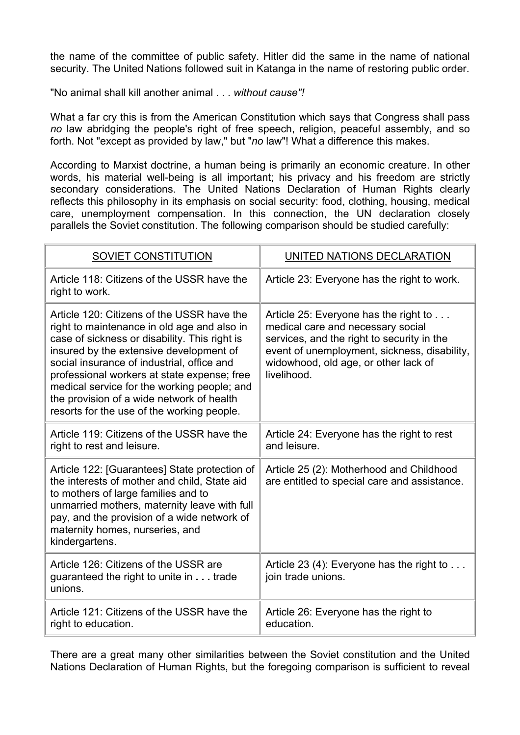the name of the committee of public safety. Hitler did the same in the name of national security. The United Nations followed suit in Katanga in the name of restoring public order.

"No animal shall kill another animal . . . *without cause"!*

What a far cry this is from the American Constitution which says that Congress shall pass *no* law abridging the people's right of free speech, religion, peaceful assembly, and so forth. Not "except as provided by law," but "*no* law"! What a difference this makes.

According to Marxist doctrine, a human being is primarily an economic creature. In other words, his material well-being is all important; his privacy and his freedom are strictly secondary considerations. The United Nations Declaration of Human Rights clearly reflects this philosophy in its emphasis on social security: food, clothing, housing, medical care, unemployment compensation. In this connection, the UN declaration closely parallels the Soviet constitution. The following comparison should be studied carefully:

| SOVIET CONSTITUTION | UNITED NATIONS DECLARATION |
|---|---|
| Article 118: Citizens of the USSR have the right to work. | Article 23: Everyone has the right to work. |
| Article 120: Citizens of the USSR have the right to maintenance in old age and also in case of sickness or disability. This right is insured by the extensive development of social insurance of industrial, office and professional workers at state expense; free medical service for the working people; and the provision of a wide network of health resorts for the use of the working people. | Article 25: Everyone has the right to . . . medical care and necessary social services, and the right to security in the event of unemployment, sickness, disability, widowhood, old age, or other lack of livelihood. |
| Article 119: Citizens of the USSR have the right to rest and leisure. | Article 24: Everyone has the right to rest and leisure. |
| Article 122: [Guarantees] State protection of the interests of mother and child, State aid to mothers of large families and to unmarried mothers, maternity leave with full pay, and the provision of a wide network of maternity homes, nurseries, and kindergartens. | Article 25 (2): Motherhood and Childhood are entitled to special care and assistance. |
| Article 126: Citizens of the USSR are guaranteed the right to unite in **. . .** trade unions. | Article 23 (4): Everyone has the right to . . . join trade unions. |
| Article 121: Citizens of the USSR have the right to education. | Article 26: Everyone has the right to education. |

There are a great many other similarities between the Soviet constitution and the United Nations Declaration of Human Rights, but the foregoing comparison is sufficient to reveal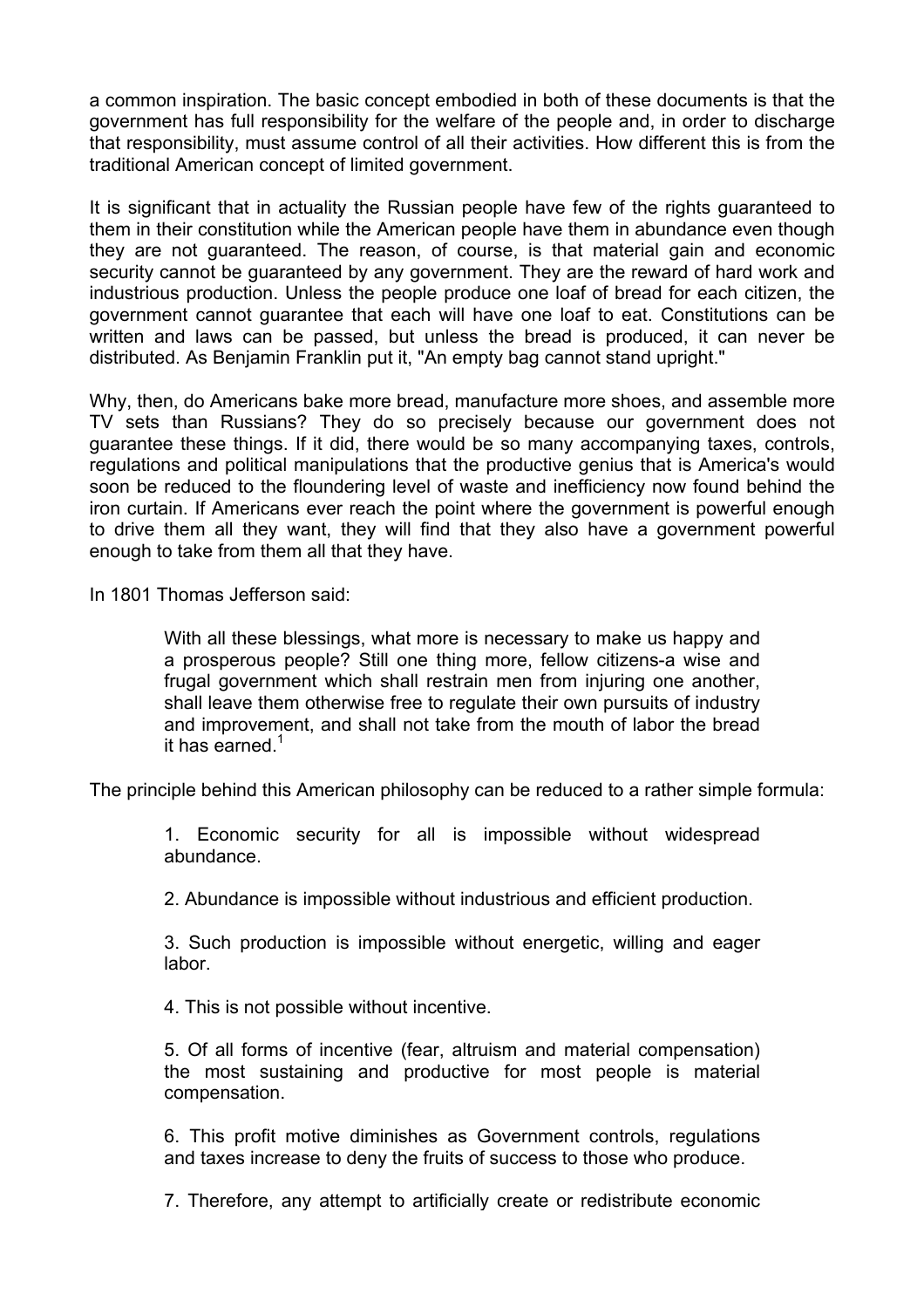a common inspiration. The basic concept embodied in both of these documents is that the government has full responsibility for the welfare of the people and, in order to discharge that responsibility, must assume control of all their activities. How different this is from the traditional American concept of limited government.

It is significant that in actuality the Russian people have few of the rights guaranteed to them in their constitution while the American people have them in abundance even though they are not guaranteed. The reason, of course, is that material gain and economic security cannot be guaranteed by any government. They are the reward of hard work and industrious production. Unless the people produce one loaf of bread for each citizen, the government cannot guarantee that each will have one loaf to eat. Constitutions can be written and laws can be passed, but unless the bread is produced, it can never be distributed. As Benjamin Franklin put it, "An empty bag cannot stand upright."

Why, then, do Americans bake more bread, manufacture more shoes, and assemble more TV sets than Russians? They do so precisely because our government does not guarantee these things. If it did, there would be so many accompanying taxes, controls, regulations and political manipulations that the productive genius that is America's would soon be reduced to the floundering level of waste and inefficiency now found behind the iron curtain. If Americans ever reach the point where the government is powerful enough to drive them all they want, they will find that they also have a government powerful enough to take from them all that they have.

In 1801 Thomas Jefferson said:

> With all these blessings, what more is necessary to make us happy and a prosperous people? Still one thing more, fellow citizens-a wise and frugal government which shall restrain men from injuring one another, shall leave them otherwise free to regulate their own pursuits of industry and improvement, and shall not take from the mouth of labor the bread it has earned.[1]

The principle behind this American philosophy can be reduced to a rather simple formula:

> 1. Economic security for all is impossible without widespread abundance.
>
> 2. Abundance is impossible without industrious and efficient production.
>
> 3. Such production is impossible without energetic, willing and eager labor.
>
> 4. This is not possible without incentive.
>
> 5. Of all forms of incentive (fear, altruism and material compensation) the most sustaining and productive for most people is material compensation.
>
> 6. This profit motive diminishes as Government controls, regulations and taxes increase to deny the fruits of success to those who produce.
>
> 7. Therefore, any attempt to artificially create or redistribute economic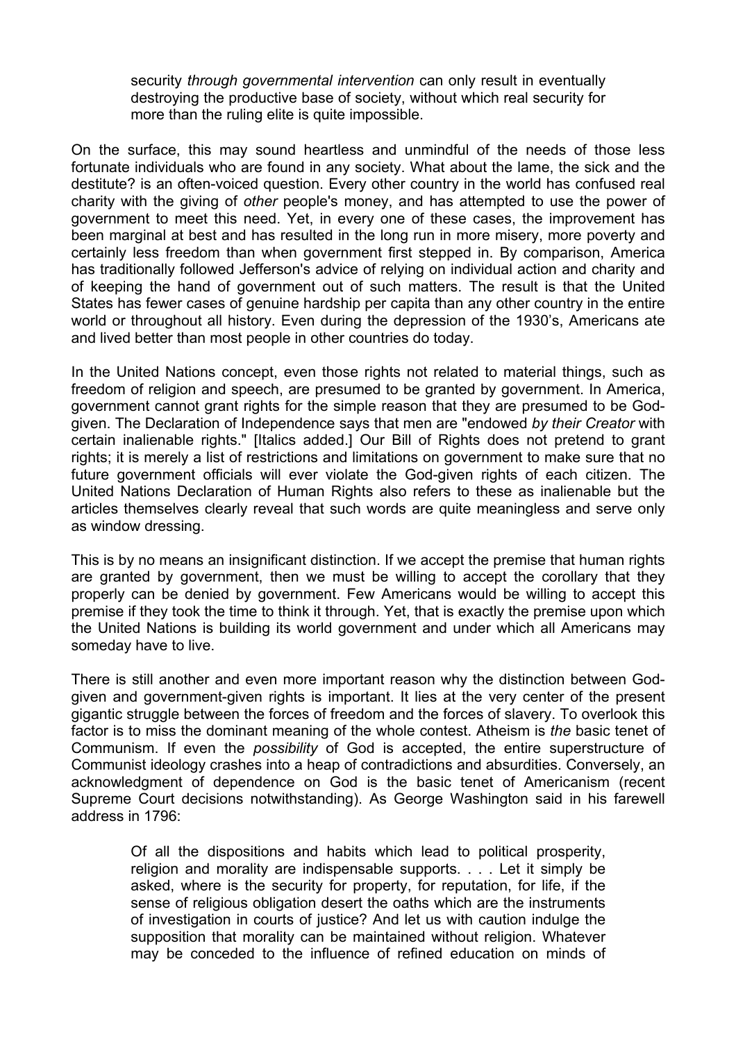> security *through governmental intervention* can only result in eventually destroying the productive base of society, without which real security for more than the ruling elite is quite impossible.

On the surface, this may sound heartless and unmindful of the needs of those less fortunate individuals who are found in any society. What about the lame, the sick and the destitute? is an often-voiced question. Every other country in the world has confused real charity with the giving of *other* people's money, and has attempted to use the power of government to meet this need. Yet, in every one of these cases, the improvement has been marginal at best and has resulted in the long run in more misery, more poverty and certainly less freedom than when government first stepped in. By comparison, America has traditionally followed Jefferson's advice of relying on individual action and charity and of keeping the hand of government out of such matters. The result is that the United States has fewer cases of genuine hardship per capita than any other country in the entire world or throughout all history. Even during the depression of the 1930's, Americans ate and lived better than most people in other countries do today.

In the United Nations concept, even those rights not related to material things, such as freedom of religion and speech, are presumed to be granted by government. In America, government cannot grant rights for the simple reason that they are presumed to be God-given. The Declaration of Independence says that men are "endowed *by their Creator* with certain inalienable rights." [Italics added.] Our Bill of Rights does not pretend to grant rights; it is merely a list of restrictions and limitations on government to make sure that no future government officials will ever violate the God-given rights of each citizen. The United Nations Declaration of Human Rights also refers to these as inalienable but the articles themselves clearly reveal that such words are quite meaningless and serve only as window dressing.

This is by no means an insignificant distinction. If we accept the premise that human rights are granted by government, then we must be willing to accept the corollary that they properly can be denied by government. Few Americans would be willing to accept this premise if they took the time to think it through. Yet, that is exactly the premise upon which the United Nations is building its world government and under which all Americans may someday have to live.

There is still another and even more important reason why the distinction between God-given and government-given rights is important. It lies at the very center of the present gigantic struggle between the forces of freedom and the forces of slavery. To overlook this factor is to miss the dominant meaning of the whole contest. Atheism is *the* basic tenet of Communism. If even the *possibility* of God is accepted, the entire superstructure of Communist ideology crashes into a heap of contradictions and absurdities. Conversely, an acknowledgment of dependence on God is the basic tenet of Americanism (recent Supreme Court decisions notwithstanding). As George Washington said in his farewell address in 1796:

> Of all the dispositions and habits which lead to political prosperity, religion and morality are indispensable supports. . . . Let it simply be asked, where is the security for property, for reputation, for life, if the sense of religious obligation desert the oaths which are the instruments of investigation in courts of justice? And let us with caution indulge the supposition that morality can be maintained without religion. Whatever may be conceded to the influence of refined education on minds of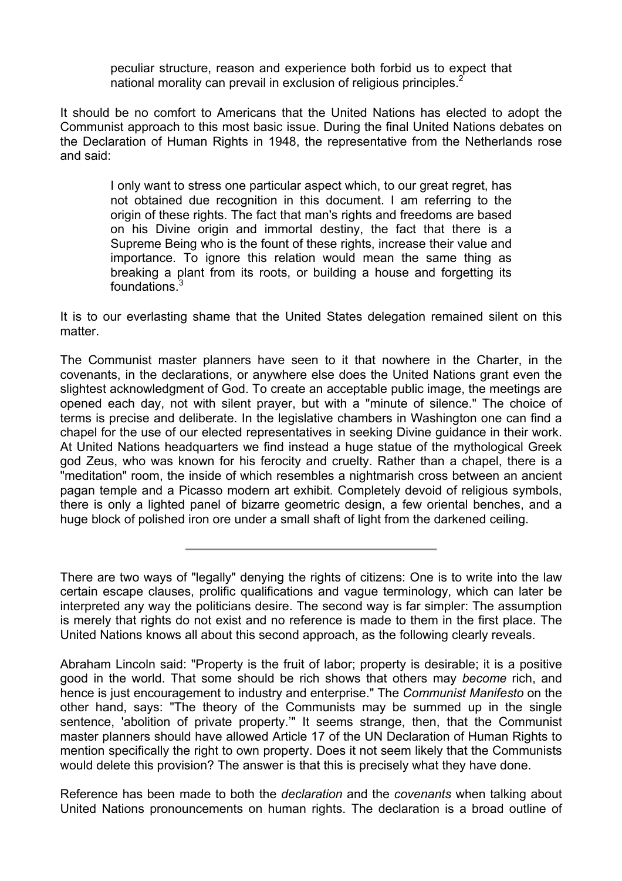> peculiar structure, reason and experience both forbid us to expect that national morality can prevail in exclusion of religious principles.[2]

It should be no comfort to Americans that the United Nations has elected to adopt the Communist approach to this most basic issue. During the final United Nations debates on the Declaration of Human Rights in 1948, the representative from the Netherlands rose and said:

> I only want to stress one particular aspect which, to our great regret, has not obtained due recognition in this document. I am referring to the origin of these rights. The fact that man's rights and freedoms are based on his Divine origin and immortal destiny, the fact that there is a Supreme Being who is the fount of these rights, increase their value and importance. To ignore this relation would mean the same thing as breaking a plant from its roots, or building a house and forgetting its foundations.[3]

It is to our everlasting shame that the United States delegation remained silent on this matter.

The Communist master planners have seen to it that nowhere in the Charter, in the covenants, in the declarations, or anywhere else does the United Nations grant even the slightest acknowledgment of God. To create an acceptable public image, the meetings are opened each day, not with silent prayer, but with a "minute of silence." The choice of terms is precise and deliberate. In the legislative chambers in Washington one can find a chapel for the use of our elected representatives in seeking Divine guidance in their work. At United Nations headquarters we find instead a huge statue of the mythological Greek god Zeus, who was known for his ferocity and cruelty. Rather than a chapel, there is a "meditation" room, the inside of which resembles a nightmarish cross between an ancient pagan temple and a Picasso modern art exhibit. Completely devoid of religious symbols, there is only a lighted panel of bizarre geometric design, a few oriental benches, and a huge block of polished iron ore under a small shaft of light from the darkened ceiling.

---

There are two ways of "legally" denying the rights of citizens: One is to write into the law certain escape clauses, prolific qualifications and vague terminology, which can later be interpreted any way the politicians desire. The second way is far simpler: The assumption is merely that rights do not exist and no reference is made to them in the first place. The United Nations knows all about this second approach, as the following clearly reveals.

Abraham Lincoln said: "Property is the fruit of labor; property is desirable; it is a positive good in the world. That some should be rich shows that others may *become* rich, and hence is just encouragement to industry and enterprise." The *Communist Manifesto* on the other hand, says: "The theory of the Communists may be summed up in the single sentence, 'abolition of private property.'" It seems strange, then, that the Communist master planners should have allowed Article 17 of the UN Declaration of Human Rights to mention specifically the right to own property. Does it not seem likely that the Communists would delete this provision? The answer is that this is precisely what they have done.

Reference has been made to both the *declaration* and the *covenants* when talking about United Nations pronouncements on human rights. The declaration is a broad outline of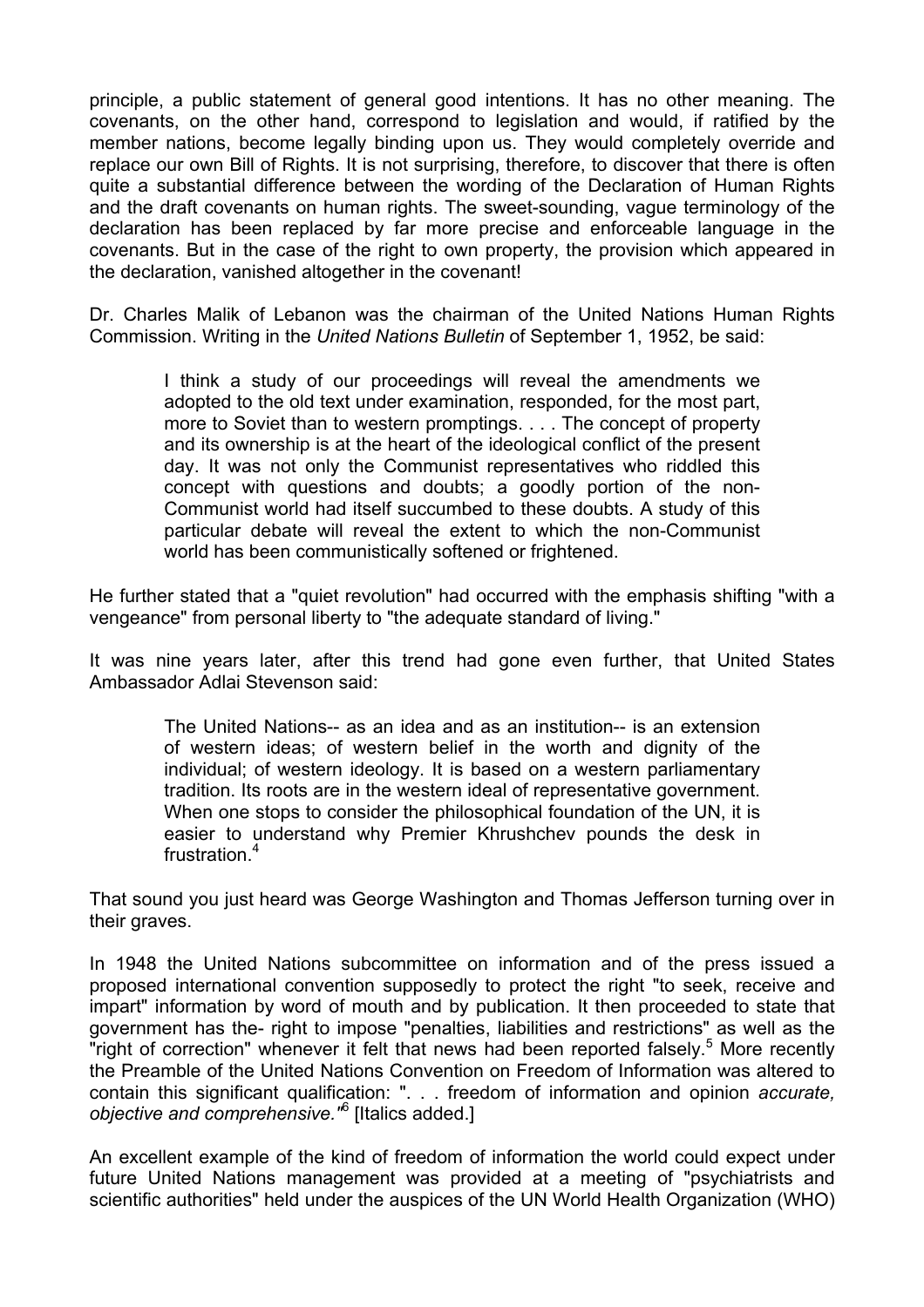principle, a public statement of general good intentions. It has no other meaning. The covenants, on the other hand, correspond to legislation and would, if ratified by the member nations, become legally binding upon us. They would completely override and replace our own Bill of Rights. It is not surprising, therefore, to discover that there is often quite a substantial difference between the wording of the Declaration of Human Rights and the draft covenants on human rights. The sweet-sounding, vague terminology of the declaration has been replaced by far more precise and enforceable language in the covenants. But in the case of the right to own property, the provision which appeared in the declaration, vanished altogether in the covenant!

Dr. Charles Malik of Lebanon was the chairman of the United Nations Human Rights Commission. Writing in the *United Nations Bulletin* of September 1, 1952, be said:

> I think a study of our proceedings will reveal the amendments we adopted to the old text under examination, responded, for the most part, more to Soviet than to western promptings. . . . The concept of property and its ownership is at the heart of the ideological conflict of the present day. It was not only the Communist representatives who riddled this concept with questions and doubts; a goodly portion of the non-Communist world had itself succumbed to these doubts. A study of this particular debate will reveal the extent to which the non-Communist world has been communistically softened or frightened.

He further stated that a "quiet revolution" had occurred with the emphasis shifting "with a vengeance" from personal liberty to "the adequate standard of living."

It was nine years later, after this trend had gone even further, that United States Ambassador Adlai Stevenson said:

> The United Nations-- as an idea and as an institution-- is an extension of western ideas; of western belief in the worth and dignity of the individual; of western ideology. It is based on a western parliamentary tradition. Its roots are in the western ideal of representative government. When one stops to consider the philosophical foundation of the UN, it is easier to understand why Premier Khrushchev pounds the desk in frustration.[4]

That sound you just heard was George Washington and Thomas Jefferson turning over in their graves.

In 1948 the United Nations subcommittee on information and of the press issued a proposed international convention supposedly to protect the right "to seek, receive and impart" information by word of mouth and by publication. It then proceeded to state that government has the- right to impose "penalties, liabilities and restrictions" as well as the "right of correction" whenever it felt that news had been reported falsely.[5] More recently the Preamble of the United Nations Convention on Freedom of Information was altered to contain this significant qualification: ". . . freedom of information and opinion *accurate, objective and comprehensive."*[6] [Italics added.]

An excellent example of the kind of freedom of information the world could expect under future United Nations management was provided at a meeting of "psychiatrists and scientific authorities" held under the auspices of the UN World Health Organization (WHO)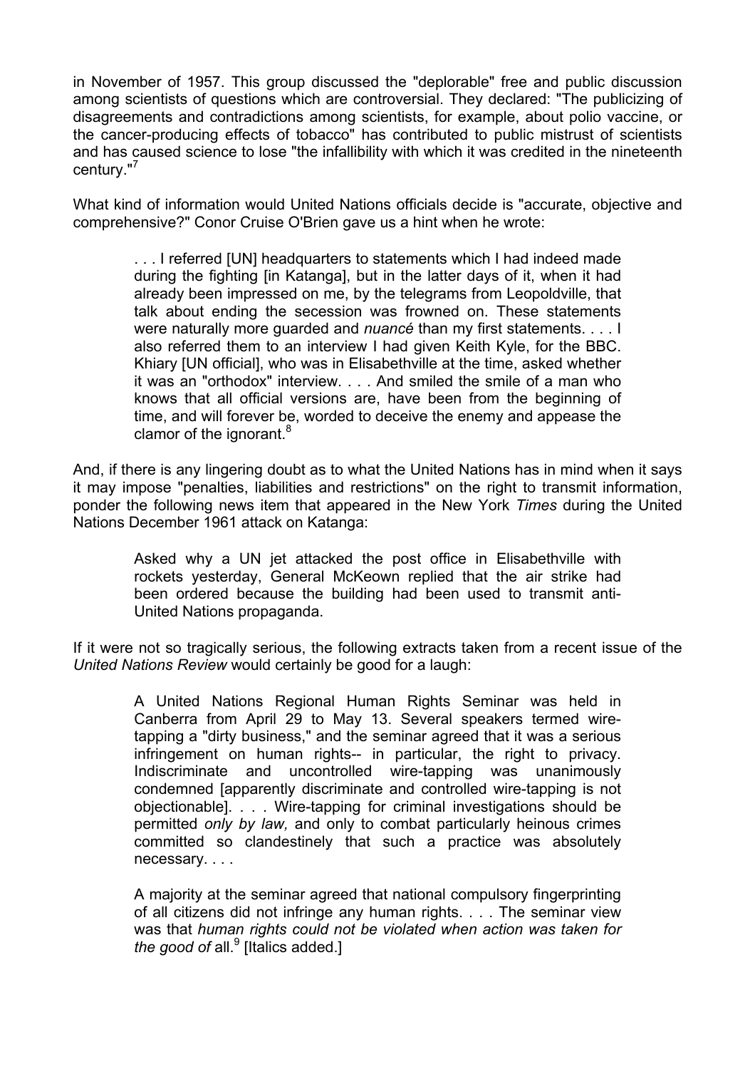in November of 1957. This group discussed the "deplorable" free and public discussion among scientists of questions which are controversial. They declared: "The publicizing of disagreements and contradictions among scientists, for example, about polio vaccine, or the cancer-producing effects of tobacco" has contributed to public mistrust of scientists and has caused science to lose "the infallibility with which it was credited in the nineteenth century."[7]

What kind of information would United Nations officials decide is "accurate, objective and comprehensive?" Conor Cruise O'Brien gave us a hint when he wrote:

> . . . I referred [UN] headquarters to statements which I had indeed made during the fighting [in Katanga], but in the latter days of it, when it had already been impressed on me, by the telegrams from Leopoldville, that talk about ending the secession was frowned on. These statements were naturally more guarded and *nuancé* than my first statements. . . . I also referred them to an interview I had given Keith Kyle, for the BBC. Khiary [UN official], who was in Elisabethville at the time, asked whether it was an "orthodox" interview. . . . And smiled the smile of a man who knows that all official versions are, have been from the beginning of time, and will forever be, worded to deceive the enemy and appease the clamor of the ignorant.[8]

And, if there is any lingering doubt as to what the United Nations has in mind when it says it may impose "penalties, liabilities and restrictions" on the right to transmit information, ponder the following news item that appeared in the New York *Times* during the United Nations December 1961 attack on Katanga:

> Asked why a UN jet attacked the post office in Elisabethville with rockets yesterday, General McKeown replied that the air strike had been ordered because the building had been used to transmit anti-United Nations propaganda.

If it were not so tragically serious, the following extracts taken from a recent issue of the *United Nations Review* would certainly be good for a laugh:

> A United Nations Regional Human Rights Seminar was held in Canberra from April 29 to May 13. Several speakers termed wire-tapping a "dirty business," and the seminar agreed that it was a serious infringement on human rights-- in particular, the right to privacy. Indiscriminate and uncontrolled wire-tapping was unanimously condemned [apparently discriminate and controlled wire-tapping is not objectionable]. . . . Wire-tapping for criminal investigations should be permitted *only by law,* and only to combat particularly heinous crimes committed so clandestinely that such a practice was absolutely necessary. . . .
>
> A majority at the seminar agreed that national compulsory fingerprinting of all citizens did not infringe any human rights. . . . The seminar view was that *human rights could not be violated when action was taken for the good of* all.[9] [Italics added.]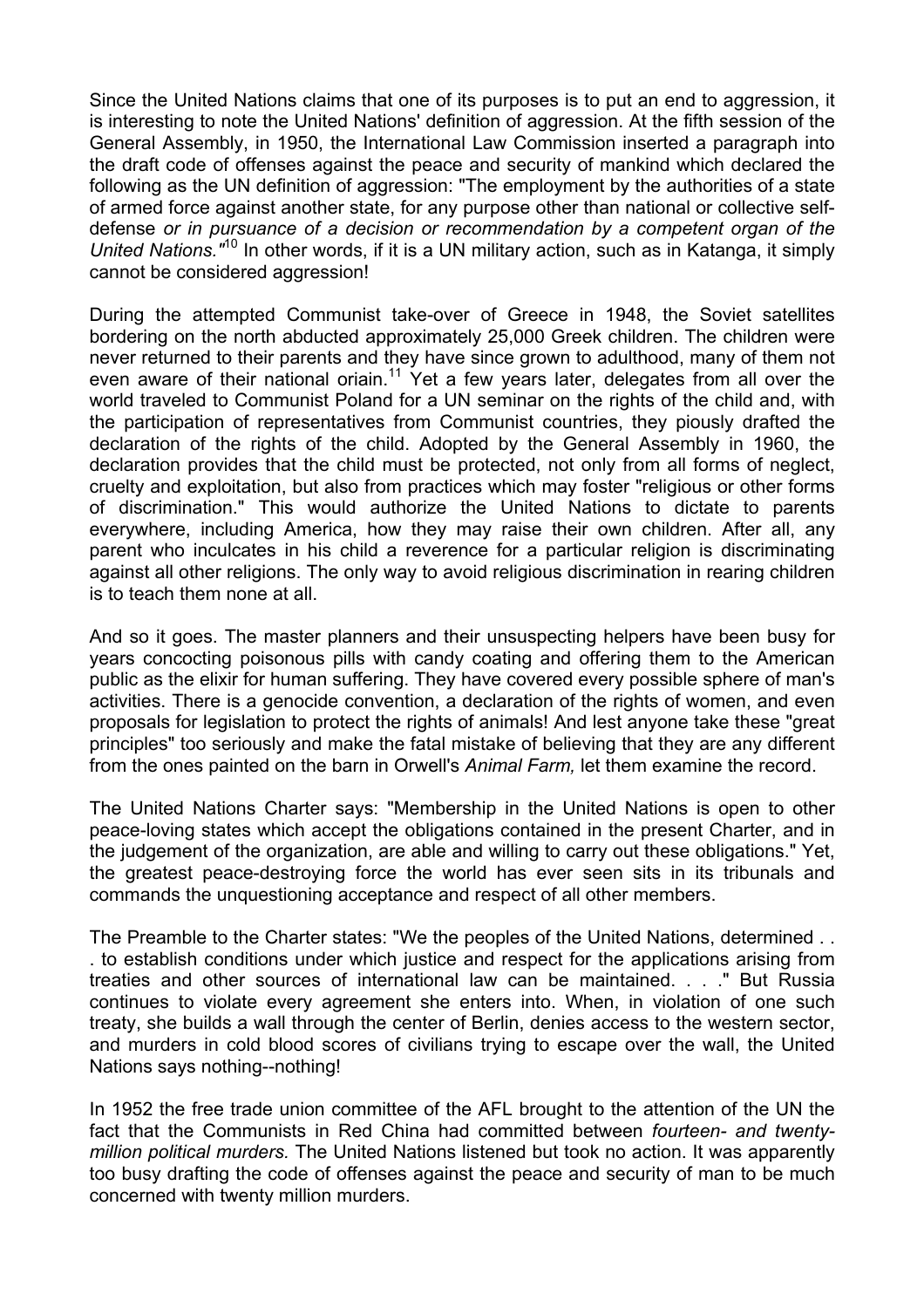Since the United Nations claims that one of its purposes is to put an end to aggression, it is interesting to note the United Nations' definition of aggression. At the fifth session of the General Assembly, in 1950, the International Law Commission inserted a paragraph into the draft code of offenses against the peace and security of mankind which declared the following as the UN definition of aggression: "The employment by the authorities of a state of armed force against another state, for any purpose other than national or collective self-defense *or in pursuance of a decision or recommendation by a competent organ of the United Nations."*[10] In other words, if it is a UN military action, such as in Katanga, it simply cannot be considered aggression!

During the attempted Communist take-over of Greece in 1948, the Soviet satellites bordering on the north abducted approximately 25,000 Greek children. The children were never returned to their parents and they have since grown to adulthood, many of them not even aware of their national oriain.[11] Yet a few years later, delegates from all over the world traveled to Communist Poland for a UN seminar on the rights of the child and, with the participation of representatives from Communist countries, they piously drafted the declaration of the rights of the child. Adopted by the General Assembly in 1960, the declaration provides that the child must be protected, not only from all forms of neglect, cruelty and exploitation, but also from practices which may foster "religious or other forms of discrimination." This would authorize the United Nations to dictate to parents everywhere, including America, how they may raise their own children. After all, any parent who inculcates in his child a reverence for a particular religion is discriminating against all other religions. The only way to avoid religious discrimination in rearing children is to teach them none at all.

And so it goes. The master planners and their unsuspecting helpers have been busy for years concocting poisonous pills with candy coating and offering them to the American public as the elixir for human suffering. They have covered every possible sphere of man's activities. There is a genocide convention, a declaration of the rights of women, and even proposals for legislation to protect the rights of animals! And lest anyone take these "great principles" too seriously and make the fatal mistake of believing that they are any different from the ones painted on the barn in Orwell's *Animal Farm,* let them examine the record.

The United Nations Charter says: "Membership in the United Nations is open to other peace-loving states which accept the obligations contained in the present Charter, and in the judgement of the organization, are able and willing to carry out these obligations." Yet, the greatest peace-destroying force the world has ever seen sits in its tribunals and commands the unquestioning acceptance and respect of all other members.

The Preamble to the Charter states: "We the peoples of the United Nations, determined . . . to establish conditions under which justice and respect for the applications arising from treaties and other sources of international law can be maintained. . . ." But Russia continues to violate every agreement she enters into. When, in violation of one such treaty, she builds a wall through the center of Berlin, denies access to the western sector, and murders in cold blood scores of civilians trying to escape over the wall, the United Nations says nothing--nothing!

In 1952 the free trade union committee of the AFL brought to the attention of the UN the fact that the Communists in Red China had committed between *fourteen- and twenty-million political murders.* The United Nations listened but took no action. It was apparently too busy drafting the code of offenses against the peace and security of man to be much concerned with twenty million murders.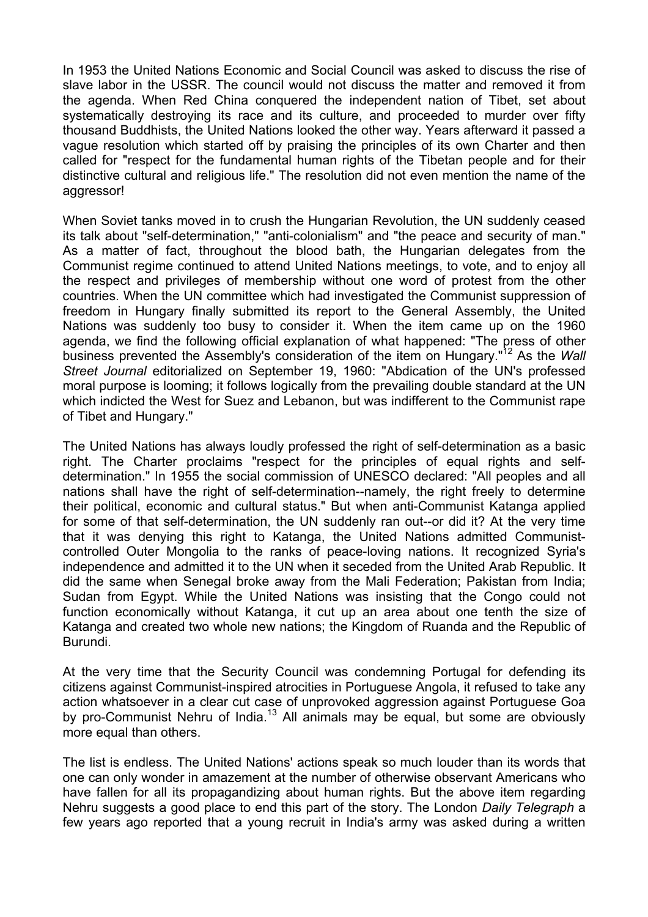In 1953 the United Nations Economic and Social Council was asked to discuss the rise of slave labor in the USSR. The council would not discuss the matter and removed it from the agenda. When Red China conquered the independent nation of Tibet, set about systematically destroying its race and its culture, and proceeded to murder over fifty thousand Buddhists, the United Nations looked the other way. Years afterward it passed a vague resolution which started off by praising the principles of its own Charter and then called for "respect for the fundamental human rights of the Tibetan people and for their distinctive cultural and religious life." The resolution did not even mention the name of the aggressor!

When Soviet tanks moved in to crush the Hungarian Revolution, the UN suddenly ceased its talk about "self-determination," "anti-colonialism" and "the peace and security of man." As a matter of fact, throughout the blood bath, the Hungarian delegates from the Communist regime continued to attend United Nations meetings, to vote, and to enjoy all the respect and privileges of membership without one word of protest from the other countries. When the UN committee which had investigated the Communist suppression of freedom in Hungary finally submitted its report to the General Assembly, the United Nations was suddenly too busy to consider it. When the item came up on the 1960 agenda, we find the following official explanation of what happened: "The press of other business prevented the Assembly's consideration of the item on Hungary."[12] As the *Wall Street Journal* editorialized on September 19, 1960: "Abdication of the UN's professed moral purpose is looming; it follows logically from the prevailing double standard at the UN which indicted the West for Suez and Lebanon, but was indifferent to the Communist rape of Tibet and Hungary."

The United Nations has always loudly professed the right of self-determination as a basic right. The Charter proclaims "respect for the principles of equal rights and self-determination." In 1955 the social commission of UNESCO declared: "All peoples and all nations shall have the right of self-determination--namely, the right freely to determine their political, economic and cultural status." But when anti-Communist Katanga applied for some of that self-determination, the UN suddenly ran out--or did it? At the very time that it was denying this right to Katanga, the United Nations admitted Communist-controlled Outer Mongolia to the ranks of peace-loving nations. It recognized Syria's independence and admitted it to the UN when it seceded from the United Arab Republic. It did the same when Senegal broke away from the Mali Federation; Pakistan from India; Sudan from Egypt. While the United Nations was insisting that the Congo could not function economically without Katanga, it cut up an area about one tenth the size of Katanga and created two whole new nations; the Kingdom of Ruanda and the Republic of Burundi.

At the very time that the Security Council was condemning Portugal for defending its citizens against Communist-inspired atrocities in Portuguese Angola, it refused to take any action whatsoever in a clear cut case of unprovoked aggression against Portuguese Goa by pro-Communist Nehru of India.[13] All animals may be equal, but some are obviously more equal than others.

The list is endless. The United Nations' actions speak so much louder than its words that one can only wonder in amazement at the number of otherwise observant Americans who have fallen for all its propagandizing about human rights. But the above item regarding Nehru suggests a good place to end this part of the story. The London *Daily Telegraph* a few years ago reported that a young recruit in India's army was asked during a written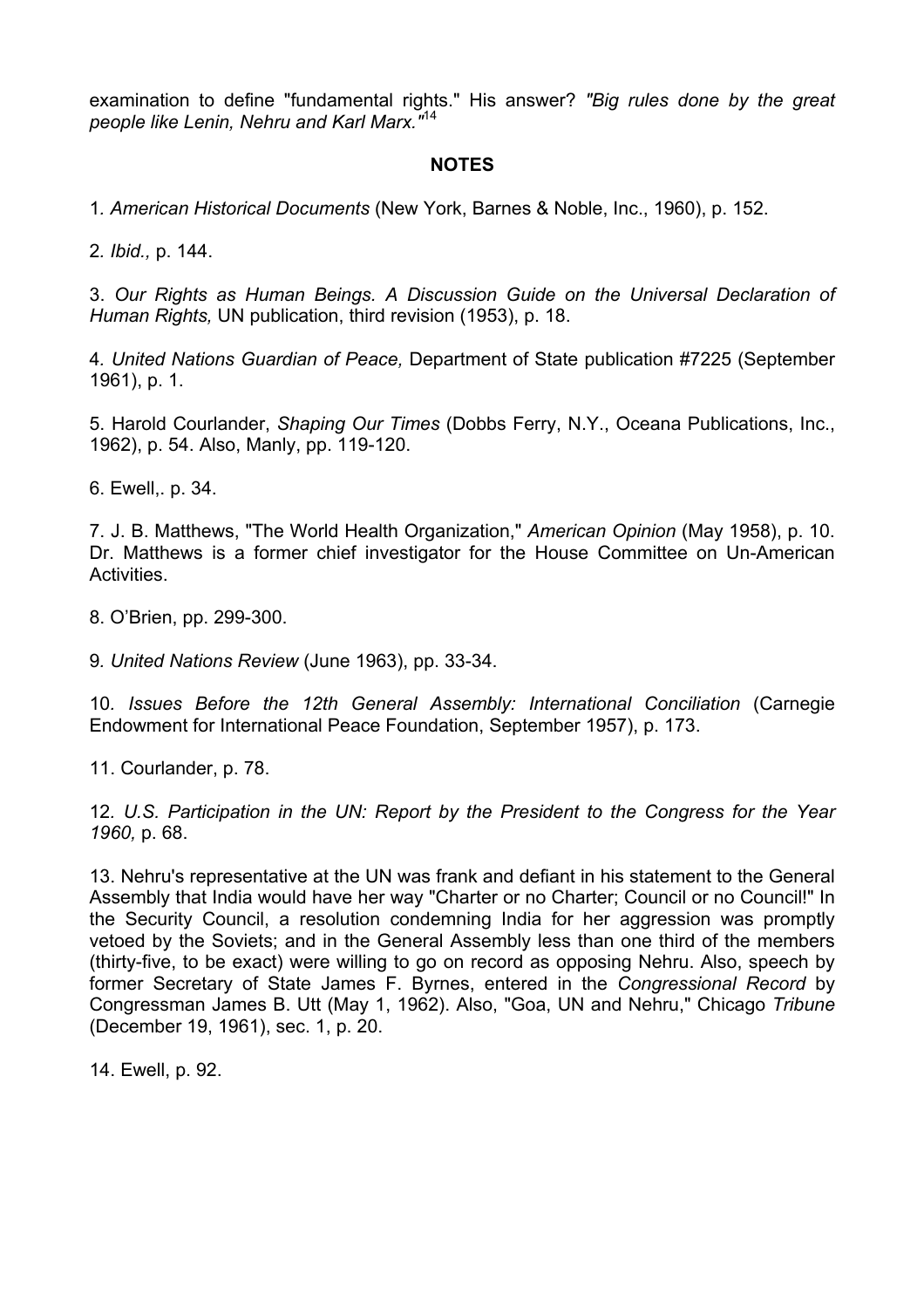examination to define "fundamental rights." His answer? *"Big rules done by the great people like Lenin, Nehru and Karl Marx."*[14]

**NOTES**

1. *American Historical Documents* (New York, Barnes & Noble, Inc., 1960), p. 152.

2. *Ibid.,* p. 144.

3. *Our Rights as Human Beings. A Discussion Guide on the Universal Declaration of Human Rights,* UN publication, third revision (1953), p. 18.

4. *United Nations Guardian of Peace,* Department of State publication #7225 (September 1961), p. 1.

5. Harold Courlander, *Shaping Our Times* (Dobbs Ferry, N.Y., Oceana Publications, Inc., 1962), p. 54. Also, Manly, pp. 119-120.

6. Ewell,. p. 34.

7. J. B. Matthews, "The World Health Organization," *American Opinion* (May 1958), p. 10. Dr. Matthews is a former chief investigator for the House Committee on Un-American Activities.

8. O'Brien, pp. 299-300.

9. *United Nations Review* (June 1963), pp. 33-34.

10. *Issues Before the 12th General Assembly: International Conciliation* (Carnegie Endowment for International Peace Foundation, September 1957), p. 173.

11. Courlander, p. 78.

12. *U.S. Participation in the UN: Report by the President to the Congress for the Year 1960,* p. 68.

13. Nehru's representative at the UN was frank and defiant in his statement to the General Assembly that India would have her way "Charter or no Charter; Council or no Council!" In the Security Council, a resolution condemning India for her aggression was promptly vetoed by the Soviets; and in the General Assembly less than one third of the members (thirty-five, to be exact) were willing to go on record as opposing Nehru. Also, speech by former Secretary of State James F. Byrnes, entered in the *Congressional Record* by Congressman James B. Utt (May 1, 1962). Also, "Goa, UN and Nehru," Chicago *Tribune* (December 19, 1961), sec. 1, p. 20.

14. Ewell, p. 92.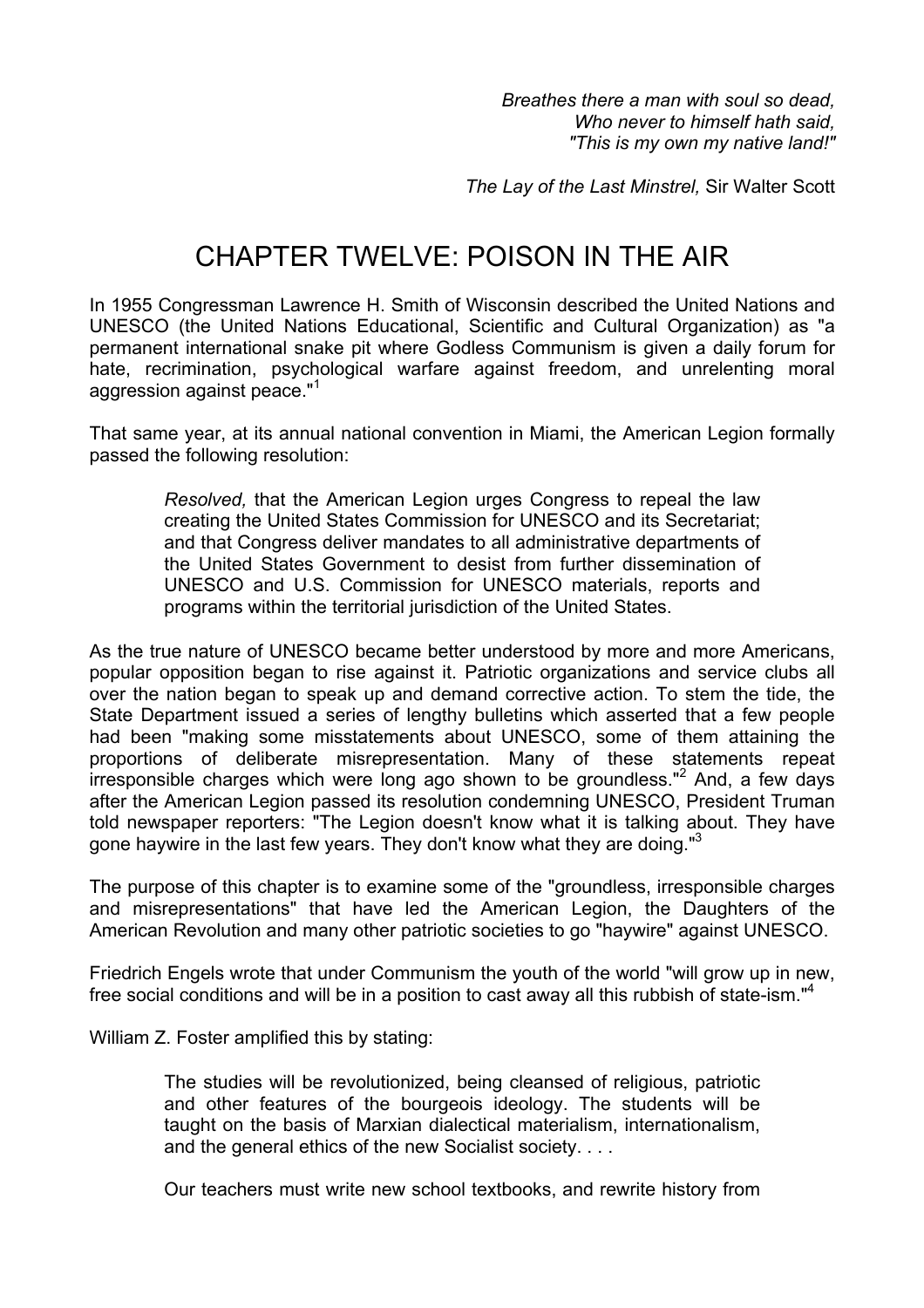*Breathes there a man with soul so dead,*
*Who never to himself hath said,*
*"This is my own my native land!"*

*The Lay of the Last Minstrel,* Sir Walter Scott

# CHAPTER TWELVE: POISON IN THE AIR

In 1955 Congressman Lawrence H. Smith of Wisconsin described the United Nations and UNESCO (the United Nations Educational, Scientific and Cultural Organization) as "a permanent international snake pit where Godless Communism is given a daily forum for hate, recrimination, psychological warfare against freedom, and unrelenting moral aggression against peace."[1]

That same year, at its annual national convention in Miami, the American Legion formally passed the following resolution:

> *Resolved,* that the American Legion urges Congress to repeal the law creating the United States Commission for UNESCO and its Secretariat; and that Congress deliver mandates to all administrative departments of the United States Government to desist from further dissemination of UNESCO and U.S. Commission for UNESCO materials, reports and programs within the territorial jurisdiction of the United States.

As the true nature of UNESCO became better understood by more and more Americans, popular opposition began to rise against it. Patriotic organizations and service clubs all over the nation began to speak up and demand corrective action. To stem the tide, the State Department issued a series of lengthy bulletins which asserted that a few people had been "making some misstatements about UNESCO, some of them attaining the proportions of deliberate misrepresentation. Many of these statements repeat irresponsible charges which were long ago shown to be groundless."[2] And, a few days after the American Legion passed its resolution condemning UNESCO, President Truman told newspaper reporters: "The Legion doesn't know what it is talking about. They have gone haywire in the last few years. They don't know what they are doing."[3]

The purpose of this chapter is to examine some of the "groundless, irresponsible charges and misrepresentations" that have led the American Legion, the Daughters of the American Revolution and many other patriotic societies to go "haywire" against UNESCO.

Friedrich Engels wrote that under Communism the youth of the world "will grow up in new, free social conditions and will be in a position to cast away all this rubbish of state-ism."[4]

William Z. Foster amplified this by stating:

> The studies will be revolutionized, being cleansed of religious, patriotic and other features of the bourgeois ideology. The students will be taught on the basis of Marxian dialectical materialism, internationalism, and the general ethics of the new Socialist society. . . .
>
> Our teachers must write new school textbooks, and rewrite history from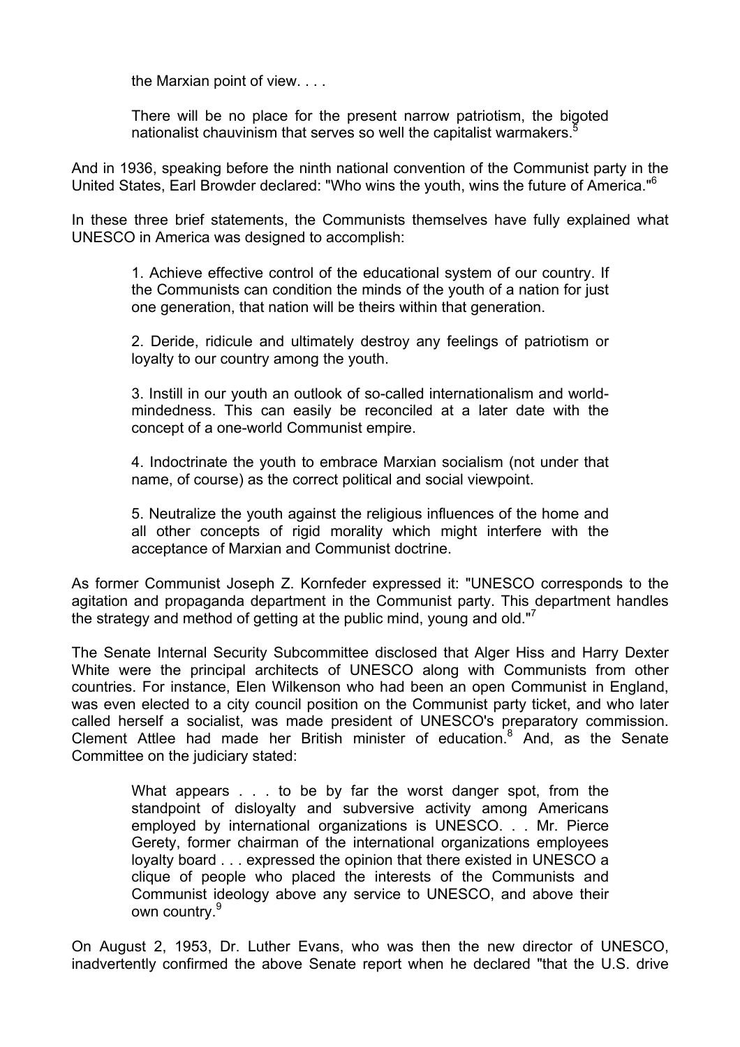> the Marxian point of view. . . .
>
> There will be no place for the present narrow patriotism, the bigoted nationalist chauvinism that serves so well the capitalist warmakers.[5]

And in 1936, speaking before the ninth national convention of the Communist party in the United States, Earl Browder declared: "Who wins the youth, wins the future of America."[6]

In these three brief statements, the Communists themselves have fully explained what UNESCO in America was designed to accomplish:

> 1. Achieve effective control of the educational system of our country. If the Communists can condition the minds of the youth of a nation for just one generation, that nation will be theirs within that generation.
>
> 2. Deride, ridicule and ultimately destroy any feelings of patriotism or loyalty to our country among the youth.
>
> 3. Instill in our youth an outlook of so-called internationalism and world-mindedness. This can easily be reconciled at a later date with the concept of a one-world Communist empire.
>
> 4. Indoctrinate the youth to embrace Marxian socialism (not under that name, of course) as the correct political and social viewpoint.
>
> 5. Neutralize the youth against the religious influences of the home and all other concepts of rigid morality which might interfere with the acceptance of Marxian and Communist doctrine.

As former Communist Joseph Z. Kornfeder expressed it: "UNESCO corresponds to the agitation and propaganda department in the Communist party. This department handles the strategy and method of getting at the public mind, young and old."[7]

The Senate Internal Security Subcommittee disclosed that Alger Hiss and Harry Dexter White were the principal architects of UNESCO along with Communists from other countries. For instance, Elen Wilkenson who had been an open Communist in England, was even elected to a city council position on the Communist party ticket, and who later called herself a socialist, was made president of UNESCO's preparatory commission. Clement Attlee had made her British minister of education.[8] And, as the Senate Committee on the judiciary stated:

> What appears . . . to be by far the worst danger spot, from the standpoint of disloyalty and subversive activity among Americans employed by international organizations is UNESCO. . . Mr. Pierce Gerety, former chairman of the international organizations employees loyalty board . . . expressed the opinion that there existed in UNESCO a clique of people who placed the interests of the Communists and Communist ideology above any service to UNESCO, and above their own country.[9]

On August 2, 1953, Dr. Luther Evans, who was then the new director of UNESCO, inadvertently confirmed the above Senate report when he declared "that the U.S. drive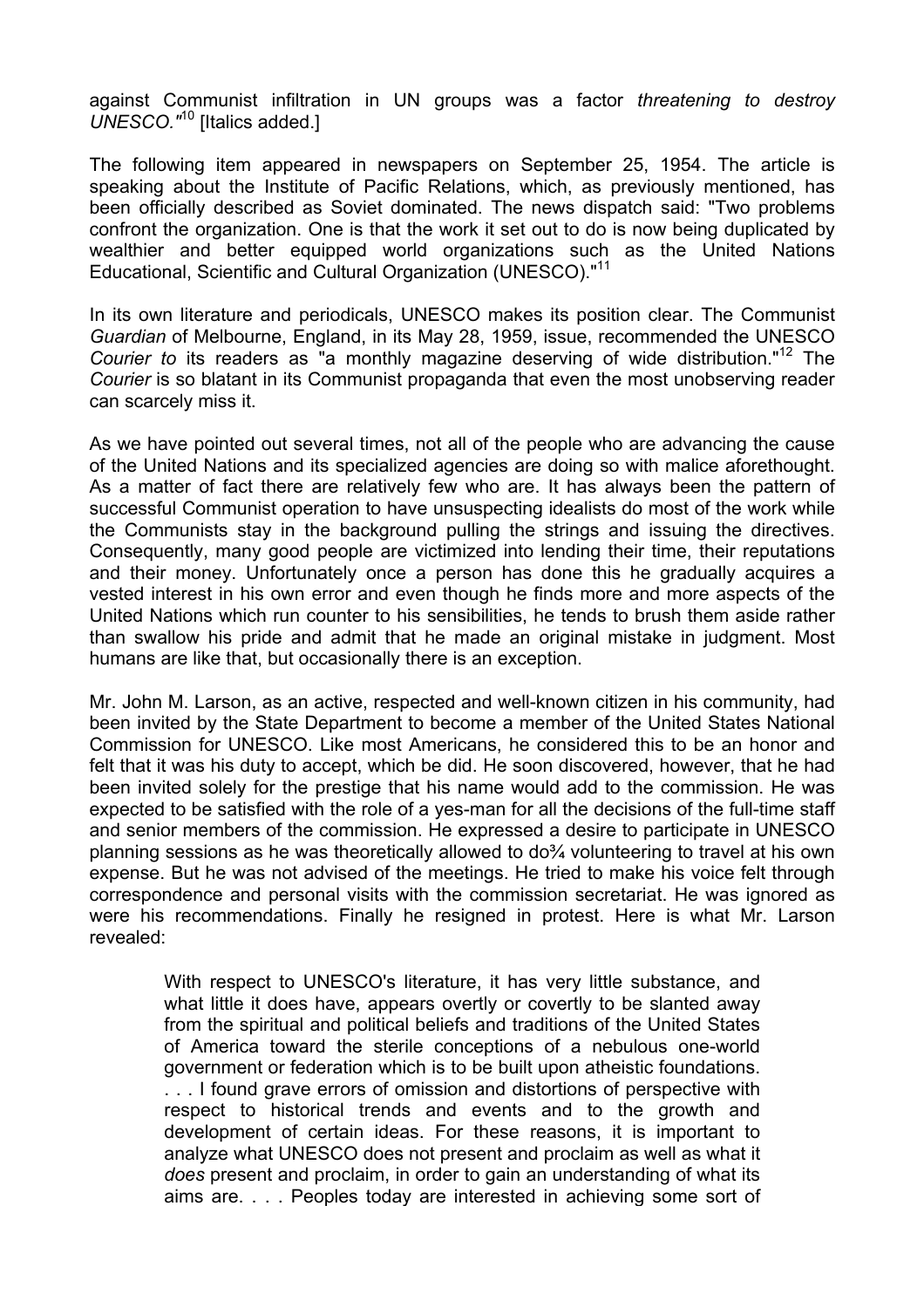against Communist infiltration in UN groups was a factor *threatening to destroy UNESCO."*[10] [Italics added.]

The following item appeared in newspapers on September 25, 1954. The article is speaking about the Institute of Pacific Relations, which, as previously mentioned, has been officially described as Soviet dominated. The news dispatch said: "Two problems confront the organization. One is that the work it set out to do is now being duplicated by wealthier and better equipped world organizations such as the United Nations Educational, Scientific and Cultural Organization (UNESCO)."[11]

In its own literature and periodicals, UNESCO makes its position clear. The Communist *Guardian* of Melbourne, England, in its May 28, 1959, issue, recommended the UNESCO *Courier to* its readers as "a monthly magazine deserving of wide distribution."[12] The *Courier* is so blatant in its Communist propaganda that even the most unobserving reader can scarcely miss it.

As we have pointed out several times, not all of the people who are advancing the cause of the United Nations and its specialized agencies are doing so with malice aforethought. As a matter of fact there are relatively few who are. It has always been the pattern of successful Communist operation to have unsuspecting idealists do most of the work while the Communists stay in the background pulling the strings and issuing the directives. Consequently, many good people are victimized into lending their time, their reputations and their money. Unfortunately once a person has done this he gradually acquires a vested interest in his own error and even though he finds more and more aspects of the United Nations which run counter to his sensibilities, he tends to brush them aside rather than swallow his pride and admit that he made an original mistake in judgment. Most humans are like that, but occasionally there is an exception.

Mr. John M. Larson, as an active, respected and well-known citizen in his community, had been invited by the State Department to become a member of the United States National Commission for UNESCO. Like most Americans, he considered this to be an honor and felt that it was his duty to accept, which be did. He soon discovered, however, that he had been invited solely for the prestige that his name would add to the commission. He was expected to be satisfied with the role of a yes-man for all the decisions of the full-time staff and senior members of the commission. He expressed a desire to participate in UNESCO planning sessions as he was theoretically allowed to do¾ volunteering to travel at his own expense. But he was not advised of the meetings. He tried to make his voice felt through correspondence and personal visits with the commission secretariat. He was ignored as were his recommendations. Finally he resigned in protest. Here is what Mr. Larson revealed:

> With respect to UNESCO's literature, it has very little substance, and what little it does have, appears overtly or covertly to be slanted away from the spiritual and political beliefs and traditions of the United States of America toward the sterile conceptions of a nebulous one-world government or federation which is to be built upon atheistic foundations. . . . I found grave errors of omission and distortions of perspective with respect to historical trends and events and to the growth and development of certain ideas. For these reasons, it is important to analyze what UNESCO does not present and proclaim as well as what it *does* present and proclaim, in order to gain an understanding of what its aims are. . . . Peoples today are interested in achieving some sort of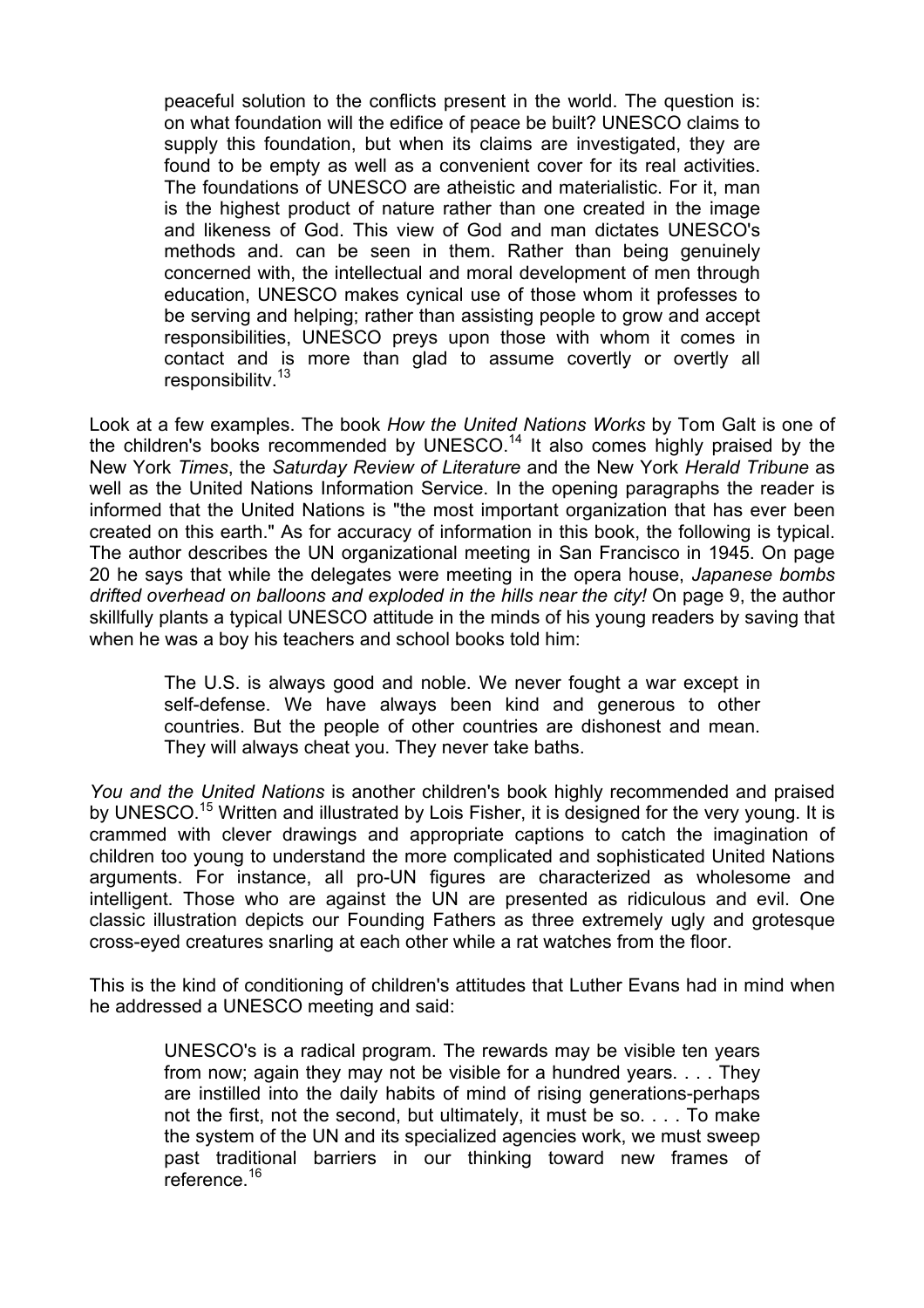> peaceful solution to the conflicts present in the world. The question is: on what foundation will the edifice of peace be built? UNESCO claims to supply this foundation, but when its claims are investigated, they are found to be empty as well as a convenient cover for its real activities. The foundations of UNESCO are atheistic and materialistic. For it, man is the highest product of nature rather than one created in the image and likeness of God. This view of God and man dictates UNESCO's methods and. can be seen in them. Rather than being genuinely concerned with, the intellectual and moral development of men through education, UNESCO makes cynical use of those whom it professes to be serving and helping; rather than assisting people to grow and accept responsibilities, UNESCO preys upon those with whom it comes in contact and is more than glad to assume covertly or overtly all responsibilitv.[13]

Look at a few examples. The book *How the United Nations Works* by Tom Galt is one of the children's books recommended by UNESCO.[14] It also comes highly praised by the New York *Times*, the *Saturday Review of Literature* and the New York *Herald Tribune* as well as the United Nations Information Service. In the opening paragraphs the reader is informed that the United Nations is "the most important organization that has ever been created on this earth." As for accuracy of information in this book, the following is typical. The author describes the UN organizational meeting in San Francisco in 1945. On page 20 he says that while the delegates were meeting in the opera house, *Japanese bombs drifted overhead on balloons and exploded in the hills near the city!* On page 9, the author skillfully plants a typical UNESCO attitude in the minds of his young readers by saving that when he was a boy his teachers and school books told him:

> The U.S. is always good and noble. We never fought a war except in self-defense. We have always been kind and generous to other countries. But the people of other countries are dishonest and mean. They will always cheat you. They never take baths.

*You and the United Nations* is another children's book highly recommended and praised by UNESCO.[15] Written and illustrated by Lois Fisher, it is designed for the very young. It is crammed with clever drawings and appropriate captions to catch the imagination of children too young to understand the more complicated and sophisticated United Nations arguments. For instance, all pro-UN figures are characterized as wholesome and intelligent. Those who are against the UN are presented as ridiculous and evil. One classic illustration depicts our Founding Fathers as three extremely ugly and grotesque cross-eyed creatures snarling at each other while a rat watches from the floor.

This is the kind of conditioning of children's attitudes that Luther Evans had in mind when he addressed a UNESCO meeting and said:

> UNESCO's is a radical program. The rewards may be visible ten years from now; again they may not be visible for a hundred years. . . . They are instilled into the daily habits of mind of rising generations-perhaps not the first, not the second, but ultimately, it must be so. . . . To make the system of the UN and its specialized agencies work, we must sweep past traditional barriers in our thinking toward new frames of reference.[16]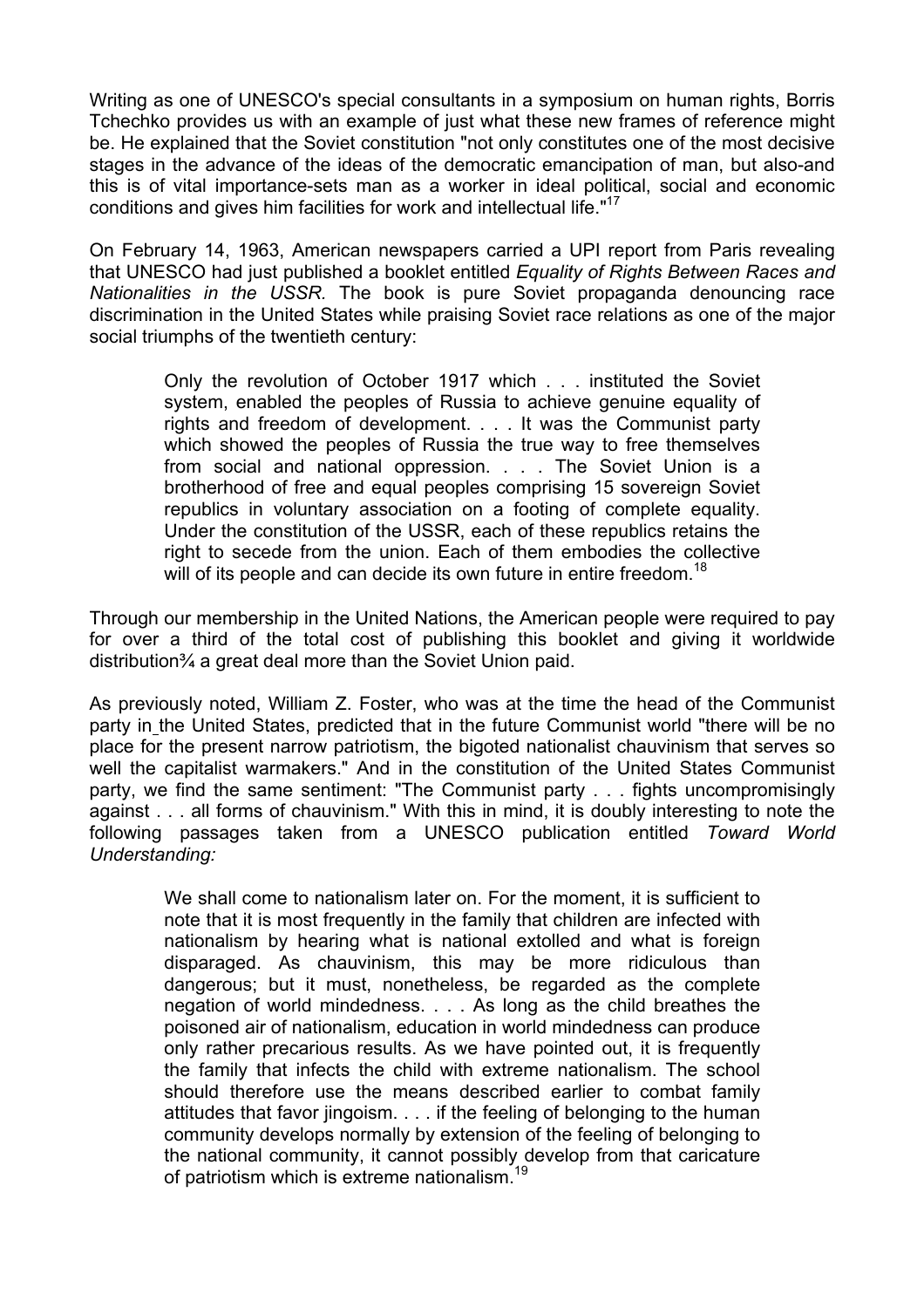Writing as one of UNESCO's special consultants in a symposium on human rights, Borris Tchechko provides us with an example of just what these new frames of reference might be. He explained that the Soviet constitution "not only constitutes one of the most decisive stages in the advance of the ideas of the democratic emancipation of man, but also-and this is of vital importance-sets man as a worker in ideal political, social and economic conditions and gives him facilities for work and intellectual life."[17]

On February 14, 1963, American newspapers carried a UPI report from Paris revealing that UNESCO had just published a booklet entitled *Equality of Rights Between Races and Nationalities in the USSR*. The book is pure Soviet propaganda denouncing race discrimination in the United States while praising Soviet race relations as one of the major social triumphs of the twentieth century:

> Only the revolution of October 1917 which . . . instituted the Soviet system, enabled the peoples of Russia to achieve genuine equality of rights and freedom of development. . . . It was the Communist party which showed the peoples of Russia the true way to free themselves from social and national oppression. . . . The Soviet Union is a brotherhood of free and equal peoples comprising 15 sovereign Soviet republics in voluntary association on a footing of complete equality. Under the constitution of the USSR, each of these republics retains the right to secede from the union. Each of them embodies the collective will of its people and can decide its own future in entire freedom.[18]

Through our membership in the United Nations, the American people were required to pay for over a third of the total cost of publishing this booklet and giving it worldwide distribution¾ a great deal more than the Soviet Union paid.

As previously noted, William Z. Foster, who was at the time the head of the Communist party in the United States, predicted that in the future Communist world "there will be no place for the present narrow patriotism, the bigoted nationalist chauvinism that serves so well the capitalist warmakers." And in the constitution of the United States Communist party, we find the same sentiment: "The Communist party . . . fights uncompromisingly against . . . all forms of chauvinism." With this in mind, it is doubly interesting to note the following passages taken from a UNESCO publication entitled *Toward World Understanding:*

> We shall come to nationalism later on. For the moment, it is sufficient to note that it is most frequently in the family that children are infected with nationalism by hearing what is national extolled and what is foreign disparaged. As chauvinism, this may be more ridiculous than dangerous; but it must, nonetheless, be regarded as the complete negation of world mindedness. . . . As long as the child breathes the poisoned air of nationalism, education in world mindedness can produce only rather precarious results. As we have pointed out, it is frequently the family that infects the child with extreme nationalism. The school should therefore use the means described earlier to combat family attitudes that favor jingoism. . . . if the feeling of belonging to the human community develops normally by extension of the feeling of belonging to the national community, it cannot possibly develop from that caricature of patriotism which is extreme nationalism.[19]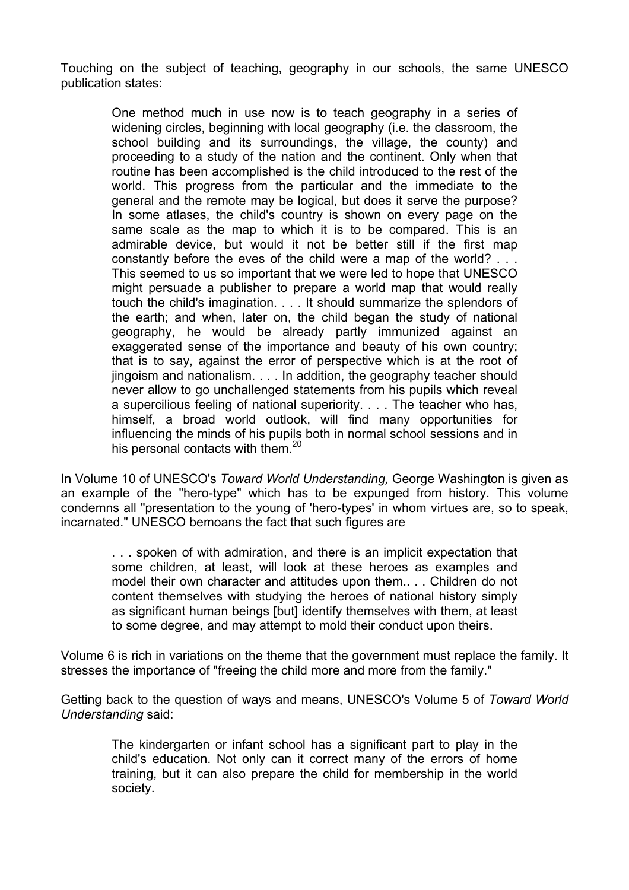Touching on the subject of teaching, geography in our schools, the same UNESCO publication states:

> One method much in use now is to teach geography in a series of widening circles, beginning with local geography (i.e. the classroom, the school building and its surroundings, the village, the county) and proceeding to a study of the nation and the continent. Only when that routine has been accomplished is the child introduced to the rest of the world. This progress from the particular and the immediate to the general and the remote may be logical, but does it serve the purpose? In some atlases, the child's country is shown on every page on the same scale as the map to which it is to be compared. This is an admirable device, but would it not be better still if the first map constantly before the eves of the child were a map of the world? . . . This seemed to us so important that we were led to hope that UNESCO might persuade a publisher to prepare a world map that would really touch the child's imagination. . . . It should summarize the splendors of the earth; and when, later on, the child began the study of national geography, he would be already partly immunized against an exaggerated sense of the importance and beauty of his own country; that is to say, against the error of perspective which is at the root of jingoism and nationalism. . . . In addition, the geography teacher should never allow to go unchallenged statements from his pupils which reveal a supercilious feeling of national superiority. . . . The teacher who has, himself, a broad world outlook, will find many opportunities for influencing the minds of his pupils both in normal school sessions and in his personal contacts with them.[20]

In Volume 10 of UNESCO's *Toward World Understanding,* George Washington is given as an example of the "hero-type" which has to be expunged from history. This volume condemns all "presentation to the young of 'hero-types' in whom virtues are, so to speak, incarnated." UNESCO bemoans the fact that such figures are

> . . . spoken of with admiration, and there is an implicit expectation that some children, at least, will look at these heroes as examples and model their own character and attitudes upon them.. . . Children do not content themselves with studying the heroes of national history simply as significant human beings [but] identify themselves with them, at least to some degree, and may attempt to mold their conduct upon theirs.

Volume 6 is rich in variations on the theme that the government must replace the family. It stresses the importance of "freeing the child more and more from the family."

Getting back to the question of ways and means, UNESCO's Volume 5 of *Toward World Understanding* said:

> The kindergarten or infant school has a significant part to play in the child's education. Not only can it correct many of the errors of home training, but it can also prepare the child for membership in the world society.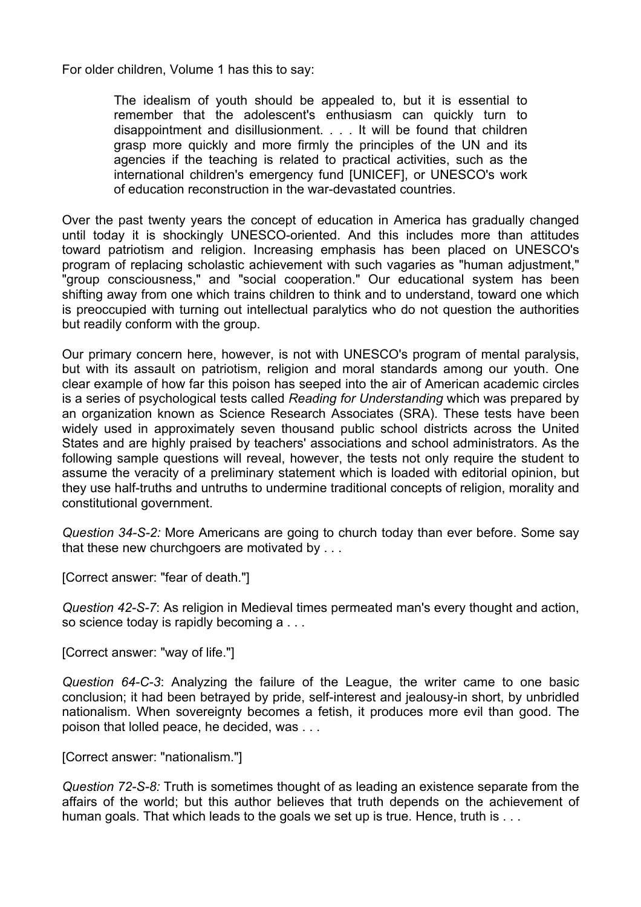For older children, Volume 1 has this to say:

> The idealism of youth should be appealed to, but it is essential to remember that the adolescent's enthusiasm can quickly turn to disappointment and disillusionment. . . . It will be found that children grasp more quickly and more firmly the principles of the UN and its agencies if the teaching is related to practical activities, such as the international children's emergency fund [UNICEF], or UNESCO's work of education reconstruction in the war-devastated countries.

Over the past twenty years the concept of education in America has gradually changed until today it is shockingly UNESCO-oriented. And this includes more than attitudes toward patriotism and religion. Increasing emphasis has been placed on UNESCO's program of replacing scholastic achievement with such vagaries as "human adjustment," "group consciousness," and "social cooperation." Our educational system has been shifting away from one which trains children to think and to understand, toward one which is preoccupied with turning out intellectual paralytics who do not question the authorities but readily conform with the group.

Our primary concern here, however, is not with UNESCO's program of mental paralysis, but with its assault on patriotism, religion and moral standards among our youth. One clear example of how far this poison has seeped into the air of American academic circles is a series of psychological tests called *Reading for Understanding* which was prepared by an organization known as Science Research Associates (SRA). These tests have been widely used in approximately seven thousand public school districts across the United States and are highly praised by teachers' associations and school administrators. As the following sample questions will reveal, however, the tests not only require the student to assume the veracity of a preliminary statement which is loaded with editorial opinion, but they use half-truths and untruths to undermine traditional concepts of religion, morality and constitutional government.

*Question 34-S-2:* More Americans are going to church today than ever before. Some say that these new churchgoers are motivated by . . .

[Correct answer: "fear of death."]

*Question 42-S-7*: As religion in Medieval times permeated man's every thought and action, so science today is rapidly becoming a . . .

[Correct answer: "way of life."]

*Question 64-C-3*: Analyzing the failure of the League, the writer came to one basic conclusion; it had been betrayed by pride, self-interest and jealousy-in short, by unbridled nationalism. When sovereignty becomes a fetish, it produces more evil than good. The poison that lolled peace, he decided, was . . .

[Correct answer: "nationalism."]

*Question 72-S-8:* Truth is sometimes thought of as leading an existence separate from the affairs of the world; but this author believes that truth depends on the achievement of human goals. That which leads to the goals we set up is true. Hence, truth is . . .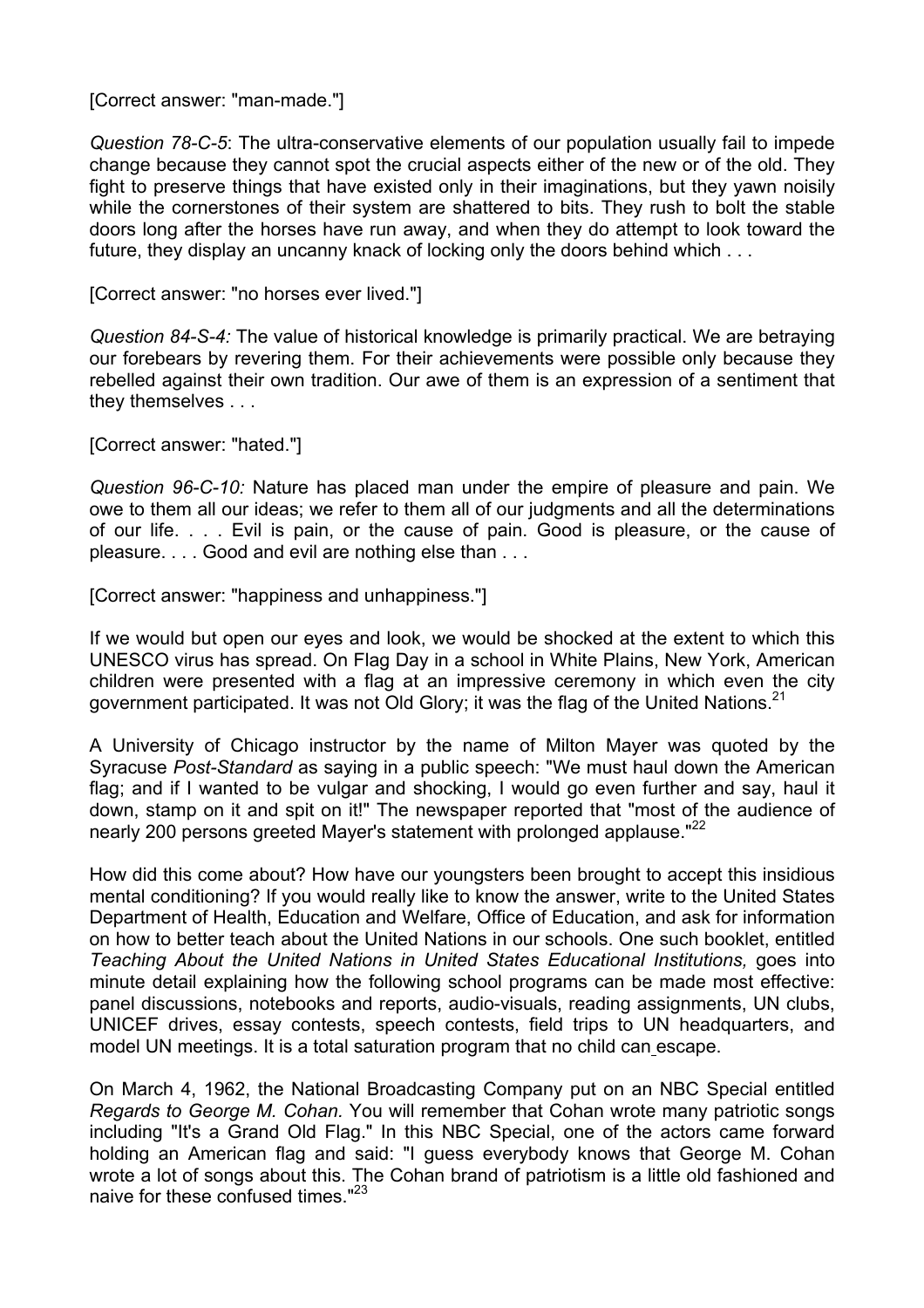[Correct answer: "man-made."]

*Question 78-C-5*: The ultra-conservative elements of our population usually fail to impede change because they cannot spot the crucial aspects either of the new or of the old. They fight to preserve things that have existed only in their imaginations, but they yawn noisily while the cornerstones of their system are shattered to bits. They rush to bolt the stable doors long after the horses have run away, and when they do attempt to look toward the future, they display an uncanny knack of locking only the doors behind which . . .

[Correct answer: "no horses ever lived."]

*Question 84-S-4:* The value of historical knowledge is primarily practical. We are betraying our forebears by revering them. For their achievements were possible only because they rebelled against their own tradition. Our awe of them is an expression of a sentiment that they themselves . . .

[Correct answer: "hated."]

*Question 96-C-10:* Nature has placed man under the empire of pleasure and pain. We owe to them all our ideas; we refer to them all of our judgments and all the determinations of our life. . . . Evil is pain, or the cause of pain. Good is pleasure, or the cause of pleasure. . . . Good and evil are nothing else than . . .

[Correct answer: "happiness and unhappiness."]

If we would but open our eyes and look, we would be shocked at the extent to which this UNESCO virus has spread. On Flag Day in a school in White Plains, New York, American children were presented with a flag at an impressive ceremony in which even the city government participated. It was not Old Glory; it was the flag of the United Nations.[21]

A University of Chicago instructor by the name of Milton Mayer was quoted by the Syracuse *Post-Standard* as saying in a public speech: "We must haul down the American flag; and if I wanted to be vulgar and shocking, I would go even further and say, haul it down, stamp on it and spit on it!" The newspaper reported that "most of the audience of nearly 200 persons greeted Mayer's statement with prolonged applause."[22]

How did this come about? How have our youngsters been brought to accept this insidious mental conditioning? If you would really like to know the answer, write to the United States Department of Health, Education and Welfare, Office of Education, and ask for information on how to better teach about the United Nations in our schools. One such booklet, entitled *Teaching About the United Nations in United States Educational Institutions,* goes into minute detail explaining how the following school programs can be made most effective: panel discussions, notebooks and reports, audio-visuals, reading assignments, UN clubs, UNICEF drives, essay contests, speech contests, field trips to UN headquarters, and model UN meetings. It is a total saturation program that no child can escape.

On March 4, 1962, the National Broadcasting Company put on an NBC Special entitled *Regards to George M. Cohan.* You will remember that Cohan wrote many patriotic songs including "It's a Grand Old Flag." In this NBC Special, one of the actors came forward holding an American flag and said: "I guess everybody knows that George M. Cohan wrote a lot of songs about this. The Cohan brand of patriotism is a little old fashioned and naive for these confused times."[23]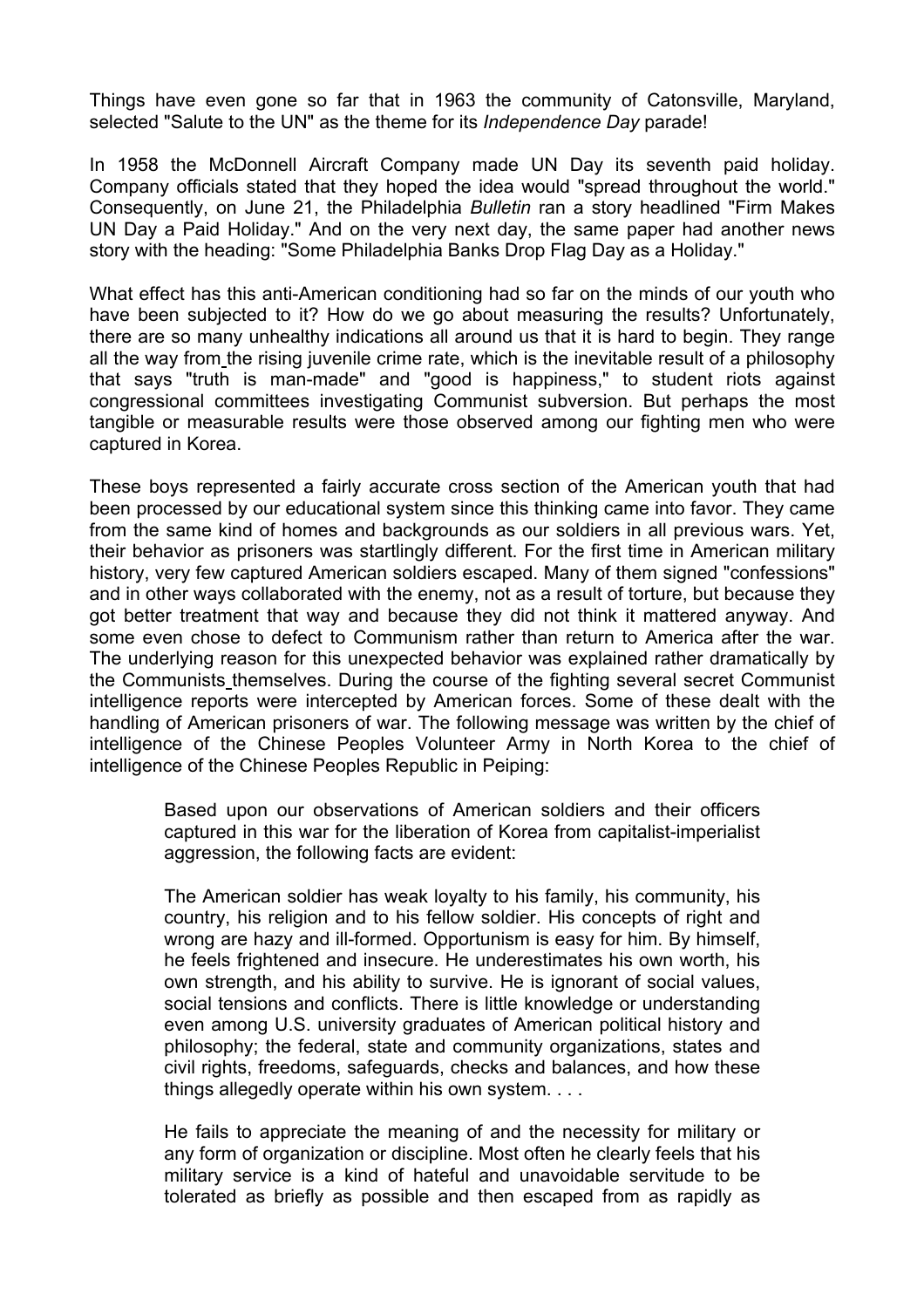Things have even gone so far that in 1963 the community of Catonsville, Maryland, selected "Salute to the UN" as the theme for its *Independence Day* parade!

In 1958 the McDonnell Aircraft Company made UN Day its seventh paid holiday. Company officials stated that they hoped the idea would "spread throughout the world." Consequently, on June 21, the Philadelphia *Bulletin* ran a story headlined "Firm Makes UN Day a Paid Holiday." And on the very next day, the same paper had another news story with the heading: "Some Philadelphia Banks Drop Flag Day as a Holiday."

What effect has this anti-American conditioning had so far on the minds of our youth who have been subjected to it? How do we go about measuring the results? Unfortunately, there are so many unhealthy indications all around us that it is hard to begin. They range all the way from the rising juvenile crime rate, which is the inevitable result of a philosophy that says "truth is man-made" and "good is happiness," to student riots against congressional committees investigating Communist subversion. But perhaps the most tangible or measurable results were those observed among our fighting men who were captured in Korea.

These boys represented a fairly accurate cross section of the American youth that had been processed by our educational system since this thinking came into favor. They came from the same kind of homes and backgrounds as our soldiers in all previous wars. Yet, their behavior as prisoners was startlingly different. For the first time in American military history, very few captured American soldiers escaped. Many of them signed "confessions" and in other ways collaborated with the enemy, not as a result of torture, but because they got better treatment that way and because they did not think it mattered anyway. And some even chose to defect to Communism rather than return to America after the war. The underlying reason for this unexpected behavior was explained rather dramatically by the Communists themselves. During the course of the fighting several secret Communist intelligence reports were intercepted by American forces. Some of these dealt with the handling of American prisoners of war. The following message was written by the chief of intelligence of the Chinese Peoples Volunteer Army in North Korea to the chief of intelligence of the Chinese Peoples Republic in Peiping:

> Based upon our observations of American soldiers and their officers captured in this war for the liberation of Korea from capitalist-imperialist aggression, the following facts are evident:
>
> The American soldier has weak loyalty to his family, his community, his country, his religion and to his fellow soldier. His concepts of right and wrong are hazy and ill-formed. Opportunism is easy for him. By himself, he feels frightened and insecure. He underestimates his own worth, his own strength, and his ability to survive. He is ignorant of social values, social tensions and conflicts. There is little knowledge or understanding even among U.S. university graduates of American political history and philosophy; the federal, state and community organizations, states and civil rights, freedoms, safeguards, checks and balances, and how these things allegedly operate within his own system. . . .
>
> He fails to appreciate the meaning of and the necessity for military or any form of organization or discipline. Most often he clearly feels that his military service is a kind of hateful and unavoidable servitude to be tolerated as briefly as possible and then escaped from as rapidly as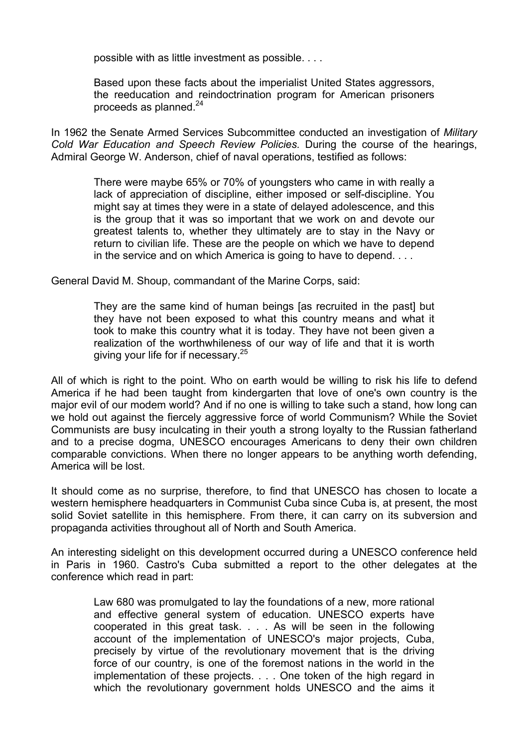> possible with as little investment as possible. . . .
>
> Based upon these facts about the imperialist United States aggressors, the reeducation and reindoctrination program for American prisoners proceeds as planned.[24]

In 1962 the Senate Armed Services Subcommittee conducted an investigation of *Military Cold War Education and Speech Review Policies.* During the course of the hearings, Admiral George W. Anderson, chief of naval operations, testified as follows:

> There were maybe 65% or 70% of youngsters who came in with really a lack of appreciation of discipline, either imposed or self-discipline. You might say at times they were in a state of delayed adolescence, and this is the group that it was so important that we work on and devote our greatest talents to, whether they ultimately are to stay in the Navy or return to civilian life. These are the people on which we have to depend in the service and on which America is going to have to depend. . . .

General David M. Shoup, commandant of the Marine Corps, said:

> They are the same kind of human beings [as recruited in the past] but they have not been exposed to what this country means and what it took to make this country what it is today. They have not been given a realization of the worthwhileness of our way of life and that it is worth giving your life for if necessary.[25]

All of which is right to the point. Who on earth would be willing to risk his life to defend America if he had been taught from kindergarten that love of one's own country is the major evil of our modem world? And if no one is willing to take such a stand, how long can we hold out against the fiercely aggressive force of world Communism? While the Soviet Communists are busy inculcating in their youth a strong loyalty to the Russian fatherland and to a precise dogma, UNESCO encourages Americans to deny their own children comparable convictions. When there no longer appears to be anything worth defending, America will be lost.

It should come as no surprise, therefore, to find that UNESCO has chosen to locate a western hemisphere headquarters in Communist Cuba since Cuba is, at present, the most solid Soviet satellite in this hemisphere. From there, it can carry on its subversion and propaganda activities throughout all of North and South America.

An interesting sidelight on this development occurred during a UNESCO conference held in Paris in 1960. Castro's Cuba submitted a report to the other delegates at the conference which read in part:

> Law 680 was promulgated to lay the foundations of a new, more rational and effective general system of education. UNESCO experts have cooperated in this great task. . . . As will be seen in the following account of the implementation of UNESCO's major projects, Cuba, precisely by virtue of the revolutionary movement that is the driving force of our country, is one of the foremost nations in the world in the implementation of these projects. . . . One token of the high regard in which the revolutionary government holds UNESCO and the aims it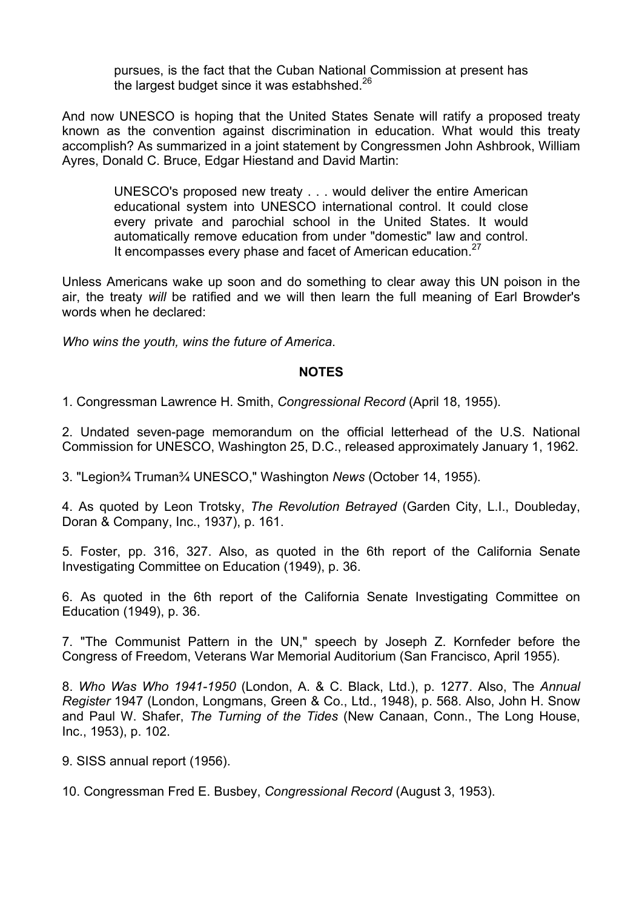> pursues, is the fact that the Cuban National Commission at present has the largest budget since it was estabhshed.[26]

And now UNESCO is hoping that the United States Senate will ratify a proposed treaty known as the convention against discrimination in education. What would this treaty accomplish? As summarized in a joint statement by Congressmen John Ashbrook, William Ayres, Donald C. Bruce, Edgar Hiestand and David Martin:

> UNESCO's proposed new treaty . . . would deliver the entire American educational system into UNESCO international control. It could close every private and parochial school in the United States. It would automatically remove education from under "domestic" law and control. It encompasses every phase and facet of American education.[27]

Unless Americans wake up soon and do something to clear away this UN poison in the air, the treaty *will* be ratified and we will then learn the full meaning of Earl Browder's words when he declared:

*Who wins the youth, wins the future of America*.

**NOTES**

1. Congressman Lawrence H. Smith, *Congressional Record* (April 18, 1955).

2. Undated seven-page memorandum on the official letterhead of the U.S. National Commission for UNESCO, Washington 25, D.C., released approximately January 1, 1962.

3. "Legion¾ Truman¾ UNESCO," Washington *News* (October 14, 1955).

4. As quoted by Leon Trotsky, *The Revolution Betrayed* (Garden City, L.I., Doubleday, Doran & Company, Inc., 1937), p. 161.

5. Foster, pp. 316, 327. Also, as quoted in the 6th report of the California Senate Investigating Committee on Education (1949), p. 36.

6. As quoted in the 6th report of the California Senate Investigating Committee on Education (1949), p. 36.

7. "The Communist Pattern in the UN," speech by Joseph Z. Kornfeder before the Congress of Freedom, Veterans War Memorial Auditorium (San Francisco, April 1955).

8. *Who Was Who 1941-1950* (London, A. & C. Black, Ltd.), p. 1277. Also, The *Annual Register* 1947 (London, Longmans, Green & Co., Ltd., 1948), p. 568. Also, John H. Snow and Paul W. Shafer, *The Turning of the Tides* (New Canaan, Conn., The Long House, Inc., 1953), p. 102.

9. SISS annual report (1956).

10. Congressman Fred E. Busbey, *Congressional Record* (August 3, 1953).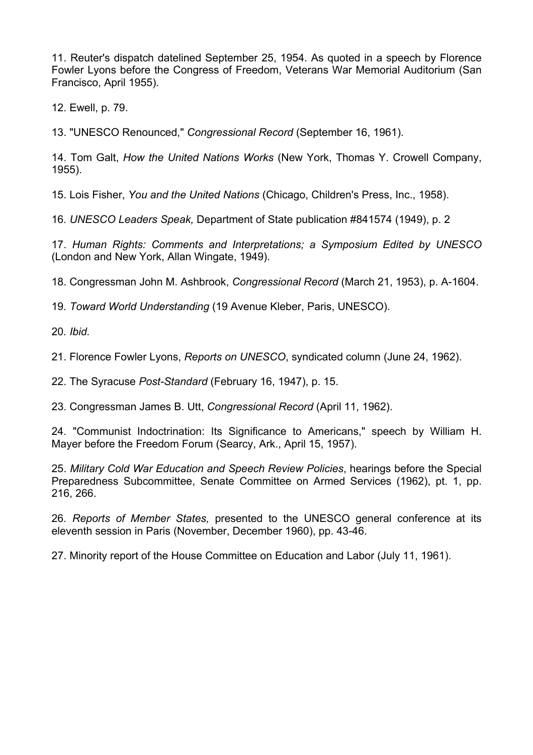11. Reuter's dispatch datelined September 25, 1954. As quoted in a speech by Florence Fowler Lyons before the Congress of Freedom, Veterans War Memorial Auditorium (San Francisco, April 1955).

12. Ewell, p. 79.

13. "UNESCO Renounced," *Congressional Record* (September 16, 1961).

14. Tom Galt, *How the United Nations Works* (New York, Thomas Y. Crowell Company, 1955).

15. Lois Fisher, *You and the United Nations* (Chicago, Children's Press, Inc., 1958).

16. *UNESCO Leaders Speak,* Department of State publication #841574 (1949), p. 2

17. *Human Rights: Comments and Interpretations; a Symposium Edited by UNESCO* (London and New York, Allan Wingate, 1949).

18. Congressman John M. Ashbrook, *Congressional Record* (March 21, 1953), p. A-1604.

19. *Toward World Understanding* (19 Avenue Kleber, Paris, UNESCO).

20. *Ibid.*

21. Florence Fowler Lyons, *Reports on UNESCO*, syndicated column (June 24, 1962).

22. The Syracuse *Post-Standard* (February 16, 1947), p. 15.

23. Congressman James B. Utt, *Congressional Record* (April 11, 1962).

24. "Communist Indoctrination: Its Significance to Americans," speech by William H. Mayer before the Freedom Forum (Searcy, Ark., April 15, 1957).

25. *Military Cold War Education and Speech Review Policies*, hearings before the Special Preparedness Subcommittee, Senate Committee on Armed Services (1962), pt. 1, pp. 216, 266.

26. *Reports of Member States,* presented to the UNESCO general conference at its eleventh session in Paris (November, December 1960), pp. 43-46.

27. Minority report of the House Committee on Education and Labor (July 11, 1961).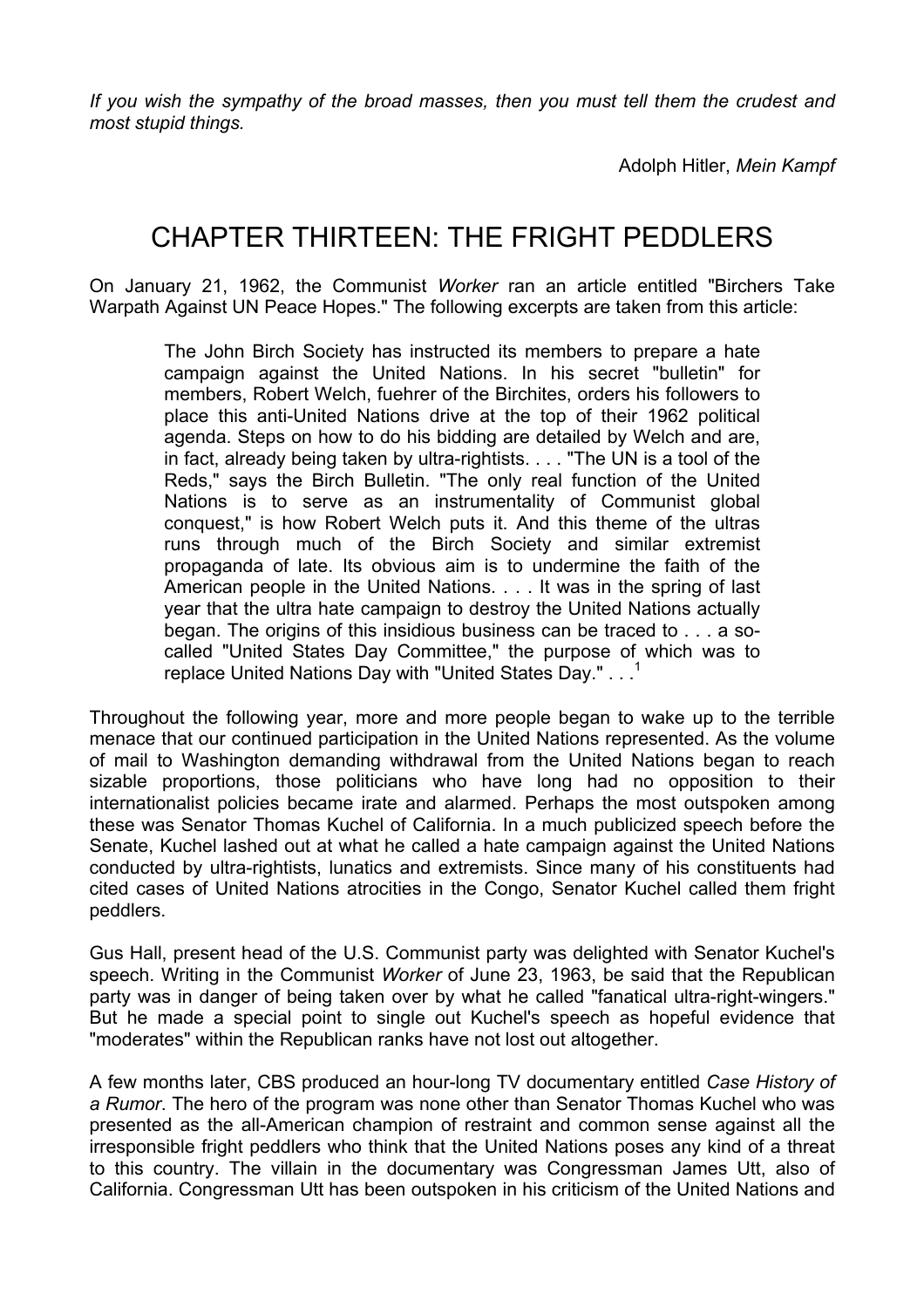*If you wish the sympathy of the broad masses, then you must tell them the crudest and most stupid things.*

Adolph Hitler, *Mein Kampf*

# CHAPTER THIRTEEN: THE FRIGHT PEDDLERS

On January 21, 1962, the Communist *Worker* ran an article entitled "Birchers Take Warpath Against UN Peace Hopes." The following excerpts are taken from this article:

> The John Birch Society has instructed its members to prepare a hate campaign against the United Nations. In his secret "bulletin" for members, Robert Welch, fuehrer of the Birchites, orders his followers to place this anti-United Nations drive at the top of their 1962 political agenda. Steps on how to do his bidding are detailed by Welch and are, in fact, already being taken by ultra-rightists. . . . "The UN is a tool of the Reds," says the Birch Bulletin. "The only real function of the United Nations is to serve as an instrumentality of Communist global conquest," is how Robert Welch puts it. And this theme of the ultras runs through much of the Birch Society and similar extremist propaganda of late. Its obvious aim is to undermine the faith of the American people in the United Nations. . . . It was in the spring of last year that the ultra hate campaign to destroy the United Nations actually began. The origins of this insidious business can be traced to . . . a so-called "United States Day Committee," the purpose of which was to replace United Nations Day with "United States Day." . . .[1]

Throughout the following year, more and more people began to wake up to the terrible menace that our continued participation in the United Nations represented. As the volume of mail to Washington demanding withdrawal from the United Nations began to reach sizable proportions, those politicians who have long had no opposition to their internationalist policies became irate and alarmed. Perhaps the most outspoken among these was Senator Thomas Kuchel of California. In a much publicized speech before the Senate, Kuchel lashed out at what he called a hate campaign against the United Nations conducted by ultra-rightists, lunatics and extremists. Since many of his constituents had cited cases of United Nations atrocities in the Congo, Senator Kuchel called them fright peddlers.

Gus Hall, present head of the U.S. Communist party was delighted with Senator Kuchel's speech. Writing in the Communist *Worker* of June 23, 1963, be said that the Republican party was in danger of being taken over by what he called "fanatical ultra-right-wingers." But he made a special point to single out Kuchel's speech as hopeful evidence that "moderates" within the Republican ranks have not lost out altogether.

A few months later, CBS produced an hour-long TV documentary entitled *Case History of a Rumor*. The hero of the program was none other than Senator Thomas Kuchel who was presented as the all-American champion of restraint and common sense against all the irresponsible fright peddlers who think that the United Nations poses any kind of a threat to this country. The villain in the documentary was Congressman James Utt, also of California. Congressman Utt has been outspoken in his criticism of the United Nations and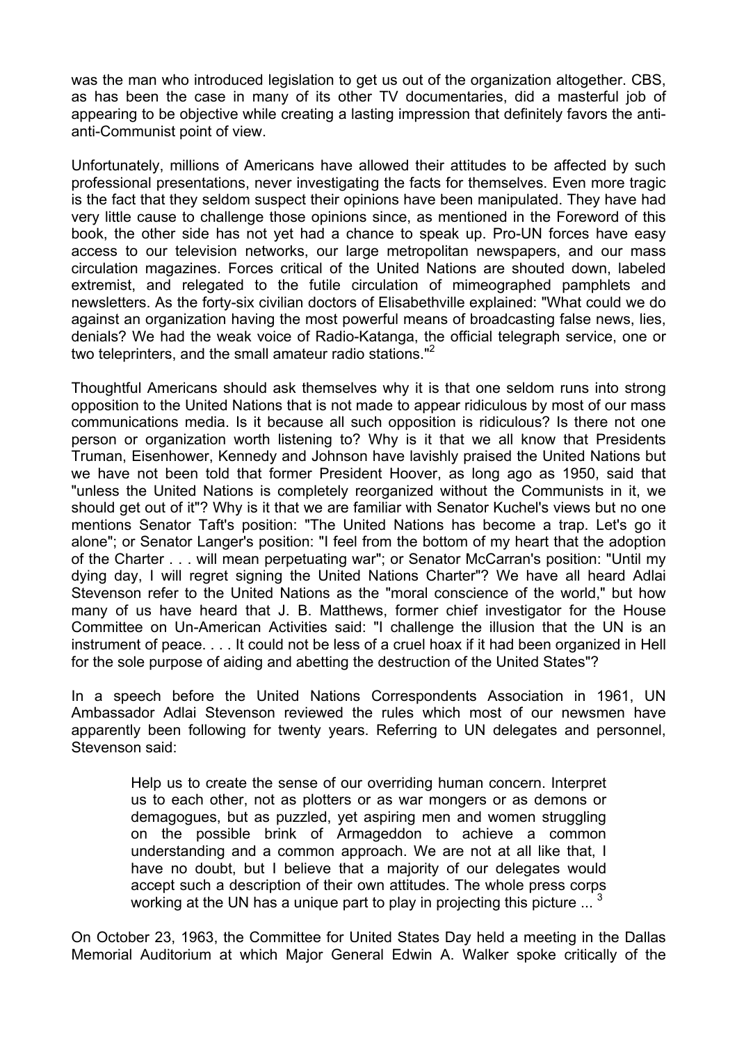was the man who introduced legislation to get us out of the organization altogether. CBS, as has been the case in many of its other TV documentaries, did a masterful job of appearing to be objective while creating a lasting impression that definitely favors the anti-anti-Communist point of view.

Unfortunately, millions of Americans have allowed their attitudes to be affected by such professional presentations, never investigating the facts for themselves. Even more tragic is the fact that they seldom suspect their opinions have been manipulated. They have had very little cause to challenge those opinions since, as mentioned in the Foreword of this book, the other side has not yet had a chance to speak up. Pro-UN forces have easy access to our television networks, our large metropolitan newspapers, and our mass circulation magazines. Forces critical of the United Nations are shouted down, labeled extremist, and relegated to the futile circulation of mimeographed pamphlets and newsletters. As the forty-six civilian doctors of Elisabethville explained: "What could we do against an organization having the most powerful means of broadcasting false news, lies, denials? We had the weak voice of Radio-Katanga, the official telegraph service, one or two teleprinters, and the small amateur radio stations."[2]

Thoughtful Americans should ask themselves why it is that one seldom runs into strong opposition to the United Nations that is not made to appear ridiculous by most of our mass communications media. Is it because all such opposition is ridiculous? Is there not one person or organization worth listening to? Why is it that we all know that Presidents Truman, Eisenhower, Kennedy and Johnson have lavishly praised the United Nations but we have not been told that former President Hoover, as long ago as 1950, said that "unless the United Nations is completely reorganized without the Communists in it, we should get out of it"? Why is it that we are familiar with Senator Kuchel's views but no one mentions Senator Taft's position: "The United Nations has become a trap. Let's go it alone"; or Senator Langer's position: "I feel from the bottom of my heart that the adoption of the Charter . . . will mean perpetuating war"; or Senator McCarran's position: "Until my dying day, I will regret signing the United Nations Charter"? We have all heard Adlai Stevenson refer to the United Nations as the "moral conscience of the world," but how many of us have heard that J. B. Matthews, former chief investigator for the House Committee on Un-American Activities said: "I challenge the illusion that the UN is an instrument of peace. . . . It could not be less of a cruel hoax if it had been organized in Hell for the sole purpose of aiding and abetting the destruction of the United States"?

In a speech before the United Nations Correspondents Association in 1961, UN Ambassador Adlai Stevenson reviewed the rules which most of our newsmen have apparently been following for twenty years. Referring to UN delegates and personnel, Stevenson said:

> Help us to create the sense of our overriding human concern. Interpret us to each other, not as plotters or as war mongers or as demons or demagogues, but as puzzled, yet aspiring men and women struggling on the possible brink of Armageddon to achieve a common understanding and a common approach. We are not at all like that, I have no doubt, but I believe that a majority of our delegates would accept such a description of their own attitudes. The whole press corps working at the UN has a unique part to play in projecting this picture ... [3]

On October 23, 1963, the Committee for United States Day held a meeting in the Dallas Memorial Auditorium at which Major General Edwin A. Walker spoke critically of the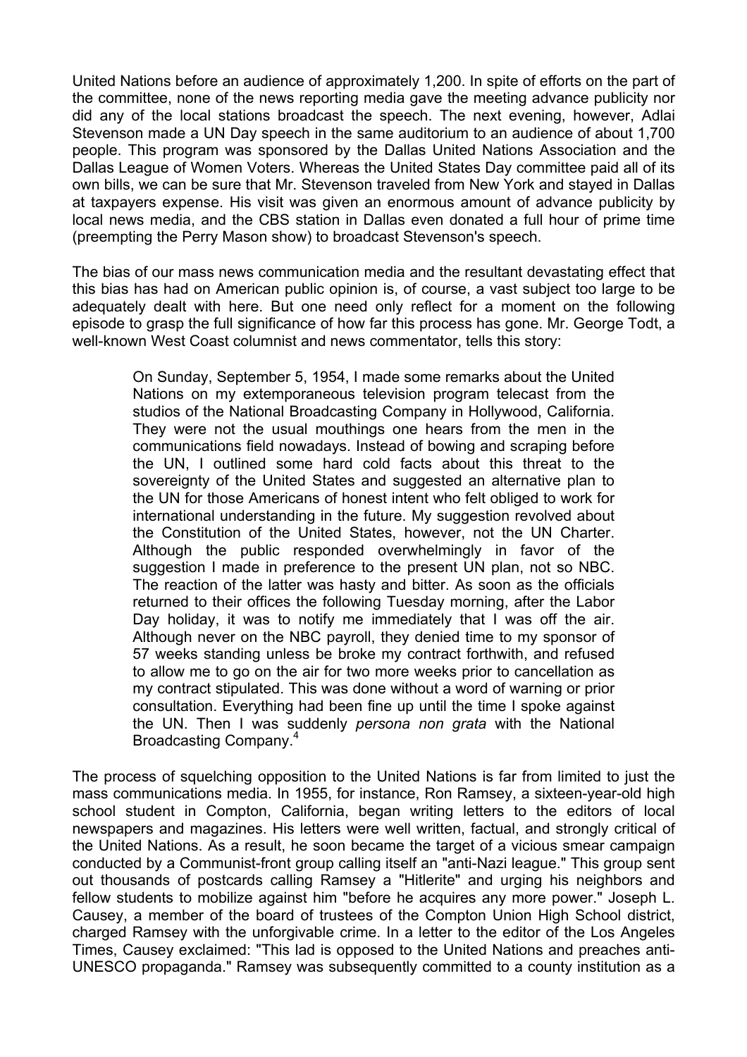United Nations before an audience of approximately 1,200. In spite of efforts on the part of the committee, none of the news reporting media gave the meeting advance publicity nor did any of the local stations broadcast the speech. The next evening, however, Adlai Stevenson made a UN Day speech in the same auditorium to an audience of about 1,700 people. This program was sponsored by the Dallas United Nations Association and the Dallas League of Women Voters. Whereas the United States Day committee paid all of its own bills, we can be sure that Mr. Stevenson traveled from New York and stayed in Dallas at taxpayers expense. His visit was given an enormous amount of advance publicity by local news media, and the CBS station in Dallas even donated a full hour of prime time (preempting the Perry Mason show) to broadcast Stevenson's speech.

The bias of our mass news communication media and the resultant devastating effect that this bias has had on American public opinion is, of course, a vast subject too large to be adequately dealt with here. But one need only reflect for a moment on the following episode to grasp the full significance of how far this process has gone. Mr. George Todt, a well-known West Coast columnist and news commentator, tells this story:

> On Sunday, September 5, 1954, I made some remarks about the United Nations on my extemporaneous television program telecast from the studios of the National Broadcasting Company in Hollywood, California. They were not the usual mouthings one hears from the men in the communications field nowadays. Instead of bowing and scraping before the UN, I outlined some hard cold facts about this threat to the sovereignty of the United States and suggested an alternative plan to the UN for those Americans of honest intent who felt obliged to work for international understanding in the future. My suggestion revolved about the Constitution of the United States, however, not the UN Charter. Although the public responded overwhelmingly in favor of the suggestion I made in preference to the present UN plan, not so NBC. The reaction of the latter was hasty and bitter. As soon as the officials returned to their offices the following Tuesday morning, after the Labor Day holiday, it was to notify me immediately that I was off the air. Although never on the NBC payroll, they denied time to my sponsor of 57 weeks standing unless be broke my contract forthwith, and refused to allow me to go on the air for two more weeks prior to cancellation as my contract stipulated. This was done without a word of warning or prior consultation. Everything had been fine up until the time I spoke against the UN. Then I was suddenly *persona non grata* with the National Broadcasting Company.[4]

The process of squelching opposition to the United Nations is far from limited to just the mass communications media. In 1955, for instance, Ron Ramsey, a sixteen-year-old high school student in Compton, California, began writing letters to the editors of local newspapers and magazines. His letters were well written, factual, and strongly critical of the United Nations. As a result, he soon became the target of a vicious smear campaign conducted by a Communist-front group calling itself an "anti-Nazi league." This group sent out thousands of postcards calling Ramsey a "Hitlerite" and urging his neighbors and fellow students to mobilize against him "before he acquires any more power." Joseph L. Causey, a member of the board of trustees of the Compton Union High School district, charged Ramsey with the unforgivable crime. In a letter to the editor of the Los Angeles Times, Causey exclaimed: "This lad is opposed to the United Nations and preaches anti-UNESCO propaganda." Ramsey was subsequently committed to a county institution as a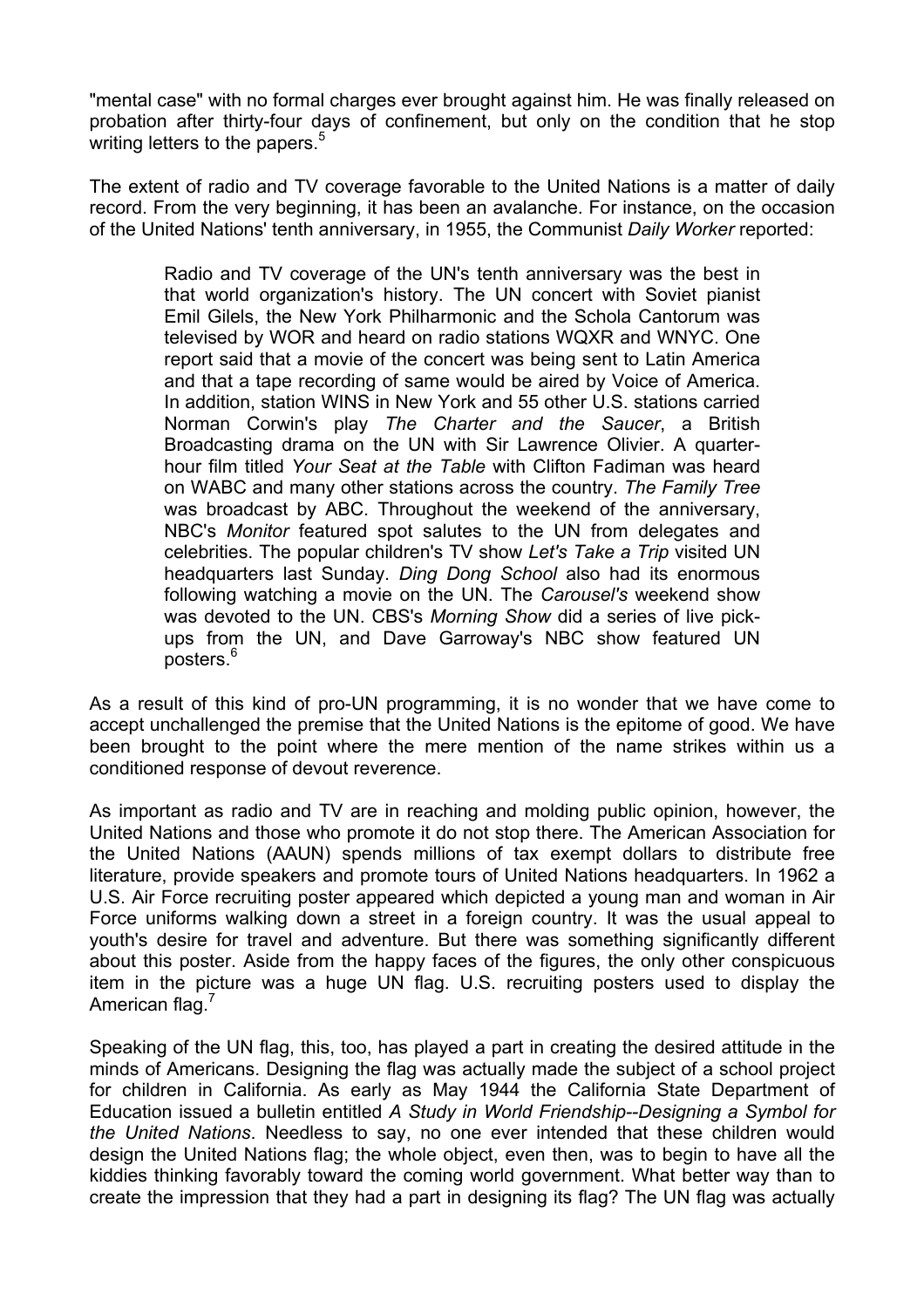"mental case" with no formal charges ever brought against him. He was finally released on probation after thirty-four days of confinement, but only on the condition that he stop writing letters to the papers.[5]

The extent of radio and TV coverage favorable to the United Nations is a matter of daily record. From the very beginning, it has been an avalanche. For instance, on the occasion of the United Nations' tenth anniversary, in 1955, the Communist *Daily Worker* reported:

> Radio and TV coverage of the UN's tenth anniversary was the best in that world organization's history. The UN concert with Soviet pianist Emil Gilels, the New York Philharmonic and the Schola Cantorum was televised by WOR and heard on radio stations WQXR and WNYC. One report said that a movie of the concert was being sent to Latin America and that a tape recording of same would be aired by Voice of America. In addition, station WINS in New York and 55 other U.S. stations carried Norman Corwin's play *The Charter and the Saucer*, a British Broadcasting drama on the UN with Sir Lawrence Olivier. A quarter-hour film titled *Your Seat at the Table* with Clifton Fadiman was heard on WABC and many other stations across the country. *The Family Tree* was broadcast by ABC. Throughout the weekend of the anniversary, NBC's *Monitor* featured spot salutes to the UN from delegates and celebrities. The popular children's TV show *Let's Take a Trip* visited UN headquarters last Sunday. *Ding Dong School* also had its enormous following watching a movie on the UN. The *Carousel's* weekend show was devoted to the UN. CBS's *Morning Show* did a series of live pick-ups from the UN, and Dave Garroway's NBC show featured UN posters.[6]

As a result of this kind of pro-UN programming, it is no wonder that we have come to accept unchallenged the premise that the United Nations is the epitome of good. We have been brought to the point where the mere mention of the name strikes within us a conditioned response of devout reverence.

As important as radio and TV are in reaching and molding public opinion, however, the United Nations and those who promote it do not stop there. The American Association for the United Nations (AAUN) spends millions of tax exempt dollars to distribute free literature, provide speakers and promote tours of United Nations headquarters. In 1962 a U.S. Air Force recruiting poster appeared which depicted a young man and woman in Air Force uniforms walking down a street in a foreign country. It was the usual appeal to youth's desire for travel and adventure. But there was something significantly different about this poster. Aside from the happy faces of the figures, the only other conspicuous item in the picture was a huge UN flag. U.S. recruiting posters used to display the American flag.[7]

Speaking of the UN flag, this, too, has played a part in creating the desired attitude in the minds of Americans. Designing the flag was actually made the subject of a school project for children in California. As early as May 1944 the California State Department of Education issued a bulletin entitled *A Study in World Friendship--Designing a Symbol for the United Nations*. Needless to say, no one ever intended that these children would design the United Nations flag; the whole object, even then, was to begin to have all the kiddies thinking favorably toward the coming world government. What better way than to create the impression that they had a part in designing its flag? The UN flag was actually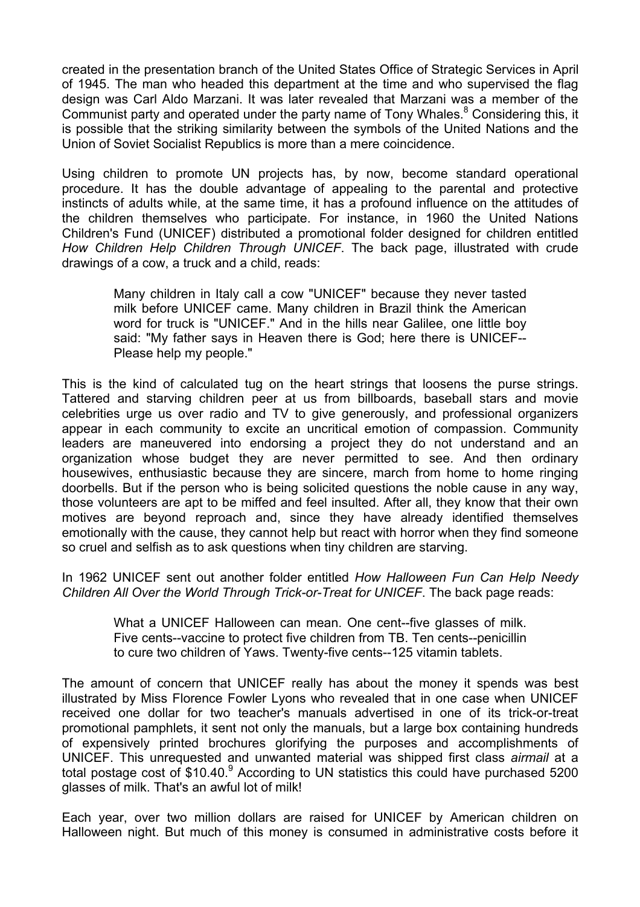created in the presentation branch of the United States Office of Strategic Services in April of 1945. The man who headed this department at the time and who supervised the flag design was Carl Aldo Marzani. It was later revealed that Marzani was a member of the Communist party and operated under the party name of Tony Whales.[8] Considering this, it is possible that the striking similarity between the symbols of the United Nations and the Union of Soviet Socialist Republics is more than a mere coincidence.

Using children to promote UN projects has, by now, become standard operational procedure. It has the double advantage of appealing to the parental and protective instincts of adults while, at the same time, it has a profound influence on the attitudes of the children themselves who participate. For instance, in 1960 the United Nations Children's Fund (UNICEF) distributed a promotional folder designed for children entitled *How Children Help Children Through UNICEF*. The back page, illustrated with crude drawings of a cow, a truck and a child, reads:

> Many children in Italy call a cow "UNICEF" because they never tasted milk before UNICEF came. Many children in Brazil think the American word for truck is "UNICEF." And in the hills near Galilee, one little boy said: "My father says in Heaven there is God; here there is UNICEF-- Please help my people."

This is the kind of calculated tug on the heart strings that loosens the purse strings. Tattered and starving children peer at us from billboards, baseball stars and movie celebrities urge us over radio and TV to give generously, and professional organizers appear in each community to excite an uncritical emotion of compassion. Community leaders are maneuvered into endorsing a project they do not understand and an organization whose budget they are never permitted to see. And then ordinary housewives, enthusiastic because they are sincere, march from home to home ringing doorbells. But if the person who is being solicited questions the noble cause in any way, those volunteers are apt to be miffed and feel insulted. After all, they know that their own motives are beyond reproach and, since they have already identified themselves emotionally with the cause, they cannot help but react with horror when they find someone so cruel and selfish as to ask questions when tiny children are starving.

In 1962 UNICEF sent out another folder entitled *How Halloween Fun Can Help Needy Children All Over the World Through Trick-or-Treat for UNICEF*. The back page reads:

> What a UNICEF Halloween can mean. One cent--five glasses of milk. Five cents--vaccine to protect five children from TB. Ten cents--penicillin to cure two children of Yaws. Twenty-five cents--125 vitamin tablets.

The amount of concern that UNICEF really has about the money it spends was best illustrated by Miss Florence Fowler Lyons who revealed that in one case when UNICEF received one dollar for two teacher's manuals advertised in one of its trick-or-treat promotional pamphlets, it sent not only the manuals, but a large box containing hundreds of expensively printed brochures glorifying the purposes and accomplishments of UNICEF. This unrequested and unwanted material was shipped first class *airmail* at a total postage cost of $10.40.[9] According to UN statistics this could have purchased 5200 glasses of milk. That's an awful lot of milk!

Each year, over two million dollars are raised for UNICEF by American children on Halloween night. But much of this money is consumed in administrative costs before it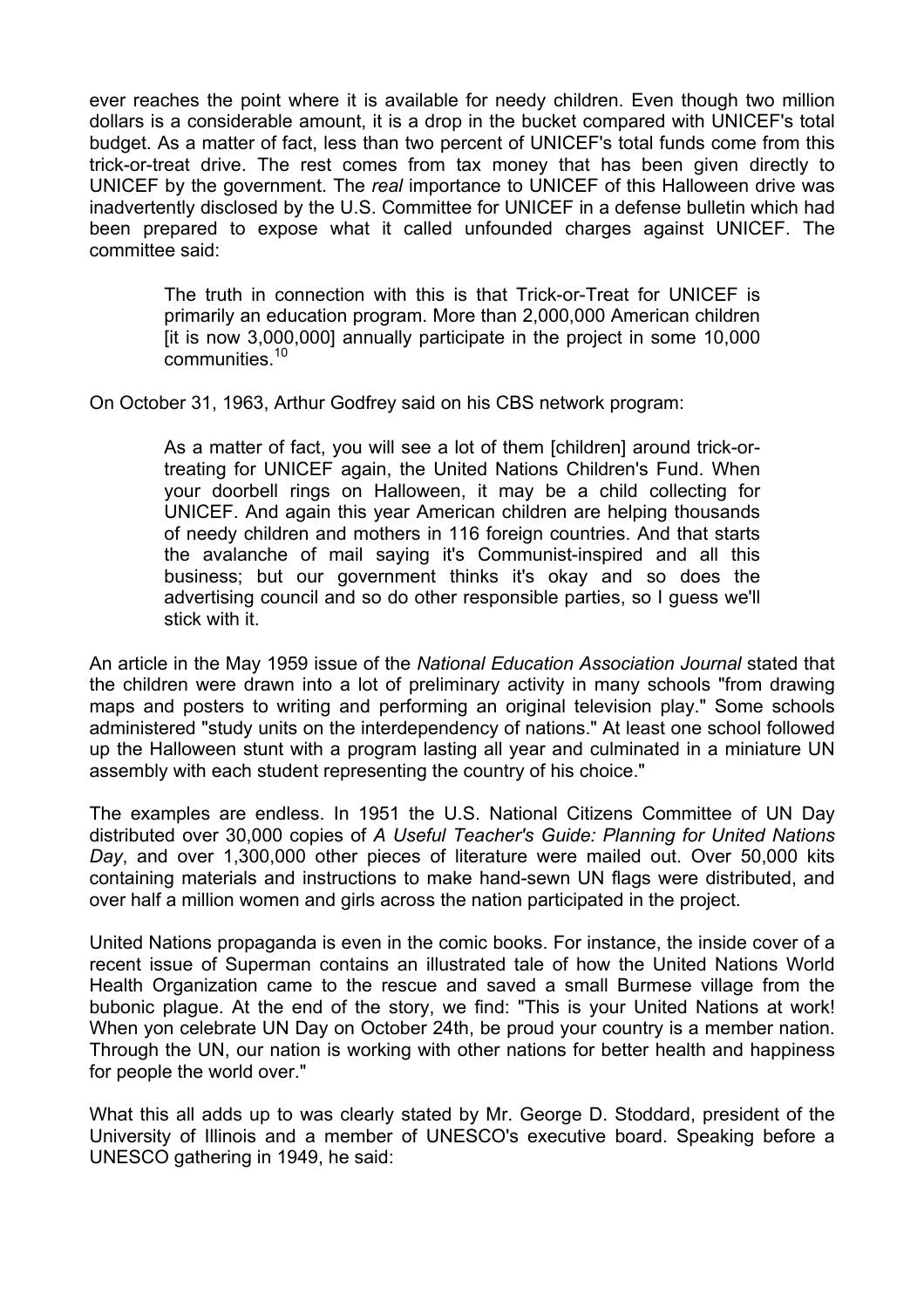ever reaches the point where it is available for needy children. Even though two million dollars is a considerable amount, it is a drop in the bucket compared with UNICEF's total budget. As a matter of fact, less than two percent of UNICEF's total funds come from this trick-or-treat drive. The rest comes from tax money that has been given directly to UNICEF by the government. The *real* importance to UNICEF of this Halloween drive was inadvertently disclosed by the U.S. Committee for UNICEF in a defense bulletin which had been prepared to expose what it called unfounded charges against UNICEF. The committee said:

> The truth in connection with this is that Trick-or-Treat for UNICEF is primarily an education program. More than 2,000,000 American children [it is now 3,000,000] annually participate in the project in some 10,000 communities.[10]

On October 31, 1963, Arthur Godfrey said on his CBS network program:

> As a matter of fact, you will see a lot of them [children] around trick-or-treating for UNICEF again, the United Nations Children's Fund. When your doorbell rings on Halloween, it may be a child collecting for UNICEF. And again this year American children are helping thousands of needy children and mothers in 116 foreign countries. And that starts the avalanche of mail saying it's Communist-inspired and all this business; but our government thinks it's okay and so does the advertising council and so do other responsible parties, so I guess we'll stick with it.

An article in the May 1959 issue of the *National Education Association Journal* stated that the children were drawn into a lot of preliminary activity in many schools "from drawing maps and posters to writing and performing an original television play." Some schools administered "study units on the interdependency of nations." At least one school followed up the Halloween stunt with a program lasting all year and culminated in a miniature UN assembly with each student representing the country of his choice."

The examples are endless. In 1951 the U.S. National Citizens Committee of UN Day distributed over 30,000 copies of *A Useful Teacher's Guide: Planning for United Nations Day*, and over 1,300,000 other pieces of literature were mailed out. Over 50,000 kits containing materials and instructions to make hand-sewn UN flags were distributed, and over half a million women and girls across the nation participated in the project.

United Nations propaganda is even in the comic books. For instance, the inside cover of a recent issue of Superman contains an illustrated tale of how the United Nations World Health Organization came to the rescue and saved a small Burmese village from the bubonic plague. At the end of the story, we find: "This is your United Nations at work! When yon celebrate UN Day on October 24th, be proud your country is a member nation. Through the UN, our nation is working with other nations for better health and happiness for people the world over."

What this all adds up to was clearly stated by Mr. George D. Stoddard, president of the University of Illinois and a member of UNESCO's executive board. Speaking before a UNESCO gathering in 1949, he said: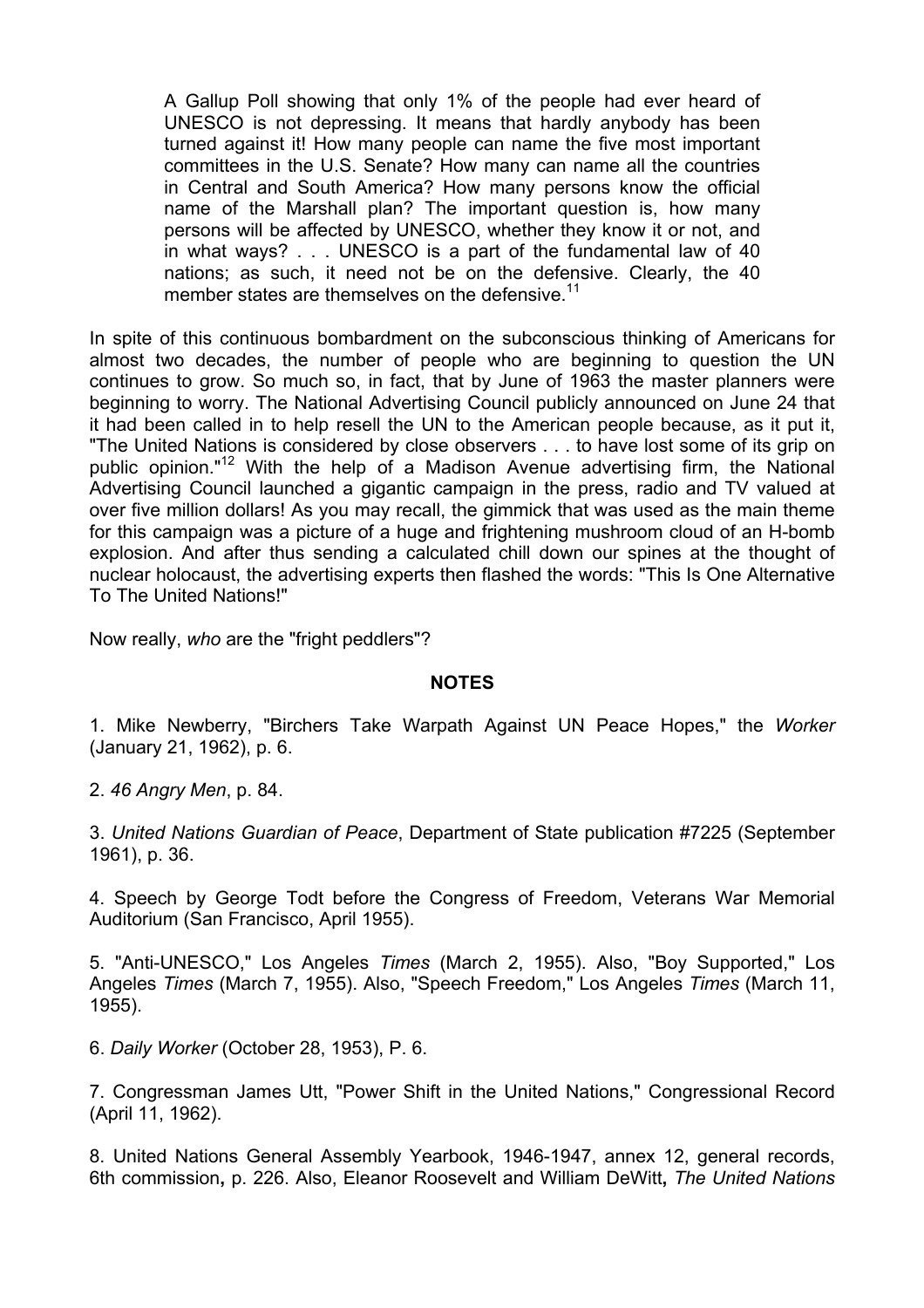> A Gallup Poll showing that only 1% of the people had ever heard of UNESCO is not depressing. It means that hardly anybody has been turned against it! How many people can name the five most important committees in the U.S. Senate? How many can name all the countries in Central and South America? How many persons know the official name of the Marshall plan? The important question is, how many persons will be affected by UNESCO, whether they know it or not, and in what ways? . . . UNESCO is a part of the fundamental law of 40 nations; as such, it need not be on the defensive. Clearly, the 40 member states are themselves on the defensive.[11]

In spite of this continuous bombardment on the subconscious thinking of Americans for almost two decades, the number of people who are beginning to question the UN continues to grow. So much so, in fact, that by June of 1963 the master planners were beginning to worry. The National Advertising Council publicly announced on June 24 that it had been called in to help resell the UN to the American people because, as it put it, "The United Nations is considered by close observers . . . to have lost some of its grip on public opinion."[12] With the help of a Madison Avenue advertising firm, the National Advertising Council launched a gigantic campaign in the press, radio and TV valued at over five million dollars! As you may recall, the gimmick that was used as the main theme for this campaign was a picture of a huge and frightening mushroom cloud of an H-bomb explosion. And after thus sending a calculated chill down our spines at the thought of nuclear holocaust, the advertising experts then flashed the words: "This Is One Alternative To The United Nations!"

Now really, *who* are the "fright peddlers"?

**NOTES**

1. Mike Newberry, "Birchers Take Warpath Against UN Peace Hopes," the *Worker* (January 21, 1962), p. 6.

2. *46 Angry Men*, p. 84.

3. *United Nations Guardian of Peace*, Department of State publication #7225 (September 1961), p. 36.

4. Speech by George Todt before the Congress of Freedom, Veterans War Memorial Auditorium (San Francisco, April 1955).

5. "Anti-UNESCO," Los Angeles *Times* (March 2, 1955). Also, "Boy Supported," Los Angeles *Times* (March 7, 1955). Also, "Speech Freedom," Los Angeles *Times* (March 11, 1955).

6. *Daily Worker* (October 28, 1953), P. 6.

7. Congressman James Utt, "Power Shift in the United Nations," Congressional Record (April 11, 1962).

8. United Nations General Assembly Yearbook, 1946-1947, annex 12, general records, 6th commission**,** p. 226. Also, Eleanor Roosevelt and William DeWitt**,** *The United Nations*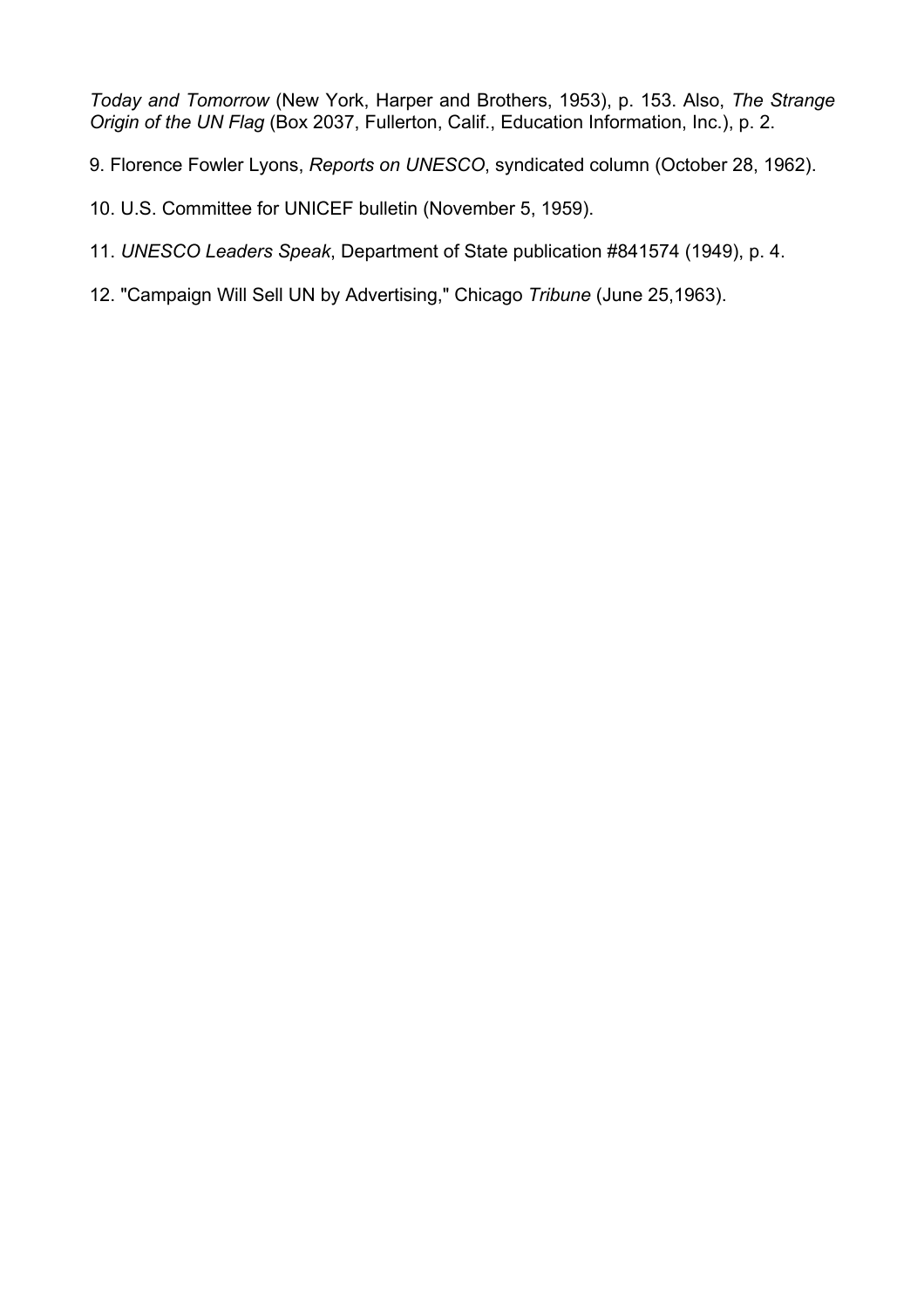*Today and Tomorrow* (New York, Harper and Brothers, 1953), p. 153. Also, *The Strange Origin of the UN Flag* (Box 2037, Fullerton, Calif., Education Information, Inc.), p. 2.

9. Florence Fowler Lyons, *Reports on UNESCO*, syndicated column (October 28, 1962).

10. U.S. Committee for UNICEF bulletin (November 5, 1959).

11. *UNESCO Leaders Speak*, Department of State publication #841574 (1949), p. 4.

12. "Campaign Will Sell UN by Advertising," Chicago *Tribune* (June 25,1963).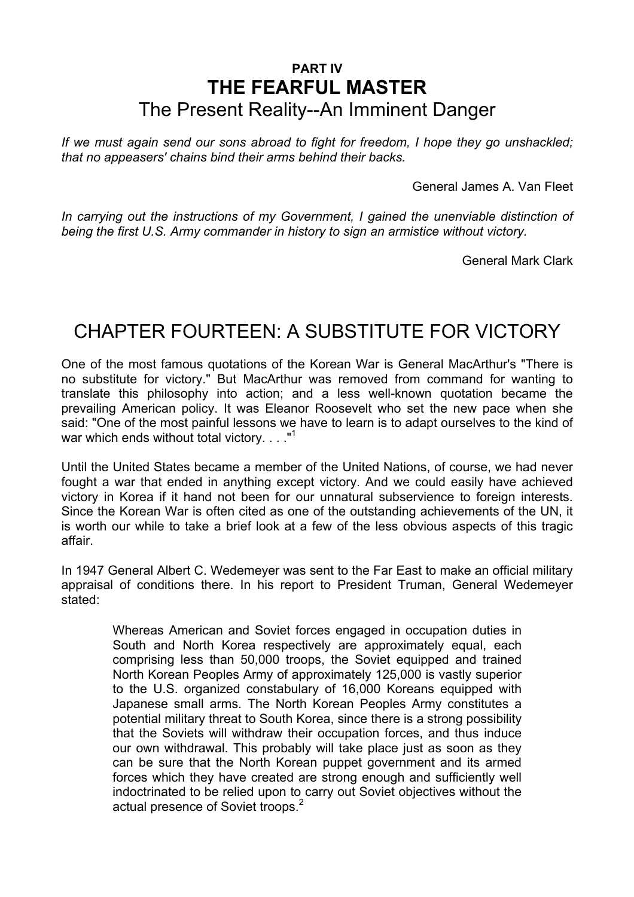**PART IV**

# THE FEARFUL MASTER

## The Present Reality--An Imminent Danger

*If we must again send our sons abroad to fight for freedom, I hope they go unshackled; that no appeasers' chains bind their arms behind their backs.*

General James A. Van Fleet

*In carrying out the instructions of my Government, I gained the unenviable distinction of being the first U.S. Army commander in history to sign an armistice without victory.*

General Mark Clark

## CHAPTER FOURTEEN: A SUBSTITUTE FOR VICTORY

One of the most famous quotations of the Korean War is General MacArthur's "There is no substitute for victory." But MacArthur was removed from command for wanting to translate this philosophy into action; and a less well-known quotation became the prevailing American policy. It was Eleanor Roosevelt who set the new pace when she said: "One of the most painful lessons we have to learn is to adapt ourselves to the kind of war which ends without total victory. . . ."[1]

Until the United States became a member of the United Nations, of course, we had never fought a war that ended in anything except victory. And we could easily have achieved victory in Korea if it hand not been for our unnatural subservience to foreign interests. Since the Korean War is often cited as one of the outstanding achievements of the UN, it is worth our while to take a brief look at a few of the less obvious aspects of this tragic affair.

In 1947 General Albert C. Wedemeyer was sent to the Far East to make an official military appraisal of conditions there. In his report to President Truman, General Wedemeyer stated:

> Whereas American and Soviet forces engaged in occupation duties in South and North Korea respectively are approximately equal, each comprising less than 50,000 troops, the Soviet equipped and trained North Korean Peoples Army of approximately 125,000 is vastly superior to the U.S. organized constabulary of 16,000 Koreans equipped with Japanese small arms. The North Korean Peoples Army constitutes a potential military threat to South Korea, since there is a strong possibility that the Soviets will withdraw their occupation forces, and thus induce our own withdrawal. This probably will take place just as soon as they can be sure that the North Korean puppet government and its armed forces which they have created are strong enough and sufficiently well indoctrinated to be relied upon to carry out Soviet objectives without the actual presence of Soviet troops.[2]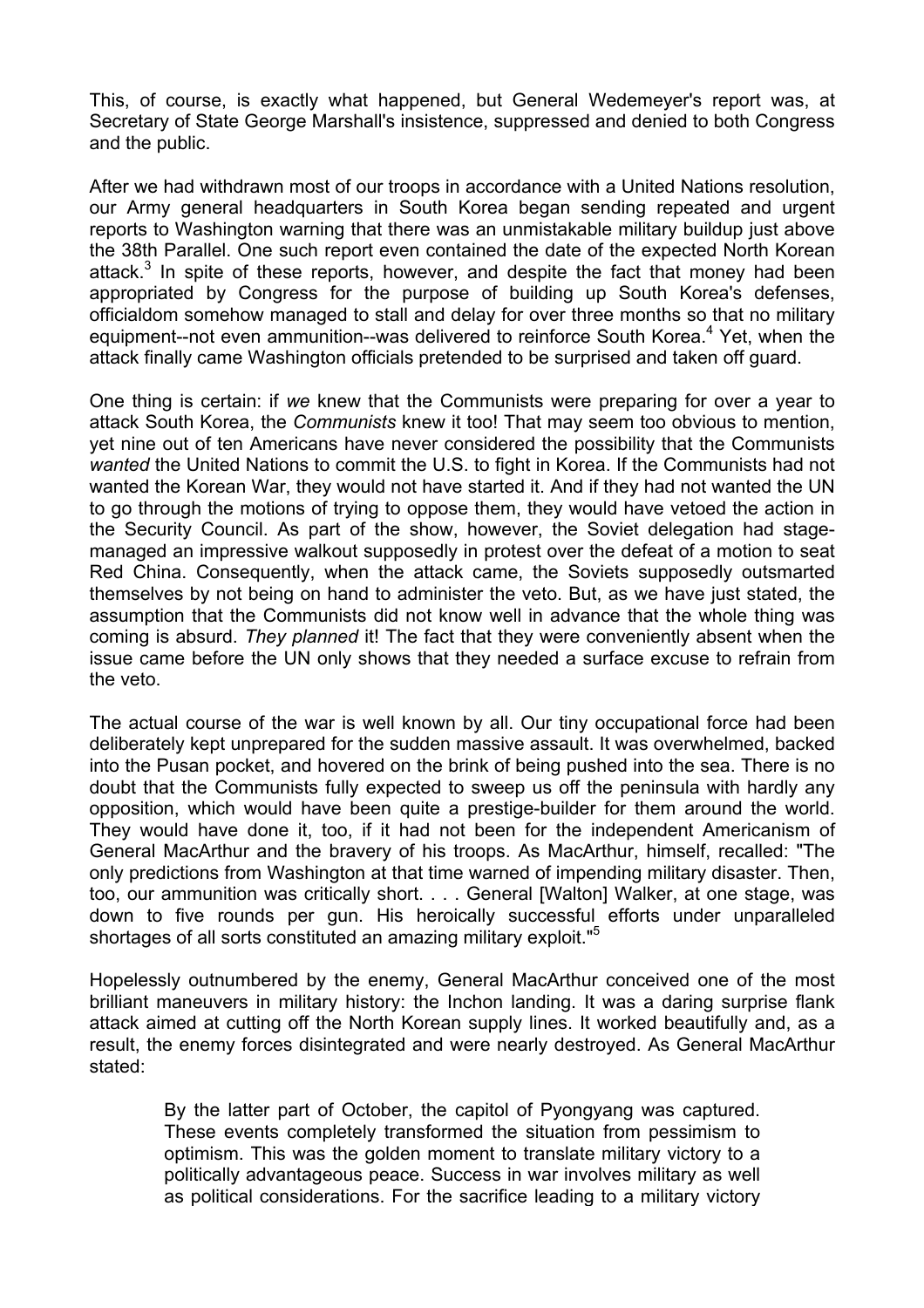This, of course, is exactly what happened, but General Wedemeyer's report was, at Secretary of State George Marshall's insistence, suppressed and denied to both Congress and the public.

After we had withdrawn most of our troops in accordance with a United Nations resolution, our Army general headquarters in South Korea began sending repeated and urgent reports to Washington warning that there was an unmistakable military buildup just above the 38th Parallel. One such report even contained the date of the expected North Korean attack.[3] In spite of these reports, however, and despite the fact that money had been appropriated by Congress for the purpose of building up South Korea's defenses, officialdom somehow managed to stall and delay for over three months so that no military equipment--not even ammunition--was delivered to reinforce South Korea.[4] Yet, when the attack finally came Washington officials pretended to be surprised and taken off guard.

One thing is certain: if *we* knew that the Communists were preparing for over a year to attack South Korea, the *Communists* knew it too! That may seem too obvious to mention, yet nine out of ten Americans have never considered the possibility that the Communists *wanted* the United Nations to commit the U.S. to fight in Korea. If the Communists had not wanted the Korean War, they would not have started it. And if they had not wanted the UN to go through the motions of trying to oppose them, they would have vetoed the action in the Security Council. As part of the show, however, the Soviet delegation had stage-managed an impressive walkout supposedly in protest over the defeat of a motion to seat Red China. Consequently, when the attack came, the Soviets supposedly outsmarted themselves by not being on hand to administer the veto. But, as we have just stated, the assumption that the Communists did not know well in advance that the whole thing was coming is absurd. *They planned* it! The fact that they were conveniently absent when the issue came before the UN only shows that they needed a surface excuse to refrain from the veto.

The actual course of the war is well known by all. Our tiny occupational force had been deliberately kept unprepared for the sudden massive assault. It was overwhelmed, backed into the Pusan pocket, and hovered on the brink of being pushed into the sea. There is no doubt that the Communists fully expected to sweep us off the peninsula with hardly any opposition, which would have been quite a prestige-builder for them around the world. They would have done it, too, if it had not been for the independent Americanism of General MacArthur and the bravery of his troops. As MacArthur, himself, recalled: "The only predictions from Washington at that time warned of impending military disaster. Then, too, our ammunition was critically short. . . . General [Walton] Walker, at one stage, was down to five rounds per gun. His heroically successful efforts under unparalleled shortages of all sorts constituted an amazing military exploit."[5]

Hopelessly outnumbered by the enemy, General MacArthur conceived one of the most brilliant maneuvers in military history: the Inchon landing. It was a daring surprise flank attack aimed at cutting off the North Korean supply lines. It worked beautifully and, as a result, the enemy forces disintegrated and were nearly destroyed. As General MacArthur stated:

> By the latter part of October, the capitol of Pyongyang was captured. These events completely transformed the situation from pessimism to optimism. This was the golden moment to translate military victory to a politically advantageous peace. Success in war involves military as well as political considerations. For the sacrifice leading to a military victory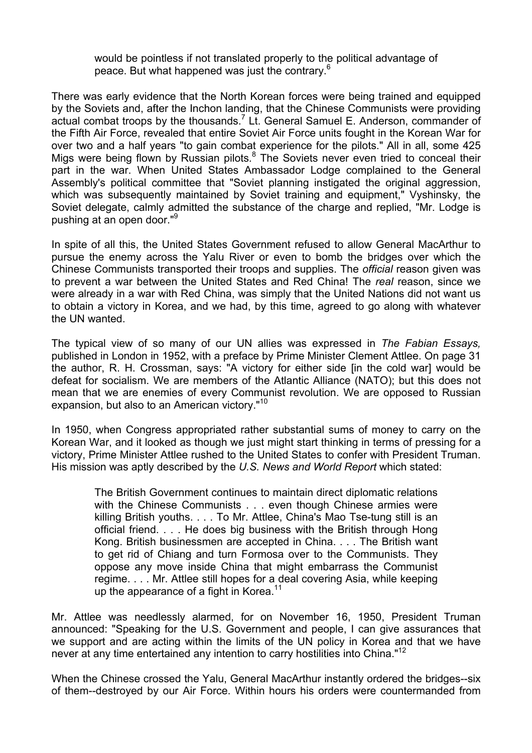> would be pointless if not translated properly to the political advantage of peace. But what happened was just the contrary.[6]

There was early evidence that the North Korean forces were being trained and equipped by the Soviets and, after the Inchon landing, that the Chinese Communists were providing actual combat troops by the thousands.[7] Lt. General Samuel E. Anderson, commander of the Fifth Air Force, revealed that entire Soviet Air Force units fought in the Korean War for over two and a half years "to gain combat experience for the pilots." All in all, some 425 Migs were being flown by Russian pilots.[8] The Soviets never even tried to conceal their part in the war. When United States Ambassador Lodge complained to the General Assembly's political committee that "Soviet planning instigated the original aggression, which was subsequently maintained by Soviet training and equipment," Vyshinsky, the Soviet delegate, calmly admitted the substance of the charge and replied, "Mr. Lodge is pushing at an open door."[9]

In spite of all this, the United States Government refused to allow General MacArthur to pursue the enemy across the Yalu River or even to bomb the bridges over which the Chinese Communists transported their troops and supplies. The *official* reason given was to prevent a war between the United States and Red China! The *real* reason, since we were already in a war with Red China, was simply that the United Nations did not want us to obtain a victory in Korea, and we had, by this time, agreed to go along with whatever the UN wanted.

The typical view of so many of our UN allies was expressed in *The Fabian Essays,* published in London in 1952, with a preface by Prime Minister Clement Attlee. On page 31 the author, R. H. Crossman, says: "A victory for either side [in the cold war] would be defeat for socialism. We are members of the Atlantic Alliance (NATO); but this does not mean that we are enemies of every Communist revolution. We are opposed to Russian expansion, but also to an American victory."[10]

In 1950, when Congress appropriated rather substantial sums of money to carry on the Korean War, and it looked as though we just might start thinking in terms of pressing for a victory, Prime Minister Attlee rushed to the United States to confer with President Truman. His mission was aptly described by the *U.S. News and World Report* which stated:

> The British Government continues to maintain direct diplomatic relations with the Chinese Communists . . . even though Chinese armies were killing British youths. . . . To Mr. Attlee, China's Mao Tse-tung still is an official friend. . . . He does big business with the British through Hong Kong. British businessmen are accepted in China. . . . The British want to get rid of Chiang and turn Formosa over to the Communists. They oppose any move inside China that might embarrass the Communist regime. . . . Mr. Attlee still hopes for a deal covering Asia, while keeping up the appearance of a fight in Korea.[11]

Mr. Attlee was needlessly alarmed, for on November 16, 1950, President Truman announced: "Speaking for the U.S. Government and people, I can give assurances that we support and are acting within the limits of the UN policy in Korea and that we have never at any time entertained any intention to carry hostilities into China."[12]

When the Chinese crossed the Yalu, General MacArthur instantly ordered the bridges--six of them--destroyed by our Air Force. Within hours his orders were countermanded from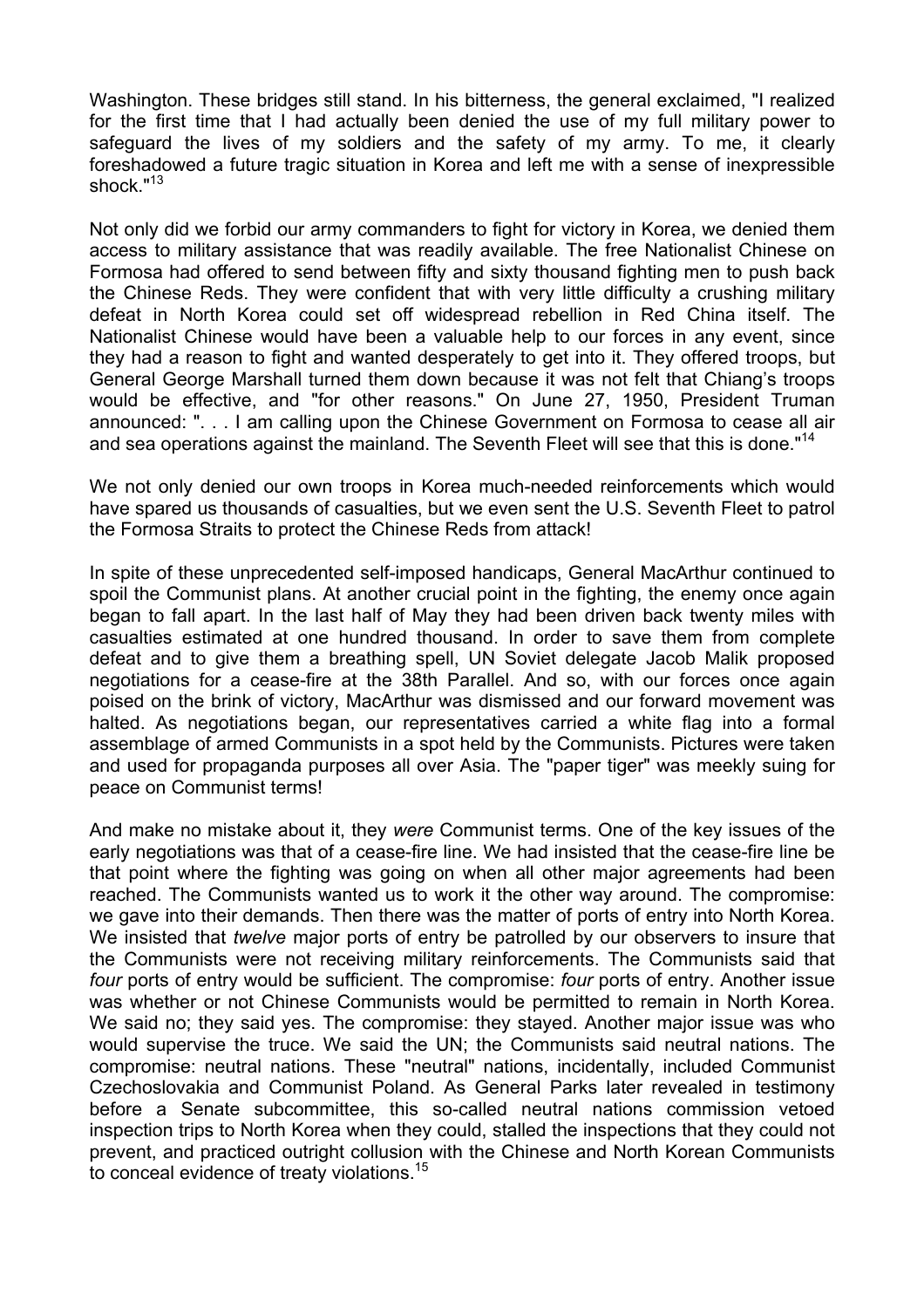Washington. These bridges still stand. In his bitterness, the general exclaimed, "I realized for the first time that I had actually been denied the use of my full military power to safeguard the lives of my soldiers and the safety of my army. To me, it clearly foreshadowed a future tragic situation in Korea and left me with a sense of inexpressible shock."[13]

Not only did we forbid our army commanders to fight for victory in Korea, we denied them access to military assistance that was readily available. The free Nationalist Chinese on Formosa had offered to send between fifty and sixty thousand fighting men to push back the Chinese Reds. They were confident that with very little difficulty a crushing military defeat in North Korea could set off widespread rebellion in Red China itself. The Nationalist Chinese would have been a valuable help to our forces in any event, since they had a reason to fight and wanted desperately to get into it. They offered troops, but General George Marshall turned them down because it was not felt that Chiang's troops would be effective, and "for other reasons." On June 27, 1950, President Truman announced: ". . . I am calling upon the Chinese Government on Formosa to cease all air and sea operations against the mainland. The Seventh Fleet will see that this is done."[14]

We not only denied our own troops in Korea much-needed reinforcements which would have spared us thousands of casualties, but we even sent the U.S. Seventh Fleet to patrol the Formosa Straits to protect the Chinese Reds from attack!

In spite of these unprecedented self-imposed handicaps, General MacArthur continued to spoil the Communist plans. At another crucial point in the fighting, the enemy once again began to fall apart. In the last half of May they had been driven back twenty miles with casualties estimated at one hundred thousand. In order to save them from complete defeat and to give them a breathing spell, UN Soviet delegate Jacob Malik proposed negotiations for a cease-fire at the 38th Parallel. And so, with our forces once again poised on the brink of victory, MacArthur was dismissed and our forward movement was halted. As negotiations began, our representatives carried a white flag into a formal assemblage of armed Communists in a spot held by the Communists. Pictures were taken and used for propaganda purposes all over Asia. The "paper tiger" was meekly suing for peace on Communist terms!

And make no mistake about it, they *were* Communist terms. One of the key issues of the early negotiations was that of a cease-fire line. We had insisted that the cease-fire line be that point where the fighting was going on when all other major agreements had been reached. The Communists wanted us to work it the other way around. The compromise: we gave into their demands. Then there was the matter of ports of entry into North Korea. We insisted that *twelve* major ports of entry be patrolled by our observers to insure that the Communists were not receiving military reinforcements. The Communists said that *four* ports of entry would be sufficient. The compromise: *four* ports of entry. Another issue was whether or not Chinese Communists would be permitted to remain in North Korea. We said no; they said yes. The compromise: they stayed. Another major issue was who would supervise the truce. We said the UN; the Communists said neutral nations. The compromise: neutral nations. These "neutral" nations, incidentally, included Communist Czechoslovakia and Communist Poland. As General Parks later revealed in testimony before a Senate subcommittee, this so-called neutral nations commission vetoed inspection trips to North Korea when they could, stalled the inspections that they could not prevent, and practiced outright collusion with the Chinese and North Korean Communists to conceal evidence of treaty violations.[15]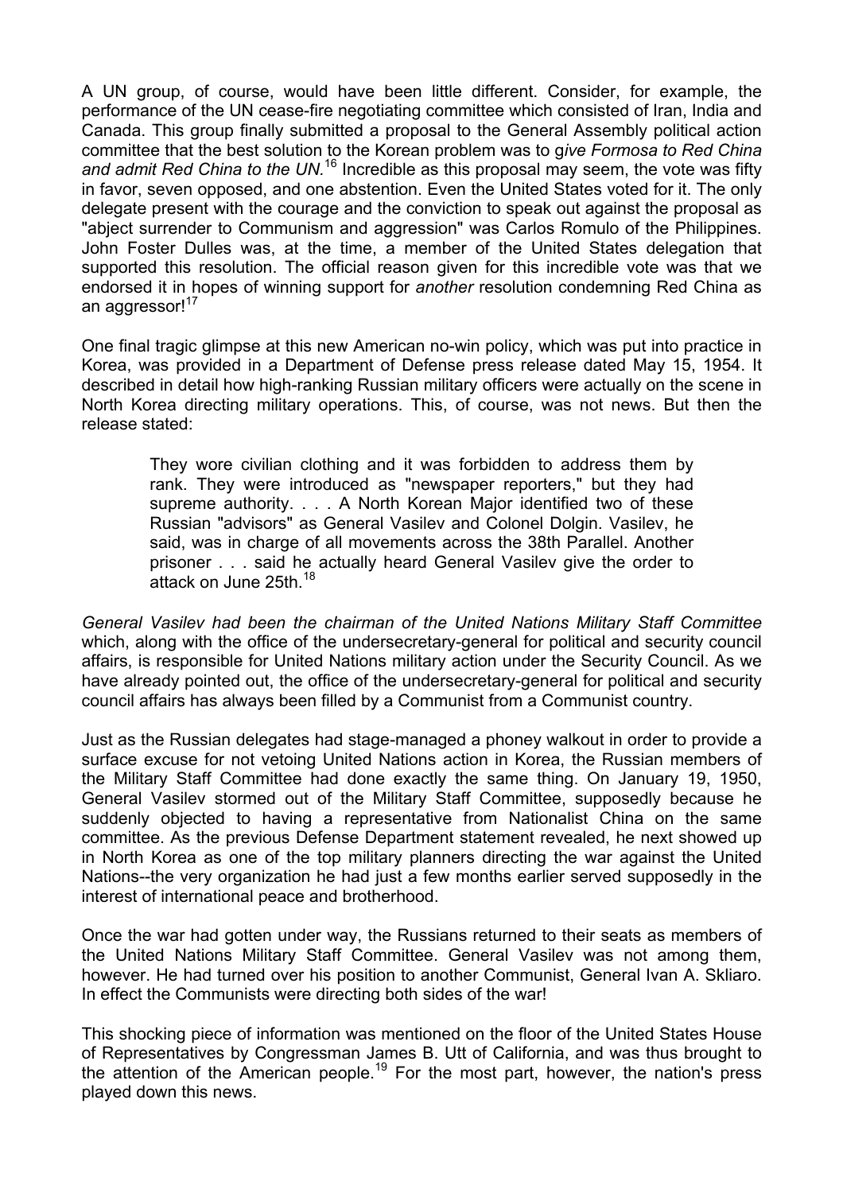A UN group, of course, would have been little different. Consider, for example, the performance of the UN cease-fire negotiating committee which consisted of Iran, India and Canada. This group finally submitted a proposal to the General Assembly political action committee that the best solution to the Korean problem was to g*ive Formosa to Red China and admit Red China to the UN.*[16] Incredible as this proposal may seem, the vote was fifty in favor, seven opposed, and one abstention. Even the United States voted for it. The only delegate present with the courage and the conviction to speak out against the proposal as "abject surrender to Communism and aggression" was Carlos Romulo of the Philippines. John Foster Dulles was, at the time, a member of the United States delegation that supported this resolution. The official reason given for this incredible vote was that we endorsed it in hopes of winning support for *another* resolution condemning Red China as an aggressor![17]

One final tragic glimpse at this new American no-win policy, which was put into practice in Korea, was provided in a Department of Defense press release dated May 15, 1954. It described in detail how high-ranking Russian military officers were actually on the scene in North Korea directing military operations. This, of course, was not news. But then the release stated:

> They wore civilian clothing and it was forbidden to address them by rank. They were introduced as "newspaper reporters," but they had supreme authority. . . . A North Korean Major identified two of these Russian "advisors" as General Vasilev and Colonel Dolgin. Vasilev, he said, was in charge of all movements across the 38th Parallel. Another prisoner . . . said he actually heard General Vasilev give the order to attack on June 25th.[18]

*General Vasilev had been the chairman of the United Nations Military Staff Committee* which, along with the office of the undersecretary-general for political and security council affairs, is responsible for United Nations military action under the Security Council. As we have already pointed out, the office of the undersecretary-general for political and security council affairs has always been filled by a Communist from a Communist country.

Just as the Russian delegates had stage-managed a phoney walkout in order to provide a surface excuse for not vetoing United Nations action in Korea, the Russian members of the Military Staff Committee had done exactly the same thing. On January 19, 1950, General Vasilev stormed out of the Military Staff Committee, supposedly because he suddenly objected to having a representative from Nationalist China on the same committee. As the previous Defense Department statement revealed, he next showed up in North Korea as one of the top military planners directing the war against the United Nations--the very organization he had just a few months earlier served supposedly in the interest of international peace and brotherhood.

Once the war had gotten under way, the Russians returned to their seats as members of the United Nations Military Staff Committee. General Vasilev was not among them, however. He had turned over his position to another Communist, General Ivan A. Skliaro. In effect the Communists were directing both sides of the war!

This shocking piece of information was mentioned on the floor of the United States House of Representatives by Congressman James B. Utt of California, and was thus brought to the attention of the American people.[19] For the most part, however, the nation's press played down this news.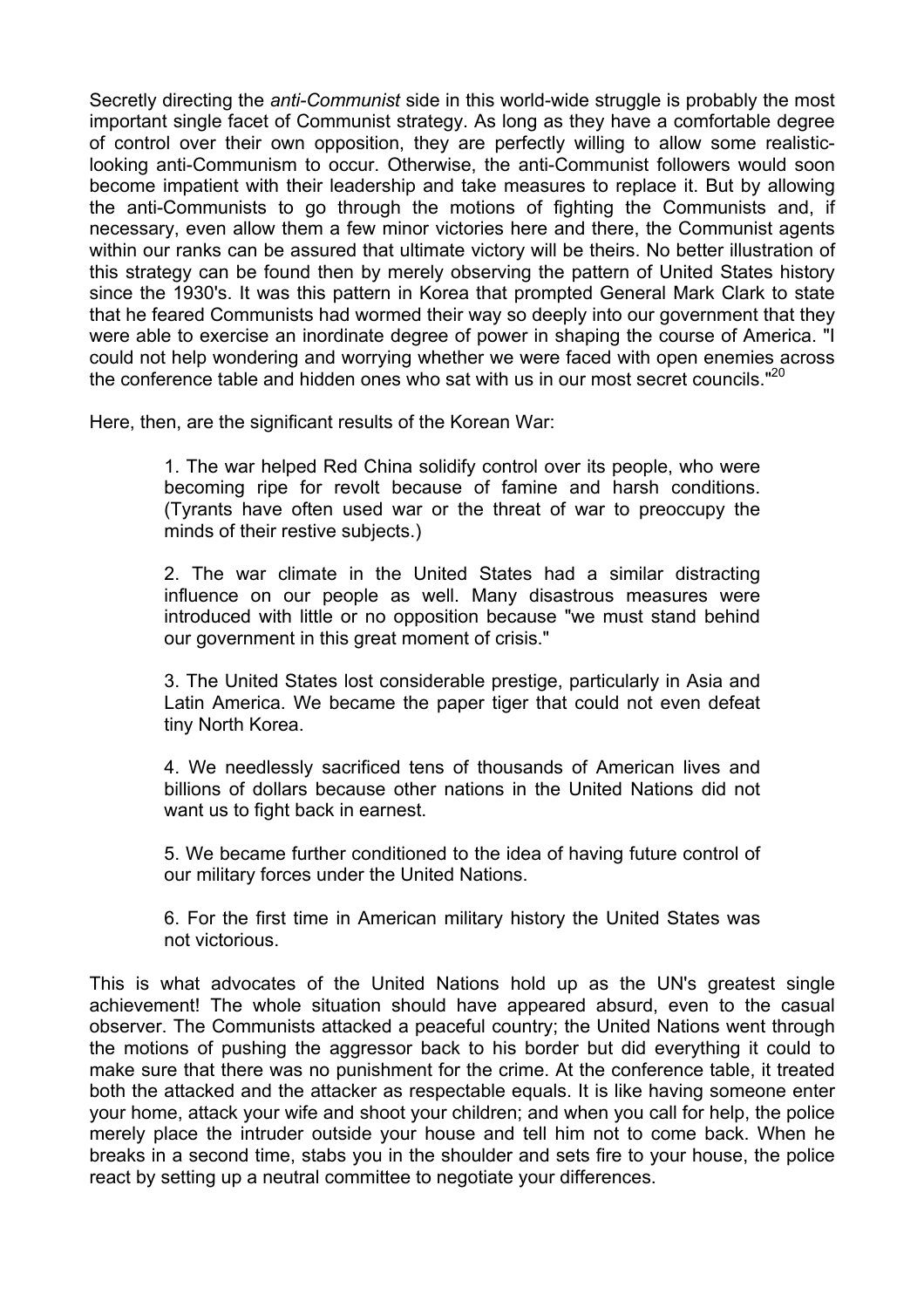Secretly directing the *anti-Communist* side in this world-wide struggle is probably the most important single facet of Communist strategy. As long as they have a comfortable degree of control over their own opposition, they are perfectly willing to allow some realistic-looking anti-Communism to occur. Otherwise, the anti-Communist followers would soon become impatient with their leadership and take measures to replace it. But by allowing the anti-Communists to go through the motions of fighting the Communists and, if necessary, even allow them a few minor victories here and there, the Communist agents within our ranks can be assured that ultimate victory will be theirs. No better illustration of this strategy can be found then by merely observing the pattern of United States history since the 1930's. It was this pattern in Korea that prompted General Mark Clark to state that he feared Communists had wormed their way so deeply into our government that they were able to exercise an inordinate degree of power in shaping the course of America. "I could not help wondering and worrying whether we were faced with open enemies across the conference table and hidden ones who sat with us in our most secret councils."[20]

Here, then, are the significant results of the Korean War:

> 1. The war helped Red China solidify control over its people, who were becoming ripe for revolt because of famine and harsh conditions. (Tyrants have often used war or the threat of war to preoccupy the minds of their restive subjects.)
>
> 2. The war climate in the United States had a similar distracting influence on our people as well. Many disastrous measures were introduced with little or no opposition because "we must stand behind our government in this great moment of crisis."
>
> 3. The United States lost considerable prestige, particularly in Asia and Latin America. We became the paper tiger that could not even defeat tiny North Korea.
>
> 4. We needlessly sacrificed tens of thousands of American lives and billions of dollars because other nations in the United Nations did not want us to fight back in earnest.
>
> 5. We became further conditioned to the idea of having future control of our military forces under the United Nations.
>
> 6. For the first time in American military history the United States was not victorious.

This is what advocates of the United Nations hold up as the UN's greatest single achievement! The whole situation should have appeared absurd, even to the casual observer. The Communists attacked a peaceful country; the United Nations went through the motions of pushing the aggressor back to his border but did everything it could to make sure that there was no punishment for the crime. At the conference table, it treated both the attacked and the attacker as respectable equals. It is like having someone enter your home, attack your wife and shoot your children; and when you call for help, the police merely place the intruder outside your house and tell him not to come back. When he breaks in a second time, stabs you in the shoulder and sets fire to your house, the police react by setting up a neutral committee to negotiate your differences.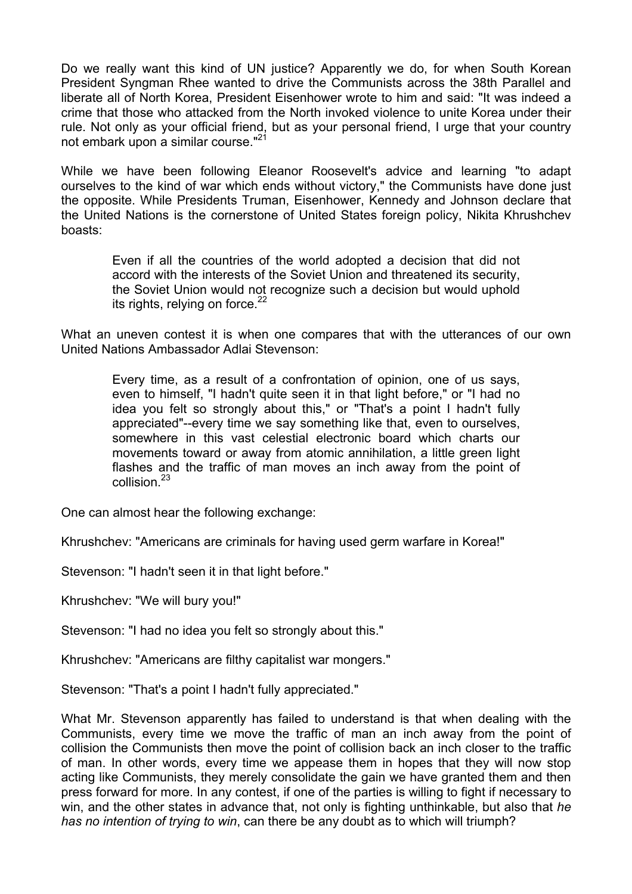Do we really want this kind of UN justice? Apparently we do, for when South Korean President Syngman Rhee wanted to drive the Communists across the 38th Parallel and liberate all of North Korea, President Eisenhower wrote to him and said: "It was indeed a crime that those who attacked from the North invoked violence to unite Korea under their rule. Not only as your official friend, but as your personal friend, I urge that your country not embark upon a similar course."[21]

While we have been following Eleanor Roosevelt's advice and learning "to adapt ourselves to the kind of war which ends without victory," the Communists have done just the opposite. While Presidents Truman, Eisenhower, Kennedy and Johnson declare that the United Nations is the cornerstone of United States foreign policy, Nikita Khrushchev boasts:

> Even if all the countries of the world adopted a decision that did not accord with the interests of the Soviet Union and threatened its security, the Soviet Union would not recognize such a decision but would uphold its rights, relying on force.[22]

What an uneven contest it is when one compares that with the utterances of our own United Nations Ambassador Adlai Stevenson:

> Every time, as a result of a confrontation of opinion, one of us says, even to himself, "I hadn't quite seen it in that light before," or "I had no idea you felt so strongly about this," or "That's a point I hadn't fully appreciated"--every time we say something like that, even to ourselves, somewhere in this vast celestial electronic board which charts our movements toward or away from atomic annihilation, a little green light flashes and the traffic of man moves an inch away from the point of collision.[23]

One can almost hear the following exchange:

Khrushchev: "Americans are criminals for having used germ warfare in Korea!"

Stevenson: "I hadn't seen it in that light before."

Khrushchev: "We will bury you!"

Stevenson: "I had no idea you felt so strongly about this."

Khrushchev: "Americans are filthy capitalist war mongers."

Stevenson: "That's a point I hadn't fully appreciated."

What Mr. Stevenson apparently has failed to understand is that when dealing with the Communists, every time we move the traffic of man an inch away from the point of collision the Communists then move the point of collision back an inch closer to the traffic of man. In other words, every time we appease them in hopes that they will now stop acting like Communists, they merely consolidate the gain we have granted them and then press forward for more. In any contest, if one of the parties is willing to fight if necessary to win, and the other states in advance that, not only is fighting unthinkable, but also that *he has no intention of trying to win*, can there be any doubt as to which will triumph?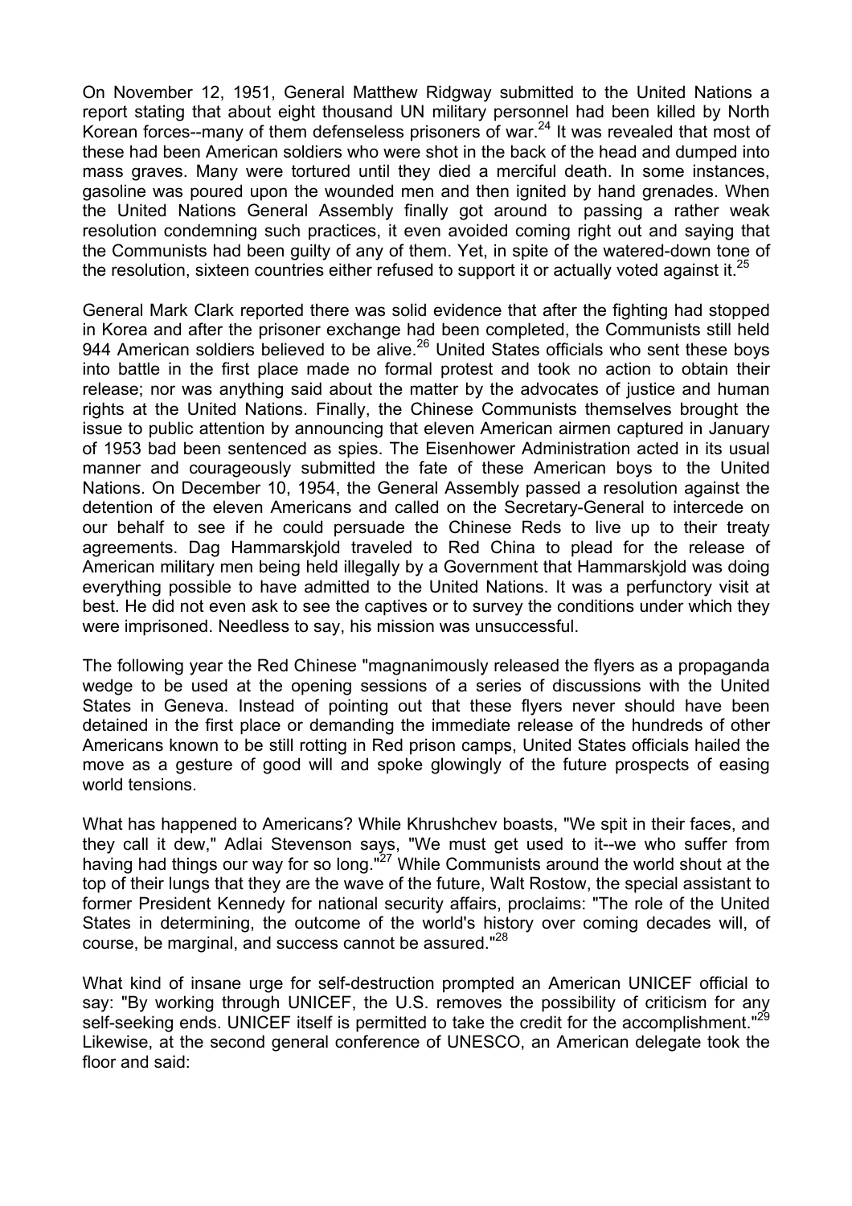On November 12, 1951, General Matthew Ridgway submitted to the United Nations a report stating that about eight thousand UN military personnel had been killed by North Korean forces--many of them defenseless prisoners of war.[24] It was revealed that most of these had been American soldiers who were shot in the back of the head and dumped into mass graves. Many were tortured until they died a merciful death. In some instances, gasoline was poured upon the wounded men and then ignited by hand grenades. When the United Nations General Assembly finally got around to passing a rather weak resolution condemning such practices, it even avoided coming right out and saying that the Communists had been guilty of any of them. Yet, in spite of the watered-down tone of the resolution, sixteen countries either refused to support it or actually voted against it.[25]

General Mark Clark reported there was solid evidence that after the fighting had stopped in Korea and after the prisoner exchange had been completed, the Communists still held 944 American soldiers believed to be alive.[26] United States officials who sent these boys into battle in the first place made no formal protest and took no action to obtain their release; nor was anything said about the matter by the advocates of justice and human rights at the United Nations. Finally, the Chinese Communists themselves brought the issue to public attention by announcing that eleven American airmen captured in January of 1953 bad been sentenced as spies. The Eisenhower Administration acted in its usual manner and courageously submitted the fate of these American boys to the United Nations. On December 10, 1954, the General Assembly passed a resolution against the detention of the eleven Americans and called on the Secretary-General to intercede on our behalf to see if he could persuade the Chinese Reds to live up to their treaty agreements. Dag Hammarskjold traveled to Red China to plead for the release of American military men being held illegally by a Government that Hammarskjold was doing everything possible to have admitted to the United Nations. It was a perfunctory visit at best. He did not even ask to see the captives or to survey the conditions under which they were imprisoned. Needless to say, his mission was unsuccessful.

The following year the Red Chinese "magnanimously released the flyers as a propaganda wedge to be used at the opening sessions of a series of discussions with the United States in Geneva. Instead of pointing out that these flyers never should have been detained in the first place or demanding the immediate release of the hundreds of other Americans known to be still rotting in Red prison camps, United States officials hailed the move as a gesture of good will and spoke glowingly of the future prospects of easing world tensions.

What has happened to Americans? While Khrushchev boasts, "We spit in their faces, and they call it dew," Adlai Stevenson says, "We must get used to it--we who suffer from having had things our way for so long."[27] While Communists around the world shout at the top of their lungs that they are the wave of the future, Walt Rostow, the special assistant to former President Kennedy for national security affairs, proclaims: "The role of the United States in determining, the outcome of the world's history over coming decades will, of course, be marginal, and success cannot be assured."[28]

What kind of insane urge for self-destruction prompted an American UNICEF official to say: "By working through UNICEF, the U.S. removes the possibility of criticism for any self-seeking ends. UNICEF itself is permitted to take the credit for the accomplishment."[29] Likewise, at the second general conference of UNESCO, an American delegate took the floor and said: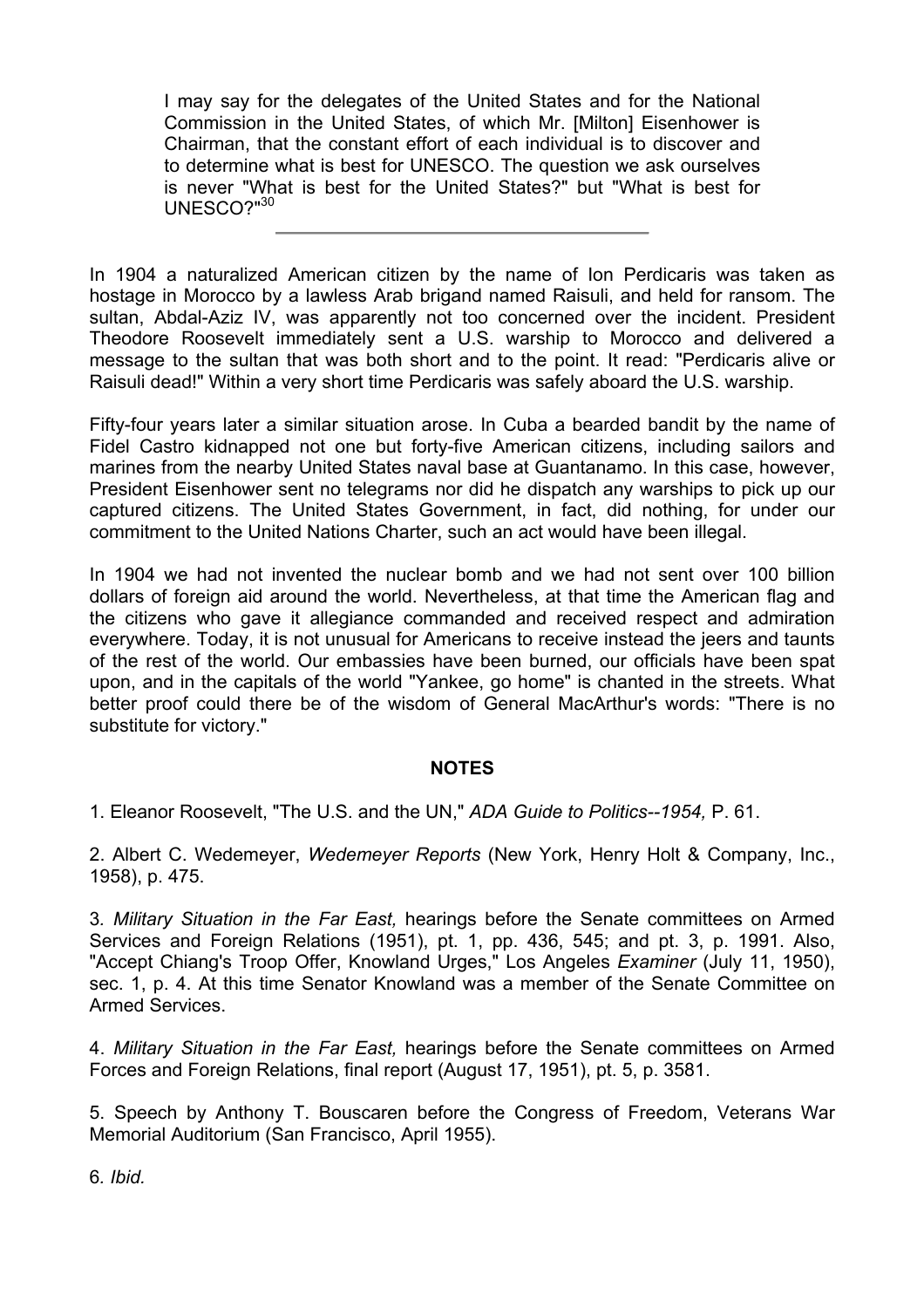> I may say for the delegates of the United States and for the National Commission in the United States, of which Mr. [Milton] Eisenhower is Chairman, that the constant effort of each individual is to discover and to determine what is best for UNESCO. The question we ask ourselves is never "What is best for the United States?" but "What is best for UNESCO?"[30]

---

In 1904 a naturalized American citizen by the name of Ion Perdicaris was taken as hostage in Morocco by a lawless Arab brigand named Raisuli, and held for ransom. The sultan, Abdal-Aziz IV, was apparently not too concerned over the incident. President Theodore Roosevelt immediately sent a U.S. warship to Morocco and delivered a message to the sultan that was both short and to the point. It read: "Perdicaris alive or Raisuli dead!" Within a very short time Perdicaris was safely aboard the U.S. warship.

Fifty-four years later a similar situation arose. In Cuba a bearded bandit by the name of Fidel Castro kidnapped not one but forty-five American citizens, including sailors and marines from the nearby United States naval base at Guantanamo. In this case, however, President Eisenhower sent no telegrams nor did he dispatch any warships to pick up our captured citizens. The United States Government, in fact, did nothing, for under our commitment to the United Nations Charter, such an act would have been illegal.

In 1904 we had not invented the nuclear bomb and we had not sent over 100 billion dollars of foreign aid around the world. Nevertheless, at that time the American flag and the citizens who gave it allegiance commanded and received respect and admiration everywhere. Today, it is not unusual for Americans to receive instead the jeers and taunts of the rest of the world. Our embassies have been burned, our officials have been spat upon, and in the capitals of the world "Yankee, go home" is chanted in the streets. What better proof could there be of the wisdom of General MacArthur's words: "There is no substitute for victory."

**NOTES**

1. Eleanor Roosevelt, "The U.S. and the UN," *ADA Guide to Politics--1954,* P. 61.

2. Albert C. Wedemeyer, *Wedemeyer Reports* (New York, Henry Holt & Company, Inc., 1958), p. 475.

3. *Military Situation in the Far East,* hearings before the Senate committees on Armed Services and Foreign Relations (1951), pt. 1, pp. 436, 545; and pt. 3, p. 1991. Also, "Accept Chiang's Troop Offer, Knowland Urges," Los Angeles *Examiner* (July 11, 1950), sec. 1, p. 4. At this time Senator Knowland was a member of the Senate Committee on Armed Services.

4. *Military Situation in the Far East,* hearings before the Senate committees on Armed Forces and Foreign Relations, final report (August 17, 1951), pt. 5, p. 3581.

5. Speech by Anthony T. Bouscaren before the Congress of Freedom, Veterans War Memorial Auditorium (San Francisco, April 1955).

6. *Ibid.*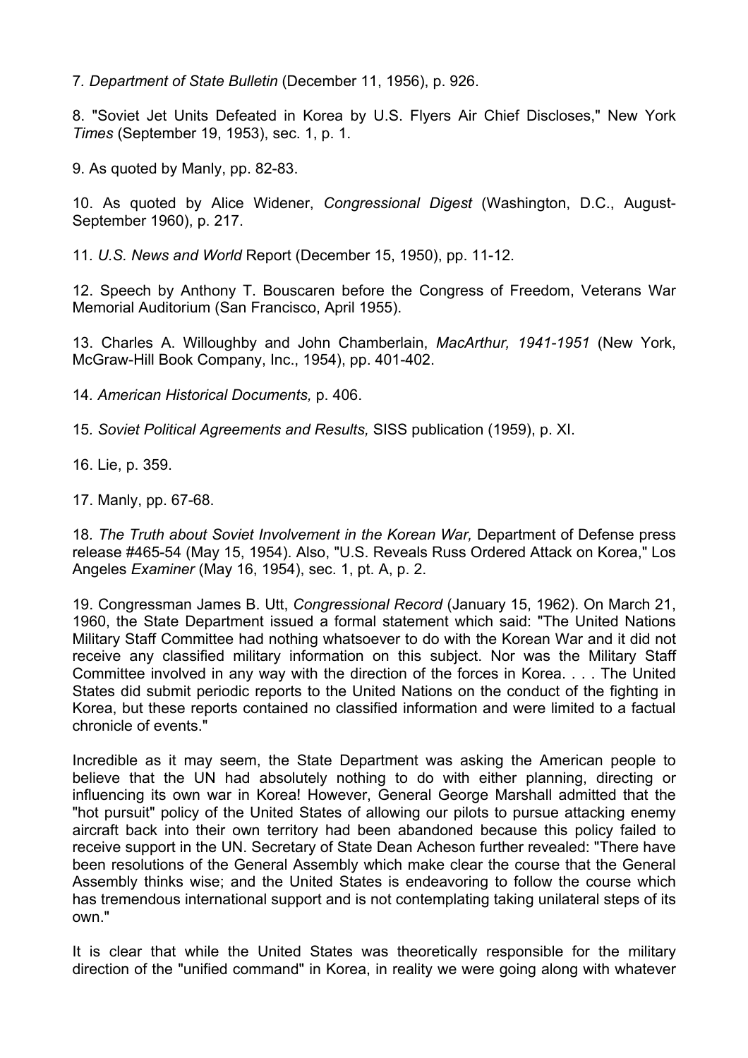7. *Department of State Bulletin* (December 11, 1956), p. 926.

8. "Soviet Jet Units Defeated in Korea by U.S. Flyers Air Chief Discloses," New York *Times* (September 19, 1953), sec. 1, p. 1.

9. As quoted by Manly, pp. 82-83.

10. As quoted by Alice Widener, *Congressional Digest* (Washington, D.C., August-September 1960), p. 217.

11. *U.S. News and World* Report (December 15, 1950), pp. 11-12.

12. Speech by Anthony T. Bouscaren before the Congress of Freedom, Veterans War Memorial Auditorium (San Francisco, April 1955).

13. Charles A. Willoughby and John Chamberlain, *MacArthur, 1941-1951* (New York, McGraw-Hill Book Company, Inc., 1954), pp. 401-402.

14. *American Historical Documents,* p. 406.

15. *Soviet Political Agreements and Results,* SISS publication (1959), p. XI.

16. Lie, p. 359.

17. Manly, pp. 67-68.

18. *The Truth about Soviet Involvement in the Korean War,* Department of Defense press release #465-54 (May 15, 1954). Also, "U.S. Reveals Russ Ordered Attack on Korea," Los Angeles *Examiner* (May 16, 1954), sec. 1, pt. A, p. 2.

19. Congressman James B. Utt, *Congressional Record* (January 15, 1962). On March 21, 1960, the State Department issued a formal statement which said: "The United Nations Military Staff Committee had nothing whatsoever to do with the Korean War and it did not receive any classified military information on this subject. Nor was the Military Staff Committee involved in any way with the direction of the forces in Korea. . . . The United States did submit periodic reports to the United Nations on the conduct of the fighting in Korea, but these reports contained no classified information and were limited to a factual chronicle of events."

Incredible as it may seem, the State Department was asking the American people to believe that the UN had absolutely nothing to do with either planning, directing or influencing its own war in Korea! However, General George Marshall admitted that the "hot pursuit" policy of the United States of allowing our pilots to pursue attacking enemy aircraft back into their own territory had been abandoned because this policy failed to receive support in the UN. Secretary of State Dean Acheson further revealed: "There have been resolutions of the General Assembly which make clear the course that the General Assembly thinks wise; and the United States is endeavoring to follow the course which has tremendous international support and is not contemplating taking unilateral steps of its own."

It is clear that while the United States was theoretically responsible for the military direction of the "unified command" in Korea, in reality we were going along with whatever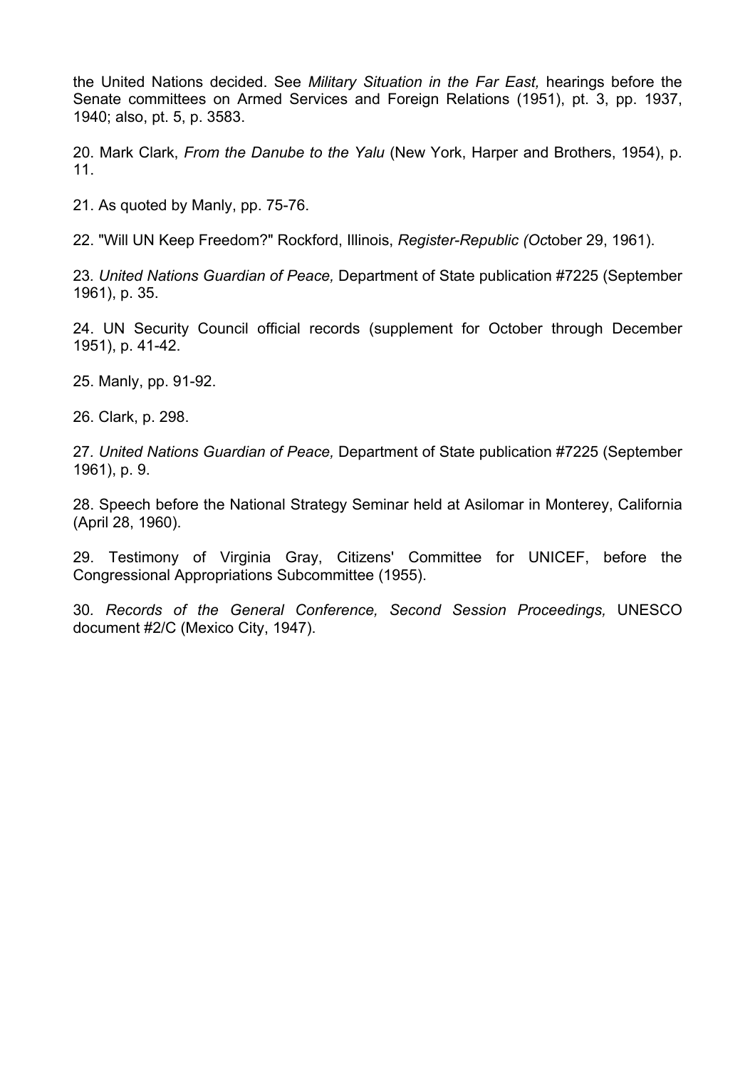the United Nations decided. See *Military Situation in the Far East,* hearings before the Senate committees on Armed Services and Foreign Relations (1951), pt. 3, pp. 1937, 1940; also, pt. 5, p. 3583.

20. Mark Clark, *From the Danube to the Yalu* (New York, Harper and Brothers, 1954), p. 11.

21. As quoted by Manly, pp. 75-76.

22. "Will UN Keep Freedom?" Rockford, Illinois, *Register-Republic (Oc*tober 29, 1961).

23. *United Nations Guardian of Peace,* Department of State publication #7225 (September 1961), p. 35.

24. UN Security Council official records (supplement for October through December 1951), p. 41-42.

25. Manly, pp. 91-92.

26. Clark, p. 298.

27. *United Nations Guardian of Peace,* Department of State publication #7225 (September 1961), p. 9.

28. Speech before the National Strategy Seminar held at Asilomar in Monterey, California (April 28, 1960).

29. Testimony of Virginia Gray, Citizens' Committee for UNICEF, before the Congressional Appropriations Subcommittee (1955).

30. *Records of the General Conference, Second Session Proceedings,* UNESCO document #2/C (Mexico City, 1947).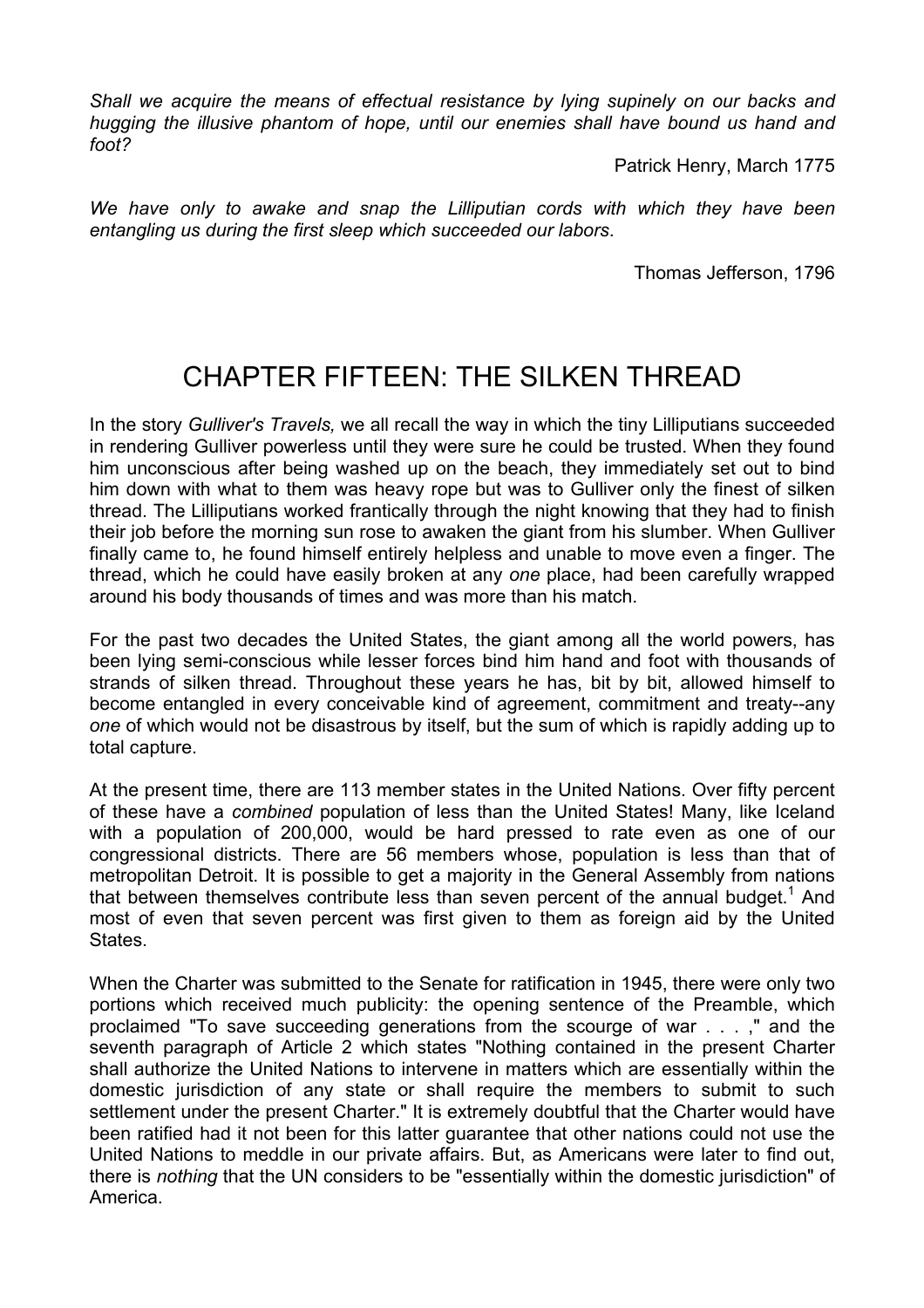*Shall we acquire the means of effectual resistance by lying supinely on our backs and hugging the illusive phantom of hope, until our enemies shall have bound us hand and foot?*

Patrick Henry, March 1775

*We have only to awake and snap the Lilliputian cords with which they have been entangling us during the first sleep which succeeded our labors*.

Thomas Jefferson, 1796

# CHAPTER FIFTEEN: THE SILKEN THREAD

In the story *Gulliver's Travels,* we all recall the way in which the tiny Lilliputians succeeded in rendering Gulliver powerless until they were sure he could be trusted. When they found him unconscious after being washed up on the beach, they immediately set out to bind him down with what to them was heavy rope but was to Gulliver only the finest of silken thread. The Lilliputians worked frantically through the night knowing that they had to finish their job before the morning sun rose to awaken the giant from his slumber. When Gulliver finally came to, he found himself entirely helpless and unable to move even a finger. The thread, which he could have easily broken at any *one* place, had been carefully wrapped around his body thousands of times and was more than his match.

For the past two decades the United States, the giant among all the world powers, has been lying semi-conscious while lesser forces bind him hand and foot with thousands of strands of silken thread. Throughout these years he has, bit by bit, allowed himself to become entangled in every conceivable kind of agreement, commitment and treaty--any *one* of which would not be disastrous by itself, but the sum of which is rapidly adding up to total capture.

At the present time, there are 113 member states in the United Nations. Over fifty percent of these have a *combined* population of less than the United States! Many, like Iceland with a population of 200,000, would be hard pressed to rate even as one of our congressional districts. There are 56 members whose, population is less than that of metropolitan Detroit. It is possible to get a majority in the General Assembly from nations that between themselves contribute less than seven percent of the annual budget.[1] And most of even that seven percent was first given to them as foreign aid by the United States.

When the Charter was submitted to the Senate for ratification in 1945, there were only two portions which received much publicity: the opening sentence of the Preamble, which proclaimed "To save succeeding generations from the scourge of war . . . ," and the seventh paragraph of Article 2 which states "Nothing contained in the present Charter shall authorize the United Nations to intervene in matters which are essentially within the domestic jurisdiction of any state or shall require the members to submit to such settlement under the present Charter." It is extremely doubtful that the Charter would have been ratified had it not been for this latter guarantee that other nations could not use the United Nations to meddle in our private affairs. But, as Americans were later to find out, there is *nothing* that the UN considers to be "essentially within the domestic jurisdiction" of America.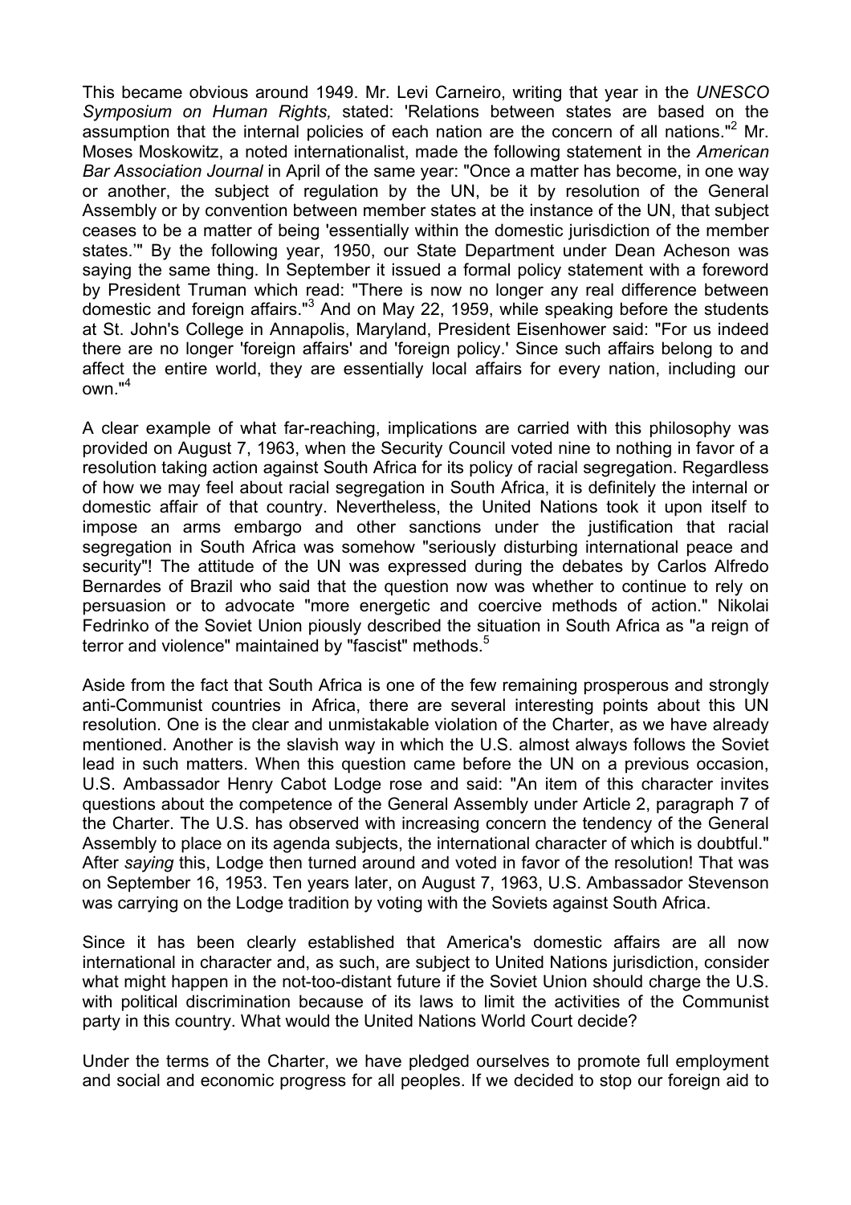This became obvious around 1949. Mr. Levi Carneiro, writing that year in the *UNESCO Symposium on Human Rights,* stated: 'Relations between states are based on the assumption that the internal policies of each nation are the concern of all nations."[2] Mr. Moses Moskowitz, a noted internationalist, made the following statement in the *American Bar Association Journal* in April of the same year: "Once a matter has become, in one way or another, the subject of regulation by the UN, be it by resolution of the General Assembly or by convention between member states at the instance of the UN, that subject ceases to be a matter of being 'essentially within the domestic jurisdiction of the member states.'" By the following year, 1950, our State Department under Dean Acheson was saying the same thing. In September it issued a formal policy statement with a foreword by President Truman which read: "There is now no longer any real difference between domestic and foreign affairs."[3] And on May 22, 1959, while speaking before the students at St. John's College in Annapolis, Maryland, President Eisenhower said: "For us indeed there are no longer 'foreign affairs' and 'foreign policy.' Since such affairs belong to and affect the entire world, they are essentially local affairs for every nation, including our own."[4]

A clear example of what far-reaching, implications are carried with this philosophy was provided on August 7, 1963, when the Security Council voted nine to nothing in favor of a resolution taking action against South Africa for its policy of racial segregation. Regardless of how we may feel about racial segregation in South Africa, it is definitely the internal or domestic affair of that country. Nevertheless, the United Nations took it upon itself to impose an arms embargo and other sanctions under the justification that racial segregation in South Africa was somehow "seriously disturbing international peace and security"! The attitude of the UN was expressed during the debates by Carlos Alfredo Bernardes of Brazil who said that the question now was whether to continue to rely on persuasion or to advocate "more energetic and coercive methods of action." Nikolai Fedrinko of the Soviet Union piously described the situation in South Africa as "a reign of terror and violence" maintained by "fascist" methods.[5]

Aside from the fact that South Africa is one of the few remaining prosperous and strongly anti-Communist countries in Africa, there are several interesting points about this UN resolution. One is the clear and unmistakable violation of the Charter, as we have already mentioned. Another is the slavish way in which the U.S. almost always follows the Soviet lead in such matters. When this question came before the UN on a previous occasion, U.S. Ambassador Henry Cabot Lodge rose and said: "An item of this character invites questions about the competence of the General Assembly under Article 2, paragraph 7 of the Charter. The U.S. has observed with increasing concern the tendency of the General Assembly to place on its agenda subjects, the international character of which is doubtful." After *saying* this, Lodge then turned around and voted in favor of the resolution! That was on September 16, 1953. Ten years later, on August 7, 1963, U.S. Ambassador Stevenson was carrying on the Lodge tradition by voting with the Soviets against South Africa.

Since it has been clearly established that America's domestic affairs are all now international in character and, as such, are subject to United Nations jurisdiction, consider what might happen in the not-too-distant future if the Soviet Union should charge the U.S. with political discrimination because of its laws to limit the activities of the Communist party in this country. What would the United Nations World Court decide?

Under the terms of the Charter, we have pledged ourselves to promote full employment and social and economic progress for all peoples. If we decided to stop our foreign aid to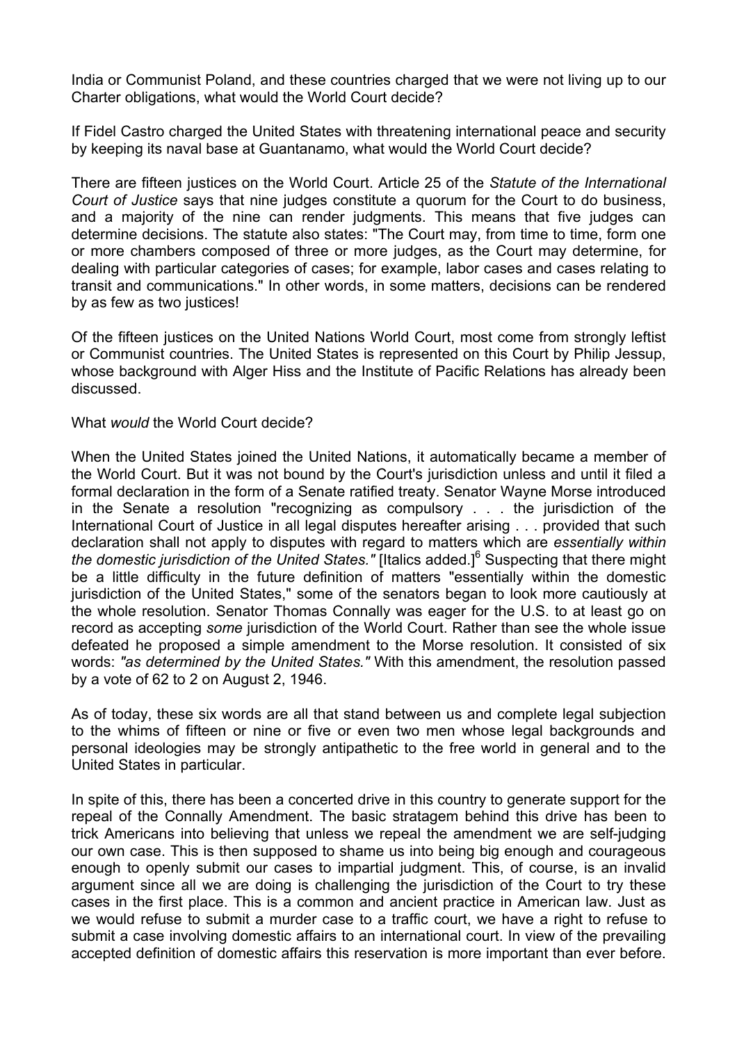India or Communist Poland, and these countries charged that we were not living up to our Charter obligations, what would the World Court decide?

If Fidel Castro charged the United States with threatening international peace and security by keeping its naval base at Guantanamo, what would the World Court decide?

There are fifteen justices on the World Court. Article 25 of the *Statute of the International Court of Justice* says that nine judges constitute a quorum for the Court to do business, and a majority of the nine can render judgments. This means that five judges can determine decisions. The statute also states: "The Court may, from time to time, form one or more chambers composed of three or more judges, as the Court may determine, for dealing with particular categories of cases; for example, labor cases and cases relating to transit and communications." In other words, in some matters, decisions can be rendered by as few as two justices!

Of the fifteen justices on the United Nations World Court, most come from strongly leftist or Communist countries. The United States is represented on this Court by Philip Jessup, whose background with Alger Hiss and the Institute of Pacific Relations has already been discussed.

What *would* the World Court decide?

When the United States joined the United Nations, it automatically became a member of the World Court. But it was not bound by the Court's jurisdiction unless and until it filed a formal declaration in the form of a Senate ratified treaty. Senator Wayne Morse introduced in the Senate a resolution "recognizing as compulsory . . . the jurisdiction of the International Court of Justice in all legal disputes hereafter arising . . . provided that such declaration shall not apply to disputes with regard to matters which are *essentially within the domestic jurisdiction of the United States."* [Italics added.][6] Suspecting that there might be a little difficulty in the future definition of matters "essentially within the domestic jurisdiction of the United States," some of the senators began to look more cautiously at the whole resolution. Senator Thomas Connally was eager for the U.S. to at least go on record as accepting *some* jurisdiction of the World Court. Rather than see the whole issue defeated he proposed a simple amendment to the Morse resolution. It consisted of six words: *"as determined by the United States."* With this amendment, the resolution passed by a vote of 62 to 2 on August 2, 1946.

As of today, these six words are all that stand between us and complete legal subjection to the whims of fifteen or nine or five or even two men whose legal backgrounds and personal ideologies may be strongly antipathetic to the free world in general and to the United States in particular.

In spite of this, there has been a concerted drive in this country to generate support for the repeal of the Connally Amendment. The basic stratagem behind this drive has been to trick Americans into believing that unless we repeal the amendment we are self-judging our own case. This is then supposed to shame us into being big enough and courageous enough to openly submit our cases to impartial judgment. This, of course, is an invalid argument since all we are doing is challenging the jurisdiction of the Court to try these cases in the first place. This is a common and ancient practice in American law. Just as we would refuse to submit a murder case to a traffic court, we have a right to refuse to submit a case involving domestic affairs to an international court. In view of the prevailing accepted definition of domestic affairs this reservation is more important than ever before.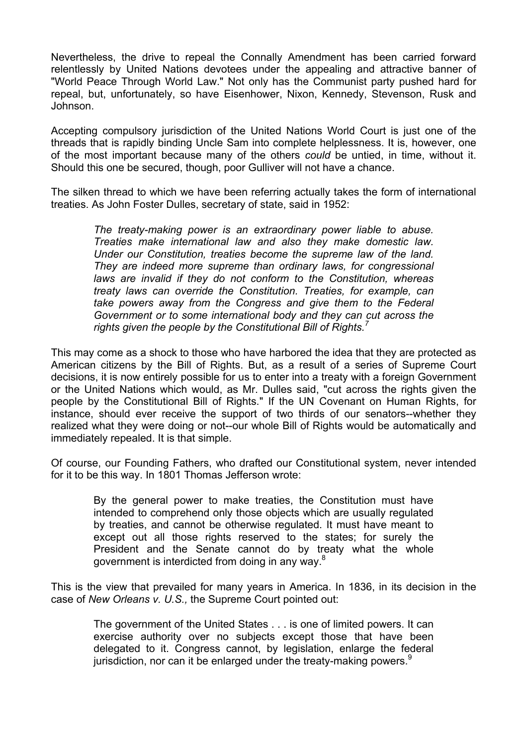Nevertheless, the drive to repeal the Connally Amendment has been carried forward relentlessly by United Nations devotees under the appealing and attractive banner of "World Peace Through World Law." Not only has the Communist party pushed hard for repeal, but, unfortunately, so have Eisenhower, Nixon, Kennedy, Stevenson, Rusk and Johnson.

Accepting compulsory jurisdiction of the United Nations World Court is just one of the threads that is rapidly binding Uncle Sam into complete helplessness. It is, however, one of the most important because many of the others *could* be untied, in time, without it. Should this one be secured, though, poor Gulliver will not have a chance.

The silken thread to which we have been referring actually takes the form of international treaties. As John Foster Dulles, secretary of state, said in 1952:

> *The treaty-making power is an extraordinary power liable to abuse. Treaties make international law and also they make domestic law. Under our Constitution, treaties become the supreme law of the land. They are indeed more supreme than ordinary laws, for congressional laws are invalid if they do not conform to the Constitution, whereas treaty laws can override the Constitution. Treaties, for example, can take powers away from the Congress and give them to the Federal Government or to some international body and they can cut across the rights given the people by the Constitutional Bill of Rights.*[7]

This may come as a shock to those who have harbored the idea that they are protected as American citizens by the Bill of Rights. But, as a result of a series of Supreme Court decisions, it is now entirely possible for us to enter into a treaty with a foreign Government or the United Nations which would, as Mr. Dulles said, "cut across the rights given the people by the Constitutional Bill of Rights." If the UN Covenant on Human Rights, for instance, should ever receive the support of two thirds of our senators--whether they realized what they were doing or not--our whole Bill of Rights would be automatically and immediately repealed. It is that simple.

Of course, our Founding Fathers, who drafted our Constitutional system, never intended for it to be this way. In 1801 Thomas Jefferson wrote:

> By the general power to make treaties, the Constitution must have intended to comprehend only those objects which are usually regulated by treaties, and cannot be otherwise regulated. It must have meant to except out all those rights reserved to the states; for surely the President and the Senate cannot do by treaty what the whole government is interdicted from doing in any way.[8]

This is the view that prevailed for many years in America. In 1836, in its decision in the case of *New Orleans v. U.S.,* the Supreme Court pointed out:

> The government of the United States . . . is one of limited powers. It can exercise authority over no subjects except those that have been delegated to it. Congress cannot, by legislation, enlarge the federal jurisdiction, nor can it be enlarged under the treaty-making powers.[9]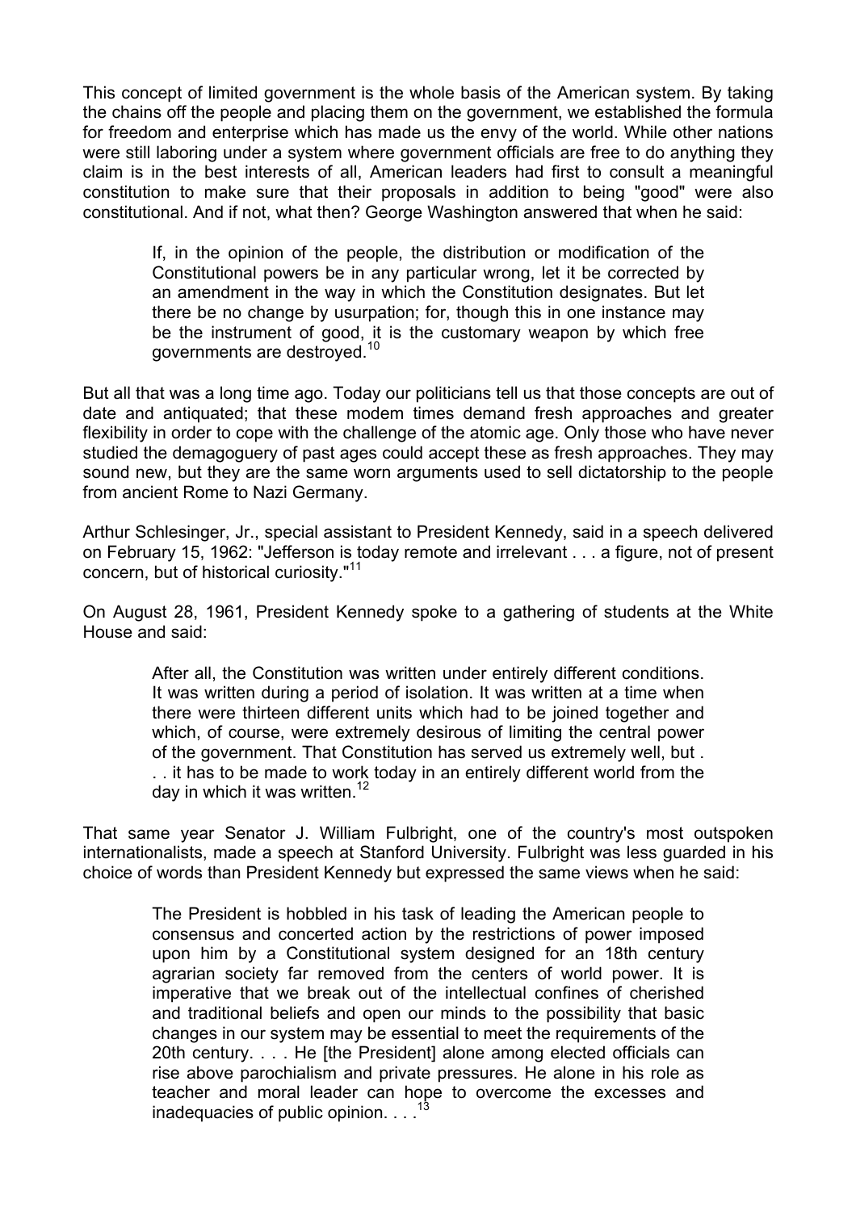This concept of limited government is the whole basis of the American system. By taking the chains off the people and placing them on the government, we established the formula for freedom and enterprise which has made us the envy of the world. While other nations were still laboring under a system where government officials are free to do anything they claim is in the best interests of all, American leaders had first to consult a meaningful constitution to make sure that their proposals in addition to being "good" were also constitutional. And if not, what then? George Washington answered that when he said:

> If, in the opinion of the people, the distribution or modification of the Constitutional powers be in any particular wrong, let it be corrected by an amendment in the way in which the Constitution designates. But let there be no change by usurpation; for, though this in one instance may be the instrument of good, it is the customary weapon by which free governments are destroyed.[10]

But all that was a long time ago. Today our politicians tell us that those concepts are out of date and antiquated; that these modem times demand fresh approaches and greater flexibility in order to cope with the challenge of the atomic age. Only those who have never studied the demagoguery of past ages could accept these as fresh approaches. They may sound new, but they are the same worn arguments used to sell dictatorship to the people from ancient Rome to Nazi Germany.

Arthur Schlesinger, Jr., special assistant to President Kennedy, said in a speech delivered on February 15, 1962: "Jefferson is today remote and irrelevant . . . a figure, not of present concern, but of historical curiosity."[11]

On August 28, 1961, President Kennedy spoke to a gathering of students at the White House and said:

> After all, the Constitution was written under entirely different conditions. It was written during a period of isolation. It was written at a time when there were thirteen different units which had to be joined together and which, of course, were extremely desirous of limiting the central power of the government. That Constitution has served us extremely well, but . . . it has to be made to work today in an entirely different world from the day in which it was written.[12]

That same year Senator J. William Fulbright, one of the country's most outspoken internationalists, made a speech at Stanford University. Fulbright was less guarded in his choice of words than President Kennedy but expressed the same views when he said:

> The President is hobbled in his task of leading the American people to consensus and concerted action by the restrictions of power imposed upon him by a Constitutional system designed for an 18th century agrarian society far removed from the centers of world power. It is imperative that we break out of the intellectual confines of cherished and traditional beliefs and open our minds to the possibility that basic changes in our system may be essential to meet the requirements of the 20th century. . . . He [the President] alone among elected officials can rise above parochialism and private pressures. He alone in his role as teacher and moral leader can hope to overcome the excesses and inadequacies of public opinion. . . .[13]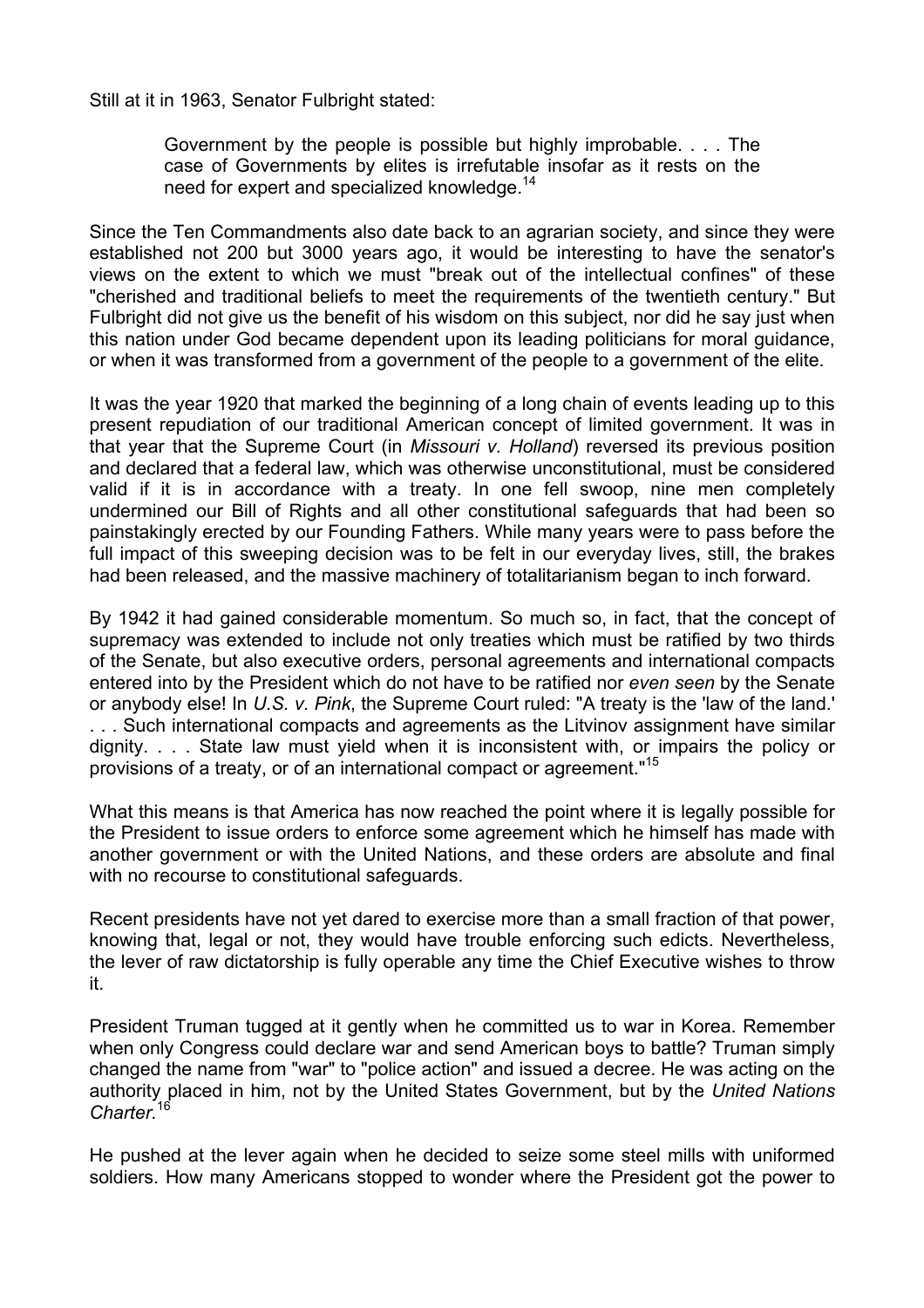Still at it in 1963, Senator Fulbright stated:

> Government by the people is possible but highly improbable. . . . The case of Governments by elites is irrefutable insofar as it rests on the need for expert and specialized knowledge.[14]

Since the Ten Commandments also date back to an agrarian society, and since they were established not 200 but 3000 years ago, it would be interesting to have the senator's views on the extent to which we must "break out of the intellectual confines" of these "cherished and traditional beliefs to meet the requirements of the twentieth century." But Fulbright did not give us the benefit of his wisdom on this subject, nor did he say just when this nation under God became dependent upon its leading politicians for moral guidance, or when it was transformed from a government of the people to a government of the elite.

It was the year 1920 that marked the beginning of a long chain of events leading up to this present repudiation of our traditional American concept of limited government. It was in that year that the Supreme Court (in *Missouri v. Holland*) reversed its previous position and declared that a federal law, which was otherwise unconstitutional, must be considered valid if it is in accordance with a treaty. In one fell swoop, nine men completely undermined our Bill of Rights and all other constitutional safeguards that had been so painstakingly erected by our Founding Fathers. While many years were to pass before the full impact of this sweeping decision was to be felt in our everyday lives, still, the brakes had been released, and the massive machinery of totalitarianism began to inch forward.

By 1942 it had gained considerable momentum. So much so, in fact, that the concept of supremacy was extended to include not only treaties which must be ratified by two thirds of the Senate, but also executive orders, personal agreements and international compacts entered into by the President which do not have to be ratified nor *even seen* by the Senate or anybody else! In *U.S. v. Pink*, the Supreme Court ruled: "A treaty is the 'law of the land.' . . . Such international compacts and agreements as the Litvinov assignment have similar dignity. . . . State law must yield when it is inconsistent with, or impairs the policy or provisions of a treaty, or of an international compact or agreement."[15]

What this means is that America has now reached the point where it is legally possible for the President to issue orders to enforce some agreement which he himself has made with another government or with the United Nations, and these orders are absolute and final with no recourse to constitutional safeguards.

Recent presidents have not yet dared to exercise more than a small fraction of that power, knowing that, legal or not, they would have trouble enforcing such edicts. Nevertheless, the lever of raw dictatorship is fully operable any time the Chief Executive wishes to throw it.

President Truman tugged at it gently when he committed us to war in Korea. Remember when only Congress could declare war and send American boys to battle? Truman simply changed the name from "war" to "police action" and issued a decree. He was acting on the authority placed in him, not by the United States Government, but by the *United Nations Charter.*[16]

He pushed at the lever again when he decided to seize some steel mills with uniformed soldiers. How many Americans stopped to wonder where the President got the power to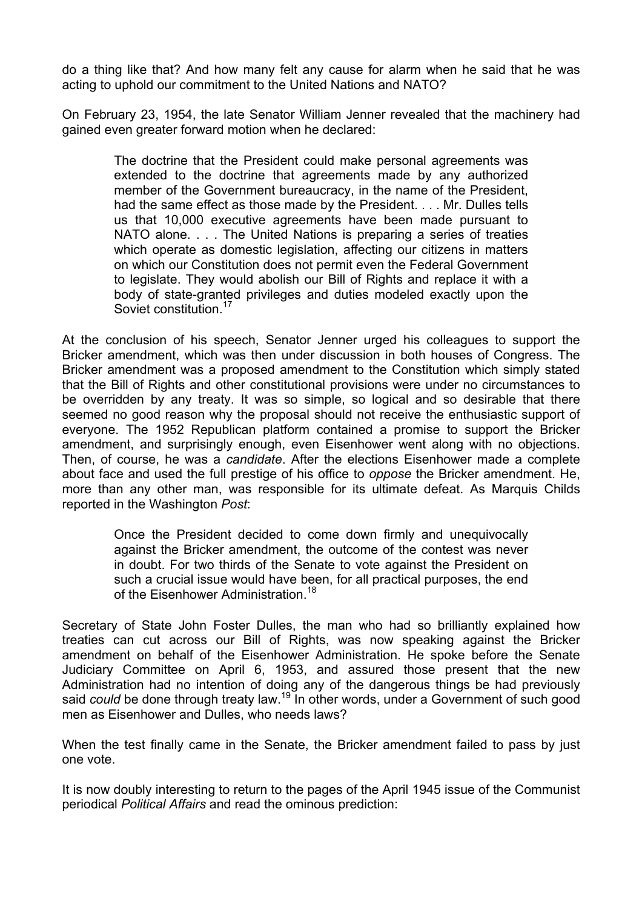do a thing like that? And how many felt any cause for alarm when he said that he was acting to uphold our commitment to the United Nations and NATO?

On February 23, 1954, the late Senator William Jenner revealed that the machinery had gained even greater forward motion when he declared:

> The doctrine that the President could make personal agreements was extended to the doctrine that agreements made by any authorized member of the Government bureaucracy, in the name of the President, had the same effect as those made by the President. . . . Mr. Dulles tells us that 10,000 executive agreements have been made pursuant to NATO alone. . . . The United Nations is preparing a series of treaties which operate as domestic legislation, affecting our citizens in matters on which our Constitution does not permit even the Federal Government to legislate. They would abolish our Bill of Rights and replace it with a body of state-granted privileges and duties modeled exactly upon the Soviet constitution.[17]

At the conclusion of his speech, Senator Jenner urged his colleagues to support the Bricker amendment, which was then under discussion in both houses of Congress. The Bricker amendment was a proposed amendment to the Constitution which simply stated that the Bill of Rights and other constitutional provisions were under no circumstances to be overridden by any treaty. It was so simple, so logical and so desirable that there seemed no good reason why the proposal should not receive the enthusiastic support of everyone. The 1952 Republican platform contained a promise to support the Bricker amendment, and surprisingly enough, even Eisenhower went along with no objections. Then, of course, he was a *candidate*. After the elections Eisenhower made a complete about face and used the full prestige of his office to *oppose* the Bricker amendment. He, more than any other man, was responsible for its ultimate defeat. As Marquis Childs reported in the Washington *Post*:

> Once the President decided to come down firmly and unequivocally against the Bricker amendment, the outcome of the contest was never in doubt. For two thirds of the Senate to vote against the President on such a crucial issue would have been, for all practical purposes, the end of the Eisenhower Administration.[18]

Secretary of State John Foster Dulles, the man who had so brilliantly explained how treaties can cut across our Bill of Rights, was now speaking against the Bricker amendment on behalf of the Eisenhower Administration. He spoke before the Senate Judiciary Committee on April 6, 1953, and assured those present that the new Administration had no intention of doing any of the dangerous things be had previously said *could* be done through treaty law.[19] In other words, under a Government of such good men as Eisenhower and Dulles, who needs laws?

When the test finally came in the Senate, the Bricker amendment failed to pass by just one vote.

It is now doubly interesting to return to the pages of the April 1945 issue of the Communist periodical *Political Affairs* and read the ominous prediction: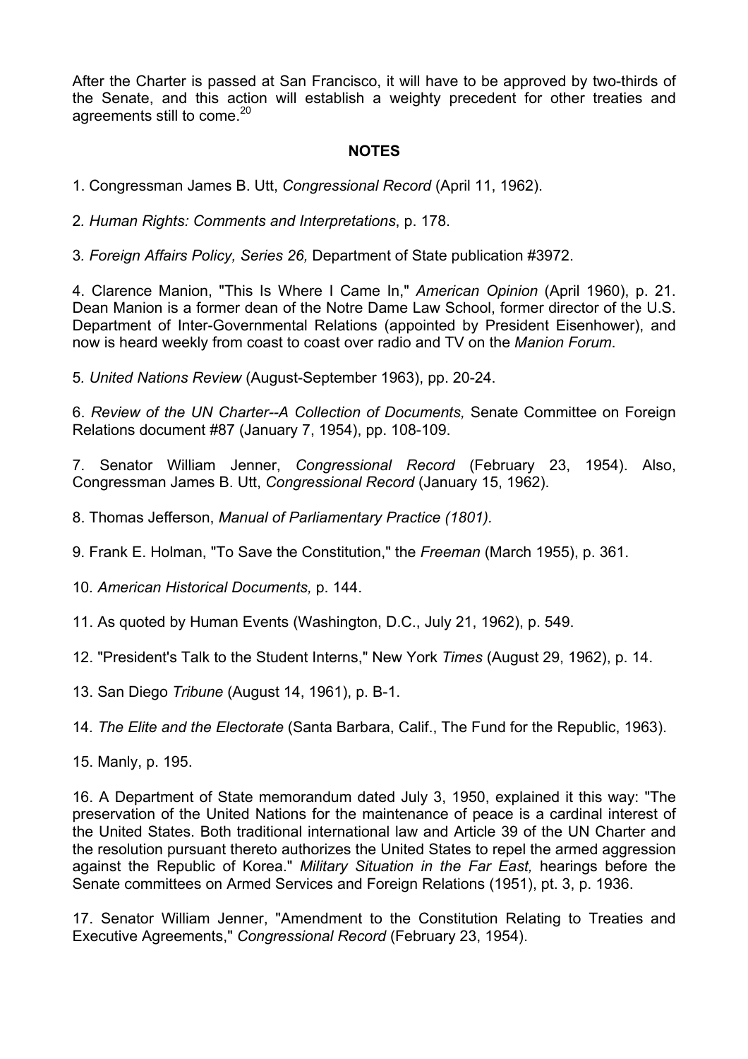After the Charter is passed at San Francisco, it will have to be approved by two-thirds of the Senate, and this action will establish a weighty precedent for other treaties and agreements still to come.[20]

**NOTES**

1. Congressman James B. Utt, *Congressional Record* (April 11, 1962).

2. *Human Rights: Comments and Interpretations*, p. 178.

3. *Foreign Affairs Policy, Series 26,* Department of State publication #3972.

4. Clarence Manion, "This Is Where I Came In," *American Opinion* (April 1960), p. 21. Dean Manion is a former dean of the Notre Dame Law School, former director of the U.S. Department of Inter-Governmental Relations (appointed by President Eisenhower), and now is heard weekly from coast to coast over radio and TV on the *Manion Forum*.

5. *United Nations Review* (August-September 1963), pp. 20-24.

6. *Review of the UN Charter--A Collection of Documents,* Senate Committee on Foreign Relations document #87 (January 7, 1954), pp. 108-109.

7. Senator William Jenner, *Congressional Record* (February 23, 1954). Also, Congressman James B. Utt, *Congressional Record* (January 15, 1962).

8. Thomas Jefferson, *Manual of Parliamentary Practice (1801).*

9. Frank E. Holman, "To Save the Constitution," the *Freeman* (March 1955), p. 361.

10. *American Historical Documents,* p. 144.

11. As quoted by Human Events (Washington, D.C., July 21, 1962), p. 549.

12. "President's Talk to the Student Interns," New York *Times* (August 29, 1962), p. 14.

13. San Diego *Tribune* (August 14, 1961), p. B-1.

14. *The Elite and the Electorate* (Santa Barbara, Calif., The Fund for the Republic, 1963).

15. Manly, p. 195.

16. A Department of State memorandum dated July 3, 1950, explained it this way: "The preservation of the United Nations for the maintenance of peace is a cardinal interest of the United States. Both traditional international law and Article 39 of the UN Charter and the resolution pursuant thereto authorizes the United States to repel the armed aggression against the Republic of Korea." *Military Situation in the Far East,* hearings before the Senate committees on Armed Services and Foreign Relations (1951), pt. 3, p. 1936.

17. Senator William Jenner, "Amendment to the Constitution Relating to Treaties and Executive Agreements," *Congressional Record* (February 23, 1954).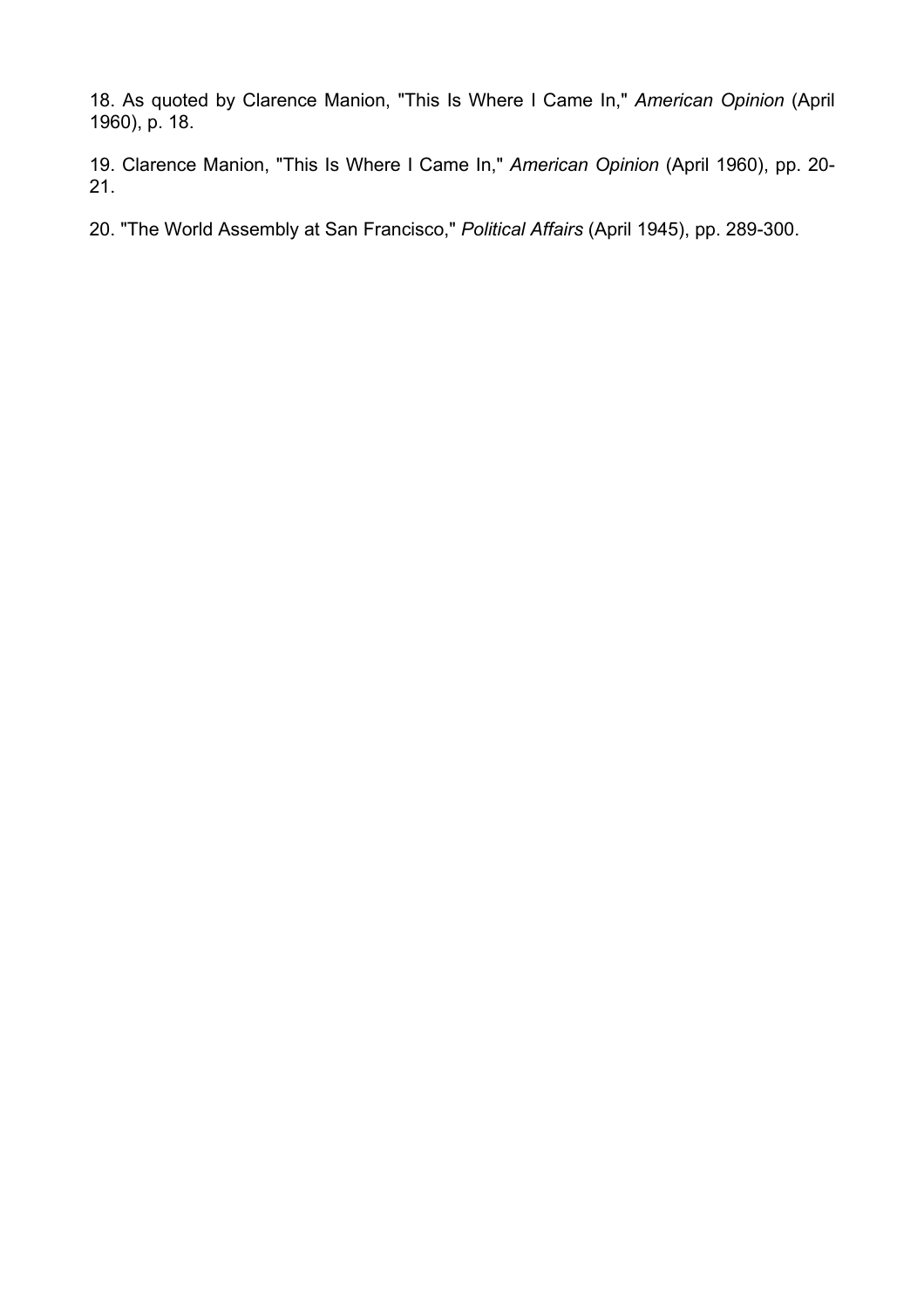18. As quoted by Clarence Manion, "This Is Where I Came In," *American Opinion* (April 1960), p. 18.

19. Clarence Manion, "This Is Where I Came In," *American Opinion* (April 1960), pp. 20-21.

20. "The World Assembly at San Francisco," *Political Affairs* (April 1945), pp. 289-300.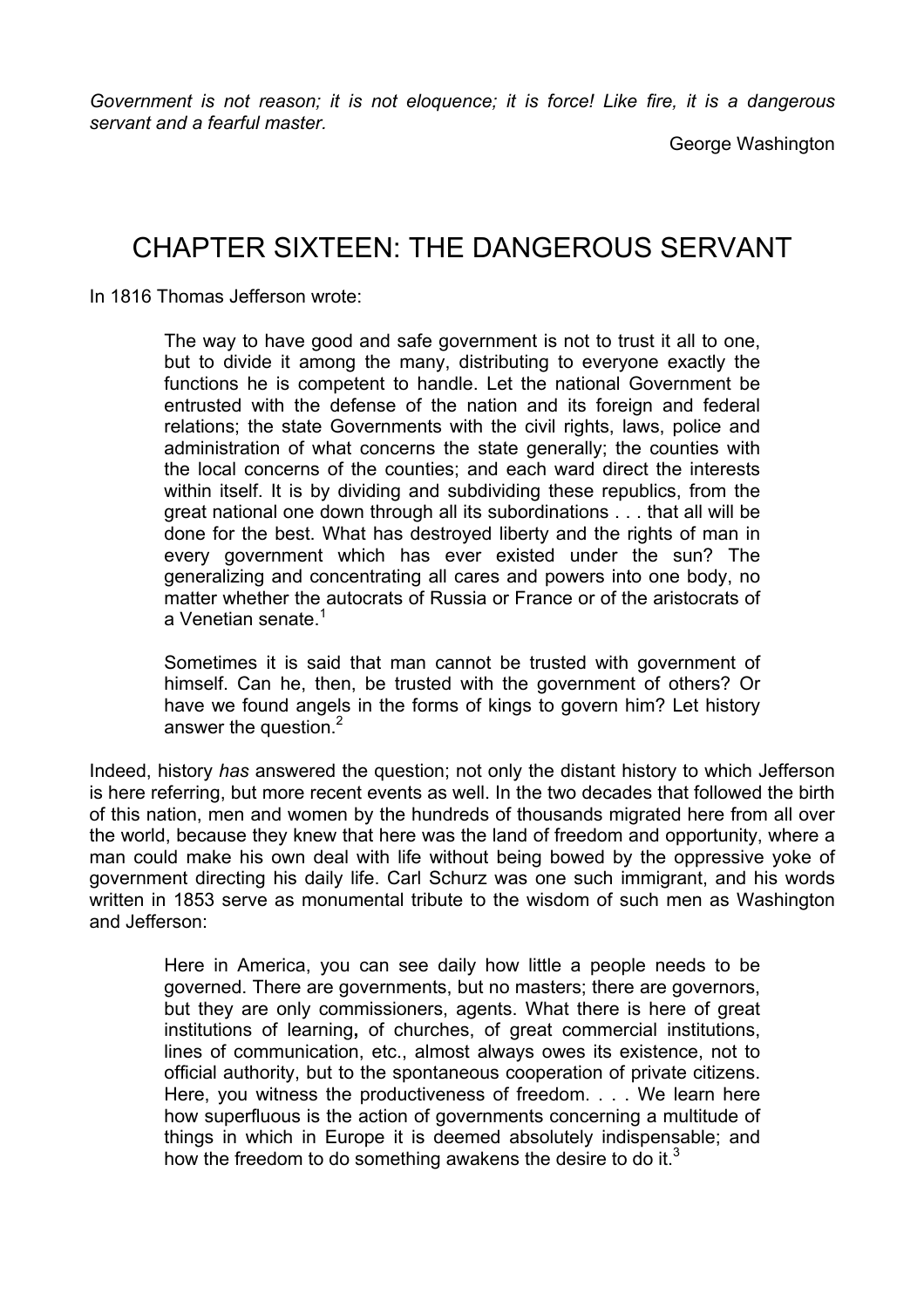*Government is not reason; it is not eloquence; it is force! Like fire, it is a dangerous servant and a fearful master.*

George Washington

# CHAPTER SIXTEEN: THE DANGEROUS SERVANT

In 1816 Thomas Jefferson wrote:

> The way to have good and safe government is not to trust it all to one, but to divide it among the many, distributing to everyone exactly the functions he is competent to handle. Let the national Government be entrusted with the defense of the nation and its foreign and federal relations; the state Governments with the civil rights, laws, police and administration of what concerns the state generally; the counties with the local concerns of the counties; and each ward direct the interests within itself. It is by dividing and subdividing these republics, from the great national one down through all its subordinations . . . that all will be done for the best. What has destroyed liberty and the rights of man in every government which has ever existed under the sun? The generalizing and concentrating all cares and powers into one body, no matter whether the autocrats of Russia or France or of the aristocrats of a Venetian senate.[1]
>
> Sometimes it is said that man cannot be trusted with government of himself. Can he, then, be trusted with the government of others? Or have we found angels in the forms of kings to govern him? Let history answer the question.[2]

Indeed, history *has* answered the question; not only the distant history to which Jefferson is here referring, but more recent events as well. In the two decades that followed the birth of this nation, men and women by the hundreds of thousands migrated here from all over the world, because they knew that here was the land of freedom and opportunity, where a man could make his own deal with life without being bowed by the oppressive yoke of government directing his daily life. Carl Schurz was one such immigrant, and his words written in 1853 serve as monumental tribute to the wisdom of such men as Washington and Jefferson:

> Here in America, you can see daily how little a people needs to be governed. There are governments, but no masters; there are governors, but they are only commissioners, agents. What there is here of great institutions of learning**,** of churches, of great commercial institutions, lines of communication, etc., almost always owes its existence, not to official authority, but to the spontaneous cooperation of private citizens. Here, you witness the productiveness of freedom. . . . We learn here how superfluous is the action of governments concerning a multitude of things in which in Europe it is deemed absolutely indispensable; and how the freedom to do something awakens the desire to do it.[3]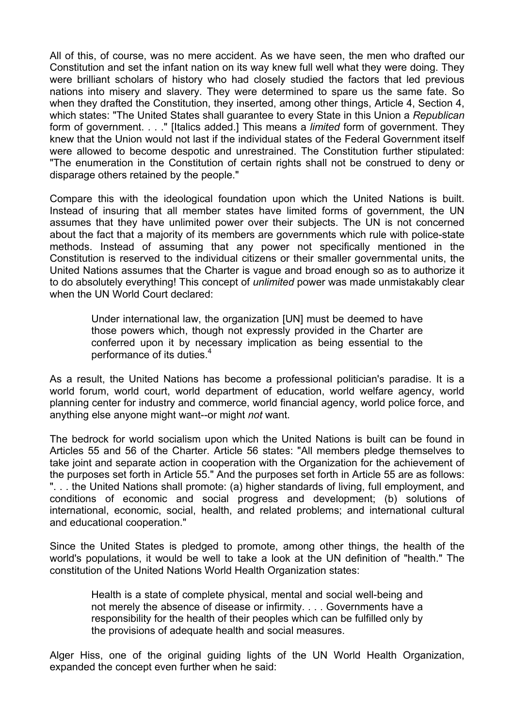All of this, of course, was no mere accident. As we have seen, the men who drafted our Constitution and set the infant nation on its way knew full well what they were doing. They were brilliant scholars of history who had closely studied the factors that led previous nations into misery and slavery. They were determined to spare us the same fate. So when they drafted the Constitution, they inserted, among other things, Article 4, Section 4, which states: "The United States shall guarantee to every State in this Union a *Republican* form of government. . . ." [Italics added.] This means a *limited* form of government. They knew that the Union would not last if the individual states of the Federal Government itself were allowed to become despotic and unrestrained. The Constitution further stipulated: "The enumeration in the Constitution of certain rights shall not be construed to deny or disparage others retained by the people."

Compare this with the ideological foundation upon which the United Nations is built. Instead of insuring that all member states have limited forms of government, the UN assumes that they have unlimited power over their subjects. The UN is not concerned about the fact that a majority of its members are governments which rule with police-state methods. Instead of assuming that any power not specifically mentioned in the Constitution is reserved to the individual citizens or their smaller governmental units, the United Nations assumes that the Charter is vague and broad enough so as to authorize it to do absolutely everything! This concept of *unlimited* power was made unmistakably clear when the UN World Court declared:

> Under international law, the organization [UN] must be deemed to have those powers which, though not expressly provided in the Charter are conferred upon it by necessary implication as being essential to the performance of its duties.[4]

As a result, the United Nations has become a professional politician's paradise. It is a world forum, world court, world department of education, world welfare agency, world planning center for industry and commerce, world financial agency, world police force, and anything else anyone might want--or might *not* want.

The bedrock for world socialism upon which the United Nations is built can be found in Articles 55 and 56 of the Charter. Article 56 states: "All members pledge themselves to take joint and separate action in cooperation with the Organization for the achievement of the purposes set forth in Article 55." And the purposes set forth in Article 55 are as follows: ". . . the United Nations shall promote: (a) higher standards of living, full employment, and conditions of economic and social progress and development; (b) solutions of international, economic, social, health, and related problems; and international cultural and educational cooperation."

Since the United States is pledged to promote, among other things, the health of the world's populations, it would be well to take a look at the UN definition of "health." The constitution of the United Nations World Health Organization states:

> Health is a state of complete physical, mental and social well-being and not merely the absence of disease or infirmity. . . . Governments have a responsibility for the health of their peoples which can be fulfilled only by the provisions of adequate health and social measures.

Alger Hiss, one of the original guiding lights of the UN World Health Organization, expanded the concept even further when he said: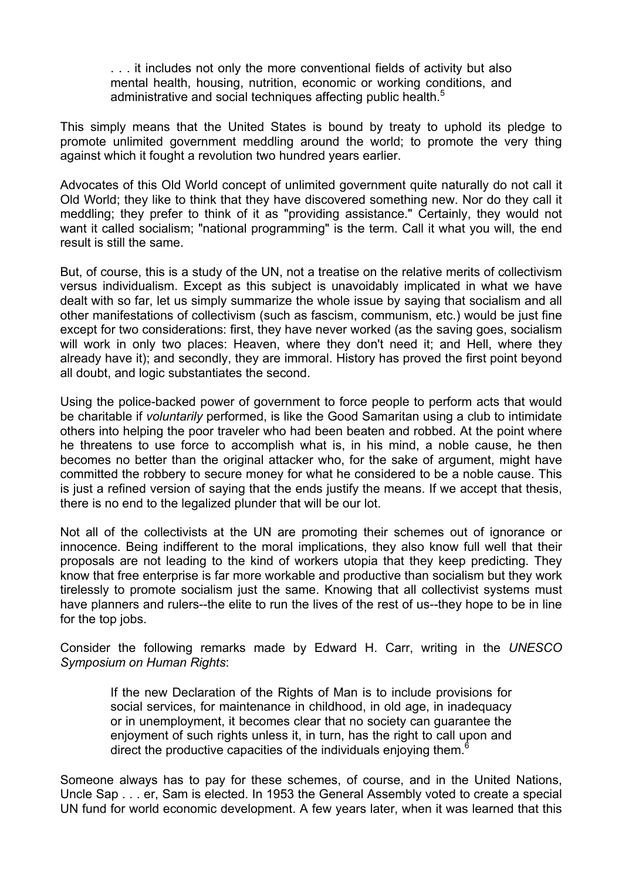> . . . it includes not only the more conventional fields of activity but also mental health, housing, nutrition, economic or working conditions, and administrative and social techniques affecting public health.[5]

This simply means that the United States is bound by treaty to uphold its pledge to promote unlimited government meddling around the world; to promote the very thing against which it fought a revolution two hundred years earlier.

Advocates of this Old World concept of unlimited government quite naturally do not call it Old World; they like to think that they have discovered something new. Nor do they call it meddling; they prefer to think of it as "providing assistance." Certainly, they would not want it called socialism; "national programming" is the term. Call it what you will, the end result is still the same.

But, of course, this is a study of the UN, not a treatise on the relative merits of collectivism versus individualism. Except as this subject is unavoidably implicated in what we have dealt with so far, let us simply summarize the whole issue by saying that socialism and all other manifestations of collectivism (such as fascism, communism, etc.) would be just fine except for two considerations: first, they have never worked (as the saving goes, socialism will work in only two places: Heaven, where they don't need it; and Hell, where they already have it); and secondly, they are immoral. History has proved the first point beyond all doubt, and logic substantiates the second.

Using the police-backed power of government to force people to perform acts that would be charitable if *voluntarily* performed, is like the Good Samaritan using a club to intimidate others into helping the poor traveler who had been beaten and robbed. At the point where he threatens to use force to accomplish what is, in his mind, a noble cause, he then becomes no better than the original attacker who, for the sake of argument, might have committed the robbery to secure money for what he considered to be a noble cause. This is just a refined version of saying that the ends justify the means. If we accept that thesis, there is no end to the legalized plunder that will be our lot.

Not all of the collectivists at the UN are promoting their schemes out of ignorance or innocence. Being indifferent to the moral implications, they also know full well that their proposals are not leading to the kind of workers utopia that they keep predicting. They know that free enterprise is far more workable and productive than socialism but they work tirelessly to promote socialism just the same. Knowing that all collectivist systems must have planners and rulers--the elite to run the lives of the rest of us--they hope to be in line for the top jobs.

Consider the following remarks made by Edward H. Carr, writing in the *UNESCO Symposium on Human Rights*:

> If the new Declaration of the Rights of Man is to include provisions for social services, for maintenance in childhood, in old age, in inadequacy or in unemployment, it becomes clear that no society can guarantee the enjoyment of such rights unless it, in turn, has the right to call upon and direct the productive capacities of the individuals enjoying them.[6]

Someone always has to pay for these schemes, of course, and in the United Nations, Uncle Sap . . . er, Sam is elected. In 1953 the General Assembly voted to create a special UN fund for world economic development. A few years later, when it was learned that this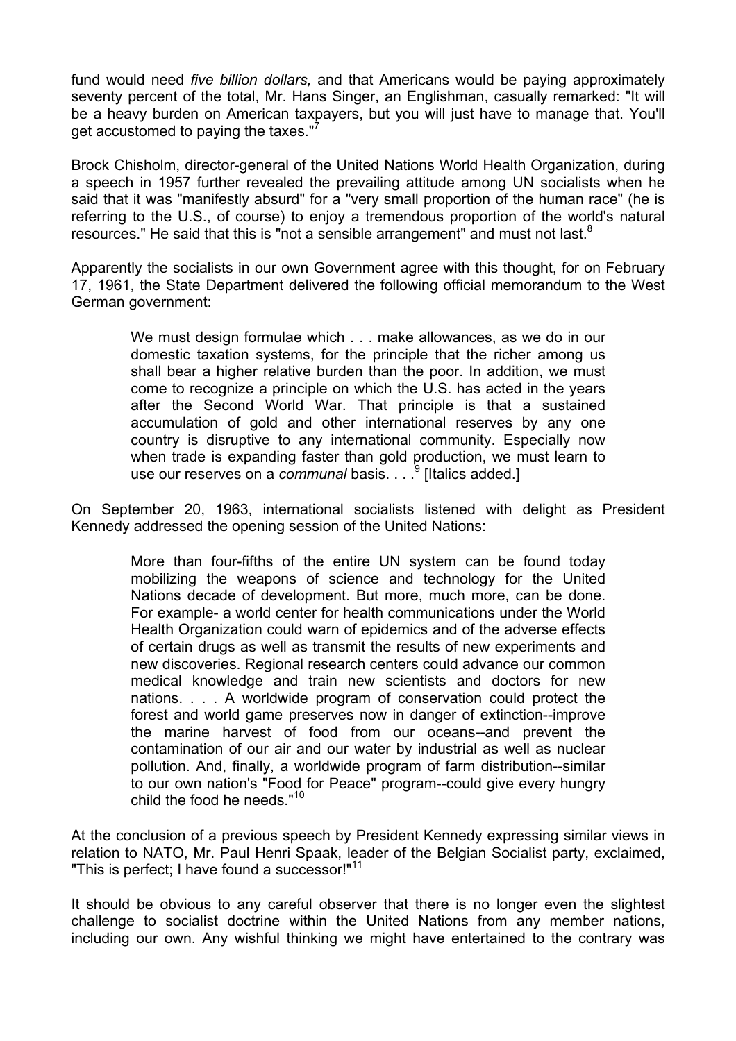fund would need *five billion dollars,* and that Americans would be paying approximately seventy percent of the total, Mr. Hans Singer, an Englishman, casually remarked: "It will be a heavy burden on American taxpayers, but you will just have to manage that. You'll get accustomed to paying the taxes."[7]

Brock Chisholm, director-general of the United Nations World Health Organization, during a speech in 1957 further revealed the prevailing attitude among UN socialists when he said that it was "manifestly absurd" for a "very small proportion of the human race" (he is referring to the U.S., of course) to enjoy a tremendous proportion of the world's natural resources." He said that this is "not a sensible arrangement" and must not last.[8]

Apparently the socialists in our own Government agree with this thought, for on February 17, 1961, the State Department delivered the following official memorandum to the West German government:

> We must design formulae which . . . make allowances, as we do in our domestic taxation systems, for the principle that the richer among us shall bear a higher relative burden than the poor. In addition, we must come to recognize a principle on which the U.S. has acted in the years after the Second World War. That principle is that a sustained accumulation of gold and other international reserves by any one country is disruptive to any international community. Especially now when trade is expanding faster than gold production, we must learn to use our reserves on a *communal* basis. . . .[9] [Italics added.]

On September 20, 1963, international socialists listened with delight as President Kennedy addressed the opening session of the United Nations:

> More than four-fifths of the entire UN system can be found today mobilizing the weapons of science and technology for the United Nations decade of development. But more, much more, can be done. For example- a world center for health communications under the World Health Organization could warn of epidemics and of the adverse effects of certain drugs as well as transmit the results of new experiments and new discoveries. Regional research centers could advance our common medical knowledge and train new scientists and doctors for new nations. . . . A worldwide program of conservation could protect the forest and world game preserves now in danger of extinction--improve the marine harvest of food from our oceans--and prevent the contamination of our air and our water by industrial as well as nuclear pollution. And, finally, a worldwide program of farm distribution--similar to our own nation's "Food for Peace" program--could give every hungry child the food he needs."[10]

At the conclusion of a previous speech by President Kennedy expressing similar views in relation to NATO, Mr. Paul Henri Spaak, leader of the Belgian Socialist party, exclaimed, "This is perfect; I have found a successor!"[11]

It should be obvious to any careful observer that there is no longer even the slightest challenge to socialist doctrine within the United Nations from any member nations, including our own. Any wishful thinking we might have entertained to the contrary was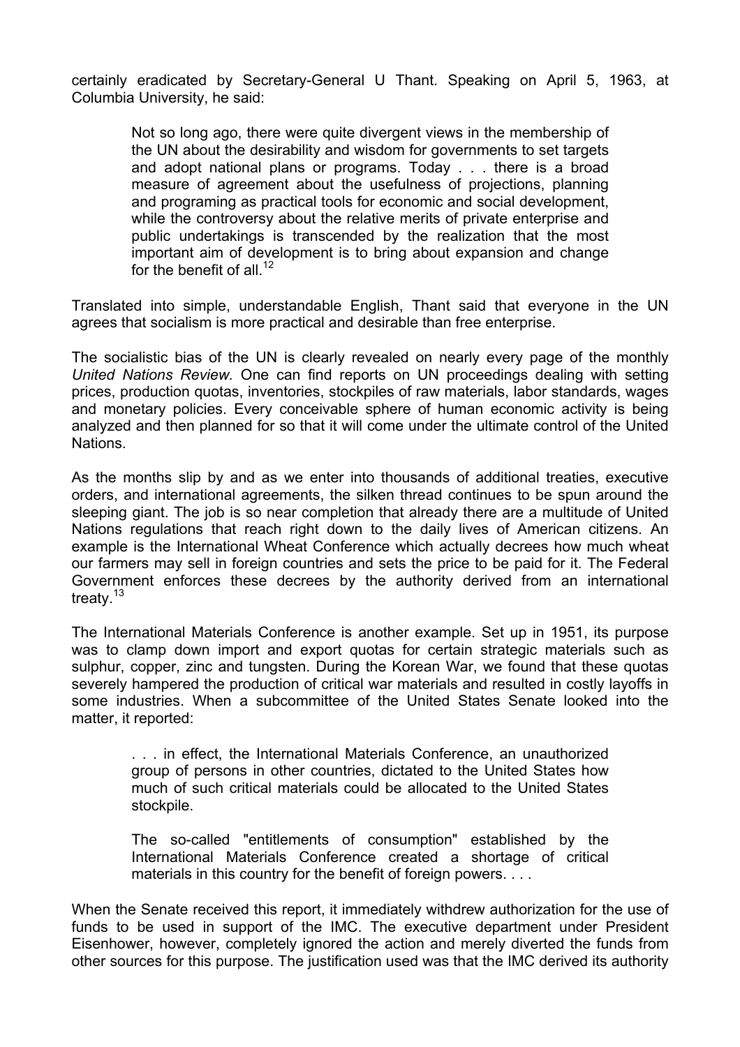certainly eradicated by Secretary-General U Thant. Speaking on April 5, 1963, at Columbia University, he said:

> Not so long ago, there were quite divergent views in the membership of the UN about the desirability and wisdom for governments to set targets and adopt national plans or programs. Today . . . there is a broad measure of agreement about the usefulness of projections, planning and programing as practical tools for economic and social development, while the controversy about the relative merits of private enterprise and public undertakings is transcended by the realization that the most important aim of development is to bring about expansion and change for the benefit of all.[12]

Translated into simple, understandable English, Thant said that everyone in the UN agrees that socialism is more practical and desirable than free enterprise.

The socialistic bias of the UN is clearly revealed on nearly every page of the monthly *United Nations Review*. One can find reports on UN proceedings dealing with setting prices, production quotas, inventories, stockpiles of raw materials, labor standards, wages and monetary policies. Every conceivable sphere of human economic activity is being analyzed and then planned for so that it will come under the ultimate control of the United Nations.

As the months slip by and as we enter into thousands of additional treaties, executive orders, and international agreements, the silken thread continues to be spun around the sleeping giant. The job is so near completion that already there are a multitude of United Nations regulations that reach right down to the daily lives of American citizens. An example is the International Wheat Conference which actually decrees how much wheat our farmers may sell in foreign countries and sets the price to be paid for it. The Federal Government enforces these decrees by the authority derived from an international treaty.[13]

The International Materials Conference is another example. Set up in 1951, its purpose was to clamp down import and export quotas for certain strategic materials such as sulphur, copper, zinc and tungsten. During the Korean War, we found that these quotas severely hampered the production of critical war materials and resulted in costly layoffs in some industries. When a subcommittee of the United States Senate looked into the matter, it reported:

> . . . in effect, the International Materials Conference, an unauthorized group of persons in other countries, dictated to the United States how much of such critical materials could be allocated to the United States stockpile.
>
> The so-called "entitlements of consumption" established by the International Materials Conference created a shortage of critical materials in this country for the benefit of foreign powers. . . .

When the Senate received this report, it immediately withdrew authorization for the use of funds to be used in support of the IMC. The executive department under President Eisenhower, however, completely ignored the action and merely diverted the funds from other sources for this purpose. The justification used was that the IMC derived its authority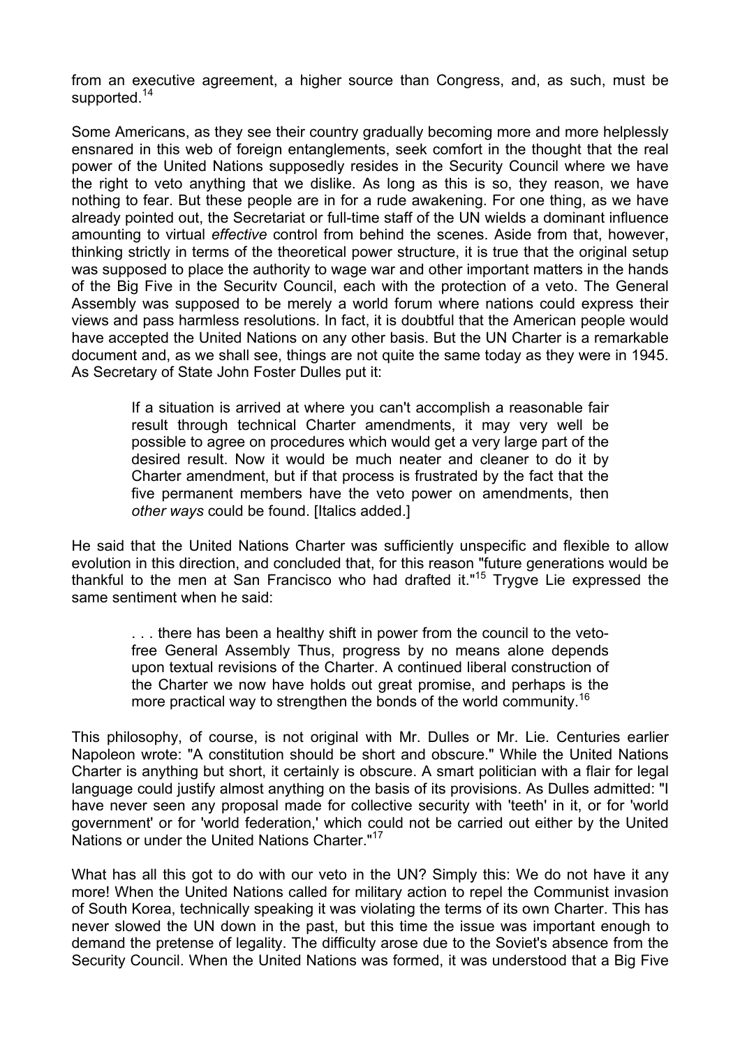from an executive agreement, a higher source than Congress, and, as such, must be supported.[14]

Some Americans, as they see their country gradually becoming more and more helplessly ensnared in this web of foreign entanglements, seek comfort in the thought that the real power of the United Nations supposedly resides in the Security Council where we have the right to veto anything that we dislike. As long as this is so, they reason, we have nothing to fear. But these people are in for a rude awakening. For one thing, as we have already pointed out, the Secretariat or full-time staff of the UN wields a dominant influence amounting to virtual *effective* control from behind the scenes. Aside from that, however, thinking strictly in terms of the theoretical power structure, it is true that the original setup was supposed to place the authority to wage war and other important matters in the hands of the Big Five in the Securitv Council, each with the protection of a veto. The General Assembly was supposed to be merely a world forum where nations could express their views and pass harmless resolutions. In fact, it is doubtful that the American people would have accepted the United Nations on any other basis. But the UN Charter is a remarkable document and, as we shall see, things are not quite the same today as they were in 1945. As Secretary of State John Foster Dulles put it:

> If a situation is arrived at where you can't accomplish a reasonable fair result through technical Charter amendments, it may very well be possible to agree on procedures which would get a very large part of the desired result. Now it would be much neater and cleaner to do it by Charter amendment, but if that process is frustrated by the fact that the five permanent members have the veto power on amendments, then *other ways* could be found. [Italics added.]

He said that the United Nations Charter was sufficiently unspecific and flexible to allow evolution in this direction, and concluded that, for this reason "future generations would be thankful to the men at San Francisco who had drafted it."[15] Trygve Lie expressed the same sentiment when he said:

> . . . there has been a healthy shift in power from the council to the veto-free General Assembly Thus, progress by no means alone depends upon textual revisions of the Charter. A continued liberal construction of the Charter we now have holds out great promise, and perhaps is the more practical way to strengthen the bonds of the world community.[16]

This philosophy, of course, is not original with Mr. Dulles or Mr. Lie. Centuries earlier Napoleon wrote: "A constitution should be short and obscure." While the United Nations Charter is anything but short, it certainly is obscure. A smart politician with a flair for legal language could justify almost anything on the basis of its provisions. As Dulles admitted: "I have never seen any proposal made for collective security with 'teeth' in it, or for 'world government' or for 'world federation,' which could not be carried out either by the United Nations or under the United Nations Charter."[17]

What has all this got to do with our veto in the UN? Simply this: We do not have it any more! When the United Nations called for military action to repel the Communist invasion of South Korea, technically speaking it was violating the terms of its own Charter. This has never slowed the UN down in the past, but this time the issue was important enough to demand the pretense of legality. The difficulty arose due to the Soviet's absence from the Security Council. When the United Nations was formed, it was understood that a Big Five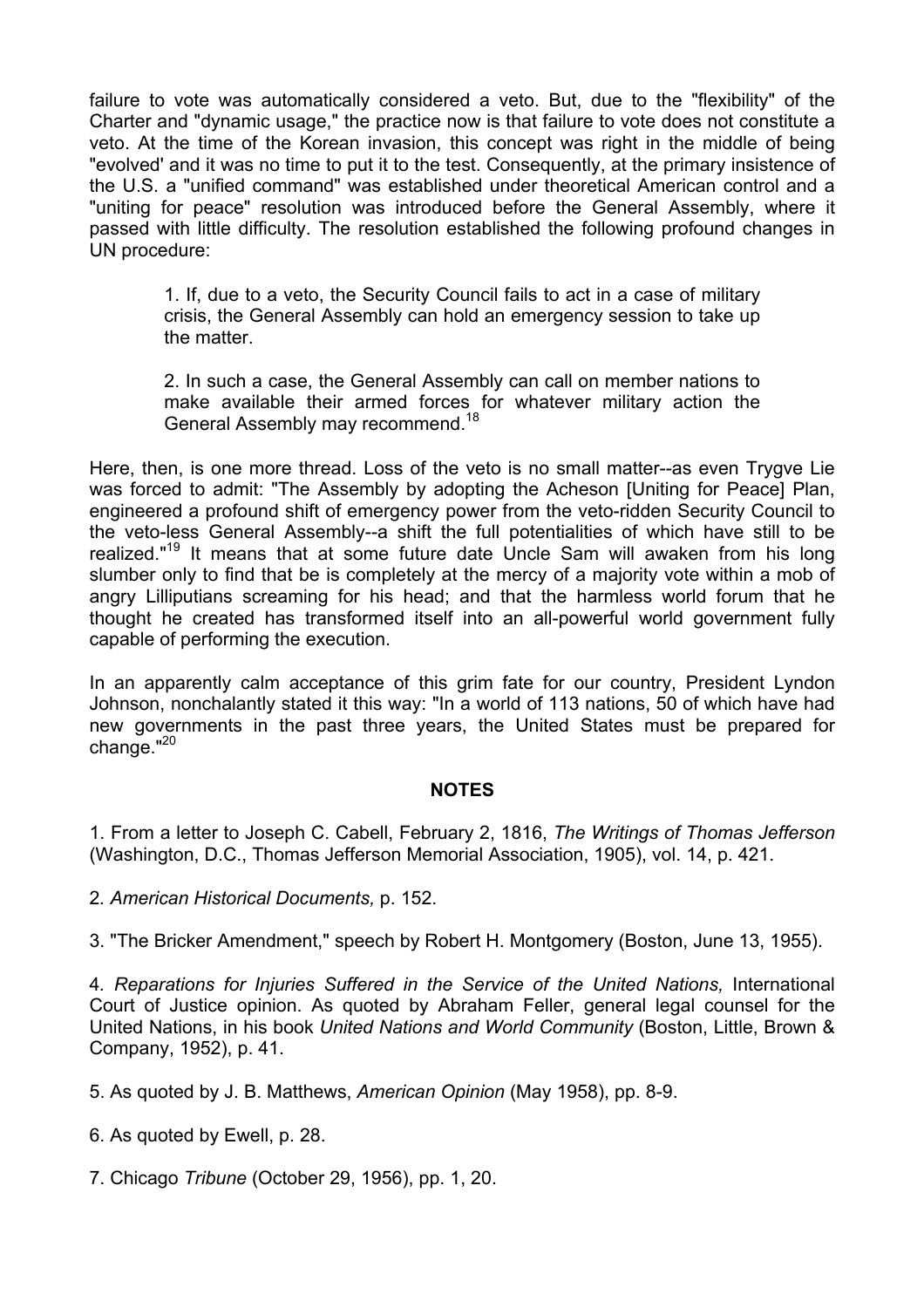failure to vote was automatically considered a veto. But, due to the "flexibility" of the Charter and "dynamic usage," the practice now is that failure to vote does not constitute a veto. At the time of the Korean invasion, this concept was right in the middle of being "evolved' and it was no time to put it to the test. Consequently, at the primary insistence of the U.S. a "unified command" was established under theoretical American control and a "uniting for peace" resolution was introduced before the General Assembly, where it passed with little difficulty. The resolution established the following profound changes in UN procedure:

> 1. If, due to a veto, the Security Council fails to act in a case of military crisis, the General Assembly can hold an emergency session to take up the matter.
>
> 2. In such a case, the General Assembly can call on member nations to make available their armed forces for whatever military action the General Assembly may recommend.[18]

Here, then, is one more thread. Loss of the veto is no small matter--as even Trygve Lie was forced to admit: "The Assembly by adopting the Acheson [Uniting for Peace] Plan, engineered a profound shift of emergency power from the veto-ridden Security Council to the veto-less General Assembly--a shift the full potentialities of which have still to be realized."[19] It means that at some future date Uncle Sam will awaken from his long slumber only to find that be is completely at the mercy of a majority vote within a mob of angry Lilliputians screaming for his head; and that the harmless world forum that he thought he created has transformed itself into an all-powerful world government fully capable of performing the execution.

In an apparently calm acceptance of this grim fate for our country, President Lyndon Johnson, nonchalantly stated it this way: "In a world of 113 nations, 50 of which have had new governments in the past three years, the United States must be prepared for change."[20]

**NOTES**

1. From a letter to Joseph C. Cabell, February 2, 1816, *The Writings of Thomas Jefferson* (Washington, D.C., Thomas Jefferson Memorial Association, 1905), vol. 14, p. 421.

2. *American Historical Documents,* p. 152.

3. "The Bricker Amendment," speech by Robert H. Montgomery (Boston, June 13, 1955).

4. *Reparations for Injuries Suffered in the Service of the United Nations,* International Court of Justice opinion. As quoted by Abraham Feller, general legal counsel for the United Nations, in his book *United Nations and World Community* (Boston, Little, Brown & Company, 1952), p. 41.

5. As quoted by J. B. Matthews, *American Opinion* (May 1958), pp. 8-9.

6. As quoted by Ewell, p. 28.

7. Chicago *Tribune* (October 29, 1956), pp. 1, 20.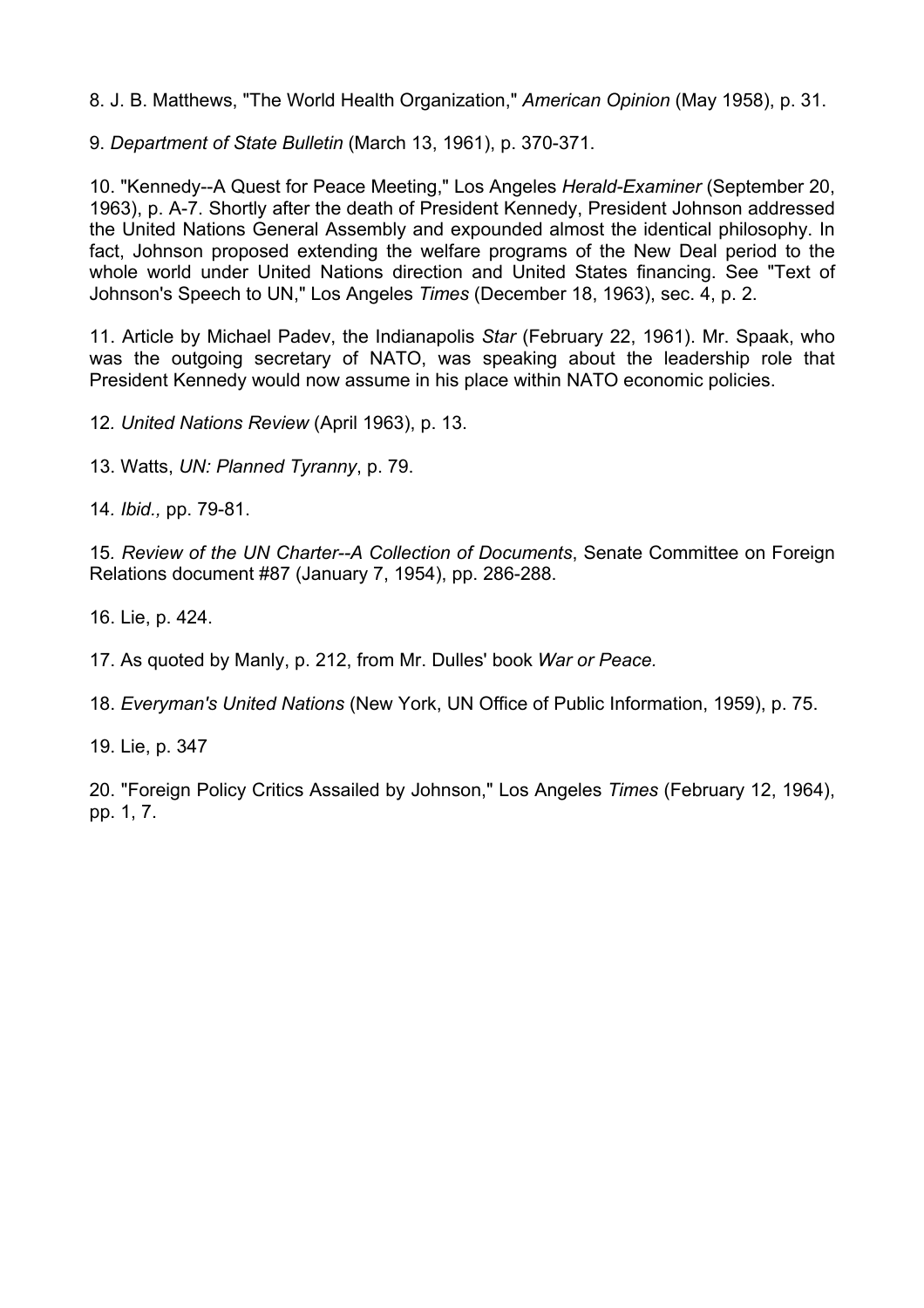8. J. B. Matthews, "The World Health Organization," *American Opinion* (May 1958), p. 31.

9. *Department of State Bulletin* (March 13, 1961), p. 370-371.

10. "Kennedy--A Quest for Peace Meeting," Los Angeles *Herald-Examiner* (September 20, 1963), p. A-7. Shortly after the death of President Kennedy, President Johnson addressed the United Nations General Assembly and expounded almost the identical philosophy. In fact, Johnson proposed extending the welfare programs of the New Deal period to the whole world under United Nations direction and United States financing. See "Text of Johnson's Speech to UN," Los Angeles *Times* (December 18, 1963), sec. 4, p. 2.

11. Article by Michael Padev, the Indianapolis *Star* (February 22, 1961). Mr. Spaak, who was the outgoing secretary of NATO, was speaking about the leadership role that President Kennedy would now assume in his place within NATO economic policies.

12. *United Nations Review* (April 1963), p. 13.

13. Watts, *UN: Planned Tyranny*, p. 79.

14. *Ibid.,* pp. 79-81.

15. *Review of the UN Charter--A Collection of Documents*, Senate Committee on Foreign Relations document #87 (January 7, 1954), pp. 286-288.

16. Lie, p. 424.

17. As quoted by Manly, p. 212, from Mr. Dulles' book *War or Peace.*

18. *Everyman's United Nations* (New York, UN Office of Public Information, 1959), p. 75.

19. Lie, p. 347

20. "Foreign Policy Critics Assailed by Johnson," Los Angeles *Times* (February 12, 1964), pp. 1, 7.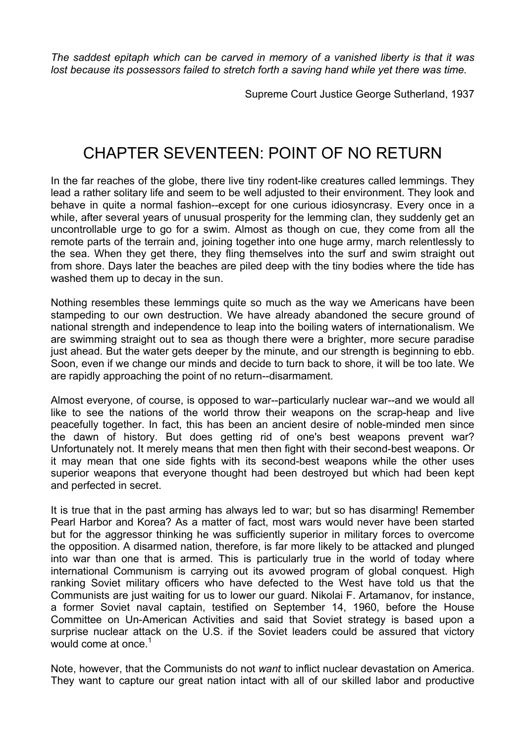*The saddest epitaph which can be carved in memory of a vanished liberty is that it was lost because its possessors failed to stretch forth a saving hand while yet there was time.*

Supreme Court Justice George Sutherland, 1937

# CHAPTER SEVENTEEN: POINT OF NO RETURN

In the far reaches of the globe, there live tiny rodent-like creatures called lemmings. They lead a rather solitary life and seem to be well adjusted to their environment. They look and behave in quite a normal fashion--except for one curious idiosyncrasy. Every once in a while, after several years of unusual prosperity for the lemming clan, they suddenly get an uncontrollable urge to go for a swim. Almost as though on cue, they come from all the remote parts of the terrain and, joining together into one huge army, march relentlessly to the sea. When they get there, they fling themselves into the surf and swim straight out from shore. Days later the beaches are piled deep with the tiny bodies where the tide has washed them up to decay in the sun.

Nothing resembles these lemmings quite so much as the way we Americans have been stampeding to our own destruction. We have already abandoned the secure ground of national strength and independence to leap into the boiling waters of internationalism. We are swimming straight out to sea as though there were a brighter, more secure paradise just ahead. But the water gets deeper by the minute, and our strength is beginning to ebb. Soon, even if we change our minds and decide to turn back to shore, it will be too late. We are rapidly approaching the point of no return--disarmament.

Almost everyone, of course, is opposed to war--particularly nuclear war--and we would all like to see the nations of the world throw their weapons on the scrap-heap and live peacefully together. In fact, this has been an ancient desire of noble-minded men since the dawn of history. But does getting rid of one's best weapons prevent war? Unfortunately not. It merely means that men then fight with their second-best weapons. Or it may mean that one side fights with its second-best weapons while the other uses superior weapons that everyone thought had been destroyed but which had been kept and perfected in secret.

It is true that in the past arming has always led to war; but so has disarming! Remember Pearl Harbor and Korea? As a matter of fact, most wars would never have been started but for the aggressor thinking he was sufficiently superior in military forces to overcome the opposition. A disarmed nation, therefore, is far more likely to be attacked and plunged into war than one that is armed. This is particularly true in the world of today where international Communism is carrying out its avowed program of global conquest. High ranking Soviet military officers who have defected to the West have told us that the Communists are just waiting for us to lower our guard. Nikolai F. Artamanov, for instance, a former Soviet naval captain, testified on September 14, 1960, before the House Committee on Un-American Activities and said that Soviet strategy is based upon a surprise nuclear attack on the U.S. if the Soviet leaders could be assured that victory would come at once.[1]

Note, however, that the Communists do not *want* to inflict nuclear devastation on America. They want to capture our great nation intact with all of our skilled labor and productive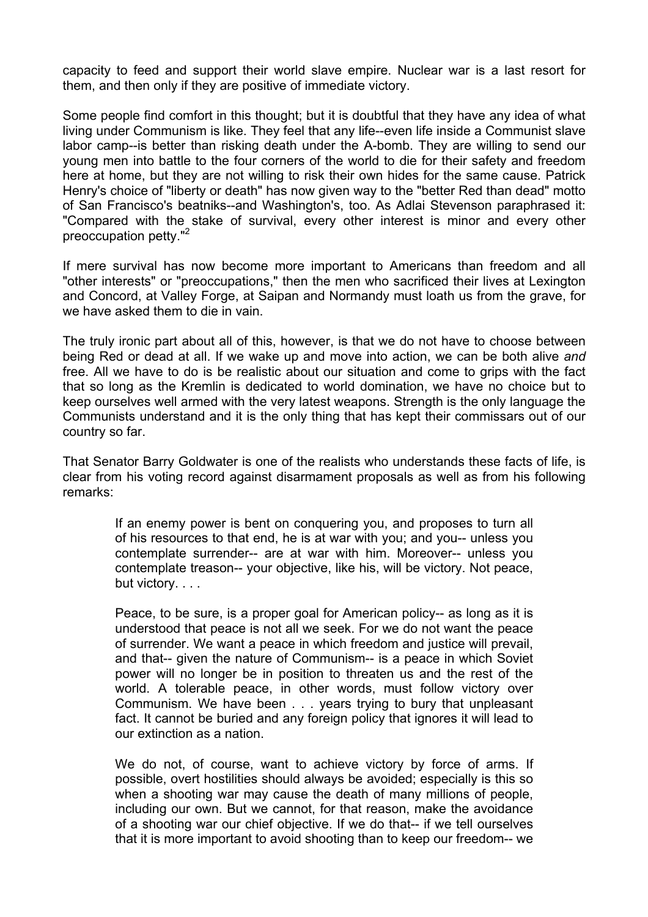capacity to feed and support their world slave empire. Nuclear war is a last resort for them, and then only if they are positive of immediate victory.

Some people find comfort in this thought; but it is doubtful that they have any idea of what living under Communism is like. They feel that any life--even life inside a Communist slave labor camp--is better than risking death under the A-bomb. They are willing to send our young men into battle to the four corners of the world to die for their safety and freedom here at home, but they are not willing to risk their own hides for the same cause. Patrick Henry's choice of "liberty or death" has now given way to the "better Red than dead" motto of San Francisco's beatniks--and Washington's, too. As Adlai Stevenson paraphrased it: "Compared with the stake of survival, every other interest is minor and every other preoccupation petty."[2]

If mere survival has now become more important to Americans than freedom and all "other interests" or "preoccupations," then the men who sacrificed their lives at Lexington and Concord, at Valley Forge, at Saipan and Normandy must loath us from the grave, for we have asked them to die in vain.

The truly ironic part about all of this, however, is that we do not have to choose between being Red or dead at all. If we wake up and move into action, we can be both alive *and* free. All we have to do is be realistic about our situation and come to grips with the fact that so long as the Kremlin is dedicated to world domination, we have no choice but to keep ourselves well armed with the very latest weapons. Strength is the only language the Communists understand and it is the only thing that has kept their commissars out of our country so far.

That Senator Barry Goldwater is one of the realists who understands these facts of life, is clear from his voting record against disarmament proposals as well as from his following remarks:

> If an enemy power is bent on conquering you, and proposes to turn all of his resources to that end, he is at war with you; and you-- unless you contemplate surrender-- are at war with him. Moreover-- unless you contemplate treason-- your objective, like his, will be victory. Not peace, but victory. . . .
>
> Peace, to be sure, is a proper goal for American policy-- as long as it is understood that peace is not all we seek. For we do not want the peace of surrender. We want a peace in which freedom and justice will prevail, and that-- given the nature of Communism-- is a peace in which Soviet power will no longer be in position to threaten us and the rest of the world. A tolerable peace, in other words, must follow victory over Communism. We have been . . . years trying to bury that unpleasant fact. It cannot be buried and any foreign policy that ignores it will lead to our extinction as a nation.
>
> We do not, of course, want to achieve victory by force of arms. If possible, overt hostilities should always be avoided; especially is this so when a shooting war may cause the death of many millions of people, including our own. But we cannot, for that reason, make the avoidance of a shooting war our chief objective. If we do that-- if we tell ourselves that it is more important to avoid shooting than to keep our freedom-- we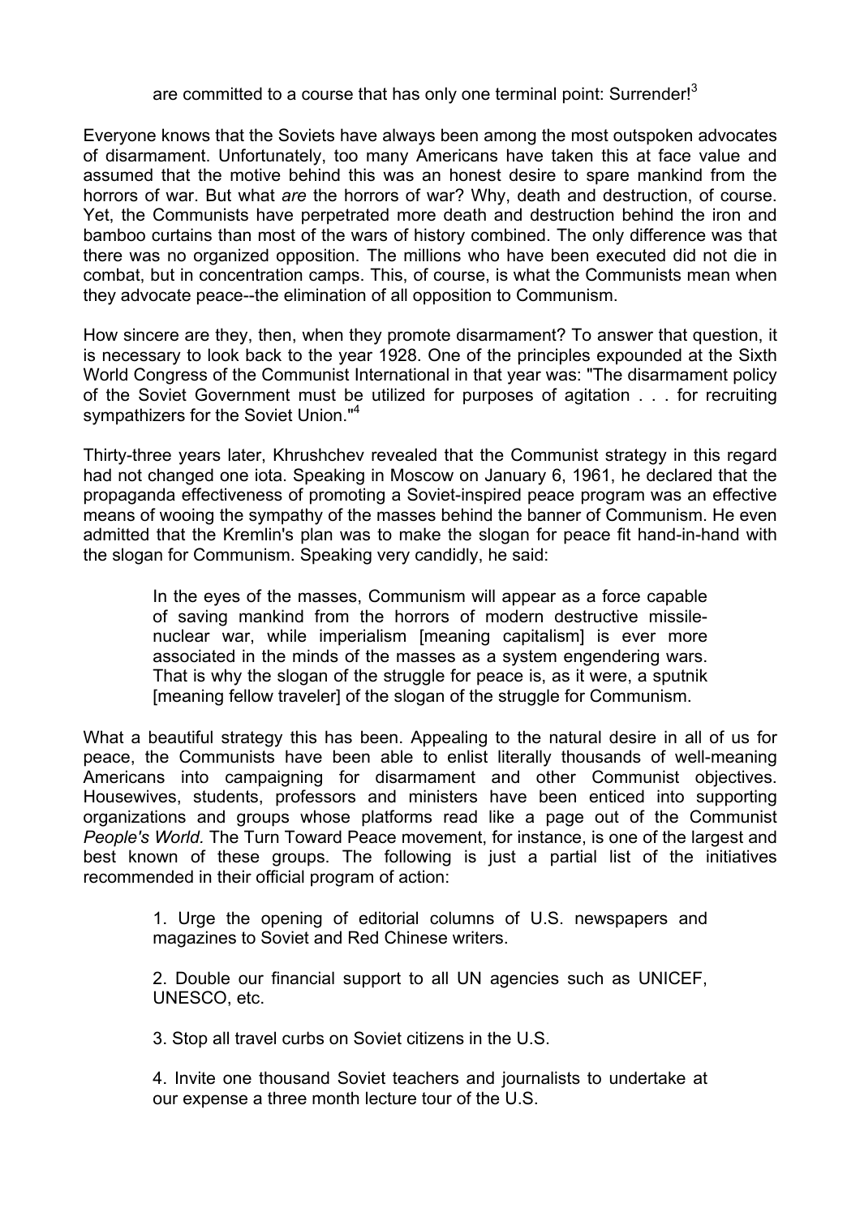are committed to a course that has only one terminal point: Surrender![3]

Everyone knows that the Soviets have always been among the most outspoken advocates of disarmament. Unfortunately, too many Americans have taken this at face value and assumed that the motive behind this was an honest desire to spare mankind from the horrors of war. But what *are* the horrors of war? Why, death and destruction, of course. Yet, the Communists have perpetrated more death and destruction behind the iron and bamboo curtains than most of the wars of history combined. The only difference was that there was no organized opposition. The millions who have been executed did not die in combat, but in concentration camps. This, of course, is what the Communists mean when they advocate peace--the elimination of all opposition to Communism.

How sincere are they, then, when they promote disarmament? To answer that question, it is necessary to look back to the year 1928. One of the principles expounded at the Sixth World Congress of the Communist International in that year was: "The disarmament policy of the Soviet Government must be utilized for purposes of agitation . . . for recruiting sympathizers for the Soviet Union."[4]

Thirty-three years later, Khrushchev revealed that the Communist strategy in this regard had not changed one iota. Speaking in Moscow on January 6, 1961, he declared that the propaganda effectiveness of promoting a Soviet-inspired peace program was an effective means of wooing the sympathy of the masses behind the banner of Communism. He even admitted that the Kremlin's plan was to make the slogan for peace fit hand-in-hand with the slogan for Communism. Speaking very candidly, he said:

> In the eyes of the masses, Communism will appear as a force capable of saving mankind from the horrors of modern destructive missile-nuclear war, while imperialism [meaning capitalism] is ever more associated in the minds of the masses as a system engendering wars. That is why the slogan of the struggle for peace is, as it were, a sputnik [meaning fellow traveler] of the slogan of the struggle for Communism.

What a beautiful strategy this has been. Appealing to the natural desire in all of us for peace, the Communists have been able to enlist literally thousands of well-meaning Americans into campaigning for disarmament and other Communist objectives. Housewives, students, professors and ministers have been enticed into supporting organizations and groups whose platforms read like a page out of the Communist *People's World.* The Turn Toward Peace movement, for instance, is one of the largest and best known of these groups. The following is just a partial list of the initiatives recommended in their official program of action:

> 1. Urge the opening of editorial columns of U.S. newspapers and magazines to Soviet and Red Chinese writers.
>
> 2. Double our financial support to all UN agencies such as UNICEF, UNESCO, etc.
>
> 3. Stop all travel curbs on Soviet citizens in the U.S.
>
> 4. Invite one thousand Soviet teachers and journalists to undertake at our expense a three month lecture tour of the U.S.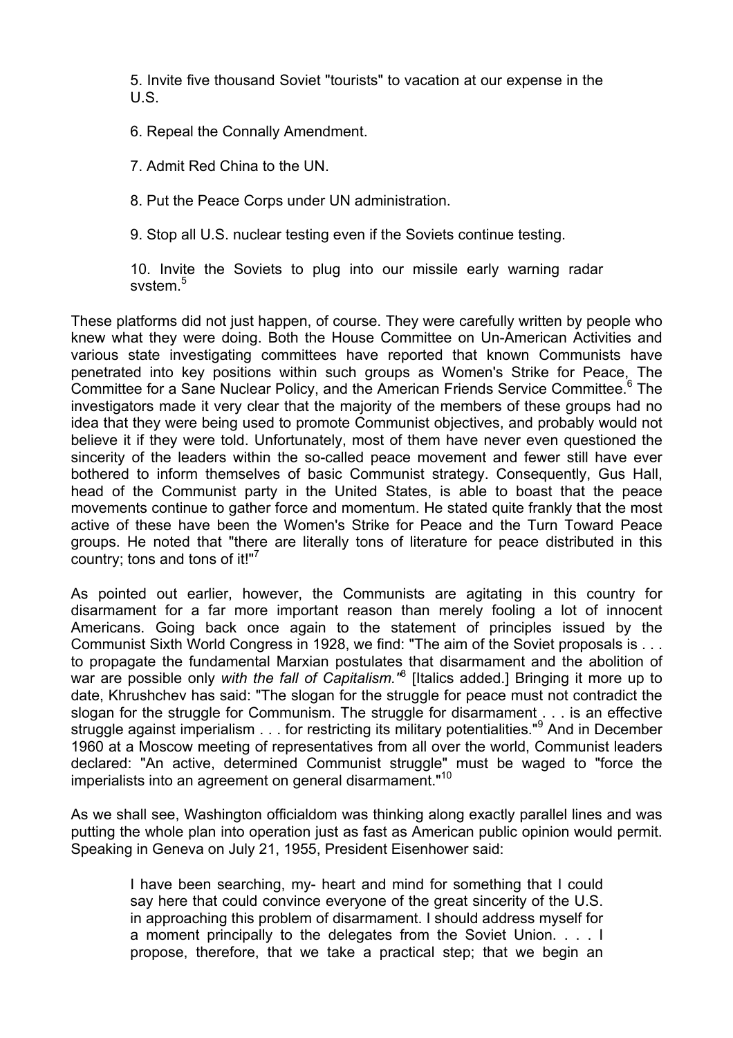5. Invite five thousand Soviet "tourists" to vacation at our expense in the U.S.

6. Repeal the Connally Amendment.

7. Admit Red China to the UN.

8. Put the Peace Corps under UN administration.

9. Stop all U.S. nuclear testing even if the Soviets continue testing.

10. Invite the Soviets to plug into our missile early warning radar svstem.[5]

These platforms did not just happen, of course. They were carefully written by people who knew what they were doing. Both the House Committee on Un-American Activities and various state investigating committees have reported that known Communists have penetrated into key positions within such groups as Women's Strike for Peace, The Committee for a Sane Nuclear Policy, and the American Friends Service Committee.[6] The investigators made it very clear that the majority of the members of these groups had no idea that they were being used to promote Communist objectives, and probably would not believe it if they were told. Unfortunately, most of them have never even questioned the sincerity of the leaders within the so-called peace movement and fewer still have ever bothered to inform themselves of basic Communist strategy. Consequently, Gus Hall, head of the Communist party in the United States, is able to boast that the peace movements continue to gather force and momentum. He stated quite frankly that the most active of these have been the Women's Strike for Peace and the Turn Toward Peace groups. He noted that "there are literally tons of literature for peace distributed in this country; tons and tons of it!"[7]

As pointed out earlier, however, the Communists are agitating in this country for disarmament for a far more important reason than merely fooling a lot of innocent Americans. Going back once again to the statement of principles issued by the Communist Sixth World Congress in 1928, we find: "The aim of the Soviet proposals is . . . to propagate the fundamental Marxian postulates that disarmament and the abolition of war are possible only *with the fall of Capitalism."*[8] [Italics added.] Bringing it more up to date, Khrushchev has said: "The slogan for the struggle for peace must not contradict the slogan for the struggle for Communism. The struggle for disarmament . . . is an effective struggle against imperialism . . . for restricting its military potentialities."[9] And in December 1960 at a Moscow meeting of representatives from all over the world, Communist leaders declared: "An active, determined Communist struggle" must be waged to "force the imperialists into an agreement on general disarmament."[10]

As we shall see, Washington officialdom was thinking along exactly parallel lines and was putting the whole plan into operation just as fast as American public opinion would permit. Speaking in Geneva on July 21, 1955, President Eisenhower said:

> I have been searching, my- heart and mind for something that I could say here that could convince everyone of the great sincerity of the U.S. in approaching this problem of disarmament. I should address myself for a moment principally to the delegates from the Soviet Union. . . . I propose, therefore, that we take a practical step; that we begin an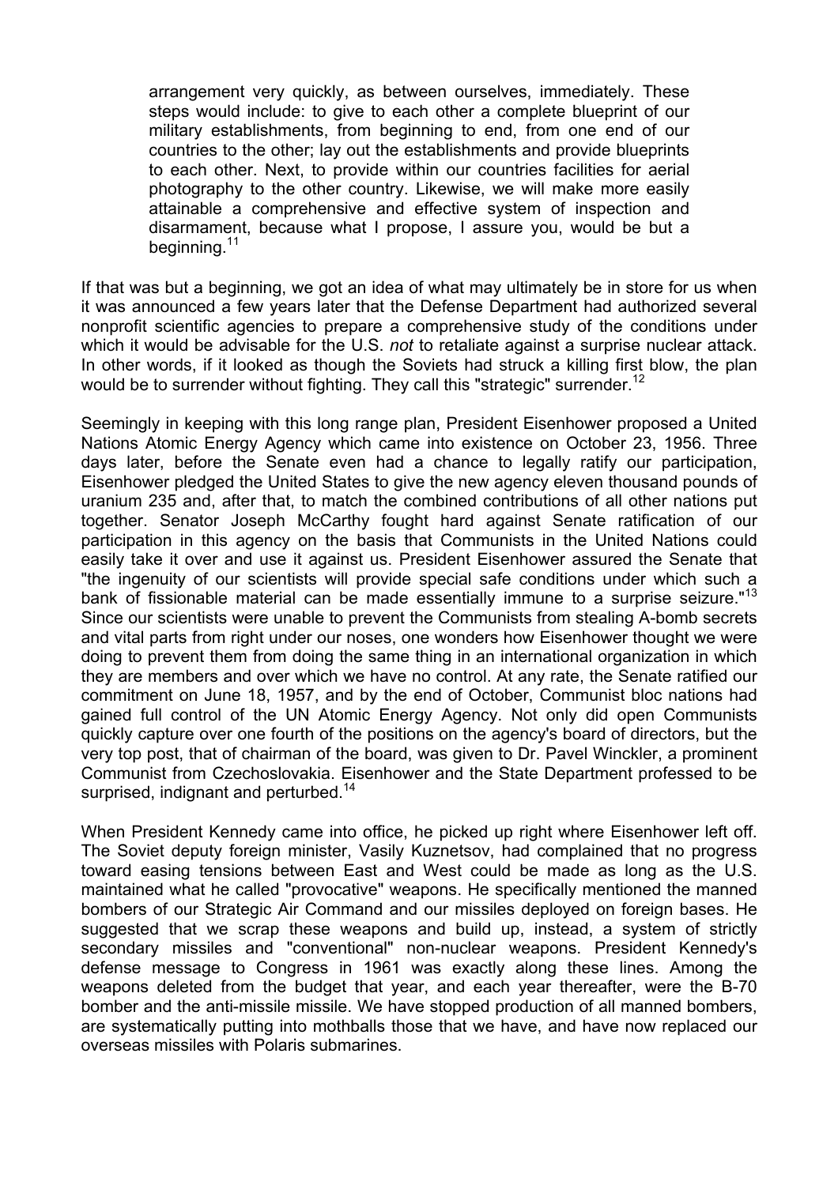> arrangement very quickly, as between ourselves, immediately. These steps would include: to give to each other a complete blueprint of our military establishments, from beginning to end, from one end of our countries to the other; lay out the establishments and provide blueprints to each other. Next, to provide within our countries facilities for aerial photography to the other country. Likewise, we will make more easily attainable a comprehensive and effective system of inspection and disarmament, because what I propose, I assure you, would be but a beginning.[11]

If that was but a beginning, we got an idea of what may ultimately be in store for us when it was announced a few years later that the Defense Department had authorized several nonprofit scientific agencies to prepare a comprehensive study of the conditions under which it would be advisable for the U.S. *not* to retaliate against a surprise nuclear attack. In other words, if it looked as though the Soviets had struck a killing first blow, the plan would be to surrender without fighting. They call this "strategic" surrender.[12]

Seemingly in keeping with this long range plan, President Eisenhower proposed a United Nations Atomic Energy Agency which came into existence on October 23, 1956. Three days later, before the Senate even had a chance to legally ratify our participation, Eisenhower pledged the United States to give the new agency eleven thousand pounds of uranium 235 and, after that, to match the combined contributions of all other nations put together. Senator Joseph McCarthy fought hard against Senate ratification of our participation in this agency on the basis that Communists in the United Nations could easily take it over and use it against us. President Eisenhower assured the Senate that "the ingenuity of our scientists will provide special safe conditions under which such a bank of fissionable material can be made essentially immune to a surprise seizure."[13] Since our scientists were unable to prevent the Communists from stealing A-bomb secrets and vital parts from right under our noses, one wonders how Eisenhower thought we were doing to prevent them from doing the same thing in an international organization in which they are members and over which we have no control. At any rate, the Senate ratified our commitment on June 18, 1957, and by the end of October, Communist bloc nations had gained full control of the UN Atomic Energy Agency. Not only did open Communists quickly capture over one fourth of the positions on the agency's board of directors, but the very top post, that of chairman of the board, was given to Dr. Pavel Winckler, a prominent Communist from Czechoslovakia. Eisenhower and the State Department professed to be surprised, indignant and perturbed.[14]

When President Kennedy came into office, he picked up right where Eisenhower left off. The Soviet deputy foreign minister, Vasily Kuznetsov, had complained that no progress toward easing tensions between East and West could be made as long as the U.S. maintained what he called "provocative" weapons. He specifically mentioned the manned bombers of our Strategic Air Command and our missiles deployed on foreign bases. He suggested that we scrap these weapons and build up, instead, a system of strictly secondary missiles and "conventional" non-nuclear weapons. President Kennedy's defense message to Congress in 1961 was exactly along these lines. Among the weapons deleted from the budget that year, and each year thereafter, were the B-70 bomber and the anti-missile missile. We have stopped production of all manned bombers, are systematically putting into mothballs those that we have, and have now replaced our overseas missiles with Polaris submarines.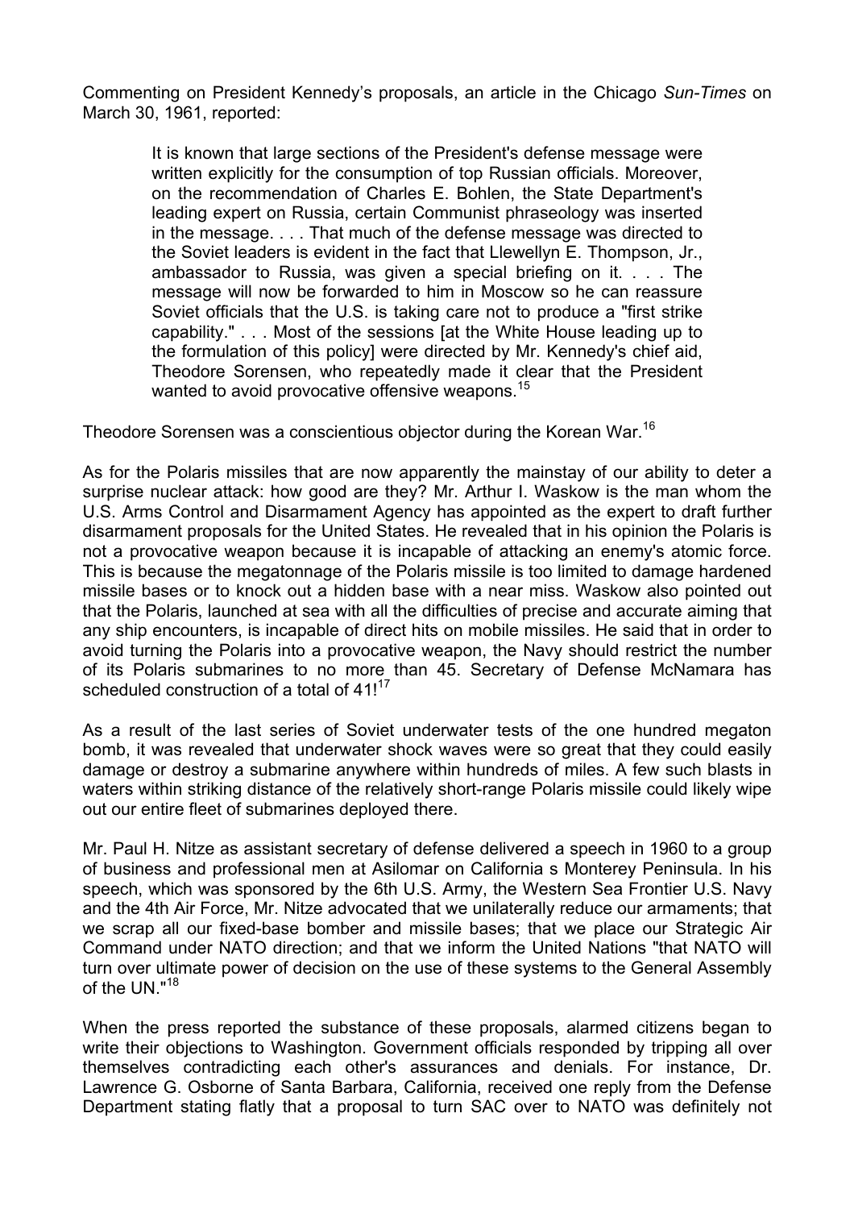Commenting on President Kennedy's proposals, an article in the Chicago *Sun-Times* on March 30, 1961, reported:

> It is known that large sections of the President's defense message were written explicitly for the consumption of top Russian officials. Moreover, on the recommendation of Charles E. Bohlen, the State Department's leading expert on Russia, certain Communist phraseology was inserted in the message. . . . That much of the defense message was directed to the Soviet leaders is evident in the fact that Llewellyn E. Thompson, Jr., ambassador to Russia, was given a special briefing on it. . . . The message will now be forwarded to him in Moscow so he can reassure Soviet officials that the U.S. is taking care not to produce a "first strike capability." . . . Most of the sessions [at the White House leading up to the formulation of this policy] were directed by Mr. Kennedy's chief aid, Theodore Sorensen, who repeatedly made it clear that the President wanted to avoid provocative offensive weapons.[15]

Theodore Sorensen was a conscientious objector during the Korean War.[16]

As for the Polaris missiles that are now apparently the mainstay of our ability to deter a surprise nuclear attack: how good are they? Mr. Arthur I. Waskow is the man whom the U.S. Arms Control and Disarmament Agency has appointed as the expert to draft further disarmament proposals for the United States. He revealed that in his opinion the Polaris is not a provocative weapon because it is incapable of attacking an enemy's atomic force. This is because the megatonnage of the Polaris missile is too limited to damage hardened missile bases or to knock out a hidden base with a near miss. Waskow also pointed out that the Polaris, launched at sea with all the difficulties of precise and accurate aiming that any ship encounters, is incapable of direct hits on mobile missiles. He said that in order to avoid turning the Polaris into a provocative weapon, the Navy should restrict the number of its Polaris submarines to no more than 45. Secretary of Defense McNamara has scheduled construction of a total of 41![17]

As a result of the last series of Soviet underwater tests of the one hundred megaton bomb, it was revealed that underwater shock waves were so great that they could easily damage or destroy a submarine anywhere within hundreds of miles. A few such blasts in waters within striking distance of the relatively short-range Polaris missile could likely wipe out our entire fleet of submarines deployed there.

Mr. Paul H. Nitze as assistant secretary of defense delivered a speech in 1960 to a group of business and professional men at Asilomar on California s Monterey Peninsula. In his speech, which was sponsored by the 6th U.S. Army, the Western Sea Frontier U.S. Navy and the 4th Air Force, Mr. Nitze advocated that we unilaterally reduce our armaments; that we scrap all our fixed-base bomber and missile bases; that we place our Strategic Air Command under NATO direction; and that we inform the United Nations "that NATO will turn over ultimate power of decision on the use of these systems to the General Assembly of the UN."[18]

When the press reported the substance of these proposals, alarmed citizens began to write their objections to Washington. Government officials responded by tripping all over themselves contradicting each other's assurances and denials. For instance, Dr. Lawrence G. Osborne of Santa Barbara, California, received one reply from the Defense Department stating flatly that a proposal to turn SAC over to NATO was definitely not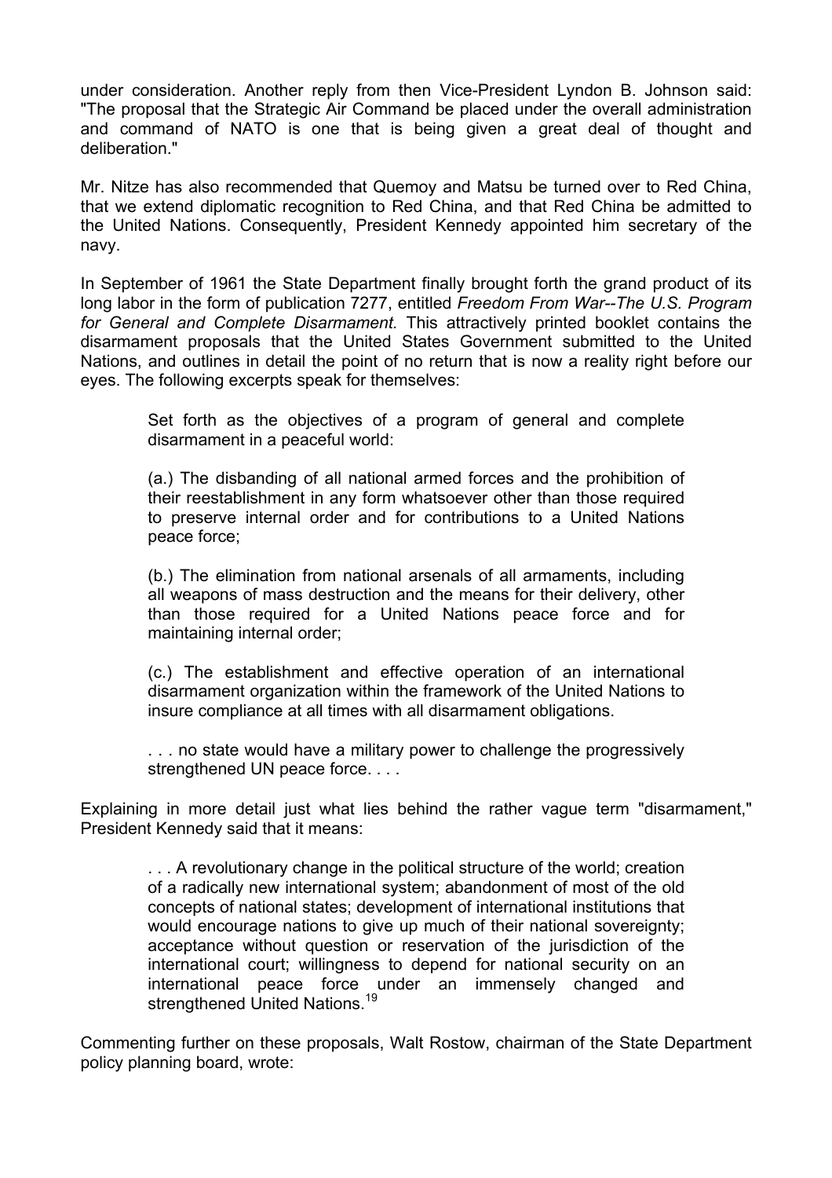under consideration. Another reply from then Vice-President Lyndon B. Johnson said: "The proposal that the Strategic Air Command be placed under the overall administration and command of NATO is one that is being given a great deal of thought and deliberation."

Mr. Nitze has also recommended that Quemoy and Matsu be turned over to Red China, that we extend diplomatic recognition to Red China, and that Red China be admitted to the United Nations. Consequently, President Kennedy appointed him secretary of the navy.

In September of 1961 the State Department finally brought forth the grand product of its long labor in the form of publication 7277, entitled *Freedom From War--The U.S. Program for General and Complete Disarmament.* This attractively printed booklet contains the disarmament proposals that the United States Government submitted to the United Nations, and outlines in detail the point of no return that is now a reality right before our eyes. The following excerpts speak for themselves:

> Set forth as the objectives of a program of general and complete disarmament in a peaceful world:
>
> (a.) The disbanding of all national armed forces and the prohibition of their reestablishment in any form whatsoever other than those required to preserve internal order and for contributions to a United Nations peace force;
>
> (b.) The elimination from national arsenals of all armaments, including all weapons of mass destruction and the means for their delivery, other than those required for a United Nations peace force and for maintaining internal order;
>
> (c.) The establishment and effective operation of an international disarmament organization within the framework of the United Nations to insure compliance at all times with all disarmament obligations.
>
> . . . no state would have a military power to challenge the progressively strengthened UN peace force. . . .

Explaining in more detail just what lies behind the rather vague term "disarmament," President Kennedy said that it means:

> . . . A revolutionary change in the political structure of the world; creation of a radically new international system; abandonment of most of the old concepts of national states; development of international institutions that would encourage nations to give up much of their national sovereignty; acceptance without question or reservation of the jurisdiction of the international court; willingness to depend for national security on an international peace force under an immensely changed and strengthened United Nations.[19]

Commenting further on these proposals, Walt Rostow, chairman of the State Department policy planning board, wrote: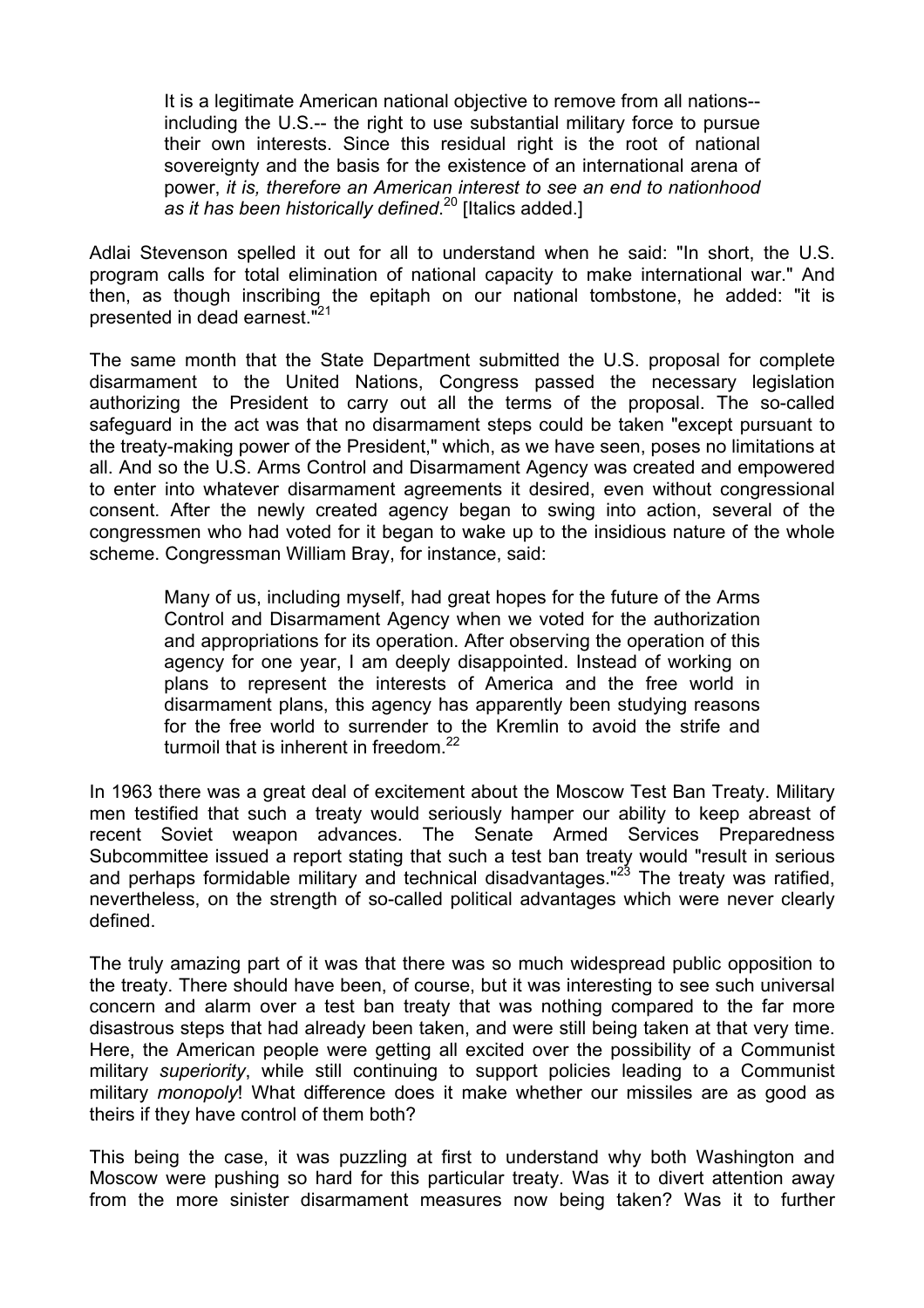> It is a legitimate American national objective to remove from all nations--including the U.S.-- the right to use substantial military force to pursue their own interests. Since this residual right is the root of national sovereignty and the basis for the existence of an international arena of power, *it is, therefore an American interest to see an end to nationhood as it has been historically defined*.[20] [Italics added.]

Adlai Stevenson spelled it out for all to understand when he said: "In short, the U.S. program calls for total elimination of national capacity to make international war." And then, as though inscribing the epitaph on our national tombstone, he added: "it is presented in dead earnest."[21]

The same month that the State Department submitted the U.S. proposal for complete disarmament to the United Nations, Congress passed the necessary legislation authorizing the President to carry out all the terms of the proposal. The so-called safeguard in the act was that no disarmament steps could be taken "except pursuant to the treaty-making power of the President," which, as we have seen, poses no limitations at all. And so the U.S. Arms Control and Disarmament Agency was created and empowered to enter into whatever disarmament agreements it desired, even without congressional consent. After the newly created agency began to swing into action, several of the congressmen who had voted for it began to wake up to the insidious nature of the whole scheme. Congressman William Bray, for instance, said:

> Many of us, including myself, had great hopes for the future of the Arms Control and Disarmament Agency when we voted for the authorization and appropriations for its operation. After observing the operation of this agency for one year, I am deeply disappointed. Instead of working on plans to represent the interests of America and the free world in disarmament plans, this agency has apparently been studying reasons for the free world to surrender to the Kremlin to avoid the strife and turmoil that is inherent in freedom.[22]

In 1963 there was a great deal of excitement about the Moscow Test Ban Treaty. Military men testified that such a treaty would seriously hamper our ability to keep abreast of recent Soviet weapon advances. The Senate Armed Services Preparedness Subcommittee issued a report stating that such a test ban treaty would "result in serious and perhaps formidable military and technical disadvantages."[23] The treaty was ratified, nevertheless, on the strength of so-called political advantages which were never clearly defined.

The truly amazing part of it was that there was so much widespread public opposition to the treaty. There should have been, of course, but it was interesting to see such universal concern and alarm over a test ban treaty that was nothing compared to the far more disastrous steps that had already been taken, and were still being taken at that very time. Here, the American people were getting all excited over the possibility of a Communist military *superiority*, while still continuing to support policies leading to a Communist military *monopoly*! What difference does it make whether our missiles are as good as theirs if they have control of them both?

This being the case, it was puzzling at first to understand why both Washington and Moscow were pushing so hard for this particular treaty. Was it to divert attention away from the more sinister disarmament measures now being taken? Was it to further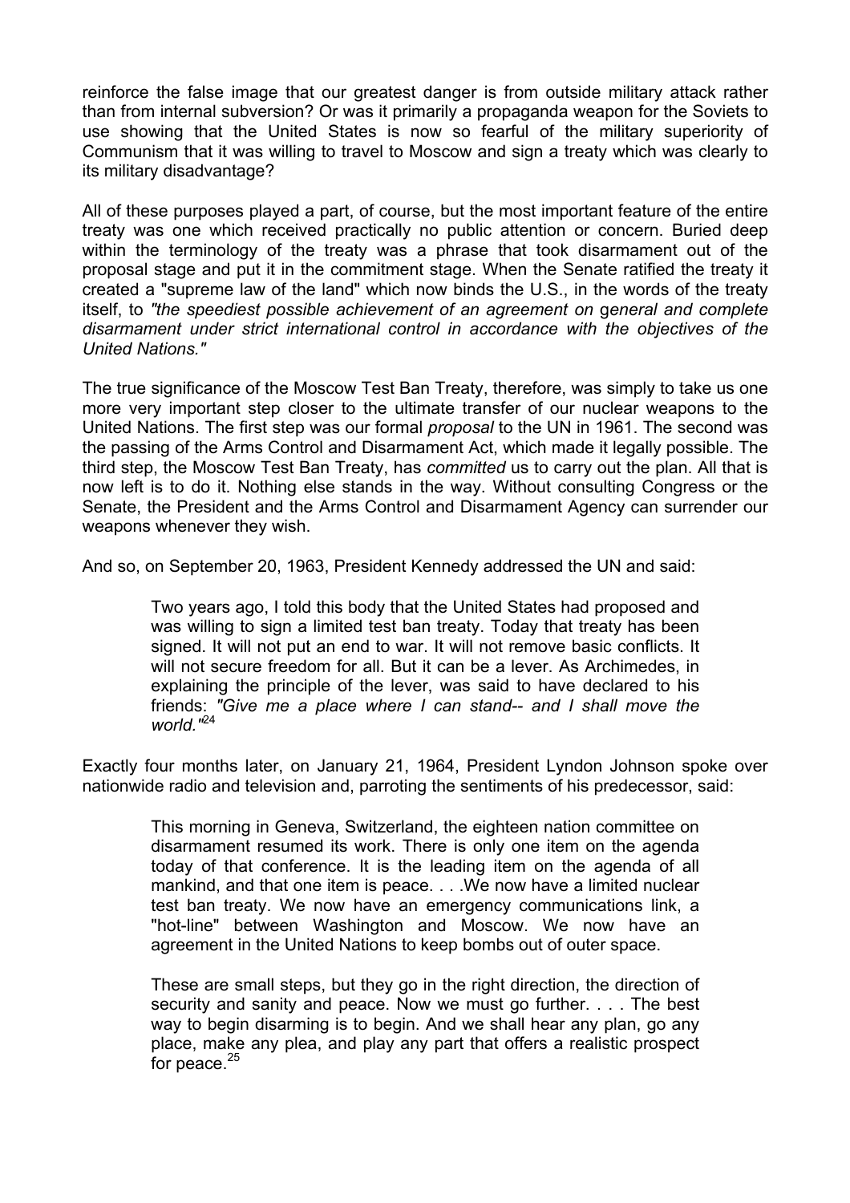reinforce the false image that our greatest danger is from outside military attack rather than from internal subversion? Or was it primarily a propaganda weapon for the Soviets to use showing that the United States is now so fearful of the military superiority of Communism that it was willing to travel to Moscow and sign a treaty which was clearly to its military disadvantage?

All of these purposes played a part, of course, but the most important feature of the entire treaty was one which received practically no public attention or concern. Buried deep within the terminology of the treaty was a phrase that took disarmament out of the proposal stage and put it in the commitment stage. When the Senate ratified the treaty it created a "supreme law of the land" which now binds the U.S., in the words of the treaty itself, to *"the speediest possible achievement of an agreement on general and complete disarmament under strict international control in accordance with the objectives of the United Nations."*

The true significance of the Moscow Test Ban Treaty, therefore, was simply to take us one more very important step closer to the ultimate transfer of our nuclear weapons to the United Nations. The first step was our formal *proposal* to the UN in 1961. The second was the passing of the Arms Control and Disarmament Act, which made it legally possible. The third step, the Moscow Test Ban Treaty, has *committed* us to carry out the plan. All that is now left is to do it. Nothing else stands in the way. Without consulting Congress or the Senate, the President and the Arms Control and Disarmament Agency can surrender our weapons whenever they wish.

And so, on September 20, 1963, President Kennedy addressed the UN and said:

> Two years ago, I told this body that the United States had proposed and was willing to sign a limited test ban treaty. Today that treaty has been signed. It will not put an end to war. It will not remove basic conflicts. It will not secure freedom for all. But it can be a lever. As Archimedes, in explaining the principle of the lever, was said to have declared to his friends: *"Give me a place where I can stand-- and I shall move the world."*[24]

Exactly four months later, on January 21, 1964, President Lyndon Johnson spoke over nationwide radio and television and, parroting the sentiments of his predecessor, said:

> This morning in Geneva, Switzerland, the eighteen nation committee on disarmament resumed its work. There is only one item on the agenda today of that conference. It is the leading item on the agenda of all mankind, and that one item is peace. . . .We now have a limited nuclear test ban treaty. We now have an emergency communications link, a "hot-line" between Washington and Moscow. We now have an agreement in the United Nations to keep bombs out of outer space.
>
> These are small steps, but they go in the right direction, the direction of security and sanity and peace. Now we must go further. . . . The best way to begin disarming is to begin. And we shall hear any plan, go any place, make any plea, and play any part that offers a realistic prospect for peace.[25]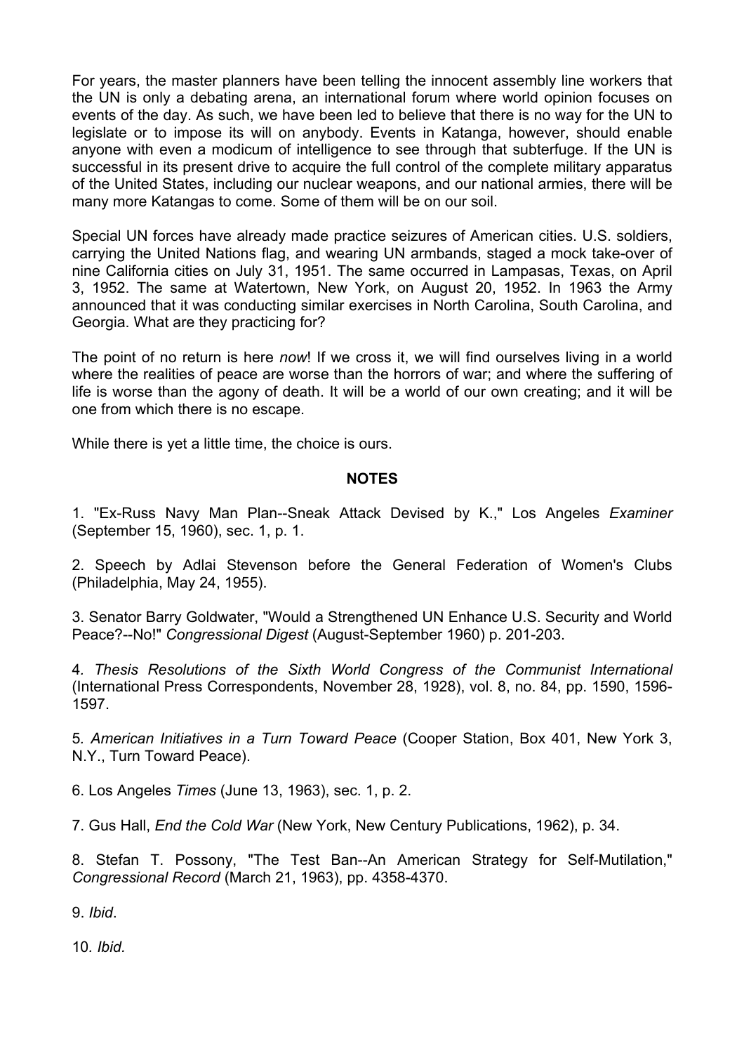For years, the master planners have been telling the innocent assembly line workers that the UN is only a debating arena, an international forum where world opinion focuses on events of the day. As such, we have been led to believe that there is no way for the UN to legislate or to impose its will on anybody. Events in Katanga, however, should enable anyone with even a modicum of intelligence to see through that subterfuge. If the UN is successful in its present drive to acquire the full control of the complete military apparatus of the United States, including our nuclear weapons, and our national armies, there will be many more Katangas to come. Some of them will be on our soil.

Special UN forces have already made practice seizures of American cities. U.S. soldiers, carrying the United Nations flag, and wearing UN armbands, staged a mock take-over of nine California cities on July 31, 1951. The same occurred in Lampasas, Texas, on April 3, 1952. The same at Watertown, New York, on August 20, 1952. In 1963 the Army announced that it was conducting similar exercises in North Carolina, South Carolina, and Georgia. What are they practicing for?

The point of no return is here *now*! If we cross it, we will find ourselves living in a world where the realities of peace are worse than the horrors of war; and where the suffering of life is worse than the agony of death. It will be a world of our own creating; and it will be one from which there is no escape.

While there is yet a little time, the choice is ours.

**NOTES**

1. "Ex-Russ Navy Man Plan--Sneak Attack Devised by K.," Los Angeles *Examiner* (September 15, 1960), sec. 1, p. 1.

2. Speech by Adlai Stevenson before the General Federation of Women's Clubs (Philadelphia, May 24, 1955).

3. Senator Barry Goldwater, "Would a Strengthened UN Enhance U.S. Security and World Peace?--No!" *Congressional Digest* (August-September 1960) p. 201-203.

4. *Thesis Resolutions of the Sixth World Congress of the Communist International* (International Press Correspondents, November 28, 1928), vol. 8, no. 84, pp. 1590, 1596-1597.

5. *American Initiatives in a Turn Toward Peace* (Cooper Station, Box 401, New York 3, N.Y., Turn Toward Peace).

6. Los Angeles *Times* (June 13, 1963), sec. 1, p. 2.

7. Gus Hall, *End the Cold War* (New York, New Century Publications, 1962), p. 34.

8. Stefan T. Possony, "The Test Ban--An American Strategy for Self-Mutilation," *Congressional Record* (March 21, 1963), pp. 4358-4370.

9. *Ibid*.

10. *Ibid.*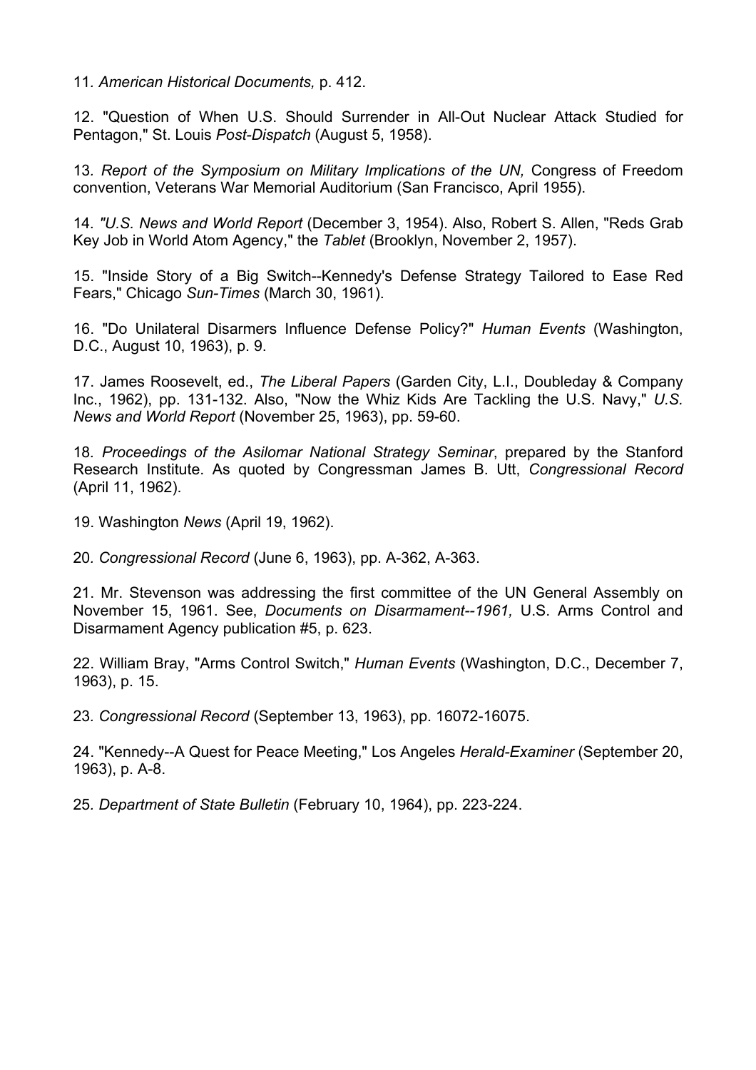11. *American Historical Documents,* p. 412.

12. "Question of When U.S. Should Surrender in All-Out Nuclear Attack Studied for Pentagon," St. Louis *Post-Dispatch* (August 5, 1958).

13. *Report of the Symposium on Military Implications of the UN,* Congress of Freedom convention, Veterans War Memorial Auditorium (San Francisco, April 1955).

14. *"U.S. News and World Report* (December 3, 1954). Also, Robert S. Allen, "Reds Grab Key Job in World Atom Agency," the *Tablet* (Brooklyn, November 2, 1957).

15. "Inside Story of a Big Switch--Kennedy's Defense Strategy Tailored to Ease Red Fears," Chicago *Sun-Times* (March 30, 1961).

16. "Do Unilateral Disarmers Influence Defense Policy?" *Human Events* (Washington, D.C., August 10, 1963), p. 9.

17. James Roosevelt, ed., *The Liberal Papers* (Garden City, L.I., Doubleday & Company Inc., 1962), pp. 131-132. Also, "Now the Whiz Kids Are Tackling the U.S. Navy," *U.S. News and World Report* (November 25, 1963), pp. 59-60.

18. *Proceedings of the Asilomar National Strategy Seminar*, prepared by the Stanford Research Institute. As quoted by Congressman James B. Utt, *Congressional Record* (April 11, 1962).

19. Washington *News* (April 19, 1962).

20. *Congressional Record* (June 6, 1963), pp. A-362, A-363.

21. Mr. Stevenson was addressing the first committee of the UN General Assembly on November 15, 1961. See, *Documents on Disarmament--1961,* U.S. Arms Control and Disarmament Agency publication #5, p. 623.

22. William Bray, "Arms Control Switch," *Human Events* (Washington, D.C., December 7, 1963), p. 15.

23. *Congressional Record* (September 13, 1963), pp. 16072-16075.

24. "Kennedy--A Quest for Peace Meeting," Los Angeles *Herald-Examiner* (September 20, 1963), p. A-8.

25. *Department of State Bulletin* (February 10, 1964), pp. 223-224.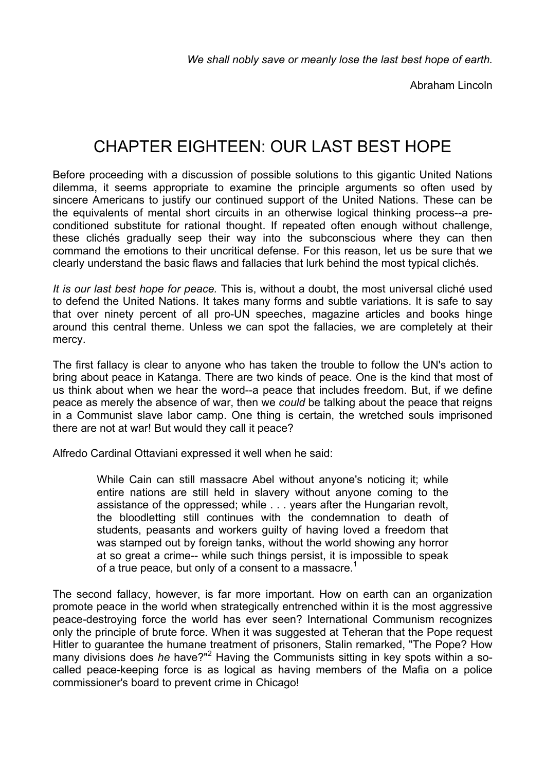*We shall nobly save or meanly lose the last best hope of earth.*

Abraham Lincoln

# CHAPTER EIGHTEEN: OUR LAST BEST HOPE

Before proceeding with a discussion of possible solutions to this gigantic United Nations dilemma, it seems appropriate to examine the principle arguments so often used by sincere Americans to justify our continued support of the United Nations. These can be the equivalents of mental short circuits in an otherwise logical thinking process--a pre-conditioned substitute for rational thought. If repeated often enough without challenge, these clichés gradually seep their way into the subconscious where they can then command the emotions to their uncritical defense. For this reason, let us be sure that we clearly understand the basic flaws and fallacies that lurk behind the most typical clichés.

*It is our last best hope for peace.* This is, without a doubt, the most universal cliché used to defend the United Nations. It takes many forms and subtle variations. It is safe to say that over ninety percent of all pro-UN speeches, magazine articles and books hinge around this central theme. Unless we can spot the fallacies, we are completely at their mercy.

The first fallacy is clear to anyone who has taken the trouble to follow the UN's action to bring about peace in Katanga. There are two kinds of peace. One is the kind that most of us think about when we hear the word--a peace that includes freedom. But, if we define peace as merely the absence of war, then we *could* be talking about the peace that reigns in a Communist slave labor camp. One thing is certain, the wretched souls imprisoned there are not at war! But would they call it peace?

Alfredo Cardinal Ottaviani expressed it well when he said:

> While Cain can still massacre Abel without anyone's noticing it; while entire nations are still held in slavery without anyone coming to the assistance of the oppressed; while . . . years after the Hungarian revolt, the bloodletting still continues with the condemnation to death of students, peasants and workers guilty of having loved a freedom that was stamped out by foreign tanks, without the world showing any horror at so great a crime-- while such things persist, it is impossible to speak of a true peace, but only of a consent to a massacre.[1]

The second fallacy, however, is far more important. How on earth can an organization promote peace in the world when strategically entrenched within it is the most aggressive peace-destroying force the world has ever seen? International Communism recognizes only the principle of brute force. When it was suggested at Teheran that the Pope request Hitler to guarantee the humane treatment of prisoners, Stalin remarked, "The Pope? How many divisions does *he* have?"[2] Having the Communists sitting in key spots within a so-called peace-keeping force is as logical as having members of the Mafia on a police commissioner's board to prevent crime in Chicago!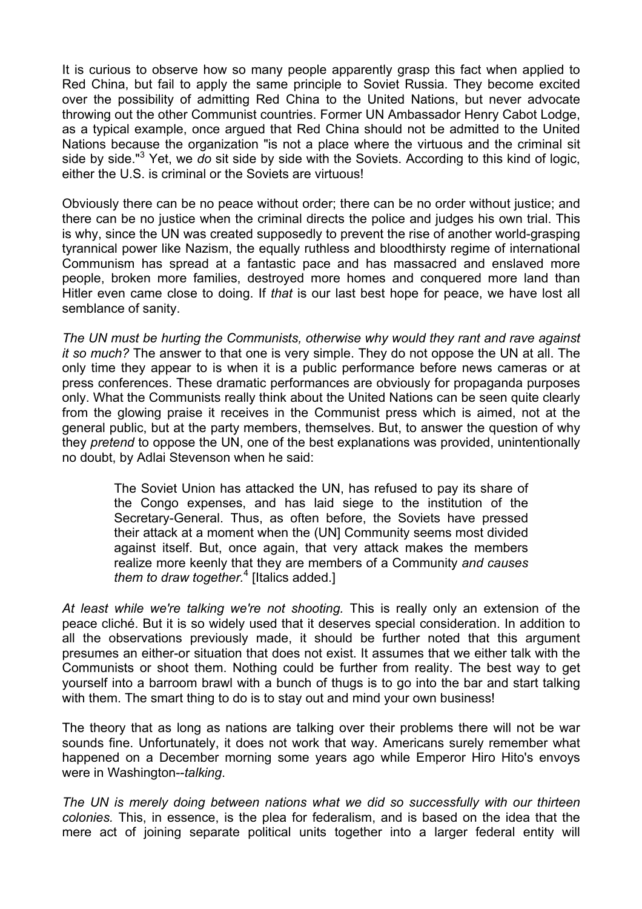It is curious to observe how so many people apparently grasp this fact when applied to Red China, but fail to apply the same principle to Soviet Russia. They become excited over the possibility of admitting Red China to the United Nations, but never advocate throwing out the other Communist countries. Former UN Ambassador Henry Cabot Lodge, as a typical example, once argued that Red China should not be admitted to the United Nations because the organization "is not a place where the virtuous and the criminal sit side by side."[3] Yet, we *do* sit side by side with the Soviets. According to this kind of logic, either the U.S. is criminal or the Soviets are virtuous!

Obviously there can be no peace without order; there can be no order without justice; and there can be no justice when the criminal directs the police and judges his own trial. This is why, since the UN was created supposedly to prevent the rise of another world-grasping tyrannical power like Nazism, the equally ruthless and bloodthirsty regime of international Communism has spread at a fantastic pace and has massacred and enslaved more people, broken more families, destroyed more homes and conquered more land than Hitler even came close to doing. If *that* is our last best hope for peace, we have lost all semblance of sanity.

*The UN must be hurting the Communists, otherwise why would they rant and rave against it so much?* The answer to that one is very simple. They do not oppose the UN at all. The only time they appear to is when it is a public performance before news cameras or at press conferences. These dramatic performances are obviously for propaganda purposes only. What the Communists really think about the United Nations can be seen quite clearly from the glowing praise it receives in the Communist press which is aimed, not at the general public, but at the party members, themselves. But, to answer the question of why they *pretend* to oppose the UN, one of the best explanations was provided, unintentionally no doubt, by Adlai Stevenson when he said:

> The Soviet Union has attacked the UN, has refused to pay its share of the Congo expenses, and has laid siege to the institution of the Secretary-General. Thus, as often before, the Soviets have pressed their attack at a moment when the (UN) Community seems most divided against itself. But, once again, that very attack makes the members realize more keenly that they are members of a Community *and causes them to draw together.*[4] [Italics added.]

*At least while we're talking we're not shooting.* This is really only an extension of the peace cliché. But it is so widely used that it deserves special consideration. In addition to all the observations previously made, it should be further noted that this argument presumes an either-or situation that does not exist. It assumes that we either talk with the Communists or shoot them. Nothing could be further from reality. The best way to get yourself into a barroom brawl with a bunch of thugs is to go into the bar and start talking with them. The smart thing to do is to stay out and mind your own business!

The theory that as long as nations are talking over their problems there will not be war sounds fine. Unfortunately, it does not work that way. Americans surely remember what happened on a December morning some years ago while Emperor Hiro Hito's envoys were in Washington--*talking*.

*The UN is merely doing between nations what we did so successfully with our thirteen colonies.* This, in essence, is the plea for federalism, and is based on the idea that the mere act of joining separate political units together into a larger federal entity will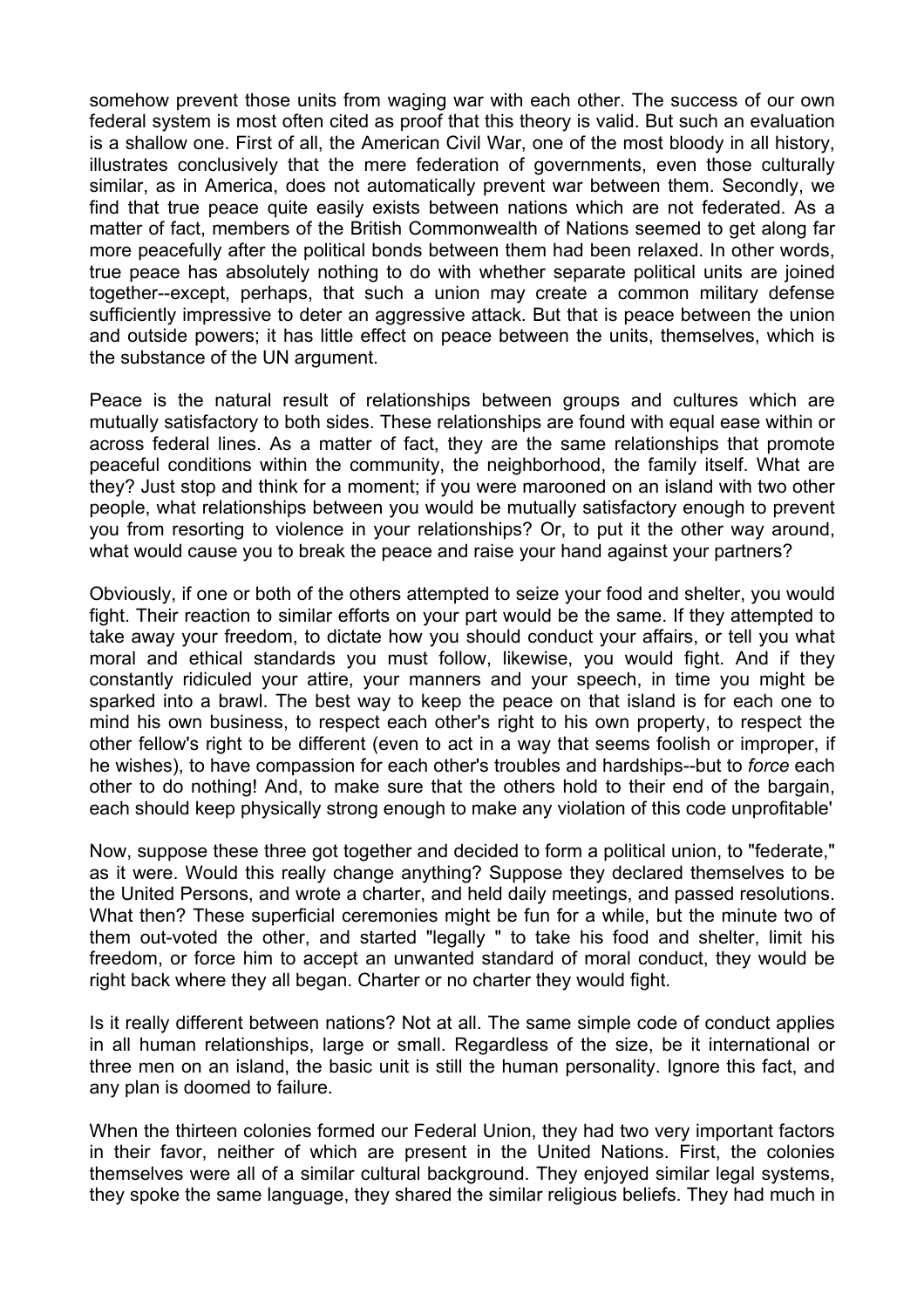somehow prevent those units from waging war with each other. The success of our own federal system is most often cited as proof that this theory is valid. But such an evaluation is a shallow one. First of all, the American Civil War, one of the most bloody in all history, illustrates conclusively that the mere federation of governments, even those culturally similar, as in America, does not automatically prevent war between them. Secondly, we find that true peace quite easily exists between nations which are not federated. As a matter of fact, members of the British Commonwealth of Nations seemed to get along far more peacefully after the political bonds between them had been relaxed. In other words, true peace has absolutely nothing to do with whether separate political units are joined together--except, perhaps, that such a union may create a common military defense sufficiently impressive to deter an aggressive attack. But that is peace between the union and outside powers; it has little effect on peace between the units, themselves, which is the substance of the UN argument.

Peace is the natural result of relationships between groups and cultures which are mutually satisfactory to both sides. These relationships are found with equal ease within or across federal lines. As a matter of fact, they are the same relationships that promote peaceful conditions within the community, the neighborhood, the family itself. What are they? Just stop and think for a moment; if you were marooned on an island with two other people, what relationships between you would be mutually satisfactory enough to prevent you from resorting to violence in your relationships? Or, to put it the other way around, what would cause you to break the peace and raise your hand against your partners?

Obviously, if one or both of the others attempted to seize your food and shelter, you would fight. Their reaction to similar efforts on your part would be the same. If they attempted to take away your freedom, to dictate how you should conduct your affairs, or tell you what moral and ethical standards you must follow, likewise, you would fight. And if they constantly ridiculed your attire, your manners and your speech, in time you might be sparked into a brawl. The best way to keep the peace on that island is for each one to mind his own business, to respect each other's right to his own property, to respect the other fellow's right to be different (even to act in a way that seems foolish or improper, if he wishes), to have compassion for each other's troubles and hardships--but to *force* each other to do nothing! And, to make sure that the others hold to their end of the bargain, each should keep physically strong enough to make any violation of this code unprofitable'

Now, suppose these three got together and decided to form a political union, to "federate," as it were. Would this really change anything? Suppose they declared themselves to be the United Persons, and wrote a charter, and held daily meetings, and passed resolutions. What then? These superficial ceremonies might be fun for a while, but the minute two of them out-voted the other, and started "legally " to take his food and shelter, limit his freedom, or force him to accept an unwanted standard of moral conduct, they would be right back where they all began. Charter or no charter they would fight.

Is it really different between nations? Not at all. The same simple code of conduct applies in all human relationships, large or small. Regardless of the size, be it international or three men on an island, the basic unit is still the human personality. Ignore this fact, and any plan is doomed to failure.

When the thirteen colonies formed our Federal Union, they had two very important factors in their favor, neither of which are present in the United Nations. First, the colonies themselves were all of a similar cultural background. They enjoyed similar legal systems, they spoke the same language, they shared the similar religious beliefs. They had much in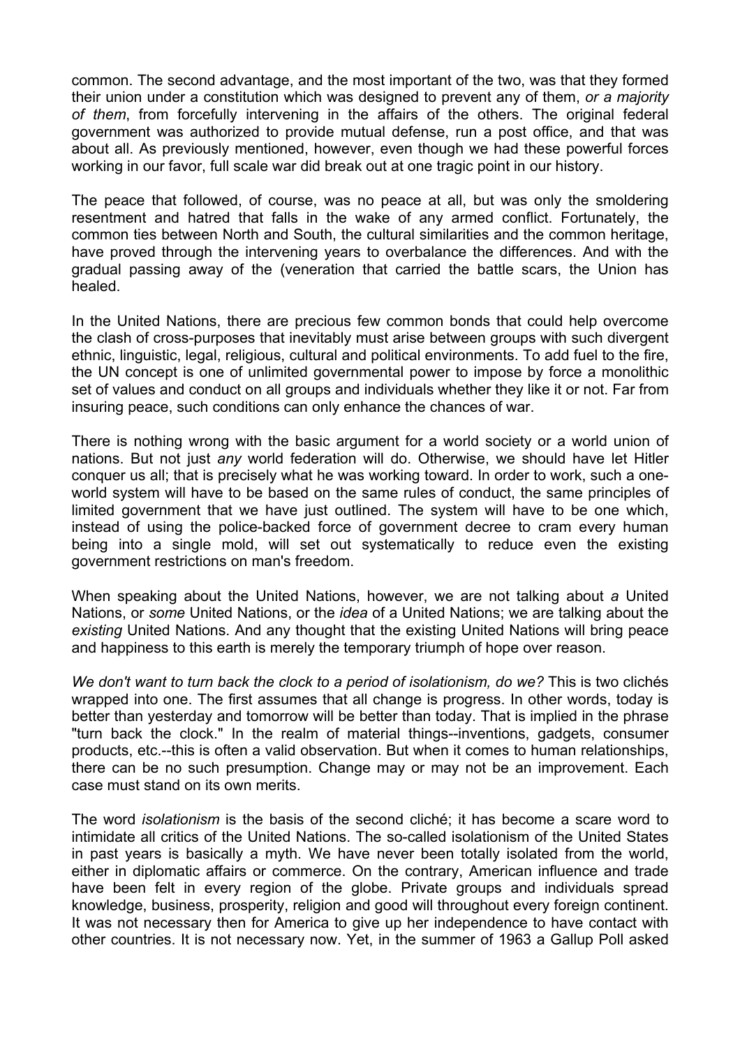common. The second advantage, and the most important of the two, was that they formed their union under a constitution which was designed to prevent any of them, *or a majority of them*, from forcefully intervening in the affairs of the others. The original federal government was authorized to provide mutual defense, run a post office, and that was about all. As previously mentioned, however, even though we had these powerful forces working in our favor, full scale war did break out at one tragic point in our history.

The peace that followed, of course, was no peace at all, but was only the smoldering resentment and hatred that falls in the wake of any armed conflict. Fortunately, the common ties between North and South, the cultural similarities and the common heritage, have proved through the intervening years to overbalance the differences. And with the gradual passing away of the (veneration that carried the battle scars, the Union has healed.

In the United Nations, there are precious few common bonds that could help overcome the clash of cross-purposes that inevitably must arise between groups with such divergent ethnic, linguistic, legal, religious, cultural and political environments. To add fuel to the fire, the UN concept is one of unlimited governmental power to impose by force a monolithic set of values and conduct on all groups and individuals whether they like it or not. Far from insuring peace, such conditions can only enhance the chances of war.

There is nothing wrong with the basic argument for a world society or a world union of nations. But not just *any* world federation will do. Otherwise, we should have let Hitler conquer us all; that is precisely what he was working toward. In order to work, such a one-world system will have to be based on the same rules of conduct, the same principles of limited government that we have just outlined. The system will have to be one which, instead of using the police-backed force of government decree to cram every human being into a single mold, will set out systematically to reduce even the existing government restrictions on man's freedom.

When speaking about the United Nations, however, we are not talking about *a* United Nations, or *some* United Nations, or the *idea* of a United Nations; we are talking about the *existing* United Nations. And any thought that the existing United Nations will bring peace and happiness to this earth is merely the temporary triumph of hope over reason.

*We don't want to turn back the clock to a period of isolationism, do we?* This is two clichés wrapped into one. The first assumes that all change is progress. In other words, today is better than yesterday and tomorrow will be better than today. That is implied in the phrase "turn back the clock." In the realm of material things--inventions, gadgets, consumer products, etc.--this is often a valid observation. But when it comes to human relationships, there can be no such presumption. Change may or may not be an improvement. Each case must stand on its own merits.

The word *isolationism* is the basis of the second cliché; it has become a scare word to intimidate all critics of the United Nations. The so-called isolationism of the United States in past years is basically a myth. We have never been totally isolated from the world, either in diplomatic affairs or commerce. On the contrary, American influence and trade have been felt in every region of the globe. Private groups and individuals spread knowledge, business, prosperity, religion and good will throughout every foreign continent. It was not necessary then for America to give up her independence to have contact with other countries. It is not necessary now. Yet, in the summer of 1963 a Gallup Poll asked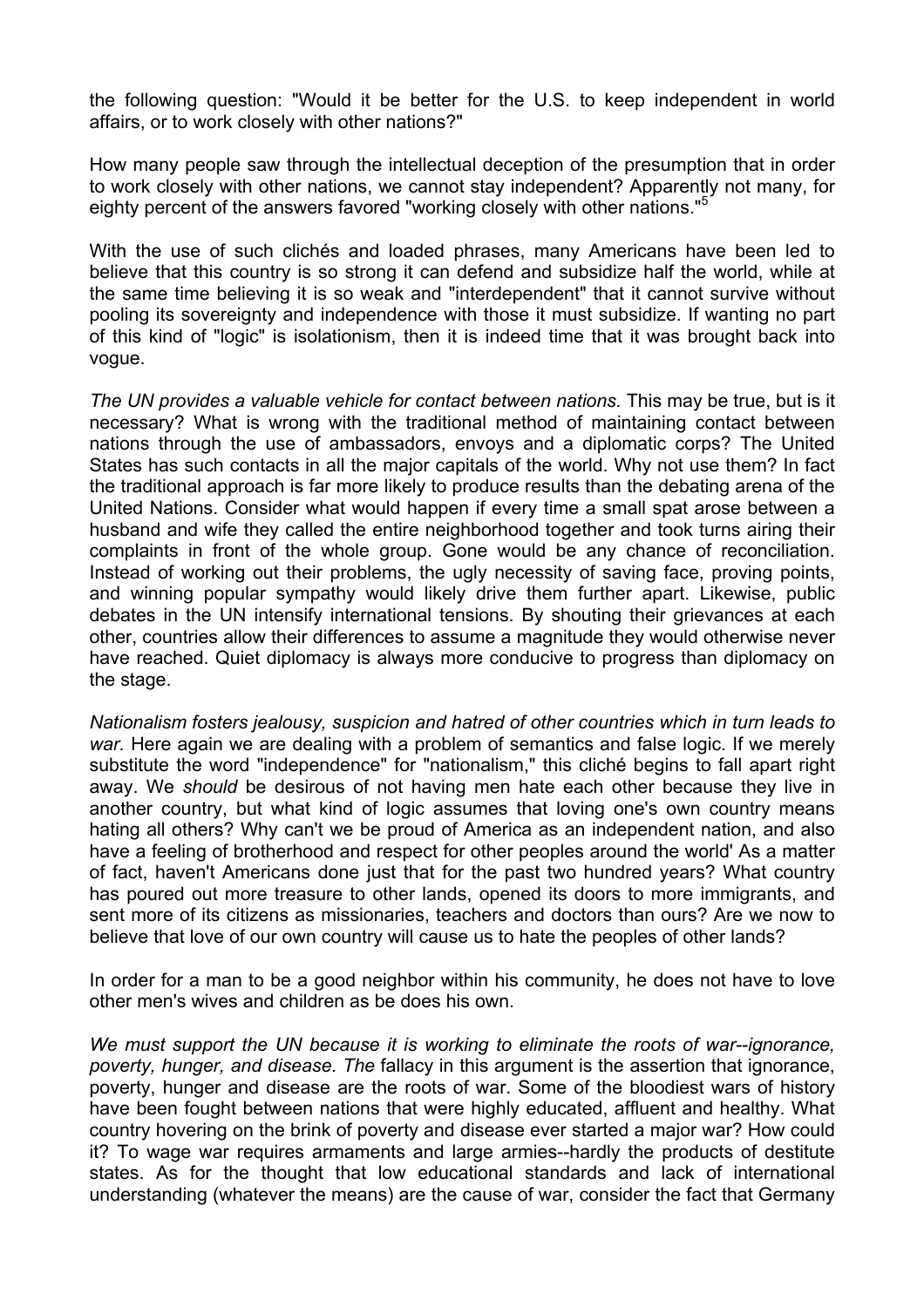the following question: "Would it be better for the U.S. to keep independent in world affairs, or to work closely with other nations?"

How many people saw through the intellectual deception of the presumption that in order to work closely with other nations, we cannot stay independent? Apparently not many, for eighty percent of the answers favored "working closely with other nations."[5]

With the use of such clichés and loaded phrases, many Americans have been led to believe that this country is so strong it can defend and subsidize half the world, while at the same time believing it is so weak and "interdependent" that it cannot survive without pooling its sovereignty and independence with those it must subsidize. If wanting no part of this kind of "logic" is isolationism, then it is indeed time that it was brought back into vogue.

*The UN provides a valuable vehicle for contact between nations.* This may be true, but is it necessary? What is wrong with the traditional method of maintaining contact between nations through the use of ambassadors, envoys and a diplomatic corps? The United States has such contacts in all the major capitals of the world. Why not use them? In fact the traditional approach is far more likely to produce results than the debating arena of the United Nations. Consider what would happen if every time a small spat arose between a husband and wife they called the entire neighborhood together and took turns airing their complaints in front of the whole group. Gone would be any chance of reconciliation. Instead of working out their problems, the ugly necessity of saving face, proving points, and winning popular sympathy would likely drive them further apart. Likewise, public debates in the UN intensify international tensions. By shouting their grievances at each other, countries allow their differences to assume a magnitude they would otherwise never have reached. Quiet diplomacy is always more conducive to progress than diplomacy on the stage.

*Nationalism fosters jealousy, suspicion and hatred of other countries which in turn leads to war.* Here again we are dealing with a problem of semantics and false logic. If we merely substitute the word "independence" for "nationalism," this cliché begins to fall apart right away. We *should* be desirous of not having men hate each other because they live in another country, but what kind of logic assumes that loving one's own country means hating all others? Why can't we be proud of America as an independent nation, and also have a feeling of brotherhood and respect for other peoples around the world' As a matter of fact, haven't Americans done just that for the past two hundred years? What country has poured out more treasure to other lands, opened its doors to more immigrants, and sent more of its citizens as missionaries, teachers and doctors than ours? Are we now to believe that love of our own country will cause us to hate the peoples of other lands?

In order for a man to be a good neighbor within his community, he does not have to love other men's wives and children as be does his own.

*We must support the UN because it is working to eliminate the roots of war--ignorance, poverty, hunger, and disease. The* fallacy in this argument is the assertion that ignorance, poverty, hunger and disease are the roots of war. Some of the bloodiest wars of history have been fought between nations that were highly educated, affluent and healthy. What country hovering on the brink of poverty and disease ever started a major war? How could it? To wage war requires armaments and large armies--hardly the products of destitute states. As for the thought that low educational standards and lack of international understanding (whatever the means) are the cause of war, consider the fact that Germany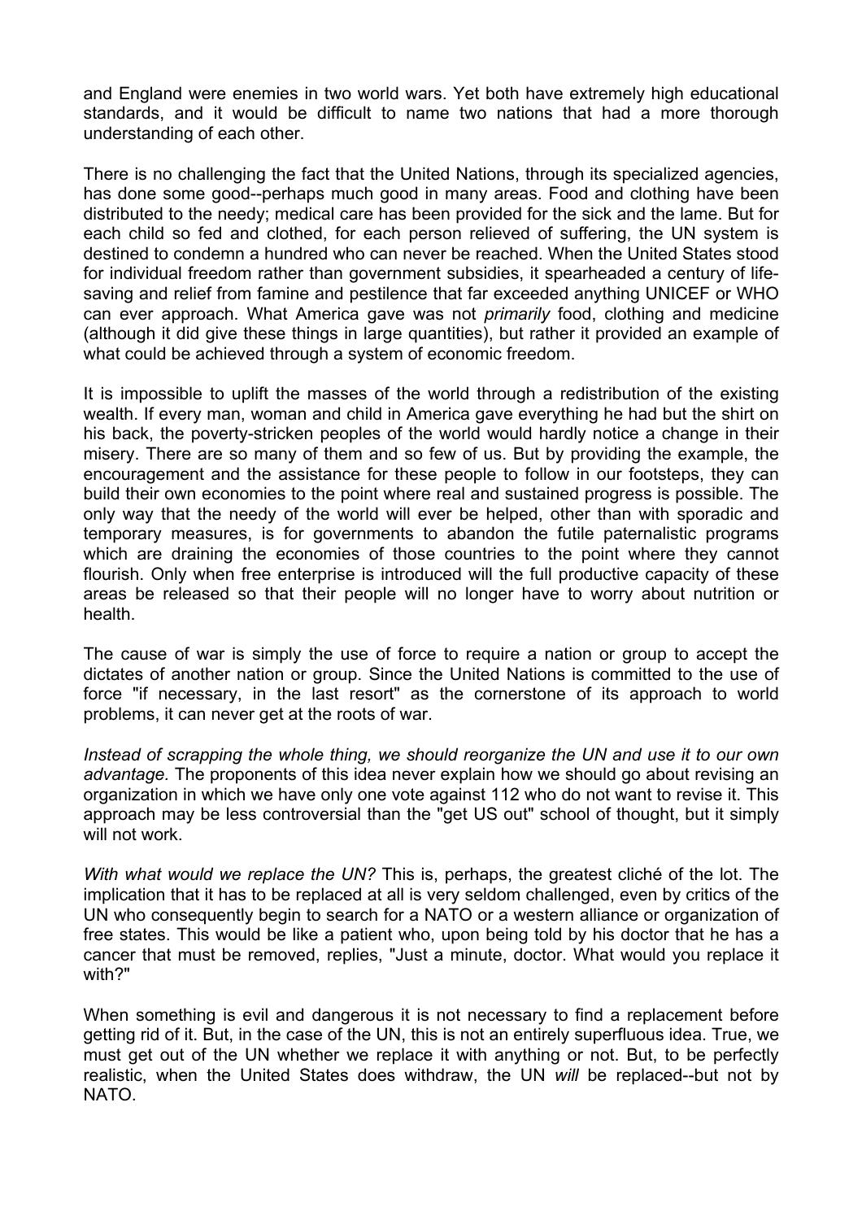and England were enemies in two world wars. Yet both have extremely high educational standards, and it would be difficult to name two nations that had a more thorough understanding of each other.

There is no challenging the fact that the United Nations, through its specialized agencies, has done some good--perhaps much good in many areas. Food and clothing have been distributed to the needy; medical care has been provided for the sick and the lame. But for each child so fed and clothed, for each person relieved of suffering, the UN system is destined to condemn a hundred who can never be reached. When the United States stood for individual freedom rather than government subsidies, it spearheaded a century of life-saving and relief from famine and pestilence that far exceeded anything UNICEF or WHO can ever approach. What America gave was not *primarily* food, clothing and medicine (although it did give these things in large quantities), but rather it provided an example of what could be achieved through a system of economic freedom.

It is impossible to uplift the masses of the world through a redistribution of the existing wealth. If every man, woman and child in America gave everything he had but the shirt on his back, the poverty-stricken peoples of the world would hardly notice a change in their misery. There are so many of them and so few of us. But by providing the example, the encouragement and the assistance for these people to follow in our footsteps, they can build their own economies to the point where real and sustained progress is possible. The only way that the needy of the world will ever be helped, other than with sporadic and temporary measures, is for governments to abandon the futile paternalistic programs which are draining the economies of those countries to the point where they cannot flourish. Only when free enterprise is introduced will the full productive capacity of these areas be released so that their people will no longer have to worry about nutrition or health.

The cause of war is simply the use of force to require a nation or group to accept the dictates of another nation or group. Since the United Nations is committed to the use of force "if necessary, in the last resort" as the cornerstone of its approach to world problems, it can never get at the roots of war.

*Instead of scrapping the whole thing, we should reorganize the UN and use it to our own advantage.* The proponents of this idea never explain how we should go about revising an organization in which we have only one vote against 112 who do not want to revise it. This approach may be less controversial than the "get US out" school of thought, but it simply will not work.

*With what would we replace the UN?* This is, perhaps, the greatest cliché of the lot. The implication that it has to be replaced at all is very seldom challenged, even by critics of the UN who consequently begin to search for a NATO or a western alliance or organization of free states. This would be like a patient who, upon being told by his doctor that he has a cancer that must be removed, replies, "Just a minute, doctor. What would you replace it with?"

When something is evil and dangerous it is not necessary to find a replacement before getting rid of it. But, in the case of the UN, this is not an entirely superfluous idea. True, we must get out of the UN whether we replace it with anything or not. But, to be perfectly realistic, when the United States does withdraw, the UN *will* be replaced--but not by NATO.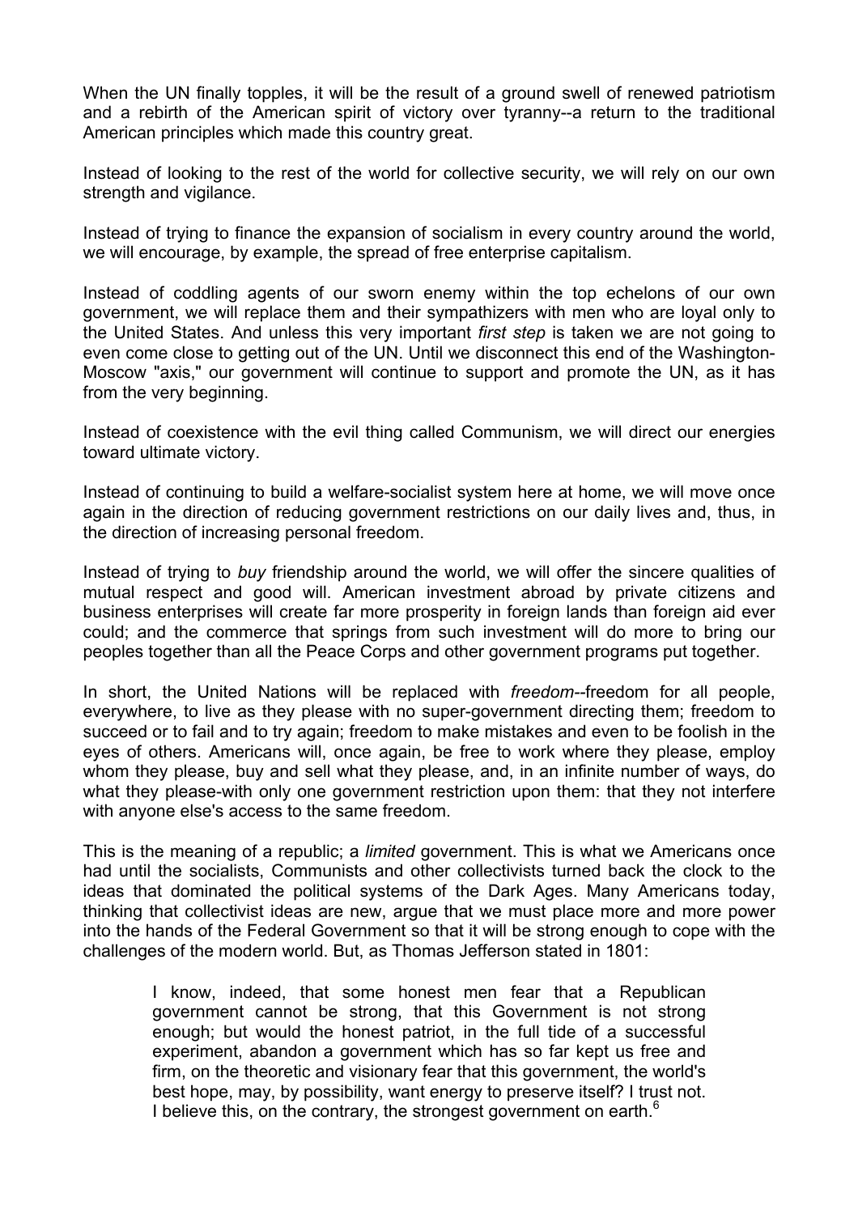When the UN finally topples, it will be the result of a ground swell of renewed patriotism and a rebirth of the American spirit of victory over tyranny--a return to the traditional American principles which made this country great.

Instead of looking to the rest of the world for collective security, we will rely on our own strength and vigilance.

Instead of trying to finance the expansion of socialism in every country around the world, we will encourage, by example, the spread of free enterprise capitalism.

Instead of coddling agents of our sworn enemy within the top echelons of our own government, we will replace them and their sympathizers with men who are loyal only to the United States. And unless this very important *first step* is taken we are not going to even come close to getting out of the UN. Until we disconnect this end of the Washington-Moscow "axis," our government will continue to support and promote the UN, as it has from the very beginning.

Instead of coexistence with the evil thing called Communism, we will direct our energies toward ultimate victory.

Instead of continuing to build a welfare-socialist system here at home, we will move once again in the direction of reducing government restrictions on our daily lives and, thus, in the direction of increasing personal freedom.

Instead of trying to *buy* friendship around the world, we will offer the sincere qualities of mutual respect and good will. American investment abroad by private citizens and business enterprises will create far more prosperity in foreign lands than foreign aid ever could; and the commerce that springs from such investment will do more to bring our peoples together than all the Peace Corps and other government programs put together.

In short, the United Nations will be replaced with *freedom*--freedom for all people, everywhere, to live as they please with no super-government directing them; freedom to succeed or to fail and to try again; freedom to make mistakes and even to be foolish in the eyes of others. Americans will, once again, be free to work where they please, employ whom they please, buy and sell what they please, and, in an infinite number of ways, do what they please-with only one government restriction upon them: that they not interfere with anyone else's access to the same freedom.

This is the meaning of a republic; a *limited* government. This is what we Americans once had until the socialists, Communists and other collectivists turned back the clock to the ideas that dominated the political systems of the Dark Ages. Many Americans today, thinking that collectivist ideas are new, argue that we must place more and more power into the hands of the Federal Government so that it will be strong enough to cope with the challenges of the modern world. But, as Thomas Jefferson stated in 1801:

> I know, indeed, that some honest men fear that a Republican government cannot be strong, that this Government is not strong enough; but would the honest patriot, in the full tide of a successful experiment, abandon a government which has so far kept us free and firm, on the theoretic and visionary fear that this government, the world's best hope, may, by possibility, want energy to preserve itself? I trust not. I believe this, on the contrary, the strongest government on earth.[6]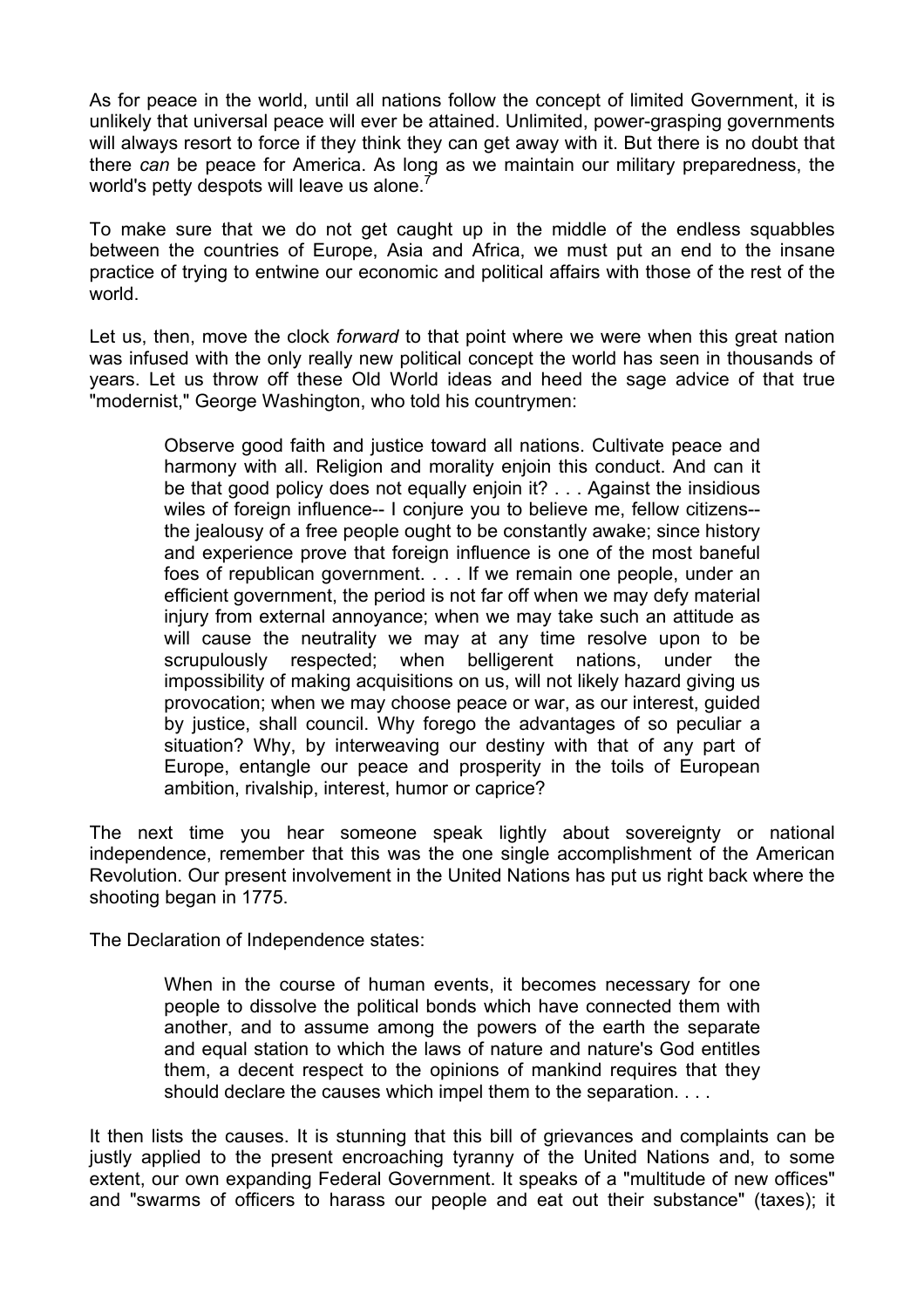As for peace in the world, until all nations follow the concept of limited Government, it is unlikely that universal peace will ever be attained. Unlimited, power-grasping governments will always resort to force if they think they can get away with it. But there is no doubt that there *can* be peace for America. As long as we maintain our military preparedness, the world's petty despots will leave us alone.[7]

To make sure that we do not get caught up in the middle of the endless squabbles between the countries of Europe, Asia and Africa, we must put an end to the insane practice of trying to entwine our economic and political affairs with those of the rest of the world.

Let us, then, move the clock *forward* to that point where we were when this great nation was infused with the only really new political concept the world has seen in thousands of years. Let us throw off these Old World ideas and heed the sage advice of that true "modernist," George Washington, who told his countrymen:

> Observe good faith and justice toward all nations. Cultivate peace and harmony with all. Religion and morality enjoin this conduct. And can it be that good policy does not equally enjoin it? . . . Against the insidious wiles of foreign influence-- I conjure you to believe me, fellow citizens-- the jealousy of a free people ought to be constantly awake; since history and experience prove that foreign influence is one of the most baneful foes of republican government. . . . If we remain one people, under an efficient government, the period is not far off when we may defy material injury from external annoyance; when we may take such an attitude as will cause the neutrality we may at any time resolve upon to be scrupulously respected; when belligerent nations, under the impossibility of making acquisitions on us, will not likely hazard giving us provocation; when we may choose peace or war, as our interest, guided by justice, shall council. Why forego the advantages of so peculiar a situation? Why, by interweaving our destiny with that of any part of Europe, entangle our peace and prosperity in the toils of European ambition, rivalship, interest, humor or caprice?

The next time you hear someone speak lightly about sovereignty or national independence, remember that this was the one single accomplishment of the American Revolution. Our present involvement in the United Nations has put us right back where the shooting began in 1775.

The Declaration of Independence states:

> When in the course of human events, it becomes necessary for one people to dissolve the political bonds which have connected them with another, and to assume among the powers of the earth the separate and equal station to which the laws of nature and nature's God entitles them, a decent respect to the opinions of mankind requires that they should declare the causes which impel them to the separation. . . .

It then lists the causes. It is stunning that this bill of grievances and complaints can be justly applied to the present encroaching tyranny of the United Nations and, to some extent, our own expanding Federal Government. It speaks of a "multitude of new offices" and "swarms of officers to harass our people and eat out their substance" (taxes); it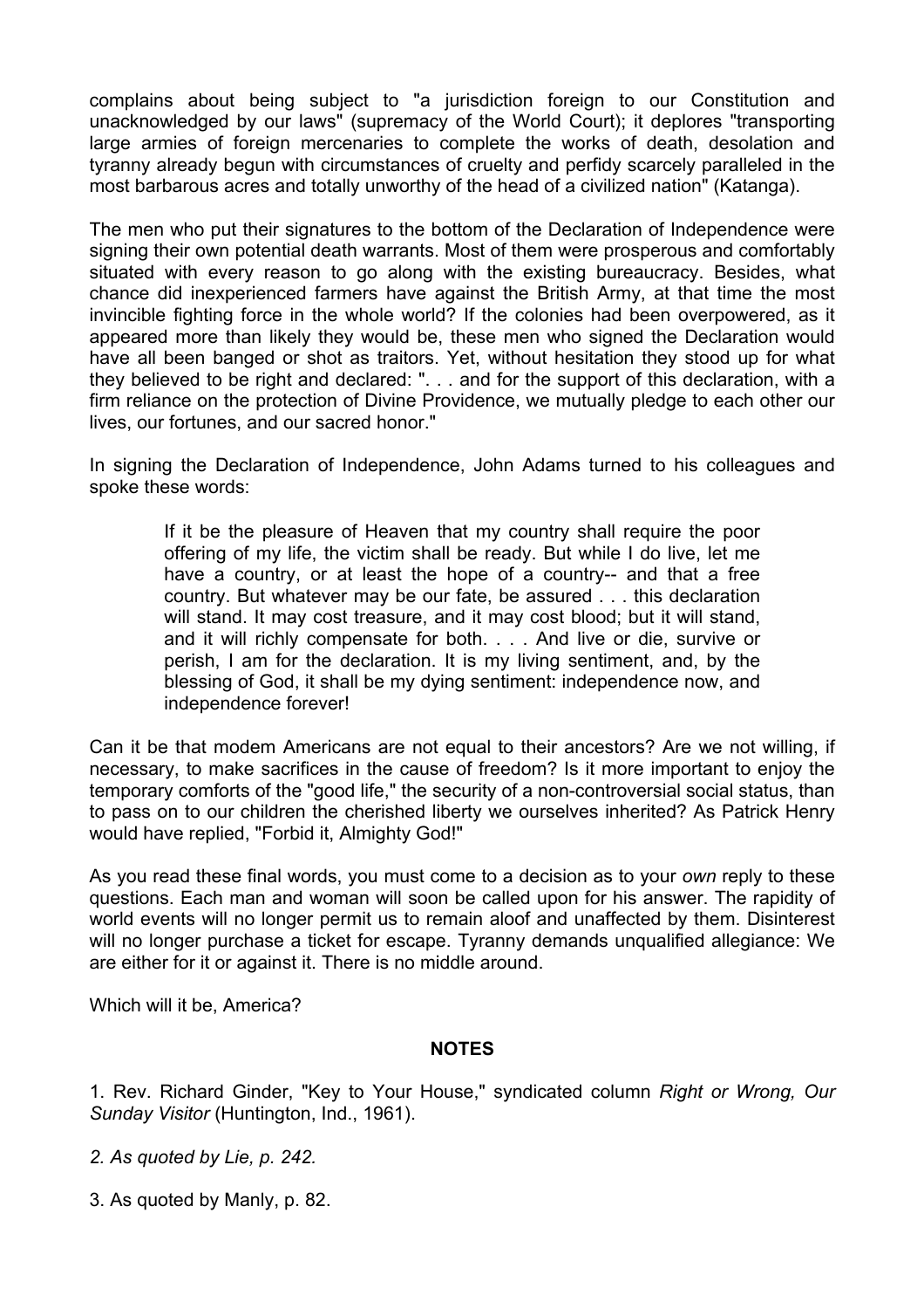complains about being subject to "a jurisdiction foreign to our Constitution and unacknowledged by our laws" (supremacy of the World Court); it deplores "transporting large armies of foreign mercenaries to complete the works of death, desolation and tyranny already begun with circumstances of cruelty and perfidy scarcely paralleled in the most barbarous acres and totally unworthy of the head of a civilized nation" (Katanga).

The men who put their signatures to the bottom of the Declaration of Independence were signing their own potential death warrants. Most of them were prosperous and comfortably situated with every reason to go along with the existing bureaucracy. Besides, what chance did inexperienced farmers have against the British Army, at that time the most invincible fighting force in the whole world? If the colonies had been overpowered, as it appeared more than likely they would be, these men who signed the Declaration would have all been banged or shot as traitors. Yet, without hesitation they stood up for what they believed to be right and declared: ". . . and for the support of this declaration, with a firm reliance on the protection of Divine Providence, we mutually pledge to each other our lives, our fortunes, and our sacred honor."

In signing the Declaration of Independence, John Adams turned to his colleagues and spoke these words:

> If it be the pleasure of Heaven that my country shall require the poor offering of my life, the victim shall be ready. But while I do live, let me have a country, or at least the hope of a country-- and that a free country. But whatever may be our fate, be assured . . . this declaration will stand. It may cost treasure, and it may cost blood; but it will stand, and it will richly compensate for both. . . . And live or die, survive or perish, I am for the declaration. It is my living sentiment, and, by the blessing of God, it shall be my dying sentiment: independence now, and independence forever!

Can it be that modem Americans are not equal to their ancestors? Are we not willing, if necessary, to make sacrifices in the cause of freedom? Is it more important to enjoy the temporary comforts of the "good life," the security of a non-controversial social status, than to pass on to our children the cherished liberty we ourselves inherited? As Patrick Henry would have replied, "Forbid it, Almighty God!"

As you read these final words, you must come to a decision as to your *own* reply to these questions. Each man and woman will soon be called upon for his answer. The rapidity of world events will no longer permit us to remain aloof and unaffected by them. Disinterest will no longer purchase a ticket for escape. Tyranny demands unqualified allegiance: We are either for it or against it. There is no middle around.

Which will it be, America?

**NOTES**

1. Rev. Richard Ginder, "Key to Your House," syndicated column *Right or Wrong, Our Sunday Visitor* (Huntington, Ind., 1961).

*2. As quoted by Lie, p. 242.*

3. As quoted by Manly, p. 82.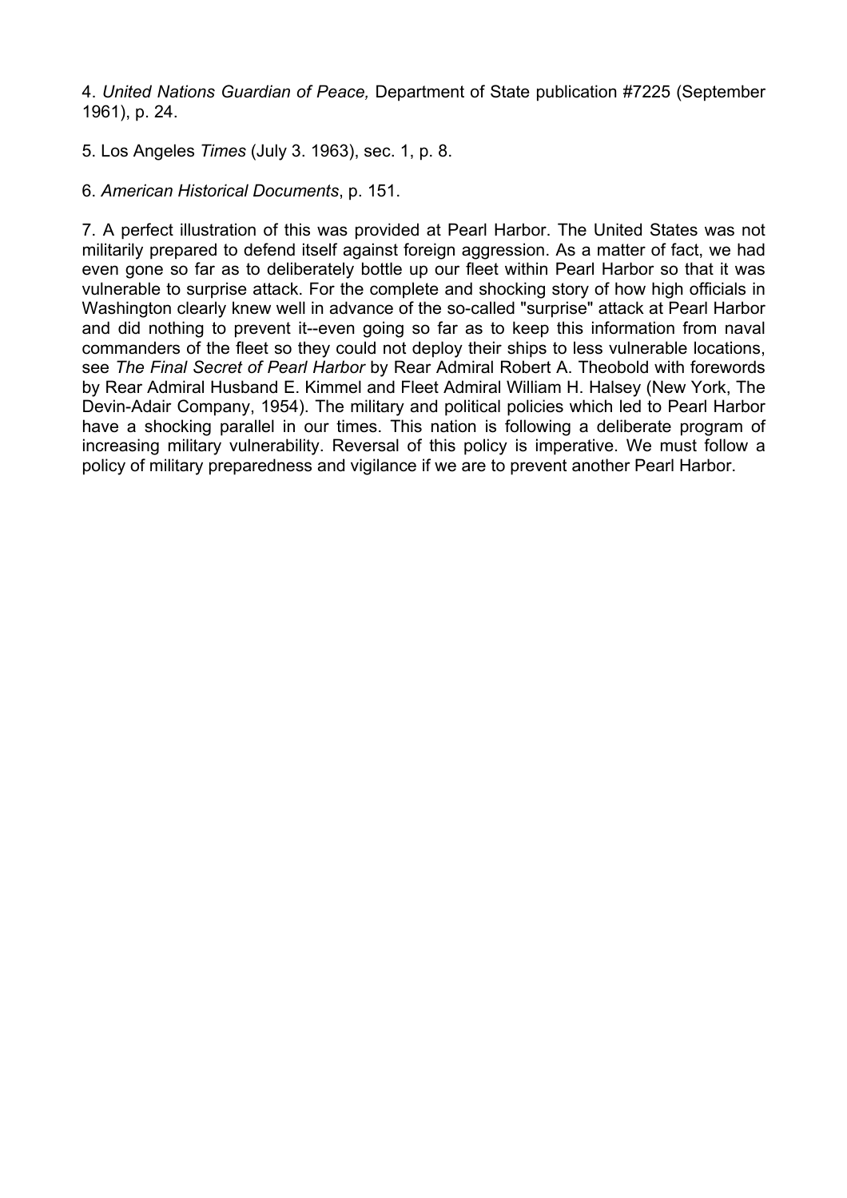4. *United Nations Guardian of Peace,* Department of State publication #7225 (September 1961), p. 24.

5. Los Angeles *Times* (July 3. 1963), sec. 1, p. 8.

6. *American Historical Documents*, p. 151.

7. A perfect illustration of this was provided at Pearl Harbor. The United States was not militarily prepared to defend itself against foreign aggression. As a matter of fact, we had even gone so far as to deliberately bottle up our fleet within Pearl Harbor so that it was vulnerable to surprise attack. For the complete and shocking story of how high officials in Washington clearly knew well in advance of the so-called "surprise" attack at Pearl Harbor and did nothing to prevent it--even going so far as to keep this information from naval commanders of the fleet so they could not deploy their ships to less vulnerable locations, see *The Final Secret of Pearl Harbor* by Rear Admiral Robert A. Theobold with forewords by Rear Admiral Husband E. Kimmel and Fleet Admiral William H. Halsey (New York, The Devin-Adair Company, 1954). The military and political policies which led to Pearl Harbor have a shocking parallel in our times. This nation is following a deliberate program of increasing military vulnerability. Reversal of this policy is imperative. We must follow a policy of military preparedness and vigilance if we are to prevent another Pearl Harbor.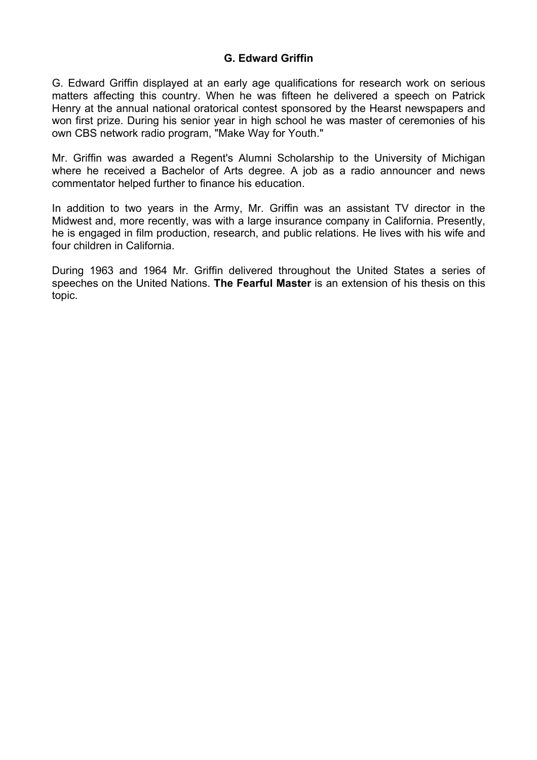## G. Edward Griffin

G. Edward Griffin displayed at an early age qualifications for research work on serious matters affecting this country. When he was fifteen he delivered a speech on Patrick Henry at the annual national oratorical contest sponsored by the Hearst newspapers and won first prize. During his senior year in high school he was master of ceremonies of his own CBS network radio program, "Make Way for Youth."

Mr. Griffin was awarded a Regent's Alumni Scholarship to the University of Michigan where he received a Bachelor of Arts degree. A job as a radio announcer and news commentator helped further to finance his education.

In addition to two years in the Army, Mr. Griffin was an assistant TV director in the Midwest and, more recently, was with a large insurance company in California. Presently, he is engaged in film production, research, and public relations. He lives with his wife and four children in California.

During 1963 and 1964 Mr. Griffin delivered throughout the United States a series of speeches on the United Nations. **The Fearful Master** is an extension of his thesis on this topic.